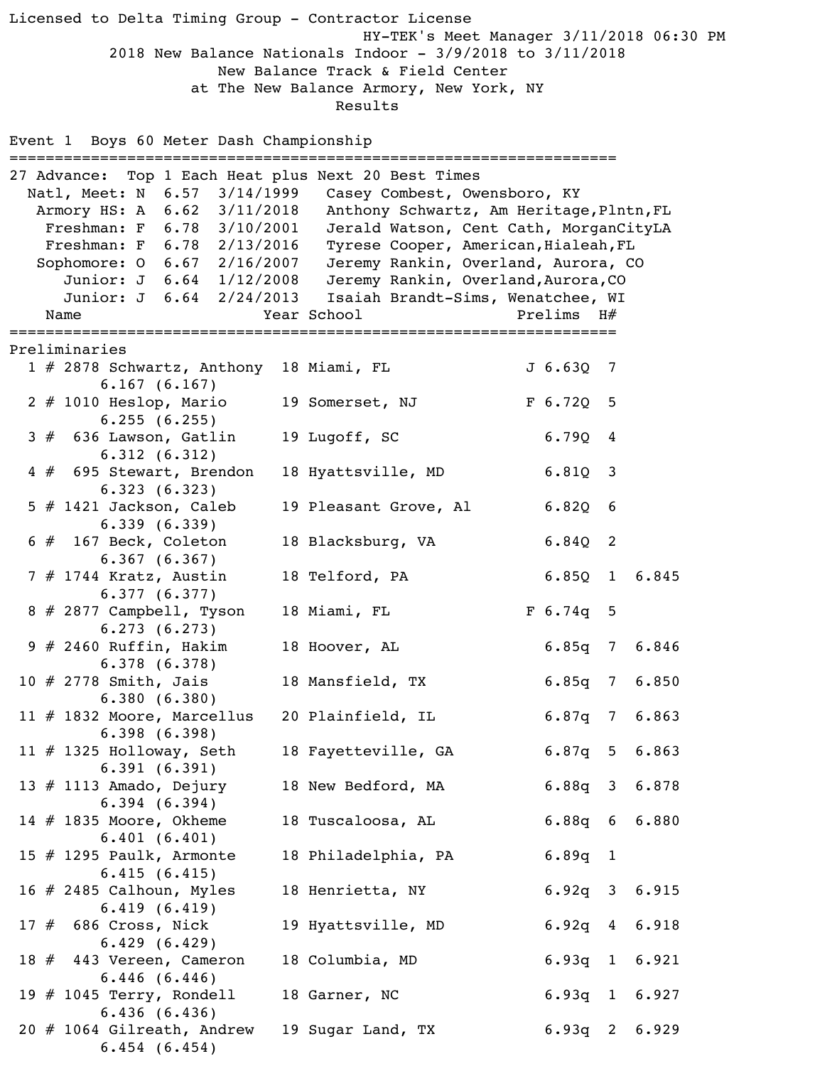Licensed to Delta Timing Group - Contractor License

HY-TEK's Meet Manager 3/11/2018 06:30 PM

2018 New Balance Nationals Indoor - 3/9/2018 to 3/11/2018

New Balance Track & Field Center

at The New Balance Armory, New York, NY

Results

## Event 1 Boys 60 Meter Dash Championship

27 Advance: Top 1 Each Heat plus Next 20 Best Times

| Record | Code | Time | Date | Holder |
|---|---|---|---|---|
| Natl, Meet: | N | 6.57 | 3/14/1999 | Casey Combest, Owensboro, KY |
| Armory HS: | A | 6.62 | 3/11/2018 | Anthony Schwartz, Am Heritage,Plntn,FL |
| Freshman: | F | 6.78 | 3/10/2001 | Jerald Watson, Cent Cath, MorganCityLA |
| Freshman: | F | 6.78 | 2/13/2016 | Tyrese Cooper, American,Hialeah,FL |
| Sophomore: | O | 6.67 | 2/16/2007 | Jeremy Rankin, Overland, Aurora, CO |
| Junior: | J | 6.64 | 1/12/2008 | Jeremy Rankin, Overland,Aurora,CO |
| Junior: | J | 6.64 | 2/24/2013 | Isaiah Brandt-Sims, Wenatchee, WI |

### Preliminaries

| Place | # | Name | Year | School | Prelims | H# | |
|---|---|---|---|---|---|---|---|
| 1 | # 2878 | Schwartz, Anthony | 18 | Miami, FL | J 6.63Q | 7 | |
| | | 6.167 (6.167) | | | | | |
| 2 | # 1010 | Heslop, Mario | 19 | Somerset, NJ | F 6.72Q | 5 | |
| | | 6.255 (6.255) | | | | | |
| 3 | # 636 | Lawson, Gatlin | 19 | Lugoff, SC | 6.79Q | 4 | |
| | | 6.312 (6.312) | | | | | |
| 4 | # 695 | Stewart, Brendon | 18 | Hyattsville, MD | 6.81Q | 3 | |
| | | 6.323 (6.323) | | | | | |
| 5 | # 1421 | Jackson, Caleb | 19 | Pleasant Grove, Al | 6.82Q | 6 | |
| | | 6.339 (6.339) | | | | | |
| 6 | # 167 | Beck, Coleton | 18 | Blacksburg, VA | 6.84Q | 2 | |
| | | 6.367 (6.367) | | | | | |
| 7 | # 1744 | Kratz, Austin | 18 | Telford, PA | 6.85Q | 1 | 6.845 |
| | | 6.377 (6.377) | | | | | |
| 8 | # 2877 | Campbell, Tyson | 18 | Miami, FL | F 6.74q | 5 | |
| | | 6.273 (6.273) | | | | | |
| 9 | # 2460 | Ruffin, Hakim | 18 | Hoover, AL | 6.85q | 7 | 6.846 |
| | | 6.378 (6.378) | | | | | |
| 10 | # 2778 | Smith, Jais | 18 | Mansfield, TX | 6.85q | 7 | 6.850 |
| | | 6.380 (6.380) | | | | | |
| 11 | # 1832 | Moore, Marcellus | 20 | Plainfield, IL | 6.87q | 7 | 6.863 |
| | | 6.398 (6.398) | | | | | |
| 11 | # 1325 | Holloway, Seth | 18 | Fayetteville, GA | 6.87q | 5 | 6.863 |
| | | 6.391 (6.391) | | | | | |
| 13 | # 1113 | Amado, Dejury | 18 | New Bedford, MA | 6.88q | 3 | 6.878 |
| | | 6.394 (6.394) | | | | | |
| 14 | # 1835 | Moore, Okheme | 18 | Tuscaloosa, AL | 6.88q | 6 | 6.880 |
| | | 6.401 (6.401) | | | | | |
| 15 | # 1295 | Paulk, Armonte | 18 | Philadelphia, PA | 6.89q | 1 | |
| | | 6.415 (6.415) | | | | | |
| 16 | # 2485 | Calhoun, Myles | 18 | Henrietta, NY | 6.92q | 3 | 6.915 |
| | | 6.419 (6.419) | | | | | |
| 17 | # 686 | Cross, Nick | 19 | Hyattsville, MD | 6.92q | 4 | 6.918 |
| | | 6.429 (6.429) | | | | | |
| 18 | # 443 | Vereen, Cameron | 18 | Columbia, MD | 6.93q | 1 | 6.921 |
| | | 6.446 (6.446) | | | | | |
| 19 | # 1045 | Terry, Rondell | 18 | Garner, NC | 6.93q | 1 | 6.927 |
| | | 6.436 (6.436) | | | | | |
| 20 | # 1064 | Gilreath, Andrew | 19 | Sugar Land, TX | 6.93q | 2 | 6.929 |
| | | 6.454 (6.454) | | | | | |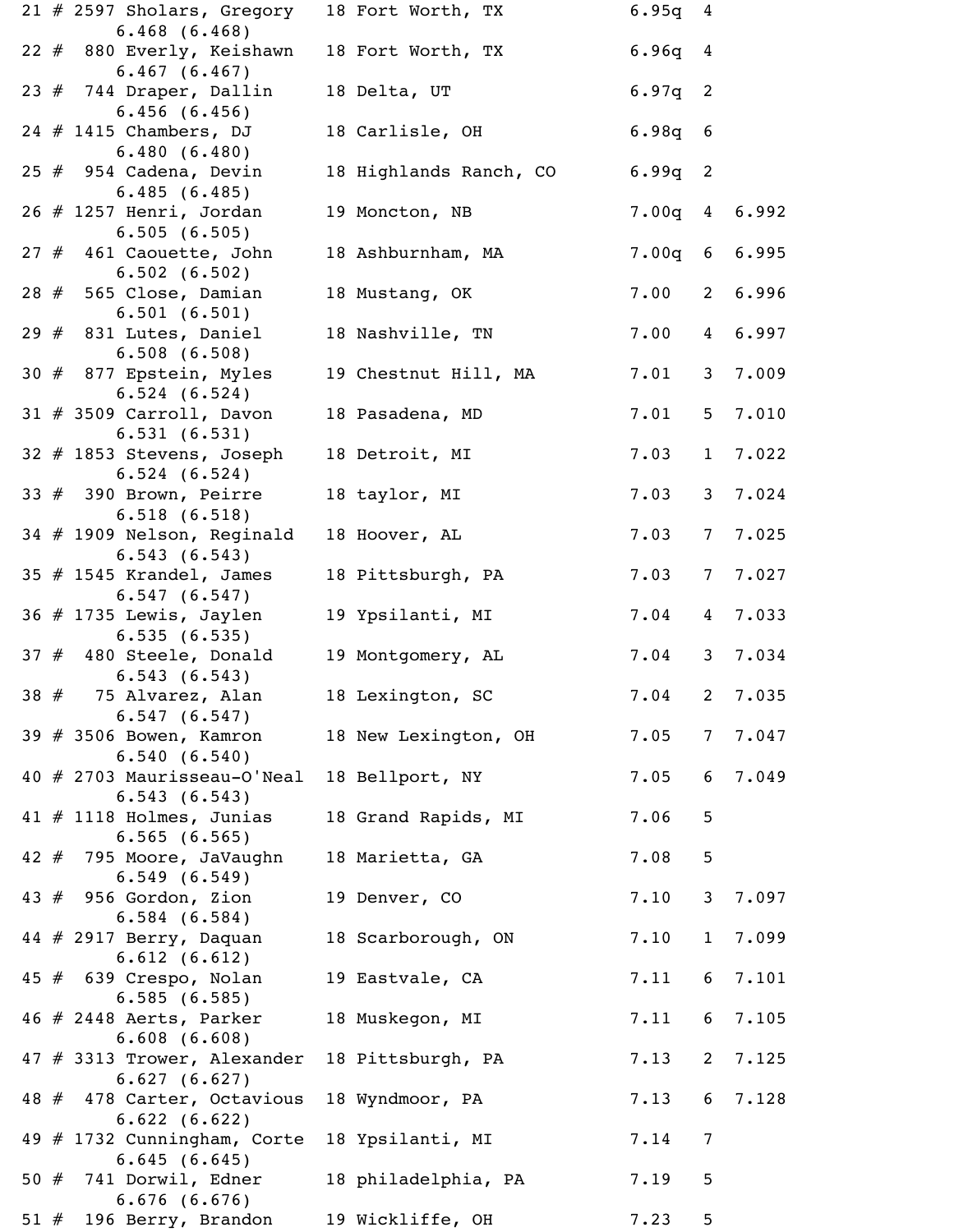```
21 # 2597 Sholars, Gregory   18 Fort Worth, TX          6.95q  4
        6.468 (6.468)
22 #  880 Everly, Keishawn   18 Fort Worth, TX          6.96q  4
        6.467 (6.467)
23 #  744 Draper, Dallin     18 Delta, UT               6.97q  2
        6.456 (6.456)
24 # 1415 Chambers, DJ       18 Carlisle, OH            6.98q  6
        6.480 (6.480)
25 #  954 Cadena, Devin      18 Highlands Ranch, CO     6.99q  2
        6.485 (6.485)
26 # 1257 Henri, Jordan      19 Moncton, NB             7.00q  4  6.992
        6.505 (6.505)
27 #  461 Caouette, John     18 Ashburnham, MA          7.00q  6  6.995
        6.502 (6.502)
28 #  565 Close, Damian      18 Mustang, OK             7.00   2  6.996
        6.501 (6.501)
29 #  831 Lutes, Daniel      18 Nashville, TN           7.00   4  6.997
        6.508 (6.508)
30 #  877 Epstein, Myles     19 Chestnut Hill, MA       7.01   3  7.009
        6.524 (6.524)
31 # 3509 Carroll, Davon     18 Pasadena, MD            7.01   5  7.010
        6.531 (6.531)
32 # 1853 Stevens, Joseph    18 Detroit, MI             7.03   1  7.022
        6.524 (6.524)
33 #  390 Brown, Peirre      18 taylor, MI              7.03   3  7.024
        6.518 (6.518)
34 # 1909 Nelson, Reginald   18 Hoover, AL              7.03   7  7.025
        6.543 (6.543)
35 # 1545 Krandel, James     18 Pittsburgh, PA          7.03   7  7.027
        6.547 (6.547)
36 # 1735 Lewis, Jaylen      19 Ypsilanti, MI           7.04   4  7.033
        6.535 (6.535)
37 #  480 Steele, Donald     19 Montgomery, AL          7.04   3  7.034
        6.543 (6.543)
38 #   75 Alvarez, Alan      18 Lexington, SC           7.04   2  7.035
        6.547 (6.547)
39 # 3506 Bowen, Kamron      18 New Lexington, OH       7.05   7  7.047
        6.540 (6.540)
40 # 2703 Maurisseau-O'Neal  18 Bellport, NY            7.05   6  7.049
        6.543 (6.543)
41 # 1118 Holmes, Junias     18 Grand Rapids, MI        7.06   5
        6.565 (6.565)
42 #  795 Moore, JaVaughn    18 Marietta, GA            7.08   5
        6.549 (6.549)
43 #  956 Gordon, Zion       19 Denver, CO              7.10   3  7.097
        6.584 (6.584)
44 # 2917 Berry, Daquan      18 Scarborough, ON         7.10   1  7.099
        6.612 (6.612)
45 #  639 Crespo, Nolan      19 Eastvale, CA            7.11   6  7.101
        6.585 (6.585)
46 # 2448 Aerts, Parker      18 Muskegon, MI            7.11   6  7.105
        6.608 (6.608)
47 # 3313 Trower, Alexander  18 Pittsburgh, PA          7.13   2  7.125
        6.627 (6.627)
48 #  478 Carter, Octavious  18 Wyndmoor, PA            7.13   6  7.128
        6.622 (6.622)
49 # 1732 Cunningham, Corte  18 Ypsilanti, MI           7.14   7
        6.645 (6.645)
50 #  741 Dorwil, Edner      18 philadelphia, PA        7.19   5
        6.676 (6.676)
51 #  196 Berry, Brandon     19 Wickliffe, OH           7.23   5
```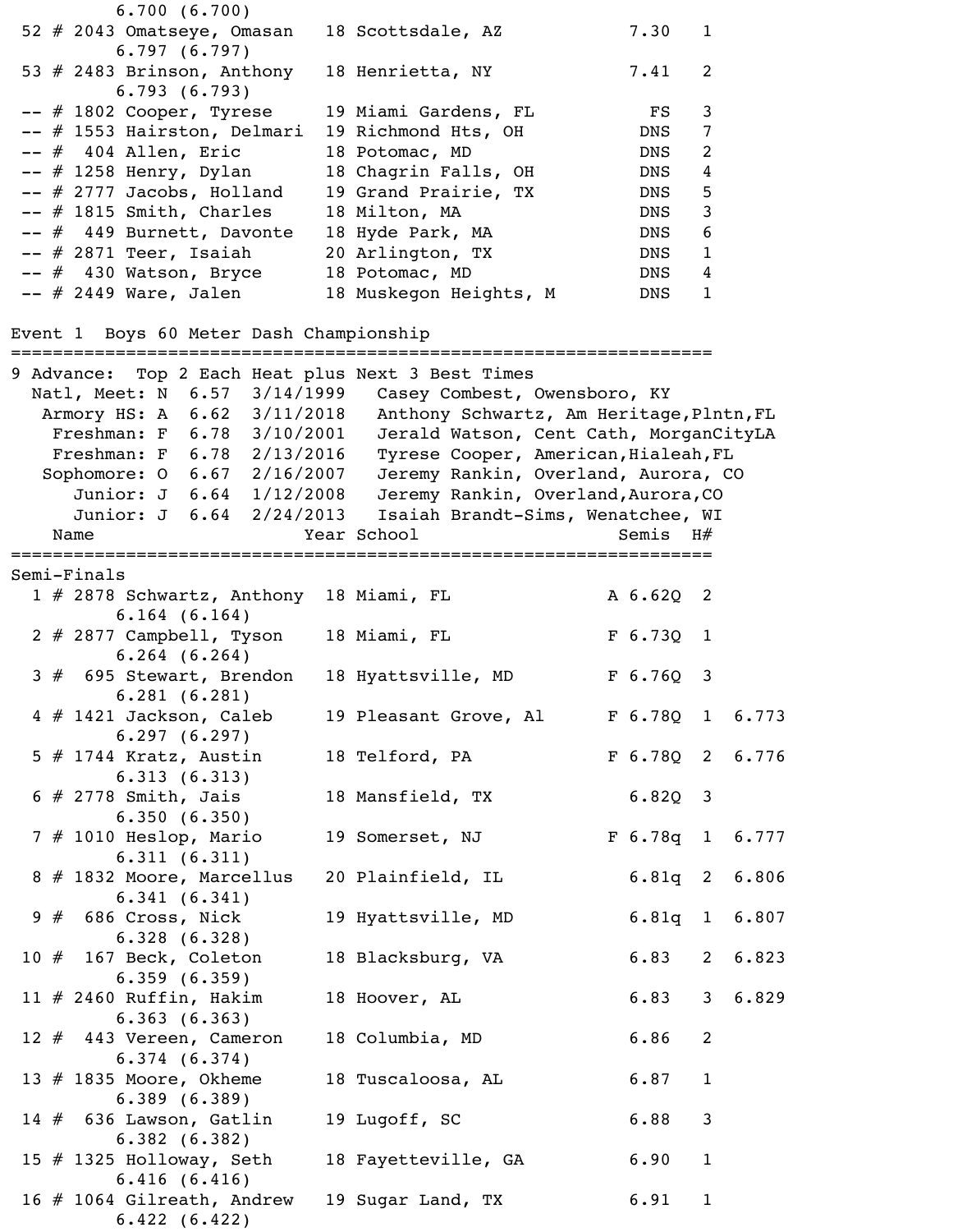6.700 (6.700)

| Place | # | Name | Year | School | Time | H# | |
|---|---|---|---|---|---|---|---|
| 52 | # 2043 | Omatseye, Omasan | 18 | Scottsdale, AZ | 7.30 | 1 | |
| | | 6.797 (6.797) | | | | | |
| 53 | # 2483 | Brinson, Anthony | 18 | Henrietta, NY | 7.41 | 2 | |
| | | 6.793 (6.793) | | | | | |
| -- | # 1802 | Cooper, Tyrese | 19 | Miami Gardens, FL | FS | 3 | |
| -- | # 1553 | Hairston, Delmari | 19 | Richmond Hts, OH | DNS | 7 | |
| -- | # 404 | Allen, Eric | 18 | Potomac, MD | DNS | 2 | |
| -- | # 1258 | Henry, Dylan | 18 | Chagrin Falls, OH | DNS | 4 | |
| -- | # 2777 | Jacobs, Holland | 19 | Grand Prairie, TX | DNS | 5 | |
| -- | # 1815 | Smith, Charles | 18 | Milton, MA | DNS | 3 | |
| -- | # 449 | Burnett, Davonte | 18 | Hyde Park, MA | DNS | 6 | |
| -- | # 2871 | Teer, Isaiah | 20 | Arlington, TX | DNS | 1 | |
| -- | # 430 | Watson, Bryce | 18 | Potomac, MD | DNS | 4 | |
| -- | # 2449 | Ware, Jalen | 18 | Muskegon Heights, M | DNS | 1 | |

## Event 1 Boys 60 Meter Dash Championship

9 Advance: Top 2 Each Heat plus Next 3 Best Times

```
  Natl, Meet: N  6.57  3/14/1999   Casey Combest, Owensboro, KY
   Armory HS: A  6.62  3/11/2018   Anthony Schwartz, Am Heritage,Plntn,FL
    Freshman: F  6.78  3/10/2001   Jerald Watson, Cent Cath, MorganCityLA
    Freshman: F  6.78  2/13/2016   Tyrese Cooper, American,Hialeah,FL
   Sophomore: O  6.67  2/16/2007   Jeremy Rankin, Overland, Aurora, CO
      Junior: J  6.64  1/12/2008   Jeremy Rankin, Overland,Aurora,CO
      Junior: J  6.64  2/24/2013   Isaiah Brandt-Sims, Wenatchee, WI
```

### Semi-Finals

| Place | # | Name | Year | School | Semis | H# | |
|---|---|---|---|---|---|---|---|
| 1 | # 2878 | Schwartz, Anthony | 18 | Miami, FL | A 6.62Q | 2 | |
| | | 6.164 (6.164) | | | | | |
| 2 | # 2877 | Campbell, Tyson | 18 | Miami, FL | F 6.73Q | 1 | |
| | | 6.264 (6.264) | | | | | |
| 3 | # 695 | Stewart, Brendon | 18 | Hyattsville, MD | F 6.76Q | 3 | |
| | | 6.281 (6.281) | | | | | |
| 4 | # 1421 | Jackson, Caleb | 19 | Pleasant Grove, Al | F 6.78Q | 1 | 6.773 |
| | | 6.297 (6.297) | | | | | |
| 5 | # 1744 | Kratz, Austin | 18 | Telford, PA | F 6.78Q | 2 | 6.776 |
| | | 6.313 (6.313) | | | | | |
| 6 | # 2778 | Smith, Jais | 18 | Mansfield, TX | 6.82Q | 3 | |
| | | 6.350 (6.350) | | | | | |
| 7 | # 1010 | Heslop, Mario | 19 | Somerset, NJ | F 6.78q | 1 | 6.777 |
| | | 6.311 (6.311) | | | | | |
| 8 | # 1832 | Moore, Marcellus | 20 | Plainfield, IL | 6.81q | 2 | 6.806 |
| | | 6.341 (6.341) | | | | | |
| 9 | # 686 | Cross, Nick | 19 | Hyattsville, MD | 6.81q | 1 | 6.807 |
| | | 6.328 (6.328) | | | | | |
| 10 | # 167 | Beck, Coleton | 18 | Blacksburg, VA | 6.83 | 2 | 6.823 |
| | | 6.359 (6.359) | | | | | |
| 11 | # 2460 | Ruffin, Hakim | 18 | Hoover, AL | 6.83 | 3 | 6.829 |
| | | 6.363 (6.363) | | | | | |
| 12 | # 443 | Vereen, Cameron | 18 | Columbia, MD | 6.86 | 2 | |
| | | 6.374 (6.374) | | | | | |
| 13 | # 1835 | Moore, Okheme | 18 | Tuscaloosa, AL | 6.87 | 1 | |
| | | 6.389 (6.389) | | | | | |
| 14 | # 636 | Lawson, Gatlin | 19 | Lugoff, SC | 6.88 | 3 | |
| | | 6.382 (6.382) | | | | | |
| 15 | # 1325 | Holloway, Seth | 18 | Fayetteville, GA | 6.90 | 1 | |
| | | 6.416 (6.416) | | | | | |
| 16 | # 1064 | Gilreath, Andrew | 19 | Sugar Land, TX | 6.91 | 1 | |
| | | 6.422 (6.422) | | | | | |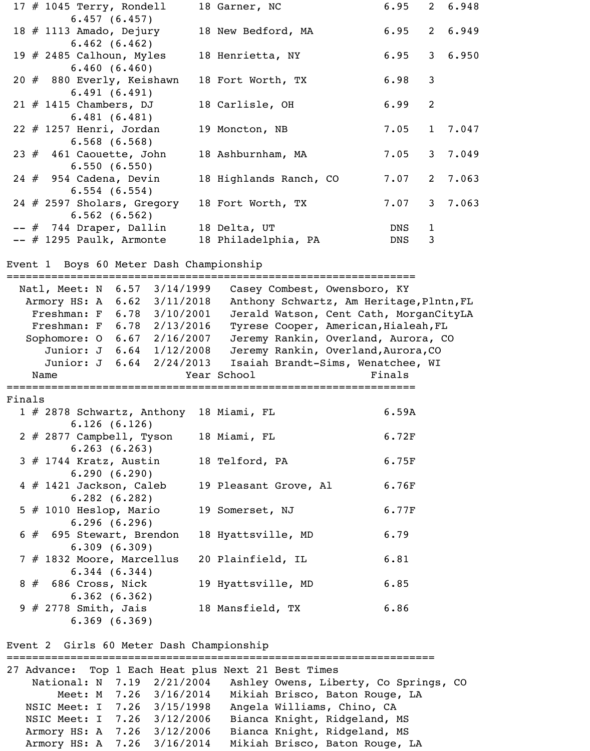```
 17 # 1045 Terry, Rondell      18 Garner, NC              6.95   2  6.948
         6.457 (6.457)
 18 # 1113 Amado, Dejury       18 New Bedford, MA         6.95   2  6.949
         6.462 (6.462)
 19 # 2485 Calhoun, Myles      18 Henrietta, NY           6.95   3  6.950
         6.460 (6.460)
 20 #  880 Everly, Keishawn    18 Fort Worth, TX          6.98   3
         6.491 (6.491)
 21 # 1415 Chambers, DJ        18 Carlisle, OH            6.99   2
         6.481 (6.481)
 22 # 1257 Henri, Jordan       19 Moncton, NB             7.05   1  7.047
         6.568 (6.568)
 23 #  461 Caouette, John      18 Ashburnham, MA          7.05   3  7.049
         6.550 (6.550)
 24 #  954 Cadena, Devin       18 Highlands Ranch, CO     7.07   2  7.063
         6.554 (6.554)
 24 # 2597 Sholars, Gregory    18 Fort Worth, TX          7.07   3  7.063
         6.562 (6.562)
 -- #  744 Draper, Dallin      18 Delta, UT                DNS   1
 -- # 1295 Paulk, Armonte      18 Philadelphia, PA         DNS   3

Event 1  Boys 60 Meter Dash Championship
=================================================================
   Natl, Meet: N  6.57  3/14/1999   Casey Combest, Owensboro, KY
    Armory HS: A  6.62  3/11/2018   Anthony Schwartz, Am Heritage,Plntn,FL
     Freshman: F  6.78  3/10/2001   Jerald Watson, Cent Cath, MorganCityLA
     Freshman: F  6.78  2/13/2016   Tyrese Cooper, American,Hialeah,FL
    Sophomore: O  6.67  2/16/2007   Jeremy Rankin, Overland, Aurora, CO
       Junior: J  6.64  1/12/2008   Jeremy Rankin, Overland,Aurora,CO
       Junior: J  6.64  2/24/2013   Isaiah Brandt-Sims, Wenatchee, WI
    Name                    Year School                  Finals
=================================================================
Finals
  1 # 2878 Schwartz, Anthony  18 Miami, FL               6.59A
         6.126 (6.126)
  2 # 2877 Campbell, Tyson    18 Miami, FL               6.72F
         6.263 (6.263)
  3 # 1744 Kratz, Austin      18 Telford, PA             6.75F
         6.290 (6.290)
  4 # 1421 Jackson, Caleb     19 Pleasant Grove, Al      6.76F
         6.282 (6.282)
  5 # 1010 Heslop, Mario      19 Somerset, NJ            6.77F
         6.296 (6.296)
  6 #  695 Stewart, Brendon   18 Hyattsville, MD         6.79
         6.309 (6.309)
  7 # 1832 Moore, Marcellus   20 Plainfield, IL          6.81
         6.344 (6.344)
  8 #  686 Cross, Nick        19 Hyattsville, MD         6.85
         6.362 (6.362)
  9 # 2778 Smith, Jais        18 Mansfield, TX           6.86
         6.369 (6.369)

Event 2  Girls 60 Meter Dash Championship
====================================================================
27 Advance:  Top 1 Each Heat plus Next 21 Best Times
     National: N  7.19  2/21/2004   Ashley Owens, Liberty, Co Springs, CO
         Meet: M  7.26  3/16/2014   Mikiah Brisco, Baton Rouge, LA
    NSIC Meet: I  7.26  3/15/1998   Angela Williams, Chino, CA
    NSIC Meet: I  7.26  3/12/2006   Bianca Knight, Ridgeland, MS
    Armory HS: A  7.26  3/12/2006   Bianca Knight, Ridgeland, MS
    Armory HS: A  7.26  3/16/2014   Mikiah Brisco, Baton Rouge, LA
```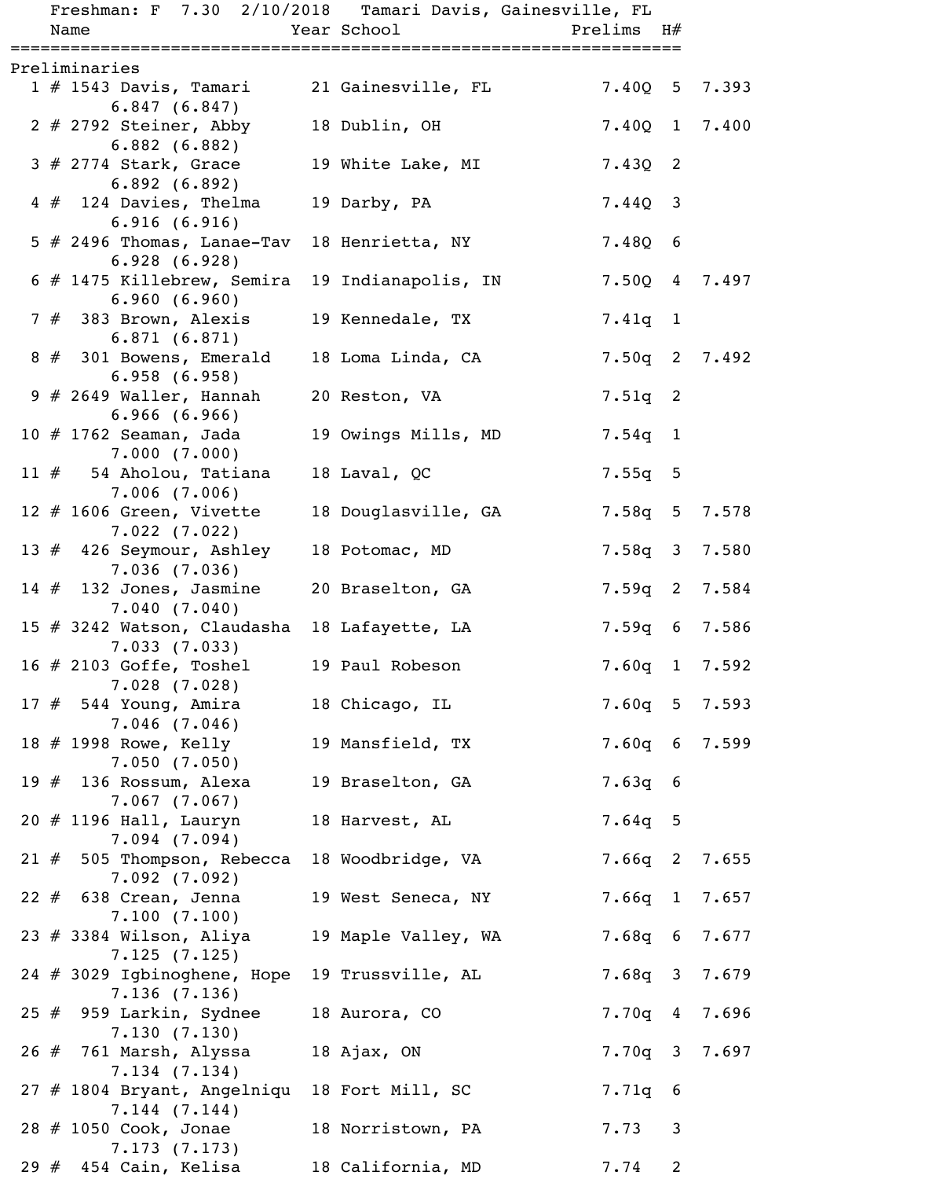Freshman: F 7.30 2/10/2018 Tamari Davis, Gainesville, FL

| | Name | Year | School | Prelims | H# | |
|---|---|---|---|---|---|---|
| **Preliminaries** | | | | | | |
| 1 | # 1543 Davis, Tamari | 21 | Gainesville, FL | 7.40Q | 5 | 7.393 |
| | 6.847 (6.847) | | | | | |
| 2 | # 2792 Steiner, Abby | 18 | Dublin, OH | 7.40Q | 1 | 7.400 |
| | 6.882 (6.882) | | | | | |
| 3 | # 2774 Stark, Grace | 19 | White Lake, MI | 7.43Q | 2 | |
| | 6.892 (6.892) | | | | | |
| 4 | # 124 Davies, Thelma | 19 | Darby, PA | 7.44Q | 3 | |
| | 6.916 (6.916) | | | | | |
| 5 | # 2496 Thomas, Lanae-Tav | 18 | Henrietta, NY | 7.48Q | 6 | |
| | 6.928 (6.928) | | | | | |
| 6 | # 1475 Killebrew, Semira | 19 | Indianapolis, IN | 7.50Q | 4 | 7.497 |
| | 6.960 (6.960) | | | | | |
| 7 | # 383 Brown, Alexis | 19 | Kennedale, TX | 7.41q | 1 | |
| | 6.871 (6.871) | | | | | |
| 8 | # 301 Bowens, Emerald | 18 | Loma Linda, CA | 7.50q | 2 | 7.492 |
| | 6.958 (6.958) | | | | | |
| 9 | # 2649 Waller, Hannah | 20 | Reston, VA | 7.51q | 2 | |
| | 6.966 (6.966) | | | | | |
| 10 | # 1762 Seaman, Jada | 19 | Owings Mills, MD | 7.54q | 1 | |
| | 7.000 (7.000) | | | | | |
| 11 | # 54 Aholou, Tatiana | 18 | Laval, QC | 7.55q | 5 | |
| | 7.006 (7.006) | | | | | |
| 12 | # 1606 Green, Vivette | 18 | Douglasville, GA | 7.58q | 5 | 7.578 |
| | 7.022 (7.022) | | | | | |
| 13 | # 426 Seymour, Ashley | 18 | Potomac, MD | 7.58q | 3 | 7.580 |
| | 7.036 (7.036) | | | | | |
| 14 | # 132 Jones, Jasmine | 20 | Braselton, GA | 7.59q | 2 | 7.584 |
| | 7.040 (7.040) | | | | | |
| 15 | # 3242 Watson, Claudasha | 18 | Lafayette, LA | 7.59q | 6 | 7.586 |
| | 7.033 (7.033) | | | | | |
| 16 | # 2103 Goffe, Toshel | 19 | Paul Robeson | 7.60q | 1 | 7.592 |
| | 7.028 (7.028) | | | | | |
| 17 | # 544 Young, Amira | 18 | Chicago, IL | 7.60q | 5 | 7.593 |
| | 7.046 (7.046) | | | | | |
| 18 | # 1998 Rowe, Kelly | 19 | Mansfield, TX | 7.60q | 6 | 7.599 |
| | 7.050 (7.050) | | | | | |
| 19 | # 136 Rossum, Alexa | 19 | Braselton, GA | 7.63q | 6 | |
| | 7.067 (7.067) | | | | | |
| 20 | # 1196 Hall, Lauryn | 18 | Harvest, AL | 7.64q | 5 | |
| | 7.094 (7.094) | | | | | |
| 21 | # 505 Thompson, Rebecca | 18 | Woodbridge, VA | 7.66q | 2 | 7.655 |
| | 7.092 (7.092) | | | | | |
| 22 | # 638 Crean, Jenna | 19 | West Seneca, NY | 7.66q | 1 | 7.657 |
| | 7.100 (7.100) | | | | | |
| 23 | # 3384 Wilson, Aliya | 19 | Maple Valley, WA | 7.68q | 6 | 7.677 |
| | 7.125 (7.125) | | | | | |
| 24 | # 3029 Igbinoghene, Hope | 19 | Trussville, AL | 7.68q | 3 | 7.679 |
| | 7.136 (7.136) | | | | | |
| 25 | # 959 Larkin, Sydnee | 18 | Aurora, CO | 7.70q | 4 | 7.696 |
| | 7.130 (7.130) | | | | | |
| 26 | # 761 Marsh, Alyssa | 18 | Ajax, ON | 7.70q | 3 | 7.697 |
| | 7.134 (7.134) | | | | | |
| 27 | # 1804 Bryant, Angelniqu | 18 | Fort Mill, SC | 7.71q | 6 | |
| | 7.144 (7.144) | | | | | |
| 28 | # 1050 Cook, Jonae | 18 | Norristown, PA | 7.73 | 3 | |
| | 7.173 (7.173) | | | | | |
| 29 | # 454 Cain, Kelisa | 18 | California, MD | 7.74 | 2 | |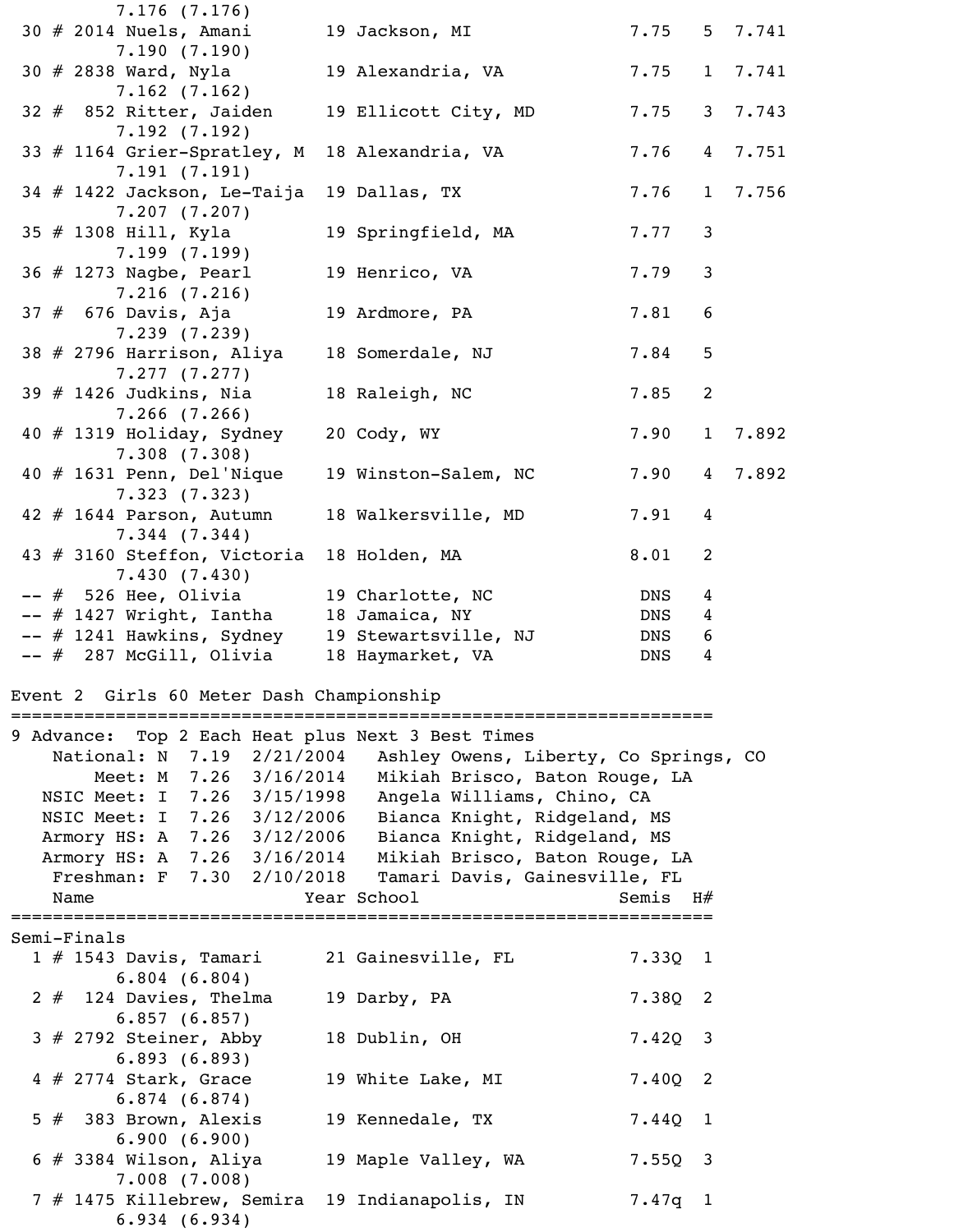```
        7.176 (7.176)
 30 # 2014 Nuels, Amani       19 Jackson, MI               7.75   5  7.741
        7.190 (7.190)
 30 # 2838 Ward, Nyla         19 Alexandria, VA            7.75   1  7.741
        7.162 (7.162)
 32 #  852 Ritter, Jaiden     19 Ellicott City, MD         7.75   3  7.743
        7.192 (7.192)
 33 # 1164 Grier-Spratley, M  18 Alexandria, VA            7.76   4  7.751
        7.191 (7.191)
 34 # 1422 Jackson, Le-Taija  19 Dallas, TX                7.76   1  7.756
        7.207 (7.207)
 35 # 1308 Hill, Kyla         19 Springfield, MA           7.77   3
        7.199 (7.199)
 36 # 1273 Nagbe, Pearl       19 Henrico, VA               7.79   3
        7.216 (7.216)
 37 #  676 Davis, Aja         19 Ardmore, PA               7.81   6
        7.239 (7.239)
 38 # 2796 Harrison, Aliya    18 Somerdale, NJ             7.84   5
        7.277 (7.277)
 39 # 1426 Judkins, Nia       18 Raleigh, NC               7.85   2
        7.266 (7.266)
 40 # 1319 Holiday, Sydney    20 Cody, WY                  7.90   1  7.892
        7.308 (7.308)
 40 # 1631 Penn, Del'Nique    19 Winston-Salem, NC         7.90   4  7.892
        7.323 (7.323)
 42 # 1644 Parson, Autumn     18 Walkersville, MD          7.91   4
        7.344 (7.344)
 43 # 3160 Steffon, Victoria  18 Holden, MA                8.01   2
        7.430 (7.430)
 -- #  526 Hee, Olivia        19 Charlotte, NC              DNS   4
 -- # 1427 Wright, Iantha     18 Jamaica, NY                DNS   4
 -- # 1241 Hawkins, Sydney    19 Stewartsville, NJ          DNS   6
 -- #  287 McGill, Olivia     18 Haymarket, VA              DNS   4

Event 2  Girls 60 Meter Dash Championship
=================================================================
9 Advance:  Top 2 Each Heat plus Next 3 Best Times
    National: N  7.19  2/21/2004   Ashley Owens, Liberty, Co Springs, CO
        Meet: M  7.26  3/16/2014   Mikiah Brisco, Baton Rouge, LA
   NSIC Meet: I  7.26  3/15/1998   Angela Williams, Chino, CA
   NSIC Meet: I  7.26  3/12/2006   Bianca Knight, Ridgeland, MS
   Armory HS: A  7.26  3/12/2006   Bianca Knight, Ridgeland, MS
   Armory HS: A  7.26  3/16/2014   Mikiah Brisco, Baton Rouge, LA
    Freshman: F  7.30  2/10/2018   Tamari Davis, Gainesville, FL
    Name                    Year School                 Semis  H#
=================================================================
Semi-Finals
  1 # 1543 Davis, Tamari      21 Gainesville, FL           7.33Q  1
        6.804 (6.804)
  2 #  124 Davies, Thelma     19 Darby, PA                 7.38Q  2
        6.857 (6.857)
  3 # 2792 Steiner, Abby      18 Dublin, OH                7.42Q  3
        6.893 (6.893)
  4 # 2774 Stark, Grace       19 White Lake, MI            7.40Q  2
        6.874 (6.874)
  5 #  383 Brown, Alexis      19 Kennedale, TX             7.44Q  1
        6.900 (6.900)
  6 # 3384 Wilson, Aliya      19 Maple Valley, WA          7.55Q  3
        7.008 (7.008)
  7 # 1475 Killebrew, Semira  19 Indianapolis, IN          7.47q  1
        6.934 (6.934)
```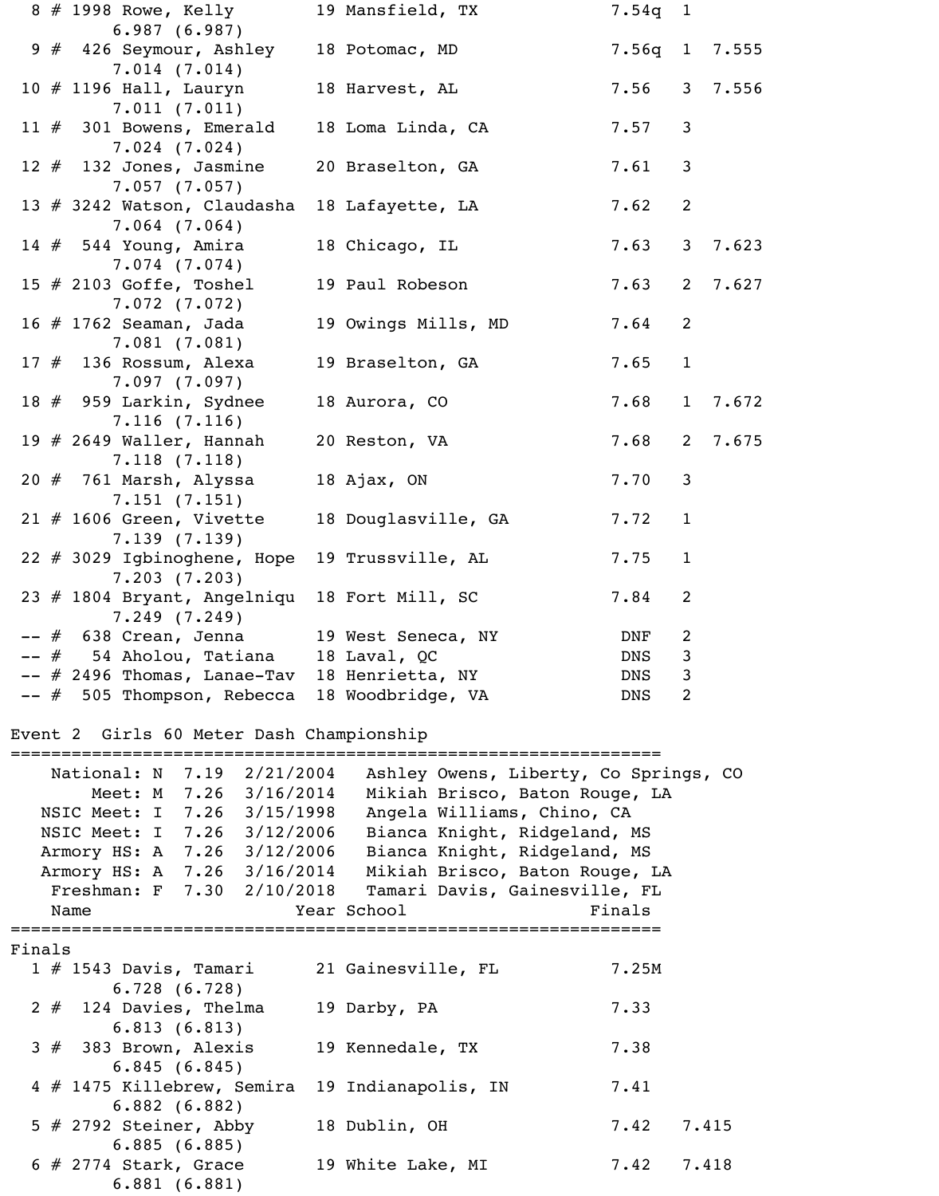```
  8 # 1998 Rowe, Kelly         19 Mansfield, TX              7.54q  1
         6.987 (6.987)
  9 #  426 Seymour, Ashley     18 Potomac, MD                7.56q  1  7.555
         7.014 (7.014)
 10 # 1196 Hall, Lauryn        18 Harvest, AL                7.56   3  7.556
         7.011 (7.011)
 11 #  301 Bowens, Emerald     18 Loma Linda, CA             7.57   3
         7.024 (7.024)
 12 #  132 Jones, Jasmine      20 Braselton, GA              7.61   3
         7.057 (7.057)
 13 # 3242 Watson, Claudasha   18 Lafayette, LA              7.62   2
         7.064 (7.064)
 14 #  544 Young, Amira        18 Chicago, IL                7.63   3  7.623
         7.074 (7.074)
 15 # 2103 Goffe, Toshel       19 Paul Robeson               7.63   2  7.627
         7.072 (7.072)
 16 # 1762 Seaman, Jada        19 Owings Mills, MD           7.64   2
         7.081 (7.081)
 17 #  136 Rossum, Alexa       19 Braselton, GA              7.65   1
         7.097 (7.097)
 18 #  959 Larkin, Sydnee      18 Aurora, CO                 7.68   1  7.672
         7.116 (7.116)
 19 # 2649 Waller, Hannah      20 Reston, VA                 7.68   2  7.675
         7.118 (7.118)
 20 #  761 Marsh, Alyssa       18 Ajax, ON                   7.70   3
         7.151 (7.151)
 21 # 1606 Green, Vivette      18 Douglasville, GA           7.72   1
         7.139 (7.139)
 22 # 3029 Igbinoghene, Hope   19 Trussville, AL             7.75   1
         7.203 (7.203)
 23 # 1804 Bryant, Angelniqu   18 Fort Mill, SC              7.84   2
         7.249 (7.249)
 -- #  638 Crean, Jenna        19 West Seneca, NY             DNF   2
 -- #   54 Aholou, Tatiana     18 Laval, QC                   DNS   3
 -- # 2496 Thomas, Lanae-Tav   18 Henrietta, NY               DNS   3
 -- #  505 Thompson, Rebecca   18 Woodbridge, VA              DNS   2

Event 2  Girls 60 Meter Dash Championship
=================================================================
    National: N  7.19  2/21/2004   Ashley Owens, Liberty, Co Springs, CO
        Meet: M  7.26  3/16/2014   Mikiah Brisco, Baton Rouge, LA
   NSIC Meet: I  7.26  3/15/1998   Angela Williams, Chino, CA
   NSIC Meet: I  7.26  3/12/2006   Bianca Knight, Ridgeland, MS
   Armory HS: A  7.26  3/12/2006   Bianca Knight, Ridgeland, MS
   Armory HS: A  7.26  3/16/2014   Mikiah Brisco, Baton Rouge, LA
    Freshman: F  7.30  2/10/2018   Tamari Davis, Gainesville, FL
    Name                    Year School                  Finals
=================================================================
Finals
  1 # 1543 Davis, Tamari       21 Gainesville, FL            7.25M
         6.728 (6.728)
  2 #  124 Davies, Thelma      19 Darby, PA                  7.33
         6.813 (6.813)
  3 #  383 Brown, Alexis       19 Kennedale, TX              7.38
         6.845 (6.845)
  4 # 1475 Killebrew, Semira   19 Indianapolis, IN           7.41
         6.882 (6.882)
  5 # 2792 Steiner, Abby       18 Dublin, OH                 7.42    7.415
         6.885 (6.885)
  6 # 2774 Stark, Grace        19 White Lake, MI             7.42    7.418
         6.881 (6.881)
```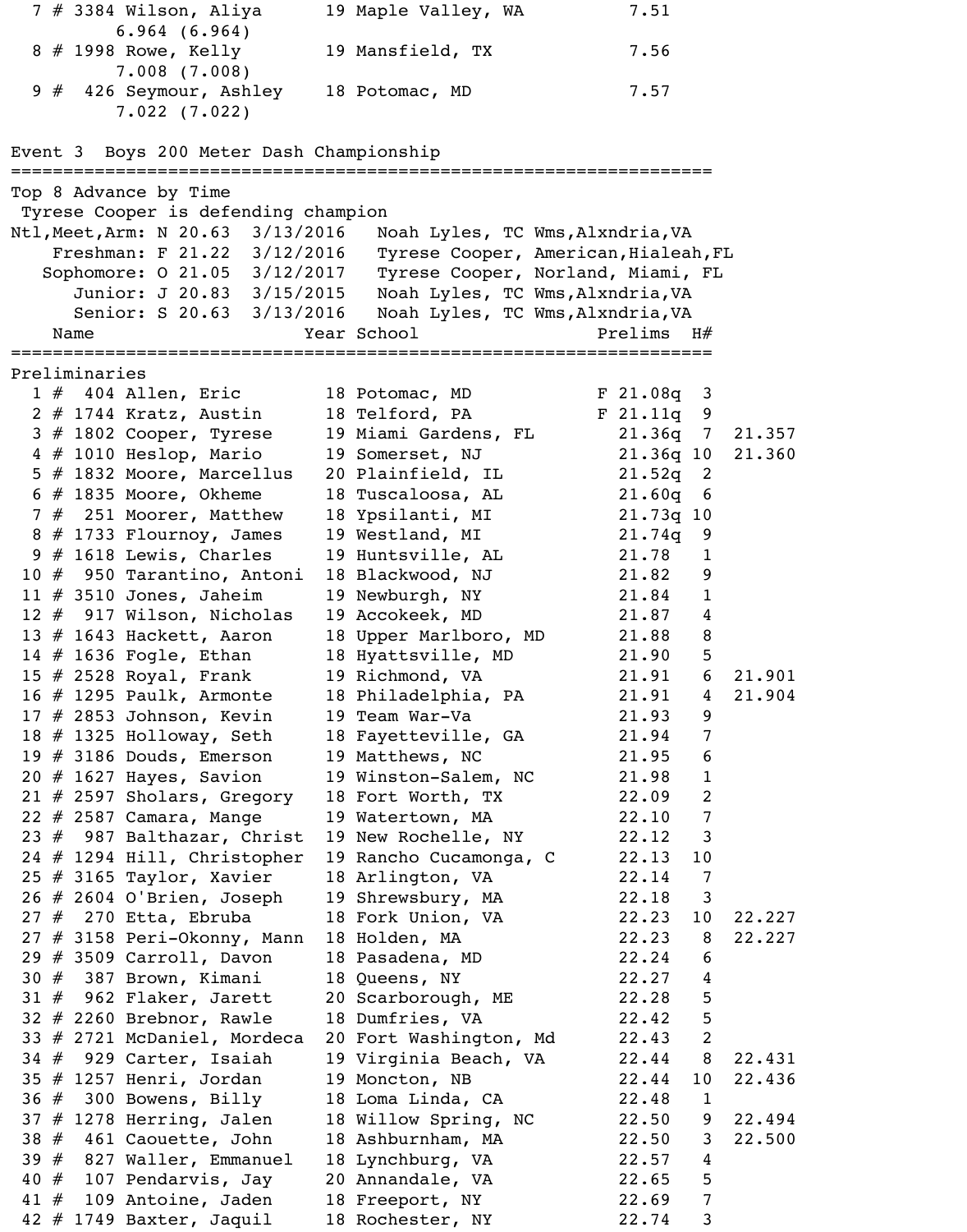| Place | # | Comp # | Name | Year | School | Prelims | | |
|---|---|---|---|---|---|---|---|---|
| 7 | # | 3384 | Wilson, Aliya | 19 | Maple Valley, WA | 7.51 | | |
| | | | 6.964 (6.964) | | | | | |
| 8 | # | 1998 | Rowe, Kelly | 19 | Mansfield, TX | 7.56 | | |
| | | | 7.008 (7.008) | | | | | |
| 9 | # | 426 | Seymour, Ashley | 18 | Potomac, MD | 7.57 | | |
| | | | 7.022 (7.022) | | | | | |

## Event 3 Boys 200 Meter Dash Championship

Top 8 Advance by Time

Tyrese Cooper is defending champion

| Record | | Mark | Date | Holder |
|---|---|---|---|---|
| Ntl,Meet,Arm: | N | 20.63 | 3/13/2016 | Noah Lyles, TC Wms,Alxndria,VA |
| Freshman: | F | 21.22 | 3/12/2016 | Tyrese Cooper, American,Hialeah,FL |
| Sophomore: | O | 21.05 | 3/12/2017 | Tyrese Cooper, Norland, Miami, FL |
| Junior: | J | 20.83 | 3/15/2015 | Noah Lyles, TC Wms,Alxndria,VA |
| Senior: | S | 20.63 | 3/13/2016 | Noah Lyles, TC Wms,Alxndria,VA |

### Preliminaries

| Place | # | Comp # | Name | Year | School | Prelims | H# | |
|---|---|---|---|---|---|---|---|---|
| 1 | # | 404 | Allen, Eric | 18 | Potomac, MD | F 21.08q | 3 | |
| 2 | # | 1744 | Kratz, Austin | 18 | Telford, PA | F 21.11q | 9 | |
| 3 | # | 1802 | Cooper, Tyrese | 19 | Miami Gardens, FL | 21.36q | 7 | 21.357 |
| 4 | # | 1010 | Heslop, Mario | 19 | Somerset, NJ | 21.36q | 10 | 21.360 |
| 5 | # | 1832 | Moore, Marcellus | 20 | Plainfield, IL | 21.52q | 2 | |
| 6 | # | 1835 | Moore, Okheme | 18 | Tuscaloosa, AL | 21.60q | 6 | |
| 7 | # | 251 | Moorer, Matthew | 18 | Ypsilanti, MI | 21.73q | 10 | |
| 8 | # | 1733 | Flournoy, James | 19 | Westland, MI | 21.74q | 9 | |
| 9 | # | 1618 | Lewis, Charles | 19 | Huntsville, AL | 21.78 | 1 | |
| 10 | # | 950 | Tarantino, Antoni | 18 | Blackwood, NJ | 21.82 | 9 | |
| 11 | # | 3510 | Jones, Jaheim | 19 | Newburgh, NY | 21.84 | 1 | |
| 12 | # | 917 | Wilson, Nicholas | 19 | Accokeek, MD | 21.87 | 4 | |
| 13 | # | 1643 | Hackett, Aaron | 18 | Upper Marlboro, MD | 21.88 | 8 | |
| 14 | # | 1636 | Fogle, Ethan | 18 | Hyattsville, MD | 21.90 | 5 | |
| 15 | # | 2528 | Royal, Frank | 19 | Richmond, VA | 21.91 | 6 | 21.901 |
| 16 | # | 1295 | Paulk, Armonte | 18 | Philadelphia, PA | 21.91 | 4 | 21.904 |
| 17 | # | 2853 | Johnson, Kevin | 19 | Team War-Va | 21.93 | 9 | |
| 18 | # | 1325 | Holloway, Seth | 18 | Fayetteville, GA | 21.94 | 7 | |
| 19 | # | 3186 | Douds, Emerson | 19 | Matthews, NC | 21.95 | 6 | |
| 20 | # | 1627 | Hayes, Savion | 19 | Winston-Salem, NC | 21.98 | 1 | |
| 21 | # | 2597 | Sholars, Gregory | 18 | Fort Worth, TX | 22.09 | 2 | |
| 22 | # | 2587 | Camara, Mange | 19 | Watertown, MA | 22.10 | 7 | |
| 23 | # | 987 | Balthazar, Christ | 19 | New Rochelle, NY | 22.12 | 3 | |
| 24 | # | 1294 | Hill, Christopher | 19 | Rancho Cucamonga, C | 22.13 | 10 | |
| 25 | # | 3165 | Taylor, Xavier | 18 | Arlington, VA | 22.14 | 7 | |
| 26 | # | 2604 | O'Brien, Joseph | 19 | Shrewsbury, MA | 22.18 | 3 | |
| 27 | # | 270 | Etta, Ebruba | 18 | Fork Union, VA | 22.23 | 10 | 22.227 |
| 27 | # | 3158 | Peri-Okonny, Mann | 18 | Holden, MA | 22.23 | 8 | 22.227 |
| 29 | # | 3509 | Carroll, Davon | 18 | Pasadena, MD | 22.24 | 6 | |
| 30 | # | 387 | Brown, Kimani | 18 | Queens, NY | 22.27 | 4 | |
| 31 | # | 962 | Flaker, Jarett | 20 | Scarborough, ME | 22.28 | 5 | |
| 32 | # | 2260 | Brebnor, Rawle | 18 | Dumfries, VA | 22.42 | 5 | |
| 33 | # | 2721 | McDaniel, Mordeca | 20 | Fort Washington, Md | 22.43 | 2 | |
| 34 | # | 929 | Carter, Isaiah | 19 | Virginia Beach, VA | 22.44 | 8 | 22.431 |
| 35 | # | 1257 | Henri, Jordan | 19 | Moncton, NB | 22.44 | 10 | 22.436 |
| 36 | # | 300 | Bowens, Billy | 18 | Loma Linda, CA | 22.48 | 1 | |
| 37 | # | 1278 | Herring, Jalen | 18 | Willow Spring, NC | 22.50 | 9 | 22.494 |
| 38 | # | 461 | Caouette, John | 18 | Ashburnham, MA | 22.50 | 3 | 22.500 |
| 39 | # | 827 | Waller, Emmanuel | 18 | Lynchburg, VA | 22.57 | 4 | |
| 40 | # | 107 | Pendarvis, Jay | 20 | Annandale, VA | 22.65 | 5 | |
| 41 | # | 109 | Antoine, Jaden | 18 | Freeport, NY | 22.69 | 7 | |
| 42 | # | 1749 | Baxter, Jaquil | 18 | Rochester, NY | 22.74 | 3 | |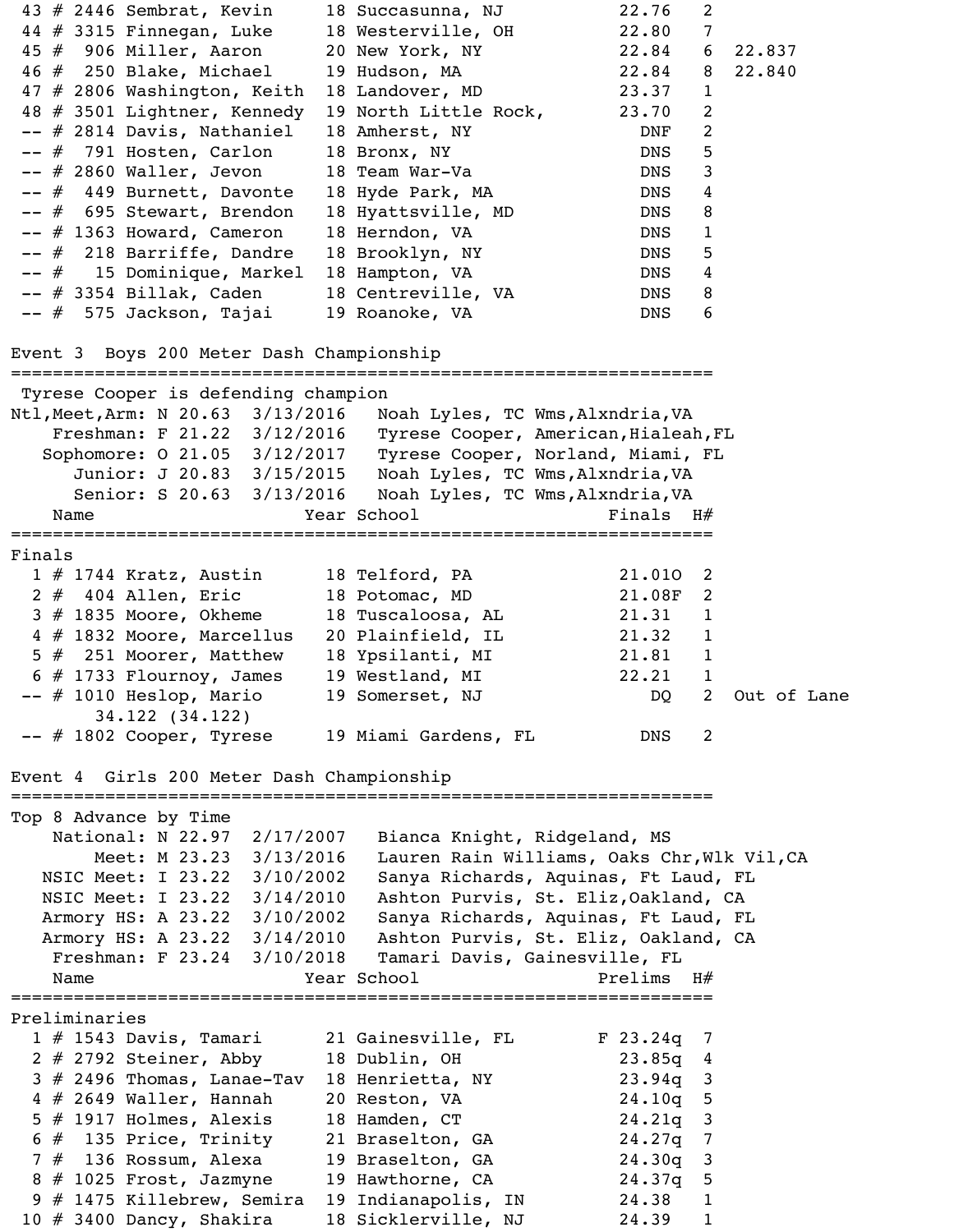```
 43 # 2446 Sembrat, Kevin      18 Succasunna, NJ          22.76   2
 44 # 3315 Finnegan, Luke      18 Westerville, OH         22.80   7
 45 #  906 Miller, Aaron       20 New York, NY            22.84   6  22.837
 46 #  250 Blake, Michael      19 Hudson, MA              22.84   8  22.840
 47 # 2806 Washington, Keith   18 Landover, MD            23.37   1
 48 # 3501 Lightner, Kennedy   19 North Little Rock,      23.70   2
 -- # 2814 Davis, Nathaniel    18 Amherst, NY               DNF   2
 -- #  791 Hosten, Carlon      18 Bronx, NY                 DNS   5
 -- # 2860 Waller, Jevon       18 Team War-Va               DNS   3
 -- #  449 Burnett, Davonte    18 Hyde Park, MA             DNS   4
 -- #  695 Stewart, Brendon    18 Hyattsville, MD           DNS   8
 -- # 1363 Howard, Cameron     18 Herndon, VA               DNS   1
 -- #  218 Barriffe, Dandre    18 Brooklyn, NY              DNS   5
 -- #   15 Dominique, Markel   18 Hampton, VA               DNS   4
 -- # 3354 Billak, Caden       18 Centreville, VA           DNS   8
 -- #  575 Jackson, Tajai      19 Roanoke, VA               DNS   6

Event 3  Boys 200 Meter Dash Championship
=====================================================================
 Tyrese Cooper is defending champion
Ntl,Meet,Arm: N 20.63  3/13/2016   Noah Lyles, TC Wms,Alxndria,VA
    Freshman: F 21.22  3/12/2016   Tyrese Cooper, American,Hialeah,FL
   Sophomore: O 21.05  3/12/2017   Tyrese Cooper, Norland, Miami, FL
      Junior: J 20.83  3/15/2015   Noah Lyles, TC Wms,Alxndria,VA
      Senior: S 20.63  3/13/2016   Noah Lyles, TC Wms,Alxndria,VA
    Name                    Year School                 Finals  H#
=====================================================================
Finals
  1 # 1744 Kratz, Austin       18 Telford, PA             21.01O  2
  2 #  404 Allen, Eric         18 Potomac, MD             21.08F  2
  3 # 1835 Moore, Okheme       18 Tuscaloosa, AL          21.31   1
  4 # 1832 Moore, Marcellus    20 Plainfield, IL          21.32   1
  5 #  251 Moorer, Matthew     18 Ypsilanti, MI           21.81   1
  6 # 1733 Flournoy, James     19 Westland, MI            22.21   1
 -- # 1010 Heslop, Mario       19 Somerset, NJ               DQ   2  Out of Lane
        34.122 (34.122)
 -- # 1802 Cooper, Tyrese      19 Miami Gardens, FL         DNS   2

Event 4  Girls 200 Meter Dash Championship
=====================================================================
Top 8 Advance by Time
    National: N 22.97  2/17/2007   Bianca Knight, Ridgeland, MS
        Meet: M 23.23  3/13/2016   Lauren Rain Williams, Oaks Chr,Wlk Vil,CA
   NSIC Meet: I 23.22  3/10/2002   Sanya Richards, Aquinas, Ft Laud, FL
   NSIC Meet: I 23.22  3/14/2010   Ashton Purvis, St. Eliz,Oakland, CA
   Armory HS: A 23.22  3/10/2002   Sanya Richards, Aquinas, Ft Laud, FL
   Armory HS: A 23.22  3/14/2010   Ashton Purvis, St. Eliz, Oakland, CA
    Freshman: F 23.24  3/10/2018   Tamari Davis, Gainesville, FL
    Name                    Year School               Prelims  H#
=====================================================================
Preliminaries
  1 # 1543 Davis, Tamari       21 Gainesville, FL       F 23.24q  7
  2 # 2792 Steiner, Abby       18 Dublin, OH              23.85q  4
  3 # 2496 Thomas, Lanae-Tav   18 Henrietta, NY           23.94q  3
  4 # 2649 Waller, Hannah      20 Reston, VA              24.10q  5
  5 # 1917 Holmes, Alexis      18 Hamden, CT              24.21q  3
  6 #  135 Price, Trinity      21 Braselton, GA           24.27q  7
  7 #  136 Rossum, Alexa       19 Braselton, GA           24.30q  3
  8 # 1025 Frost, Jazmyne      19 Hawthorne, CA           24.37q  5
  9 # 1475 Killebrew, Semira   19 Indianapolis, IN        24.38   1
 10 # 3400 Dancy, Shakira      18 Sicklerville, NJ        24.39   1
```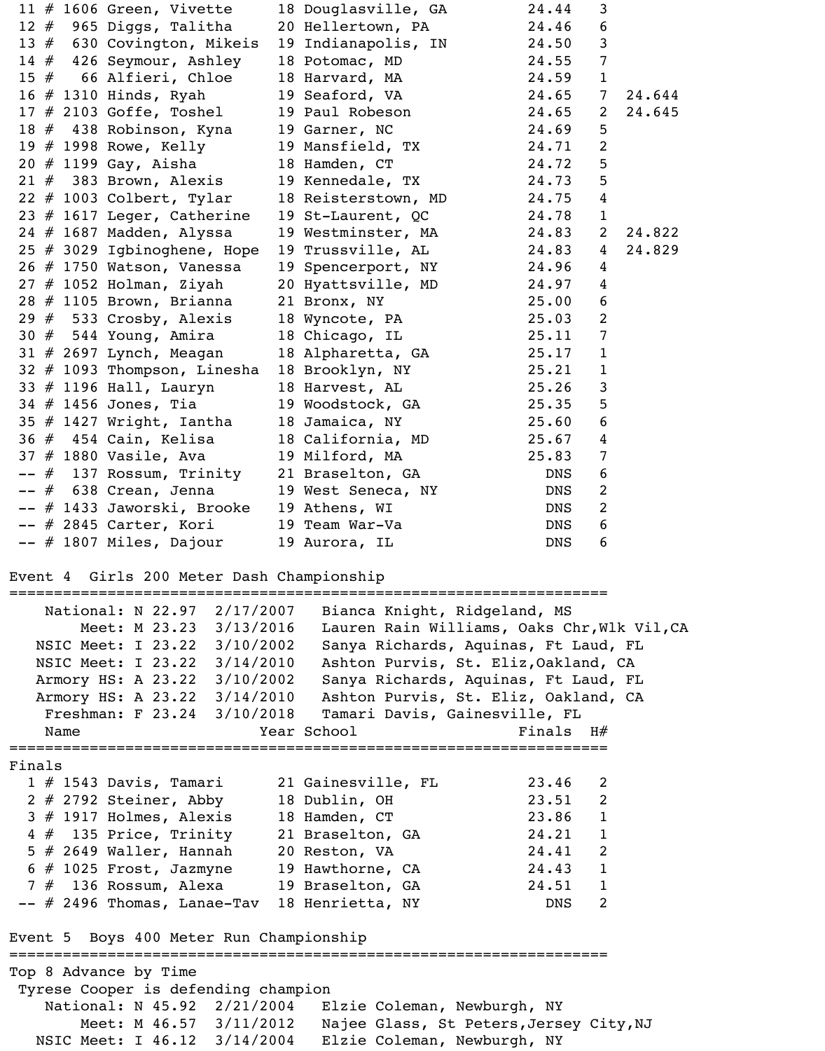| Place | # | Bib | Name | Year | School | Finals | H# | |
|---|---|---|---|---|---|---|---|---|
| 11 | # | 1606 | Green, Vivette | 18 | Douglasville, GA | 24.44 | 3 | |
| 12 | # | 965 | Diggs, Talitha | 20 | Hellertown, PA | 24.46 | 6 | |
| 13 | # | 630 | Covington, Mikeis | 19 | Indianapolis, IN | 24.50 | 3 | |
| 14 | # | 426 | Seymour, Ashley | 18 | Potomac, MD | 24.55 | 7 | |
| 15 | # | 66 | Alfieri, Chloe | 18 | Harvard, MA | 24.59 | 1 | |
| 16 | # | 1310 | Hinds, Ryah | 19 | Seaford, VA | 24.65 | 7 | 24.644 |
| 17 | # | 2103 | Goffe, Toshel | 19 | Paul Robeson | 24.65 | 2 | 24.645 |
| 18 | # | 438 | Robinson, Kyna | 19 | Garner, NC | 24.69 | 5 | |
| 19 | # | 1998 | Rowe, Kelly | 19 | Mansfield, TX | 24.71 | 2 | |
| 20 | # | 1199 | Gay, Aisha | 18 | Hamden, CT | 24.72 | 5 | |
| 21 | # | 383 | Brown, Alexis | 19 | Kennedale, TX | 24.73 | 5 | |
| 22 | # | 1003 | Colbert, Tylar | 18 | Reisterstown, MD | 24.75 | 4 | |
| 23 | # | 1617 | Leger, Catherine | 19 | St-Laurent, QC | 24.78 | 1 | |
| 24 | # | 1687 | Madden, Alyssa | 19 | Westminster, MA | 24.83 | 2 | 24.822 |
| 25 | # | 3029 | Igbinoghene, Hope | 19 | Trussville, AL | 24.83 | 4 | 24.829 |
| 26 | # | 1750 | Watson, Vanessa | 19 | Spencerport, NY | 24.96 | 4 | |
| 27 | # | 1052 | Holman, Ziyah | 20 | Hyattsville, MD | 24.97 | 4 | |
| 28 | # | 1105 | Brown, Brianna | 21 | Bronx, NY | 25.00 | 6 | |
| 29 | # | 533 | Crosby, Alexis | 18 | Wyncote, PA | 25.03 | 2 | |
| 30 | # | 544 | Young, Amira | 18 | Chicago, IL | 25.11 | 7 | |
| 31 | # | 2697 | Lynch, Meagan | 18 | Alpharetta, GA | 25.17 | 1 | |
| 32 | # | 1093 | Thompson, Linesha | 18 | Brooklyn, NY | 25.21 | 1 | |
| 33 | # | 1196 | Hall, Lauryn | 18 | Harvest, AL | 25.26 | 3 | |
| 34 | # | 1456 | Jones, Tia | 19 | Woodstock, GA | 25.35 | 5 | |
| 35 | # | 1427 | Wright, Iantha | 18 | Jamaica, NY | 25.60 | 6 | |
| 36 | # | 454 | Cain, Kelisa | 18 | California, MD | 25.67 | 4 | |
| 37 | # | 1880 | Vasile, Ava | 19 | Milford, MA | 25.83 | 7 | |
| -- | # | 137 | Rossum, Trinity | 21 | Braselton, GA | DNS | 6 | |
| -- | # | 638 | Crean, Jenna | 19 | West Seneca, NY | DNS | 2 | |
| -- | # | 1433 | Jaworski, Brooke | 19 | Athens, WI | DNS | 2 | |
| -- | # | 2845 | Carter, Kori | 19 | Team War-Va | DNS | 6 | |
| -- | # | 1807 | Miles, Dajour | 19 | Aurora, IL | DNS | 6 | |

## Event 4 Girls 200 Meter Dash Championship

```
    National: N 22.97  2/17/2007   Bianca Knight, Ridgeland, MS
        Meet: M 23.23  3/13/2016   Lauren Rain Williams, Oaks Chr,Wlk Vil,CA
   NSIC Meet: I 23.22  3/10/2002   Sanya Richards, Aquinas, Ft Laud, FL
   NSIC Meet: I 23.22  3/14/2010   Ashton Purvis, St. Eliz,Oakland, CA
   Armory HS: A 23.22  3/10/2002   Sanya Richards, Aquinas, Ft Laud, FL
   Armory HS: A 23.22  3/14/2010   Ashton Purvis, St. Eliz, Oakland, CA
    Freshman: F 23.24  3/10/2018   Tamari Davis, Gainesville, FL
```

**Finals**

| Place | # | Bib | Name | Year | School | Finals | H# |
|---|---|---|---|---|---|---|---|
| 1 | # | 1543 | Davis, Tamari | 21 | Gainesville, FL | 23.46 | 2 |
| 2 | # | 2792 | Steiner, Abby | 18 | Dublin, OH | 23.51 | 2 |
| 3 | # | 1917 | Holmes, Alexis | 18 | Hamden, CT | 23.86 | 1 |
| 4 | # | 135 | Price, Trinity | 21 | Braselton, GA | 24.21 | 1 |
| 5 | # | 2649 | Waller, Hannah | 20 | Reston, VA | 24.41 | 2 |
| 6 | # | 1025 | Frost, Jazmyne | 19 | Hawthorne, CA | 24.43 | 1 |
| 7 | # | 136 | Rossum, Alexa | 19 | Braselton, GA | 24.51 | 1 |
| -- | # | 2496 | Thomas, Lanae-Tav | 18 | Henrietta, NY | DNS | 2 |

## Event 5 Boys 400 Meter Run Championship

Top 8 Advance by Time

Tyrese Cooper is defending champion

```
    National: N 45.92  2/21/2004   Elzie Coleman, Newburgh, NY
        Meet: M 46.57  3/11/2012   Najee Glass, St Peters,Jersey City,NJ
   NSIC Meet: I 46.12  3/14/2004   Elzie Coleman, Newburgh, NY
```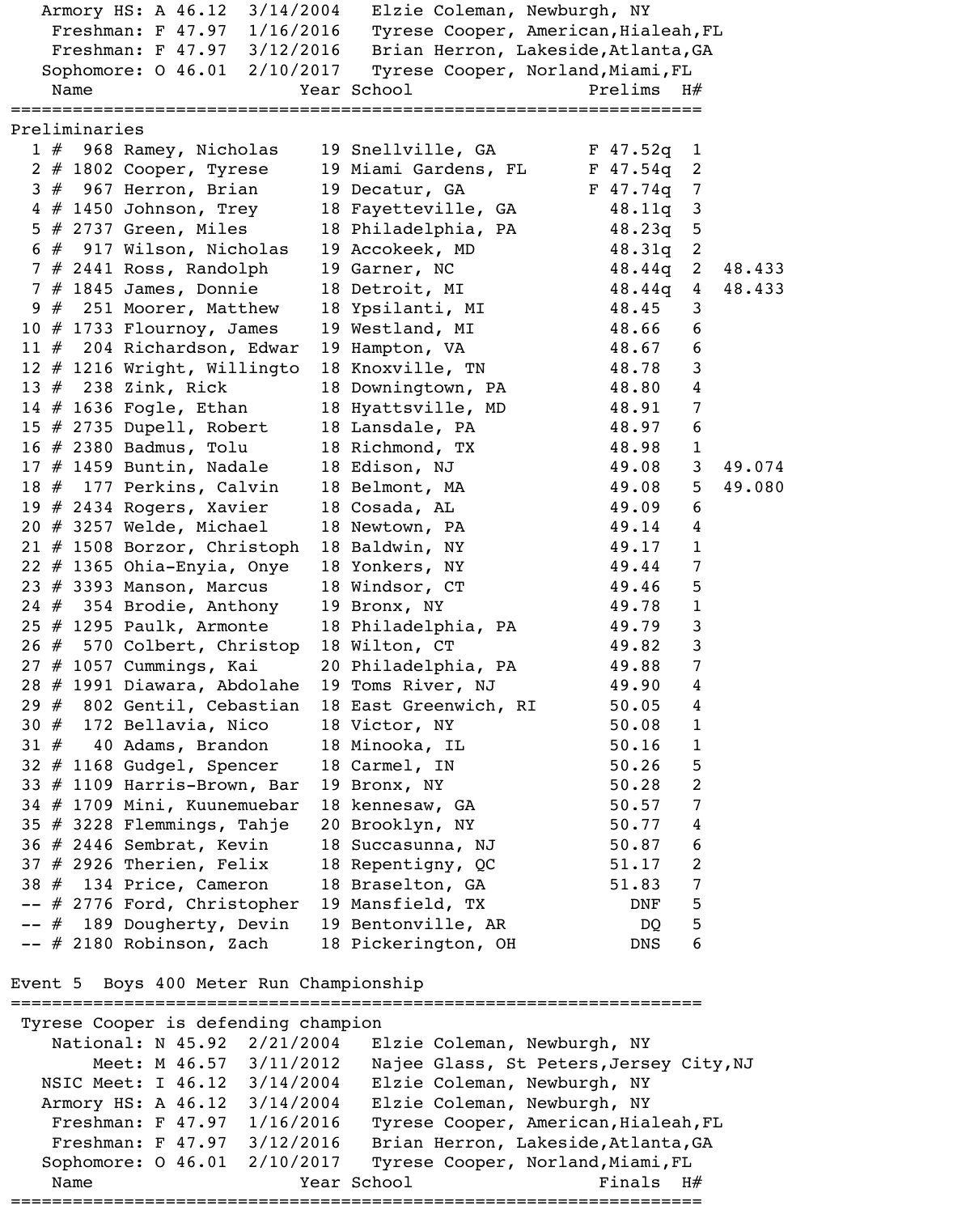| Record | | Mark | Date | Holder |
|---|---|---|---|---|
| Armory HS: | A | 46.12 | 3/14/2004 | Elzie Coleman, Newburgh, NY |
| Freshman: | F | 47.97 | 1/16/2016 | Tyrese Cooper, American,Hialeah,FL |
| Freshman: | F | 47.97 | 3/12/2016 | Brian Herron, Lakeside,Atlanta,GA |
| Sophomore: | O | 46.01 | 2/10/2017 | Tyrese Cooper, Norland,Miami,FL |

### Preliminaries

| Place | | Bib | Name | Year | School | Prelims | H# | |
|---|---|---|---|---|---|---|---|---|
| 1 | # | 968 | Ramey, Nicholas | 19 | Snellville, GA | F 47.52q | 1 | |
| 2 | # | 1802 | Cooper, Tyrese | 19 | Miami Gardens, FL | F 47.54q | 2 | |
| 3 | # | 967 | Herron, Brian | 19 | Decatur, GA | F 47.74q | 7 | |
| 4 | # | 1450 | Johnson, Trey | 18 | Fayetteville, GA | 48.11q | 3 | |
| 5 | # | 2737 | Green, Miles | 18 | Philadelphia, PA | 48.23q | 5 | |
| 6 | # | 917 | Wilson, Nicholas | 19 | Accokeek, MD | 48.31q | 2 | |
| 7 | # | 2441 | Ross, Randolph | 19 | Garner, NC | 48.44q | 2 | 48.433 |
| 7 | # | 1845 | James, Donnie | 18 | Detroit, MI | 48.44q | 4 | 48.433 |
| 9 | # | 251 | Moorer, Matthew | 18 | Ypsilanti, MI | 48.45 | 3 | |
| 10 | # | 1733 | Flournoy, James | 19 | Westland, MI | 48.66 | 6 | |
| 11 | # | 204 | Richardson, Edwar | 19 | Hampton, VA | 48.67 | 6 | |
| 12 | # | 1216 | Wright, Willingto | 18 | Knoxville, TN | 48.78 | 3 | |
| 13 | # | 238 | Zink, Rick | 18 | Downingtown, PA | 48.80 | 4 | |
| 14 | # | 1636 | Fogle, Ethan | 18 | Hyattsville, MD | 48.91 | 7 | |
| 15 | # | 2735 | Dupell, Robert | 18 | Lansdale, PA | 48.97 | 6 | |
| 16 | # | 2380 | Badmus, Tolu | 18 | Richmond, TX | 48.98 | 1 | |
| 17 | # | 1459 | Buntin, Nadale | 18 | Edison, NJ | 49.08 | 3 | 49.074 |
| 18 | # | 177 | Perkins, Calvin | 18 | Belmont, MA | 49.08 | 5 | 49.080 |
| 19 | # | 2434 | Rogers, Xavier | 18 | Cosada, AL | 49.09 | 6 | |
| 20 | # | 3257 | Welde, Michael | 18 | Newtown, PA | 49.14 | 4 | |
| 21 | # | 1508 | Borzor, Christoph | 18 | Baldwin, NY | 49.17 | 1 | |
| 22 | # | 1365 | Ohia-Enyia, Onye | 18 | Yonkers, NY | 49.44 | 7 | |
| 23 | # | 3393 | Manson, Marcus | 18 | Windsor, CT | 49.46 | 5 | |
| 24 | # | 354 | Brodie, Anthony | 19 | Bronx, NY | 49.78 | 1 | |
| 25 | # | 1295 | Paulk, Armonte | 18 | Philadelphia, PA | 49.79 | 3 | |
| 26 | # | 570 | Colbert, Christop | 18 | Wilton, CT | 49.82 | 3 | |
| 27 | # | 1057 | Cummings, Kai | 20 | Philadelphia, PA | 49.88 | 7 | |
| 28 | # | 1991 | Diawara, Abdolahe | 19 | Toms River, NJ | 49.90 | 4 | |
| 29 | # | 802 | Gentil, Cebastian | 18 | East Greenwich, RI | 50.05 | 4 | |
| 30 | # | 172 | Bellavia, Nico | 18 | Victor, NY | 50.08 | 1 | |
| 31 | # | 40 | Adams, Brandon | 18 | Minooka, IL | 50.16 | 1 | |
| 32 | # | 1168 | Gudgel, Spencer | 18 | Carmel, IN | 50.26 | 5 | |
| 33 | # | 1109 | Harris-Brown, Bar | 19 | Bronx, NY | 50.28 | 2 | |
| 34 | # | 1709 | Mini, Kuunemuebar | 18 | kennesaw, GA | 50.57 | 7 | |
| 35 | # | 3228 | Flemmings, Tahje | 20 | Brooklyn, NY | 50.77 | 4 | |
| 36 | # | 2446 | Sembrat, Kevin | 18 | Succasunna, NJ | 50.87 | 6 | |
| 37 | # | 2926 | Therien, Felix | 18 | Repentigny, QC | 51.17 | 2 | |
| 38 | # | 134 | Price, Cameron | 18 | Braselton, GA | 51.83 | 7 | |
| -- | # | 2776 | Ford, Christopher | 19 | Mansfield, TX | DNF | 5 | |
| -- | # | 189 | Dougherty, Devin | 19 | Bentonville, AR | DQ | 5 | |
| -- | # | 2180 | Robinson, Zach | 18 | Pickerington, OH | DNS | 6 | |

## Event 5 Boys 400 Meter Run Championship

Tyrese Cooper is defending champion

| Record | | Mark | Date | Holder |
|---|---|---|---|---|
| National: | N | 45.92 | 2/21/2004 | Elzie Coleman, Newburgh, NY |
| Meet: | M | 46.57 | 3/11/2012 | Najee Glass, St Peters,Jersey City,NJ |
| NSIC Meet: | I | 46.12 | 3/14/2004 | Elzie Coleman, Newburgh, NY |
| Armory HS: | A | 46.12 | 3/14/2004 | Elzie Coleman, Newburgh, NY |
| Freshman: | F | 47.97 | 1/16/2016 | Tyrese Cooper, American,Hialeah,FL |
| Freshman: | F | 47.97 | 3/12/2016 | Brian Herron, Lakeside,Atlanta,GA |
| Sophomore: | O | 46.01 | 2/10/2017 | Tyrese Cooper, Norland,Miami,FL |

| Name | Year | School | Finals | H# |
|---|---|---|---|---|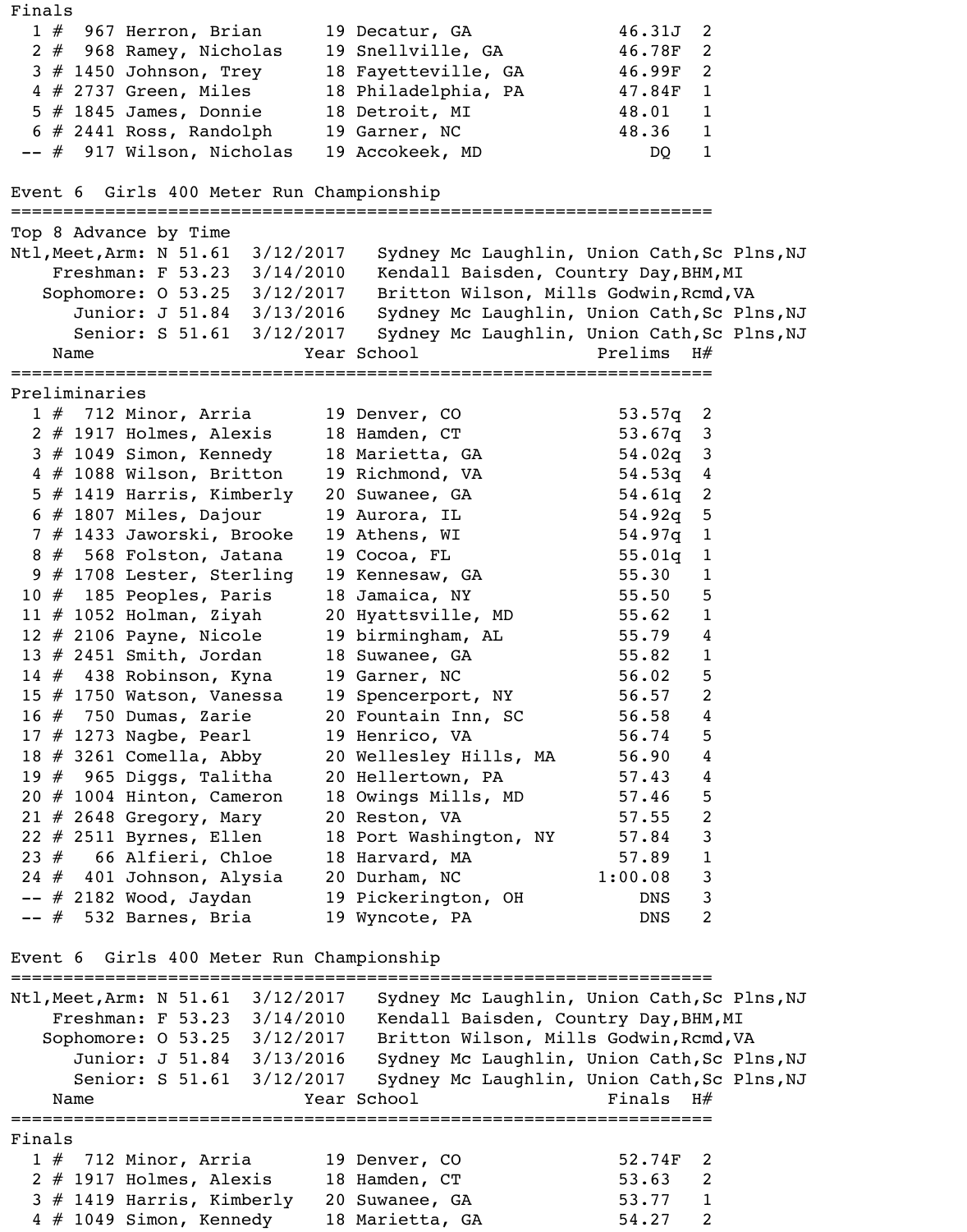Finals

| Place | # | Name | Year | School | Finals | H# |
|---|---|---|---|---|---|---|
| 1 | # 967 | Herron, Brian | 19 | Decatur, GA | 46.31J | 2 |
| 2 | # 968 | Ramey, Nicholas | 19 | Snellville, GA | 46.78F | 2 |
| 3 | # 1450 | Johnson, Trey | 18 | Fayetteville, GA | 46.99F | 2 |
| 4 | # 2737 | Green, Miles | 18 | Philadelphia, PA | 47.84F | 1 |
| 5 | # 1845 | James, Donnie | 18 | Detroit, MI | 48.01 | 1 |
| 6 | # 2441 | Ross, Randolph | 19 | Garner, NC | 48.36 | 1 |
| -- | # 917 | Wilson, Nicholas | 19 | Accokeek, MD | DQ | 1 |

## Event 6 Girls 400 Meter Run Championship

Top 8 Advance by Time

| Record | Mark | Date | Holder |
|---|---|---|---|
| Ntl,Meet,Arm: N | 51.61 | 3/12/2017 | Sydney Mc Laughlin, Union Cath,Sc Plns,NJ |
| Freshman: F | 53.23 | 3/14/2010 | Kendall Baisden, Country Day,BHM,MI |
| Sophomore: O | 53.25 | 3/12/2017 | Britton Wilson, Mills Godwin,Rcmd,VA |
| Junior: J | 51.84 | 3/13/2016 | Sydney Mc Laughlin, Union Cath,Sc Plns,NJ |
| Senior: S | 51.61 | 3/12/2017 | Sydney Mc Laughlin, Union Cath,Sc Plns,NJ |

Preliminaries

| Place | # | Name | Year | School | Prelims | H# |
|---|---|---|---|---|---|---|
| 1 | # 712 | Minor, Arria | 19 | Denver, CO | 53.57q | 2 |
| 2 | # 1917 | Holmes, Alexis | 18 | Hamden, CT | 53.67q | 3 |
| 3 | # 1049 | Simon, Kennedy | 18 | Marietta, GA | 54.02q | 3 |
| 4 | # 1088 | Wilson, Britton | 19 | Richmond, VA | 54.53q | 4 |
| 5 | # 1419 | Harris, Kimberly | 20 | Suwanee, GA | 54.61q | 2 |
| 6 | # 1807 | Miles, Dajour | 19 | Aurora, IL | 54.92q | 5 |
| 7 | # 1433 | Jaworski, Brooke | 19 | Athens, WI | 54.97q | 1 |
| 8 | # 568 | Folston, Jatana | 19 | Cocoa, FL | 55.01q | 1 |
| 9 | # 1708 | Lester, Sterling | 19 | Kennesaw, GA | 55.30 | 1 |
| 10 | # 185 | Peoples, Paris | 18 | Jamaica, NY | 55.50 | 5 |
| 11 | # 1052 | Holman, Ziyah | 20 | Hyattsville, MD | 55.62 | 1 |
| 12 | # 2106 | Payne, Nicole | 19 | birmingham, AL | 55.79 | 4 |
| 13 | # 2451 | Smith, Jordan | 18 | Suwanee, GA | 55.82 | 1 |
| 14 | # 438 | Robinson, Kyna | 19 | Garner, NC | 56.02 | 5 |
| 15 | # 1750 | Watson, Vanessa | 19 | Spencerport, NY | 56.57 | 2 |
| 16 | # 750 | Dumas, Zarie | 20 | Fountain Inn, SC | 56.58 | 4 |
| 17 | # 1273 | Nagbe, Pearl | 19 | Henrico, VA | 56.74 | 5 |
| 18 | # 3261 | Comella, Abby | 20 | Wellesley Hills, MA | 56.90 | 4 |
| 19 | # 965 | Diggs, Talitha | 20 | Hellertown, PA | 57.43 | 4 |
| 20 | # 1004 | Hinton, Cameron | 18 | Owings Mills, MD | 57.46 | 5 |
| 21 | # 2648 | Gregory, Mary | 20 | Reston, VA | 57.55 | 2 |
| 22 | # 2511 | Byrnes, Ellen | 18 | Port Washington, NY | 57.84 | 3 |
| 23 | # 66 | Alfieri, Chloe | 18 | Harvard, MA | 57.89 | 1 |
| 24 | # 401 | Johnson, Alysia | 20 | Durham, NC | 1:00.08 | 3 |
| -- | # 2182 | Wood, Jaydan | 19 | Pickerington, OH | DNS | 3 |
| -- | # 532 | Barnes, Bria | 19 | Wyncote, PA | DNS | 2 |

## Event 6 Girls 400 Meter Run Championship

| Record | Mark | Date | Holder |
|---|---|---|---|
| Ntl,Meet,Arm: N | 51.61 | 3/12/2017 | Sydney Mc Laughlin, Union Cath,Sc Plns,NJ |
| Freshman: F | 53.23 | 3/14/2010 | Kendall Baisden, Country Day,BHM,MI |
| Sophomore: O | 53.25 | 3/12/2017 | Britton Wilson, Mills Godwin,Rcmd,VA |
| Junior: J | 51.84 | 3/13/2016 | Sydney Mc Laughlin, Union Cath,Sc Plns,NJ |
| Senior: S | 51.61 | 3/12/2017 | Sydney Mc Laughlin, Union Cath,Sc Plns,NJ |

Finals

| Place | # | Name | Year | School | Finals | H# |
|---|---|---|---|---|---|---|
| 1 | # 712 | Minor, Arria | 19 | Denver, CO | 52.74F | 2 |
| 2 | # 1917 | Holmes, Alexis | 18 | Hamden, CT | 53.63 | 2 |
| 3 | # 1419 | Harris, Kimberly | 20 | Suwanee, GA | 53.77 | 1 |
| 4 | # 1049 | Simon, Kennedy | 18 | Marietta, GA | 54.27 | 2 |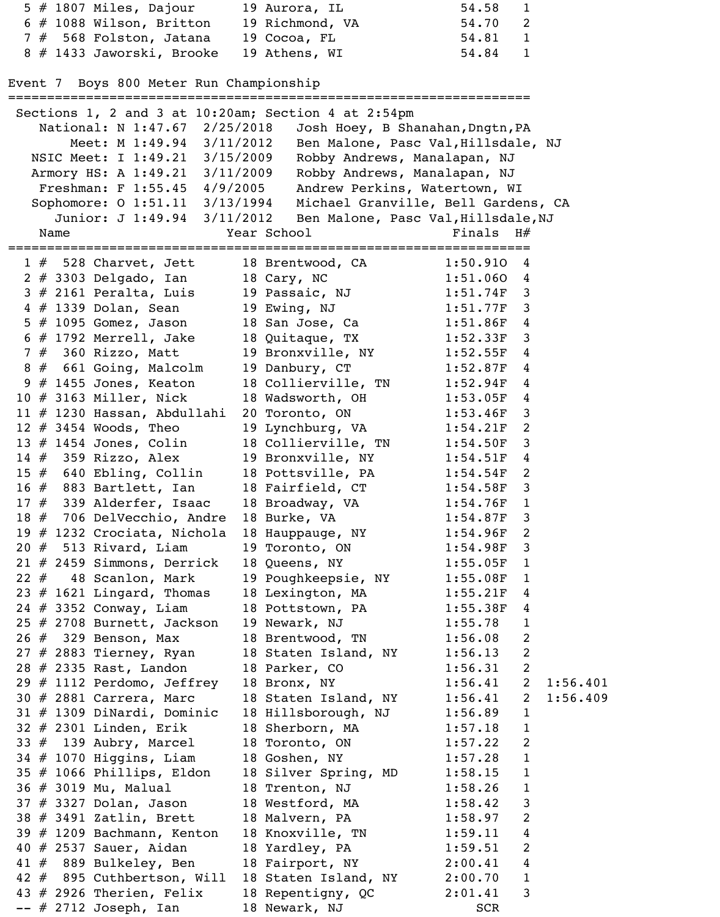| Place | # | Name | Year | School | Finals | H# | |
|---|---|---|---|---|---|---|---|
| 5 | # 1807 | Miles, Dajour | 19 | Aurora, IL | 54.58 | 1 | |
| 6 | # 1088 | Wilson, Britton | 19 | Richmond, VA | 54.70 | 2 | |
| 7 | # 568 | Folston, Jatana | 19 | Cocoa, FL | 54.81 | 1 | |
| 8 | # 1433 | Jaworski, Brooke | 19 | Athens, WI | 54.84 | 1 | |

## Event 7 Boys 800 Meter Run Championship

Sections 1, 2 and 3 at 10:20am; Section 4 at 2:54pm

| Record | Mark | Date | Holder |
|---|---|---|---|
| National: N | 1:47.67 | 2/25/2018 | Josh Hoey, B Shanahan,Dngtn,PA |
| Meet: M | 1:49.94 | 3/11/2012 | Ben Malone, Pasc Val,Hillsdale, NJ |
| NSIC Meet: I | 1:49.21 | 3/15/2009 | Robby Andrews, Manalapan, NJ |
| Armory HS: A | 1:49.21 | 3/11/2009 | Robby Andrews, Manalapan, NJ |
| Freshman: F | 1:55.45 | 4/9/2005 | Andrew Perkins, Watertown, WI |
| Sophomore: O | 1:51.11 | 3/13/1994 | Michael Granville, Bell Gardens, CA |
| Junior: J | 1:49.94 | 3/11/2012 | Ben Malone, Pasc Val,Hillsdale,NJ |

| Place | # | Name | Year | School | Finals | H# | |
|---|---|---|---|---|---|---|---|
| 1 | # 528 | Charvet, Jett | 18 | Brentwood, CA | 1:50.91O | 4 | |
| 2 | # 3303 | Delgado, Ian | 18 | Cary, NC | 1:51.06O | 4 | |
| 3 | # 2161 | Peralta, Luis | 19 | Passaic, NJ | 1:51.74F | 3 | |
| 4 | # 1339 | Dolan, Sean | 19 | Ewing, NJ | 1:51.77F | 3 | |
| 5 | # 1095 | Gomez, Jason | 18 | San Jose, Ca | 1:51.86F | 4 | |
| 6 | # 1792 | Merrell, Jake | 18 | Quitaque, TX | 1:52.33F | 3 | |
| 7 | # 360 | Rizzo, Matt | 19 | Bronxville, NY | 1:52.55F | 4 | |
| 8 | # 661 | Going, Malcolm | 19 | Danbury, CT | 1:52.87F | 4 | |
| 9 | # 1455 | Jones, Keaton | 18 | Collierville, TN | 1:52.94F | 4 | |
| 10 | # 3163 | Miller, Nick | 18 | Wadsworth, OH | 1:53.05F | 4 | |
| 11 | # 1230 | Hassan, Abdullahi | 20 | Toronto, ON | 1:53.46F | 3 | |
| 12 | # 3454 | Woods, Theo | 19 | Lynchburg, VA | 1:54.21F | 2 | |
| 13 | # 1454 | Jones, Colin | 18 | Collierville, TN | 1:54.50F | 3 | |
| 14 | # 359 | Rizzo, Alex | 19 | Bronxville, NY | 1:54.51F | 4 | |
| 15 | # 640 | Ebling, Collin | 18 | Pottsville, PA | 1:54.54F | 2 | |
| 16 | # 883 | Bartlett, Ian | 18 | Fairfield, CT | 1:54.58F | 3 | |
| 17 | # 339 | Alderfer, Isaac | 18 | Broadway, VA | 1:54.76F | 1 | |
| 18 | # 706 | DelVecchio, Andre | 18 | Burke, VA | 1:54.87F | 3 | |
| 19 | # 1232 | Crociata, Nichola | 18 | Hauppauge, NY | 1:54.96F | 2 | |
| 20 | # 513 | Rivard, Liam | 19 | Toronto, ON | 1:54.98F | 3 | |
| 21 | # 2459 | Simmons, Derrick | 18 | Queens, NY | 1:55.05F | 1 | |
| 22 | # 48 | Scanlon, Mark | 19 | Poughkeepsie, NY | 1:55.08F | 1 | |
| 23 | # 1621 | Lingard, Thomas | 18 | Lexington, MA | 1:55.21F | 4 | |
| 24 | # 3352 | Conway, Liam | 18 | Pottstown, PA | 1:55.38F | 4 | |
| 25 | # 2708 | Burnett, Jackson | 19 | Newark, NJ | 1:55.78 | 1 | |
| 26 | # 329 | Benson, Max | 18 | Brentwood, TN | 1:56.08 | 2 | |
| 27 | # 2883 | Tierney, Ryan | 18 | Staten Island, NY | 1:56.13 | 2 | |
| 28 | # 2335 | Rast, Landon | 18 | Parker, CO | 1:56.31 | 2 | |
| 29 | # 1112 | Perdomo, Jeffrey | 18 | Bronx, NY | 1:56.41 | 2 | 1:56.401 |
| 30 | # 2881 | Carrera, Marc | 18 | Staten Island, NY | 1:56.41 | 2 | 1:56.409 |
| 31 | # 1309 | DiNardi, Dominic | 18 | Hillsborough, NJ | 1:56.89 | 1 | |
| 32 | # 2301 | Linden, Erik | 18 | Sherborn, MA | 1:57.18 | 1 | |
| 33 | # 139 | Aubry, Marcel | 18 | Toronto, ON | 1:57.22 | 2 | |
| 34 | # 1070 | Higgins, Liam | 18 | Goshen, NY | 1:57.28 | 1 | |
| 35 | # 1066 | Phillips, Eldon | 18 | Silver Spring, MD | 1:58.15 | 1 | |
| 36 | # 3019 | Mu, Malual | 18 | Trenton, NJ | 1:58.26 | 1 | |
| 37 | # 3327 | Dolan, Jason | 18 | Westford, MA | 1:58.42 | 3 | |
| 38 | # 3491 | Zatlin, Brett | 18 | Malvern, PA | 1:58.97 | 2 | |
| 39 | # 1209 | Bachmann, Kenton | 18 | Knoxville, TN | 1:59.11 | 4 | |
| 40 | # 2537 | Sauer, Aidan | 18 | Yardley, PA | 1:59.51 | 2 | |
| 41 | # 889 | Bulkeley, Ben | 18 | Fairport, NY | 2:00.41 | 4 | |
| 42 | # 895 | Cuthbertson, Will | 18 | Staten Island, NY | 2:00.70 | 1 | |
| 43 | # 2926 | Therien, Felix | 18 | Repentigny, QC | 2:01.41 | 3 | |
| -- | # 2712 | Joseph, Ian | 18 | Newark, NJ | SCR | | |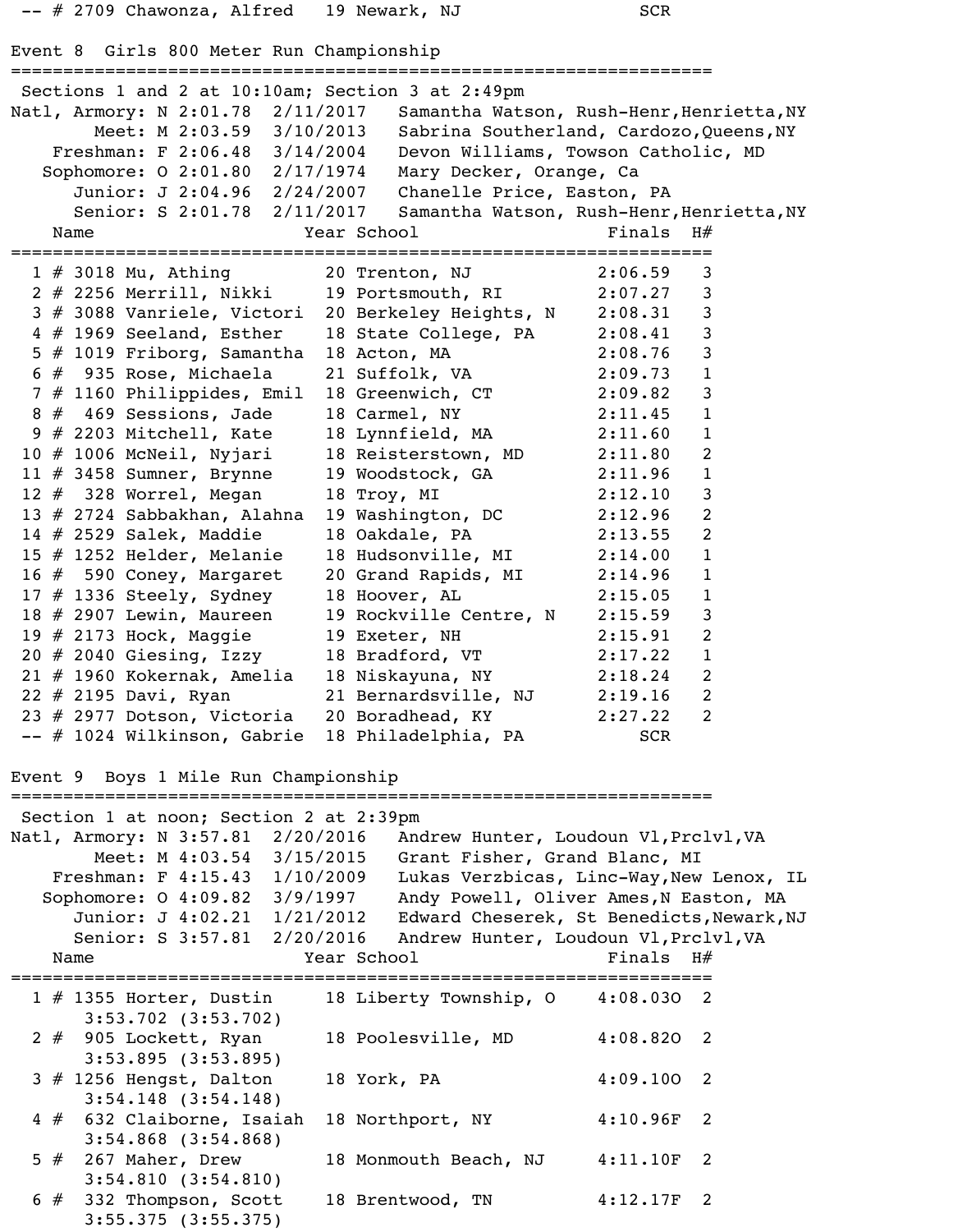-- # 2709 Chawonza, Alfred 19 Newark, NJ SCR

## Event 8 Girls 800 Meter Run Championship

Sections 1 and 2 at 10:10am; Section 3 at 2:49pm

| Record | | Time | Date | Holder |
|---|---|---|---|---|
| Natl, Armory: | N | 2:01.78 | 2/11/2017 | Samantha Watson, Rush-Henr,Henrietta,NY |
| Meet: | M | 2:03.59 | 3/10/2013 | Sabrina Southerland, Cardozo,Queens,NY |
| Freshman: | F | 2:06.48 | 3/14/2004 | Devon Williams, Towson Catholic, MD |
| Sophomore: | O | 2:01.80 | 2/17/1974 | Mary Decker, Orange, Ca |
| Junior: | J | 2:04.96 | 2/24/2007 | Chanelle Price, Easton, PA |
| Senior: | S | 2:01.78 | 2/11/2017 | Samantha Watson, Rush-Henr,Henrietta,NY |

| Place | # | Name | Year | School | Finals | H# |
|---|---|---|---|---|---|---|
| 1 | # 3018 | Mu, Athing | 20 | Trenton, NJ | 2:06.59 | 3 |
| 2 | # 2256 | Merrill, Nikki | 19 | Portsmouth, RI | 2:07.27 | 3 |
| 3 | # 3088 | Vanriele, Victori | 20 | Berkeley Heights, N | 2:08.31 | 3 |
| 4 | # 1969 | Seeland, Esther | 18 | State College, PA | 2:08.41 | 3 |
| 5 | # 1019 | Friborg, Samantha | 18 | Acton, MA | 2:08.76 | 3 |
| 6 | # 935 | Rose, Michaela | 21 | Suffolk, VA | 2:09.73 | 1 |
| 7 | # 1160 | Philippides, Emil | 18 | Greenwich, CT | 2:09.82 | 3 |
| 8 | # 469 | Sessions, Jade | 18 | Carmel, NY | 2:11.45 | 1 |
| 9 | # 2203 | Mitchell, Kate | 18 | Lynnfield, MA | 2:11.60 | 1 |
| 10 | # 1006 | McNeil, Nyjari | 18 | Reisterstown, MD | 2:11.80 | 2 |
| 11 | # 3458 | Sumner, Brynne | 19 | Woodstock, GA | 2:11.96 | 1 |
| 12 | # 328 | Worrel, Megan | 18 | Troy, MI | 2:12.10 | 3 |
| 13 | # 2724 | Sabbakhan, Alahna | 19 | Washington, DC | 2:12.96 | 2 |
| 14 | # 2529 | Salek, Maddie | 18 | Oakdale, PA | 2:13.55 | 2 |
| 15 | # 1252 | Helder, Melanie | 18 | Hudsonville, MI | 2:14.00 | 1 |
| 16 | # 590 | Coney, Margaret | 20 | Grand Rapids, MI | 2:14.96 | 1 |
| 17 | # 1336 | Steely, Sydney | 18 | Hoover, AL | 2:15.05 | 1 |
| 18 | # 2907 | Lewin, Maureen | 19 | Rockville Centre, N | 2:15.59 | 3 |
| 19 | # 2173 | Hock, Maggie | 19 | Exeter, NH | 2:15.91 | 2 |
| 20 | # 2040 | Giesing, Izzy | 18 | Bradford, VT | 2:17.22 | 1 |
| 21 | # 1960 | Kokernak, Amelia | 18 | Niskayuna, NY | 2:18.24 | 2 |
| 22 | # 2195 | Davi, Ryan | 21 | Bernardsville, NJ | 2:19.16 | 2 |
| 23 | # 2977 | Dotson, Victoria | 20 | Boradhead, KY | 2:27.22 | 2 |
| -- | # 1024 | Wilkinson, Gabrie | 18 | Philadelphia, PA | SCR | |

## Event 9 Boys 1 Mile Run Championship

Section 1 at noon; Section 2 at 2:39pm

| Record | | Time | Date | Holder |
|---|---|---|---|---|
| Natl, Armory: | N | 3:57.81 | 2/20/2016 | Andrew Hunter, Loudoun Vl,Prclvl,VA |
| Meet: | M | 4:03.54 | 3/15/2015 | Grant Fisher, Grand Blanc, MI |
| Freshman: | F | 4:15.43 | 1/10/2009 | Lukas Verzbicas, Linc-Way,New Lenox, IL |
| Sophomore: | O | 4:09.82 | 3/9/1997 | Andy Powell, Oliver Ames,N Easton, MA |
| Junior: | J | 4:02.21 | 1/21/2012 | Edward Cheserek, St Benedicts,Newark,NJ |
| Senior: | S | 3:57.81 | 2/20/2016 | Andrew Hunter, Loudoun Vl,Prclvl,VA |

| Place | # | Name | Year | School | Finals | H# |
|---|---|---|---|---|---|---|
| 1 | # 1355 | Horter, Dustin | 18 | Liberty Township, O | 4:08.03O | 2 |
| | | 3:53.702 (3:53.702) | | | | |
| 2 | # 905 | Lockett, Ryan | 18 | Poolesville, MD | 4:08.82O | 2 |
| | | 3:53.895 (3:53.895) | | | | |
| 3 | # 1256 | Hengst, Dalton | 18 | York, PA | 4:09.10O | 2 |
| | | 3:54.148 (3:54.148) | | | | |
| 4 | # 632 | Claiborne, Isaiah | 18 | Northport, NY | 4:10.96F | 2 |
| | | 3:54.868 (3:54.868) | | | | |
| 5 | # 267 | Maher, Drew | 18 | Monmouth Beach, NJ | 4:11.10F | 2 |
| | | 3:54.810 (3:54.810) | | | | |
| 6 | # 332 | Thompson, Scott | 18 | Brentwood, TN | 4:12.17F | 2 |
| | | 3:55.375 (3:55.375) | | | | |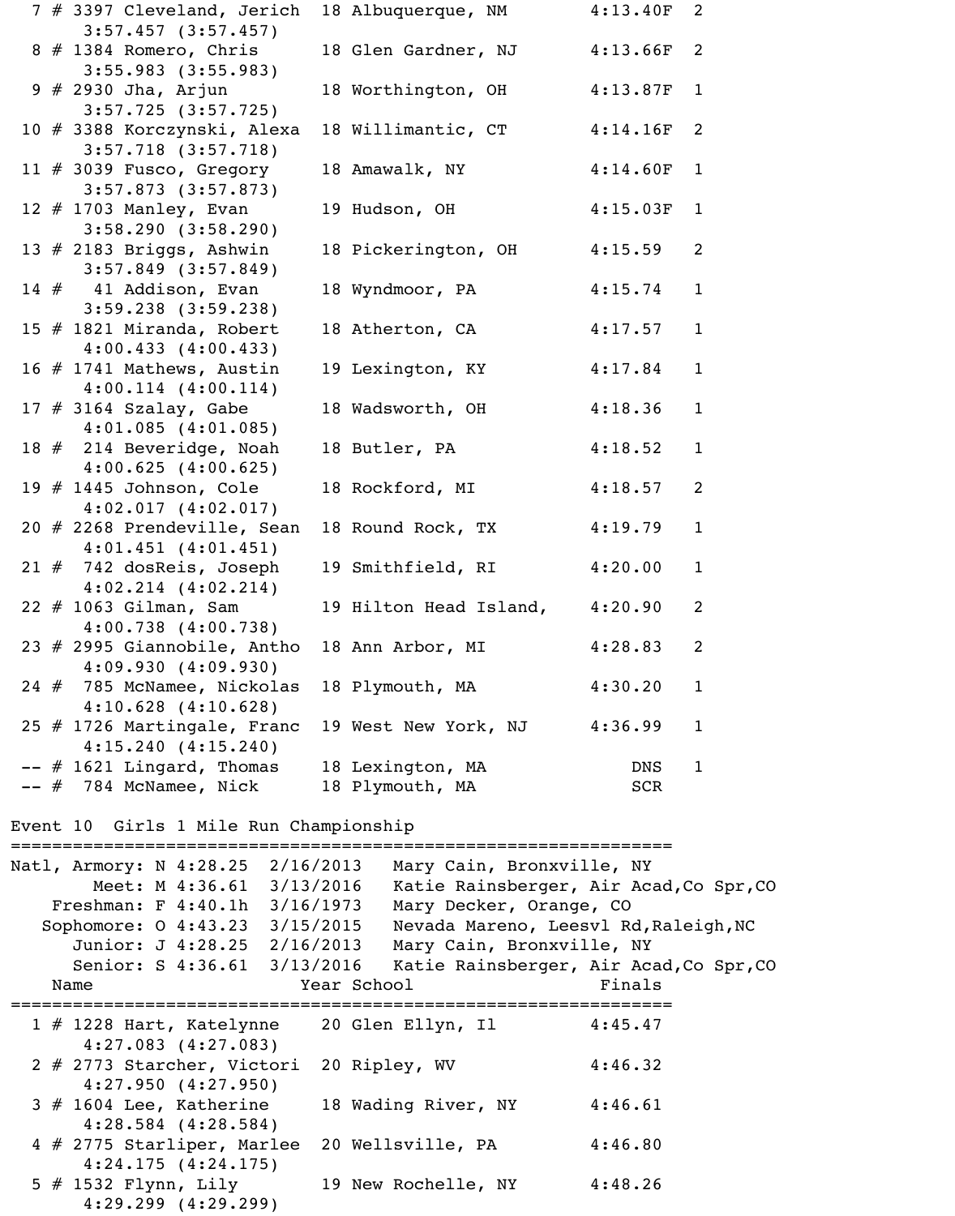```
  7 # 3397 Cleveland, Jerich  18 Albuquerque, NM       4:13.40F  2
       3:57.457 (3:57.457)
  8 # 1384 Romero, Chris      18 Glen Gardner, NJ      4:13.66F  2
       3:55.983 (3:55.983)
  9 # 2930 Jha, Arjun         18 Worthington, OH       4:13.87F  1
       3:57.725 (3:57.725)
 10 # 3388 Korczynski, Alexa  18 Willimantic, CT       4:14.16F  2
       3:57.718 (3:57.718)
 11 # 3039 Fusco, Gregory     18 Amawalk, NY           4:14.60F  1
       3:57.873 (3:57.873)
 12 # 1703 Manley, Evan       19 Hudson, OH            4:15.03F  1
       3:58.290 (3:58.290)
 13 # 2183 Briggs, Ashwin     18 Pickerington, OH      4:15.59   2
       3:57.849 (3:57.849)
 14 #   41 Addison, Evan      18 Wyndmoor, PA          4:15.74   1
       3:59.238 (3:59.238)
 15 # 1821 Miranda, Robert    18 Atherton, CA          4:17.57   1
       4:00.433 (4:00.433)
 16 # 1741 Mathews, Austin    19 Lexington, KY         4:17.84   1
       4:00.114 (4:00.114)
 17 # 3164 Szalay, Gabe       18 Wadsworth, OH         4:18.36   1
       4:01.085 (4:01.085)
 18 #  214 Beveridge, Noah    18 Butler, PA            4:18.52   1
       4:00.625 (4:00.625)
 19 # 1445 Johnson, Cole      18 Rockford, MI          4:18.57   2
       4:02.017 (4:02.017)
 20 # 2268 Prendeville, Sean  18 Round Rock, TX        4:19.79   1
       4:01.451 (4:01.451)
 21 #  742 dosReis, Joseph    19 Smithfield, RI        4:20.00   1
       4:02.214 (4:02.214)
 22 # 1063 Gilman, Sam        19 Hilton Head Island,   4:20.90   2
       4:00.738 (4:00.738)
 23 # 2995 Giannobile, Antho  18 Ann Arbor, MI         4:28.83   2
       4:09.930 (4:09.930)
 24 #  785 McNamee, Nickolas  18 Plymouth, MA          4:30.20   1
       4:10.628 (4:10.628)
 25 # 1726 Martingale, Franc  19 West New York, NJ     4:36.99   1
       4:15.240 (4:15.240)
 -- # 1621 Lingard, Thomas    18 Lexington, MA             DNS   1
 -- #  784 McNamee, Nick      18 Plymouth, MA              SCR
```

## Event 10  Girls 1 Mile Run Championship

```
=================================================================
Natl, Armory: N 4:28.25  2/16/2013   Mary Cain, Bronxville, NY
        Meet: M 4:36.61  3/13/2016   Katie Rainsberger, Air Acad,Co Spr,CO
    Freshman: F 4:40.1h  3/16/1973   Mary Decker, Orange, CO
   Sophomore: O 4:43.23  3/15/2015   Nevada Mareno, Leesvl Rd,Raleigh,NC
      Junior: J 4:28.25  2/16/2013   Mary Cain, Bronxville, NY
      Senior: S 4:36.61  3/13/2016   Katie Rainsberger, Air Acad,Co Spr,CO
    Name                    Year School                  Finals
=================================================================
  1 # 1228 Hart, Katelynne    20 Glen Ellyn, Il        4:45.47
       4:27.083 (4:27.083)
  2 # 2773 Starcher, Victori  20 Ripley, WV            4:46.32
       4:27.950 (4:27.950)
  3 # 1604 Lee, Katherine     18 Wading River, NY      4:46.61
       4:28.584 (4:28.584)
  4 # 2775 Starliper, Marlee  20 Wellsville, PA        4:46.80
       4:24.175 (4:24.175)
  5 # 1532 Flynn, Lily        19 New Rochelle, NY      4:48.26
       4:29.299 (4:29.299)
```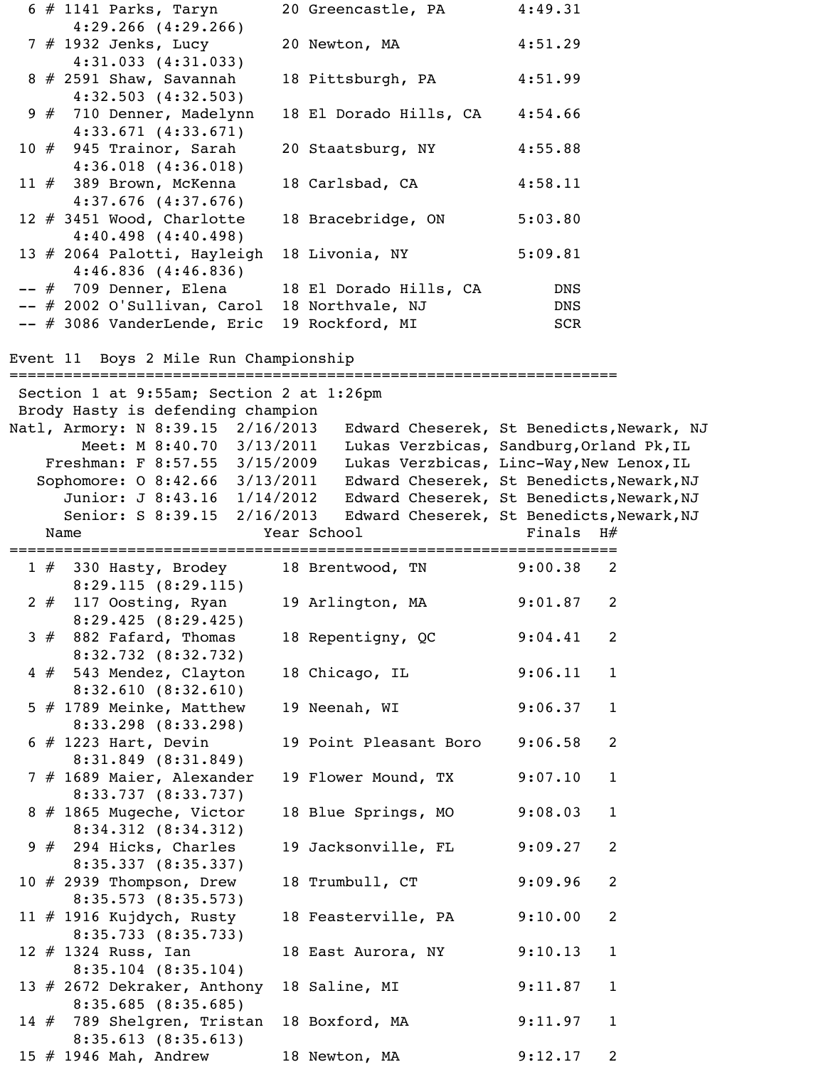```
  6 # 1141 Parks, Taryn       20 Greencastle, PA       4:49.31
      4:29.266 (4:29.266)
  7 # 1932 Jenks, Lucy        20 Newton, MA            4:51.29
      4:31.033 (4:31.033)
  8 # 2591 Shaw, Savannah     18 Pittsburgh, PA        4:51.99
      4:32.503 (4:32.503)
  9 #  710 Denner, Madelynn   18 El Dorado Hills, CA   4:54.66
      4:33.671 (4:33.671)
 10 #  945 Trainor, Sarah     20 Staatsburg, NY        4:55.88
      4:36.018 (4:36.018)
 11 #  389 Brown, McKenna     18 Carlsbad, CA          4:58.11
      4:37.676 (4:37.676)
 12 # 3451 Wood, Charlotte    18 Bracebridge, ON       5:03.80
      4:40.498 (4:40.498)
 13 # 2064 Palotti, Hayleigh  18 Livonia, NY           5:09.81
      4:46.836 (4:46.836)
 -- #  709 Denner, Elena      18 El Dorado Hills, CA       DNS
 -- # 2002 O'Sullivan, Carol  18 Northvale, NJ             DNS
 -- # 3086 VanderLende, Eric  19 Rockford, MI              SCR

Event 11  Boys 2 Mile Run Championship
=================================================================
 Section 1 at 9:55am; Section 2 at 1:26pm
 Brody Hasty is defending champion
Natl, Armory: N 8:39.15  2/16/2013   Edward Cheserek, St Benedicts,Newark, NJ
        Meet: M 8:40.70  3/13/2011   Lukas Verzbicas, Sandburg,Orland Pk,IL
    Freshman: F 8:57.55  3/15/2009   Lukas Verzbicas, Linc-Way,New Lenox,IL
   Sophomore: O 8:42.66  3/13/2011   Edward Cheserek, St Benedicts,Newark,NJ
      Junior: J 8:43.16  1/14/2012   Edward Cheserek, St Benedicts,Newark,NJ
      Senior: S 8:39.15  2/16/2013   Edward Cheserek, St Benedicts,Newark,NJ
    Name                    Year School                  Finals  H#
=================================================================
  1 #  330 Hasty, Brodey      18 Brentwood, TN         9:00.38   2
      8:29.115 (8:29.115)
  2 #  117 Oosting, Ryan      19 Arlington, MA         9:01.87   2
      8:29.425 (8:29.425)
  3 #  882 Fafard, Thomas     18 Repentigny, QC        9:04.41   2
      8:32.732 (8:32.732)
  4 #  543 Mendez, Clayton    18 Chicago, IL           9:06.11   1
      8:32.610 (8:32.610)
  5 # 1789 Meinke, Matthew    19 Neenah, WI            9:06.37   1
      8:33.298 (8:33.298)
  6 # 1223 Hart, Devin        19 Point Pleasant Boro   9:06.58   2
      8:31.849 (8:31.849)
  7 # 1689 Maier, Alexander   19 Flower Mound, TX      9:07.10   1
      8:33.737 (8:33.737)
  8 # 1865 Mugeche, Victor    18 Blue Springs, MO      9:08.03   1
      8:34.312 (8:34.312)
  9 #  294 Hicks, Charles     19 Jacksonville, FL      9:09.27   2
      8:35.337 (8:35.337)
 10 # 2939 Thompson, Drew     18 Trumbull, CT          9:09.96   2
      8:35.573 (8:35.573)
 11 # 1916 Kujdych, Rusty     18 Feasterville, PA      9:10.00   2
      8:35.733 (8:35.733)
 12 # 1324 Russ, Ian          18 East Aurora, NY       9:10.13   1
      8:35.104 (8:35.104)
 13 # 2672 Dekraker, Anthony  18 Saline, MI            9:11.87   1
      8:35.685 (8:35.685)
 14 #  789 Shelgren, Tristan  18 Boxford, MA           9:11.97   1
      8:35.613 (8:35.613)
 15 # 1946 Mah, Andrew        18 Newton, MA            9:12.17   2
```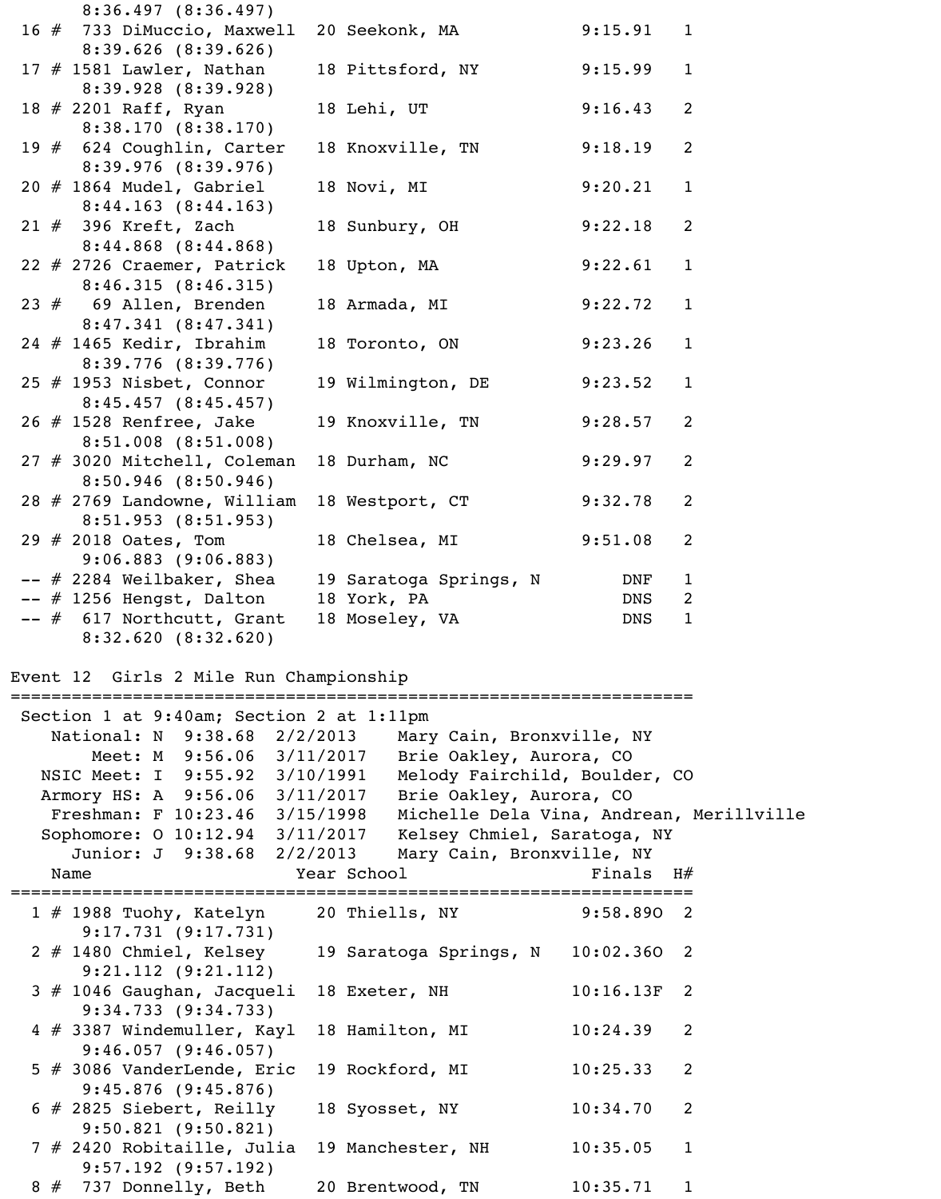```
     8:36.497 (8:36.497)
 16 #  733 DiMuccio, Maxwell  20 Seekonk, MA           9:15.91   1
     8:39.626 (8:39.626)
 17 # 1581 Lawler, Nathan     18 Pittsford, NY         9:15.99   1
     8:39.928 (8:39.928)
 18 # 2201 Raff, Ryan         18 Lehi, UT              9:16.43   2
     8:38.170 (8:38.170)
 19 #  624 Coughlin, Carter   18 Knoxville, TN         9:18.19   2
     8:39.976 (8:39.976)
 20 # 1864 Mudel, Gabriel     18 Novi, MI              9:20.21   1
     8:44.163 (8:44.163)
 21 #  396 Kreft, Zach        18 Sunbury, OH           9:22.18   2
     8:44.868 (8:44.868)
 22 # 2726 Craemer, Patrick   18 Upton, MA             9:22.61   1
     8:46.315 (8:46.315)
 23 #   69 Allen, Brenden     18 Armada, MI            9:22.72   1
     8:47.341 (8:47.341)
 24 # 1465 Kedir, Ibrahim     18 Toronto, ON           9:23.26   1
     8:39.776 (8:39.776)
 25 # 1953 Nisbet, Connor     19 Wilmington, DE        9:23.52   1
     8:45.457 (8:45.457)
 26 # 1528 Renfree, Jake      19 Knoxville, TN         9:28.57   2
     8:51.008 (8:51.008)
 27 # 3020 Mitchell, Coleman  18 Durham, NC            9:29.97   2
     8:50.946 (8:50.946)
 28 # 2769 Landowne, William  18 Westport, CT          9:32.78   2
     8:51.953 (8:51.953)
 29 # 2018 Oates, Tom         18 Chelsea, MI           9:51.08   2
     9:06.883 (9:06.883)
 -- # 2284 Weilbaker, Shea    19 Saratoga Springs, N       DNF   1
 -- # 1256 Hengst, Dalton     18 York, PA                  DNS   2
 -- #  617 Northcutt, Grant   18 Moseley, VA               DNS   1
     8:32.620 (8:32.620)

Event 12  Girls 2 Mile Run Championship
===================================================================
 Section 1 at 9:40am; Section 2 at 1:11pm
    National: N  9:38.68  2/2/2013    Mary Cain, Bronxville, NY
        Meet: M  9:56.06  3/11/2017   Brie Oakley, Aurora, CO
  NSIC Meet: I  9:55.92  3/10/1991   Melody Fairchild, Boulder, CO
  Armory HS: A  9:56.06  3/11/2017   Brie Oakley, Aurora, CO
    Freshman: F 10:23.46  3/15/1998   Michelle Dela Vina, Andrean, Merillville
   Sophomore: O 10:12.94  3/11/2017   Kelsey Chmiel, Saratoga, NY
      Junior: J  9:38.68  2/2/2013    Mary Cain, Bronxville, NY
    Name                    Year School                  Finals  H#
===================================================================
  1 # 1988 Tuohy, Katelyn     20 Thiells, NY          9:58.89O  2
     9:17.731 (9:17.731)
  2 # 1480 Chmiel, Kelsey     19 Saratoga Springs, N  10:02.36O  2
     9:21.112 (9:21.112)
  3 # 1046 Gaughan, Jacqueli  18 Exeter, NH           10:16.13F  2
     9:34.733 (9:34.733)
  4 # 3387 Windemuller, Kayl  18 Hamilton, MI         10:24.39   2
     9:46.057 (9:46.057)
  5 # 3086 VanderLende, Eric  19 Rockford, MI         10:25.33   2
     9:45.876 (9:45.876)
  6 # 2825 Siebert, Reilly    18 Syosset, NY          10:34.70   2
     9:50.821 (9:50.821)
  7 # 2420 Robitaille, Julia  19 Manchester, NH       10:35.05   1
     9:57.192 (9:57.192)
  8 #  737 Donnelly, Beth     20 Brentwood, TN        10:35.71   1
```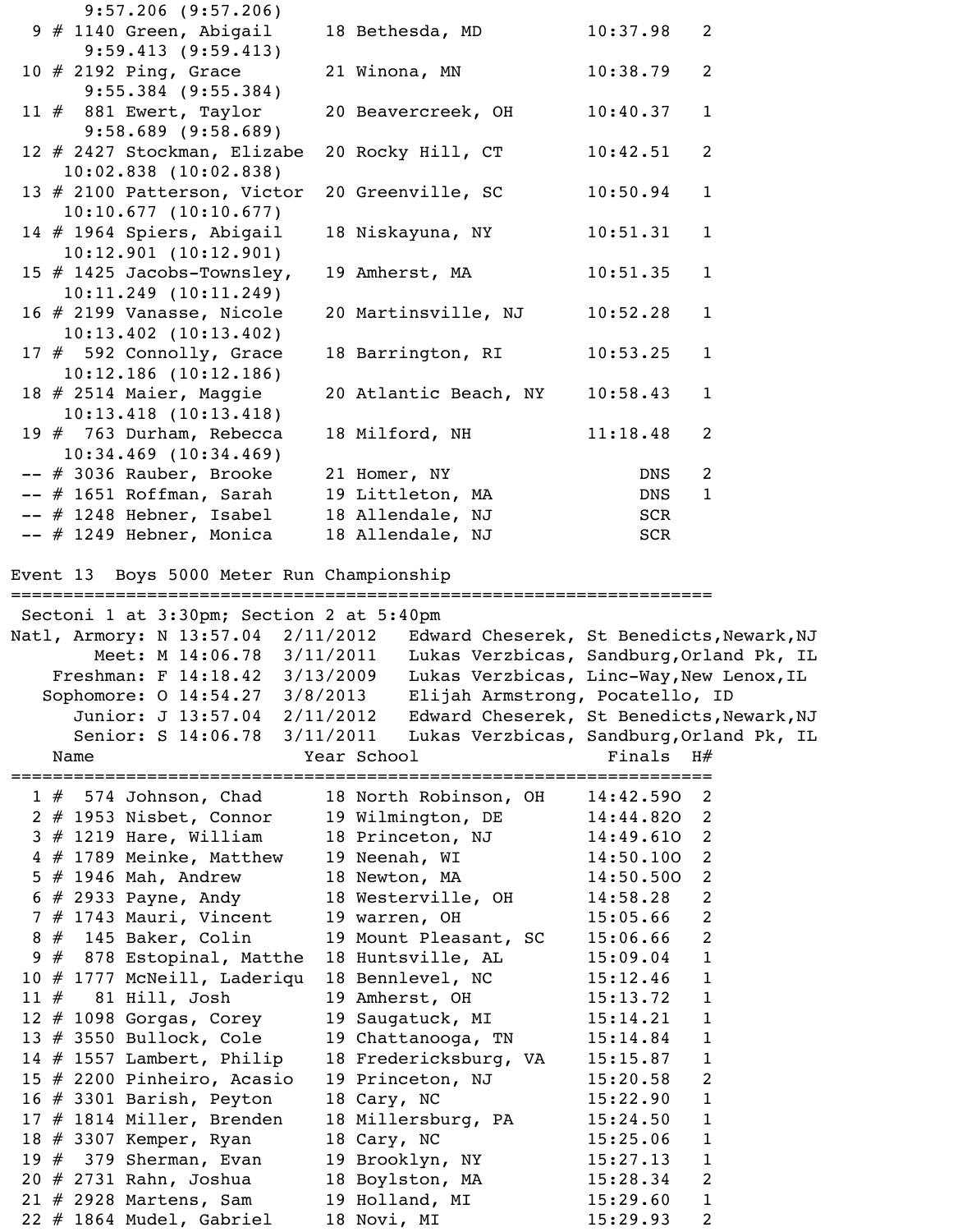9:57.206 (9:57.206)

| Place | Name | Year | School | Finals | H# |
|---|---|---|---|---|---|
| 9 | # 1140 Green, Abigail<br>9:59.413 (9:59.413) | 18 | Bethesda, MD | 10:37.98 | 2 |
| 10 | # 2192 Ping, Grace<br>9:55.384 (9:55.384) | 21 | Winona, MN | 10:38.79 | 2 |
| 11 | # 881 Ewert, Taylor<br>9:58.689 (9:58.689) | 20 | Beavercreek, OH | 10:40.37 | 1 |
| 12 | # 2427 Stockman, Elizabe<br>10:02.838 (10:02.838) | 20 | Rocky Hill, CT | 10:42.51 | 2 |
| 13 | # 2100 Patterson, Victor<br>10:10.677 (10:10.677) | 20 | Greenville, SC | 10:50.94 | 1 |
| 14 | # 1964 Spiers, Abigail<br>10:12.901 (10:12.901) | 18 | Niskayuna, NY | 10:51.31 | 1 |
| 15 | # 1425 Jacobs-Townsley,<br>10:11.249 (10:11.249) | 19 | Amherst, MA | 10:51.35 | 1 |
| 16 | # 2199 Vanasse, Nicole<br>10:13.402 (10:13.402) | 20 | Martinsville, NJ | 10:52.28 | 1 |
| 17 | # 592 Connolly, Grace<br>10:12.186 (10:12.186) | 18 | Barrington, RI | 10:53.25 | 1 |
| 18 | # 2514 Maier, Maggie<br>10:13.418 (10:13.418) | 20 | Atlantic Beach, NY | 10:58.43 | 1 |
| 19 | # 763 Durham, Rebecca<br>10:34.469 (10:34.469) | 18 | Milford, NH | 11:18.48 | 2 |
| -- | # 3036 Rauber, Brooke | 21 | Homer, NY | DNS | 2 |
| -- | # 1651 Roffman, Sarah | 19 | Littleton, MA | DNS | 1 |
| -- | # 1248 Hebner, Isabel | 18 | Allendale, NJ | SCR | |
| -- | # 1249 Hebner, Monica | 18 | Allendale, NJ | SCR | |

## Event 13 Boys 5000 Meter Run Championship

Sectoni 1 at 3:30pm; Section 2 at 5:40pm

| Record | | Time | Date | Holder |
|---|---|---|---|---|
| Natl, Armory: | N | 13:57.04 | 2/11/2012 | Edward Cheserek, St Benedicts,Newark,NJ |
| Meet: | M | 14:06.78 | 3/11/2011 | Lukas Verzbicas, Sandburg,Orland Pk, IL |
| Freshman: | F | 14:18.42 | 3/13/2009 | Lukas Verzbicas, Linc-Way,New Lenox,IL |
| Sophomore: | O | 14:54.27 | 3/8/2013 | Elijah Armstrong, Pocatello, ID |
| Junior: | J | 13:57.04 | 2/11/2012 | Edward Cheserek, St Benedicts,Newark,NJ |
| Senior: | S | 14:06.78 | 3/11/2011 | Lukas Verzbicas, Sandburg,Orland Pk, IL |

| Place | Name | Year | School | Finals | H# |
|---|---|---|---|---|---|
| 1 | # 574 Johnson, Chad | 18 | North Robinson, OH | 14:42.59O | 2 |
| 2 | # 1953 Nisbet, Connor | 19 | Wilmington, DE | 14:44.82O | 2 |
| 3 | # 1219 Hare, William | 18 | Princeton, NJ | 14:49.61O | 2 |
| 4 | # 1789 Meinke, Matthew | 19 | Neenah, WI | 14:50.10O | 2 |
| 5 | # 1946 Mah, Andrew | 18 | Newton, MA | 14:50.50O | 2 |
| 6 | # 2933 Payne, Andy | 18 | Westerville, OH | 14:58.28 | 2 |
| 7 | # 1743 Mauri, Vincent | 19 | warren, OH | 15:05.66 | 2 |
| 8 | # 145 Baker, Colin | 19 | Mount Pleasant, SC | 15:06.66 | 2 |
| 9 | # 878 Estopinal, Matthe | 18 | Huntsville, AL | 15:09.04 | 1 |
| 10 | # 1777 McNeill, Laderiqu | 18 | Bennlevel, NC | 15:12.46 | 1 |
| 11 | # 81 Hill, Josh | 19 | Amherst, OH | 15:13.72 | 1 |
| 12 | # 1098 Gorgas, Corey | 19 | Saugatuck, MI | 15:14.21 | 1 |
| 13 | # 3550 Bullock, Cole | 19 | Chattanooga, TN | 15:14.84 | 1 |
| 14 | # 1557 Lambert, Philip | 18 | Fredericksburg, VA | 15:15.87 | 1 |
| 15 | # 2200 Pinheiro, Acasio | 19 | Princeton, NJ | 15:20.58 | 2 |
| 16 | # 3301 Barish, Peyton | 18 | Cary, NC | 15:22.90 | 1 |
| 17 | # 1814 Miller, Brenden | 18 | Millersburg, PA | 15:24.50 | 1 |
| 18 | # 3307 Kemper, Ryan | 18 | Cary, NC | 15:25.06 | 1 |
| 19 | # 379 Sherman, Evan | 19 | Brooklyn, NY | 15:27.13 | 1 |
| 20 | # 2731 Rahn, Joshua | 18 | Boylston, MA | 15:28.34 | 2 |
| 21 | # 2928 Martens, Sam | 19 | Holland, MI | 15:29.60 | 1 |
| 22 | # 1864 Mudel, Gabriel | 18 | Novi, MI | 15:29.93 | 2 |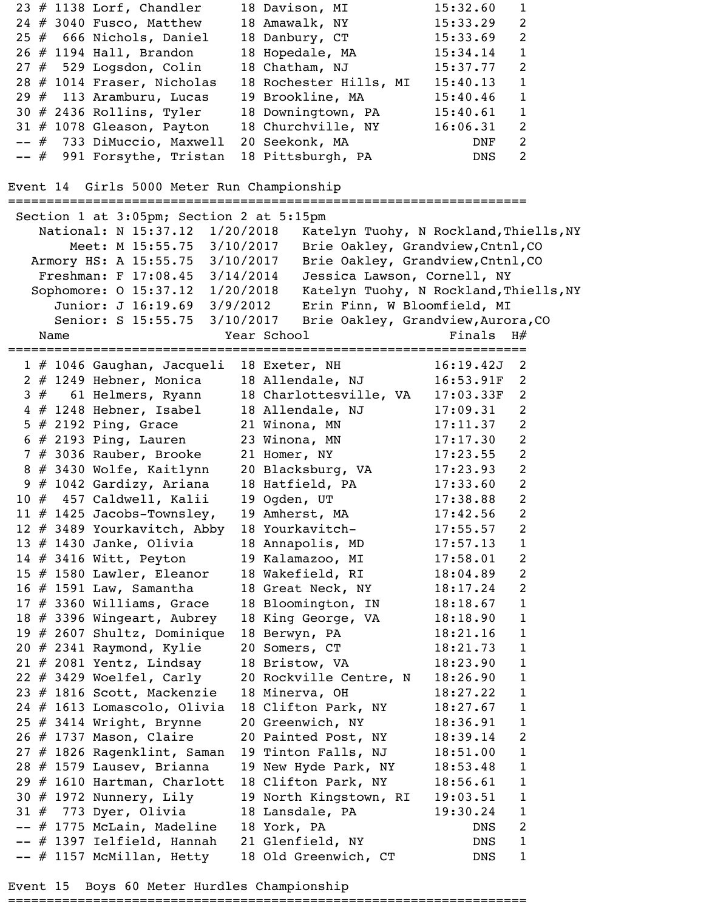| Place | # | Bib | Name | Year | School | Finals | H# |
|---|---|---|---|---|---|---|---|
| 23 | # | 1138 | Lorf, Chandler | 18 | Davison, MI | 15:32.60 | 1 |
| 24 | # | 3040 | Fusco, Matthew | 18 | Amawalk, NY | 15:33.29 | 2 |
| 25 | # | 666 | Nichols, Daniel | 18 | Danbury, CT | 15:33.69 | 2 |
| 26 | # | 1194 | Hall, Brandon | 18 | Hopedale, MA | 15:34.14 | 1 |
| 27 | # | 529 | Logsdon, Colin | 18 | Chatham, NJ | 15:37.77 | 2 |
| 28 | # | 1014 | Fraser, Nicholas | 18 | Rochester Hills, MI | 15:40.13 | 1 |
| 29 | # | 113 | Aramburu, Lucas | 19 | Brookline, MA | 15:40.46 | 1 |
| 30 | # | 2436 | Rollins, Tyler | 18 | Downingtown, PA | 15:40.61 | 1 |
| 31 | # | 1078 | Gleason, Payton | 18 | Churchville, NY | 16:06.31 | 2 |
| -- | # | 733 | DiMuccio, Maxwell | 20 | Seekonk, MA | DNF | 2 |
| -- | # | 991 | Forsythe, Tristan | 18 | Pittsburgh, PA | DNS | 2 |

## Event 14 Girls 5000 Meter Run Championship

Section 1 at 3:05pm; Section 2 at 5:15pm

| Record | Mark | Date | Holder |
|---|---|---|---|
| National: N | 15:37.12 | 1/20/2018 | Katelyn Tuohy, N Rockland,Thiells,NY |
| Meet: M | 15:55.75 | 3/10/2017 | Brie Oakley, Grandview,Cntnl,CO |
| Armory HS: A | 15:55.75 | 3/10/2017 | Brie Oakley, Grandview,Cntnl,CO |
| Freshman: F | 17:08.45 | 3/14/2014 | Jessica Lawson, Cornell, NY |
| Sophomore: O | 15:37.12 | 1/20/2018 | Katelyn Tuohy, N Rockland,Thiells,NY |
| Junior: J | 16:19.69 | 3/9/2012 | Erin Finn, W Bloomfield, MI |
| Senior: S | 15:55.75 | 3/10/2017 | Brie Oakley, Grandview,Aurora,CO |

| Place | # | Bib | Name | Year | School | Finals | H# |
|---|---|---|---|---|---|---|---|
| 1 | # | 1046 | Gaughan, Jacqueli | 18 | Exeter, NH | 16:19.42J | 2 |
| 2 | # | 1249 | Hebner, Monica | 18 | Allendale, NJ | 16:53.91F | 2 |
| 3 | # | 61 | Helmers, Ryann | 18 | Charlottesville, VA | 17:03.33F | 2 |
| 4 | # | 1248 | Hebner, Isabel | 18 | Allendale, NJ | 17:09.31 | 2 |
| 5 | # | 2192 | Ping, Grace | 21 | Winona, MN | 17:11.37 | 2 |
| 6 | # | 2193 | Ping, Lauren | 23 | Winona, MN | 17:17.30 | 2 |
| 7 | # | 3036 | Rauber, Brooke | 21 | Homer, NY | 17:23.55 | 2 |
| 8 | # | 3430 | Wolfe, Kaitlynn | 20 | Blacksburg, VA | 17:23.93 | 2 |
| 9 | # | 1042 | Gardizy, Ariana | 18 | Hatfield, PA | 17:33.60 | 2 |
| 10 | # | 457 | Caldwell, Kalii | 19 | Ogden, UT | 17:38.88 | 2 |
| 11 | # | 1425 | Jacobs-Townsley, | 19 | Amherst, MA | 17:42.56 | 2 |
| 12 | # | 3489 | Yourkavitch, Abby | 18 | Yourkavitch- | 17:55.57 | 2 |
| 13 | # | 1430 | Janke, Olivia | 18 | Annapolis, MD | 17:57.13 | 1 |
| 14 | # | 3416 | Witt, Peyton | 19 | Kalamazoo, MI | 17:58.01 | 2 |
| 15 | # | 1580 | Lawler, Eleanor | 18 | Wakefield, RI | 18:04.89 | 2 |
| 16 | # | 1591 | Law, Samantha | 18 | Great Neck, NY | 18:17.24 | 2 |
| 17 | # | 3360 | Williams, Grace | 18 | Bloomington, IN | 18:18.67 | 1 |
| 18 | # | 3396 | Wingeart, Aubrey | 18 | King George, VA | 18:18.90 | 1 |
| 19 | # | 2607 | Shultz, Dominique | 18 | Berwyn, PA | 18:21.16 | 1 |
| 20 | # | 2341 | Raymond, Kylie | 20 | Somers, CT | 18:21.73 | 1 |
| 21 | # | 2081 | Yentz, Lindsay | 18 | Bristow, VA | 18:23.90 | 1 |
| 22 | # | 3429 | Woelfel, Carly | 20 | Rockville Centre, N | 18:26.90 | 1 |
| 23 | # | 1816 | Scott, Mackenzie | 18 | Minerva, OH | 18:27.22 | 1 |
| 24 | # | 1613 | Lomascolo, Olivia | 18 | Clifton Park, NY | 18:27.67 | 1 |
| 25 | # | 3414 | Wright, Brynne | 20 | Greenwich, NY | 18:36.91 | 1 |
| 26 | # | 1737 | Mason, Claire | 20 | Painted Post, NY | 18:39.14 | 2 |
| 27 | # | 1826 | Ragenklint, Saman | 19 | Tinton Falls, NJ | 18:51.00 | 1 |
| 28 | # | 1579 | Lausev, Brianna | 19 | New Hyde Park, NY | 18:53.48 | 1 |
| 29 | # | 1610 | Hartman, Charlott | 18 | Clifton Park, NY | 18:56.61 | 1 |
| 30 | # | 1972 | Nunnery, Lily | 19 | North Kingstown, RI | 19:03.51 | 1 |
| 31 | # | 773 | Dyer, Olivia | 18 | Lansdale, PA | 19:30.24 | 1 |
| -- | # | 1775 | McLain, Madeline | 18 | York, PA | DNS | 2 |
| -- | # | 1397 | Ielfield, Hannah | 21 | Glenfield, NY | DNS | 1 |
| -- | # | 1157 | McMillan, Hetty | 18 | Old Greenwich, CT | DNS | 1 |

## Event 15 Boys 60 Meter Hurdles Championship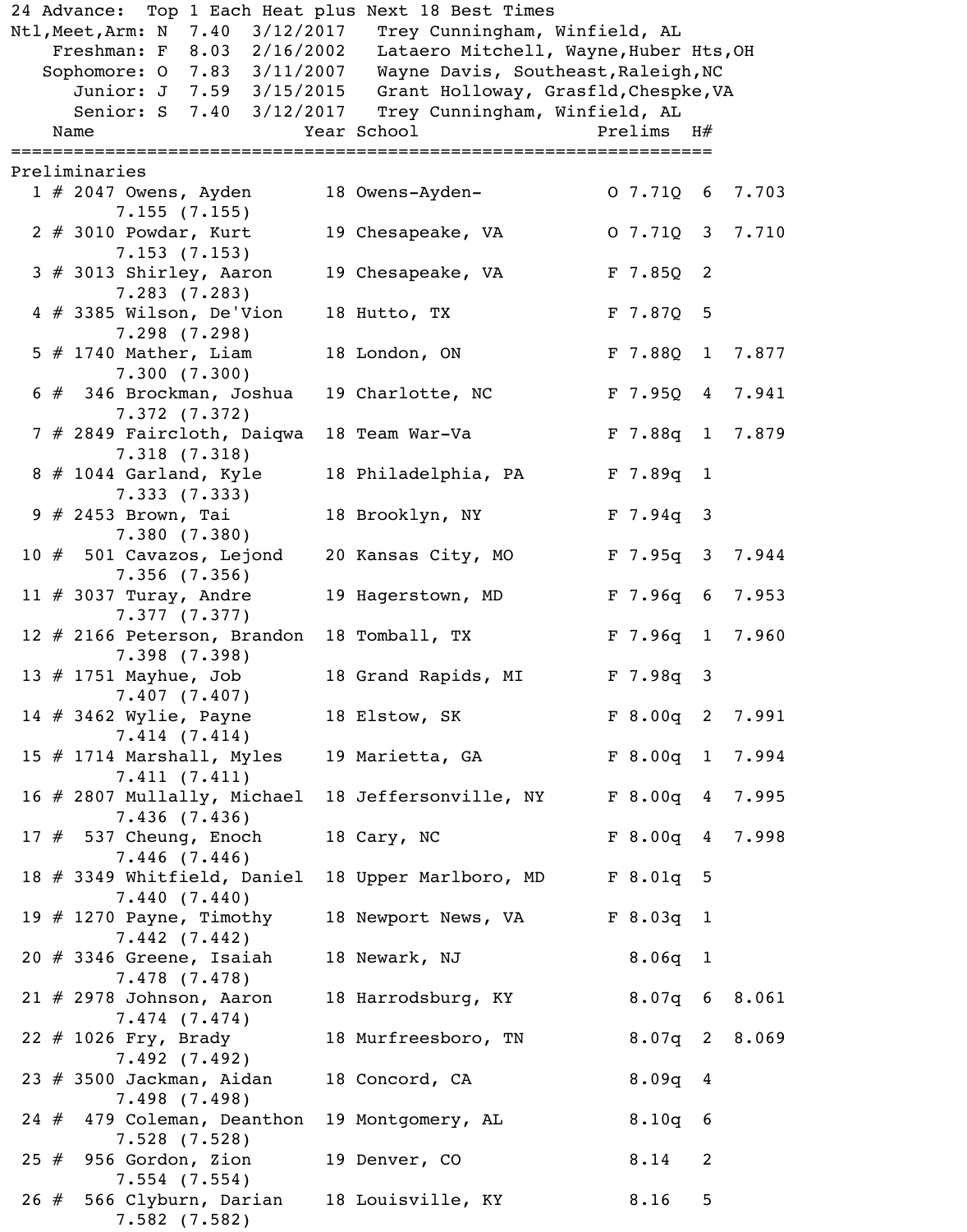24 Advance: Top 1 Each Heat plus Next 18 Best Times

| Record | | Mark | Date | Holder |
|---|---|---|---|---|
| Ntl,Meet,Arm: | N | 7.40 | 3/12/2017 | Trey Cunningham, Winfield, AL |
| Freshman: | F | 8.03 | 2/16/2002 | Lataero Mitchell, Wayne,Huber Hts,OH |
| Sophomore: | O | 7.83 | 3/11/2007 | Wayne Davis, Southeast,Raleigh,NC |
| Junior: | J | 7.59 | 3/15/2015 | Grant Holloway, Grasfld,Chespke,VA |
| Senior: | S | 7.40 | 3/12/2017 | Trey Cunningham, Winfield, AL |

Preliminaries

| Place | Bib | Name | Year | School | | Prelims | H# | | Reaction |
|---|---|---|---|---|---|---|---|---|---|
| 1 | # 2047 | Owens, Ayden | 18 | Owens-Ayden- | O | 7.71Q | 6 | 7.703 | 7.155 (7.155) |
| 2 | # 3010 | Powdar, Kurt | 19 | Chesapeake, VA | O | 7.71Q | 3 | 7.710 | 7.153 (7.153) |
| 3 | # 3013 | Shirley, Aaron | 19 | Chesapeake, VA | F | 7.85Q | 2 | | 7.283 (7.283) |
| 4 | # 3385 | Wilson, De'Vion | 18 | Hutto, TX | F | 7.87Q | 5 | | 7.298 (7.298) |
| 5 | # 1740 | Mather, Liam | 18 | London, ON | F | 7.88Q | 1 | 7.877 | 7.300 (7.300) |
| 6 | # 346 | Brockman, Joshua | 19 | Charlotte, NC | F | 7.95Q | 4 | 7.941 | 7.372 (7.372) |
| 7 | # 2849 | Faircloth, Daiqwa | 18 | Team War-Va | F | 7.88q | 1 | 7.879 | 7.318 (7.318) |
| 8 | # 1044 | Garland, Kyle | 18 | Philadelphia, PA | F | 7.89q | 1 | | 7.333 (7.333) |
| 9 | # 2453 | Brown, Tai | 18 | Brooklyn, NY | F | 7.94q | 3 | | 7.380 (7.380) |
| 10 | # 501 | Cavazos, Lejond | 20 | Kansas City, MO | F | 7.95q | 3 | 7.944 | 7.356 (7.356) |
| 11 | # 3037 | Turay, Andre | 19 | Hagerstown, MD | F | 7.96q | 6 | 7.953 | 7.377 (7.377) |
| 12 | # 2166 | Peterson, Brandon | 18 | Tomball, TX | F | 7.96q | 1 | 7.960 | 7.398 (7.398) |
| 13 | # 1751 | Mayhue, Job | 18 | Grand Rapids, MI | F | 7.98q | 3 | | 7.407 (7.407) |
| 14 | # 3462 | Wylie, Payne | 18 | Elstow, SK | F | 8.00q | 2 | 7.991 | 7.414 (7.414) |
| 15 | # 1714 | Marshall, Myles | 19 | Marietta, GA | F | 8.00q | 1 | 7.994 | 7.411 (7.411) |
| 16 | # 2807 | Mullally, Michael | 18 | Jeffersonville, NY | F | 8.00q | 4 | 7.995 | 7.436 (7.436) |
| 17 | # 537 | Cheung, Enoch | 18 | Cary, NC | F | 8.00q | 4 | 7.998 | 7.446 (7.446) |
| 18 | # 3349 | Whitfield, Daniel | 18 | Upper Marlboro, MD | F | 8.01q | 5 | | 7.440 (7.440) |
| 19 | # 1270 | Payne, Timothy | 18 | Newport News, VA | F | 8.03q | 1 | | 7.442 (7.442) |
| 20 | # 3346 | Greene, Isaiah | 18 | Newark, NJ | | 8.06q | 1 | | 7.478 (7.478) |
| 21 | # 2978 | Johnson, Aaron | 18 | Harrodsburg, KY | | 8.07q | 6 | 8.061 | 7.474 (7.474) |
| 22 | # 1026 | Fry, Brady | 18 | Murfreesboro, TN | | 8.07q | 2 | 8.069 | 7.492 (7.492) |
| 23 | # 3500 | Jackman, Aidan | 18 | Concord, CA | | 8.09q | 4 | | 7.498 (7.498) |
| 24 | # 479 | Coleman, Deanthon | 19 | Montgomery, AL | | 8.10q | 6 | | 7.528 (7.528) |
| 25 | # 956 | Gordon, Zion | 19 | Denver, CO | | 8.14 | 2 | | 7.554 (7.554) |
| 26 | # 566 | Clyburn, Darian | 18 | Louisville, KY | | 8.16 | 5 | | 7.582 (7.582) |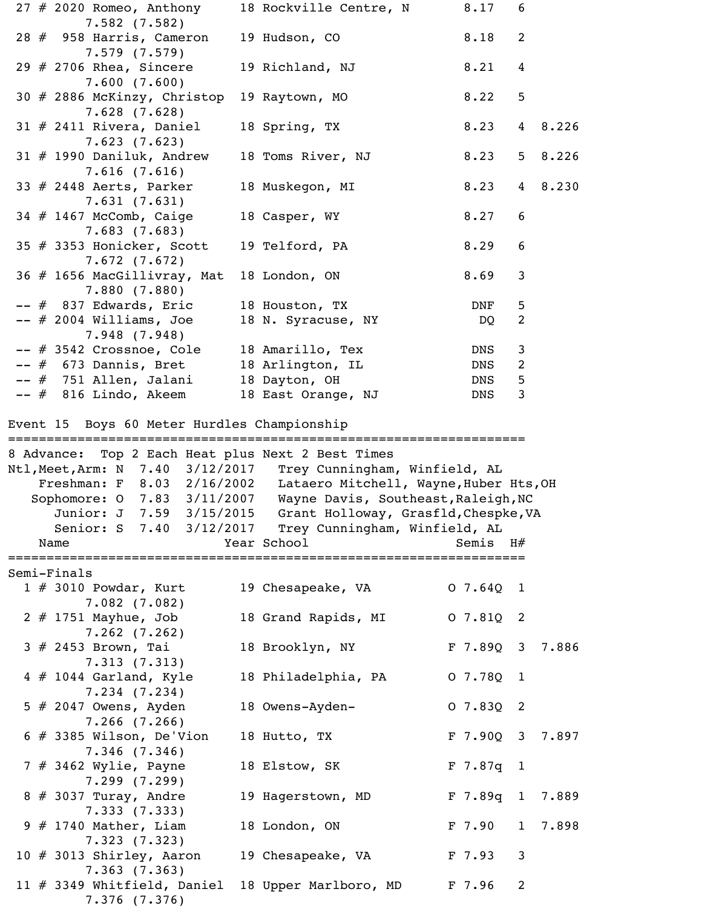```
 27 # 2020 Romeo, Anthony     18 Rockville Centre, N       8.17   6
        7.582 (7.582)
 28 #  958 Harris, Cameron    19 Hudson, CO                8.18   2
        7.579 (7.579)
 29 # 2706 Rhea, Sincere      19 Richland, NJ              8.21   4
        7.600 (7.600)
 30 # 2886 McKinzy, Christop  19 Raytown, MO               8.22   5
        7.628 (7.628)
 31 # 2411 Rivera, Daniel     18 Spring, TX                8.23   4  8.226
        7.623 (7.623)
 31 # 1990 Daniluk, Andrew    18 Toms River, NJ            8.23   5  8.226
        7.616 (7.616)
 33 # 2448 Aerts, Parker      18 Muskegon, MI              8.23   4  8.230
        7.631 (7.631)
 34 # 1467 McComb, Caige      18 Casper, WY                8.27   6
        7.683 (7.683)
 35 # 3353 Honicker, Scott    19 Telford, PA               8.29   6
        7.672 (7.672)
 36 # 1656 MacGillivray, Mat  18 London, ON                8.69   3
        7.880 (7.880)
 -- #  837 Edwards, Eric      18 Houston, TX                DNF   5
 -- # 2004 Williams, Joe      18 N. Syracuse, NY             DQ   2
        7.948 (7.948)
 -- # 3542 Crossnoe, Cole     18 Amarillo, Tex              DNS   3
 -- #  673 Dannis, Bret       18 Arlington, IL              DNS   2
 -- #  751 Allen, Jalani      18 Dayton, OH                 DNS   5
 -- #  816 Lindo, Akeem       18 East Orange, NJ            DNS   3
```

## Event 15  Boys 60 Meter Hurdles Championship

```
=================================================================
8 Advance:  Top 2 Each Heat plus Next 2 Best Times
Ntl,Meet,Arm: N  7.40  3/12/2017   Trey Cunningham, Winfield, AL
    Freshman: F  8.03  2/16/2002   Lataero Mitchell, Wayne,Huber Hts,OH
   Sophomore: O  7.83  3/11/2007   Wayne Davis, Southeast,Raleigh,NC
      Junior: J  7.59  3/15/2015   Grant Holloway, Grasfld,Chespke,VA
      Senior: S  7.40  3/12/2017   Trey Cunningham, Winfield, AL
    Name                    Year School                  Semis  H#
=================================================================
Semi-Finals
  1 # 3010 Powdar, Kurt       19 Chesapeake, VA          O 7.64Q  1
        7.082 (7.082)
  2 # 1751 Mayhue, Job        18 Grand Rapids, MI        O 7.81Q  2
        7.262 (7.262)
  3 # 2453 Brown, Tai         18 Brooklyn, NY            F 7.89Q  3  7.886
        7.313 (7.313)
  4 # 1044 Garland, Kyle      18 Philadelphia, PA        O 7.78Q  1
        7.234 (7.234)
  5 # 2047 Owens, Ayden       18 Owens-Ayden-            O 7.83Q  2
        7.266 (7.266)
  6 # 3385 Wilson, De'Vion    18 Hutto, TX               F 7.90Q  3  7.897
        7.346 (7.346)
  7 # 3462 Wylie, Payne       18 Elstow, SK              F 7.87q  1
        7.299 (7.299)
  8 # 3037 Turay, Andre       19 Hagerstown, MD          F 7.89q  1  7.889
        7.333 (7.333)
  9 # 1740 Mather, Liam       18 London, ON              F 7.90   1  7.898
        7.323 (7.323)
 10 # 3013 Shirley, Aaron     19 Chesapeake, VA          F 7.93   3
        7.363 (7.363)
 11 # 3349 Whitfield, Daniel  18 Upper Marlboro, MD      F 7.96   2
        7.376 (7.376)
```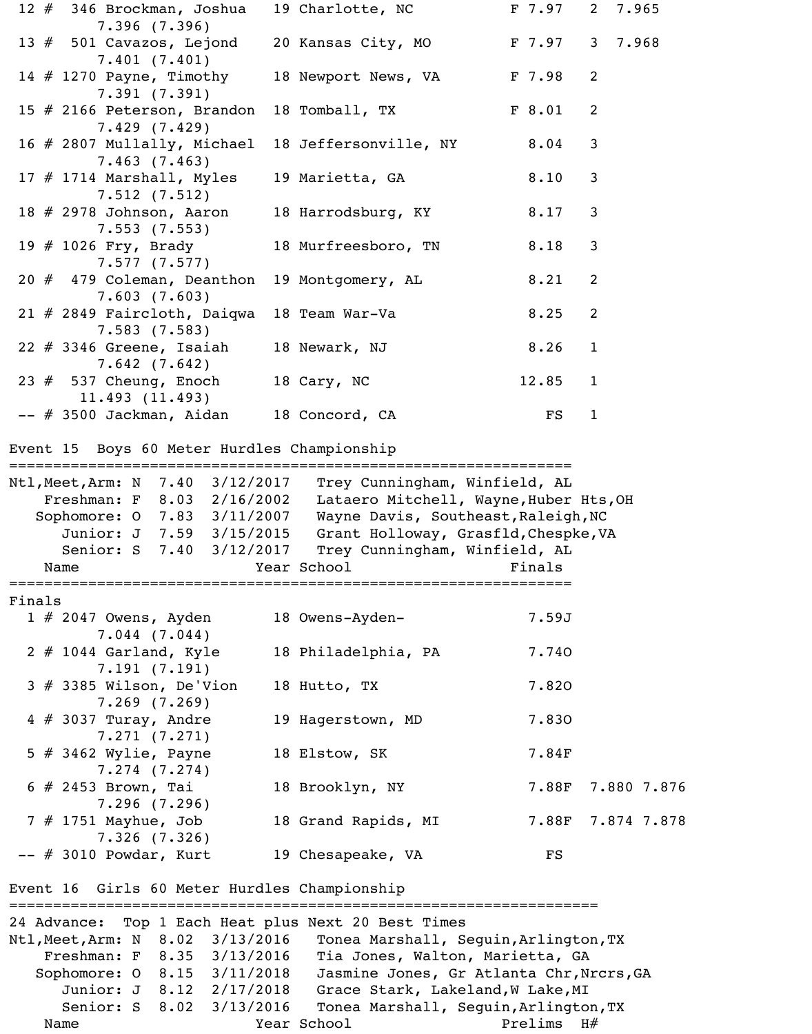```
 12 #  346 Brockman, Joshua   19 Charlotte, NC          F 7.97   2  7.965
         7.396 (7.396)
 13 #  501 Cavazos, Lejond    20 Kansas City, MO        F 7.97   3  7.968
         7.401 (7.401)
 14 # 1270 Payne, Timothy     18 Newport News, VA       F 7.98   2
         7.391 (7.391)
 15 # 2166 Peterson, Brandon  18 Tomball, TX            F 8.01   2
         7.429 (7.429)
 16 # 2807 Mullally, Michael  18 Jeffersonville, NY       8.04   3
         7.463 (7.463)
 17 # 1714 Marshall, Myles    19 Marietta, GA             8.10   3
         7.512 (7.512)
 18 # 2978 Johnson, Aaron     18 Harrodsburg, KY          8.17   3
         7.553 (7.553)
 19 # 1026 Fry, Brady         18 Murfreesboro, TN         8.18   3
         7.577 (7.577)
 20 #  479 Coleman, Deanthon  19 Montgomery, AL           8.21   2
         7.603 (7.603)
 21 # 2849 Faircloth, Daiqwa  18 Team War-Va              8.25   2
         7.583 (7.583)
 22 # 3346 Greene, Isaiah     18 Newark, NJ               8.26   1
         7.642 (7.642)
 23 #  537 Cheung, Enoch      18 Cary, NC                12.85   1
        11.493 (11.493)
 -- # 3500 Jackman, Aidan     18 Concord, CA                FS   1

Event 15  Boys 60 Meter Hurdles Championship
=================================================================
Ntl,Meet,Arm: N  7.40  3/12/2017   Trey Cunningham, Winfield, AL
    Freshman: F  8.03  2/16/2002   Lataero Mitchell, Wayne,Huber Hts,OH
   Sophomore: O  7.83  3/11/2007   Wayne Davis, Southeast,Raleigh,NC
      Junior: J  7.59  3/15/2015   Grant Holloway, Grasfld,Chespke,VA
      Senior: S  7.40  3/12/2017   Trey Cunningham, Winfield, AL
    Name                    Year School                  Finals
=================================================================
Finals
  1 # 2047 Owens, Ayden       18 Owens-Ayden-              7.59J
         7.044 (7.044)
  2 # 1044 Garland, Kyle      18 Philadelphia, PA          7.74O
         7.191 (7.191)
  3 # 3385 Wilson, De'Vion    18 Hutto, TX                 7.82O
         7.269 (7.269)
  4 # 3037 Turay, Andre       19 Hagerstown, MD            7.83O
         7.271 (7.271)
  5 # 3462 Wylie, Payne       18 Elstow, SK                7.84F
         7.274 (7.274)
  6 # 2453 Brown, Tai         18 Brooklyn, NY              7.88F  7.880 7.876
         7.296 (7.296)
  7 # 1751 Mayhue, Job        18 Grand Rapids, MI          7.88F  7.874 7.878
         7.326 (7.326)
 -- # 3010 Powdar, Kurt       19 Chesapeake, VA              FS

Event 16  Girls 60 Meter Hurdles Championship
=====================================================================
24 Advance:  Top 1 Each Heat plus Next 20 Best Times
Ntl,Meet,Arm: N  8.02  3/13/2016   Tonea Marshall, Seguin,Arlington,TX
    Freshman: F  8.35  3/13/2016   Tia Jones, Walton, Marietta, GA
   Sophomore: O  8.15  3/11/2018   Jasmine Jones, Gr Atlanta Chr,Nrcrs,GA
      Junior: J  8.12  2/17/2018   Grace Stark, Lakeland,W Lake,MI
      Senior: S  8.02  3/13/2016   Tonea Marshall, Seguin,Arlington,TX
    Name                    Year School                 Prelims  H#
```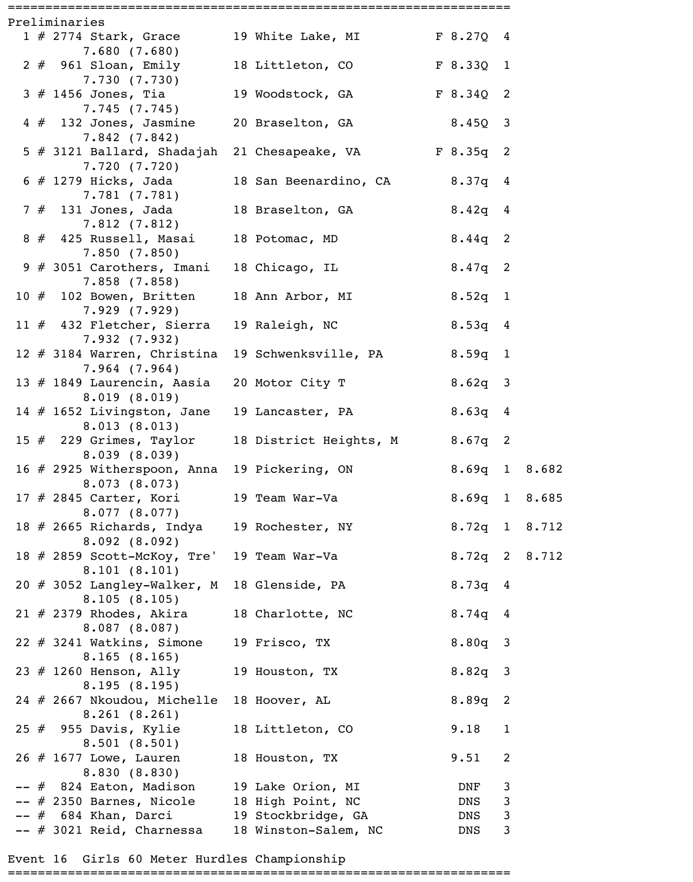## Preliminaries

| Place | # | Bib | Name | Age | Team | F | Time | Heat | Tiebreak | Reaction |
|---|---|---|---|---|---|---|---|---|---|---|
| 1 | # | 2774 | Stark, Grace | 19 | White Lake, MI | F | 8.27Q | 4 | | 7.680 (7.680) |
| 2 | # | 961 | Sloan, Emily | 18 | Littleton, CO | F | 8.33Q | 1 | | 7.730 (7.730) |
| 3 | # | 1456 | Jones, Tia | 19 | Woodstock, GA | F | 8.34Q | 2 | | 7.745 (7.745) |
| 4 | # | 132 | Jones, Jasmine | 20 | Braselton, GA | | 8.45Q | 3 | | 7.842 (7.842) |
| 5 | # | 3121 | Ballard, Shadajah | 21 | Chesapeake, VA | F | 8.35q | 2 | | 7.720 (7.720) |
| 6 | # | 1279 | Hicks, Jada | 18 | San Beenardino, CA | | 8.37q | 4 | | 7.781 (7.781) |
| 7 | # | 131 | Jones, Jada | 18 | Braselton, GA | | 8.42q | 4 | | 7.812 (7.812) |
| 8 | # | 425 | Russell, Masai | 18 | Potomac, MD | | 8.44q | 2 | | 7.850 (7.850) |
| 9 | # | 3051 | Carothers, Imani | 18 | Chicago, IL | | 8.47q | 2 | | 7.858 (7.858) |
| 10 | # | 102 | Bowen, Britten | 18 | Ann Arbor, MI | | 8.52q | 1 | | 7.929 (7.929) |
| 11 | # | 432 | Fletcher, Sierra | 19 | Raleigh, NC | | 8.53q | 4 | | 7.932 (7.932) |
| 12 | # | 3184 | Warren, Christina | 19 | Schwenksville, PA | | 8.59q | 1 | | 7.964 (7.964) |
| 13 | # | 1849 | Laurencin, Aasia | 20 | Motor City T | | 8.62q | 3 | | 8.019 (8.019) |
| 14 | # | 1652 | Livingston, Jane | 19 | Lancaster, PA | | 8.63q | 4 | | 8.013 (8.013) |
| 15 | # | 229 | Grimes, Taylor | 18 | District Heights, M | | 8.67q | 2 | | 8.039 (8.039) |
| 16 | # | 2925 | Witherspoon, Anna | 19 | Pickering, ON | | 8.69q | 1 | 8.682 | 8.073 (8.073) |
| 17 | # | 2845 | Carter, Kori | 19 | Team War-Va | | 8.69q | 1 | 8.685 | 8.077 (8.077) |
| 18 | # | 2665 | Richards, Indya | 19 | Rochester, NY | | 8.72q | 1 | 8.712 | 8.092 (8.092) |
| 18 | # | 2859 | Scott-McKoy, Tre' | 19 | Team War-Va | | 8.72q | 2 | 8.712 | 8.101 (8.101) |
| 20 | # | 3052 | Langley-Walker, M | 18 | Glenside, PA | | 8.73q | 4 | | 8.105 (8.105) |
| 21 | # | 2379 | Rhodes, Akira | 18 | Charlotte, NC | | 8.74q | 4 | | 8.087 (8.087) |
| 22 | # | 3241 | Watkins, Simone | 19 | Frisco, TX | | 8.80q | 3 | | 8.165 (8.165) |
| 23 | # | 1260 | Henson, Ally | 19 | Houston, TX | | 8.82q | 3 | | 8.195 (8.195) |
| 24 | # | 2667 | Nkoudou, Michelle | 18 | Hoover, AL | | 8.89q | 2 | | 8.261 (8.261) |
| 25 | # | 955 | Davis, Kylie | 18 | Littleton, CO | | 9.18 | 1 | | 8.501 (8.501) |
| 26 | # | 1677 | Lowe, Lauren | 18 | Houston, TX | | 9.51 | 2 | | 8.830 (8.830) |
| -- | # | 824 | Eaton, Madison | 19 | Lake Orion, MI | | DNF | 3 | | |
| -- | # | 2350 | Barnes, Nicole | 18 | High Point, NC | | DNS | 3 | | |
| -- | # | 684 | Khan, Darci | 19 | Stockbridge, GA | | DNS | 3 | | |
| -- | # | 3021 | Reid, Charnessa | 18 | Winston-Salem, NC | | DNS | 3 | | |

## Event 16 Girls 60 Meter Hurdles Championship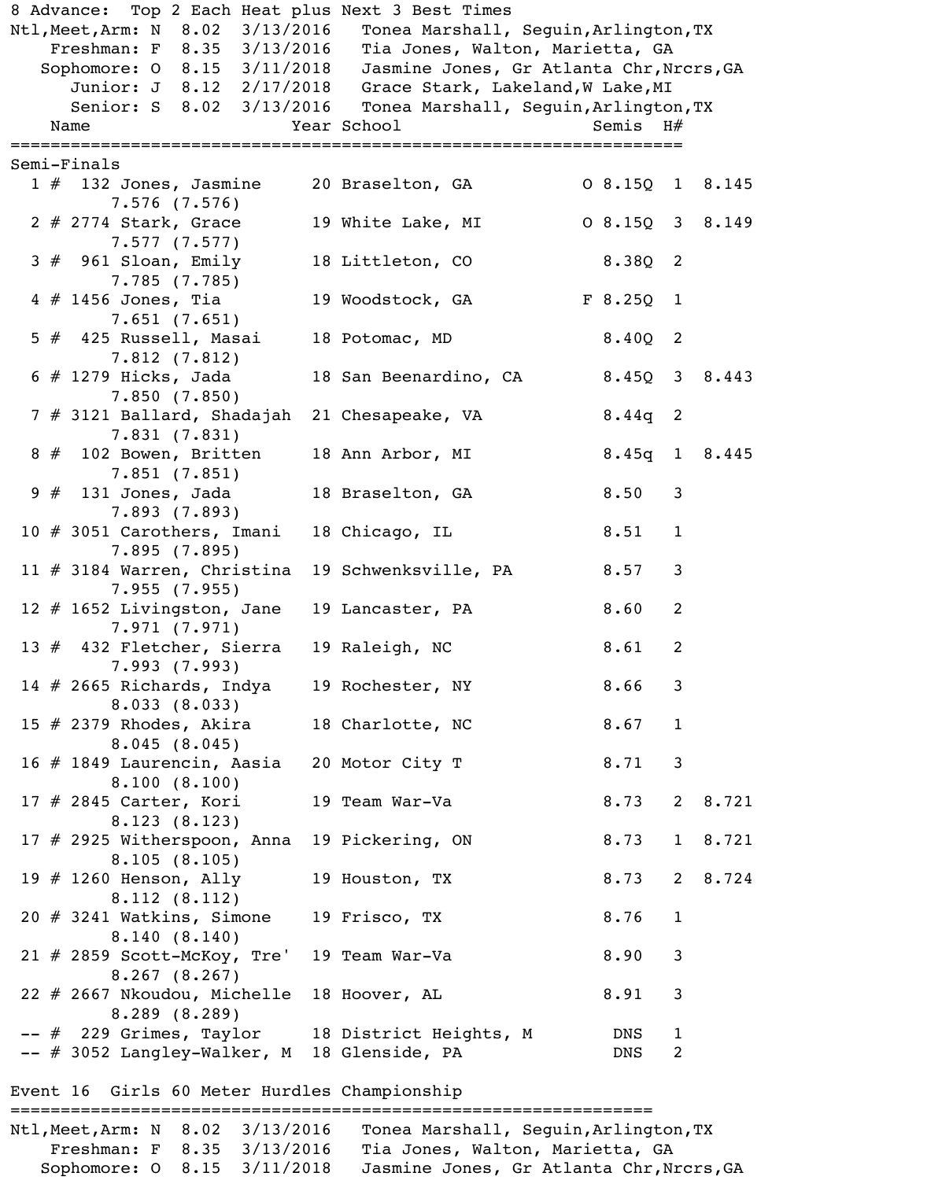8 Advance: Top 2 Each Heat plus Next 3 Best Times

```
Ntl,Meet,Arm: N  8.02  3/13/2016   Tonea Marshall, Seguin,Arlington,TX
    Freshman: F  8.35  3/13/2016   Tia Jones, Walton, Marietta, GA
   Sophomore: O  8.15  3/11/2018   Jasmine Jones, Gr Atlanta Chr,Nrcrs,GA
      Junior: J  8.12  2/17/2018   Grace Stark, Lakeland,W Lake,MI
      Senior: S  8.02  3/13/2016   Tonea Marshall, Seguin,Arlington,TX
```

| Place | # | Bib | Name | Year | School | | Semis | H# | |
|---|---|---|---|---|---|---|---|---|---|
| **Semi-Finals** | | | | | | | | | |
| 1 | # | 132 | Jones, Jasmine | 20 | Braselton, GA | O | 8.15Q | 1 | 8.145 |
| | | | 7.576 (7.576) | | | | | | |
| 2 | # | 2774 | Stark, Grace | 19 | White Lake, MI | O | 8.15Q | 3 | 8.149 |
| | | | 7.577 (7.577) | | | | | | |
| 3 | # | 961 | Sloan, Emily | 18 | Littleton, CO | | 8.38Q | 2 | |
| | | | 7.785 (7.785) | | | | | | |
| 4 | # | 1456 | Jones, Tia | 19 | Woodstock, GA | F | 8.25Q | 1 | |
| | | | 7.651 (7.651) | | | | | | |
| 5 | # | 425 | Russell, Masai | 18 | Potomac, MD | | 8.40Q | 2 | |
| | | | 7.812 (7.812) | | | | | | |
| 6 | # | 1279 | Hicks, Jada | 18 | San Beenardino, CA | | 8.45Q | 3 | 8.443 |
| | | | 7.850 (7.850) | | | | | | |
| 7 | # | 3121 | Ballard, Shadajah | 21 | Chesapeake, VA | | 8.44q | 2 | |
| | | | 7.831 (7.831) | | | | | | |
| 8 | # | 102 | Bowen, Britten | 18 | Ann Arbor, MI | | 8.45q | 1 | 8.445 |
| | | | 7.851 (7.851) | | | | | | |
| 9 | # | 131 | Jones, Jada | 18 | Braselton, GA | | 8.50 | 3 | |
| | | | 7.893 (7.893) | | | | | | |
| 10 | # | 3051 | Carothers, Imani | 18 | Chicago, IL | | 8.51 | 1 | |
| | | | 7.895 (7.895) | | | | | | |
| 11 | # | 3184 | Warren, Christina | 19 | Schwenksville, PA | | 8.57 | 3 | |
| | | | 7.955 (7.955) | | | | | | |
| 12 | # | 1652 | Livingston, Jane | 19 | Lancaster, PA | | 8.60 | 2 | |
| | | | 7.971 (7.971) | | | | | | |
| 13 | # | 432 | Fletcher, Sierra | 19 | Raleigh, NC | | 8.61 | 2 | |
| | | | 7.993 (7.993) | | | | | | |
| 14 | # | 2665 | Richards, Indya | 19 | Rochester, NY | | 8.66 | 3 | |
| | | | 8.033 (8.033) | | | | | | |
| 15 | # | 2379 | Rhodes, Akira | 18 | Charlotte, NC | | 8.67 | 1 | |
| | | | 8.045 (8.045) | | | | | | |
| 16 | # | 1849 | Laurencin, Aasia | 20 | Motor City T | | 8.71 | 3 | |
| | | | 8.100 (8.100) | | | | | | |
| 17 | # | 2845 | Carter, Kori | 19 | Team War-Va | | 8.73 | 2 | 8.721 |
| | | | 8.123 (8.123) | | | | | | |
| 17 | # | 2925 | Witherspoon, Anna | 19 | Pickering, ON | | 8.73 | 1 | 8.721 |
| | | | 8.105 (8.105) | | | | | | |
| 19 | # | 1260 | Henson, Ally | 19 | Houston, TX | | 8.73 | 2 | 8.724 |
| | | | 8.112 (8.112) | | | | | | |
| 20 | # | 3241 | Watkins, Simone | 19 | Frisco, TX | | 8.76 | 1 | |
| | | | 8.140 (8.140) | | | | | | |
| 21 | # | 2859 | Scott-McKoy, Tre' | 19 | Team War-Va | | 8.90 | 3 | |
| | | | 8.267 (8.267) | | | | | | |
| 22 | # | 2667 | Nkoudou, Michelle | 18 | Hoover, AL | | 8.91 | 3 | |
| | | | 8.289 (8.289) | | | | | | |
| -- | # | 229 | Grimes, Taylor | 18 | District Heights, M | | DNS | 1 | |
| -- | # | 3052 | Langley-Walker, M | 18 | Glenside, PA | | DNS | 2 | |

## Event 16 Girls 60 Meter Hurdles Championship

```
Ntl,Meet,Arm: N  8.02  3/13/2016   Tonea Marshall, Seguin,Arlington,TX
    Freshman: F  8.35  3/13/2016   Tia Jones, Walton, Marietta, GA
   Sophomore: O  8.15  3/11/2018   Jasmine Jones, Gr Atlanta Chr,Nrcrs,GA
```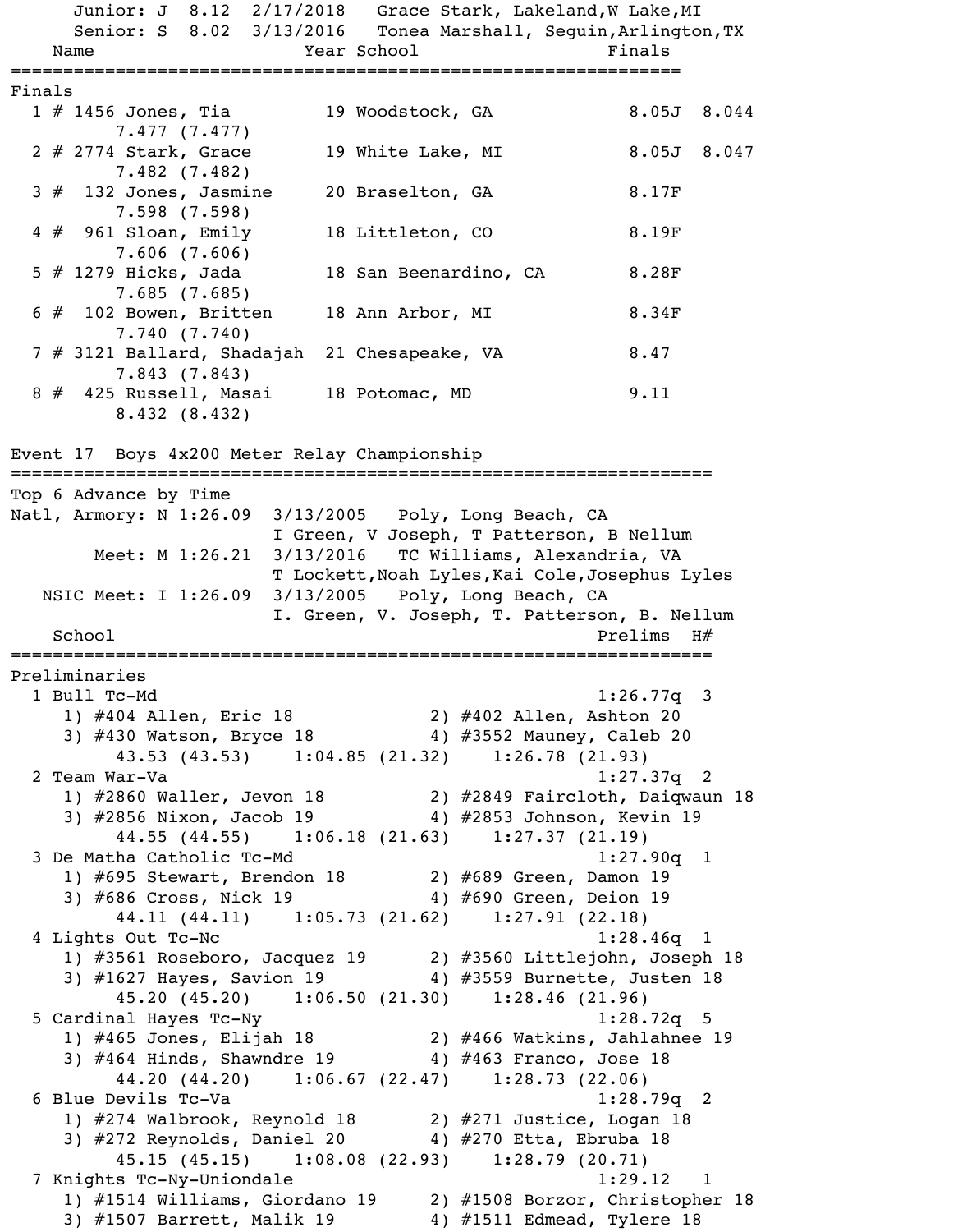```
      Junior: J  8.12  2/17/2018   Grace Stark, Lakeland,W Lake,MI
      Senior: S  8.02  3/13/2016   Tonea Marshall, Seguin,Arlington,TX
    Name                    Year School                  Finals
=================================================================
Finals
  1 # 1456 Jones, Tia         19 Woodstock, GA            8.05J  8.044
         7.477 (7.477)
  2 # 2774 Stark, Grace       19 White Lake, MI           8.05J  8.047
         7.482 (7.482)
  3 #  132 Jones, Jasmine     20 Braselton, GA            8.17F
         7.598 (7.598)
  4 #  961 Sloan, Emily       18 Littleton, CO            8.19F
         7.606 (7.606)
  5 # 1279 Hicks, Jada        18 San Beenardino, CA       8.28F
         7.685 (7.685)
  6 #  102 Bowen, Britten     18 Ann Arbor, MI            8.34F
         7.740 (7.740)
  7 # 3121 Ballard, Shadajah  21 Chesapeake, VA           8.47
         7.843 (7.843)
  8 #  425 Russell, Masai     18 Potomac, MD              9.11
         8.432 (8.432)

Event 17  Boys 4x200 Meter Relay Championship
=====================================================================
Top 6 Advance by Time
Natl, Armory: N 1:26.09  3/13/2005   Poly, Long Beach, CA
                         I Green, V Joseph, T Patterson, B Nellum
       Meet: M 1:26.21  3/13/2016   TC Williams, Alexandria, VA
                         T Lockett,Noah Lyles,Kai Cole,Josephus Lyles
   NSIC Meet: I 1:26.09  3/13/2005   Poly, Long Beach, CA
                         I. Green, V. Joseph, T. Patterson, B. Nellum
    School                                           Prelims  H#
=====================================================================
Preliminaries
  1 Bull Tc-Md                                       1:26.77q  3
     1) #404 Allen, Eric 18            2) #402 Allen, Ashton 20
     3) #430 Watson, Bryce 18          4) #3552 Mauney, Caleb 20
        43.53 (43.53)    1:04.85 (21.32)    1:26.78 (21.93)
  2 Team War-Va                                      1:27.37q  2
     1) #2860 Waller, Jevon 18         2) #2849 Faircloth, Daiqwaun 18
     3) #2856 Nixon, Jacob 19          4) #2853 Johnson, Kevin 19
        44.55 (44.55)    1:06.18 (21.63)    1:27.37 (21.19)
  3 De Matha Catholic Tc-Md                          1:27.90q  1
     1) #695 Stewart, Brendon 18       2) #689 Green, Damon 19
     3) #686 Cross, Nick 19            4) #690 Green, Deion 19
        44.11 (44.11)    1:05.73 (21.62)    1:27.91 (22.18)
  4 Lights Out Tc-Nc                                 1:28.46q  1
     1) #3561 Roseboro, Jacquez 19     2) #3560 Littlejohn, Joseph 18
     3) #1627 Hayes, Savion 19         4) #3559 Burnette, Justen 18
        45.20 (45.20)    1:06.50 (21.30)    1:28.46 (21.96)
  5 Cardinal Hayes Tc-Ny                             1:28.72q  5
     1) #465 Jones, Elijah 18          2) #466 Watkins, Jahlahnee 19
     3) #464 Hinds, Shawndre 19        4) #463 Franco, Jose 18
        44.20 (44.20)    1:06.67 (22.47)    1:28.73 (22.06)
  6 Blue Devils Tc-Va                                1:28.79q  2
     1) #274 Walbrook, Reynold 18      2) #271 Justice, Logan 18
     3) #272 Reynolds, Daniel 20       4) #270 Etta, Ebruba 18
        45.15 (45.15)    1:08.08 (22.93)    1:28.79 (20.71)
  7 Knights Tc-Ny-Uniondale                          1:29.12   1
     1) #1514 Williams, Giordano 19    2) #1508 Borzor, Christopher 18
     3) #1507 Barrett, Malik 19        4) #1511 Edmead, Tylere 18
```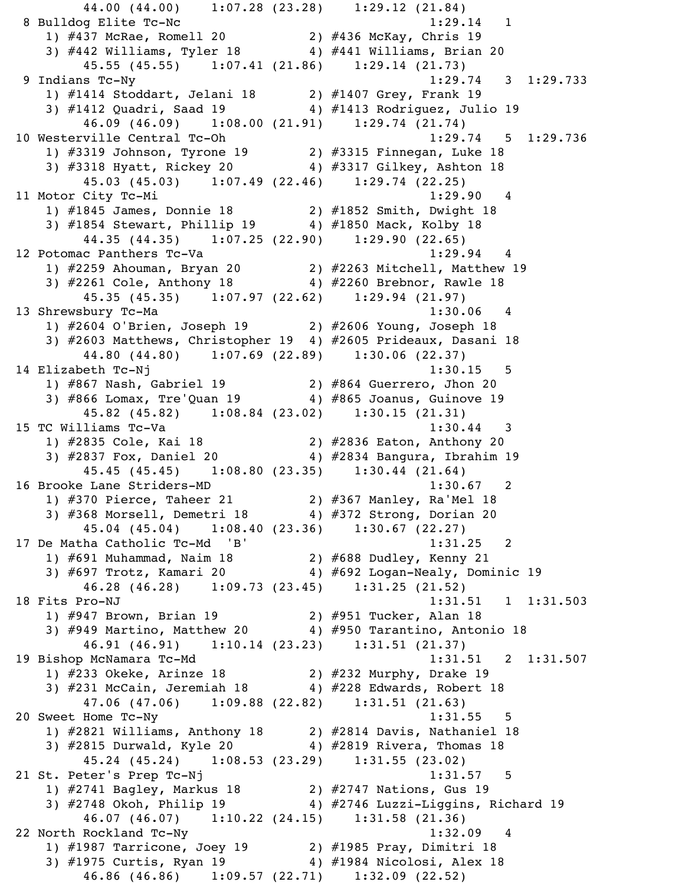```
        44.00 (44.00)    1:07.28 (23.28)    1:29.12 (21.84)
  8 Bulldog Elite Tc-Nc                                 1:29.14   1
    1) #437 McRae, Romell 20           2) #436 McKay, Chris 19
    3) #442 Williams, Tyler 18         4) #441 Williams, Brian 20
        45.55 (45.55)    1:07.41 (21.86)    1:29.14 (21.73)
  9 Indians Tc-Ny                                       1:29.74   3  1:29.733
    1) #1414 Stoddart, Jelani 18       2) #1407 Grey, Frank 19
    3) #1412 Quadri, Saad 19           4) #1413 Rodriguez, Julio 19
        46.09 (46.09)    1:08.00 (21.91)    1:29.74 (21.74)
 10 Westerville Central Tc-Oh                           1:29.74   5  1:29.736
    1) #3319 Johnson, Tyrone 19        2) #3315 Finnegan, Luke 18
    3) #3318 Hyatt, Rickey 20          4) #3317 Gilkey, Ashton 18
        45.03 (45.03)    1:07.49 (22.46)    1:29.74 (22.25)
 11 Motor City Tc-Mi                                    1:29.90   4
    1) #1845 James, Donnie 18          2) #1852 Smith, Dwight 18
    3) #1854 Stewart, Phillip 19       4) #1850 Mack, Kolby 18
        44.35 (44.35)    1:07.25 (22.90)    1:29.90 (22.65)
 12 Potomac Panthers Tc-Va                              1:29.94   4
    1) #2259 Ahouman, Bryan 20         2) #2263 Mitchell, Matthew 19
    3) #2261 Cole, Anthony 18          4) #2260 Brebnor, Rawle 18
        45.35 (45.35)    1:07.97 (22.62)    1:29.94 (21.97)
 13 Shrewsbury Tc-Ma                                    1:30.06   4
    1) #2604 O'Brien, Joseph 19        2) #2606 Young, Joseph 18
    3) #2603 Matthews, Christopher 19  4) #2605 Prideaux, Dasani 18
        44.80 (44.80)    1:07.69 (22.89)    1:30.06 (22.37)
 14 Elizabeth Tc-Nj                                     1:30.15   5
    1) #867 Nash, Gabriel 19           2) #864 Guerrero, Jhon 20
    3) #866 Lomax, Tre'Quan 19         4) #865 Joanus, Guinove 19
        45.82 (45.82)    1:08.84 (23.02)    1:30.15 (21.31)
 15 TC Williams Tc-Va                                   1:30.44   3
    1) #2835 Cole, Kai 18              2) #2836 Eaton, Anthony 20
    3) #2837 Fox, Daniel 20            4) #2834 Bangura, Ibrahim 19
        45.45 (45.45)    1:08.80 (23.35)    1:30.44 (21.64)
 16 Brooke Lane Striders-MD                             1:30.67   2
    1) #370 Pierce, Taheer 21          2) #367 Manley, Ra'Mel 18
    3) #368 Morsell, Demetri 18        4) #372 Strong, Dorian 20
        45.04 (45.04)    1:08.40 (23.36)    1:30.67 (22.27)
 17 De Matha Catholic Tc-Md  'B'                        1:31.25   2
    1) #691 Muhammad, Naim 18          2) #688 Dudley, Kenny 21
    3) #697 Trotz, Kamari 20           4) #692 Logan-Nealy, Dominic 19
        46.28 (46.28)    1:09.73 (23.45)    1:31.25 (21.52)
 18 Fits Pro-NJ                                         1:31.51   1  1:31.503
    1) #947 Brown, Brian 19            2) #951 Tucker, Alan 18
    3) #949 Martino, Matthew 20        4) #950 Tarantino, Antonio 18
        46.91 (46.91)    1:10.14 (23.23)    1:31.51 (21.37)
 19 Bishop McNamara Tc-Md                               1:31.51   2  1:31.507
    1) #233 Okeke, Arinze 18           2) #232 Murphy, Drake 19
    3) #231 McCain, Jeremiah 18        4) #228 Edwards, Robert 18
        47.06 (47.06)    1:09.88 (22.82)    1:31.51 (21.63)
 20 Sweet Home Tc-Ny                                    1:31.55   5
    1) #2821 Williams, Anthony 18      2) #2814 Davis, Nathaniel 18
    3) #2815 Durwald, Kyle 20          4) #2819 Rivera, Thomas 18
        45.24 (45.24)    1:08.53 (23.29)    1:31.55 (23.02)
 21 St. Peter's Prep Tc-Nj                              1:31.57   5
    1) #2741 Bagley, Markus 18         2) #2747 Nations, Gus 19
    3) #2748 Okoh, Philip 19           4) #2746 Luzzi-Liggins, Richard 19
        46.07 (46.07)    1:10.22 (24.15)    1:31.58 (21.36)
 22 North Rockland Tc-Ny                                1:32.09   4
    1) #1987 Tarricone, Joey 19        2) #1985 Pray, Dimitri 18
    3) #1975 Curtis, Ryan 19           4) #1984 Nicolosi, Alex 18
        46.86 (46.86)    1:09.57 (22.71)    1:32.09 (22.52)
```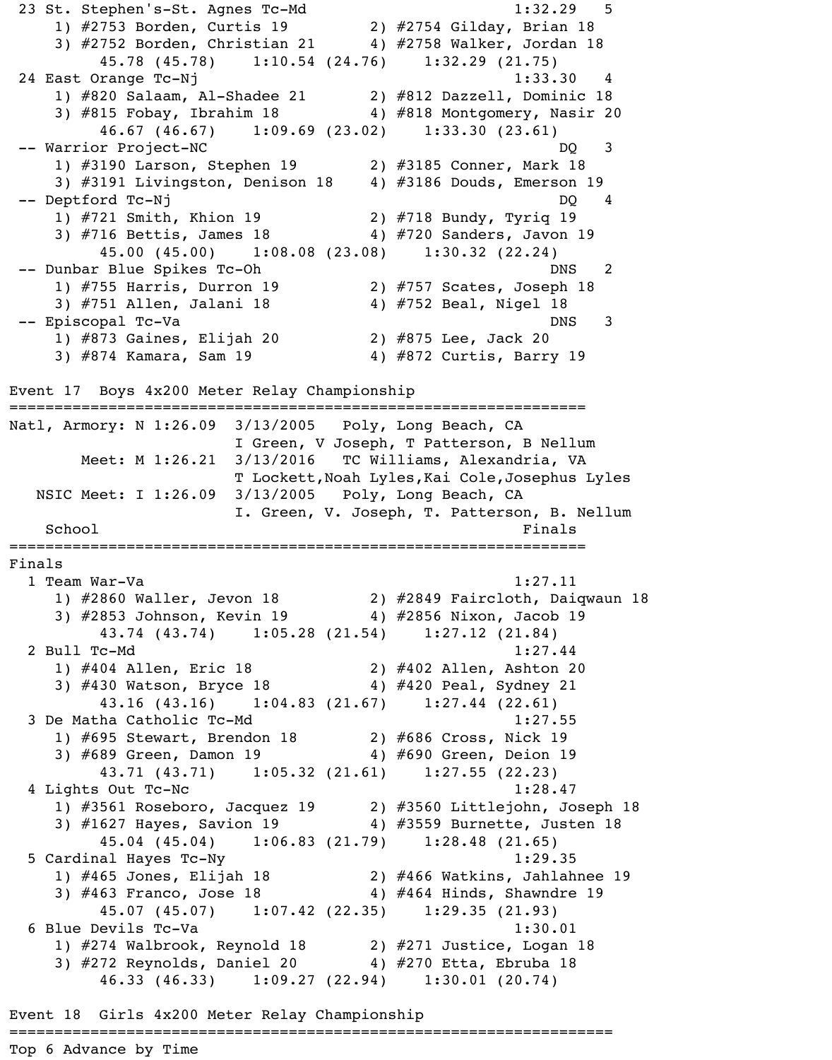```
 23 St. Stephen's-St. Agnes Tc-Md                          1:32.29   5
     1) #2753 Borden, Curtis 19        2) #2754 Gilday, Brian 18
     3) #2752 Borden, Christian 21     4) #2758 Walker, Jordan 18
          45.78 (45.78)    1:10.54 (24.76)    1:32.29 (21.75)
 24 East Orange Tc-Nj                                      1:33.30   4
     1) #820 Salaam, Al-Shadee 21      2) #812 Dazzell, Dominic 18
     3) #815 Fobay, Ibrahim 18         4) #818 Montgomery, Nasir 20
          46.67 (46.67)    1:09.69 (23.02)    1:33.30 (23.61)
 -- Warrior Project-NC                                          DQ   3
     1) #3190 Larson, Stephen 19       2) #3185 Conner, Mark 18
     3) #3191 Livingston, Denison 18   4) #3186 Douds, Emerson 19
 -- Deptford Tc-Nj                                              DQ   4
     1) #721 Smith, Khion 19           2) #718 Bundy, Tyriq 19
     3) #716 Bettis, James 18          4) #720 Sanders, Javon 19
          45.00 (45.00)    1:08.08 (23.08)    1:30.32 (22.24)
 -- Dunbar Blue Spikes Tc-Oh                                   DNS   2
     1) #755 Harris, Durron 19         2) #757 Scates, Joseph 18
     3) #751 Allen, Jalani 18          4) #752 Beal, Nigel 18
 -- Episcopal Tc-Va                                            DNS   3
     1) #873 Gaines, Elijah 20         2) #875 Lee, Jack 20
     3) #874 Kamara, Sam 19            4) #872 Curtis, Barry 19

Event 17  Boys 4x200 Meter Relay Championship
=================================================================
Natl, Armory: N 1:26.09  3/13/2005   Poly, Long Beach, CA
                         I Green, V Joseph, T Patterson, B Nellum
        Meet: M 1:26.21  3/13/2016   TC Williams, Alexandria, VA
                         T Lockett,Noah Lyles,Kai Cole,Josephus Lyles
   NSIC Meet: I 1:26.09  3/13/2005   Poly, Long Beach, CA
                         I. Green, V. Joseph, T. Patterson, B. Nellum
    School                                                 Finals
=================================================================
Finals
  1 Team War-Va                                           1:27.11
     1) #2860 Waller, Jevon 18         2) #2849 Faircloth, Daiqwaun 18
     3) #2853 Johnson, Kevin 19        4) #2856 Nixon, Jacob 19
          43.74 (43.74)    1:05.28 (21.54)    1:27.12 (21.84)
  2 Bull Tc-Md                                            1:27.44
     1) #404 Allen, Eric 18            2) #402 Allen, Ashton 20
     3) #430 Watson, Bryce 18          4) #420 Peal, Sydney 21
          43.16 (43.16)    1:04.83 (21.67)    1:27.44 (22.61)
  3 De Matha Catholic Tc-Md                               1:27.55
     1) #695 Stewart, Brendon 18       2) #686 Cross, Nick 19
     3) #689 Green, Damon 19           4) #690 Green, Deion 19
          43.71 (43.71)    1:05.32 (21.61)    1:27.55 (22.23)
  4 Lights Out Tc-Nc                                      1:28.47
     1) #3561 Roseboro, Jacquez 19     2) #3560 Littlejohn, Joseph 18
     3) #1627 Hayes, Savion 19         4) #3559 Burnette, Justen 18
          45.04 (45.04)    1:06.83 (21.79)    1:28.48 (21.65)
  5 Cardinal Hayes Tc-Ny                                  1:29.35
     1) #465 Jones, Elijah 18          2) #466 Watkins, Jahlahnee 19
     3) #463 Franco, Jose 18           4) #464 Hinds, Shawndre 19
          45.07 (45.07)    1:07.42 (22.35)    1:29.35 (21.93)
  6 Blue Devils Tc-Va                                     1:30.01
     1) #274 Walbrook, Reynold 18      2) #271 Justice, Logan 18
     3) #272 Reynolds, Daniel 20       4) #270 Etta, Ebruba 18
          46.33 (46.33)    1:09.27 (22.94)    1:30.01 (20.74)

Event 18  Girls 4x200 Meter Relay Championship
====================================================================
Top 6 Advance by Time
```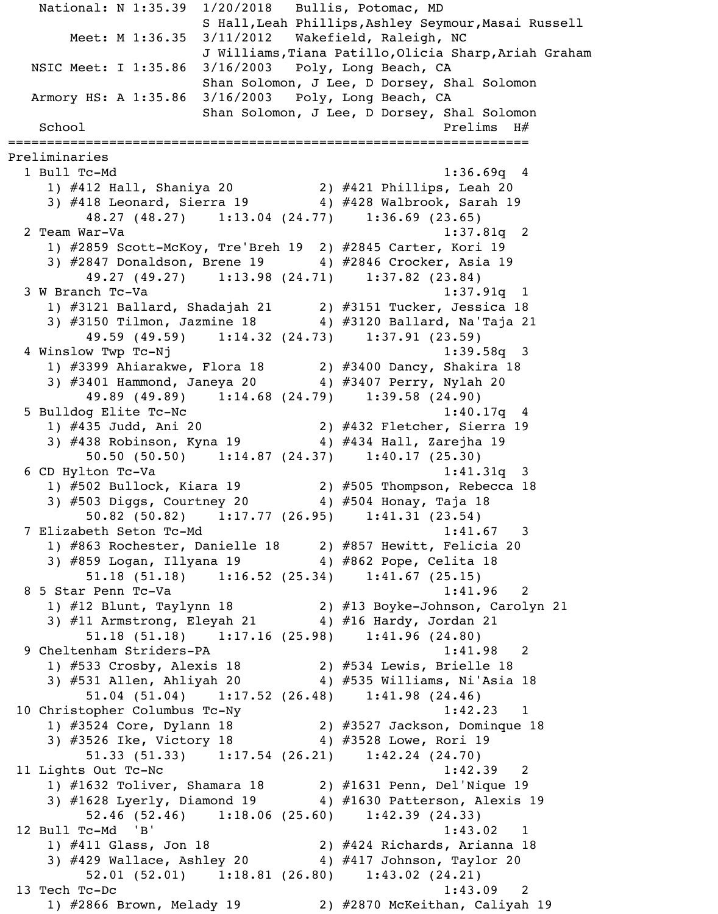```
    National: N 1:35.39  1/20/2018   Bullis, Potomac, MD
                         S Hall,Leah Phillips,Ashley Seymour,Masai Russell
        Meet: M 1:36.35  3/11/2012   Wakefield, Raleigh, NC
                         J Williams,Tiana Patillo,Olicia Sharp,Ariah Graham
   NSIC Meet: I 1:35.86  3/16/2003   Poly, Long Beach, CA
                         Shan Solomon, J Lee, D Dorsey, Shal Solomon
   Armory HS: A 1:35.86  3/16/2003   Poly, Long Beach, CA
                         Shan Solomon, J Lee, D Dorsey, Shal Solomon
    School                                            Prelims  H#
=================================================================
Preliminaries
  1 Bull Tc-Md                                        1:36.69q  4
     1) #412 Hall, Shaniya 20           2) #421 Phillips, Leah 20
     3) #418 Leonard, Sierra 19         4) #428 Walbrook, Sarah 19
          48.27 (48.27)    1:13.04 (24.77)    1:36.69 (23.65)
  2 Team War-Va                                       1:37.81q  2
     1) #2859 Scott-McKoy, Tre'Breh 19  2) #2845 Carter, Kori 19
     3) #2847 Donaldson, Brene 19       4) #2846 Crocker, Asia 19
          49.27 (49.27)    1:13.98 (24.71)    1:37.82 (23.84)
  3 W Branch Tc-Va                                    1:37.91q  1
     1) #3121 Ballard, Shadajah 21      2) #3151 Tucker, Jessica 18
     3) #3150 Tilmon, Jazmine 18        4) #3120 Ballard, Na'Taja 21
          49.59 (49.59)    1:14.32 (24.73)    1:37.91 (23.59)
  4 Winslow Twp Tc-Nj                                 1:39.58q  3
     1) #3399 Ahiarakwe, Flora 18       2) #3400 Dancy, Shakira 18
     3) #3401 Hammond, Janeya 20        4) #3407 Perry, Nylah 20
          49.89 (49.89)    1:14.68 (24.79)    1:39.58 (24.90)
  5 Bulldog Elite Tc-Nc                               1:40.17q  4
     1) #435 Judd, Ani 20               2) #432 Fletcher, Sierra 19
     3) #438 Robinson, Kyna 19          4) #434 Hall, Zarejha 19
          50.50 (50.50)    1:14.87 (24.37)    1:40.17 (25.30)
  6 CD Hylton Tc-Va                                   1:41.31q  3
     1) #502 Bullock, Kiara 19          2) #505 Thompson, Rebecca 18
     3) #503 Diggs, Courtney 20         4) #504 Honay, Taja 18
          50.82 (50.82)    1:17.77 (26.95)    1:41.31 (23.54)
  7 Elizabeth Seton Tc-Md                             1:41.67   3
     1) #863 Rochester, Danielle 18     2) #857 Hewitt, Felicia 20
     3) #859 Logan, Illyana 19          4) #862 Pope, Celita 18
          51.18 (51.18)    1:16.52 (25.34)    1:41.67 (25.15)
  8 5 Star Penn Tc-Va                                 1:41.96   2
     1) #12 Blunt, Taylynn 18           2) #13 Boyke-Johnson, Carolyn 21
     3) #11 Armstrong, Eleyah 21        4) #16 Hardy, Jordan 21
          51.18 (51.18)    1:17.16 (25.98)    1:41.96 (24.80)
  9 Cheltenham Striders-PA                            1:41.98   2
     1) #533 Crosby, Alexis 18          2) #534 Lewis, Brielle 18
     3) #531 Allen, Ahliyah 20          4) #535 Williams, Ni'Asia 18
          51.04 (51.04)    1:17.52 (26.48)    1:41.98 (24.46)
 10 Christopher Columbus Tc-Ny                        1:42.23   1
     1) #3524 Core, Dylann 18           2) #3527 Jackson, Dominque 18
     3) #3526 Ike, Victory 18           4) #3528 Lowe, Rori 19
          51.33 (51.33)    1:17.54 (26.21)    1:42.24 (24.70)
 11 Lights Out Tc-Nc                                  1:42.39   2
     1) #1632 Toliver, Shamara 18       2) #1631 Penn, Del'Nique 19
     3) #1628 Lyerly, Diamond 19        4) #1630 Patterson, Alexis 19
          52.46 (52.46)    1:18.06 (25.60)    1:42.39 (24.33)
 12 Bull Tc-Md  'B'                                   1:43.02   1
     1) #411 Glass, Jon 18              2) #424 Richards, Arianna 18
     3) #429 Wallace, Ashley 20         4) #417 Johnson, Taylor 20
          52.01 (52.01)    1:18.81 (26.80)    1:43.02 (24.21)
 13 Tech Tc-Dc                                        1:43.09   2
     1) #2866 Brown, Melady 19          2) #2870 McKeithan, Caliyah 19
```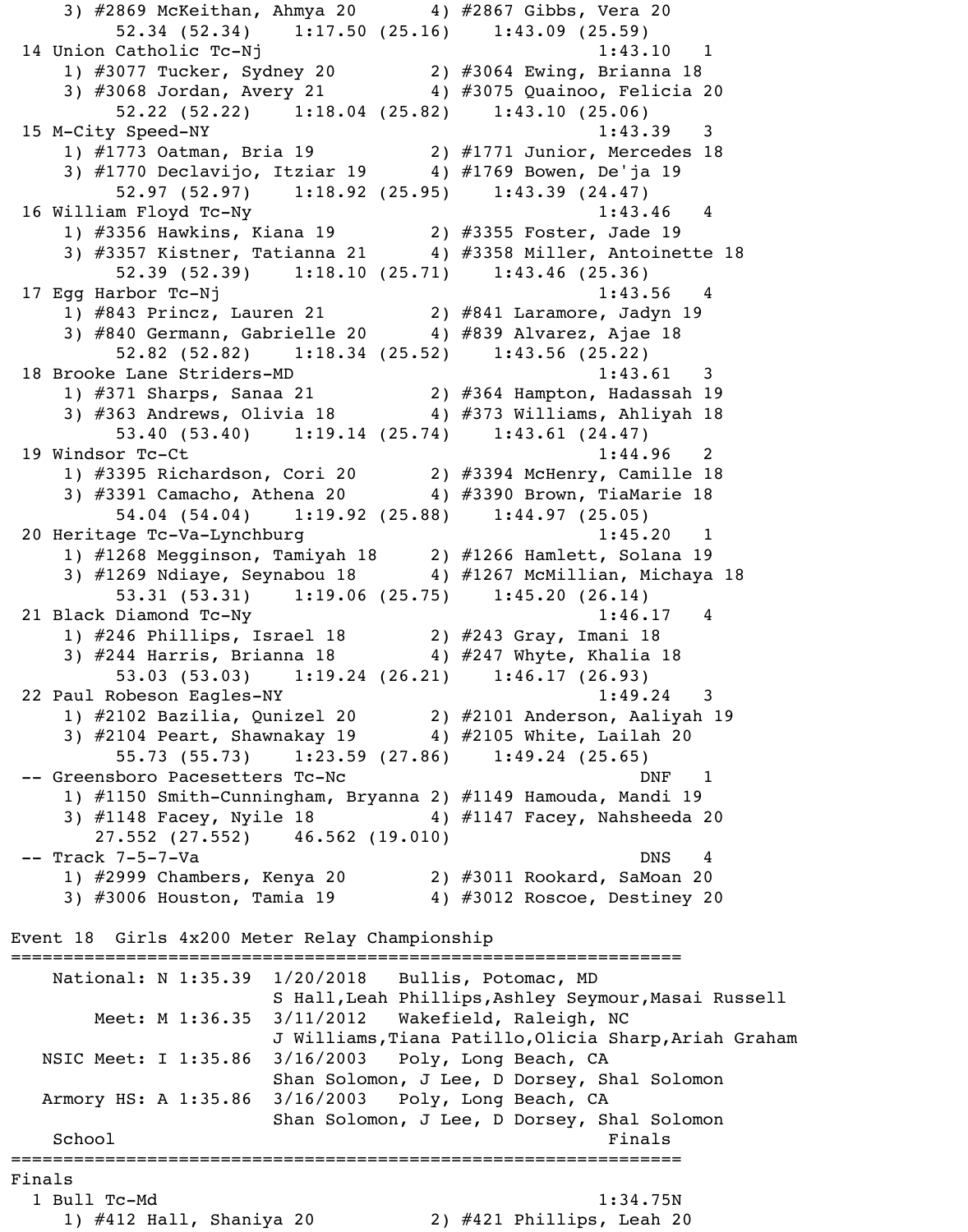```
    3) #2869 McKeithan, Ahmya 20       4) #2867 Gibbs, Vera 20
         52.34 (52.34)    1:17.50 (25.16)    1:43.09 (25.59)
 14 Union Catholic Tc-Nj                                 1:43.10   1
    1) #3077 Tucker, Sydney 20         2) #3064 Ewing, Brianna 18
    3) #3068 Jordan, Avery 21          4) #3075 Quainoo, Felicia 20
         52.22 (52.22)    1:18.04 (25.82)    1:43.10 (25.06)
 15 M-City Speed-NY                                      1:43.39   3
    1) #1773 Oatman, Bria 19           2) #1771 Junior, Mercedes 18
    3) #1770 Declavijo, Itziar 19      4) #1769 Bowen, De'ja 19
         52.97 (52.97)    1:18.92 (25.95)    1:43.39 (24.47)
 16 William Floyd Tc-Ny                                  1:43.46   4
    1) #3356 Hawkins, Kiana 19         2) #3355 Foster, Jade 19
    3) #3357 Kistner, Tatianna 21      4) #3358 Miller, Antoinette 18
         52.39 (52.39)    1:18.10 (25.71)    1:43.46 (25.36)
 17 Egg Harbor Tc-Nj                                     1:43.56   4
    1) #843 Princz, Lauren 21          2) #841 Laramore, Jadyn 19
    3) #840 Germann, Gabrielle 20      4) #839 Alvarez, Ajae 18
         52.82 (52.82)    1:18.34 (25.52)    1:43.56 (25.22)
 18 Brooke Lane Striders-MD                              1:43.61   3
    1) #371 Sharps, Sanaa 21           2) #364 Hampton, Hadassah 19
    3) #363 Andrews, Olivia 18         4) #373 Williams, Ahliyah 18
         53.40 (53.40)    1:19.14 (25.74)    1:43.61 (24.47)
 19 Windsor Tc-Ct                                        1:44.96   2
    1) #3395 Richardson, Cori 20       2) #3394 McHenry, Camille 18
    3) #3391 Camacho, Athena 20        4) #3390 Brown, TiaMarie 18
         54.04 (54.04)    1:19.92 (25.88)    1:44.97 (25.05)
 20 Heritage Tc-Va-Lynchburg                             1:45.20   1
    1) #1268 Megginson, Tamiyah 18     2) #1266 Hamlett, Solana 19
    3) #1269 Ndiaye, Seynabou 18       4) #1267 McMillian, Michaya 18
         53.31 (53.31)    1:19.06 (25.75)    1:45.20 (26.14)
 21 Black Diamond Tc-Ny                                  1:46.17   4
    1) #246 Phillips, Israel 18        2) #243 Gray, Imani 18
    3) #244 Harris, Brianna 18         4) #247 Whyte, Khalia 18
         53.03 (53.03)    1:19.24 (26.21)    1:46.17 (26.93)
 22 Paul Robeson Eagles-NY                               1:49.24   3
    1) #2102 Bazilia, Qunizel 20       2) #2101 Anderson, Aaliyah 19
    3) #2104 Peart, Shawnakay 19       4) #2105 White, Lailah 20
         55.73 (55.73)    1:23.59 (27.86)    1:49.24 (25.65)
 -- Greensboro Pacesetters Tc-Nc                             DNF   1
    1) #1150 Smith-Cunningham, Bryanna 2) #1149 Hamouda, Mandi 19
    3) #1148 Facey, Nyile 18           4) #1147 Facey, Nahsheeda 20
       27.552 (27.552)    46.562 (19.010)
 -- Track 7-5-7-Va                                           DNS   4
    1) #2999 Chambers, Kenya 20        2) #3011 Rookard, SaMoan 20
    3) #3006 Houston, Tamia 19         4) #3012 Roscoe, Destiney 20

Event 18  Girls 4x200 Meter Relay Championship
=================================================================
    National: N 1:35.39  1/20/2018   Bullis, Potomac, MD
                         S Hall,Leah Phillips,Ashley Seymour,Masai Russell
        Meet: M 1:36.35  3/11/2012   Wakefield, Raleigh, NC
                         J Williams,Tiana Patillo,Olicia Sharp,Ariah Graham
   NSIC Meet: I 1:35.86  3/16/2003   Poly, Long Beach, CA
                         Shan Solomon, J Lee, D Dorsey, Shal Solomon
   Armory HS: A 1:35.86  3/16/2003   Poly, Long Beach, CA
                         Shan Solomon, J Lee, D Dorsey, Shal Solomon
    School                                                 Finals
=================================================================
Finals
  1 Bull Tc-Md                                          1:34.75N
    1) #412 Hall, Shaniya 20           2) #421 Phillips, Leah 20
```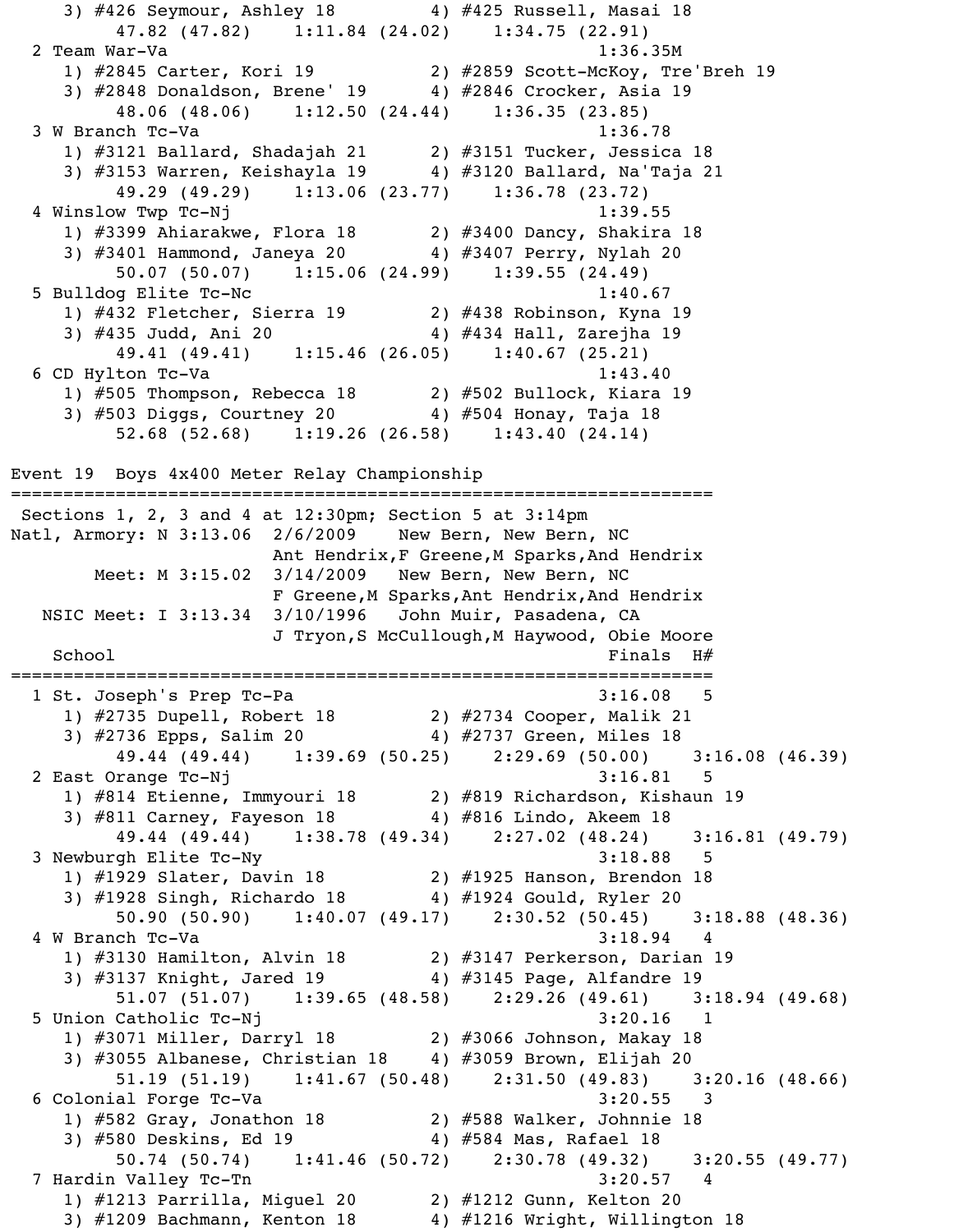```
   3) #426 Seymour, Ashley 18          4) #425 Russell, Masai 18
        47.82 (47.82)    1:11.84 (24.02)    1:34.75 (22.91)
  2 Team War-Va                                        1:36.35M
     1) #2845 Carter, Kori 19           2) #2859 Scott-McKoy, Tre'Breh 19
     3) #2848 Donaldson, Brene' 19      4) #2846 Crocker, Asia 19
        48.06 (48.06)    1:12.50 (24.44)    1:36.35 (23.85)
  3 W Branch Tc-Va                                     1:36.78
     1) #3121 Ballard, Shadajah 21      2) #3151 Tucker, Jessica 18
     3) #3153 Warren, Keishayla 19      4) #3120 Ballard, Na'Taja 21
        49.29 (49.29)    1:13.06 (23.77)    1:36.78 (23.72)
  4 Winslow Twp Tc-Nj                                  1:39.55
     1) #3399 Ahiarakwe, Flora 18       2) #3400 Dancy, Shakira 18
     3) #3401 Hammond, Janeya 20        4) #3407 Perry, Nylah 20
        50.07 (50.07)    1:15.06 (24.99)    1:39.55 (24.49)
  5 Bulldog Elite Tc-Nc                                1:40.67
     1) #432 Fletcher, Sierra 19        2) #438 Robinson, Kyna 19
     3) #435 Judd, Ani 20               4) #434 Hall, Zarejha 19
        49.41 (49.41)    1:15.46 (26.05)    1:40.67 (25.21)
  6 CD Hylton Tc-Va                                    1:43.40
     1) #505 Thompson, Rebecca 18       2) #502 Bullock, Kiara 19
     3) #503 Diggs, Courtney 20         4) #504 Honay, Taja 18
        52.68 (52.68)    1:19.26 (26.58)    1:43.40 (24.14)

Event 19  Boys 4x400 Meter Relay Championship
===================================================================
 Sections 1, 2, 3 and 4 at 12:30pm; Section 5 at 3:14pm
Natl, Armory: N 3:13.06  2/6/2009    New Bern, New Bern, NC
                         Ant Hendrix,F Greene,M Sparks,And Hendrix
       Meet: M 3:15.02  3/14/2009   New Bern, New Bern, NC
                         F Greene,M Sparks,Ant Hendrix,And Hendrix
   NSIC Meet: I 3:13.34  3/10/1996   John Muir, Pasadena, CA
                         J Tryon,S McCullough,M Haywood, Obie Moore
    School                                            Finals  H#
===================================================================
  1 St. Joseph's Prep Tc-Pa                            3:16.08   5
     1) #2735 Dupell, Robert 18         2) #2734 Cooper, Malik 21
     3) #2736 Epps, Salim 20            4) #2737 Green, Miles 18
        49.44 (49.44)    1:39.69 (50.25)    2:29.69 (50.00)    3:16.08 (46.39)
  2 East Orange Tc-Nj                                  3:16.81   5
     1) #814 Etienne, Immyouri 18       2) #819 Richardson, Kishaun 19
     3) #811 Carney, Fayeson 18         4) #816 Lindo, Akeem 18
        49.44 (49.44)    1:38.78 (49.34)    2:27.02 (48.24)    3:16.81 (49.79)
  3 Newburgh Elite Tc-Ny                               3:18.88   5
     1) #1929 Slater, Davin 18          2) #1925 Hanson, Brendon 18
     3) #1928 Singh, Richardo 18        4) #1924 Gould, Ryler 20
        50.90 (50.90)    1:40.07 (49.17)    2:30.52 (50.45)    3:18.88 (48.36)
  4 W Branch Tc-Va                                     3:18.94   4
     1) #3130 Hamilton, Alvin 18        2) #3147 Perkerson, Darian 19
     3) #3137 Knight, Jared 19          4) #3145 Page, Alfandre 19
        51.07 (51.07)    1:39.65 (48.58)    2:29.26 (49.61)    3:18.94 (49.68)
  5 Union Catholic Tc-Nj                               3:20.16   1
     1) #3071 Miller, Darryl 18         2) #3066 Johnson, Makay 18
     3) #3055 Albanese, Christian 18    4) #3059 Brown, Elijah 20
        51.19 (51.19)    1:41.67 (50.48)    2:31.50 (49.83)    3:20.16 (48.66)
  6 Colonial Forge Tc-Va                               3:20.55   3
     1) #582 Gray, Jonathon 18          2) #588 Walker, Johnnie 18
     3) #580 Deskins, Ed 19             4) #584 Mas, Rafael 18
        50.74 (50.74)    1:41.46 (50.72)    2:30.78 (49.32)    3:20.55 (49.77)
  7 Hardin Valley Tc-Tn                                3:20.57   4
     1) #1213 Parrilla, Miguel 20       2) #1212 Gunn, Kelton 20
     3) #1209 Bachmann, Kenton 18       4) #1216 Wright, Willington 18
```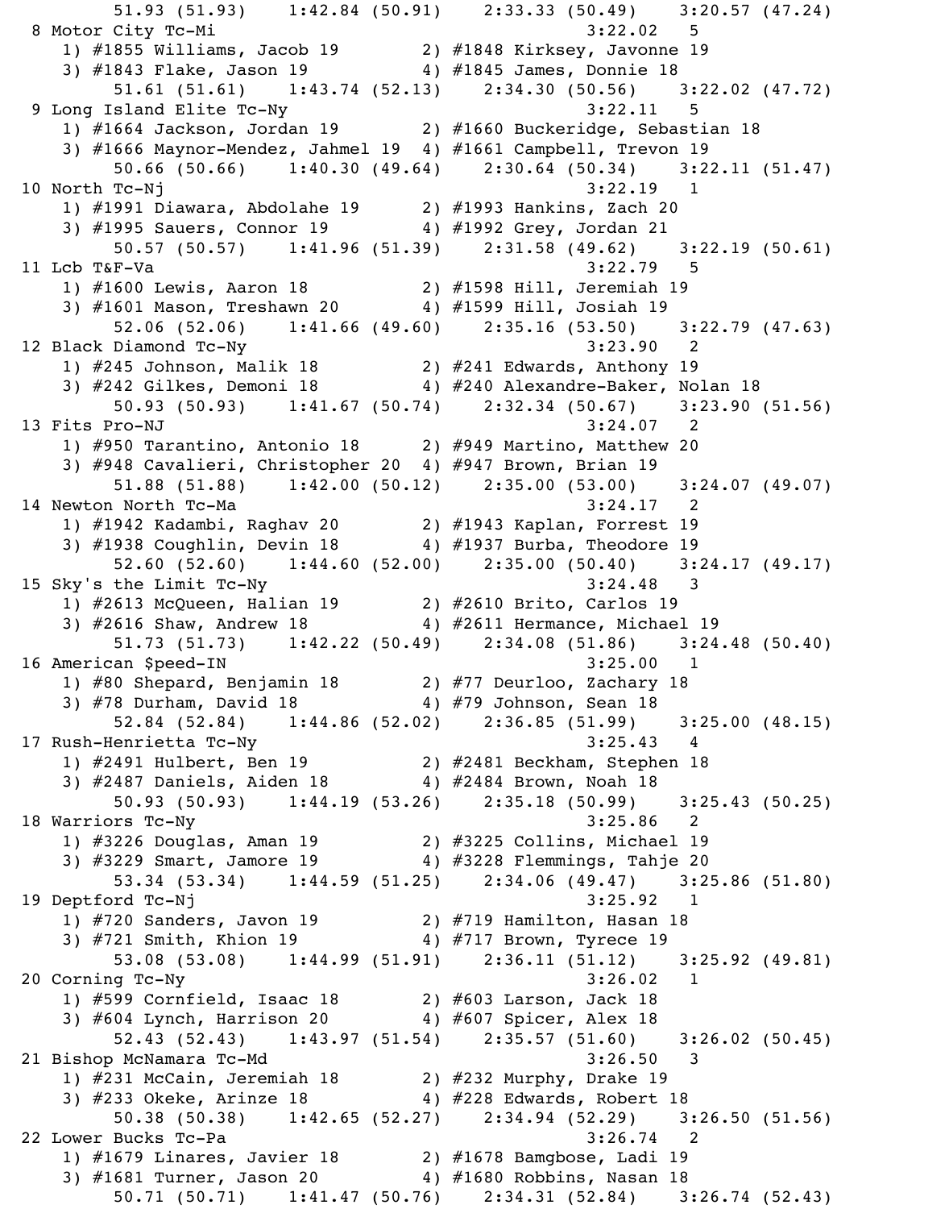```
      51.93 (51.93)    1:42.84 (50.91)    2:33.33 (50.49)    3:20.57 (47.24)
 8 Motor City Tc-Mi                                    3:22.02   5
   1) #1855 Williams, Jacob 19         2) #1848 Kirksey, Javonne 19
   3) #1843 Flake, Jason 19            4) #1845 James, Donnie 18
      51.61 (51.61)    1:43.74 (52.13)    2:34.30 (50.56)    3:22.02 (47.72)
 9 Long Island Elite Tc-Ny                             3:22.11   5
   1) #1664 Jackson, Jordan 19         2) #1660 Buckeridge, Sebastian 18
   3) #1666 Maynor-Mendez, Jahmel 19   4) #1661 Campbell, Trevon 19
      50.66 (50.66)    1:40.30 (49.64)    2:30.64 (50.34)    3:22.11 (51.47)
10 North Tc-Nj                                         3:22.19   1
   1) #1991 Diawara, Abdolahe 19       2) #1993 Hankins, Zach 20
   3) #1995 Sauers, Connor 19          4) #1992 Grey, Jordan 21
      50.57 (50.57)    1:41.96 (51.39)    2:31.58 (49.62)    3:22.19 (50.61)
11 Lcb T&F-Va                                          3:22.79   5
   1) #1600 Lewis, Aaron 18            2) #1598 Hill, Jeremiah 19
   3) #1601 Mason, Treshawn 20         4) #1599 Hill, Josiah 19
      52.06 (52.06)    1:41.66 (49.60)    2:35.16 (53.50)    3:22.79 (47.63)
12 Black Diamond Tc-Ny                                 3:23.90   2
   1) #245 Johnson, Malik 18           2) #241 Edwards, Anthony 19
   3) #242 Gilkes, Demoni 18           4) #240 Alexandre-Baker, Nolan 18
      50.93 (50.93)    1:41.67 (50.74)    2:32.34 (50.67)    3:23.90 (51.56)
13 Fits Pro-NJ                                         3:24.07   2
   1) #950 Tarantino, Antonio 18       2) #949 Martino, Matthew 20
   3) #948 Cavalieri, Christopher 20   4) #947 Brown, Brian 19
      51.88 (51.88)    1:42.00 (50.12)    2:35.00 (53.00)    3:24.07 (49.07)
14 Newton North Tc-Ma                                  3:24.17   2
   1) #1942 Kadambi, Raghav 20         2) #1943 Kaplan, Forrest 19
   3) #1938 Coughlin, Devin 18         4) #1937 Burba, Theodore 19
      52.60 (52.60)    1:44.60 (52.00)    2:35.00 (50.40)    3:24.17 (49.17)
15 Sky's the Limit Tc-Ny                               3:24.48   3
   1) #2613 McQueen, Halian 19         2) #2610 Brito, Carlos 19
   3) #2616 Shaw, Andrew 18            4) #2611 Hermance, Michael 19
      51.73 (51.73)    1:42.22 (50.49)    2:34.08 (51.86)    3:24.48 (50.40)
16 American $peed-IN                                   3:25.00   1
   1) #80 Shepard, Benjamin 18         2) #77 Deurloo, Zachary 18
   3) #78 Durham, David 18             4) #79 Johnson, Sean 18
      52.84 (52.84)    1:44.86 (52.02)    2:36.85 (51.99)    3:25.00 (48.15)
17 Rush-Henrietta Tc-Ny                                3:25.43   4
   1) #2491 Hulbert, Ben 19            2) #2481 Beckham, Stephen 18
   3) #2487 Daniels, Aiden 18          4) #2484 Brown, Noah 18
      50.93 (50.93)    1:44.19 (53.26)    2:35.18 (50.99)    3:25.43 (50.25)
18 Warriors Tc-Ny                                      3:25.86   2
   1) #3226 Douglas, Aman 19           2) #3225 Collins, Michael 19
   3) #3229 Smart, Jamore 19           4) #3228 Flemmings, Tahje 20
      53.34 (53.34)    1:44.59 (51.25)    2:34.06 (49.47)    3:25.86 (51.80)
19 Deptford Tc-Nj                                      3:25.92   1
   1) #720 Sanders, Javon 19           2) #719 Hamilton, Hasan 18
   3) #721 Smith, Khion 19             4) #717 Brown, Tyrece 19
      53.08 (53.08)    1:44.99 (51.91)    2:36.11 (51.12)    3:25.92 (49.81)
20 Corning Tc-Ny                                       3:26.02   1
   1) #599 Cornfield, Isaac 18         2) #603 Larson, Jack 18
   3) #604 Lynch, Harrison 20          4) #607 Spicer, Alex 18
      52.43 (52.43)    1:43.97 (51.54)    2:35.57 (51.60)    3:26.02 (50.45)
21 Bishop McNamara Tc-Md                               3:26.50   3
   1) #231 McCain, Jeremiah 18         2) #232 Murphy, Drake 19
   3) #233 Okeke, Arinze 18            4) #228 Edwards, Robert 18
      50.38 (50.38)    1:42.65 (52.27)    2:34.94 (52.29)    3:26.50 (51.56)
22 Lower Bucks Tc-Pa                                   3:26.74   2
   1) #1679 Linares, Javier 18         2) #1678 Bamgbose, Ladi 19
   3) #1681 Turner, Jason 20           4) #1680 Robbins, Nasan 18
      50.71 (50.71)    1:41.47 (50.76)    2:34.31 (52.84)    3:26.74 (52.43)
```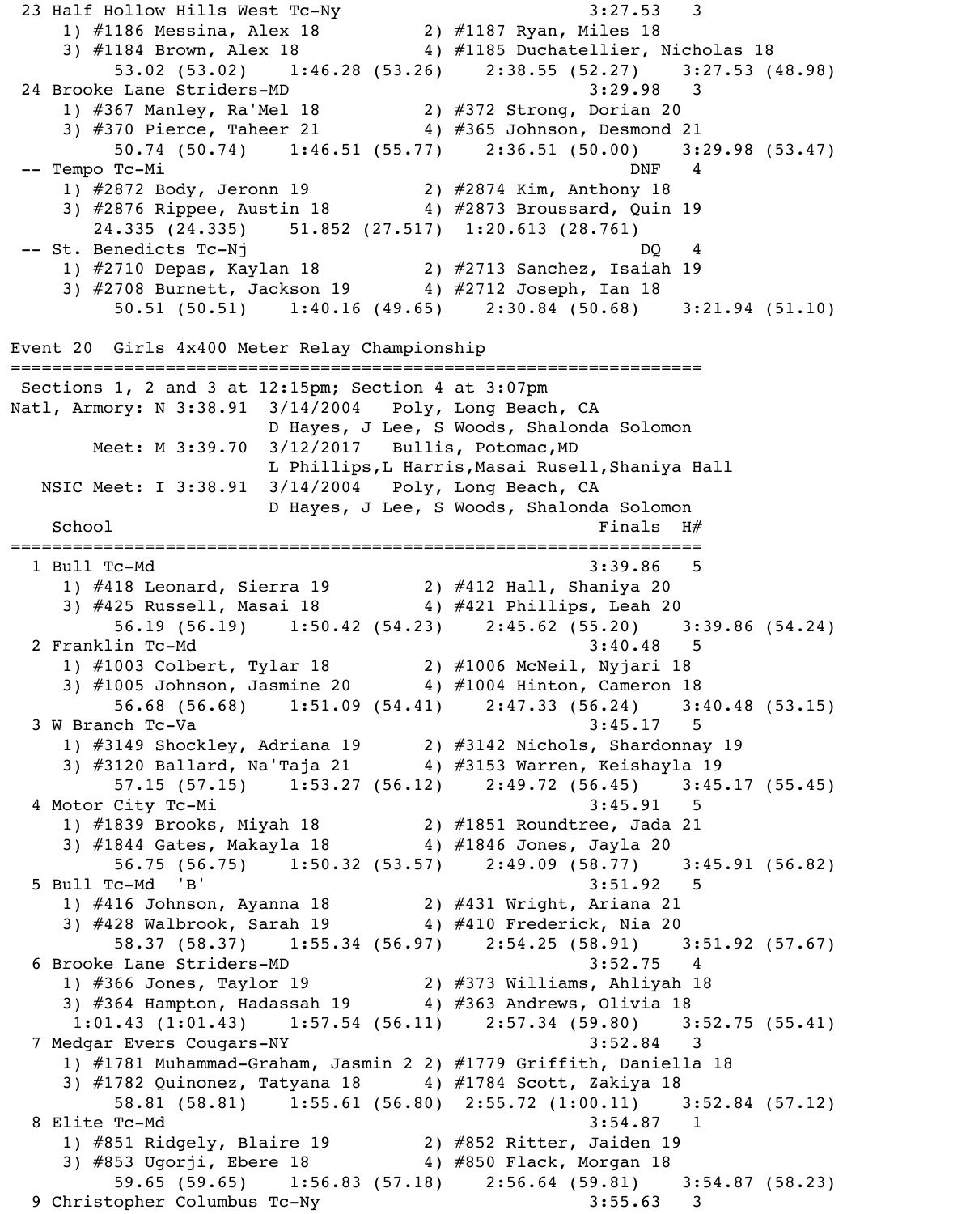```
 23 Half Hollow Hills West Tc-Ny                           3:27.53   3
    1) #1186 Messina, Alex 18          2) #1187 Ryan, Miles 18
    3) #1184 Brown, Alex 18            4) #1185 Duchatellier, Nicholas 18
        53.02 (53.02)    1:46.28 (53.26)    2:38.55 (52.27)    3:27.53 (48.98)
 24 Brooke Lane Striders-MD                                3:29.98   3
    1) #367 Manley, Ra'Mel 18          2) #372 Strong, Dorian 20
    3) #370 Pierce, Taheer 21          4) #365 Johnson, Desmond 21
        50.74 (50.74)    1:46.51 (55.77)    2:36.51 (50.00)    3:29.98 (53.47)
 -- Tempo Tc-Mi                                                DNF   4
    1) #2872 Body, Jeronn 19           2) #2874 Kim, Anthony 18
    3) #2876 Rippee, Austin 18         4) #2873 Broussard, Quin 19
       24.335 (24.335)    51.852 (27.517)  1:20.613 (28.761)
 -- St. Benedicts Tc-Nj                                         DQ   4
    1) #2710 Depas, Kaylan 18          2) #2713 Sanchez, Isaiah 19
    3) #2708 Burnett, Jackson 19       4) #2712 Joseph, Ian 18
        50.51 (50.51)    1:40.16 (49.65)    2:30.84 (50.68)    3:21.94 (51.10)
```

## Event 20  Girls 4x400 Meter Relay Championship

```
=================================================================
 Sections 1, 2 and 3 at 12:15pm; Section 4 at 3:07pm
Natl, Armory: N 3:38.91  3/14/2004   Poly, Long Beach, CA
                         D Hayes, J Lee, S Woods, Shalonda Solomon
       Meet: M 3:39.70  3/12/2017   Bullis, Potomac,MD
                         L Phillips,L Harris,Masai Rusell,Shaniya Hall
   NSIC Meet: I 3:38.91  3/14/2004   Poly, Long Beach, CA
                         D Hayes, J Lee, S Woods, Shalonda Solomon
    School                                                 Finals  H#
=================================================================
  1 Bull Tc-Md                                             3:39.86   5
    1) #418 Leonard, Sierra 19         2) #412 Hall, Shaniya 20
    3) #425 Russell, Masai 18          4) #421 Phillips, Leah 20
        56.19 (56.19)    1:50.42 (54.23)    2:45.62 (55.20)    3:39.86 (54.24)
  2 Franklin Tc-Md                                         3:40.48   5
    1) #1003 Colbert, Tylar 18         2) #1006 McNeil, Nyjari 18
    3) #1005 Johnson, Jasmine 20       4) #1004 Hinton, Cameron 18
        56.68 (56.68)    1:51.09 (54.41)    2:47.33 (56.24)    3:40.48 (53.15)
  3 W Branch Tc-Va                                         3:45.17   5
    1) #3149 Shockley, Adriana 19      2) #3142 Nichols, Shardonnay 19
    3) #3120 Ballard, Na'Taja 21       4) #3153 Warren, Keishayla 19
        57.15 (57.15)    1:53.27 (56.12)    2:49.72 (56.45)    3:45.17 (55.45)
  4 Motor City Tc-Mi                                       3:45.91   5
    1) #1839 Brooks, Miyah 18          2) #1851 Roundtree, Jada 21
    3) #1844 Gates, Makayla 18         4) #1846 Jones, Jayla 20
        56.75 (56.75)    1:50.32 (53.57)    2:49.09 (58.77)    3:45.91 (56.82)
  5 Bull Tc-Md  'B'                                        3:51.92   5
    1) #416 Johnson, Ayanna 18         2) #431 Wright, Ariana 21
    3) #428 Walbrook, Sarah 19         4) #410 Frederick, Nia 20
        58.37 (58.37)    1:55.34 (56.97)    2:54.25 (58.91)    3:51.92 (57.67)
  6 Brooke Lane Striders-MD                                3:52.75   4
    1) #366 Jones, Taylor 19           2) #373 Williams, Ahliyah 18
    3) #364 Hampton, Hadassah 19       4) #363 Andrews, Olivia 18
     1:01.43 (1:01.43)    1:57.54 (56.11)    2:57.34 (59.80)    3:52.75 (55.41)
  7 Medgar Evers Cougars-NY                                3:52.84   3
    1) #1781 Muhammad-Graham, Jasmin 2 2) #1779 Griffith, Daniella 18
    3) #1782 Quinonez, Tatyana 18      4) #1784 Scott, Zakiya 18
        58.81 (58.81)    1:55.61 (56.80)  2:55.72 (1:00.11)    3:52.84 (57.12)
  8 Elite Tc-Md                                            3:54.87   1
    1) #851 Ridgely, Blaire 19         2) #852 Ritter, Jaiden 19
    3) #853 Ugorji, Ebere 18           4) #850 Flack, Morgan 18
        59.65 (59.65)    1:56.83 (57.18)    2:56.64 (59.81)    3:54.87 (58.23)
  9 Christopher Columbus Tc-Ny                             3:55.63   3
```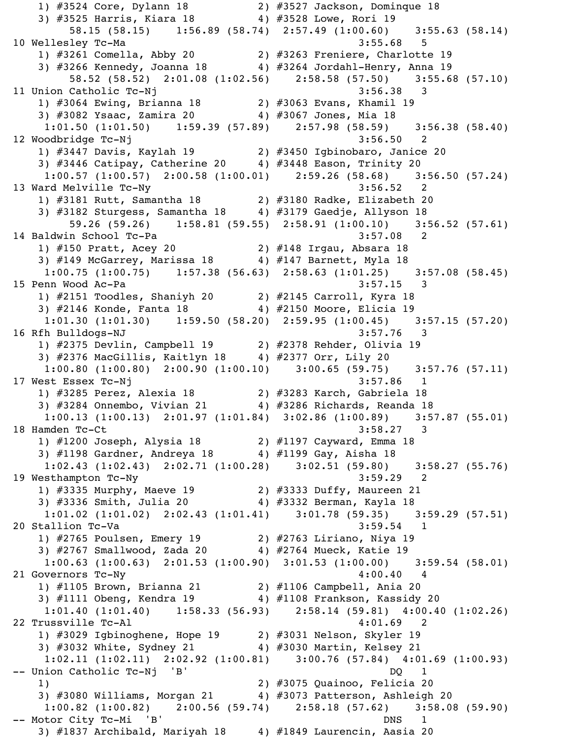```
    1) #3524 Core, Dylann 18           2) #3527 Jackson, Dominque 18
    3) #3525 Harris, Kiara 18          4) #3528 Lowe, Rori 19
        58.15 (58.15)    1:56.89 (58.74)  2:57.49 (1:00.60)    3:55.63 (58.14)
 10 Wellesley Tc-Ma                                         3:55.68   5
    1) #3261 Comella, Abby 20          2) #3263 Freniere, Charlotte 19
    3) #3266 Kennedy, Joanna 18        4) #3264 Jordahl-Henry, Anna 19
        58.52 (58.52)  2:01.08 (1:02.56)    2:58.58 (57.50)    3:55.68 (57.10)
 11 Union Catholic Tc-Nj                                    3:56.38   3
    1) #3064 Ewing, Brianna 18         2) #3063 Evans, Khamil 19
    3) #3082 Ysaac, Zamira 20          4) #3067 Jones, Mia 18
     1:01.50 (1:01.50)    1:59.39 (57.89)    2:57.98 (58.59)    3:56.38 (58.40)
 12 Woodbridge Tc-Nj                                        3:56.50   2
    1) #3447 Davis, Kaylah 19          2) #3450 Igbinobaro, Janice 20
    3) #3446 Catipay, Catherine 20     4) #3448 Eason, Trinity 20
     1:00.57 (1:00.57)  2:00.58 (1:00.01)    2:59.26 (58.68)    3:56.50 (57.24)
 13 Ward Melville Tc-Ny                                     3:56.52   2
    1) #3181 Rutt, Samantha 18         2) #3180 Radke, Elizabeth 20
    3) #3182 Sturgess, Samantha 18     4) #3179 Gaedje, Allyson 18
        59.26 (59.26)    1:58.81 (59.55)  2:58.91 (1:00.10)    3:56.52 (57.61)
 14 Baldwin School Tc-Pa                                    3:57.08   2
    1) #150 Pratt, Acey 20             2) #148 Irgau, Absara 18
    3) #149 McGarrey, Marissa 18       4) #147 Barnett, Myla 18
     1:00.75 (1:00.75)    1:57.38 (56.63)  2:58.63 (1:01.25)    3:57.08 (58.45)
 15 Penn Wood Ac-Pa                                         3:57.15   3
    1) #2151 Toodles, Shaniyh 20       2) #2145 Carroll, Kyra 18
    3) #2146 Konde, Fanta 18           4) #2150 Moore, Elicia 19
     1:01.30 (1:01.30)    1:59.50 (58.20)  2:59.95 (1:00.45)    3:57.15 (57.20)
 16 Rfh Bulldogs-NJ                                         3:57.76   3
    1) #2375 Devlin, Campbell 19       2) #2378 Rehder, Olivia 19
    3) #2376 MacGillis, Kaitlyn 18     4) #2377 Orr, Lily 20
     1:00.80 (1:00.80)  2:00.90 (1:00.10)    3:00.65 (59.75)    3:57.76 (57.11)
 17 West Essex Tc-Nj                                        3:57.86   1
    1) #3285 Perez, Alexia 18          2) #3283 Karch, Gabriela 18
    3) #3284 Onnembo, Vivian 21        4) #3286 Richards, Reanda 18
     1:00.13 (1:00.13)  2:01.97 (1:01.84)  3:02.86 (1:00.89)    3:57.87 (55.01)
 18 Hamden Tc-Ct                                            3:58.27   3
    1) #1200 Joseph, Alysia 18         2) #1197 Cayward, Emma 18
    3) #1198 Gardner, Andreya 18       4) #1199 Gay, Aisha 18
     1:02.43 (1:02.43)  2:02.71 (1:00.28)    3:02.51 (59.80)    3:58.27 (55.76)
 19 Westhampton Tc-Ny                                       3:59.29   2
    1) #3335 Murphy, Maeve 19          2) #3333 Duffy, Maureen 21
    3) #3336 Smith, Julia 20           4) #3332 Berman, Kayla 18
     1:01.02 (1:01.02)  2:02.43 (1:01.41)    3:01.78 (59.35)    3:59.29 (57.51)
 20 Stallion Tc-Va                                          3:59.54   1
    1) #2765 Poulsen, Emery 19         2) #2763 Liriano, Niya 19
    3) #2767 Smallwood, Zada 20        4) #2764 Mueck, Katie 19
     1:00.63 (1:00.63)  2:01.53 (1:00.90)  3:01.53 (1:00.00)    3:59.54 (58.01)
 21 Governors Tc-Ny                                         4:00.40   4
    1) #1105 Brown, Brianna 21         2) #1106 Campbell, Ania 20
    3) #1111 Obeng, Kendra 19          4) #1108 Frankson, Kassidy 20
     1:01.40 (1:01.40)    1:58.33 (56.93)    2:58.14 (59.81)  4:00.40 (1:02.26)
 22 Trussville Tc-Al                                        4:01.69   2
    1) #3029 Igbinoghene, Hope 19      2) #3031 Nelson, Skyler 19
    3) #3032 White, Sydney 21          4) #3030 Martin, Kelsey 21
     1:02.11 (1:02.11)  2:02.92 (1:00.81)    3:00.76 (57.84)  4:01.69 (1:00.93)
 -- Union Catholic Tc-Nj  'B'                                    DQ   1
    1)                                 2) #3075 Quainoo, Felicia 20
    3) #3080 Williams, Morgan 21       4) #3073 Patterson, Ashleigh 20
     1:00.82 (1:00.82)    2:00.56 (59.74)    2:58.18 (57.62)    3:58.08 (59.90)
 -- Motor City Tc-Mi  'B'                                       DNS   1
    3) #1837 Archibald, Mariyah 18     4) #1849 Laurencin, Aasia 20
```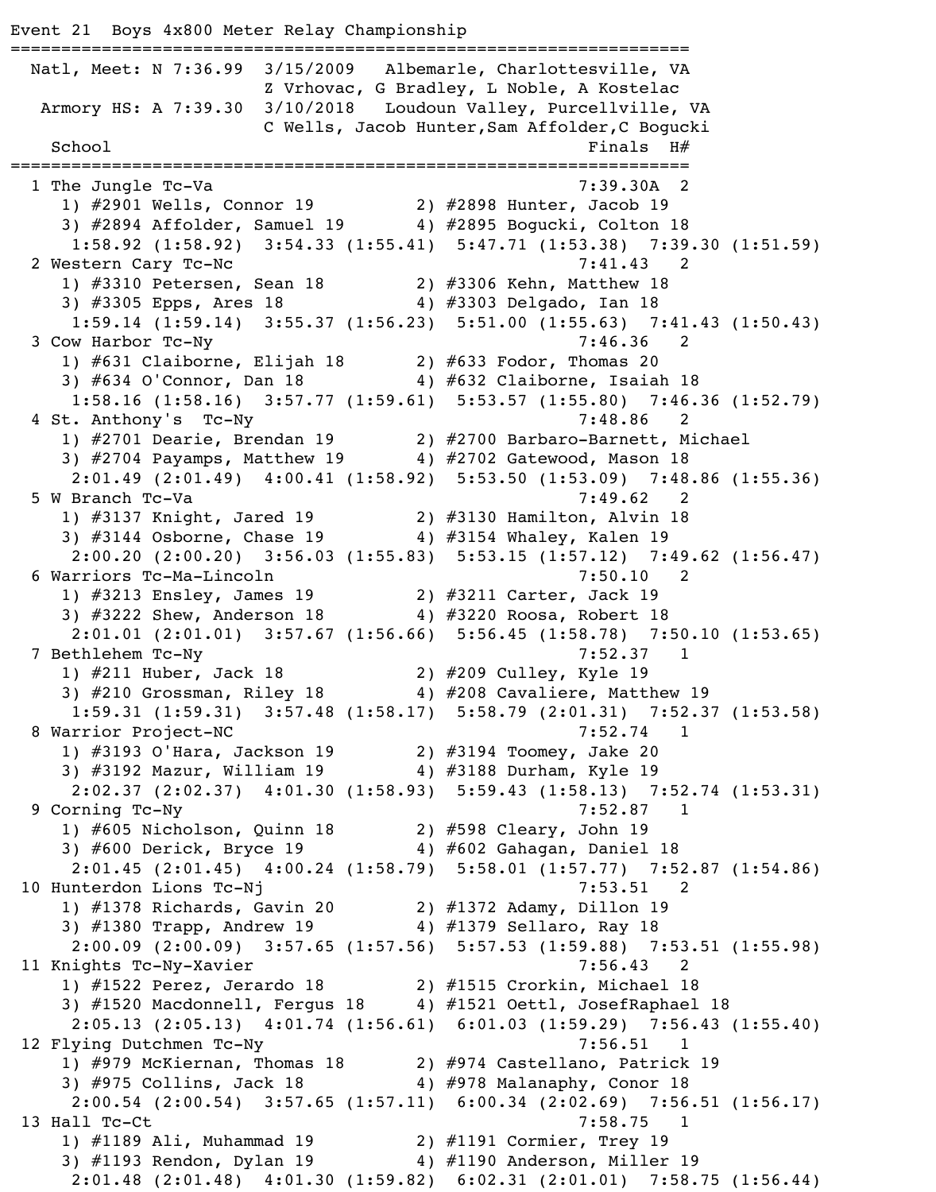```
Event 21  Boys 4x800 Meter Relay Championship
===================================================================
  Natl, Meet: N 7:36.99  3/15/2009   Albemarle, Charlottesville, VA
                         Z Vrhovac, G Bradley, L Noble, A Kostelac
   Armory HS: A 7:39.30  3/10/2018   Loudoun Valley, Purcellville, VA
                         C Wells, Jacob Hunter,Sam Affolder,C Bogucki
    School                                            Finals  H#
===================================================================
  1 The Jungle Tc-Va                                  7:39.30A  2
     1) #2901 Wells, Connor 19          2) #2898 Hunter, Jacob 19
     3) #2894 Affolder, Samuel 19       4) #2895 Bogucki, Colton 18
      1:58.92 (1:58.92)  3:54.33 (1:55.41)  5:47.71 (1:53.38)  7:39.30 (1:51.59)
  2 Western Cary Tc-Nc                                7:41.43   2
     1) #3310 Petersen, Sean 18         2) #3306 Kehn, Matthew 18
     3) #3305 Epps, Ares 18             4) #3303 Delgado, Ian 18
      1:59.14 (1:59.14)  3:55.37 (1:56.23)  5:51.00 (1:55.63)  7:41.43 (1:50.43)
  3 Cow Harbor Tc-Ny                                  7:46.36   2
     1) #631 Claiborne, Elijah 18       2) #633 Fodor, Thomas 20
     3) #634 O'Connor, Dan 18           4) #632 Claiborne, Isaiah 18
      1:58.16 (1:58.16)  3:57.77 (1:59.61)  5:53.57 (1:55.80)  7:46.36 (1:52.79)
  4 St. Anthony's  Tc-Ny                              7:48.86   2
     1) #2701 Dearie, Brendan 19        2) #2700 Barbaro-Barnett, Michael
     3) #2704 Payamps, Matthew 19       4) #2702 Gatewood, Mason 18
      2:01.49 (2:01.49)  4:00.41 (1:58.92)  5:53.50 (1:53.09)  7:48.86 (1:55.36)
  5 W Branch Tc-Va                                    7:49.62   2
     1) #3137 Knight, Jared 19          2) #3130 Hamilton, Alvin 18
     3) #3144 Osborne, Chase 19         4) #3154 Whaley, Kalen 19
      2:00.20 (2:00.20)  3:56.03 (1:55.83)  5:53.15 (1:57.12)  7:49.62 (1:56.47)
  6 Warriors Tc-Ma-Lincoln                            7:50.10   2
     1) #3213 Ensley, James 19          2) #3211 Carter, Jack 19
     3) #3222 Shew, Anderson 18         4) #3220 Roosa, Robert 18
      2:01.01 (2:01.01)  3:57.67 (1:56.66)  5:56.45 (1:58.78)  7:50.10 (1:53.65)
  7 Bethlehem Tc-Ny                                   7:52.37   1
     1) #211 Huber, Jack 18             2) #209 Culley, Kyle 19
     3) #210 Grossman, Riley 18         4) #208 Cavaliere, Matthew 19
      1:59.31 (1:59.31)  3:57.48 (1:58.17)  5:58.79 (2:01.31)  7:52.37 (1:53.58)
  8 Warrior Project-NC                                7:52.74   1
     1) #3193 O'Hara, Jackson 19        2) #3194 Toomey, Jake 20
     3) #3192 Mazur, William 19         4) #3188 Durham, Kyle 19
      2:02.37 (2:02.37)  4:01.30 (1:58.93)  5:59.43 (1:58.13)  7:52.74 (1:53.31)
  9 Corning Tc-Ny                                     7:52.87   1
     1) #605 Nicholson, Quinn 18        2) #598 Cleary, John 19
     3) #600 Derick, Bryce 19           4) #602 Gahagan, Daniel 18
      2:01.45 (2:01.45)  4:00.24 (1:58.79)  5:58.01 (1:57.77)  7:52.87 (1:54.86)
 10 Hunterdon Lions Tc-Nj                             7:53.51   2
     1) #1378 Richards, Gavin 20        2) #1372 Adamy, Dillon 19
     3) #1380 Trapp, Andrew 19          4) #1379 Sellaro, Ray 18
      2:00.09 (2:00.09)  3:57.65 (1:57.56)  5:57.53 (1:59.88)  7:53.51 (1:55.98)
 11 Knights Tc-Ny-Xavier                              7:56.43   2
     1) #1522 Perez, Jerardo 18         2) #1515 Crorkin, Michael 18
     3) #1520 Macdonnell, Fergus 18     4) #1521 Oettl, JosefRaphael 18
      2:05.13 (2:05.13)  4:01.74 (1:56.61)  6:01.03 (1:59.29)  7:56.43 (1:55.40)
 12 Flying Dutchmen Tc-Ny                             7:56.51   1
     1) #979 McKiernan, Thomas 18       2) #974 Castellano, Patrick 19
     3) #975 Collins, Jack 18           4) #978 Malanaphy, Conor 18
      2:00.54 (2:00.54)  3:57.65 (1:57.11)  6:00.34 (2:02.69)  7:56.51 (1:56.17)
 13 Hall Tc-Ct                                        7:58.75   1
     1) #1189 Ali, Muhammad 19          2) #1191 Cormier, Trey 19
     3) #1193 Rendon, Dylan 19          4) #1190 Anderson, Miller 19
      2:01.48 (2:01.48)  4:01.30 (1:59.82)  6:02.31 (2:01.01)  7:58.75 (1:56.44)
```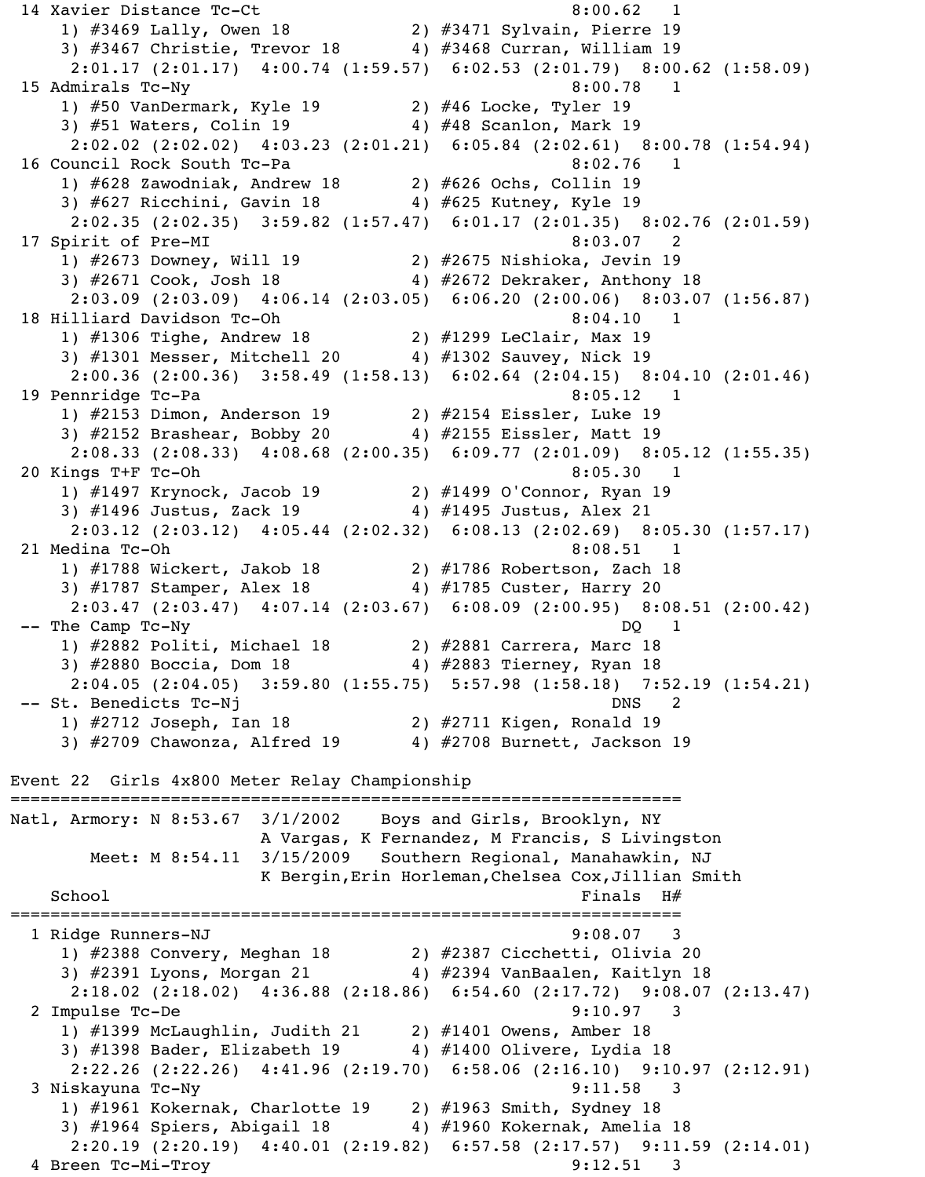```
 14 Xavier Distance Tc-Ct                                     8:00.62   1 
    1) #3469 Lally, Owen 18            2) #3471 Sylvain, Pierre 19        
    3) #3467 Christie, Trevor 18       4) #3468 Curran, William 19        
     2:01.17 (2:01.17)  4:00.74 (1:59.57)  6:02.53 (2:01.79)  8:00.62 (1:58.09)
 15 Admirals Tc-Ny                                            8:00.78   1 
    1) #50 VanDermark, Kyle 19         2) #46 Locke, Tyler 19             
    3) #51 Waters, Colin 19            4) #48 Scanlon, Mark 19            
     2:02.02 (2:02.02)  4:03.23 (2:01.21)  6:05.84 (2:02.61)  8:00.78 (1:54.94)
 16 Council Rock South Tc-Pa                                  8:02.76   1 
    1) #628 Zawodniak, Andrew 18       2) #626 Ochs, Collin 19            
    3) #627 Ricchini, Gavin 18         4) #625 Kutney, Kyle 19            
     2:02.35 (2:02.35)  3:59.82 (1:57.47)  6:01.17 (2:01.35)  8:02.76 (2:01.59)
 17 Spirit of Pre-MI                                          8:03.07   2 
    1) #2673 Downey, Will 19           2) #2675 Nishioka, Jevin 19        
    3) #2671 Cook, Josh 18             4) #2672 Dekraker, Anthony 18      
     2:03.09 (2:03.09)  4:06.14 (2:03.05)  6:06.20 (2:00.06)  8:03.07 (1:56.87)
 18 Hilliard Davidson Tc-Oh                                   8:04.10   1 
    1) #1306 Tighe, Andrew 18          2) #1299 LeClair, Max 19           
    3) #1301 Messer, Mitchell 20       4) #1302 Sauvey, Nick 19           
     2:00.36 (2:00.36)  3:58.49 (1:58.13)  6:02.64 (2:04.15)  8:04.10 (2:01.46)
 19 Pennridge Tc-Pa                                           8:05.12   1 
    1) #2153 Dimon, Anderson 19        2) #2154 Eissler, Luke 19          
    3) #2152 Brashear, Bobby 20        4) #2155 Eissler, Matt 19          
     2:08.33 (2:08.33)  4:08.68 (2:00.35)  6:09.77 (2:01.09)  8:05.12 (1:55.35)
 20 Kings T+F Tc-Oh                                           8:05.30   1 
    1) #1497 Krynock, Jacob 19         2) #1499 O'Connor, Ryan 19         
    3) #1496 Justus, Zack 19           4) #1495 Justus, Alex 21           
     2:03.12 (2:03.12)  4:05.44 (2:02.32)  6:08.13 (2:02.69)  8:05.30 (1:57.17)
 21 Medina Tc-Oh                                              8:08.51   1 
    1) #1788 Wickert, Jakob 18         2) #1786 Robertson, Zach 18        
    3) #1787 Stamper, Alex 18          4) #1785 Custer, Harry 20          
     2:03.47 (2:03.47)  4:07.14 (2:03.67)  6:08.09 (2:00.95)  8:08.51 (2:00.42)
 -- The Camp Tc-Ny                                               DQ     1 
    1) #2882 Politi, Michael 18        2) #2881 Carrera, Marc 18          
    3) #2880 Boccia, Dom 18            4) #2883 Tierney, Ryan 18          
     2:04.05 (2:04.05)  3:59.80 (1:55.75)  5:57.98 (1:58.18)  7:52.19 (1:54.21)
 -- St. Benedicts Tc-Nj                                         DNS     2 
    1) #2712 Joseph, Ian 18            2) #2711 Kigen, Ronald 19          
    3) #2709 Chawonza, Alfred 19       4) #2708 Burnett, Jackson 19       

Event 22  Girls 4x800 Meter Relay Championship
===================================================================
Natl, Armory: N 8:53.67  3/1/2002    Boys and Girls, Brooklyn, NY     
                         A Vargas, K Fernandez, M Francis, S Livingston
        Meet: M 8:54.11  3/15/2009   Southern Regional, Manahawkin, NJ
                         K Bergin,Erin Horleman,Chelsea Cox,Jillian Smith
    School                                               Finals  H# 
===================================================================
  1 Ridge Runners-NJ                                          9:08.07   3 
    1) #2388 Convery, Meghan 18        2) #2387 Cicchetti, Olivia 20      
    3) #2391 Lyons, Morgan 21          4) #2394 VanBaalen, Kaitlyn 18     
     2:18.02 (2:18.02)  4:36.88 (2:18.86)  6:54.60 (2:17.72)  9:08.07 (2:13.47)
  2 Impulse Tc-De                                             9:10.97   3 
    1) #1399 McLaughlin, Judith 21     2) #1401 Owens, Amber 18           
    3) #1398 Bader, Elizabeth 19       4) #1400 Olivere, Lydia 18         
     2:22.26 (2:22.26)  4:41.96 (2:19.70)  6:58.06 (2:16.10)  9:10.97 (2:12.91)
  3 Niskayuna Tc-Ny                                           9:11.58   3 
    1) #1961 Kokernak, Charlotte 19    2) #1963 Smith, Sydney 18          
    3) #1964 Spiers, Abigail 18        4) #1960 Kokernak, Amelia 18       
     2:20.19 (2:20.19)  4:40.01 (2:19.82)  6:57.58 (2:17.57)  9:11.59 (2:14.01)
  4 Breen Tc-Mi-Troy                                          9:12.51   3 
```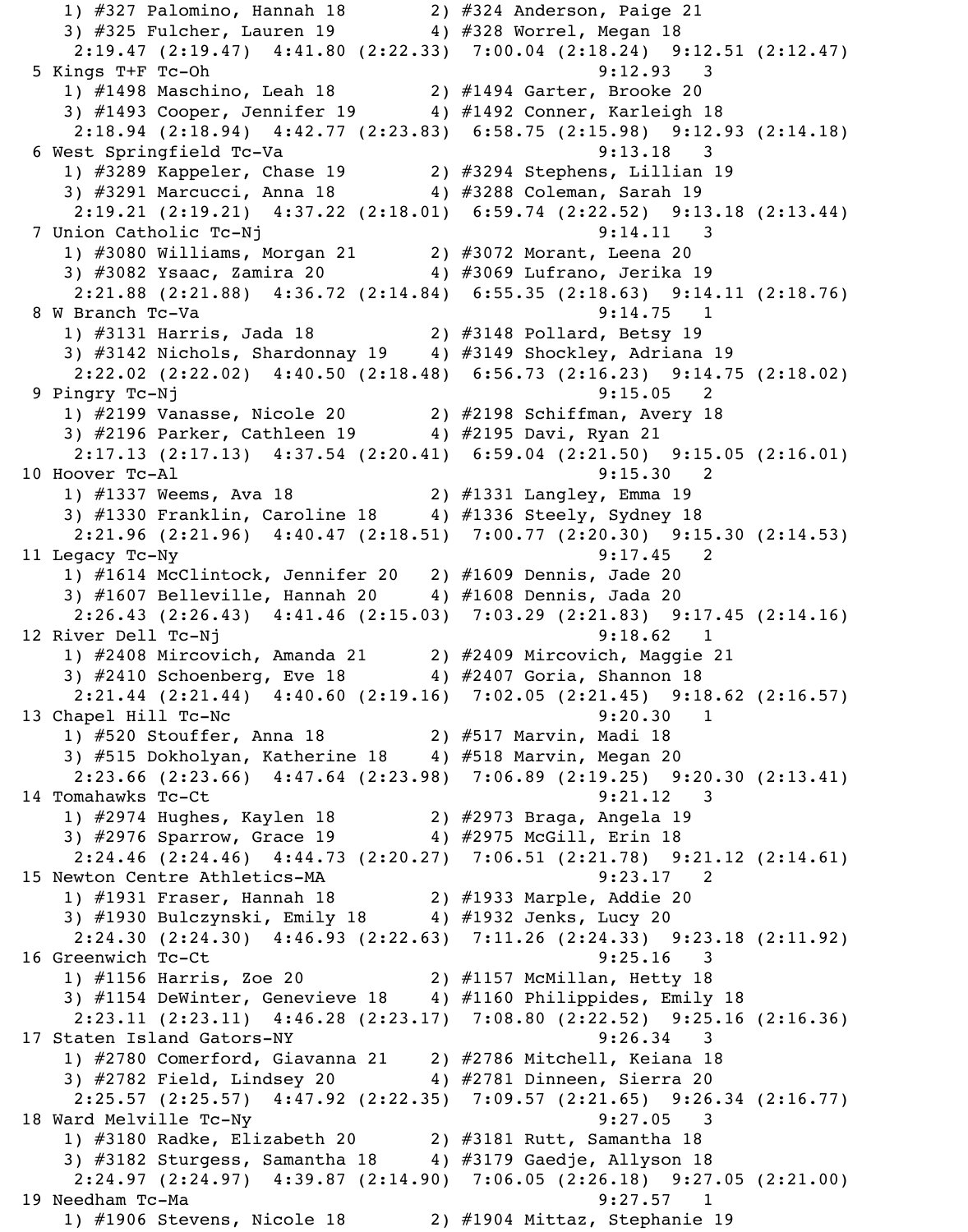```
   1) #327 Palomino, Hannah 18        2) #324 Anderson, Paige 21
   3) #325 Fulcher, Lauren 19         4) #328 Worrel, Megan 18
    2:19.47 (2:19.47)  4:41.80 (2:22.33)  7:00.04 (2:18.24)  9:12.51 (2:12.47)
  5 Kings T+F Tc-Oh                                         9:12.93   3
   1) #1498 Maschino, Leah 18         2) #1494 Garter, Brooke 20
   3) #1493 Cooper, Jennifer 19       4) #1492 Conner, Karleigh 18
    2:18.94 (2:18.94)  4:42.77 (2:23.83)  6:58.75 (2:15.98)  9:12.93 (2:14.18)
  6 West Springfield Tc-Va                                  9:13.18   3
   1) #3289 Kappeler, Chase 19        2) #3294 Stephens, Lillian 19
   3) #3291 Marcucci, Anna 18         4) #3288 Coleman, Sarah 19
    2:19.21 (2:19.21)  4:37.22 (2:18.01)  6:59.74 (2:22.52)  9:13.18 (2:13.44)
  7 Union Catholic Tc-Nj                                    9:14.11   3
   1) #3080 Williams, Morgan 21       2) #3072 Morant, Leena 20
   3) #3082 Ysaac, Zamira 20          4) #3069 Lufrano, Jerika 19
    2:21.88 (2:21.88)  4:36.72 (2:14.84)  6:55.35 (2:18.63)  9:14.11 (2:18.76)
  8 W Branch Tc-Va                                          9:14.75   1
   1) #3131 Harris, Jada 18           2) #3148 Pollard, Betsy 19
   3) #3142 Nichols, Shardonnay 19    4) #3149 Shockley, Adriana 19
    2:22.02 (2:22.02)  4:40.50 (2:18.48)  6:56.73 (2:16.23)  9:14.75 (2:18.02)
  9 Pingry Tc-Nj                                            9:15.05   2
   1) #2199 Vanasse, Nicole 20        2) #2198 Schiffman, Avery 18
   3) #2196 Parker, Cathleen 19       4) #2195 Davi, Ryan 21
    2:17.13 (2:17.13)  4:37.54 (2:20.41)  6:59.04 (2:21.50)  9:15.05 (2:16.01)
 10 Hoover Tc-Al                                            9:15.30   2
   1) #1337 Weems, Ava 18             2) #1331 Langley, Emma 19
   3) #1330 Franklin, Caroline 18     4) #1336 Steely, Sydney 18
    2:21.96 (2:21.96)  4:40.47 (2:18.51)  7:00.77 (2:20.30)  9:15.30 (2:14.53)
 11 Legacy Tc-Ny                                            9:17.45   2
   1) #1614 McClintock, Jennifer 20   2) #1609 Dennis, Jade 20
   3) #1607 Belleville, Hannah 20     4) #1608 Dennis, Jada 20
    2:26.43 (2:26.43)  4:41.46 (2:15.03)  7:03.29 (2:21.83)  9:17.45 (2:14.16)
 12 River Dell Tc-Nj                                        9:18.62   1
   1) #2408 Mircovich, Amanda 21      2) #2409 Mircovich, Maggie 21
   3) #2410 Schoenberg, Eve 18        4) #2407 Goria, Shannon 18
    2:21.44 (2:21.44)  4:40.60 (2:19.16)  7:02.05 (2:21.45)  9:18.62 (2:16.57)
 13 Chapel Hill Tc-Nc                                       9:20.30   1
   1) #520 Stouffer, Anna 18          2) #517 Marvin, Madi 18
   3) #515 Dokholyan, Katherine 18    4) #518 Marvin, Megan 20
    2:23.66 (2:23.66)  4:47.64 (2:23.98)  7:06.89 (2:19.25)  9:20.30 (2:13.41)
 14 Tomahawks Tc-Ct                                         9:21.12   3
   1) #2974 Hughes, Kaylen 18         2) #2973 Braga, Angela 19
   3) #2976 Sparrow, Grace 19         4) #2975 McGill, Erin 18
    2:24.46 (2:24.46)  4:44.73 (2:20.27)  7:06.51 (2:21.78)  9:21.12 (2:14.61)
 15 Newton Centre Athletics-MA                              9:23.17   2
   1) #1931 Fraser, Hannah 18         2) #1933 Marple, Addie 20
   3) #1930 Bulczynski, Emily 18      4) #1932 Jenks, Lucy 20
    2:24.30 (2:24.30)  4:46.93 (2:22.63)  7:11.26 (2:24.33)  9:23.18 (2:11.92)
 16 Greenwich Tc-Ct                                         9:25.16   3
   1) #1156 Harris, Zoe 20            2) #1157 McMillan, Hetty 18
   3) #1154 DeWinter, Genevieve 18    4) #1160 Philippides, Emily 18
    2:23.11 (2:23.11)  4:46.28 (2:23.17)  7:08.80 (2:22.52)  9:25.16 (2:16.36)
 17 Staten Island Gators-NY                                 9:26.34   3
   1) #2780 Comerford, Giavanna 21    2) #2786 Mitchell, Keiana 18
   3) #2782 Field, Lindsey 20         4) #2781 Dinneen, Sierra 20
    2:25.57 (2:25.57)  4:47.92 (2:22.35)  7:09.57 (2:21.65)  9:26.34 (2:16.77)
 18 Ward Melville Tc-Ny                                     9:27.05   3
   1) #3180 Radke, Elizabeth 20       2) #3181 Rutt, Samantha 18
   3) #3182 Sturgess, Samantha 18     4) #3179 Gaedje, Allyson 18
    2:24.97 (2:24.97)  4:39.87 (2:14.90)  7:06.05 (2:26.18)  9:27.05 (2:21.00)
 19 Needham Tc-Ma                                           9:27.57   1
   1) #1906 Stevens, Nicole 18        2) #1904 Mittaz, Stephanie 19
```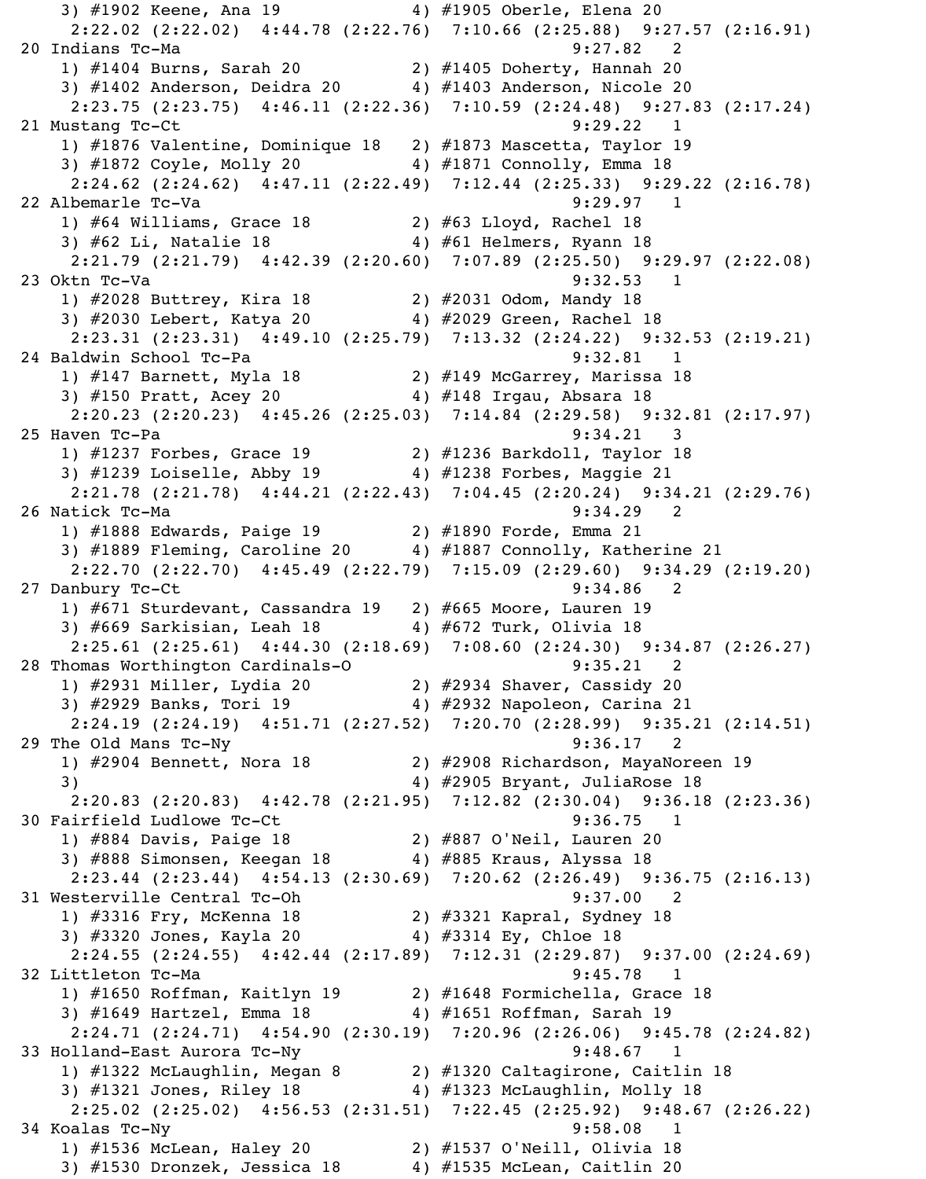```
   3) #1902 Keene, Ana 19             4) #1905 Oberle, Elena 20
     2:22.02 (2:22.02)  4:44.78 (2:22.76)  7:10.66 (2:25.88)  9:27.57 (2:16.91)
20 Indians Tc-Ma                                           9:27.82   2
   1) #1404 Burns, Sarah 20           2) #1405 Doherty, Hannah 20
   3) #1402 Anderson, Deidra 20       4) #1403 Anderson, Nicole 20
     2:23.75 (2:23.75)  4:46.11 (2:22.36)  7:10.59 (2:24.48)  9:27.83 (2:17.24)
21 Mustang Tc-Ct                                           9:29.22   1
   1) #1876 Valentine, Dominique 18   2) #1873 Mascetta, Taylor 19
   3) #1872 Coyle, Molly 20           4) #1871 Connolly, Emma 18
     2:24.62 (2:24.62)  4:47.11 (2:22.49)  7:12.44 (2:25.33)  9:29.22 (2:16.78)
22 Albemarle Tc-Va                                         9:29.97   1
   1) #64 Williams, Grace 18          2) #63 Lloyd, Rachel 18
   3) #62 Li, Natalie 18              4) #61 Helmers, Ryann 18
     2:21.79 (2:21.79)  4:42.39 (2:20.60)  7:07.89 (2:25.50)  9:29.97 (2:22.08)
23 Oktn Tc-Va                                              9:32.53   1
   1) #2028 Buttrey, Kira 18          2) #2031 Odom, Mandy 18
   3) #2030 Lebert, Katya 20          4) #2029 Green, Rachel 18
     2:23.31 (2:23.31)  4:49.10 (2:25.79)  7:13.32 (2:24.22)  9:32.53 (2:19.21)
24 Baldwin School Tc-Pa                                    9:32.81   1
   1) #147 Barnett, Myla 18           2) #149 McGarrey, Marissa 18
   3) #150 Pratt, Acey 20             4) #148 Irgau, Absara 18
     2:20.23 (2:20.23)  4:45.26 (2:25.03)  7:14.84 (2:29.58)  9:32.81 (2:17.97)
25 Haven Tc-Pa                                             9:34.21   3
   1) #1237 Forbes, Grace 19          2) #1236 Barkdoll, Taylor 18
   3) #1239 Loiselle, Abby 19         4) #1238 Forbes, Maggie 21
     2:21.78 (2:21.78)  4:44.21 (2:22.43)  7:04.45 (2:20.24)  9:34.21 (2:29.76)
26 Natick Tc-Ma                                            9:34.29   2
   1) #1888 Edwards, Paige 19         2) #1890 Forde, Emma 21
   3) #1889 Fleming, Caroline 20      4) #1887 Connolly, Katherine 21
     2:22.70 (2:22.70)  4:45.49 (2:22.79)  7:15.09 (2:29.60)  9:34.29 (2:19.20)
27 Danbury Tc-Ct                                           9:34.86   2
   1) #671 Sturdevant, Cassandra 19   2) #665 Moore, Lauren 19
   3) #669 Sarkisian, Leah 18         4) #672 Turk, Olivia 18
     2:25.61 (2:25.61)  4:44.30 (2:18.69)  7:08.60 (2:24.30)  9:34.87 (2:26.27)
28 Thomas Worthington Cardinals-O                          9:35.21   2
   1) #2931 Miller, Lydia 20          2) #2934 Shaver, Cassidy 20
   3) #2929 Banks, Tori 19            4) #2932 Napoleon, Carina 21
     2:24.19 (2:24.19)  4:51.71 (2:27.52)  7:20.70 (2:28.99)  9:35.21 (2:14.51)
29 The Old Mans Tc-Ny                                      9:36.17   2
   1) #2904 Bennett, Nora 18          2) #2908 Richardson, MayaNoreen 19
   3)                                 4) #2905 Bryant, JuliaRose 18
     2:20.83 (2:20.83)  4:42.78 (2:21.95)  7:12.82 (2:30.04)  9:36.18 (2:23.36)
30 Fairfield Ludlowe Tc-Ct                                 9:36.75   1
   1) #884 Davis, Paige 18            2) #887 O'Neil, Lauren 20
   3) #888 Simonsen, Keegan 18        4) #885 Kraus, Alyssa 18
     2:23.44 (2:23.44)  4:54.13 (2:30.69)  7:20.62 (2:26.49)  9:36.75 (2:16.13)
31 Westerville Central Tc-Oh                               9:37.00   2
   1) #3316 Fry, McKenna 18           2) #3321 Kapral, Sydney 18
   3) #3320 Jones, Kayla 20           4) #3314 Ey, Chloe 18
     2:24.55 (2:24.55)  4:42.44 (2:17.89)  7:12.31 (2:29.87)  9:37.00 (2:24.69)
32 Littleton Tc-Ma                                         9:45.78   1
   1) #1650 Roffman, Kaitlyn 19       2) #1648 Formichella, Grace 18
   3) #1649 Hartzel, Emma 18          4) #1651 Roffman, Sarah 19
     2:24.71 (2:24.71)  4:54.90 (2:30.19)  7:20.96 (2:26.06)  9:45.78 (2:24.82)
33 Holland-East Aurora Tc-Ny                               9:48.67   1
   1) #1322 McLaughlin, Megan 8       2) #1320 Caltagirone, Caitlin 18
   3) #1321 Jones, Riley 18           4) #1323 McLaughlin, Molly 18
     2:25.02 (2:25.02)  4:56.53 (2:31.51)  7:22.45 (2:25.92)  9:48.67 (2:26.22)
34 Koalas Tc-Ny                                            9:58.08   1
   1) #1536 McLean, Haley 20          2) #1537 O'Neill, Olivia 18
   3) #1530 Dronzek, Jessica 18       4) #1535 McLean, Caitlin 20
```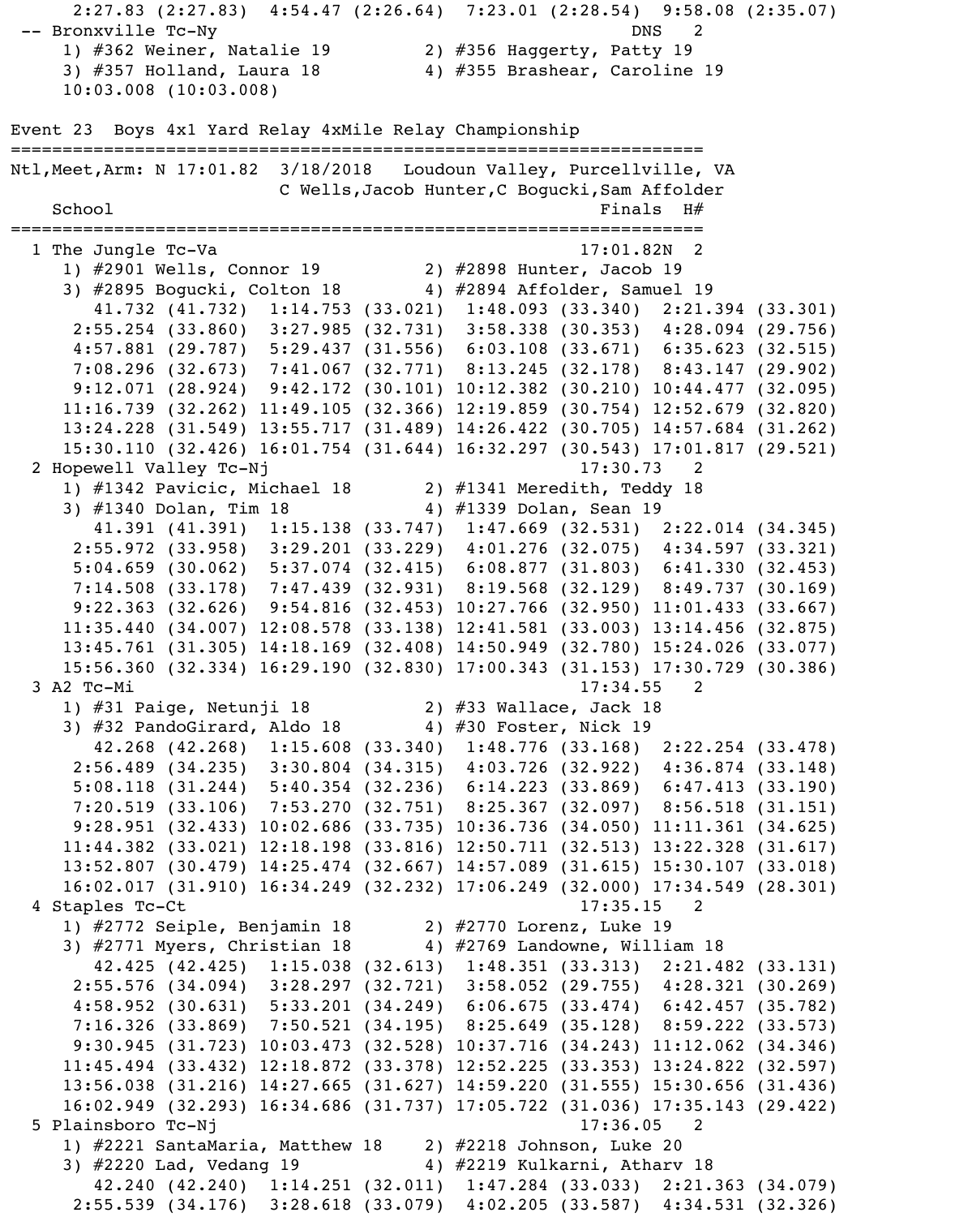```
    2:27.83 (2:27.83)  4:54.47 (2:26.64)  7:23.01 (2:28.54)  9:58.08 (2:35.07)
 -- Bronxville Tc-Ny                                       DNS    2
    1) #362 Weiner, Natalie 19          2) #356 Haggerty, Patty 19
    3) #357 Holland, Laura 18           4) #355 Brashear, Caroline 19
    10:03.008 (10:03.008)

Event 23  Boys 4x1 Yard Relay 4xMile Relay Championship
=====================================================================
Ntl,Meet,Arm: N 17:01.82  3/18/2018   Loudoun Valley, Purcellville, VA
                     C Wells,Jacob Hunter,C Bogucki,Sam Affolder
    School                                            Finals  H#
=====================================================================
  1 The Jungle Tc-Va                                 17:01.82N  2
    1) #2901 Wells, Connor 19           2) #2898 Hunter, Jacob 19
    3) #2895 Bogucki, Colton 18         4) #2894 Affolder, Samuel 19
       41.732 (41.732)  1:14.753 (33.021)  1:48.093 (33.340)  2:21.394 (33.301)
     2:55.254 (33.860)  3:27.985 (32.731)  3:58.338 (30.353)  4:28.094 (29.756)
     4:57.881 (29.787)  5:29.437 (31.556)  6:03.108 (33.671)  6:35.623 (32.515)
     7:08.296 (32.673)  7:41.067 (32.771)  8:13.245 (32.178)  8:43.147 (29.902)
     9:12.071 (28.924)  9:42.172 (30.101) 10:12.382 (30.210) 10:44.477 (32.095)
    11:16.739 (32.262) 11:49.105 (32.366) 12:19.859 (30.754) 12:52.679 (32.820)
    13:24.228 (31.549) 13:55.717 (31.489) 14:26.422 (30.705) 14:57.684 (31.262)
    15:30.110 (32.426) 16:01.754 (31.644) 16:32.297 (30.543) 17:01.817 (29.521)
  2 Hopewell Valley Tc-Nj                            17:30.73   2
    1) #1342 Pavicic, Michael 18        2) #1341 Meredith, Teddy 18
    3) #1340 Dolan, Tim 18              4) #1339 Dolan, Sean 19
       41.391 (41.391)  1:15.138 (33.747)  1:47.669 (32.531)  2:22.014 (34.345)
     2:55.972 (33.958)  3:29.201 (33.229)  4:01.276 (32.075)  4:34.597 (33.321)
     5:04.659 (30.062)  5:37.074 (32.415)  6:08.877 (31.803)  6:41.330 (32.453)
     7:14.508 (33.178)  7:47.439 (32.931)  8:19.568 (32.129)  8:49.737 (30.169)
     9:22.363 (32.626)  9:54.816 (32.453) 10:27.766 (32.950) 11:01.433 (33.667)
    11:35.440 (34.007) 12:08.578 (33.138) 12:41.581 (33.003) 13:14.456 (32.875)
    13:45.761 (31.305) 14:18.169 (32.408) 14:50.949 (32.780) 15:24.026 (33.077)
    15:56.360 (32.334) 16:29.190 (32.830) 17:00.343 (31.153) 17:30.729 (30.386)
  3 A2 Tc-Mi                                         17:34.55   2
    1) #31 Paige, Netunji 18            2) #33 Wallace, Jack 18
    3) #32 PandoGirard, Aldo 18         4) #30 Foster, Nick 19
       42.268 (42.268)  1:15.608 (33.340)  1:48.776 (33.168)  2:22.254 (33.478)
     2:56.489 (34.235)  3:30.804 (34.315)  4:03.726 (32.922)  4:36.874 (33.148)
     5:08.118 (31.244)  5:40.354 (32.236)  6:14.223 (33.869)  6:47.413 (33.190)
     7:20.519 (33.106)  7:53.270 (32.751)  8:25.367 (32.097)  8:56.518 (31.151)
     9:28.951 (32.433) 10:02.686 (33.735) 10:36.736 (34.050) 11:11.361 (34.625)
    11:44.382 (33.021) 12:18.198 (33.816) 12:50.711 (32.513) 13:22.328 (31.617)
    13:52.807 (30.479) 14:25.474 (32.667) 14:57.089 (31.615) 15:30.107 (33.018)
    16:02.017 (31.910) 16:34.249 (32.232) 17:06.249 (32.000) 17:34.549 (28.301)
  4 Staples Tc-Ct                                    17:35.15   2
    1) #2772 Seiple, Benjamin 18        2) #2770 Lorenz, Luke 19
    3) #2771 Myers, Christian 18        4) #2769 Landowne, William 18
       42.425 (42.425)  1:15.038 (32.613)  1:48.351 (33.313)  2:21.482 (33.131)
     2:55.576 (34.094)  3:28.297 (32.721)  3:58.052 (29.755)  4:28.321 (30.269)
     4:58.952 (30.631)  5:33.201 (34.249)  6:06.675 (33.474)  6:42.457 (35.782)
     7:16.326 (33.869)  7:50.521 (34.195)  8:25.649 (35.128)  8:59.222 (33.573)
     9:30.945 (31.723) 10:03.473 (32.528) 10:37.716 (34.243) 11:12.062 (34.346)
    11:45.494 (33.432) 12:18.872 (33.378) 12:52.225 (33.353) 13:24.822 (32.597)
    13:56.038 (31.216) 14:27.665 (31.627) 14:59.220 (31.555) 15:30.656 (31.436)
    16:02.949 (32.293) 16:34.686 (31.737) 17:05.722 (31.036) 17:35.143 (29.422)
  5 Plainsboro Tc-Nj                                 17:36.05   2
    1) #2221 SantaMaria, Matthew 18     2) #2218 Johnson, Luke 20
    3) #2220 Lad, Vedang 19             4) #2219 Kulkarni, Atharv 18
       42.240 (42.240)  1:14.251 (32.011)  1:47.284 (33.033)  2:21.363 (34.079)
     2:55.539 (34.176)  3:28.618 (33.079)  4:02.205 (33.587)  4:34.531 (32.326)
```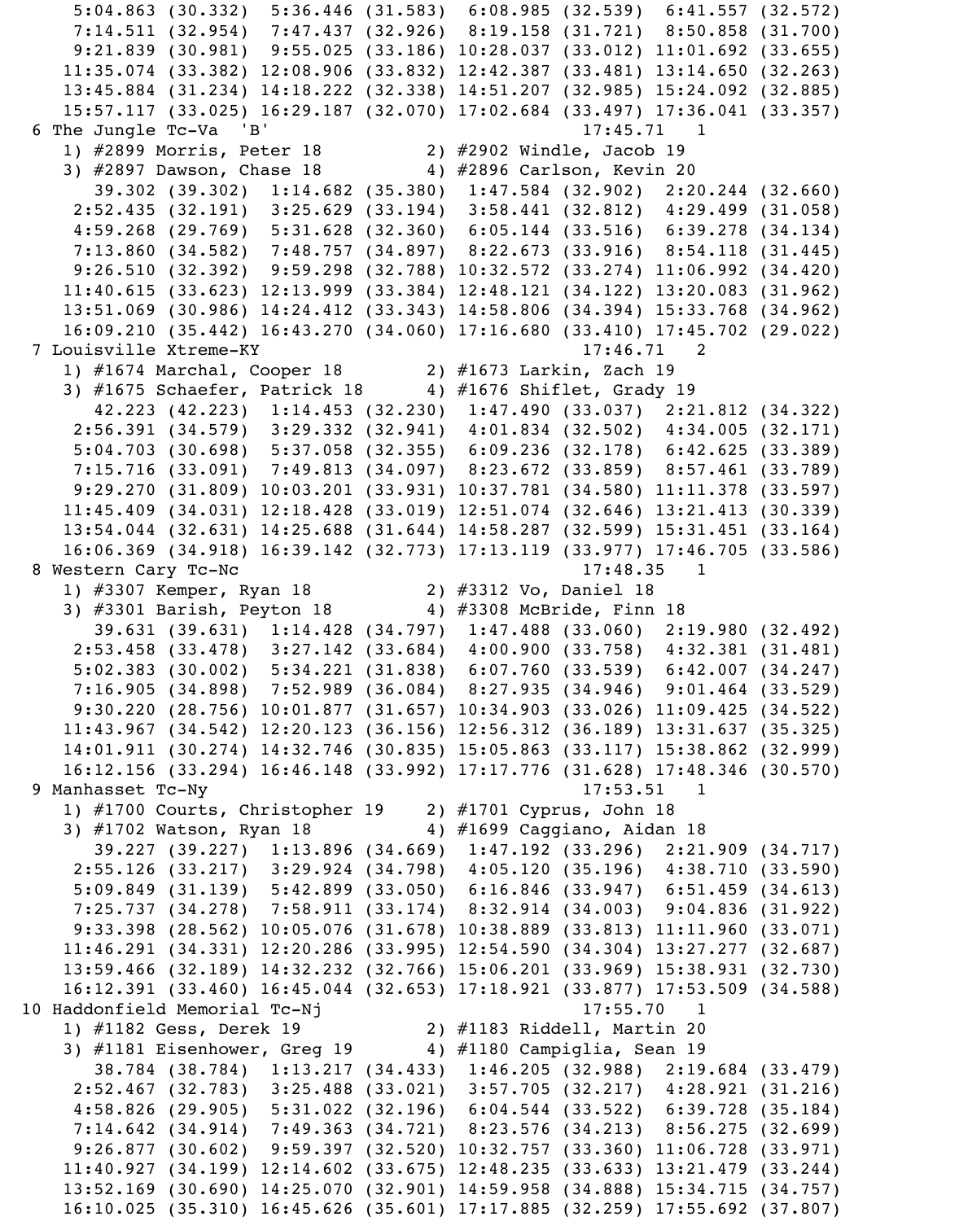```
     5:04.863 (30.332)  5:36.446 (31.583)  6:08.985 (32.539)  6:41.557 (32.572)
     7:14.511 (32.954)  7:47.437 (32.926)  8:19.158 (31.721)  8:50.858 (31.700)
     9:21.839 (30.981)  9:55.025 (33.186) 10:28.037 (33.012) 11:01.692 (33.655)
    11:35.074 (33.382) 12:08.906 (33.832) 12:42.387 (33.481) 13:14.650 (32.263)
    13:45.884 (31.234) 14:18.222 (32.338) 14:51.207 (32.985) 15:24.092 (32.885)
    15:57.117 (33.025) 16:29.187 (32.070) 17:02.684 (33.497) 17:36.041 (33.357)
  6 The Jungle Tc-Va  'B'                            17:45.71   1
    1) #2899 Morris, Peter 18          2) #2902 Windle, Jacob 19
    3) #2897 Dawson, Chase 18          4) #2896 Carlson, Kevin 20
       39.302 (39.302)  1:14.682 (35.380)  1:47.584 (32.902)  2:20.244 (32.660)
     2:52.435 (32.191)  3:25.629 (33.194)  3:58.441 (32.812)  4:29.499 (31.058)
     4:59.268 (29.769)  5:31.628 (32.360)  6:05.144 (33.516)  6:39.278 (34.134)
     7:13.860 (34.582)  7:48.757 (34.897)  8:22.673 (33.916)  8:54.118 (31.445)
     9:26.510 (32.392)  9:59.298 (32.788) 10:32.572 (33.274) 11:06.992 (34.420)
    11:40.615 (33.623) 12:13.999 (33.384) 12:48.121 (34.122) 13:20.083 (31.962)
    13:51.069 (30.986) 14:24.412 (33.343) 14:58.806 (34.394) 15:33.768 (34.962)
    16:09.210 (35.442) 16:43.270 (34.060) 17:16.680 (33.410) 17:45.702 (29.022)
  7 Louisville Xtreme-KY                             17:46.71   2
    1) #1674 Marchal, Cooper 18        2) #1673 Larkin, Zach 19
    3) #1675 Schaefer, Patrick 18      4) #1676 Shiflet, Grady 19
       42.223 (42.223)  1:14.453 (32.230)  1:47.490 (33.037)  2:21.812 (34.322)
     2:56.391 (34.579)  3:29.332 (32.941)  4:01.834 (32.502)  4:34.005 (32.171)
     5:04.703 (30.698)  5:37.058 (32.355)  6:09.236 (32.178)  6:42.625 (33.389)
     7:15.716 (33.091)  7:49.813 (34.097)  8:23.672 (33.859)  8:57.461 (33.789)
     9:29.270 (31.809) 10:03.201 (33.931) 10:37.781 (34.580) 11:11.378 (33.597)
    11:45.409 (34.031) 12:18.428 (33.019) 12:51.074 (32.646) 13:21.413 (30.339)
    13:54.044 (32.631) 14:25.688 (31.644) 14:58.287 (32.599) 15:31.451 (33.164)
    16:06.369 (34.918) 16:39.142 (32.773) 17:13.119 (33.977) 17:46.705 (33.586)
  8 Western Cary Tc-Nc                               17:48.35   1
    1) #3307 Kemper, Ryan 18           2) #3312 Vo, Daniel 18
    3) #3301 Barish, Peyton 18         4) #3308 McBride, Finn 18
       39.631 (39.631)  1:14.428 (34.797)  1:47.488 (33.060)  2:19.980 (32.492)
     2:53.458 (33.478)  3:27.142 (33.684)  4:00.900 (33.758)  4:32.381 (31.481)
     5:02.383 (30.002)  5:34.221 (31.838)  6:07.760 (33.539)  6:42.007 (34.247)
     7:16.905 (34.898)  7:52.989 (36.084)  8:27.935 (34.946)  9:01.464 (33.529)
     9:30.220 (28.756) 10:01.877 (31.657) 10:34.903 (33.026) 11:09.425 (34.522)
    11:43.967 (34.542) 12:20.123 (36.156) 12:56.312 (36.189) 13:31.637 (35.325)
    14:01.911 (30.274) 14:32.746 (30.835) 15:05.863 (33.117) 15:38.862 (32.999)
    16:12.156 (33.294) 16:46.148 (33.992) 17:17.776 (31.628) 17:48.346 (30.570)
  9 Manhasset Tc-Ny                                  17:53.51   1
    1) #1700 Courts, Christopher 19    2) #1701 Cyprus, John 18
    3) #1702 Watson, Ryan 18           4) #1699 Caggiano, Aidan 18
       39.227 (39.227)  1:13.896 (34.669)  1:47.192 (33.296)  2:21.909 (34.717)
     2:55.126 (33.217)  3:29.924 (34.798)  4:05.120 (35.196)  4:38.710 (33.590)
     5:09.849 (31.139)  5:42.899 (33.050)  6:16.846 (33.947)  6:51.459 (34.613)
     7:25.737 (34.278)  7:58.911 (33.174)  8:32.914 (34.003)  9:04.836 (31.922)
     9:33.398 (28.562) 10:05.076 (31.678) 10:38.889 (33.813) 11:11.960 (33.071)
    11:46.291 (34.331) 12:20.286 (33.995) 12:54.590 (34.304) 13:27.277 (32.687)
    13:59.466 (32.189) 14:32.232 (32.766) 15:06.201 (33.969) 15:38.931 (32.730)
    16:12.391 (33.460) 16:45.044 (32.653) 17:18.921 (33.877) 17:53.509 (34.588)
 10 Haddonfield Memorial Tc-Nj                       17:55.70   1
    1) #1182 Gess, Derek 19            2) #1183 Riddell, Martin 20
    3) #1181 Eisenhower, Greg 19       4) #1180 Campiglia, Sean 19
       38.784 (38.784)  1:13.217 (34.433)  1:46.205 (32.988)  2:19.684 (33.479)
     2:52.467 (32.783)  3:25.488 (33.021)  3:57.705 (32.217)  4:28.921 (31.216)
     4:58.826 (29.905)  5:31.022 (32.196)  6:04.544 (33.522)  6:39.728 (35.184)
     7:14.642 (34.914)  7:49.363 (34.721)  8:23.576 (34.213)  8:56.275 (32.699)
     9:26.877 (30.602)  9:59.397 (32.520) 10:32.757 (33.360) 11:06.728 (33.971)
    11:40.927 (34.199) 12:14.602 (33.675) 12:48.235 (33.633) 13:21.479 (33.244)
    13:52.169 (30.690) 14:25.070 (32.901) 14:59.958 (34.888) 15:34.715 (34.757)
    16:10.025 (35.310) 16:45.626 (35.601) 17:17.885 (32.259) 17:55.692 (37.807)
```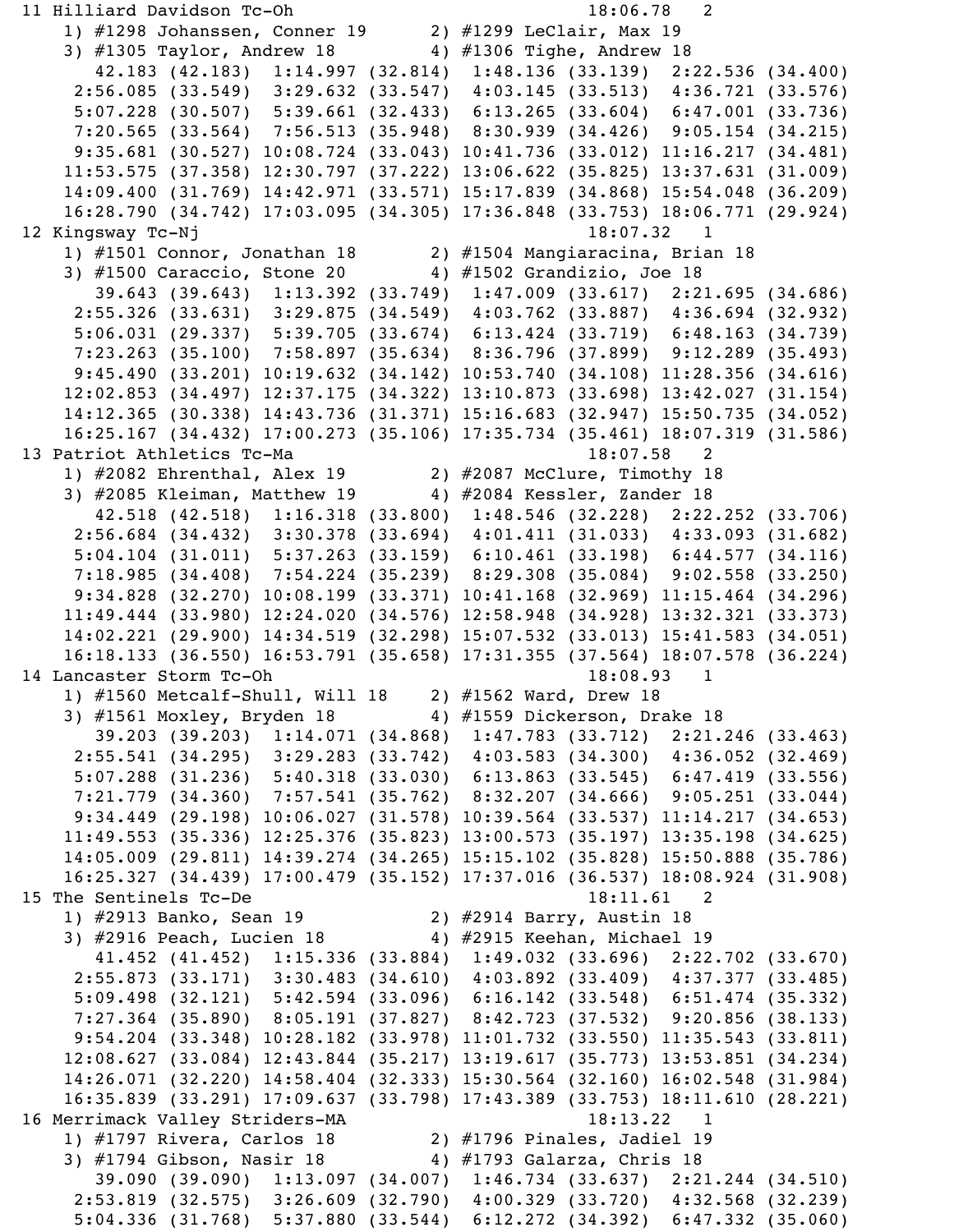```
11 Hilliard Davidson Tc-Oh                              18:06.78   2
   1) #1298 Johanssen, Conner 19        2) #1299 LeClair, Max 19
   3) #1305 Taylor, Andrew 18           4) #1306 Tighe, Andrew 18
      42.183 (42.183)  1:14.997 (32.814)  1:48.136 (33.139)  2:22.536 (34.400)
    2:56.085 (33.549)  3:29.632 (33.547)  4:03.145 (33.513)  4:36.721 (33.576)
    5:07.228 (30.507)  5:39.661 (32.433)  6:13.265 (33.604)  6:47.001 (33.736)
    7:20.565 (33.564)  7:56.513 (35.948)  8:30.939 (34.426)  9:05.154 (34.215)
    9:35.681 (30.527) 10:08.724 (33.043) 10:41.736 (33.012) 11:16.217 (34.481)
   11:53.575 (37.358) 12:30.797 (37.222) 13:06.622 (35.825) 13:37.631 (31.009)
   14:09.400 (31.769) 14:42.971 (33.571) 15:17.839 (34.868) 15:54.048 (36.209)
   16:28.790 (34.742) 17:03.095 (34.305) 17:36.848 (33.753) 18:06.771 (29.924)
12 Kingsway Tc-Nj                                       18:07.32   1
   1) #1501 Connor, Jonathan 18         2) #1504 Mangiaracina, Brian 18
   3) #1500 Caraccio, Stone 20          4) #1502 Grandizio, Joe 18
      39.643 (39.643)  1:13.392 (33.749)  1:47.009 (33.617)  2:21.695 (34.686)
    2:55.326 (33.631)  3:29.875 (34.549)  4:03.762 (33.887)  4:36.694 (32.932)
    5:06.031 (29.337)  5:39.705 (33.674)  6:13.424 (33.719)  6:48.163 (34.739)
    7:23.263 (35.100)  7:58.897 (35.634)  8:36.796 (37.899)  9:12.289 (35.493)
    9:45.490 (33.201) 10:19.632 (34.142) 10:53.740 (34.108) 11:28.356 (34.616)
   12:02.853 (34.497) 12:37.175 (34.322) 13:10.873 (33.698) 13:42.027 (31.154)
   14:12.365 (30.338) 14:43.736 (31.371) 15:16.683 (32.947) 15:50.735 (34.052)
   16:25.167 (34.432) 17:00.273 (35.106) 17:35.734 (35.461) 18:07.319 (31.586)
13 Patriot Athletics Tc-Ma                              18:07.58   2
   1) #2082 Ehrenthal, Alex 19          2) #2087 McClure, Timothy 18
   3) #2085 Kleiman, Matthew 19         4) #2084 Kessler, Zander 18
      42.518 (42.518)  1:16.318 (33.800)  1:48.546 (32.228)  2:22.252 (33.706)
    2:56.684 (34.432)  3:30.378 (33.694)  4:01.411 (31.033)  4:33.093 (31.682)
    5:04.104 (31.011)  5:37.263 (33.159)  6:10.461 (33.198)  6:44.577 (34.116)
    7:18.985 (34.408)  7:54.224 (35.239)  8:29.308 (35.084)  9:02.558 (33.250)
    9:34.828 (32.270) 10:08.199 (33.371) 10:41.168 (32.969) 11:15.464 (34.296)
   11:49.444 (33.980) 12:24.020 (34.576) 12:58.948 (34.928) 13:32.321 (33.373)
   14:02.221 (29.900) 14:34.519 (32.298) 15:07.532 (33.013) 15:41.583 (34.051)
   16:18.133 (36.550) 16:53.791 (35.658) 17:31.355 (37.564) 18:07.578 (36.224)
14 Lancaster Storm Tc-Oh                                18:08.93   1
   1) #1560 Metcalf-Shull, Will 18      2) #1562 Ward, Drew 18
   3) #1561 Moxley, Bryden 18           4) #1559 Dickerson, Drake 18
      39.203 (39.203)  1:14.071 (34.868)  1:47.783 (33.712)  2:21.246 (33.463)
    2:55.541 (34.295)  3:29.283 (33.742)  4:03.583 (34.300)  4:36.052 (32.469)
    5:07.288 (31.236)  5:40.318 (33.030)  6:13.863 (33.545)  6:47.419 (33.556)
    7:21.779 (34.360)  7:57.541 (35.762)  8:32.207 (34.666)  9:05.251 (33.044)
    9:34.449 (29.198) 10:06.027 (31.578) 10:39.564 (33.537) 11:14.217 (34.653)
   11:49.553 (35.336) 12:25.376 (35.823) 13:00.573 (35.197) 13:35.198 (34.625)
   14:05.009 (29.811) 14:39.274 (34.265) 15:15.102 (35.828) 15:50.888 (35.786)
   16:25.327 (34.439) 17:00.479 (35.152) 17:37.016 (36.537) 18:08.924 (31.908)
15 The Sentinels Tc-De                                  18:11.61   2
   1) #2913 Banko, Sean 19              2) #2914 Barry, Austin 18
   3) #2916 Peach, Lucien 18            4) #2915 Keehan, Michael 19
      41.452 (41.452)  1:15.336 (33.884)  1:49.032 (33.696)  2:22.702 (33.670)
    2:55.873 (33.171)  3:30.483 (34.610)  4:03.892 (33.409)  4:37.377 (33.485)
    5:09.498 (32.121)  5:42.594 (33.096)  6:16.142 (33.548)  6:51.474 (35.332)
    7:27.364 (35.890)  8:05.191 (37.827)  8:42.723 (37.532)  9:20.856 (38.133)
    9:54.204 (33.348) 10:28.182 (33.978) 11:01.732 (33.550) 11:35.543 (33.811)
   12:08.627 (33.084) 12:43.844 (35.217) 13:19.617 (35.773) 13:53.851 (34.234)
   14:26.071 (32.220) 14:58.404 (32.333) 15:30.564 (32.160) 16:02.548 (31.984)
   16:35.839 (33.291) 17:09.637 (33.798) 17:43.389 (33.753) 18:11.610 (28.221)
16 Merrimack Valley Striders-MA                         18:13.22   1
   1) #1797 Rivera, Carlos 18           2) #1796 Pinales, Jadiel 19
   3) #1794 Gibson, Nasir 18            4) #1793 Galarza, Chris 18
      39.090 (39.090)  1:13.097 (34.007)  1:46.734 (33.637)  2:21.244 (34.510)
    2:53.819 (32.575)  3:26.609 (32.790)  4:00.329 (33.720)  4:32.568 (32.239)
    5:04.336 (31.768)  5:37.880 (33.544)  6:12.272 (34.392)  6:47.332 (35.060)
```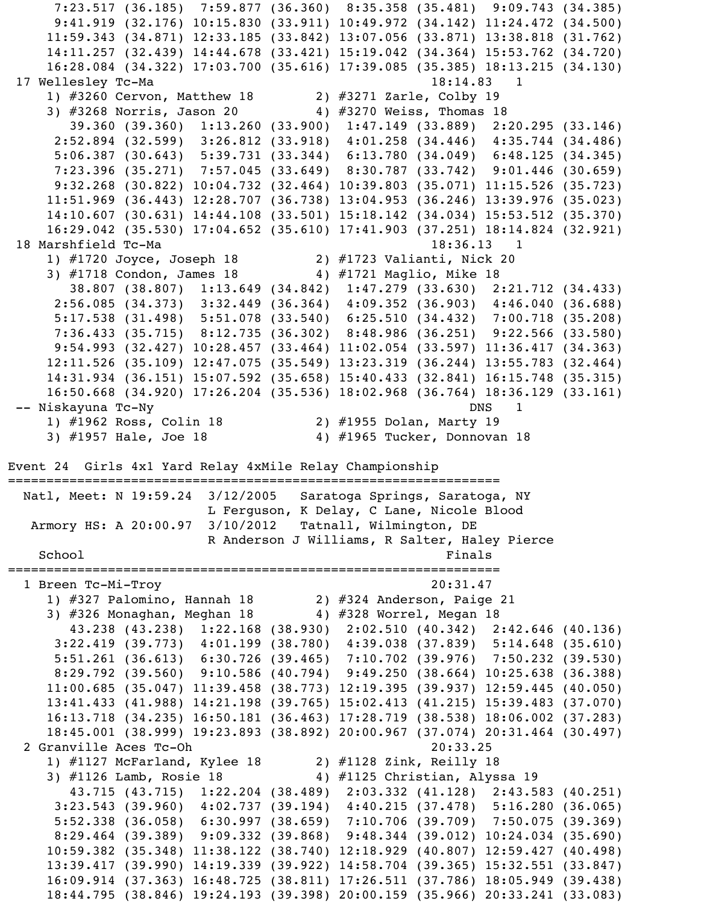```
     7:23.517 (36.185)  7:59.877 (36.360)  8:35.358 (35.481)  9:09.743 (34.385)
     9:41.919 (32.176) 10:15.830 (33.911) 10:49.972 (34.142) 11:24.472 (34.500)
    11:59.343 (34.871) 12:33.185 (33.842) 13:07.056 (33.871) 13:38.818 (31.762)
    14:11.257 (32.439) 14:44.678 (33.421) 15:19.042 (34.364) 15:53.762 (34.720)
    16:28.084 (34.322) 17:03.700 (35.616) 17:39.085 (35.385) 18:13.215 (34.130)
 17 Wellesley Tc-Ma                                       18:14.83   1
    1) #3260 Cervon, Matthew 18         2) #3271 Zarle, Colby 19
    3) #3268 Norris, Jason 20           4) #3270 Weiss, Thomas 18
       39.360 (39.360)  1:13.260 (33.900)  1:47.149 (33.889)  2:20.295 (33.146)
     2:52.894 (32.599)  3:26.812 (33.918)  4:01.258 (34.446)  4:35.744 (34.486)
     5:06.387 (30.643)  5:39.731 (33.344)  6:13.780 (34.049)  6:48.125 (34.345)
     7:23.396 (35.271)  7:57.045 (33.649)  8:30.787 (33.742)  9:01.446 (30.659)
     9:32.268 (30.822) 10:04.732 (32.464) 10:39.803 (35.071) 11:15.526 (35.723)
    11:51.969 (36.443) 12:28.707 (36.738) 13:04.953 (36.246) 13:39.976 (35.023)
    14:10.607 (30.631) 14:44.108 (33.501) 15:18.142 (34.034) 15:53.512 (35.370)
    16:29.042 (35.530) 17:04.652 (35.610) 17:41.903 (37.251) 18:14.824 (32.921)
 18 Marshfield Tc-Ma                                      18:36.13   1
    1) #1720 Joyce, Joseph 18           2) #1723 Valianti, Nick 20
    3) #1718 Condon, James 18           4) #1721 Maglio, Mike 18
       38.807 (38.807)  1:13.649 (34.842)  1:47.279 (33.630)  2:21.712 (34.433)
     2:56.085 (34.373)  3:32.449 (36.364)  4:09.352 (36.903)  4:46.040 (36.688)
     5:17.538 (31.498)  5:51.078 (33.540)  6:25.510 (34.432)  7:00.718 (35.208)
     7:36.433 (35.715)  8:12.735 (36.302)  8:48.986 (36.251)  9:22.566 (33.580)
     9:54.993 (32.427) 10:28.457 (33.464) 11:02.054 (33.597) 11:36.417 (34.363)
    12:11.526 (35.109) 12:47.075 (35.549) 13:23.319 (36.244) 13:55.783 (32.464)
    14:31.934 (36.151) 15:07.592 (35.658) 15:40.433 (32.841) 16:15.748 (35.315)
    16:50.668 (34.920) 17:26.204 (35.536) 18:02.968 (36.764) 18:36.129 (33.161)
 -- Niskayuna Tc-Ny                                            DNS   1
    1) #1962 Ross, Colin 18             2) #1955 Dolan, Marty 19
    3) #1957 Hale, Joe 18               4) #1965 Tucker, Donnovan 18

Event 24  Girls 4x1 Yard Relay 4xMile Relay Championship
=================================================================
   Natl, Meet: N 19:59.24  3/12/2005   Saratoga Springs, Saratoga, NY
                           L Ferguson, K Delay, C Lane, Nicole Blood
     Armory HS: A 20:00.97  3/10/2012   Tatnall, Wilmington, DE
                           R Anderson J Williams, R Salter, Haley Pierce
    School                                                  Finals
=================================================================
  1 Breen Tc-Mi-Troy                                      20:31.47
    1) #327 Palomino, Hannah 18         2) #324 Anderson, Paige 21
    3) #326 Monaghan, Meghan 18         4) #328 Worrel, Megan 18
       43.238 (43.238)  1:22.168 (38.930)  2:02.510 (40.342)  2:42.646 (40.136)
     3:22.419 (39.773)  4:01.199 (38.780)  4:39.038 (37.839)  5:14.648 (35.610)
     5:51.261 (36.613)  6:30.726 (39.465)  7:10.702 (39.976)  7:50.232 (39.530)
     8:29.792 (39.560)  9:10.586 (40.794)  9:49.250 (38.664) 10:25.638 (36.388)
    11:00.685 (35.047) 11:39.458 (38.773) 12:19.395 (39.937) 12:59.445 (40.050)
    13:41.433 (41.988) 14:21.198 (39.765) 15:02.413 (41.215) 15:39.483 (37.070)
    16:13.718 (34.235) 16:50.181 (36.463) 17:28.719 (38.538) 18:06.002 (37.283)
    18:45.001 (38.999) 19:23.893 (38.892) 20:00.967 (37.074) 20:31.464 (30.497)
  2 Granville Aces Tc-Oh                                  20:33.25
    1) #1127 McFarland, Kylee 18        2) #1128 Zink, Reilly 18
    3) #1126 Lamb, Rosie 18             4) #1125 Christian, Alyssa 19
       43.715 (43.715)  1:22.204 (38.489)  2:03.332 (41.128)  2:43.583 (40.251)
     3:23.543 (39.960)  4:02.737 (39.194)  4:40.215 (37.478)  5:16.280 (36.065)
     5:52.338 (36.058)  6:30.997 (38.659)  7:10.706 (39.709)  7:50.075 (39.369)
     8:29.464 (39.389)  9:09.332 (39.868)  9:48.344 (39.012) 10:24.034 (35.690)
    10:59.382 (35.348) 11:38.122 (38.740) 12:18.929 (40.807) 12:59.427 (40.498)
    13:39.417 (39.990) 14:19.339 (39.922) 14:58.704 (39.365) 15:32.551 (33.847)
    16:09.914 (37.363) 16:48.725 (38.811) 17:26.511 (37.786) 18:05.949 (39.438)
    18:44.795 (38.846) 19:24.193 (39.398) 20:00.159 (35.966) 20:33.241 (33.083)
```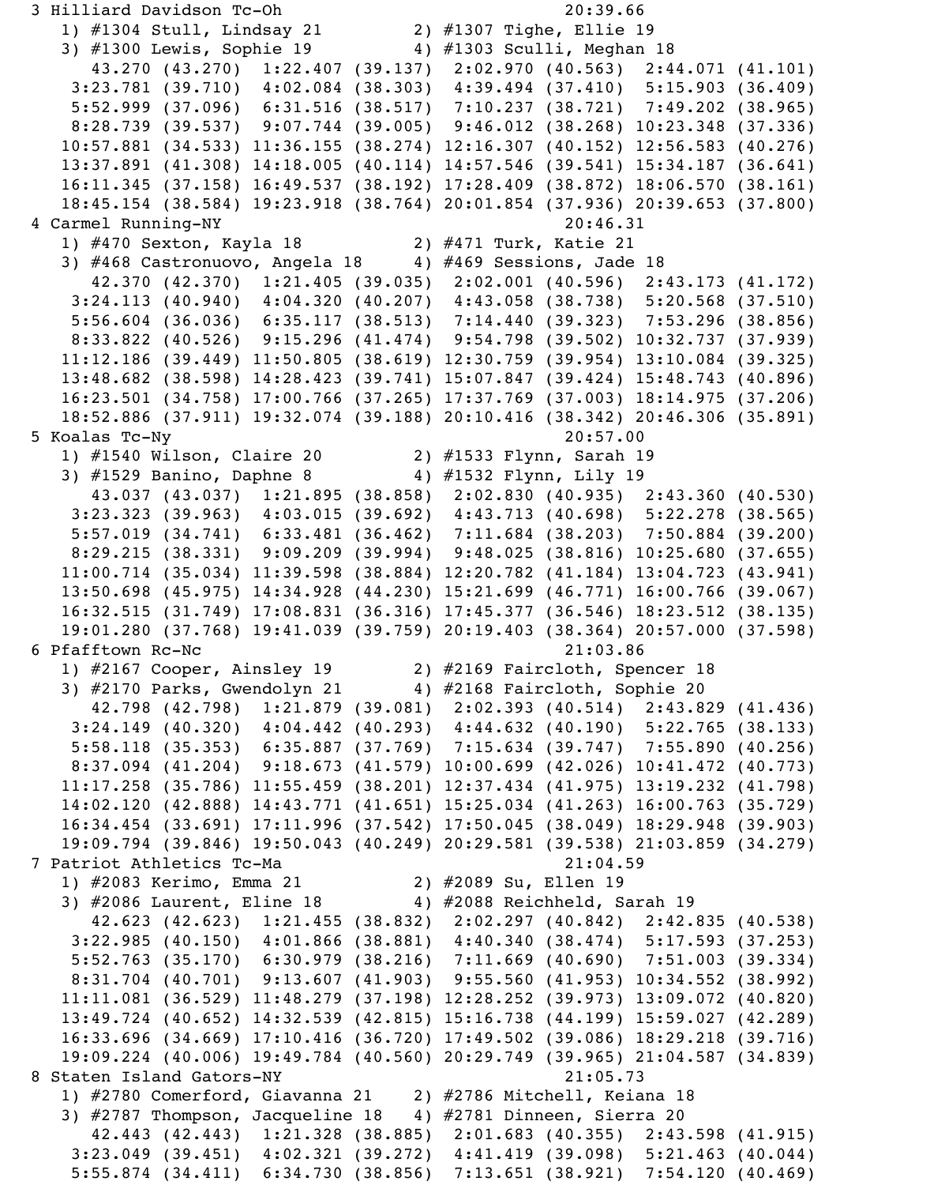```
3 Hilliard Davidson Tc-Oh                                20:39.66
   1) #1304 Stull, Lindsay 21          2) #1307 Tighe, Ellie 19
   3) #1300 Lewis, Sophie 19           4) #1303 Sculli, Meghan 18
      43.270 (43.270)  1:22.407 (39.137)  2:02.970 (40.563)  2:44.071 (41.101)
    3:23.781 (39.710)  4:02.084 (38.303)  4:39.494 (37.410)  5:15.903 (36.409)
    5:52.999 (37.096)  6:31.516 (38.517)  7:10.237 (38.721)  7:49.202 (38.965)
    8:28.739 (39.537)  9:07.744 (39.005)  9:46.012 (38.268) 10:23.348 (37.336)
   10:57.881 (34.533) 11:36.155 (38.274) 12:16.307 (40.152) 12:56.583 (40.276)
   13:37.891 (41.308) 14:18.005 (40.114) 14:57.546 (39.541) 15:34.187 (36.641)
   16:11.345 (37.158) 16:49.537 (38.192) 17:28.409 (38.872) 18:06.570 (38.161)
   18:45.154 (38.584) 19:23.918 (38.764) 20:01.854 (37.936) 20:39.653 (37.800)
4 Carmel Running-NY                                      20:46.31
   1) #470 Sexton, Kayla 18            2) #471 Turk, Katie 21
   3) #468 Castronuovo, Angela 18      4) #469 Sessions, Jade 18
      42.370 (42.370)  1:21.405 (39.035)  2:02.001 (40.596)  2:43.173 (41.172)
    3:24.113 (40.940)  4:04.320 (40.207)  4:43.058 (38.738)  5:20.568 (37.510)
    5:56.604 (36.036)  6:35.117 (38.513)  7:14.440 (39.323)  7:53.296 (38.856)
    8:33.822 (40.526)  9:15.296 (41.474)  9:54.798 (39.502) 10:32.737 (37.939)
   11:12.186 (39.449) 11:50.805 (38.619) 12:30.759 (39.954) 13:10.084 (39.325)
   13:48.682 (38.598) 14:28.423 (39.741) 15:07.847 (39.424) 15:48.743 (40.896)
   16:23.501 (34.758) 17:00.766 (37.265) 17:37.769 (37.003) 18:14.975 (37.206)
   18:52.886 (37.911) 19:32.074 (39.188) 20:10.416 (38.342) 20:46.306 (35.891)
5 Koalas Tc-Ny                                           20:57.00
   1) #1540 Wilson, Claire 20          2) #1533 Flynn, Sarah 19
   3) #1529 Banino, Daphne 8           4) #1532 Flynn, Lily 19
      43.037 (43.037)  1:21.895 (38.858)  2:02.830 (40.935)  2:43.360 (40.530)
    3:23.323 (39.963)  4:03.015 (39.692)  4:43.713 (40.698)  5:22.278 (38.565)
    5:57.019 (34.741)  6:33.481 (36.462)  7:11.684 (38.203)  7:50.884 (39.200)
    8:29.215 (38.331)  9:09.209 (39.994)  9:48.025 (38.816) 10:25.680 (37.655)
   11:00.714 (35.034) 11:39.598 (38.884) 12:20.782 (41.184) 13:04.723 (43.941)
   13:50.698 (45.975) 14:34.928 (44.230) 15:21.699 (46.771) 16:00.766 (39.067)
   16:32.515 (31.749) 17:08.831 (36.316) 17:45.377 (36.546) 18:23.512 (38.135)
   19:01.280 (37.768) 19:41.039 (39.759) 20:19.403 (38.364) 20:57.000 (37.598)
6 Pfafftown Rc-Nc                                        21:03.86
   1) #2167 Cooper, Ainsley 19         2) #2169 Faircloth, Spencer 18
   3) #2170 Parks, Gwendolyn 21        4) #2168 Faircloth, Sophie 20
      42.798 (42.798)  1:21.879 (39.081)  2:02.393 (40.514)  2:43.829 (41.436)
    3:24.149 (40.320)  4:04.442 (40.293)  4:44.632 (40.190)  5:22.765 (38.133)
    5:58.118 (35.353)  6:35.887 (37.769)  7:15.634 (39.747)  7:55.890 (40.256)
    8:37.094 (41.204)  9:18.673 (41.579) 10:00.699 (42.026) 10:41.472 (40.773)
   11:17.258 (35.786) 11:55.459 (38.201) 12:37.434 (41.975) 13:19.232 (41.798)
   14:02.120 (42.888) 14:43.771 (41.651) 15:25.034 (41.263) 16:00.763 (35.729)
   16:34.454 (33.691) 17:11.996 (37.542) 17:50.045 (38.049) 18:29.948 (39.903)
   19:09.794 (39.846) 19:50.043 (40.249) 20:29.581 (39.538) 21:03.859 (34.279)
7 Patriot Athletics Tc-Ma                                21:04.59
   1) #2083 Kerimo, Emma 21            2) #2089 Su, Ellen 19
   3) #2086 Laurent, Eline 18          4) #2088 Reichheld, Sarah 19
      42.623 (42.623)  1:21.455 (38.832)  2:02.297 (40.842)  2:42.835 (40.538)
    3:22.985 (40.150)  4:01.866 (38.881)  4:40.340 (38.474)  5:17.593 (37.253)
    5:52.763 (35.170)  6:30.979 (38.216)  7:11.669 (40.690)  7:51.003 (39.334)
    8:31.704 (40.701)  9:13.607 (41.903)  9:55.560 (41.953) 10:34.552 (38.992)
   11:11.081 (36.529) 11:48.279 (37.198) 12:28.252 (39.973) 13:09.072 (40.820)
   13:49.724 (40.652) 14:32.539 (42.815) 15:16.738 (44.199) 15:59.027 (42.289)
   16:33.696 (34.669) 17:10.416 (36.720) 17:49.502 (39.086) 18:29.218 (39.716)
   19:09.224 (40.006) 19:49.784 (40.560) 20:29.749 (39.965) 21:04.587 (34.839)
8 Staten Island Gators-NY                                21:05.73
   1) #2780 Comerford, Giavanna 21     2) #2786 Mitchell, Keiana 18
   3) #2787 Thompson, Jacqueline 18    4) #2781 Dinneen, Sierra 20
      42.443 (42.443)  1:21.328 (38.885)  2:01.683 (40.355)  2:43.598 (41.915)
    3:23.049 (39.451)  4:02.321 (39.272)  4:41.419 (39.098)  5:21.463 (40.044)
    5:55.874 (34.411)  6:34.730 (38.856)  7:13.651 (38.921)  7:54.120 (40.469)
```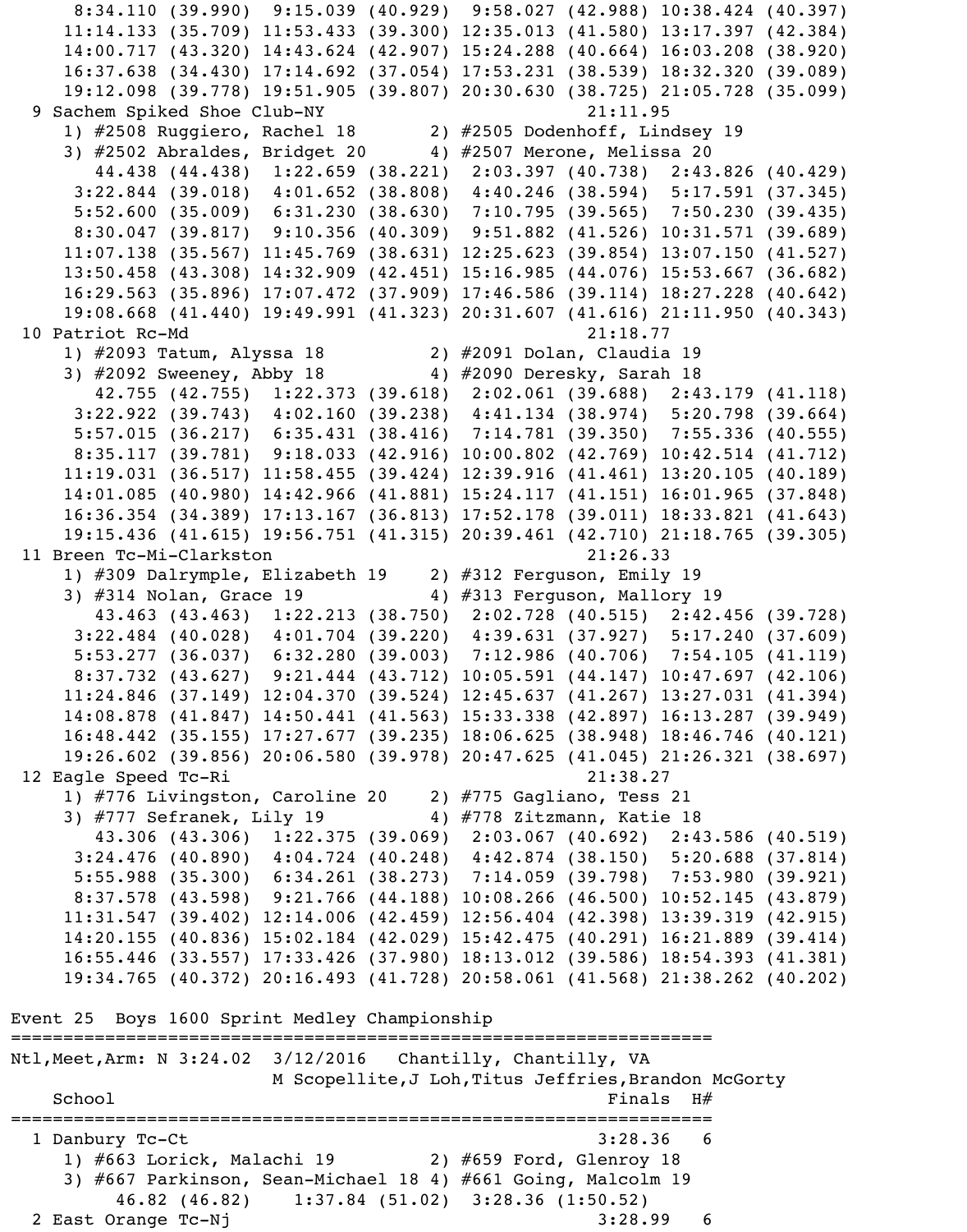```
      8:34.110 (39.990)  9:15.039 (40.929)  9:58.027 (42.988) 10:38.424 (40.397)
     11:14.133 (35.709) 11:53.433 (39.300) 12:35.013 (41.580) 13:17.397 (42.384)
     14:00.717 (43.320) 14:43.624 (42.907) 15:24.288 (40.664) 16:03.208 (38.920)
     16:37.638 (34.430) 17:14.692 (37.054) 17:53.231 (38.539) 18:32.320 (39.089)
     19:12.098 (39.778) 19:51.905 (39.807) 20:30.630 (38.725) 21:05.728 (35.099)
  9 Sachem Spiked Shoe Club-NY                              21:11.95
     1) #2508 Ruggiero, Rachel 18       2) #2505 Dodenhoff, Lindsey 19
     3) #2502 Abraldes, Bridget 20      4) #2507 Merone, Melissa 20
        44.438 (44.438)  1:22.659 (38.221)  2:03.397 (40.738)  2:43.826 (40.429)
      3:22.844 (39.018)  4:01.652 (38.808)  4:40.246 (38.594)  5:17.591 (37.345)
      5:52.600 (35.009)  6:31.230 (38.630)  7:10.795 (39.565)  7:50.230 (39.435)
      8:30.047 (39.817)  9:10.356 (40.309)  9:51.882 (41.526) 10:31.571 (39.689)
     11:07.138 (35.567) 11:45.769 (38.631) 12:25.623 (39.854) 13:07.150 (41.527)
     13:50.458 (43.308) 14:32.909 (42.451) 15:16.985 (44.076) 15:53.667 (36.682)
     16:29.563 (35.896) 17:07.472 (37.909) 17:46.586 (39.114) 18:27.228 (40.642)
     19:08.668 (41.440) 19:49.991 (41.323) 20:31.607 (41.616) 21:11.950 (40.343)
 10 Patriot Rc-Md                                           21:18.77
     1) #2093 Tatum, Alyssa 18          2) #2091 Dolan, Claudia 19
     3) #2092 Sweeney, Abby 18          4) #2090 Deresky, Sarah 18
        42.755 (42.755)  1:22.373 (39.618)  2:02.061 (39.688)  2:43.179 (41.118)
      3:22.922 (39.743)  4:02.160 (39.238)  4:41.134 (38.974)  5:20.798 (39.664)
      5:57.015 (36.217)  6:35.431 (38.416)  7:14.781 (39.350)  7:55.336 (40.555)
      8:35.117 (39.781)  9:18.033 (42.916) 10:00.802 (42.769) 10:42.514 (41.712)
     11:19.031 (36.517) 11:58.455 (39.424) 12:39.916 (41.461) 13:20.105 (40.189)
     14:01.085 (40.980) 14:42.966 (41.881) 15:24.117 (41.151) 16:01.965 (37.848)
     16:36.354 (34.389) 17:13.167 (36.813) 17:52.178 (39.011) 18:33.821 (41.643)
     19:15.436 (41.615) 19:56.751 (41.315) 20:39.461 (42.710) 21:18.765 (39.305)
 11 Breen Tc-Mi-Clarkston                                   21:26.33
     1) #309 Dalrymple, Elizabeth 19    2) #312 Ferguson, Emily 19
     3) #314 Nolan, Grace 19            4) #313 Ferguson, Mallory 19
        43.463 (43.463)  1:22.213 (38.750)  2:02.728 (40.515)  2:42.456 (39.728)
      3:22.484 (40.028)  4:01.704 (39.220)  4:39.631 (37.927)  5:17.240 (37.609)
      5:53.277 (36.037)  6:32.280 (39.003)  7:12.986 (40.706)  7:54.105 (41.119)
      8:37.732 (43.627)  9:21.444 (43.712) 10:05.591 (44.147) 10:47.697 (42.106)
     11:24.846 (37.149) 12:04.370 (39.524) 12:45.637 (41.267) 13:27.031 (41.394)
     14:08.878 (41.847) 14:50.441 (41.563) 15:33.338 (42.897) 16:13.287 (39.949)
     16:48.442 (35.155) 17:27.677 (39.235) 18:06.625 (38.948) 18:46.746 (40.121)
     19:26.602 (39.856) 20:06.580 (39.978) 20:47.625 (41.045) 21:26.321 (38.697)
 12 Eagle Speed Tc-Ri                                       21:38.27
     1) #776 Livingston, Caroline 20    2) #775 Gagliano, Tess 21
     3) #777 Sefranek, Lily 19          4) #778 Zitzmann, Katie 18
        43.306 (43.306)  1:22.375 (39.069)  2:03.067 (40.692)  2:43.586 (40.519)
      3:24.476 (40.890)  4:04.724 (40.248)  4:42.874 (38.150)  5:20.688 (37.814)
      5:55.988 (35.300)  6:34.261 (38.273)  7:14.059 (39.798)  7:53.980 (39.921)
      8:37.578 (43.598)  9:21.766 (44.188) 10:08.266 (46.500) 10:52.145 (43.879)
     11:31.547 (39.402) 12:14.006 (42.459) 12:56.404 (42.398) 13:39.319 (42.915)
     14:20.155 (40.836) 15:02.184 (42.029) 15:42.475 (40.291) 16:21.889 (39.414)
     16:55.446 (33.557) 17:33.426 (37.980) 18:13.012 (39.586) 18:54.393 (41.381)
     19:34.765 (40.372) 20:16.493 (41.728) 20:58.061 (41.568) 21:38.262 (40.202)

Event 25  Boys 1600 Sprint Medley Championship
===================================================================
Ntl,Meet,Arm: N 3:24.02  3/12/2016   Chantilly, Chantilly, VA
                         M Scopellite,J Loh,Titus Jeffries,Brandon McGorty
    School                                            Finals  H#
===================================================================
  1 Danbury Tc-Ct                                    3:28.36   6
     1) #663 Lorick, Malachi 19         2) #659 Ford, Glenroy 18
     3) #667 Parkinson, Sean-Michael 18 4) #661 Going, Malcolm 19
          46.82 (46.82)     1:37.84 (51.02)  3:28.36 (1:50.52)
  2 East Orange Tc-Nj                                3:28.99   6
```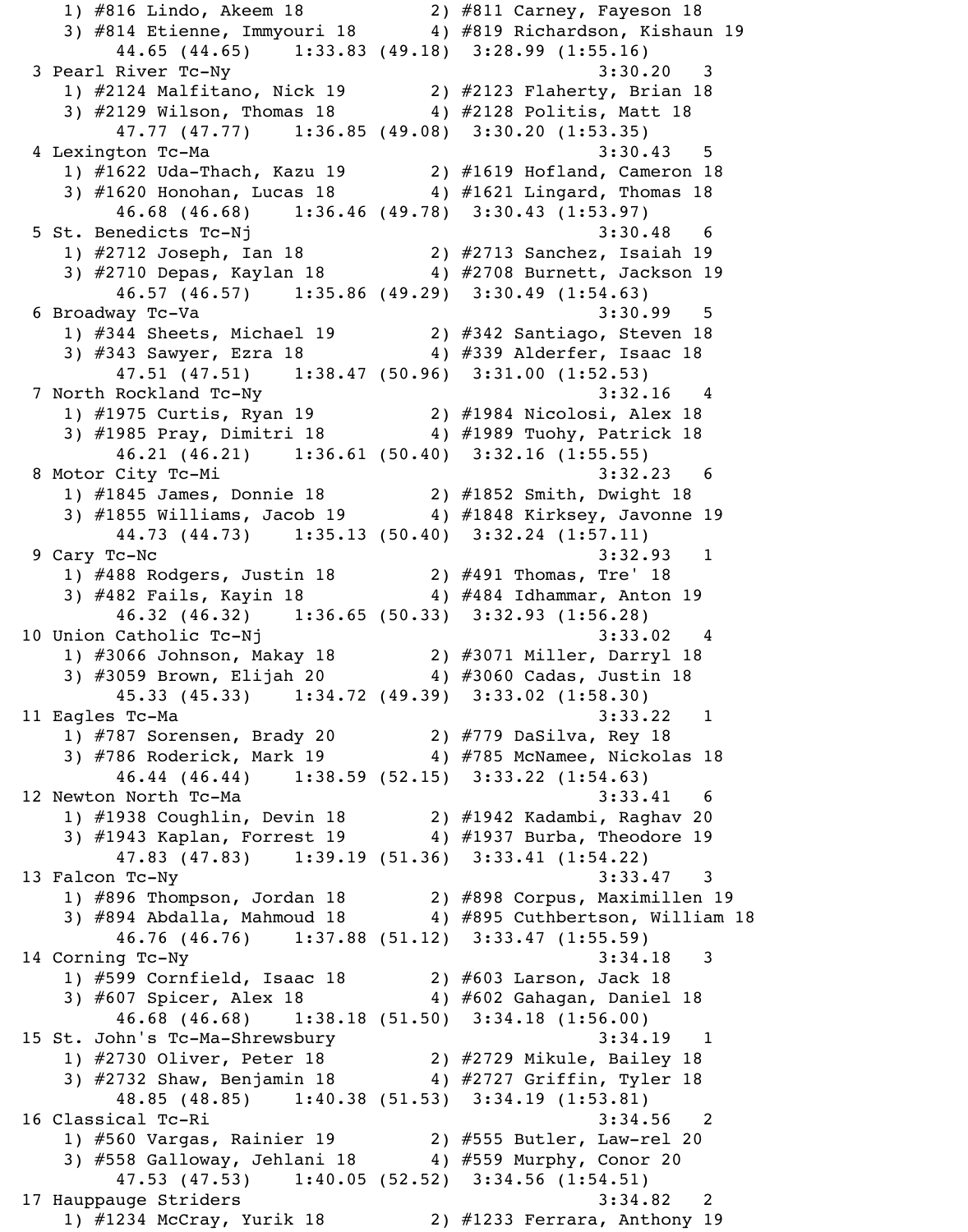```
    1) #816 Lindo, Akeem 18           2) #811 Carney, Fayeson 18
    3) #814 Etienne, Immyouri 18      4) #819 Richardson, Kishaun 19
         44.65 (44.65)    1:33.83 (49.18)  3:28.99 (1:55.16)
  3 Pearl River Tc-Ny                                    3:30.20   3
    1) #2124 Malfitano, Nick 19       2) #2123 Flaherty, Brian 18
    3) #2129 Wilson, Thomas 18        4) #2128 Politis, Matt 18
         47.77 (47.77)    1:36.85 (49.08)  3:30.20 (1:53.35)
  4 Lexington Tc-Ma                                      3:30.43   5
    1) #1622 Uda-Thach, Kazu 19       2) #1619 Hofland, Cameron 18
    3) #1620 Honohan, Lucas 18        4) #1621 Lingard, Thomas 18
         46.68 (46.68)    1:36.46 (49.78)  3:30.43 (1:53.97)
  5 St. Benedicts Tc-Nj                                  3:30.48   6
    1) #2712 Joseph, Ian 18           2) #2713 Sanchez, Isaiah 19
    3) #2710 Depas, Kaylan 18         4) #2708 Burnett, Jackson 19
         46.57 (46.57)    1:35.86 (49.29)  3:30.49 (1:54.63)
  6 Broadway Tc-Va                                       3:30.99   5
    1) #344 Sheets, Michael 19        2) #342 Santiago, Steven 18
    3) #343 Sawyer, Ezra 18           4) #339 Alderfer, Isaac 18
         47.51 (47.51)    1:38.47 (50.96)  3:31.00 (1:52.53)
  7 North Rockland Tc-Ny                                 3:32.16   4
    1) #1975 Curtis, Ryan 19          2) #1984 Nicolosi, Alex 18
    3) #1985 Pray, Dimitri 18         4) #1989 Tuohy, Patrick 18
         46.21 (46.21)    1:36.61 (50.40)  3:32.16 (1:55.55)
  8 Motor City Tc-Mi                                     3:32.23   6
    1) #1845 James, Donnie 18         2) #1852 Smith, Dwight 18
    3) #1855 Williams, Jacob 19       4) #1848 Kirksey, Javonne 19
         44.73 (44.73)    1:35.13 (50.40)  3:32.24 (1:57.11)
  9 Cary Tc-Nc                                           3:32.93   1
    1) #488 Rodgers, Justin 18        2) #491 Thomas, Tre' 18
    3) #482 Fails, Kayin 18           4) #484 Idhammar, Anton 19
         46.32 (46.32)    1:36.65 (50.33)  3:32.93 (1:56.28)
 10 Union Catholic Tc-Nj                                 3:33.02   4
    1) #3066 Johnson, Makay 18        2) #3071 Miller, Darryl 18
    3) #3059 Brown, Elijah 20         4) #3060 Cadas, Justin 18
         45.33 (45.33)    1:34.72 (49.39)  3:33.02 (1:58.30)
 11 Eagles Tc-Ma                                         3:33.22   1
    1) #787 Sorensen, Brady 20        2) #779 DaSilva, Rey 18
    3) #786 Roderick, Mark 19         4) #785 McNamee, Nickolas 18
         46.44 (46.44)    1:38.59 (52.15)  3:33.22 (1:54.63)
 12 Newton North Tc-Ma                                   3:33.41   6
    1) #1938 Coughlin, Devin 18       2) #1942 Kadambi, Raghav 20
    3) #1943 Kaplan, Forrest 19       4) #1937 Burba, Theodore 19
         47.83 (47.83)    1:39.19 (51.36)  3:33.41 (1:54.22)
 13 Falcon Tc-Ny                                         3:33.47   3
    1) #896 Thompson, Jordan 18       2) #898 Corpus, Maximillen 19
    3) #894 Abdalla, Mahmoud 18       4) #895 Cuthbertson, William 18
         46.76 (46.76)    1:37.88 (51.12)  3:33.47 (1:55.59)
 14 Corning Tc-Ny                                        3:34.18   3
    1) #599 Cornfield, Isaac 18       2) #603 Larson, Jack 18
    3) #607 Spicer, Alex 18           4) #602 Gahagan, Daniel 18
         46.68 (46.68)    1:38.18 (51.50)  3:34.18 (1:56.00)
 15 St. John's Tc-Ma-Shrewsbury                          3:34.19   1
    1) #2730 Oliver, Peter 18         2) #2729 Mikule, Bailey 18
    3) #2732 Shaw, Benjamin 18        4) #2727 Griffin, Tyler 18
         48.85 (48.85)    1:40.38 (51.53)  3:34.19 (1:53.81)
 16 Classical Tc-Ri                                      3:34.56   2
    1) #560 Vargas, Rainier 19        2) #555 Butler, Law-rel 20
    3) #558 Galloway, Jehlani 18      4) #559 Murphy, Conor 20
         47.53 (47.53)    1:40.05 (52.52)  3:34.56 (1:54.51)
 17 Hauppauge Striders                                   3:34.82   2
    1) #1234 McCray, Yurik 18         2) #1233 Ferrara, Anthony 19
```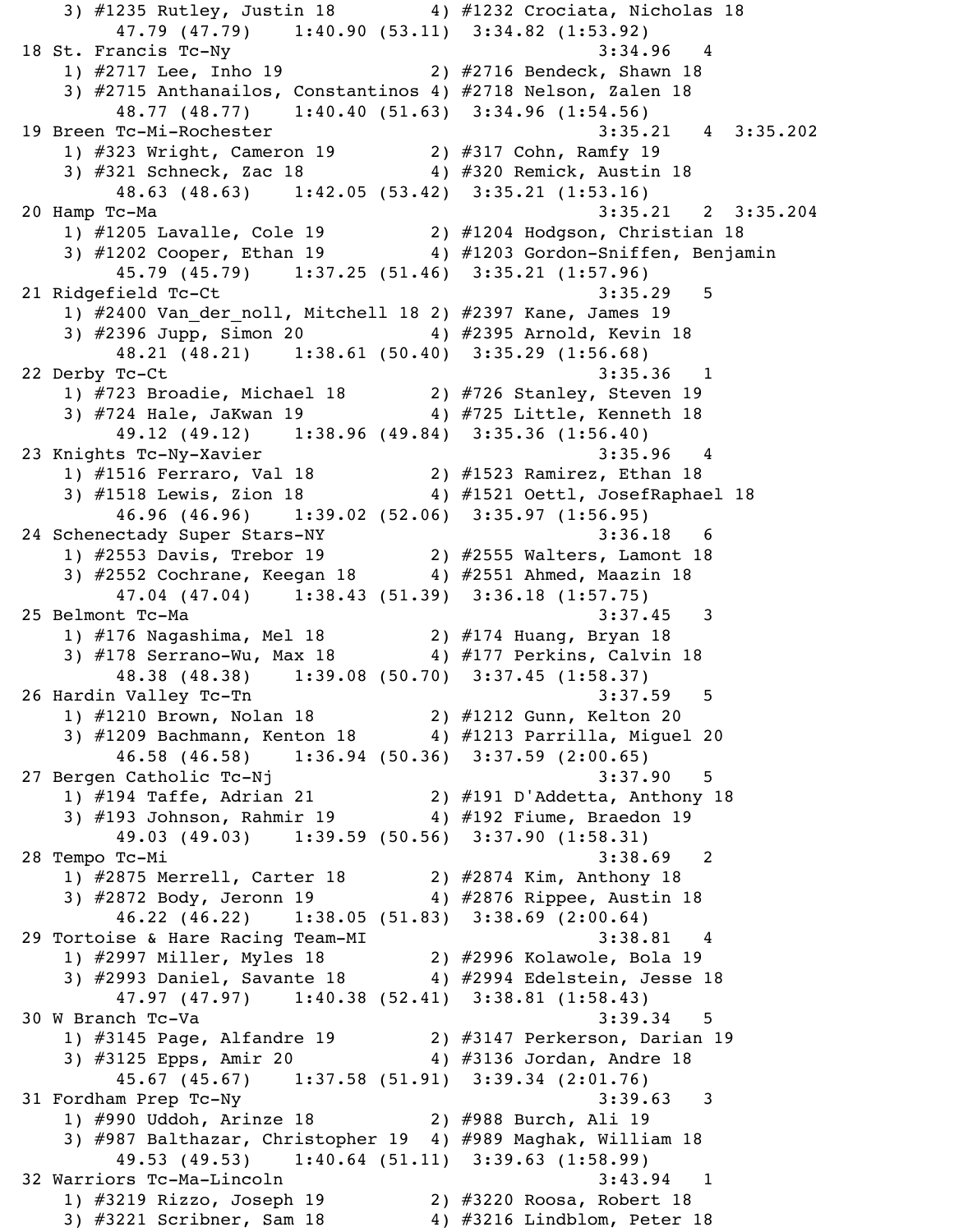```
   3) #1235 Rutley, Justin 18          4) #1232 Crociata, Nicholas 18
        47.79 (47.79)    1:40.90 (53.11)  3:34.82 (1:53.92)
18 St. Francis Tc-Ny                                   3:34.96   4
   1) #2717 Lee, Inho 19               2) #2716 Bendeck, Shawn 18
   3) #2715 Anthanailos, Constantinos 4) #2718 Nelson, Zalen 18
        48.77 (48.77)    1:40.40 (51.63)  3:34.96 (1:54.56)
19 Breen Tc-Mi-Rochester                               3:35.21   4  3:35.202
   1) #323 Wright, Cameron 19          2) #317 Cohn, Ramfy 19
   3) #321 Schneck, Zac 18             4) #320 Remick, Austin 18
        48.63 (48.63)    1:42.05 (53.42)  3:35.21 (1:53.16)
20 Hamp Tc-Ma                                          3:35.21   2  3:35.204
   1) #1205 Lavalle, Cole 19           2) #1204 Hodgson, Christian 18
   3) #1202 Cooper, Ethan 19           4) #1203 Gordon-Sniffen, Benjamin
        45.79 (45.79)    1:37.25 (51.46)  3:35.21 (1:57.96)
21 Ridgefield Tc-Ct                                    3:35.29   5
   1) #2400 Van_der_noll, Mitchell 18 2) #2397 Kane, James 19
   3) #2396 Jupp, Simon 20             4) #2395 Arnold, Kevin 18
        48.21 (48.21)    1:38.61 (50.40)  3:35.29 (1:56.68)
22 Derby Tc-Ct                                         3:35.36   1
   1) #723 Broadie, Michael 18         2) #726 Stanley, Steven 19
   3) #724 Hale, JaKwan 19             4) #725 Little, Kenneth 18
        49.12 (49.12)    1:38.96 (49.84)  3:35.36 (1:56.40)
23 Knights Tc-Ny-Xavier                                3:35.96   4
   1) #1516 Ferraro, Val 18            2) #1523 Ramirez, Ethan 18
   3) #1518 Lewis, Zion 18             4) #1521 Oettl, JosefRaphael 18
        46.96 (46.96)    1:39.02 (52.06)  3:35.97 (1:56.95)
24 Schenectady Super Stars-NY                          3:36.18   6
   1) #2553 Davis, Trebor 19           2) #2555 Walters, Lamont 18
   3) #2552 Cochrane, Keegan 18        4) #2551 Ahmed, Maazin 18
        47.04 (47.04)    1:38.43 (51.39)  3:36.18 (1:57.75)
25 Belmont Tc-Ma                                       3:37.45   3
   1) #176 Nagashima, Mel 18           2) #174 Huang, Bryan 18
   3) #178 Serrano-Wu, Max 18          4) #177 Perkins, Calvin 18
        48.38 (48.38)    1:39.08 (50.70)  3:37.45 (1:58.37)
26 Hardin Valley Tc-Tn                                 3:37.59   5
   1) #1210 Brown, Nolan 18            2) #1212 Gunn, Kelton 20
   3) #1209 Bachmann, Kenton 18        4) #1213 Parrilla, Miguel 20
        46.58 (46.58)    1:36.94 (50.36)  3:37.59 (2:00.65)
27 Bergen Catholic Tc-Nj                               3:37.90   5
   1) #194 Taffe, Adrian 21            2) #191 D'Addetta, Anthony 18
   3) #193 Johnson, Rahmir 19          4) #192 Fiume, Braedon 19
        49.03 (49.03)    1:39.59 (50.56)  3:37.90 (1:58.31)
28 Tempo Tc-Mi                                         3:38.69   2
   1) #2875 Merrell, Carter 18         2) #2874 Kim, Anthony 18
   3) #2872 Body, Jeronn 19            4) #2876 Rippee, Austin 18
        46.22 (46.22)    1:38.05 (51.83)  3:38.69 (2:00.64)
29 Tortoise & Hare Racing Team-MI                      3:38.81   4
   1) #2997 Miller, Myles 18           2) #2996 Kolawole, Bola 19
   3) #2993 Daniel, Savante 18         4) #2994 Edelstein, Jesse 18
        47.97 (47.97)    1:40.38 (52.41)  3:38.81 (1:58.43)
30 W Branch Tc-Va                                      3:39.34   5
   1) #3145 Page, Alfandre 19          2) #3147 Perkerson, Darian 19
   3) #3125 Epps, Amir 20              4) #3136 Jordan, Andre 18
        45.67 (45.67)    1:37.58 (51.91)  3:39.34 (2:01.76)
31 Fordham Prep Tc-Ny                                  3:39.63   3
   1) #990 Uddoh, Arinze 18            2) #988 Burch, Ali 19
   3) #987 Balthazar, Christopher 19  4) #989 Maghak, William 18
        49.53 (49.53)    1:40.64 (51.11)  3:39.63 (1:58.99)
32 Warriors Tc-Ma-Lincoln                              3:43.94   1
   1) #3219 Rizzo, Joseph 19           2) #3220 Roosa, Robert 18
   3) #3221 Scribner, Sam 18           4) #3216 Lindblom, Peter 18
```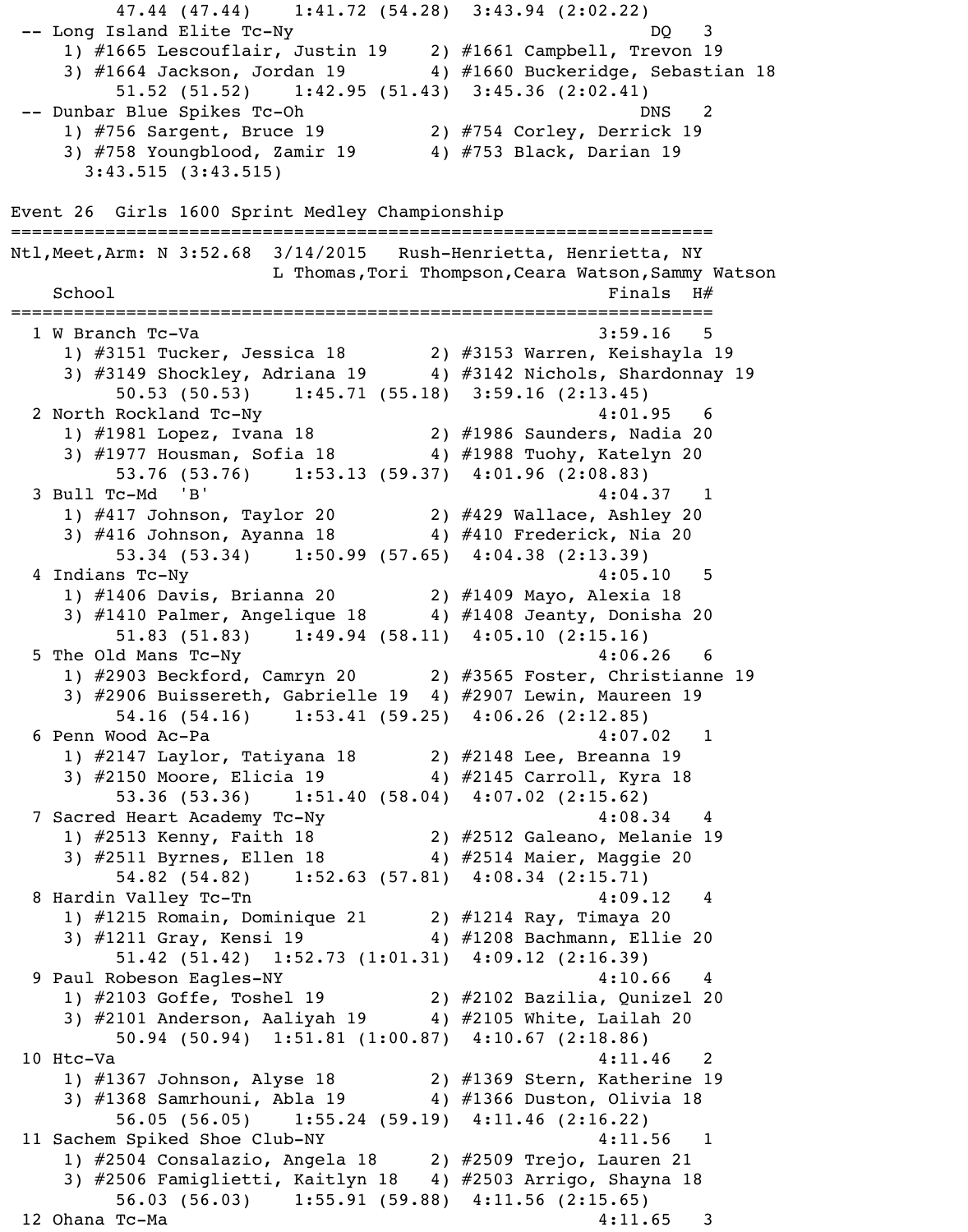```
        47.44 (47.44)    1:41.72 (54.28)  3:43.94 (2:02.22)
 -- Long Island Elite Tc-Ny                                DQ    3
     1) #1665 Lescouflair, Justin 19    2) #1661 Campbell, Trevon 19
     3) #1664 Jackson, Jordan 19        4) #1660 Buckeridge, Sebastian 18
        51.52 (51.52)    1:42.95 (51.43)  3:45.36 (2:02.41)
 -- Dunbar Blue Spikes Tc-Oh                               DNS   2
     1) #756 Sargent, Bruce 19          2) #754 Corley, Derrick 19
     3) #758 Youngblood, Zamir 19       4) #753 Black, Darian 19
       3:43.515 (3:43.515)
```

## Event 26  Girls 1600 Sprint Medley Championship

```
===================================================================
Ntl,Meet,Arm: N 3:52.68  3/14/2015   Rush-Henrietta, Henrietta, NY
                         L Thomas,Tori Thompson,Ceara Watson,Sammy Watson
    School                                           Finals  H#
===================================================================
  1 W Branch Tc-Va                                   3:59.16   5
     1) #3151 Tucker, Jessica 18        2) #3153 Warren, Keishayla 19
     3) #3149 Shockley, Adriana 19      4) #3142 Nichols, Shardonnay 19
        50.53 (50.53)    1:45.71 (55.18)  3:59.16 (2:13.45)
  2 North Rockland Tc-Ny                             4:01.95   6
     1) #1981 Lopez, Ivana 18           2) #1986 Saunders, Nadia 20
     3) #1977 Housman, Sofia 18         4) #1988 Tuohy, Katelyn 20
        53.76 (53.76)    1:53.13 (59.37)  4:01.96 (2:08.83)
  3 Bull Tc-Md  'B'                                  4:04.37   1
     1) #417 Johnson, Taylor 20         2) #429 Wallace, Ashley 20
     3) #416 Johnson, Ayanna 18         4) #410 Frederick, Nia 20
        53.34 (53.34)    1:50.99 (57.65)  4:04.38 (2:13.39)
  4 Indians Tc-Ny                                    4:05.10   5
     1) #1406 Davis, Brianna 20         2) #1409 Mayo, Alexia 18
     3) #1410 Palmer, Angelique 18      4) #1408 Jeanty, Donisha 20
        51.83 (51.83)    1:49.94 (58.11)  4:05.10 (2:15.16)
  5 The Old Mans Tc-Ny                               4:06.26   6
     1) #2903 Beckford, Camryn 20       2) #3565 Foster, Christianne 19
     3) #2906 Buissereth, Gabrielle 19  4) #2907 Lewin, Maureen 19
        54.16 (54.16)    1:53.41 (59.25)  4:06.26 (2:12.85)
  6 Penn Wood Ac-Pa                                  4:07.02   1
     1) #2147 Laylor, Tatiyana 18       2) #2148 Lee, Breanna 19
     3) #2150 Moore, Elicia 19          4) #2145 Carroll, Kyra 18
        53.36 (53.36)    1:51.40 (58.04)  4:07.02 (2:15.62)
  7 Sacred Heart Academy Tc-Ny                       4:08.34   4
     1) #2513 Kenny, Faith 18           2) #2512 Galeano, Melanie 19
     3) #2511 Byrnes, Ellen 18          4) #2514 Maier, Maggie 20
        54.82 (54.82)    1:52.63 (57.81)  4:08.34 (2:15.71)
  8 Hardin Valley Tc-Tn                              4:09.12   4
     1) #1215 Romain, Dominique 21      2) #1214 Ray, Timaya 20
     3) #1211 Gray, Kensi 19            4) #1208 Bachmann, Ellie 20
        51.42 (51.42)  1:52.73 (1:01.31)  4:09.12 (2:16.39)
  9 Paul Robeson Eagles-NY                           4:10.66   4
     1) #2103 Goffe, Toshel 19          2) #2102 Bazilia, Qunizel 20
     3) #2101 Anderson, Aaliyah 19      4) #2105 White, Lailah 20
        50.94 (50.94)  1:51.81 (1:00.87)  4:10.67 (2:18.86)
 10 Htc-Va                                           4:11.46   2
     1) #1367 Johnson, Alyse 18         2) #1369 Stern, Katherine 19
     3) #1368 Samrhouni, Abla 19        4) #1366 Duston, Olivia 18
        56.05 (56.05)    1:55.24 (59.19)  4:11.46 (2:16.22)
 11 Sachem Spiked Shoe Club-NY                       4:11.56   1
     1) #2504 Consalazio, Angela 18     2) #2509 Trejo, Lauren 21
     3) #2506 Famiglietti, Kaitlyn 18   4) #2503 Arrigo, Shayna 18
        56.03 (56.03)    1:55.91 (59.88)  4:11.56 (2:15.65)
 12 Ohana Tc-Ma                                      4:11.65   3
```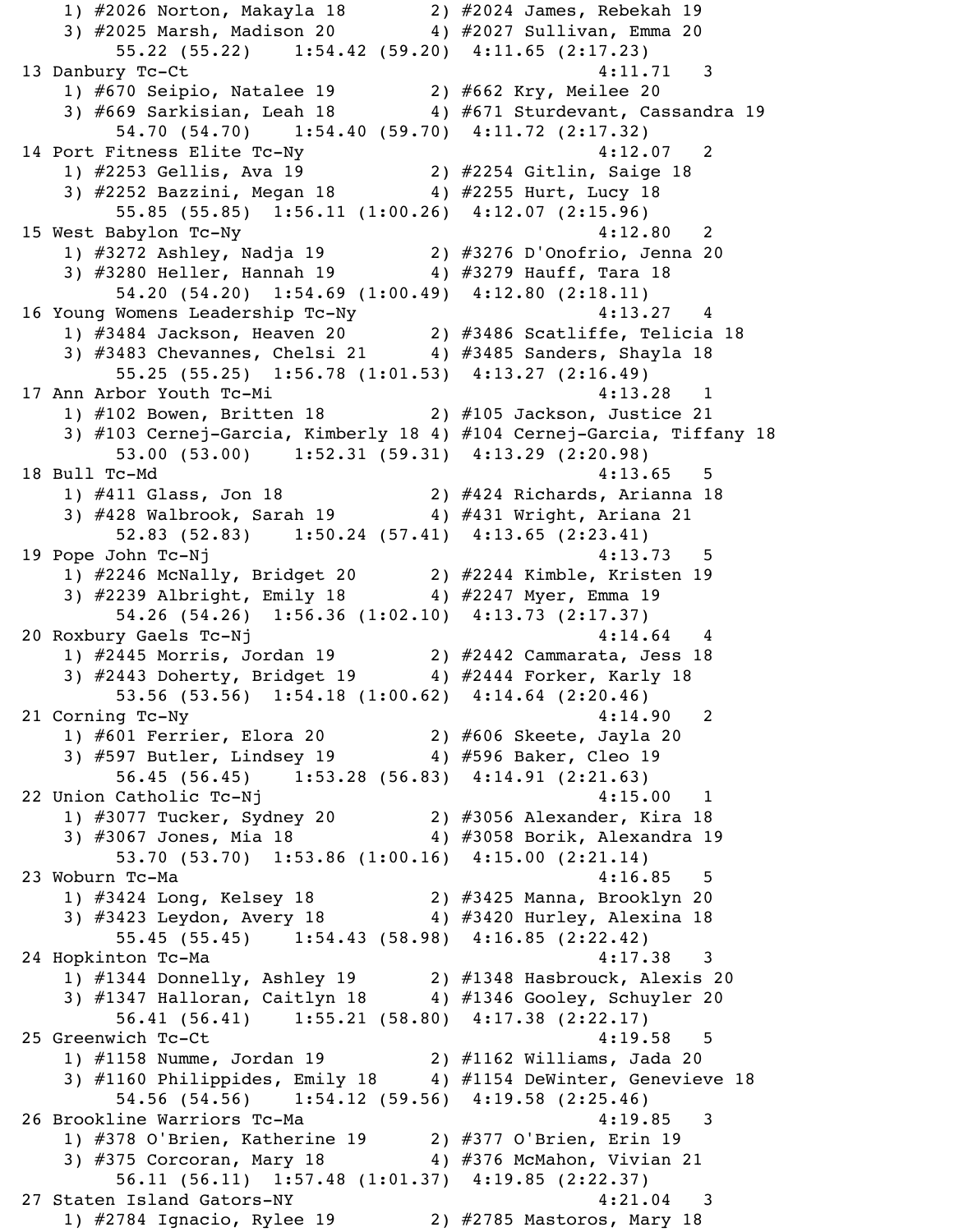```
    1) #2026 Norton, Makayla 18         2) #2024 James, Rebekah 19
    3) #2025 Marsh, Madison 20          4) #2027 Sullivan, Emma 20
         55.22 (55.22)    1:54.42 (59.20)  4:11.65 (2:17.23)
 13 Danbury Tc-Ct                                          4:11.71   3
    1) #670 Seipio, Natalee 19          2) #662 Kry, Meilee 20
    3) #669 Sarkisian, Leah 18          4) #671 Sturdevant, Cassandra 19
         54.70 (54.70)    1:54.40 (59.70)  4:11.72 (2:17.32)
 14 Port Fitness Elite Tc-Ny                               4:12.07   2
    1) #2253 Gellis, Ava 19             2) #2254 Gitlin, Saige 18
    3) #2252 Bazzini, Megan 18          4) #2255 Hurt, Lucy 18
         55.85 (55.85)  1:56.11 (1:00.26)  4:12.07 (2:15.96)
 15 West Babylon Tc-Ny                                     4:12.80   2
    1) #3272 Ashley, Nadja 19           2) #3276 D'Onofrio, Jenna 20
    3) #3280 Heller, Hannah 19          4) #3279 Hauff, Tara 18
         54.20 (54.20)  1:54.69 (1:00.49)  4:12.80 (2:18.11)
 16 Young Womens Leadership Tc-Ny                          4:13.27   4
    1) #3484 Jackson, Heaven 20         2) #3486 Scatliffe, Telicia 18
    3) #3483 Chevannes, Chelsi 21       4) #3485 Sanders, Shayla 18
         55.25 (55.25)  1:56.78 (1:01.53)  4:13.27 (2:16.49)
 17 Ann Arbor Youth Tc-Mi                                  4:13.28   1
    1) #102 Bowen, Britten 18           2) #105 Jackson, Justice 21
    3) #103 Cernej-Garcia, Kimberly 18 4) #104 Cernej-Garcia, Tiffany 18
         53.00 (53.00)    1:52.31 (59.31)  4:13.29 (2:20.98)
 18 Bull Tc-Md                                             4:13.65   5
    1) #411 Glass, Jon 18               2) #424 Richards, Arianna 18
    3) #428 Walbrook, Sarah 19          4) #431 Wright, Ariana 21
         52.83 (52.83)    1:50.24 (57.41)  4:13.65 (2:23.41)
 19 Pope John Tc-Nj                                        4:13.73   5
    1) #2246 McNally, Bridget 20        2) #2244 Kimble, Kristen 19
    3) #2239 Albright, Emily 18         4) #2247 Myer, Emma 19
         54.26 (54.26)  1:56.36 (1:02.10)  4:13.73 (2:17.37)
 20 Roxbury Gaels Tc-Nj                                    4:14.64   4
    1) #2445 Morris, Jordan 19          2) #2442 Cammarata, Jess 18
    3) #2443 Doherty, Bridget 19        4) #2444 Forker, Karly 18
         53.56 (53.56)  1:54.18 (1:00.62)  4:14.64 (2:20.46)
 21 Corning Tc-Ny                                          4:14.90   2
    1) #601 Ferrier, Elora 20           2) #606 Skeete, Jayla 20
    3) #597 Butler, Lindsey 19          4) #596 Baker, Cleo 19
         56.45 (56.45)    1:53.28 (56.83)  4:14.91 (2:21.63)
 22 Union Catholic Tc-Nj                                   4:15.00   1
    1) #3077 Tucker, Sydney 20          2) #3056 Alexander, Kira 18
    3) #3067 Jones, Mia 18              4) #3058 Borik, Alexandra 19
         53.70 (53.70)  1:53.86 (1:00.16)  4:15.00 (2:21.14)
 23 Woburn Tc-Ma                                           4:16.85   5
    1) #3424 Long, Kelsey 18            2) #3425 Manna, Brooklyn 20
    3) #3423 Leydon, Avery 18           4) #3420 Hurley, Alexina 18
         55.45 (55.45)    1:54.43 (58.98)  4:16.85 (2:22.42)
 24 Hopkinton Tc-Ma                                        4:17.38   3
    1) #1344 Donnelly, Ashley 19        2) #1348 Hasbrouck, Alexis 20
    3) #1347 Halloran, Caitlyn 18       4) #1346 Gooley, Schuyler 20
         56.41 (56.41)    1:55.21 (58.80)  4:17.38 (2:22.17)
 25 Greenwich Tc-Ct                                        4:19.58   5
    1) #1158 Numme, Jordan 19           2) #1162 Williams, Jada 20
    3) #1160 Philippides, Emily 18      4) #1154 DeWinter, Genevieve 18
         54.56 (54.56)    1:54.12 (59.56)  4:19.58 (2:25.46)
 26 Brookline Warriors Tc-Ma                               4:19.85   3
    1) #378 O'Brien, Katherine 19       2) #377 O'Brien, Erin 19
    3) #375 Corcoran, Mary 18           4) #376 McMahon, Vivian 21
         56.11 (56.11)  1:57.48 (1:01.37)  4:19.85 (2:22.37)
 27 Staten Island Gators-NY                                4:21.04   3
    1) #2784 Ignacio, Rylee 19          2) #2785 Mastoros, Mary 18
```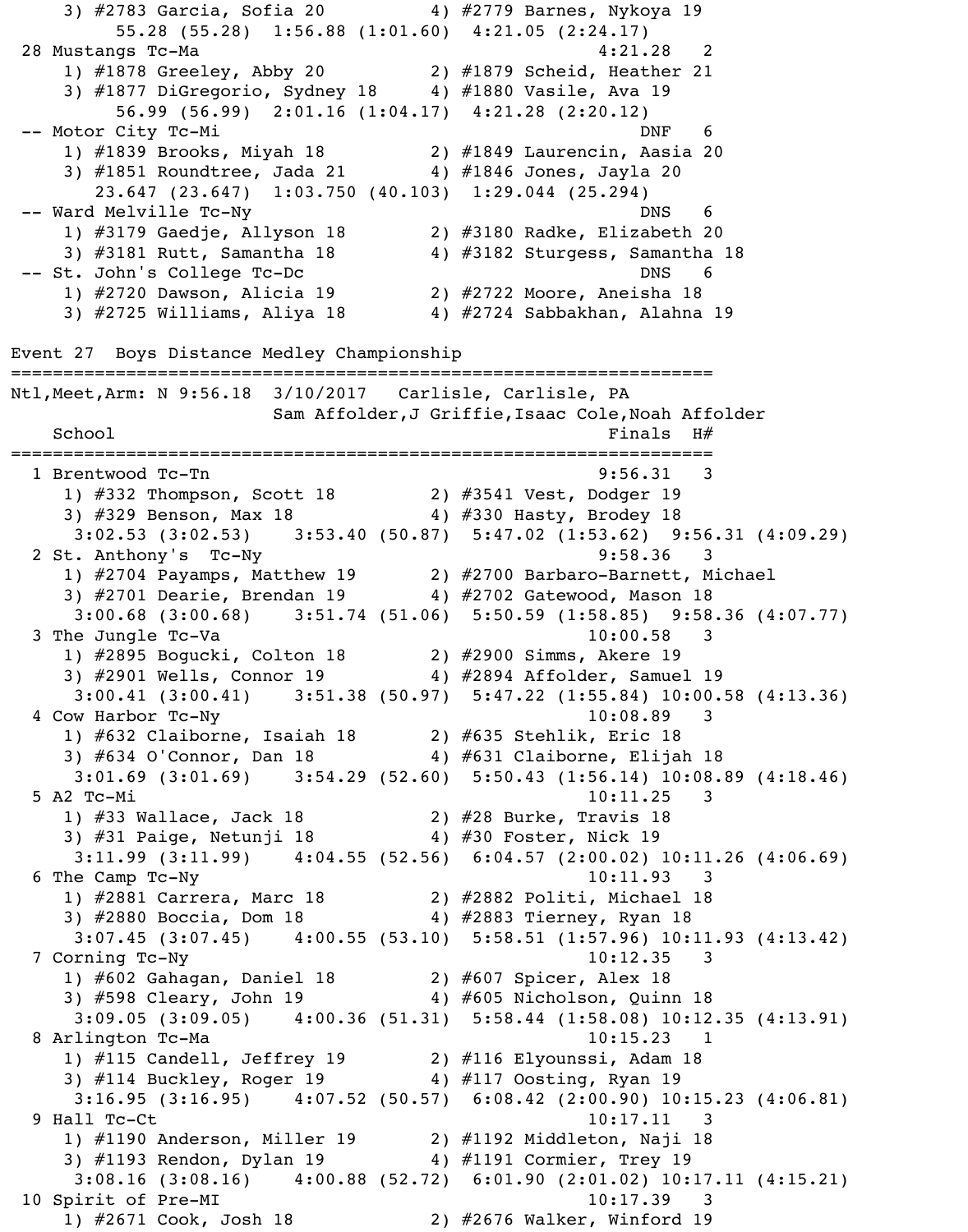```
    3) #2783 Garcia, Sofia 20          4) #2779 Barnes, Nykoya 19
         55.28 (55.28)  1:56.88 (1:01.60)  4:21.05 (2:24.17)
 28 Mustangs Tc-Ma                                     4:21.28   2
    1) #1878 Greeley, Abby 20          2) #1879 Scheid, Heather 21
    3) #1877 DiGregorio, Sydney 18     4) #1880 Vasile, Ava 19
         56.99 (56.99)  2:01.16 (1:04.17)  4:21.28 (2:20.12)
 -- Motor City Tc-Mi                                      DNF   6
    1) #1839 Brooks, Miyah 18          2) #1849 Laurencin, Aasia 20
    3) #1851 Roundtree, Jada 21        4) #1846 Jones, Jayla 20
      23.647 (23.647)  1:03.750 (40.103)  1:29.044 (25.294)
 -- Ward Melville Tc-Ny                                   DNS   6
    1) #3179 Gaedje, Allyson 18        2) #3180 Radke, Elizabeth 20
    3) #3181 Rutt, Samantha 18         4) #3182 Sturgess, Samantha 18
 -- St. John's College Tc-Dc                              DNS   6
    1) #2720 Dawson, Alicia 19         2) #2722 Moore, Aneisha 18
    3) #2725 Williams, Aliya 18        4) #2724 Sabbakhan, Alahna 19

Event 27  Boys Distance Medley Championship
===================================================================
Ntl,Meet,Arm: N 9:56.18  3/10/2017   Carlisle, Carlisle, PA
                         Sam Affolder,J Griffie,Isaac Cole,Noah Affolder
    School                                            Finals  H#
===================================================================
  1 Brentwood Tc-Tn                                  9:56.31   3
    1) #332 Thompson, Scott 18         2) #3541 Vest, Dodger 19
    3) #329 Benson, Max 18             4) #330 Hasty, Brodey 18
     3:02.53 (3:02.53)    3:53.40 (50.87)  5:47.02 (1:53.62)  9:56.31 (4:09.29)
  2 St. Anthony's  Tc-Ny                             9:58.36   3
    1) #2704 Payamps, Matthew 19       2) #2700 Barbaro-Barnett, Michael
    3) #2701 Dearie, Brendan 19        4) #2702 Gatewood, Mason 18
     3:00.68 (3:00.68)    3:51.74 (51.06)  5:50.59 (1:58.85)  9:58.36 (4:07.77)
  3 The Jungle Tc-Va                                10:00.58   3
    1) #2895 Bogucki, Colton 18        2) #2900 Simms, Akere 19
    3) #2901 Wells, Connor 19          4) #2894 Affolder, Samuel 19
     3:00.41 (3:00.41)    3:51.38 (50.97)  5:47.22 (1:55.84) 10:00.58 (4:13.36)
  4 Cow Harbor Tc-Ny                                10:08.89   3
    1) #632 Claiborne, Isaiah 18       2) #635 Stehlik, Eric 18
    3) #634 O'Connor, Dan 18           4) #631 Claiborne, Elijah 18
     3:01.69 (3:01.69)    3:54.29 (52.60)  5:50.43 (1:56.14) 10:08.89 (4:18.46)
  5 A2 Tc-Mi                                        10:11.25   3
    1) #33 Wallace, Jack 18            2) #28 Burke, Travis 18
    3) #31 Paige, Netunji 18           4) #30 Foster, Nick 19
     3:11.99 (3:11.99)    4:04.55 (52.56)  6:04.57 (2:00.02) 10:11.26 (4:06.69)
  6 The Camp Tc-Ny                                  10:11.93   3
    1) #2881 Carrera, Marc 18          2) #2882 Politi, Michael 18
    3) #2880 Boccia, Dom 18            4) #2883 Tierney, Ryan 18
     3:07.45 (3:07.45)    4:00.55 (53.10)  5:58.51 (1:57.96) 10:11.93 (4:13.42)
  7 Corning Tc-Ny                                   10:12.35   3
    1) #602 Gahagan, Daniel 18         2) #607 Spicer, Alex 18
    3) #598 Cleary, John 19            4) #605 Nicholson, Quinn 18
     3:09.05 (3:09.05)    4:00.36 (51.31)  5:58.44 (1:58.08) 10:12.35 (4:13.91)
  8 Arlington Tc-Ma                                 10:15.23   1
    1) #115 Candell, Jeffrey 19        2) #116 Elyounssi, Adam 18
    3) #114 Buckley, Roger 19          4) #117 Oosting, Ryan 19
     3:16.95 (3:16.95)    4:07.52 (50.57)  6:08.42 (2:00.90) 10:15.23 (4:06.81)
  9 Hall Tc-Ct                                      10:17.11   3
    1) #1190 Anderson, Miller 19       2) #1192 Middleton, Naji 18
    3) #1193 Rendon, Dylan 19          4) #1191 Cormier, Trey 19
     3:08.16 (3:08.16)    4:00.88 (52.72)  6:01.90 (2:01.02) 10:17.11 (4:15.21)
 10 Spirit of Pre-MI                                10:17.39   3
    1) #2671 Cook, Josh 18             2) #2676 Walker, Winford 19
```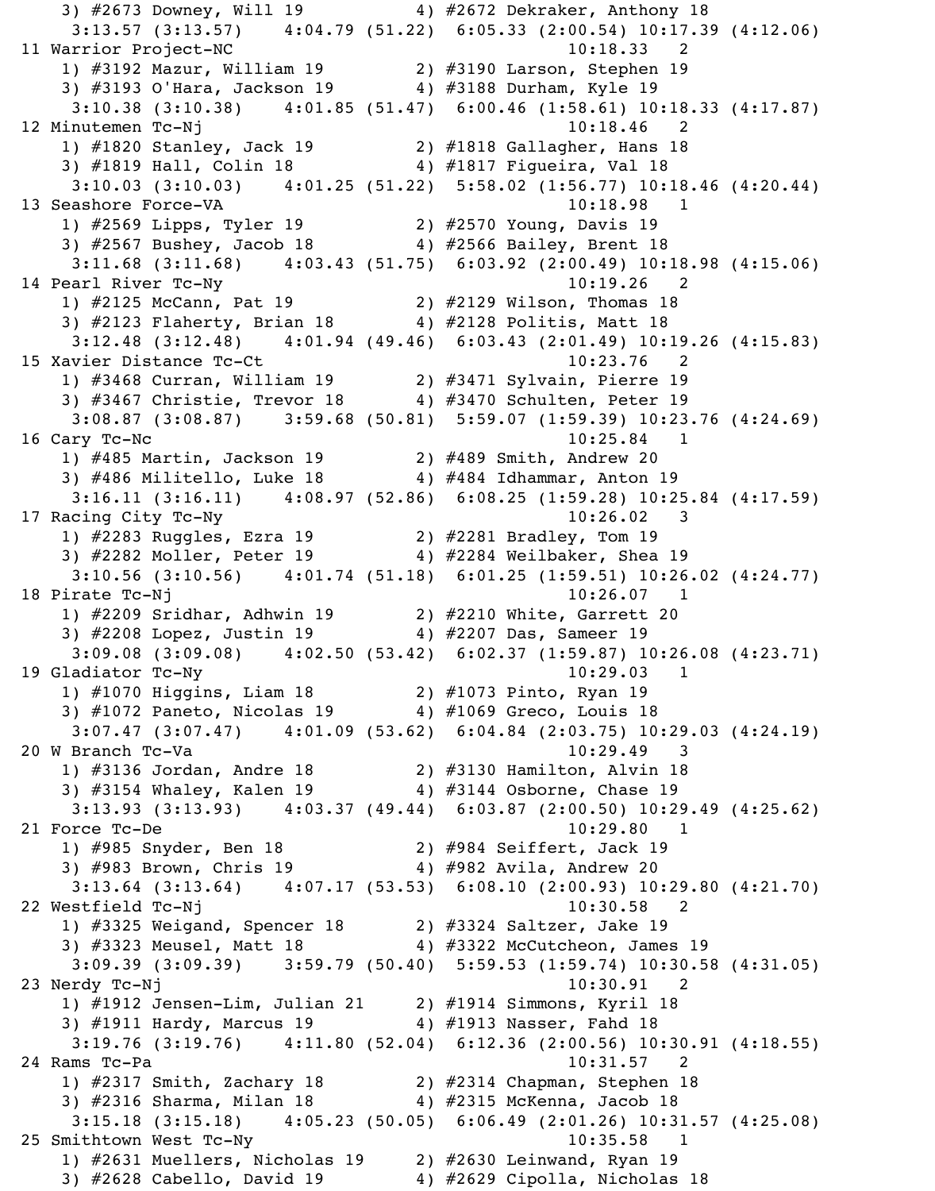```
    3) #2673 Downey, Will 19            4) #2672 Dekraker, Anthony 18
     3:13.57 (3:13.57)    4:04.79 (51.22)  6:05.33 (2:00.54) 10:17.39 (4:12.06)
11 Warrior Project-NC                                      10:18.33   2
    1) #3192 Mazur, William 19          2) #3190 Larson, Stephen 19
    3) #3193 O'Hara, Jackson 19         4) #3188 Durham, Kyle 19
     3:10.38 (3:10.38)    4:01.85 (51.47)  6:00.46 (1:58.61) 10:18.33 (4:17.87)
12 Minutemen Tc-Nj                                         10:18.46   2
    1) #1820 Stanley, Jack 19           2) #1818 Gallagher, Hans 18
    3) #1819 Hall, Colin 18             4) #1817 Figueira, Val 18
     3:10.03 (3:10.03)    4:01.25 (51.22)  5:58.02 (1:56.77) 10:18.46 (4:20.44)
13 Seashore Force-VA                                       10:18.98   1
    1) #2569 Lipps, Tyler 19            2) #2570 Young, Davis 19
    3) #2567 Bushey, Jacob 18           4) #2566 Bailey, Brent 18
     3:11.68 (3:11.68)    4:03.43 (51.75)  6:03.92 (2:00.49) 10:18.98 (4:15.06)
14 Pearl River Tc-Ny                                       10:19.26   2
    1) #2125 McCann, Pat 19             2) #2129 Wilson, Thomas 18
    3) #2123 Flaherty, Brian 18         4) #2128 Politis, Matt 18
     3:12.48 (3:12.48)    4:01.94 (49.46)  6:03.43 (2:01.49) 10:19.26 (4:15.83)
15 Xavier Distance Tc-Ct                                   10:23.76   2
    1) #3468 Curran, William 19         2) #3471 Sylvain, Pierre 19
    3) #3467 Christie, Trevor 18        4) #3470 Schulten, Peter 19
     3:08.87 (3:08.87)    3:59.68 (50.81)  5:59.07 (1:59.39) 10:23.76 (4:24.69)
16 Cary Tc-Nc                                              10:25.84   1
    1) #485 Martin, Jackson 19          2) #489 Smith, Andrew 20
    3) #486 Militello, Luke 18          4) #484 Idhammar, Anton 19
     3:16.11 (3:16.11)    4:08.97 (52.86)  6:08.25 (1:59.28) 10:25.84 (4:17.59)
17 Racing City Tc-Ny                                       10:26.02   3
    1) #2283 Ruggles, Ezra 19           2) #2281 Bradley, Tom 19
    3) #2282 Moller, Peter 19           4) #2284 Weilbaker, Shea 19
     3:10.56 (3:10.56)    4:01.74 (51.18)  6:01.25 (1:59.51) 10:26.02 (4:24.77)
18 Pirate Tc-Nj                                            10:26.07   1
    1) #2209 Sridhar, Adhwin 19         2) #2210 White, Garrett 20
    3) #2208 Lopez, Justin 19           4) #2207 Das, Sameer 19
     3:09.08 (3:09.08)    4:02.50 (53.42)  6:02.37 (1:59.87) 10:26.08 (4:23.71)
19 Gladiator Tc-Ny                                         10:29.03   1
    1) #1070 Higgins, Liam 18           2) #1073 Pinto, Ryan 19
    3) #1072 Paneto, Nicolas 19         4) #1069 Greco, Louis 18
     3:07.47 (3:07.47)    4:01.09 (53.62)  6:04.84 (2:03.75) 10:29.03 (4:24.19)
20 W Branch Tc-Va                                          10:29.49   3
    1) #3136 Jordan, Andre 18           2) #3130 Hamilton, Alvin 18
    3) #3154 Whaley, Kalen 19           4) #3144 Osborne, Chase 19
     3:13.93 (3:13.93)    4:03.37 (49.44)  6:03.87 (2:00.50) 10:29.49 (4:25.62)
21 Force Tc-De                                             10:29.80   1
    1) #985 Snyder, Ben 18              2) #984 Seiffert, Jack 19
    3) #983 Brown, Chris 19             4) #982 Avila, Andrew 20
     3:13.64 (3:13.64)    4:07.17 (53.53)  6:08.10 (2:00.93) 10:29.80 (4:21.70)
22 Westfield Tc-Nj                                         10:30.58   2
    1) #3325 Weigand, Spencer 18        2) #3324 Saltzer, Jake 19
    3) #3323 Meusel, Matt 18            4) #3322 McCutcheon, James 19
     3:09.39 (3:09.39)    3:59.79 (50.40)  5:59.53 (1:59.74) 10:30.58 (4:31.05)
23 Nerdy Tc-Nj                                             10:30.91   2
    1) #1912 Jensen-Lim, Julian 21      2) #1914 Simmons, Kyril 18
    3) #1911 Hardy, Marcus 19           4) #1913 Nasser, Fahd 18
     3:19.76 (3:19.76)    4:11.80 (52.04)  6:12.36 (2:00.56) 10:30.91 (4:18.55)
24 Rams Tc-Pa                                              10:31.57   2
    1) #2317 Smith, Zachary 18          2) #2314 Chapman, Stephen 18
    3) #2316 Sharma, Milan 18           4) #2315 McKenna, Jacob 18
     3:15.18 (3:15.18)    4:05.23 (50.05)  6:06.49 (2:01.26) 10:31.57 (4:25.08)
25 Smithtown West Tc-Ny                                    10:35.58   1
    1) #2631 Muellers, Nicholas 19      2) #2630 Leinwand, Ryan 19
    3) #2628 Cabello, David 19          4) #2629 Cipolla, Nicholas 18
```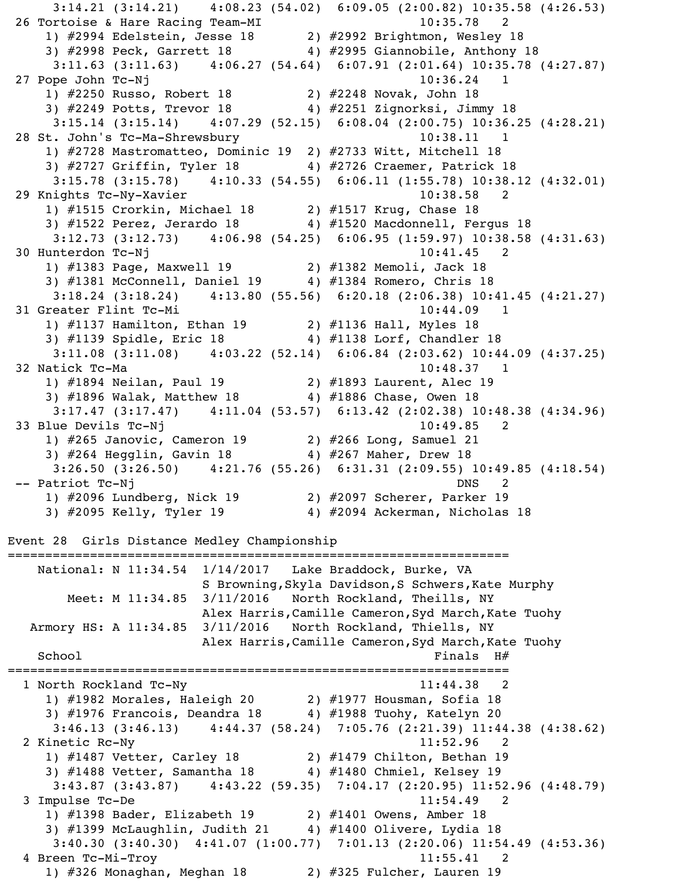```
     3:14.21 (3:14.21)    4:08.23 (54.02)  6:09.05 (2:00.82) 10:35.58 (4:26.53)
 26 Tortoise & Hare Racing Team-MI                         10:35.78   2
    1) #2994 Edelstein, Jesse 18       2) #2992 Brightmon, Wesley 18
    3) #2998 Peck, Garrett 18          4) #2995 Giannobile, Anthony 18
     3:11.63 (3:11.63)    4:06.27 (54.64)  6:07.91 (2:01.64) 10:35.78 (4:27.87)
 27 Pope John Tc-Nj                                        10:36.24   1
    1) #2250 Russo, Robert 18          2) #2248 Novak, John 18
    3) #2249 Potts, Trevor 18          4) #2251 Zignorksi, Jimmy 18
     3:15.14 (3:15.14)    4:07.29 (52.15)  6:08.04 (2:00.75) 10:36.25 (4:28.21)
 28 St. John's Tc-Ma-Shrewsbury                            10:38.11   1
    1) #2728 Mastromatteo, Dominic 19  2) #2733 Witt, Mitchell 18
    3) #2727 Griffin, Tyler 18         4) #2726 Craemer, Patrick 18
     3:15.78 (3:15.78)    4:10.33 (54.55)  6:06.11 (1:55.78) 10:38.12 (4:32.01)
 29 Knights Tc-Ny-Xavier                                   10:38.58   2
    1) #1515 Crorkin, Michael 18       2) #1517 Krug, Chase 18
    3) #1522 Perez, Jerardo 18         4) #1520 Macdonnell, Fergus 18
     3:12.73 (3:12.73)    4:06.98 (54.25)  6:06.95 (1:59.97) 10:38.58 (4:31.63)
 30 Hunterdon Tc-Nj                                        10:41.45   2
    1) #1383 Page, Maxwell 19          2) #1382 Memoli, Jack 18
    3) #1381 McConnell, Daniel 19      4) #1384 Romero, Chris 18
     3:18.24 (3:18.24)    4:13.80 (55.56)  6:20.18 (2:06.38) 10:41.45 (4:21.27)
 31 Greater Flint Tc-Mi                                    10:44.09   1
    1) #1137 Hamilton, Ethan 19        2) #1136 Hall, Myles 18
    3) #1139 Spidle, Eric 18           4) #1138 Lorf, Chandler 18
     3:11.08 (3:11.08)    4:03.22 (52.14)  6:06.84 (2:03.62) 10:44.09 (4:37.25)
 32 Natick Tc-Ma                                           10:48.37   1
    1) #1894 Neilan, Paul 19           2) #1893 Laurent, Alec 19
    3) #1896 Walak, Matthew 18         4) #1886 Chase, Owen 18
     3:17.47 (3:17.47)    4:11.04 (53.57)  6:13.42 (2:02.38) 10:48.38 (4:34.96)
 33 Blue Devils Tc-Nj                                      10:49.85   2
    1) #265 Janovic, Cameron 19        2) #266 Long, Samuel 21
    3) #264 Hegglin, Gavin 18          4) #267 Maher, Drew 18
     3:26.50 (3:26.50)    4:21.76 (55.26)  6:31.31 (2:09.55) 10:49.85 (4:18.54)
 -- Patriot Tc-Nj                                              DNS    2
    1) #2096 Lundberg, Nick 19         2) #2097 Scherer, Parker 19
    3) #2095 Kelly, Tyler 19           4) #2094 Ackerman, Nicholas 18

Event 28  Girls Distance Medley Championship
===================================================================
    National: N 11:34.54  1/14/2017   Lake Braddock, Burke, VA
                          S Browning,Skyla Davidson,S Schwers,Kate Murphy
        Meet: M 11:34.85  3/11/2016   North Rockland, Theills, NY
                          Alex Harris,Camille Cameron,Syd March,Kate Tuohy
   Armory HS: A 11:34.85  3/11/2016   North Rockland, Thiells, NY
                          Alex Harris,Camille Cameron,Syd March,Kate Tuohy
    School                                                 Finals  H#
===================================================================
  1 North Rockland Tc-Ny                                   11:44.38   2
    1) #1982 Morales, Haleigh 20       2) #1977 Housman, Sofia 18
    3) #1976 Francois, Deandra 18      4) #1988 Tuohy, Katelyn 20
     3:46.13 (3:46.13)    4:44.37 (58.24)  7:05.76 (2:21.39) 11:44.38 (4:38.62)
  2 Kinetic Rc-Ny                                          11:52.96   2
    1) #1487 Vetter, Carley 18         2) #1479 Chilton, Bethan 19
    3) #1488 Vetter, Samantha 18       4) #1480 Chmiel, Kelsey 19
     3:43.87 (3:43.87)    4:43.22 (59.35)  7:04.17 (2:20.95) 11:52.96 (4:48.79)
  3 Impulse Tc-De                                          11:54.49   2
    1) #1398 Bader, Elizabeth 19       2) #1401 Owens, Amber 18
    3) #1399 McLaughlin, Judith 21     4) #1400 Olivere, Lydia 18
     3:40.30 (3:40.30)  4:41.07 (1:00.77)  7:01.13 (2:20.06) 11:54.49 (4:53.36)
  4 Breen Tc-Mi-Troy                                       11:55.41   2
    1) #326 Monaghan, Meghan 18        2) #325 Fulcher, Lauren 19
```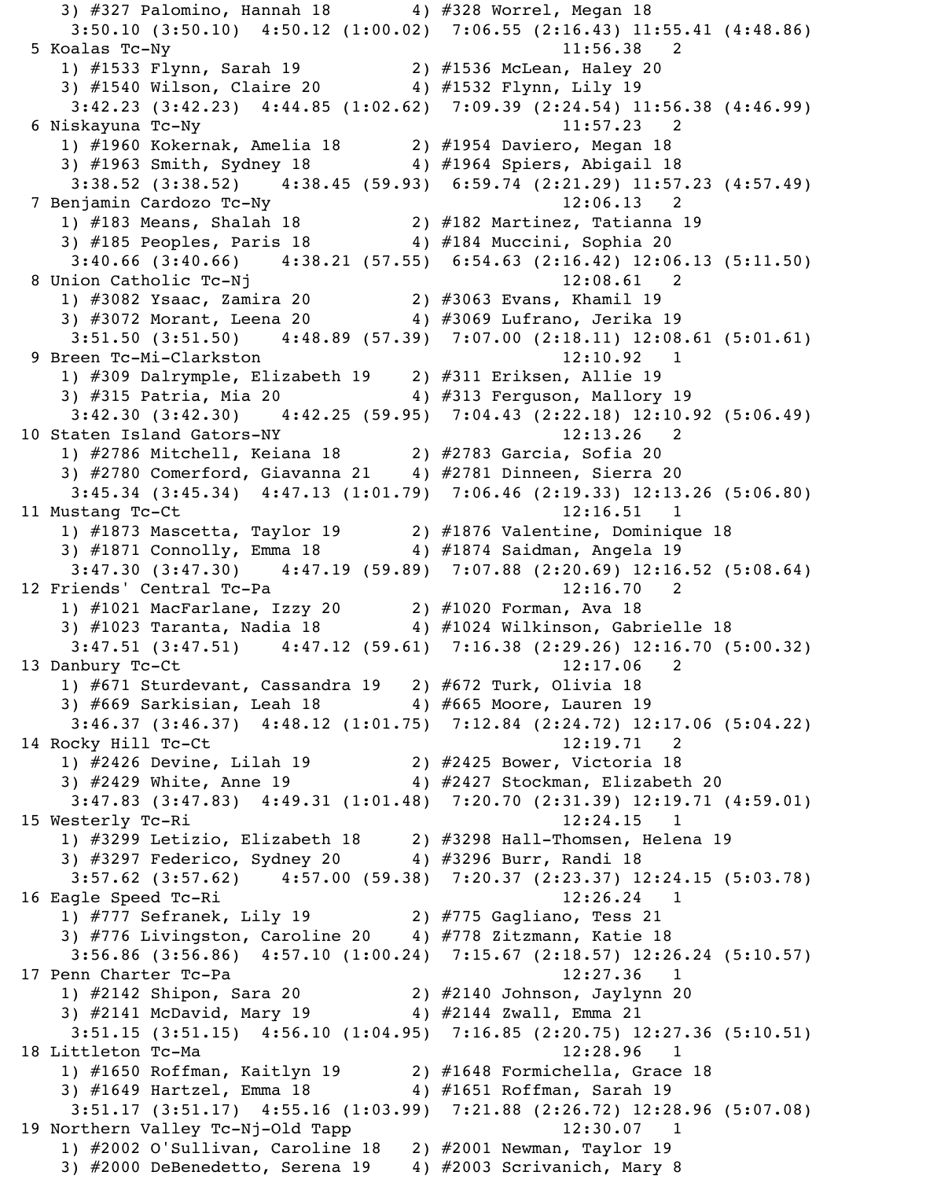```
    3) #327 Palomino, Hannah 18        4) #328 Worrel, Megan 18
     3:50.10 (3:50.10)  4:50.12 (1:00.02)  7:06.55 (2:16.43) 11:55.41 (4:48.86)
 5 Koalas Tc-Ny                                         11:56.38   2
    1) #1533 Flynn, Sarah 19           2) #1536 McLean, Haley 20
    3) #1540 Wilson, Claire 20         4) #1532 Flynn, Lily 19
     3:42.23 (3:42.23)  4:44.85 (1:02.62)  7:09.39 (2:24.54) 11:56.38 (4:46.99)
 6 Niskayuna Tc-Ny                                      11:57.23   2
    1) #1960 Kokernak, Amelia 18       2) #1954 Daviero, Megan 18
    3) #1963 Smith, Sydney 18          4) #1964 Spiers, Abigail 18
     3:38.52 (3:38.52)    4:38.45 (59.93)  6:59.74 (2:21.29) 11:57.23 (4:57.49)
 7 Benjamin Cardozo Tc-Ny                               12:06.13   2
    1) #183 Means, Shalah 18           2) #182 Martinez, Tatianna 19
    3) #185 Peoples, Paris 18          4) #184 Muccini, Sophia 20
     3:40.66 (3:40.66)    4:38.21 (57.55)  6:54.63 (2:16.42) 12:06.13 (5:11.50)
 8 Union Catholic Tc-Nj                                 12:08.61   2
    1) #3082 Ysaac, Zamira 20          2) #3063 Evans, Khamil 19
    3) #3072 Morant, Leena 20          4) #3069 Lufrano, Jerika 19
     3:51.50 (3:51.50)    4:48.89 (57.39)  7:07.00 (2:18.11) 12:08.61 (5:01.61)
 9 Breen Tc-Mi-Clarkston                                12:10.92   1
    1) #309 Dalrymple, Elizabeth 19    2) #311 Eriksen, Allie 19
    3) #315 Patria, Mia 20             4) #313 Ferguson, Mallory 19
     3:42.30 (3:42.30)    4:42.25 (59.95)  7:04.43 (2:22.18) 12:10.92 (5:06.49)
10 Staten Island Gators-NY                              12:13.26   2
    1) #2786 Mitchell, Keiana 18       2) #2783 Garcia, Sofia 20
    3) #2780 Comerford, Giavanna 21    4) #2781 Dinneen, Sierra 20
     3:45.34 (3:45.34)  4:47.13 (1:01.79)  7:06.46 (2:19.33) 12:13.26 (5:06.80)
11 Mustang Tc-Ct                                        12:16.51   1
    1) #1873 Mascetta, Taylor 19       2) #1876 Valentine, Dominique 18
    3) #1871 Connolly, Emma 18         4) #1874 Saidman, Angela 19
     3:47.30 (3:47.30)    4:47.19 (59.89)  7:07.88 (2:20.69) 12:16.52 (5:08.64)
12 Friends' Central Tc-Pa                               12:16.70   2
    1) #1021 MacFarlane, Izzy 20       2) #1020 Forman, Ava 18
    3) #1023 Taranta, Nadia 18         4) #1024 Wilkinson, Gabrielle 18
     3:47.51 (3:47.51)    4:47.12 (59.61)  7:16.38 (2:29.26) 12:16.70 (5:00.32)
13 Danbury Tc-Ct                                        12:17.06   2
    1) #671 Sturdevant, Cassandra 19   2) #672 Turk, Olivia 18
    3) #669 Sarkisian, Leah 18         4) #665 Moore, Lauren 19
     3:46.37 (3:46.37)  4:48.12 (1:01.75)  7:12.84 (2:24.72) 12:17.06 (5:04.22)
14 Rocky Hill Tc-Ct                                     12:19.71   2
    1) #2426 Devine, Lilah 19          2) #2425 Bower, Victoria 18
    3) #2429 White, Anne 19            4) #2427 Stockman, Elizabeth 20
     3:47.83 (3:47.83)  4:49.31 (1:01.48)  7:20.70 (2:31.39) 12:19.71 (4:59.01)
15 Westerly Tc-Ri                                       12:24.15   1
    1) #3299 Letizio, Elizabeth 18     2) #3298 Hall-Thomsen, Helena 19
    3) #3297 Federico, Sydney 20       4) #3296 Burr, Randi 18
     3:57.62 (3:57.62)    4:57.00 (59.38)  7:20.37 (2:23.37) 12:24.15 (5:03.78)
16 Eagle Speed Tc-Ri                                    12:26.24   1
    1) #777 Sefranek, Lily 19          2) #775 Gagliano, Tess 21
    3) #776 Livingston, Caroline 20    4) #778 Zitzmann, Katie 18
     3:56.86 (3:56.86)  4:57.10 (1:00.24)  7:15.67 (2:18.57) 12:26.24 (5:10.57)
17 Penn Charter Tc-Pa                                   12:27.36   1
    1) #2142 Shipon, Sara 20           2) #2140 Johnson, Jaylynn 20
    3) #2141 McDavid, Mary 19          4) #2144 Zwall, Emma 21
     3:51.15 (3:51.15)  4:56.10 (1:04.95)  7:16.85 (2:20.75) 12:27.36 (5:10.51)
18 Littleton Tc-Ma                                      12:28.96   1
    1) #1650 Roffman, Kaitlyn 19       2) #1648 Formichella, Grace 18
    3) #1649 Hartzel, Emma 18          4) #1651 Roffman, Sarah 19
     3:51.17 (3:51.17)  4:55.16 (1:03.99)  7:21.88 (2:26.72) 12:28.96 (5:07.08)
19 Northern Valley Tc-Nj-Old Tapp                       12:30.07   1
    1) #2002 O'Sullivan, Caroline 18   2) #2001 Newman, Taylor 19
    3) #2000 DeBenedetto, Serena 19    4) #2003 Scrivanich, Mary 8
```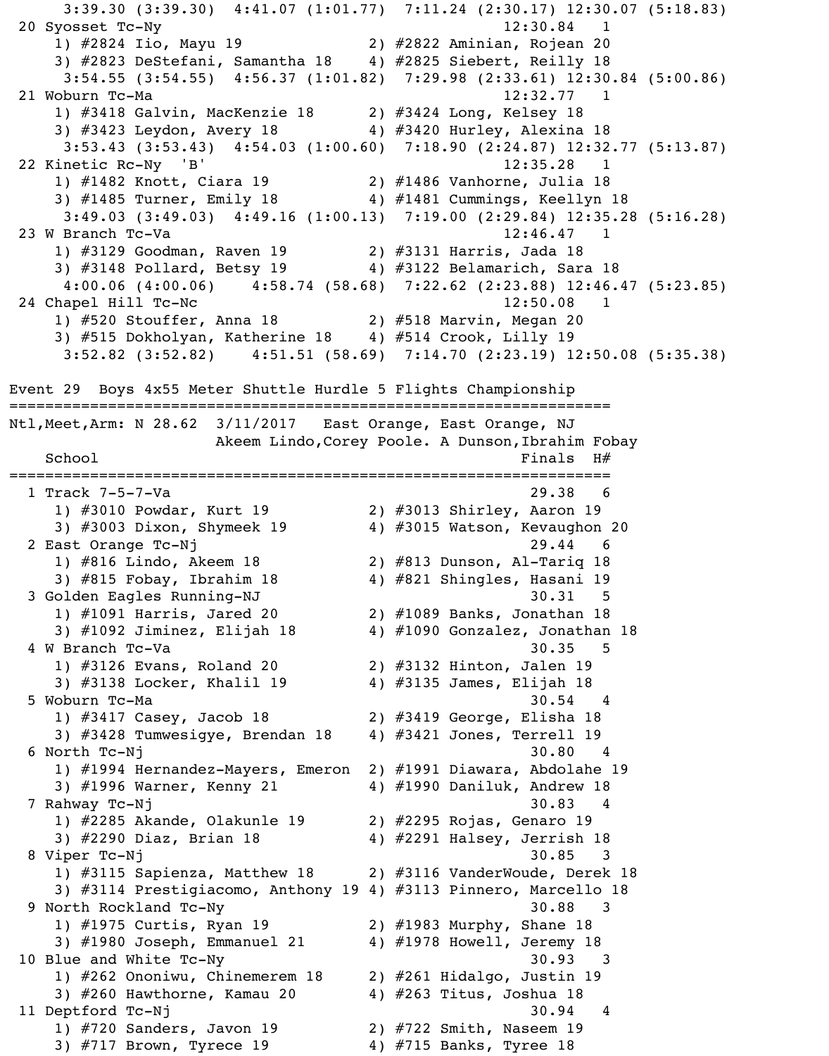```
    3:39.30 (3:39.30)  4:41.07 (1:01.77)  7:11.24 (2:30.17) 12:30.07 (5:18.83)
 20 Syosset Tc-Ny                                          12:30.84   1
    1) #2824 Iio, Mayu 19              2) #2822 Aminian, Rojean 20
    3) #2823 DeStefani, Samantha 18    4) #2825 Siebert, Reilly 18
    3:54.55 (3:54.55)  4:56.37 (1:01.82)  7:29.98 (2:33.61) 12:30.84 (5:00.86)
 21 Woburn Tc-Ma                                           12:32.77   1
    1) #3418 Galvin, MacKenzie 18      2) #3424 Long, Kelsey 18
    3) #3423 Leydon, Avery 18          4) #3420 Hurley, Alexina 18
    3:53.43 (3:53.43)  4:54.03 (1:00.60)  7:18.90 (2:24.87) 12:32.77 (5:13.87)
 22 Kinetic Rc-Ny  'B'                                     12:35.28   1
    1) #1482 Knott, Ciara 19           2) #1486 Vanhorne, Julia 18
    3) #1485 Turner, Emily 18          4) #1481 Cummings, Keellyn 18
    3:49.03 (3:49.03)  4:49.16 (1:00.13)  7:19.00 (2:29.84) 12:35.28 (5:16.28)
 23 W Branch Tc-Va                                         12:46.47   1
    1) #3129 Goodman, Raven 19         2) #3131 Harris, Jada 18
    3) #3148 Pollard, Betsy 19         4) #3122 Belamarich, Sara 18
    4:00.06 (4:00.06)    4:58.74 (58.68)  7:22.62 (2:23.88) 12:46.47 (5:23.85)
 24 Chapel Hill Tc-Nc                                      12:50.08   1
    1) #520 Stouffer, Anna 18          2) #518 Marvin, Megan 20
    3) #515 Dokholyan, Katherine 18    4) #514 Crook, Lilly 19
    3:52.82 (3:52.82)    4:51.51 (58.69)  7:14.70 (2:23.19) 12:50.08 (5:35.38)

Event 29  Boys 4x55 Meter Shuttle Hurdle 5 Flights Championship
===================================================================
Ntl,Meet,Arm: N 28.62  3/11/2017   East Orange, East Orange, NJ
                      Akeem Lindo,Corey Poole. A Dunson,Ibrahim Fobay
    School                                                 Finals  H#
===================================================================
  1 Track 7-5-7-Va                                          29.38   6
    1) #3010 Powdar, Kurt 19           2) #3013 Shirley, Aaron 19
    3) #3003 Dixon, Shymeek 19         4) #3015 Watson, Kevaughon 20
  2 East Orange Tc-Nj                                       29.44   6
    1) #816 Lindo, Akeem 18            2) #813 Dunson, Al-Tariq 18
    3) #815 Fobay, Ibrahim 18          4) #821 Shingles, Hasani 19
  3 Golden Eagles Running-NJ                                30.31   5
    1) #1091 Harris, Jared 20          2) #1089 Banks, Jonathan 18
    3) #1092 Jiminez, Elijah 18        4) #1090 Gonzalez, Jonathan 18
  4 W Branch Tc-Va                                          30.35   5
    1) #3126 Evans, Roland 20          2) #3132 Hinton, Jalen 19
    3) #3138 Locker, Khalil 19         4) #3135 James, Elijah 18
  5 Woburn Tc-Ma                                            30.54   4
    1) #3417 Casey, Jacob 18           2) #3419 George, Elisha 18
    3) #3428 Tumwesigye, Brendan 18    4) #3421 Jones, Terrell 19
  6 North Tc-Nj                                             30.80   4
    1) #1994 Hernandez-Mayers, Emeron  2) #1991 Diawara, Abdolahe 19
    3) #1996 Warner, Kenny 21          4) #1990 Daniluk, Andrew 18
  7 Rahway Tc-Nj                                            30.83   4
    1) #2285 Akande, Olakunle 19       2) #2295 Rojas, Genaro 19
    3) #2290 Diaz, Brian 18            4) #2291 Halsey, Jerrish 18
  8 Viper Tc-Nj                                             30.85   3
    1) #3115 Sapienza, Matthew 18      2) #3116 VanderWoude, Derek 18
    3) #3114 Prestigiacomo, Anthony 19 4) #3113 Pinnero, Marcello 18
  9 North Rockland Tc-Ny                                    30.88   3
    1) #1975 Curtis, Ryan 19           2) #1983 Murphy, Shane 18
    3) #1980 Joseph, Emmanuel 21       4) #1978 Howell, Jeremy 18
 10 Blue and White Tc-Ny                                    30.93   3
    1) #262 Ononiwu, Chinemerem 18     2) #261 Hidalgo, Justin 19
    3) #260 Hawthorne, Kamau 20        4) #263 Titus, Joshua 18
 11 Deptford Tc-Nj                                          30.94   4
    1) #720 Sanders, Javon 19          2) #722 Smith, Naseem 19
    3) #717 Brown, Tyrece 19           4) #715 Banks, Tyree 18
```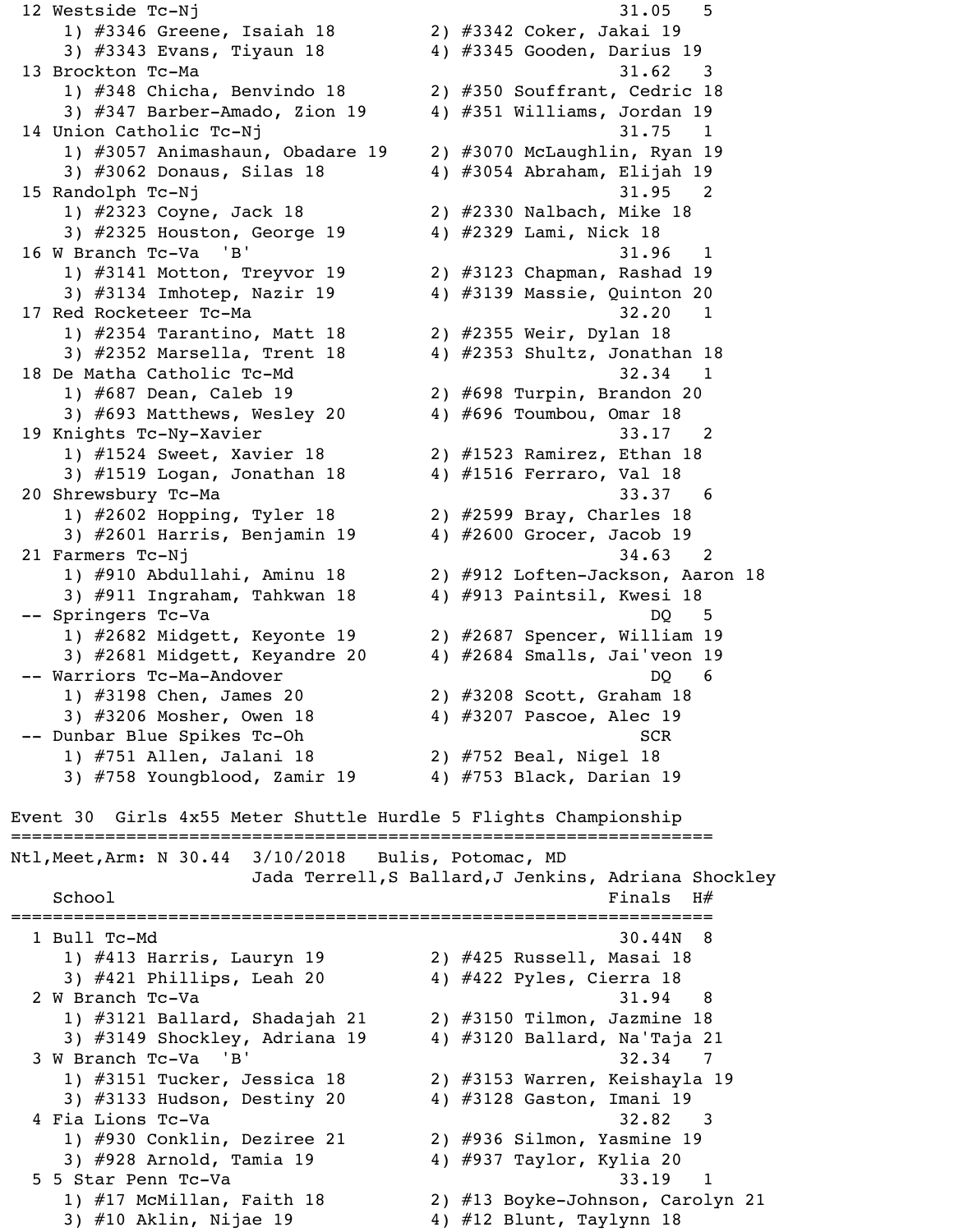```
 12 Westside Tc-Nj                                          31.05   5 
     1) #3346 Greene, Isaiah 18         2) #3342 Coker, Jakai 19         
     3) #3343 Evans, Tiyaun 18          4) #3345 Gooden, Darius 19       
 13 Brockton Tc-Ma                                          31.62   3 
     1) #348 Chicha, Benvindo 18        2) #350 Souffrant, Cedric 18     
     3) #347 Barber-Amado, Zion 19      4) #351 Williams, Jordan 19      
 14 Union Catholic Tc-Nj                                    31.75   1 
     1) #3057 Animashaun, Obadare 19    2) #3070 McLaughlin, Ryan 19     
     3) #3062 Donaus, Silas 18          4) #3054 Abraham, Elijah 19      
 15 Randolph Tc-Nj                                          31.95   2 
     1) #2323 Coyne, Jack 18            2) #2330 Nalbach, Mike 18        
     3) #2325 Houston, George 19        4) #2329 Lami, Nick 18           
 16 W Branch Tc-Va  'B'                                     31.96   1 
     1) #3141 Motton, Treyvor 19        2) #3123 Chapman, Rashad 19      
     3) #3134 Imhotep, Nazir 19         4) #3139 Massie, Quinton 20      
 17 Red Rocketeer Tc-Ma                                     32.20   1 
     1) #2354 Tarantino, Matt 18        2) #2355 Weir, Dylan 18          
     3) #2352 Marsella, Trent 18        4) #2353 Shultz, Jonathan 18     
 18 De Matha Catholic Tc-Md                                 32.34   1 
     1) #687 Dean, Caleb 19             2) #698 Turpin, Brandon 20       
     3) #693 Matthews, Wesley 20        4) #696 Toumbou, Omar 18         
 19 Knights Tc-Ny-Xavier                                    33.17   2 
     1) #1524 Sweet, Xavier 18          2) #1523 Ramirez, Ethan 18       
     3) #1519 Logan, Jonathan 18        4) #1516 Ferraro, Val 18         
 20 Shrewsbury Tc-Ma                                        33.37   6 
     1) #2602 Hopping, Tyler 18         2) #2599 Bray, Charles 18        
     3) #2601 Harris, Benjamin 19       4) #2600 Grocer, Jacob 19        
 21 Farmers Tc-Nj                                           34.63   2 
     1) #910 Abdullahi, Aminu 18        2) #912 Loften-Jackson, Aaron 18 
     3) #911 Ingraham, Tahkwan 18       4) #913 Paintsil, Kwesi 18       
 -- Springers Tc-Va                                            DQ   5 
     1) #2682 Midgett, Keyonte 19       2) #2687 Spencer, William 19     
     3) #2681 Midgett, Keyandre 20      4) #2684 Smalls, Jai'veon 19     
 -- Warriors Tc-Ma-Andover                                     DQ   6 
     1) #3198 Chen, James 20            2) #3208 Scott, Graham 18        
     3) #3206 Mosher, Owen 18           4) #3207 Pascoe, Alec 19         
 -- Dunbar Blue Spikes Tc-Oh                                  SCR     
     1) #751 Allen, Jalani 18           2) #752 Beal, Nigel 18           
     3) #758 Youngblood, Zamir 19       4) #753 Black, Darian 19         
 
Event 30  Girls 4x55 Meter Shuttle Hurdle 5 Flights Championship
=================================================================
Ntl,Meet,Arm: N 30.44  3/10/2018   Bulis, Potomac, MD
                      Jada Terrell,S Ballard,J Jenkins, Adriana Shockley
    School                                                 Finals  H# 
=================================================================
  1 Bull Tc-Md                                              30.44N  8 
     1) #413 Harris, Lauryn 19          2) #425 Russell, Masai 18        
     3) #421 Phillips, Leah 20          4) #422 Pyles, Cierra 18         
  2 W Branch Tc-Va                                          31.94   8 
     1) #3121 Ballard, Shadajah 21      2) #3150 Tilmon, Jazmine 18      
     3) #3149 Shockley, Adriana 19      4) #3120 Ballard, Na'Taja 21     
  3 W Branch Tc-Va  'B'                                     32.34   7 
     1) #3151 Tucker, Jessica 18        2) #3153 Warren, Keishayla 19    
     3) #3133 Hudson, Destiny 20        4) #3128 Gaston, Imani 19        
  4 Fia Lions Tc-Va                                         32.82   3 
     1) #930 Conklin, Deziree 21        2) #936 Silmon, Yasmine 19       
     3) #928 Arnold, Tamia 19           4) #937 Taylor, Kylia 20         
  5 5 Star Penn Tc-Va                                       33.19   1 
     1) #17 McMillan, Faith 18          2) #13 Boyke-Johnson, Carolyn 21 
     3) #10 Aklin, Nijae 19             4) #12 Blunt, Taylynn 18         
```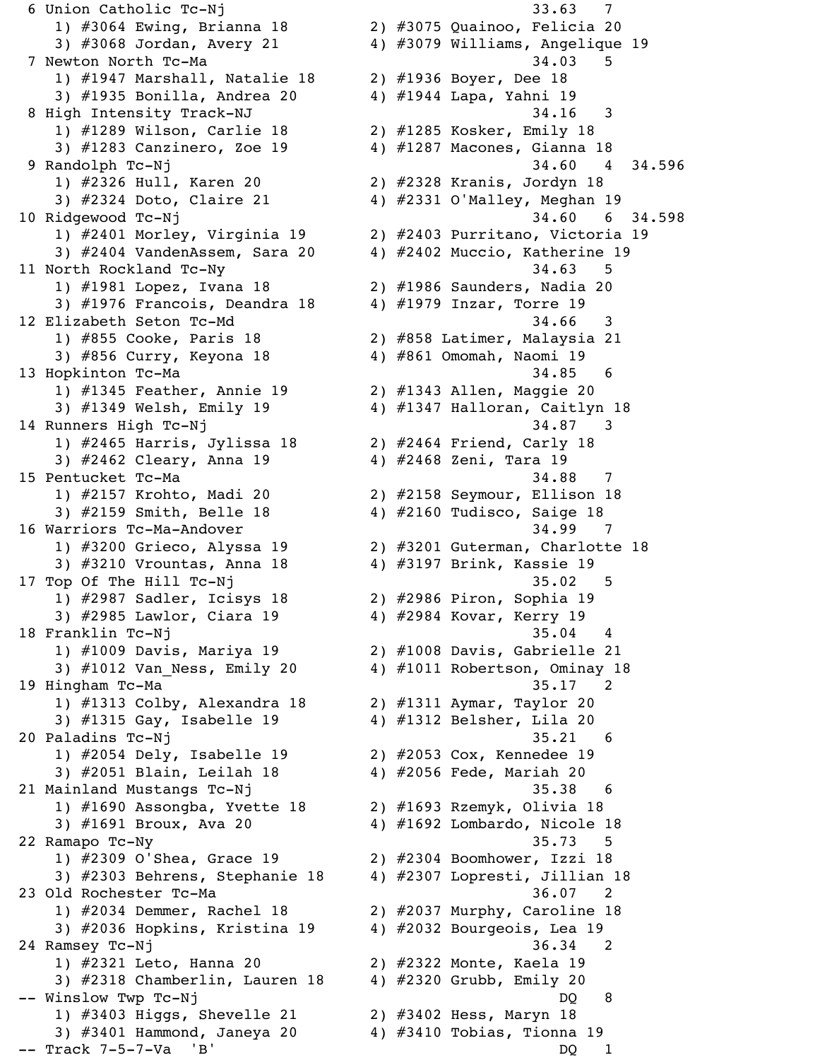```
 6 Union Catholic Tc-Nj                                   33.63   7
    1) #3064 Ewing, Brianna 18          2) #3075 Quainoo, Felicia 20
    3) #3068 Jordan, Avery 21           4) #3079 Williams, Angelique 19
 7 Newton North Tc-Ma                                     34.03   5
    1) #1947 Marshall, Natalie 18       2) #1936 Boyer, Dee 18
    3) #1935 Bonilla, Andrea 20         4) #1944 Lapa, Yahni 19
 8 High Intensity Track-NJ                                34.16   3
    1) #1289 Wilson, Carlie 18          2) #1285 Kosker, Emily 18
    3) #1283 Canzinero, Zoe 19          4) #1287 Macones, Gianna 18
 9 Randolph Tc-Nj                                         34.60   4  34.596
    1) #2326 Hull, Karen 20             2) #2328 Kranis, Jordyn 18
    3) #2324 Doto, Claire 21            4) #2331 O'Malley, Meghan 19
10 Ridgewood Tc-Nj                                        34.60   6  34.598
    1) #2401 Morley, Virginia 19        2) #2403 Purritano, Victoria 19
    3) #2404 VandenAssem, Sara 20       4) #2402 Muccio, Katherine 19
11 North Rockland Tc-Ny                                   34.63   5
    1) #1981 Lopez, Ivana 18            2) #1986 Saunders, Nadia 20
    3) #1976 Francois, Deandra 18       4) #1979 Inzar, Torre 19
12 Elizabeth Seton Tc-Md                                  34.66   3
    1) #855 Cooke, Paris 18             2) #858 Latimer, Malaysia 21
    3) #856 Curry, Keyona 18            4) #861 Omomah, Naomi 19
13 Hopkinton Tc-Ma                                        34.85   6
    1) #1345 Feather, Annie 19          2) #1343 Allen, Maggie 20
    3) #1349 Welsh, Emily 19            4) #1347 Halloran, Caitlyn 18
14 Runners High Tc-Nj                                     34.87   3
    1) #2465 Harris, Jylissa 18         2) #2464 Friend, Carly 18
    3) #2462 Cleary, Anna 19            4) #2468 Zeni, Tara 19
15 Pentucket Tc-Ma                                        34.88   7
    1) #2157 Krohto, Madi 20            2) #2158 Seymour, Ellison 18
    3) #2159 Smith, Belle 18            4) #2160 Tudisco, Saige 18
16 Warriors Tc-Ma-Andover                                 34.99   7
    1) #3200 Grieco, Alyssa 19          2) #3201 Guterman, Charlotte 18
    3) #3210 Vrountas, Anna 18          4) #3197 Brink, Kassie 19
17 Top Of The Hill Tc-Nj                                  35.02   5
    1) #2987 Sadler, Icisys 18          2) #2986 Piron, Sophia 19
    3) #2985 Lawlor, Ciara 19           4) #2984 Kovar, Kerry 19
18 Franklin Tc-Nj                                         35.04   4
    1) #1009 Davis, Mariya 19           2) #1008 Davis, Gabrielle 21
    3) #1012 Van_Ness, Emily 20         4) #1011 Robertson, Ominay 18
19 Hingham Tc-Ma                                          35.17   2
    1) #1313 Colby, Alexandra 18        2) #1311 Aymar, Taylor 20
    3) #1315 Gay, Isabelle 19           4) #1312 Belsher, Lila 20
20 Paladins Tc-Nj                                         35.21   6
    1) #2054 Dely, Isabelle 19          2) #2053 Cox, Kennedee 19
    3) #2051 Blain, Leilah 18           4) #2056 Fede, Mariah 20
21 Mainland Mustangs Tc-Nj                                35.38   6
    1) #1690 Assongba, Yvette 18        2) #1693 Rzemyk, Olivia 18
    3) #1691 Broux, Ava 20              4) #1692 Lombardo, Nicole 18
22 Ramapo Tc-Ny                                           35.73   5
    1) #2309 O'Shea, Grace 19           2) #2304 Boomhower, Izzi 18
    3) #2303 Behrens, Stephanie 18      4) #2307 Lopresti, Jillian 18
23 Old Rochester Tc-Ma                                    36.07   2
    1) #2034 Demmer, Rachel 18          2) #2037 Murphy, Caroline 18
    3) #2036 Hopkins, Kristina 19       4) #2032 Bourgeois, Lea 19
24 Ramsey Tc-Nj                                           36.34   2
    1) #2321 Leto, Hanna 20             2) #2322 Monte, Kaela 19
    3) #2318 Chamberlin, Lauren 18      4) #2320 Grubb, Emily 20
-- Winslow Twp Tc-Nj                                        DQ    8
    1) #3403 Higgs, Shevelle 21         2) #3402 Hess, Maryn 18
    3) #3401 Hammond, Janeya 20         4) #3410 Tobias, Tionna 19
-- Track 7-5-7-Va  'B'                                      DQ    1
```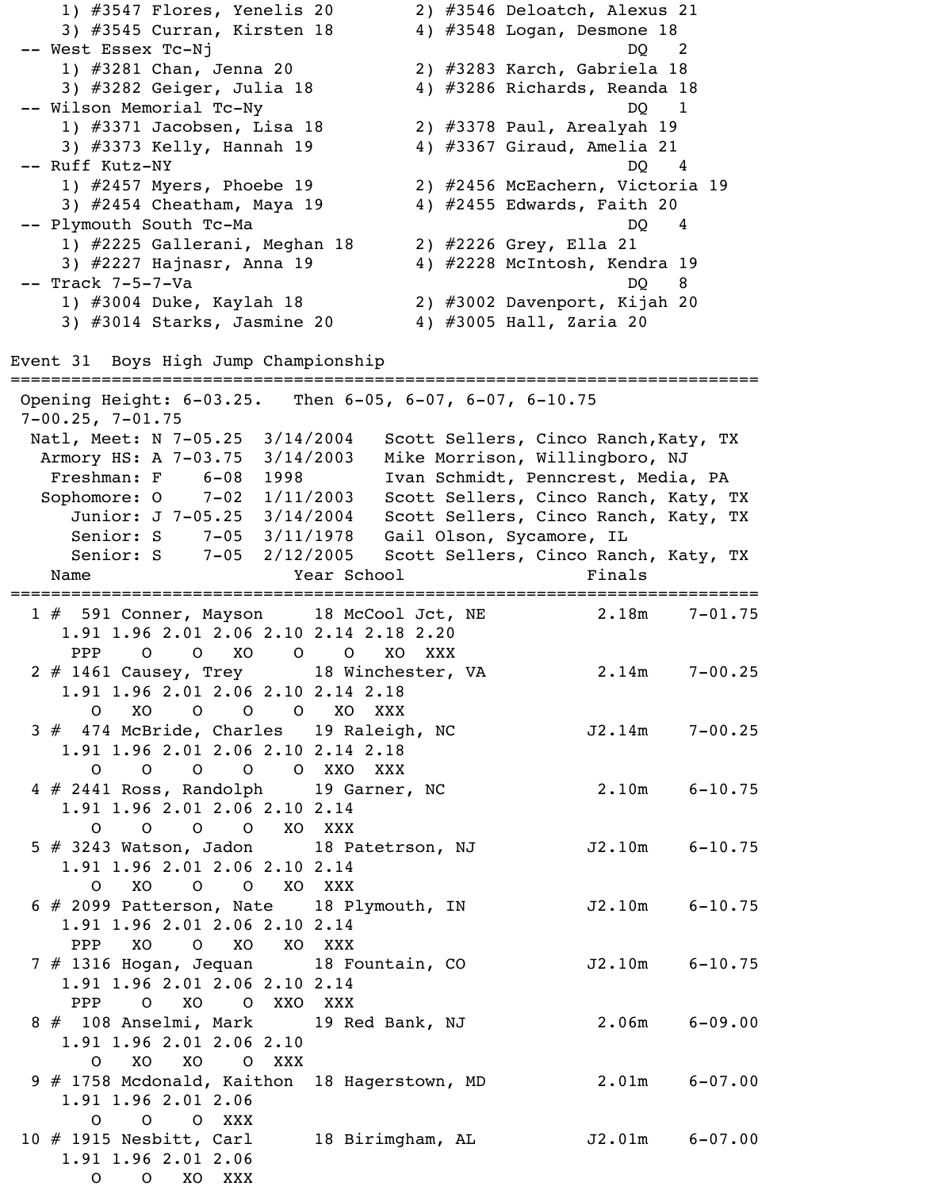```
     1) #3547 Flores, Yenelis 20        2) #3546 Deloatch, Alexus 21
     3) #3545 Curran, Kirsten 18        4) #3548 Logan, Desmone 18
 -- West Essex Tc-Nj                                        DQ   2
     1) #3281 Chan, Jenna 20            2) #3283 Karch, Gabriela 18
     3) #3282 Geiger, Julia 18          4) #3286 Richards, Reanda 18
 -- Wilson Memorial Tc-Ny                                   DQ   1
     1) #3371 Jacobsen, Lisa 18         2) #3378 Paul, Arealyah 19
     3) #3373 Kelly, Hannah 19          4) #3367 Giraud, Amelia 21
 -- Ruff Kutz-NY                                            DQ   4
     1) #2457 Myers, Phoebe 19          2) #2456 McEachern, Victoria 19
     3) #2454 Cheatham, Maya 19         4) #2455 Edwards, Faith 20
 -- Plymouth South Tc-Ma                                    DQ   4
     1) #2225 Gallerani, Meghan 18      2) #2226 Grey, Ella 21
     3) #2227 Hajnasr, Anna 19          4) #2228 McIntosh, Kendra 19
 -- Track 7-5-7-Va                                          DQ   8
     1) #3004 Duke, Kaylah 18           2) #3002 Davenport, Kijah 20
     3) #3014 Starks, Jasmine 20        4) #3005 Hall, Zaria 20
```

## Event 31  Boys High Jump Championship

```
==========================================================================
 Opening Height: 6-03.25.   Then 6-05, 6-07, 6-07, 6-10.75
 7-00.25, 7-01.75
   Natl, Meet: N 7-05.25  3/14/2004   Scott Sellers, Cinco Ranch,Katy, TX
    Armory HS: A 7-03.75  3/14/2003   Mike Morrison, Willingboro, NJ
     Freshman: F    6-08  1998        Ivan Schmidt, Penncrest, Media, PA
    Sophomore: O    7-02  1/11/2003   Scott Sellers, Cinco Ranch, Katy, TX
       Junior: J 7-05.25  3/14/2004   Scott Sellers, Cinco Ranch, Katy, TX
       Senior: S    7-05  3/11/1978   Gail Olson, Sycamore, IL
       Senior: S    7-05  2/12/2005   Scott Sellers, Cinco Ranch, Katy, TX
    Name                    Year School                  Finals
==========================================================================
  1 #  591 Conner, Mayson     18 McCool Jct, NE          2.18m    7-01.75
     1.91 1.96 2.01 2.06 2.10 2.14 2.18 2.20
      PPP    O    O   XO    O    O   XO  XXX
  2 # 1461 Causey, Trey       18 Winchester, VA          2.14m    7-00.25
     1.91 1.96 2.01 2.06 2.10 2.14 2.18
        O   XO    O    O    O   XO  XXX
  3 #  474 McBride, Charles   19 Raleigh, NC            J2.14m    7-00.25
     1.91 1.96 2.01 2.06 2.10 2.14 2.18
        O    O    O    O    O  XXO  XXX
  4 # 2441 Ross, Randolph     19 Garner, NC              2.10m    6-10.75
     1.91 1.96 2.01 2.06 2.10 2.14
        O    O    O    O   XO  XXX
  5 # 3243 Watson, Jadon      18 Patetrson, NJ          J2.10m    6-10.75
     1.91 1.96 2.01 2.06 2.10 2.14
        O   XO    O    O   XO  XXX
  6 # 2099 Patterson, Nate    18 Plymouth, IN           J2.10m    6-10.75
     1.91 1.96 2.01 2.06 2.10 2.14
      PPP   XO    O   XO   XO  XXX
  7 # 1316 Hogan, Jequan      18 Fountain, CO           J2.10m    6-10.75
     1.91 1.96 2.01 2.06 2.10 2.14
      PPP    O   XO    O  XXO  XXX
  8 #  108 Anselmi, Mark      19 Red Bank, NJ            2.06m    6-09.00
     1.91 1.96 2.01 2.06 2.10
        O   XO   XO    O  XXX
  9 # 1758 Mcdonald, Kaithon  18 Hagerstown, MD          2.01m    6-07.00
     1.91 1.96 2.01 2.06
        O    O    O  XXX
 10 # 1915 Nesbitt, Carl      18 Birimgham, AL          J2.01m    6-07.00
     1.91 1.96 2.01 2.06
        O    O   XO  XXX
```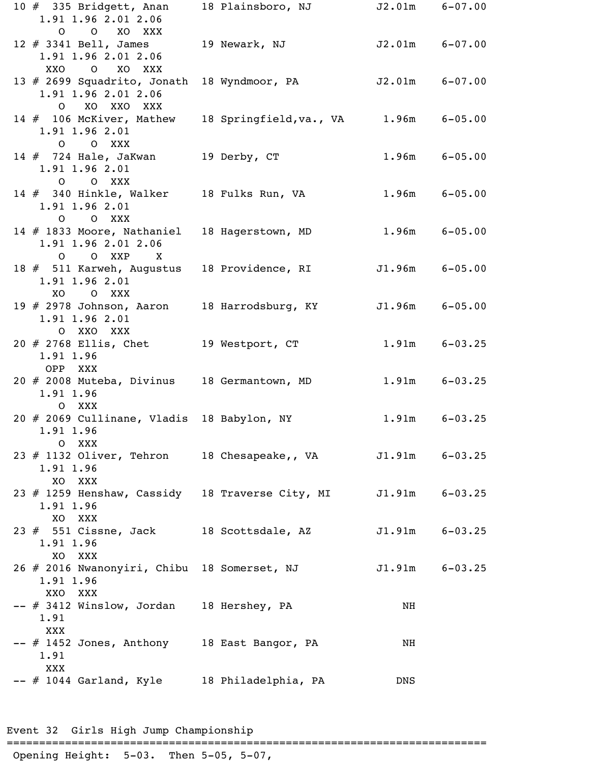```
 10 #  335 Bridgett, Anan     18 Plainsboro, NJ          J2.01m    6-07.00
    1.91 1.96 2.01 2.06
       O    O   XO  XXX
 12 # 3341 Bell, James        19 Newark, NJ              J2.01m    6-07.00
    1.91 1.96 2.01 2.06
     XXO    O   XO  XXX
 13 # 2699 Squadrito, Jonath  18 Wyndmoor, PA            J2.01m    6-07.00
    1.91 1.96 2.01 2.06
       O   XO  XXO  XXX
 14 #  106 McKiver, Mathew    18 Springfield,va., VA      1.96m    6-05.00
    1.91 1.96 2.01
       O    O  XXX
 14 #  724 Hale, JaKwan       19 Derby, CT                1.96m    6-05.00
    1.91 1.96 2.01
       O    O  XXX
 14 #  340 Hinkle, Walker     18 Fulks Run, VA            1.96m    6-05.00
    1.91 1.96 2.01
       O    O  XXX
 14 # 1833 Moore, Nathaniel   18 Hagerstown, MD           1.96m    6-05.00
    1.91 1.96 2.01 2.06
       O    O  XXP    X
 18 #  511 Karweh, Augustus   18 Providence, RI          J1.96m    6-05.00
    1.91 1.96 2.01
      XO    O  XXX
 19 # 2978 Johnson, Aaron     18 Harrodsburg, KY         J1.96m    6-05.00
    1.91 1.96 2.01
       O  XXO  XXX
 20 # 2768 Ellis, Chet        19 Westport, CT             1.91m    6-03.25
    1.91 1.96
     OPP  XXX
 20 # 2008 Muteba, Divinus    18 Germantown, MD           1.91m    6-03.25
    1.91 1.96
       O  XXX
 20 # 2069 Cullinane, Vladis  18 Babylon, NY              1.91m    6-03.25
    1.91 1.96
       O  XXX
 23 # 1132 Oliver, Tehron     18 Chesapeake,, VA         J1.91m    6-03.25
    1.91 1.96
      XO  XXX
 23 # 1259 Henshaw, Cassidy   18 Traverse City, MI       J1.91m    6-03.25
    1.91 1.96
      XO  XXX
 23 #  551 Cissne, Jack       18 Scottsdale, AZ          J1.91m    6-03.25
    1.91 1.96
      XO  XXX
 26 # 2016 Nwanonyiri, Chibu  18 Somerset, NJ            J1.91m    6-03.25
    1.91 1.96
     XXO  XXX
 -- # 3412 Winslow, Jordan    18 Hershey, PA                 NH
    1.91
     XXX
 -- # 1452 Jones, Anthony     18 East Bangor, PA             NH
    1.91
     XXX
 -- # 1044 Garland, Kyle      18 Philadelphia, PA           DNS
```

```
Event 32  Girls High Jump Championship
=======================================================================
 Opening Height:  5-03.  Then 5-05, 5-07,
```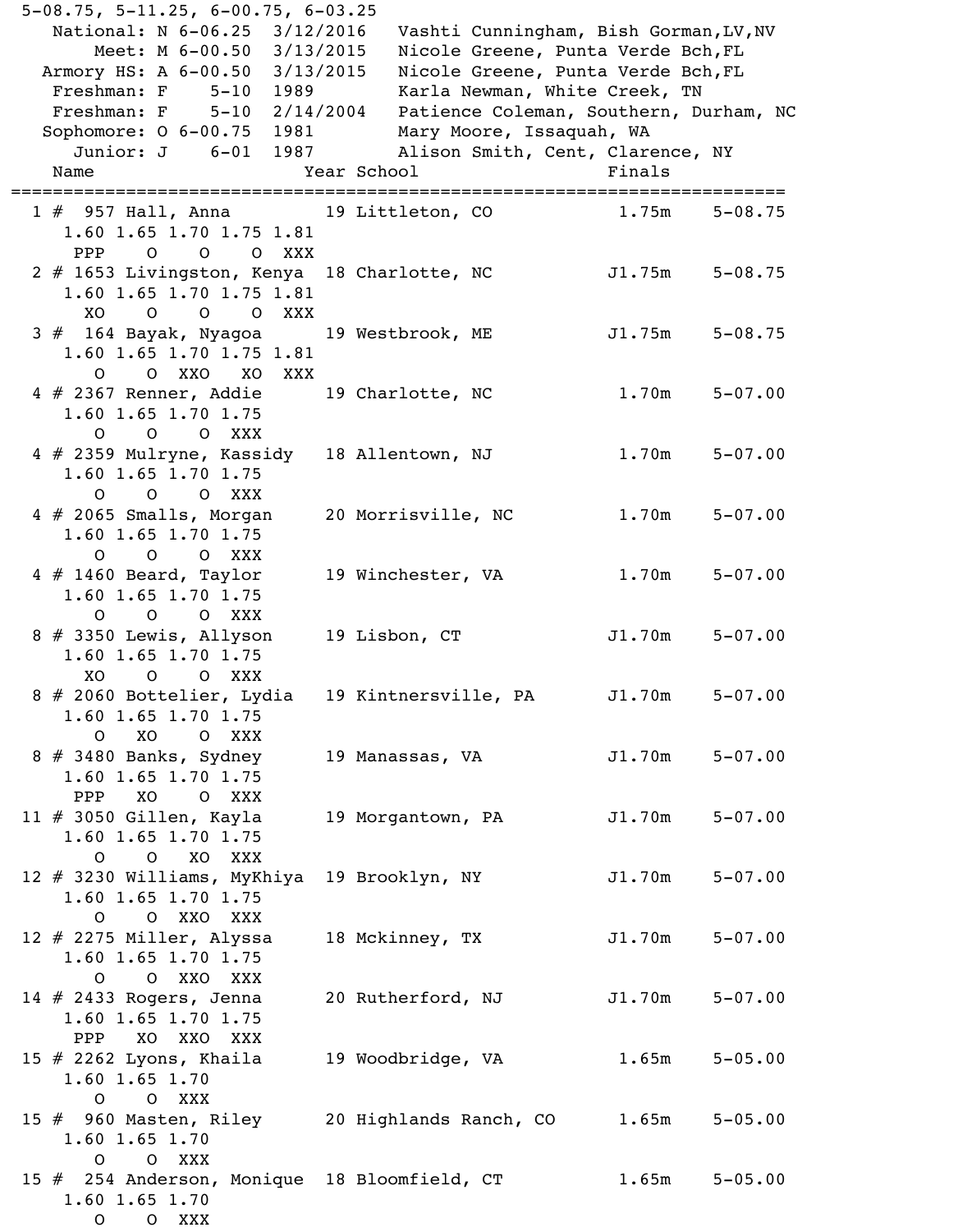```
5-08.75, 5-11.25, 6-00.75, 6-03.25
   National: N 6-06.25  3/12/2016   Vashti Cunningham, Bish Gorman,LV,NV
       Meet: M 6-00.50  3/13/2015   Nicole Greene, Punta Verde Bch,FL
  Armory HS: A 6-00.50  3/13/2015   Nicole Greene, Punta Verde Bch,FL
   Freshman: F    5-10  1989        Karla Newman, White Creek, TN
   Freshman: F    5-10  2/14/2004   Patience Coleman, Southern, Durham, NC
  Sophomore: O 6-00.75  1981        Mary Moore, Issaquah, WA
     Junior: J    6-01  1987        Alison Smith, Cent, Clarence, NY
   Name                    Year School                   Finals
=========================================================================
  1 #  957 Hall, Anna         19 Littleton, CO            1.75m    5-08.75
     1.60 1.65 1.70 1.75 1.81
      PPP    O    O    O  XXX
  2 # 1653 Livingston, Kenya  18 Charlotte, NC           J1.75m    5-08.75
     1.60 1.65 1.70 1.75 1.81
       XO    O    O    O  XXX
  3 #  164 Bayak, Nyagoa      19 Westbrook, ME           J1.75m    5-08.75
     1.60 1.65 1.70 1.75 1.81
        O    O  XXO   XO  XXX
  4 # 2367 Renner, Addie      19 Charlotte, NC            1.70m    5-07.00
     1.60 1.65 1.70 1.75
        O    O    O  XXX
  4 # 2359 Mulryne, Kassidy   18 Allentown, NJ            1.70m    5-07.00
     1.60 1.65 1.70 1.75
        O    O    O  XXX
  4 # 2065 Smalls, Morgan     20 Morrisville, NC          1.70m    5-07.00
     1.60 1.65 1.70 1.75
        O    O    O  XXX
  4 # 1460 Beard, Taylor      19 Winchester, VA           1.70m    5-07.00
     1.60 1.65 1.70 1.75
        O    O    O  XXX
  8 # 3350 Lewis, Allyson     19 Lisbon, CT              J1.70m    5-07.00
     1.60 1.65 1.70 1.75
       XO    O    O  XXX
  8 # 2060 Bottelier, Lydia   19 Kintnersville, PA       J1.70m    5-07.00
     1.60 1.65 1.70 1.75
        O   XO    O  XXX
  8 # 3480 Banks, Sydney      19 Manassas, VA            J1.70m    5-07.00
     1.60 1.65 1.70 1.75
      PPP   XO    O  XXX
 11 # 3050 Gillen, Kayla      19 Morgantown, PA          J1.70m    5-07.00
     1.60 1.65 1.70 1.75
        O    O   XO  XXX
 12 # 3230 Williams, MyKhiya  19 Brooklyn, NY            J1.70m    5-07.00
     1.60 1.65 1.70 1.75
        O    O  XXO  XXX
 12 # 2275 Miller, Alyssa     18 Mckinney, TX            J1.70m    5-07.00
     1.60 1.65 1.70 1.75
        O    O  XXO  XXX
 14 # 2433 Rogers, Jenna      20 Rutherford, NJ          J1.70m    5-07.00
     1.60 1.65 1.70 1.75
      PPP   XO  XXO  XXX
 15 # 2262 Lyons, Khaila      19 Woodbridge, VA           1.65m    5-05.00
     1.60 1.65 1.70
        O    O  XXX
 15 #  960 Masten, Riley      20 Highlands Ranch, CO      1.65m    5-05.00
     1.60 1.65 1.70
        O    O  XXX
 15 #  254 Anderson, Monique  18 Bloomfield, CT           1.65m    5-05.00
     1.60 1.65 1.70
        O    O  XXX
```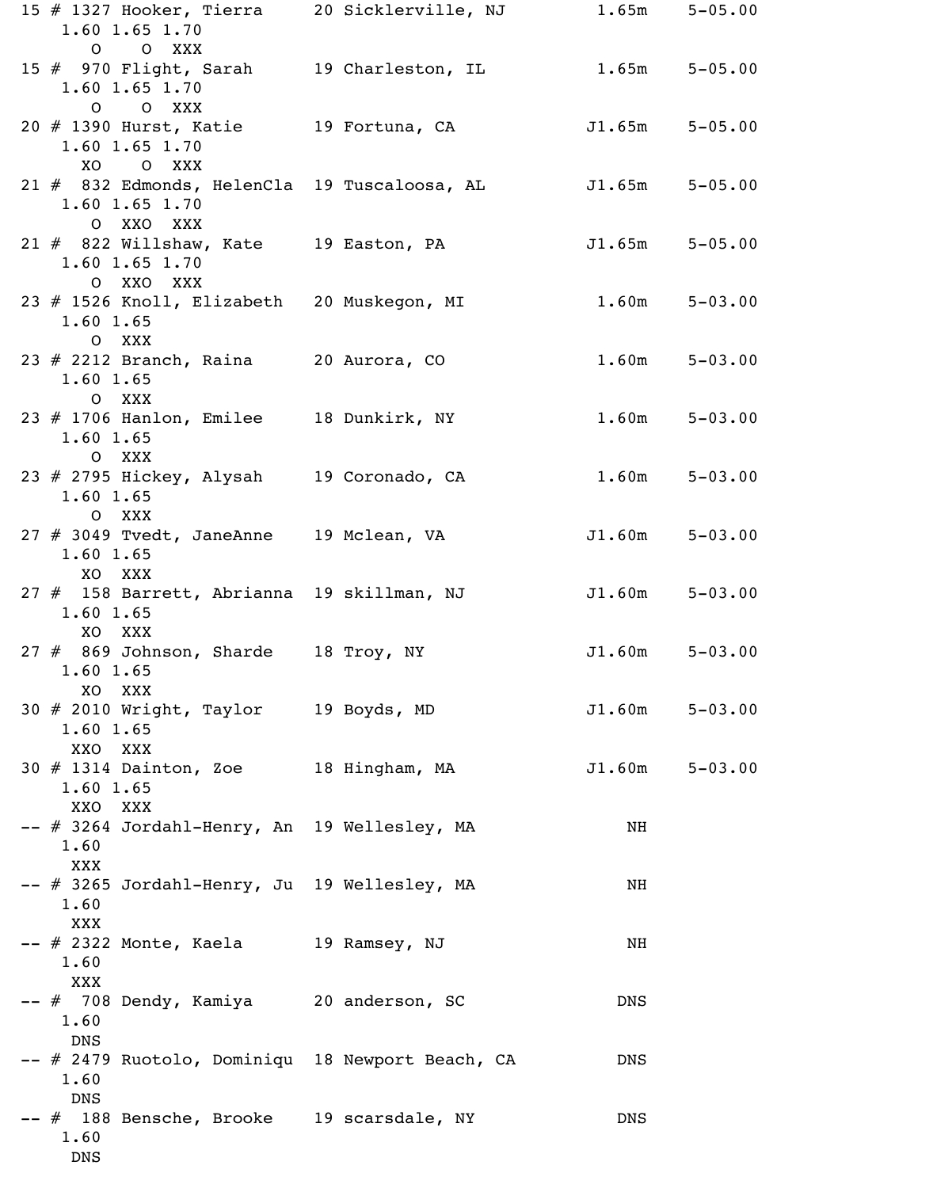```
15 # 1327 Hooker, Tierra      20 Sicklerville, NJ          1.65m     5-05.00
    1.60 1.65 1.70
       O    O  XXX
15 #  970 Flight, Sarah       19 Charleston, IL            1.65m     5-05.00
    1.60 1.65 1.70
       O    O  XXX
20 # 1390 Hurst, Katie        19 Fortuna, CA              J1.65m     5-05.00
    1.60 1.65 1.70
      XO    O  XXX
21 #  832 Edmonds, HelenCla   19 Tuscaloosa, AL           J1.65m     5-05.00
    1.60 1.65 1.70
       O  XXO  XXX
21 #  822 Willshaw, Kate     19 Easton, PA               J1.65m     5-05.00
    1.60 1.65 1.70
       O  XXO  XXX
23 # 1526 Knoll, Elizabeth    20 Muskegon, MI              1.60m     5-03.00
    1.60 1.65
       O  XXX
23 # 2212 Branch, Raina       20 Aurora, CO                1.60m     5-03.00
    1.60 1.65
       O  XXX
23 # 1706 Hanlon, Emilee      18 Dunkirk, NY               1.60m     5-03.00
    1.60 1.65
       O  XXX
23 # 2795 Hickey, Alysah      19 Coronado, CA              1.60m     5-03.00
    1.60 1.65
       O  XXX
27 # 3049 Tvedt, JaneAnne     19 Mclean, VA               J1.60m     5-03.00
    1.60 1.65
      XO  XXX
27 #  158 Barrett, Abrianna   19 skillman, NJ             J1.60m     5-03.00
    1.60 1.65
      XO  XXX
27 #  869 Johnson, Sharde     18 Troy, NY                 J1.60m     5-03.00
    1.60 1.65
      XO  XXX
30 # 2010 Wright, Taylor      19 Boyds, MD                J1.60m     5-03.00
    1.60 1.65
     XXO  XXX
30 # 1314 Dainton, Zoe        18 Hingham, MA              J1.60m     5-03.00
    1.60 1.65
     XXO  XXX
-- # 3264 Jordahl-Henry, An   19 Wellesley, MA                NH
    1.60
     XXX
-- # 3265 Jordahl-Henry, Ju   19 Wellesley, MA                NH
    1.60
     XXX
-- # 2322 Monte, Kaela        19 Ramsey, NJ                   NH
    1.60
     XXX
-- #  708 Dendy, Kamiya       20 anderson, SC                DNS
    1.60
     DNS
-- # 2479 Ruotolo, Dominiqu   18 Newport Beach, CA           DNS
    1.60
     DNS
-- #  188 Bensche, Brooke     19 scarsdale, NY               DNS
    1.60
     DNS
```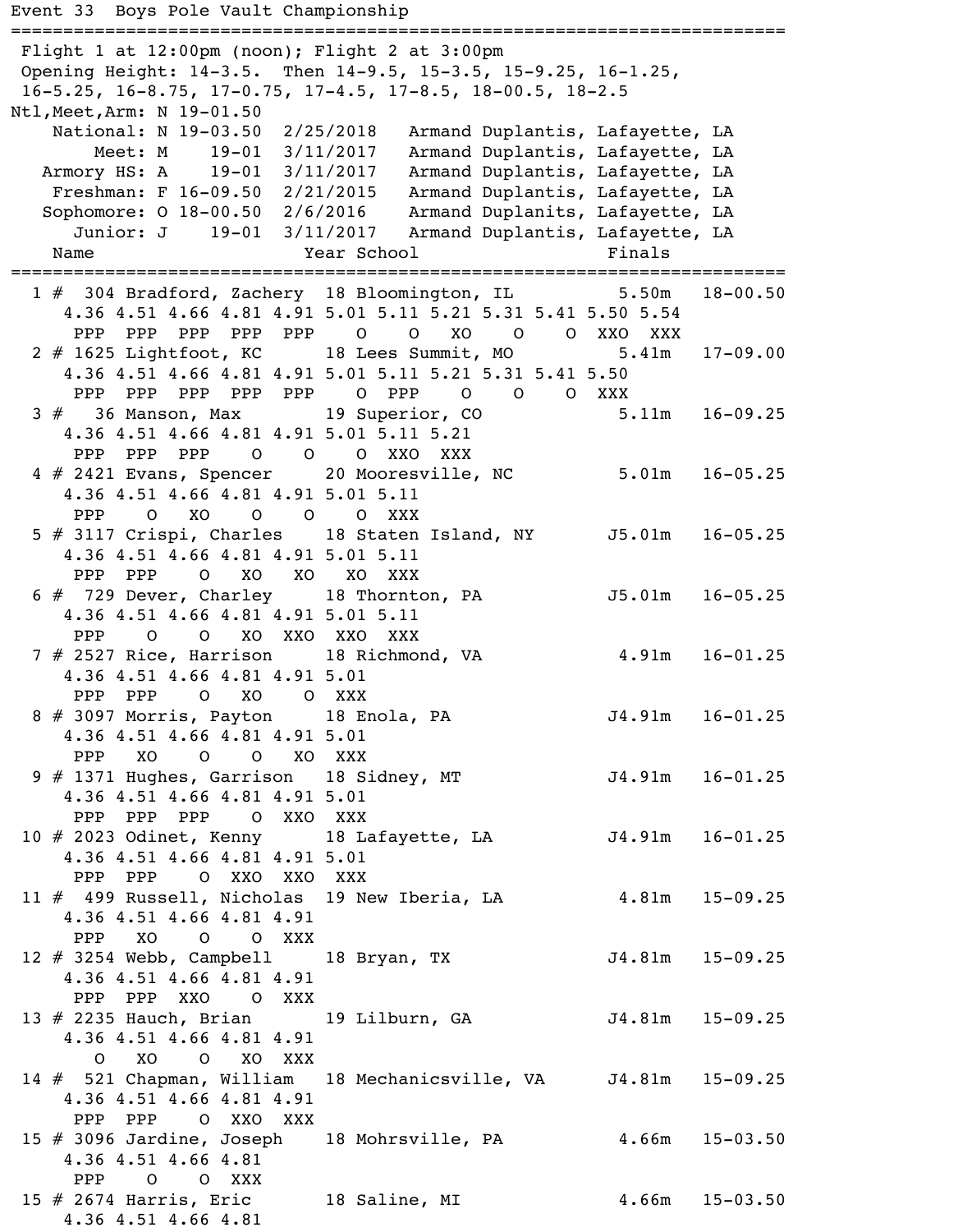```
Event 33  Boys Pole Vault Championship
========================================================================
 Flight 1 at 12:00pm (noon); Flight 2 at 3:00pm
 Opening Height: 14-3.5.  Then 14-9.5, 15-3.5, 15-9.25, 16-1.25,
 16-5.25, 16-8.75, 17-0.75, 17-4.5, 17-8.5, 18-00.5, 18-2.5
Ntl,Meet,Arm: N 19-01.50
    National: N 19-03.50  2/25/2018   Armand Duplantis, Lafayette, LA
        Meet: M    19-01  3/11/2017   Armand Duplantis, Lafayette, LA
   Armory HS: A    19-01  3/11/2017   Armand Duplantis, Lafayette, LA
    Freshman: F 16-09.50  2/21/2015   Armand Duplantis, Lafayette, LA
   Sophomore: O 18-00.50  2/6/2016    Armand Duplanits, Lafayette, LA
      Junior: J    19-01  3/11/2017   Armand Duplantis, Lafayette, LA
    Name                    Year School                    Finals
========================================================================
  1 #  304 Bradford, Zachery  18 Bloomington, IL          5.50m   18-00.50
     4.36 4.51 4.66 4.81 4.91 5.01 5.11 5.21 5.31 5.41 5.50 5.54
      PPP  PPP  PPP  PPP  PPP    O    O   XO    O    O  XXO  XXX
  2 # 1625 Lightfoot, KC      18 Lees Summit, MO          5.41m   17-09.00
     4.36 4.51 4.66 4.81 4.91 5.01 5.11 5.21 5.31 5.41 5.50
      PPP  PPP  PPP  PPP  PPP    O  PPP    O    O    O  XXX
  3 #   36 Manson, Max        19 Superior, CO             5.11m   16-09.25
     4.36 4.51 4.66 4.81 4.91 5.01 5.11 5.21
      PPP  PPP  PPP    O    O    O  XXO  XXX
  4 # 2421 Evans, Spencer     20 Mooresville, NC          5.01m   16-05.25
     4.36 4.51 4.66 4.81 4.91 5.01 5.11
      PPP    O   XO    O    O    O  XXX
  5 # 3117 Crispi, Charles    18 Staten Island, NY       J5.01m   16-05.25
     4.36 4.51 4.66 4.81 4.91 5.01 5.11
      PPP  PPP    O   XO   XO   XO  XXX
  6 #  729 Dever, Charley     18 Thornton, PA            J5.01m   16-05.25
     4.36 4.51 4.66 4.81 4.91 5.01 5.11
      PPP    O    O   XO  XXO  XXO  XXX
  7 # 2527 Rice, Harrison     18 Richmond, VA             4.91m   16-01.25
     4.36 4.51 4.66 4.81 4.91 5.01
      PPP  PPP    O   XO    O  XXX
  8 # 3097 Morris, Payton     18 Enola, PA               J4.91m   16-01.25
     4.36 4.51 4.66 4.81 4.91 5.01
      PPP   XO    O    O   XO  XXX
  9 # 1371 Hughes, Garrison   18 Sidney, MT              J4.91m   16-01.25
     4.36 4.51 4.66 4.81 4.91 5.01
      PPP  PPP  PPP    O  XXO  XXX
 10 # 2023 Odinet, Kenny      18 Lafayette, LA           J4.91m   16-01.25
     4.36 4.51 4.66 4.81 4.91 5.01
      PPP  PPP    O  XXO  XXO  XXX
 11 #  499 Russell, Nicholas  19 New Iberia, LA           4.81m   15-09.25
     4.36 4.51 4.66 4.81 4.91
      PPP   XO    O    O  XXX
 12 # 3254 Webb, Campbell     18 Bryan, TX               J4.81m   15-09.25
     4.36 4.51 4.66 4.81 4.91
      PPP  PPP  XXO    O  XXX
 13 # 2235 Hauch, Brian       19 Lilburn, GA             J4.81m   15-09.25
     4.36 4.51 4.66 4.81 4.91
        O   XO    O   XO  XXX
 14 #  521 Chapman, William   18 Mechanicsville, VA      J4.81m   15-09.25
     4.36 4.51 4.66 4.81 4.91
      PPP  PPP    O  XXO  XXX
 15 # 3096 Jardine, Joseph    18 Mohrsville, PA           4.66m   15-03.50
     4.36 4.51 4.66 4.81
      PPP    O    O  XXX
 15 # 2674 Harris, Eric       18 Saline, MI               4.66m   15-03.50
     4.36 4.51 4.66 4.81
```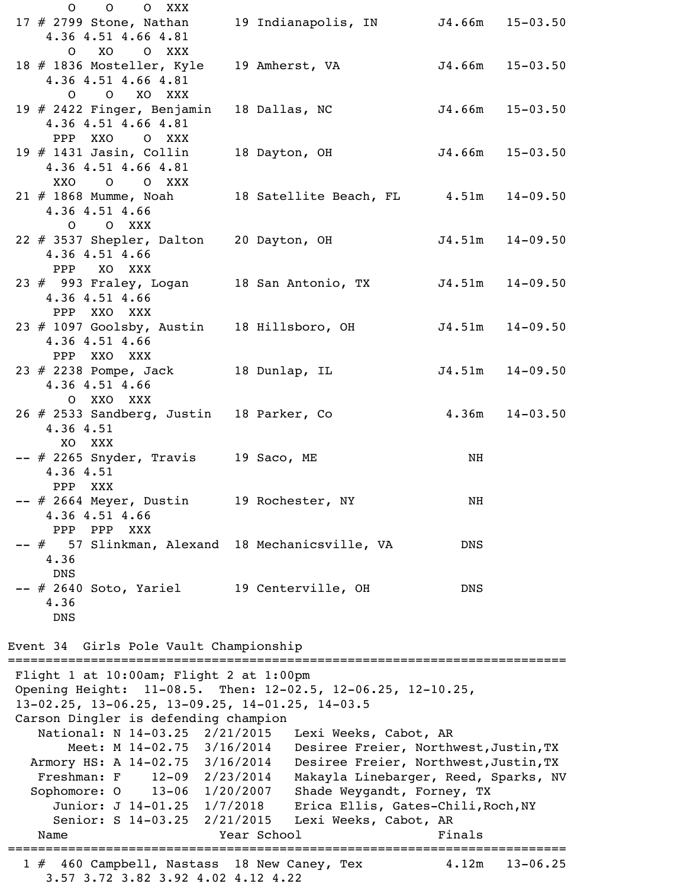```
      O    O    O  XXX
 17 # 2799 Stone, Nathan      19 Indianapolis, IN       J4.66m   15-03.50
    4.36 4.51 4.66 4.81
      O   XO    O  XXX
 18 # 1836 Mosteller, Kyle    19 Amherst, VA            J4.66m   15-03.50
    4.36 4.51 4.66 4.81
      O    O   XO  XXX
 19 # 2422 Finger, Benjamin   18 Dallas, NC             J4.66m   15-03.50
    4.36 4.51 4.66 4.81
     PPP  XXO    O  XXX
 19 # 1431 Jasin, Collin      18 Dayton, OH             J4.66m   15-03.50
    4.36 4.51 4.66 4.81
     XXO    O    O  XXX
 21 # 1868 Mumme, Noah        18 Satellite Beach, FL      4.51m   14-09.50
    4.36 4.51 4.66
      O    O  XXX
 22 # 3537 Shepler, Dalton    20 Dayton, OH             J4.51m   14-09.50
    4.36 4.51 4.66
     PPP   XO  XXX
 23 #  993 Fraley, Logan      18 San Antonio, TX        J4.51m   14-09.50
    4.36 4.51 4.66
     PPP  XXO  XXX
 23 # 1097 Goolsby, Austin    18 Hillsboro, OH          J4.51m   14-09.50
    4.36 4.51 4.66
     PPP  XXO  XXX
 23 # 2238 Pompe, Jack        18 Dunlap, IL             J4.51m   14-09.50
    4.36 4.51 4.66
      O  XXO  XXX
 26 # 2533 Sandberg, Justin   18 Parker, Co               4.36m   14-03.50
    4.36 4.51
     XO  XXX
 -- # 2265 Snyder, Travis     19 Saco, ME                    NH
    4.36 4.51
     PPP  XXX
 -- # 2664 Meyer, Dustin      19 Rochester, NY               NH
    4.36 4.51 4.66
     PPP  PPP  XXX
 -- #   57 Slinkman, Alexand  18 Mechanicsville, VA         DNS
    4.36
     DNS
 -- # 2640 Soto, Yariel       19 Centerville, OH            DNS
    4.36
     DNS

Event 34  Girls Pole Vault Championship
==========================================================================
 Flight 1 at 10:00am; Flight 2 at 1:00pm
 Opening Height:  11-08.5.  Then: 12-02.5, 12-06.25, 12-10.25,
 13-02.25, 13-06.25, 13-09.25, 14-01.25, 14-03.5
 Carson Dingler is defending champion
    National: N 14-03.25  2/21/2015   Lexi Weeks, Cabot, AR
        Meet: M 14-02.75  3/16/2014   Desiree Freier, Northwest,Justin,TX
    Armory HS: A 14-02.75  3/16/2014   Desiree Freier, Northwest,Justin,TX
    Freshman: F    12-09  2/23/2014   Makayla Linebarger, Reed, Sparks, NV
   Sophomore: O    13-06  1/20/2007   Shade Weygandt, Forney, TX
      Junior: J 14-01.25  1/7/2018    Erica Ellis, Gates-Chili,Roch,NY
      Senior: S 14-03.25  2/21/2015   Lexi Weeks, Cabot, AR
    Name                    Year School                   Finals
==========================================================================
  1 #  460 Campbell, Nastass  18 New Caney, Tex            4.12m   13-06.25
    3.57 3.72 3.82 3.92 4.02 4.12 4.22
```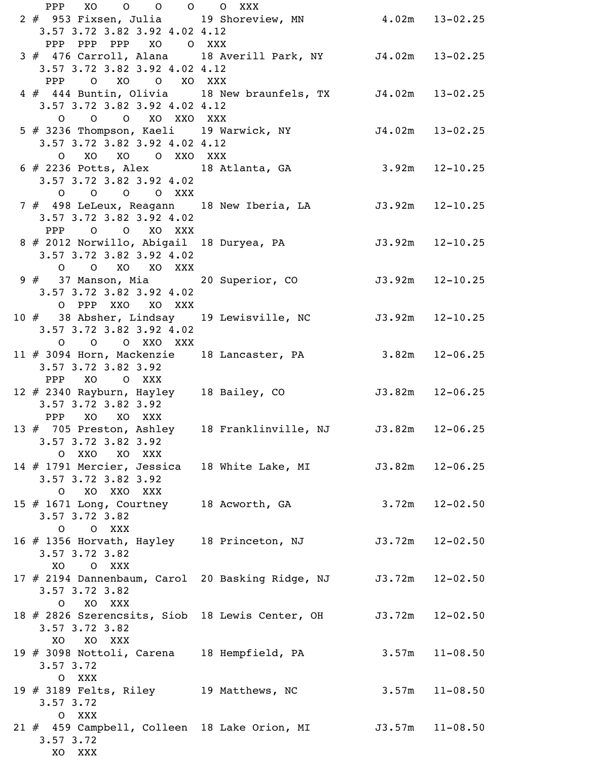```
    PPP   XO    O    O    O    O  XXX
  2 #  953 Fixsen, Julia      19 Shoreview, MN           4.02m   13-02.25
    3.57 3.72 3.82 3.92 4.02 4.12
     PPP  PPP  PPP   XO    O  XXX
  3 #  476 Carroll, Alana     18 Averill Park, NY       J4.02m   13-02.25
    3.57 3.72 3.82 3.92 4.02 4.12
     PPP    O   XO    O   XO  XXX
  4 #  444 Buntin, Olivia     18 New braunfels, TX      J4.02m   13-02.25
    3.57 3.72 3.82 3.92 4.02 4.12
       O    O    O   XO  XXO  XXX
  5 # 3236 Thompson, Kaeli    19 Warwick, NY            J4.02m   13-02.25
    3.57 3.72 3.82 3.92 4.02 4.12
       O   XO   XO    O  XXO  XXX
  6 # 2236 Potts, Alex        18 Atlanta, GA             3.92m   12-10.25
    3.57 3.72 3.82 3.92 4.02
       O    O    O    O  XXX
  7 #  498 LeLeux, Reagann    18 New Iberia, LA         J3.92m   12-10.25
    3.57 3.72 3.82 3.92 4.02
     PPP    O    O   XO  XXX
  8 # 2012 Norwillo, Abigail  18 Duryea, PA             J3.92m   12-10.25
    3.57 3.72 3.82 3.92 4.02
       O    O   XO   XO  XXX
  9 #   37 Manson, Mia        20 Superior, CO           J3.92m   12-10.25
    3.57 3.72 3.82 3.92 4.02
       O  PPP  XXO   XO  XXX
 10 #   38 Absher, Lindsay    19 Lewisville, NC         J3.92m   12-10.25
    3.57 3.72 3.82 3.92 4.02
       O    O    O  XXO  XXX
 11 # 3094 Horn, Mackenzie    18 Lancaster, PA           3.82m   12-06.25
    3.57 3.72 3.82 3.92
     PPP   XO    O  XXX
 12 # 2340 Rayburn, Hayley    18 Bailey, CO             J3.82m   12-06.25
    3.57 3.72 3.82 3.92
     PPP   XO   XO  XXX
 13 #  705 Preston, Ashley    18 Franklinville, NJ      J3.82m   12-06.25
    3.57 3.72 3.82 3.92
       O  XXO   XO  XXX
 14 # 1791 Mercier, Jessica   18 White Lake, MI         J3.82m   12-06.25
    3.57 3.72 3.82 3.92
       O   XO  XXO  XXX
 15 # 1671 Long, Courtney     18 Acworth, GA             3.72m   12-02.50
    3.57 3.72 3.82
       O    O  XXX
 16 # 1356 Horvath, Hayley    18 Princeton, NJ          J3.72m   12-02.50
    3.57 3.72 3.82
      XO    O  XXX
 17 # 2194 Dannenbaum, Carol  20 Basking Ridge, NJ      J3.72m   12-02.50
    3.57 3.72 3.82
       O   XO  XXX
 18 # 2826 Szerencsits, Siob  18 Lewis Center, OH       J3.72m   12-02.50
    3.57 3.72 3.82
      XO   XO  XXX
 19 # 3098 Nottoli, Carena    18 Hempfield, PA           3.57m   11-08.50
    3.57 3.72
       O  XXX
 19 # 3189 Felts, Riley       19 Matthews, NC            3.57m   11-08.50
    3.57 3.72
       O  XXX
 21 #  459 Campbell, Colleen  18 Lake Orion, MI         J3.57m   11-08.50
    3.57 3.72
      XO  XXX
```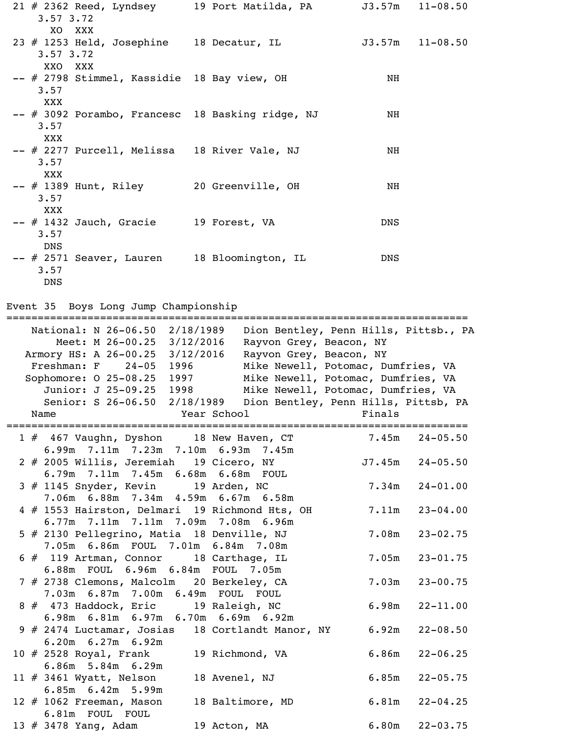```
 21 # 2362 Reed, Lyndsey      19 Port Matilda, PA        J3.57m   11-08.50
     3.57 3.72
      XO  XXX
 23 # 1253 Held, Josephine    18 Decatur, IL             J3.57m   11-08.50
     3.57 3.72
      XXO  XXX
 -- # 2798 Stimmel, Kassidie  18 Bay view, OH                NH
     3.57
      XXX
 -- # 3092 Porambo, Francesc  18 Basking ridge, NJ           NH
     3.57
      XXX
 -- # 2277 Purcell, Melissa   18 River Vale, NJ              NH
     3.57
      XXX
 -- # 1389 Hunt, Riley        20 Greenville, OH              NH
     3.57
      XXX
 -- # 1432 Jauch, Gracie      19 Forest, VA                 DNS
     3.57
      DNS
 -- # 2571 Seaver, Lauren     18 Bloomington, IL            DNS
     3.57
      DNS
```

## Event 35  Boys Long Jump Championship

```
=========================================================================
    National: N 26-06.50  2/18/1989   Dion Bentley, Penn Hills, Pittsb., PA
        Meet: M 26-00.25  3/12/2016   Rayvon Grey, Beacon, NY
   Armory HS: A 26-00.25  3/12/2016   Rayvon Grey, Beacon, NY
    Freshman: F    24-05  1996        Mike Newell, Potomac, Dumfries, VA
   Sophomore: O 25-08.25  1997        Mike Newell, Potomac, Dumfries, VA
      Junior: J 25-09.25  1998        Mike Newell, Potomac, Dumfries, VA
      Senior: S 26-06.50  2/18/1989   Dion Bentley, Penn Hills, Pittsb, PA
    Name                    Year School                   Finals
=========================================================================
  1 #  467 Vaughn, Dyshon     18 New Haven, CT            7.45m   24-05.50
      6.99m  7.11m  7.23m  7.10m  6.93m  7.45m
  2 # 2005 Willis, Jeremiah   19 Cicero, NY              J7.45m   24-05.50
      6.79m  7.11m  7.45m  6.68m  6.68m  FOUL
  3 # 1145 Snyder, Kevin      19 Arden, NC                7.34m   24-01.00
      7.06m  6.88m  7.34m  4.59m  6.67m  6.58m
  4 # 1553 Hairston, Delmari  19 Richmond Hts, OH         7.11m   23-04.00
      6.77m  7.11m  7.11m  7.09m  7.08m  6.96m
  5 # 2130 Pellegrino, Matia  18 Denville, NJ             7.08m   23-02.75
      7.05m  6.86m  FOUL  7.01m  6.84m  7.08m
  6 #  119 Artman, Connor     18 Carthage, IL             7.05m   23-01.75
      6.88m  FOUL  6.96m  6.84m  FOUL  7.05m
  7 # 2738 Clemons, Malcolm   20 Berkeley, CA             7.03m   23-00.75
      7.03m  6.87m  7.00m  6.49m  FOUL  FOUL
  8 #  473 Haddock, Eric      19 Raleigh, NC              6.98m   22-11.00
      6.98m  6.81m  6.97m  6.70m  6.69m  6.92m
  9 # 2474 Luctamar, Josias   18 Cortlandt Manor, NY      6.92m   22-08.50
      6.20m  6.27m  6.92m
 10 # 2528 Royal, Frank       19 Richmond, VA             6.86m   22-06.25
      6.86m  5.84m  6.29m
 11 # 3461 Wyatt, Nelson      18 Avenel, NJ               6.85m   22-05.75
      6.85m  6.42m  5.99m
 12 # 1062 Freeman, Mason     18 Baltimore, MD            6.81m   22-04.25
      6.81m  FOUL  FOUL
 13 # 3478 Yang, Adam         19 Acton, MA                6.80m   22-03.75
```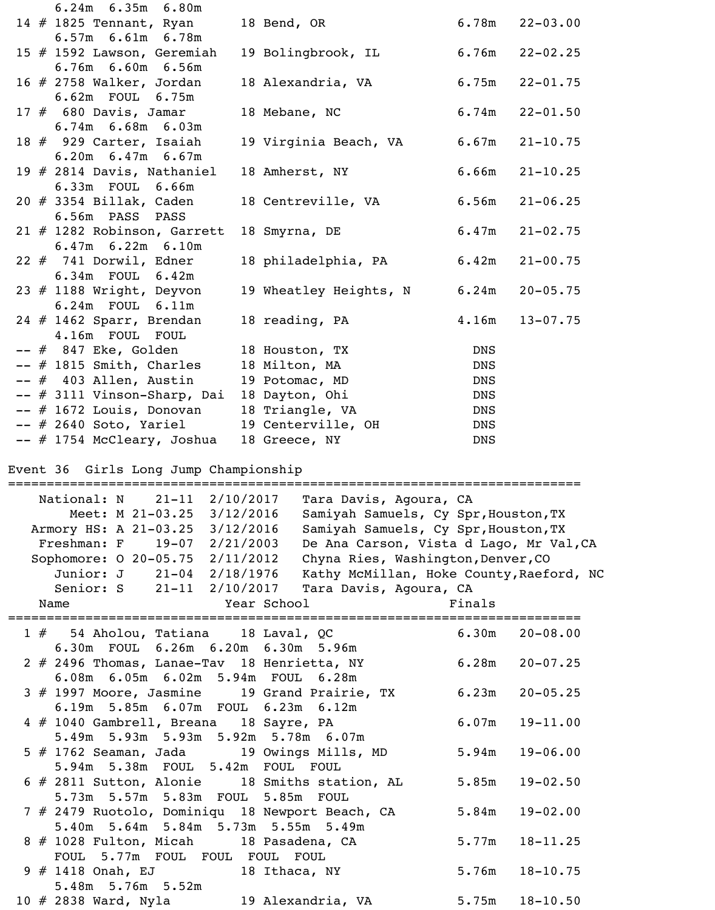```
     6.24m  6.35m  6.80m
 14 # 1825 Tennant, Ryan      18 Bend, OR                6.78m   22-03.00
     6.57m  6.61m  6.78m
 15 # 1592 Lawson, Geremiah   19 Bolingbrook, IL         6.76m   22-02.25
     6.76m  6.60m  6.56m
 16 # 2758 Walker, Jordan     18 Alexandria, VA          6.75m   22-01.75
     6.62m  FOUL  6.75m
 17 #  680 Davis, Jamar       18 Mebane, NC              6.74m   22-01.50
     6.74m  6.68m  6.03m
 18 #  929 Carter, Isaiah     19 Virginia Beach, VA      6.67m   21-10.75
     6.20m  6.47m  6.67m
 19 # 2814 Davis, Nathaniel   18 Amherst, NY             6.66m   21-10.25
     6.33m  FOUL  6.66m
 20 # 3354 Billak, Caden      18 Centreville, VA         6.56m   21-06.25
     6.56m  PASS  PASS
 21 # 1282 Robinson, Garrett  18 Smyrna, DE              6.47m   21-02.75
     6.47m  6.22m  6.10m
 22 #  741 Dorwil, Edner      18 philadelphia, PA        6.42m   21-00.75
     6.34m  FOUL  6.42m
 23 # 1188 Wright, Deyvon     19 Wheatley Heights, N     6.24m   20-05.75
     6.24m  FOUL  6.11m
 24 # 1462 Sparr, Brendan     18 reading, PA             4.16m   13-07.75
     4.16m  FOUL  FOUL
 -- #  847 Eke, Golden        18 Houston, TX               DNS
 -- # 1815 Smith, Charles     18 Milton, MA                DNS
 -- #  403 Allen, Austin      19 Potomac, MD               DNS
 -- # 3111 Vinson-Sharp, Dai  18 Dayton, Ohi               DNS
 -- # 1672 Louis, Donovan     18 Triangle, VA              DNS
 -- # 2640 Soto, Yariel       19 Centerville, OH           DNS
 -- # 1754 McCleary, Joshua   18 Greece, NY                DNS

Event 36  Girls Long Jump Championship
==========================================================================
    National: N    21-11  2/10/2017   Tara Davis, Agoura, CA
        Meet: M 21-03.25  3/12/2016   Samiyah Samuels, Cy Spr,Houston,TX
   Armory HS: A 21-03.25  3/12/2016   Samiyah Samuels, Cy Spr,Houston,TX
    Freshman: F    19-07  2/21/2003   De Ana Carson, Vista d Lago, Mr Val,CA
   Sophomore: O 20-05.75  2/11/2012   Chyna Ries, Washington,Denver,CO
      Junior: J    21-04  2/18/1976   Kathy McMillan, Hoke County,Raeford, NC
      Senior: S    21-11  2/10/2017   Tara Davis, Agoura, CA
    Name                    Year School                  Finals
==========================================================================
  1 #   54 Aholou, Tatiana    18 Laval, QC               6.30m   20-08.00
     6.30m  FOUL  6.26m  6.20m  6.30m  5.96m
  2 # 2496 Thomas, Lanae-Tav  18 Henrietta, NY           6.28m   20-07.25
     6.08m  6.05m  6.02m  5.94m  FOUL  6.28m
  3 # 1997 Moore, Jasmine     19 Grand Prairie, TX       6.23m   20-05.25
     6.19m  5.85m  6.07m  FOUL  6.23m  6.12m
  4 # 1040 Gambrell, Breana   18 Sayre, PA               6.07m   19-11.00
     5.49m  5.93m  5.93m  5.92m  5.78m  6.07m
  5 # 1762 Seaman, Jada       19 Owings Mills, MD        5.94m   19-06.00
     5.94m  5.38m  FOUL  5.42m  FOUL  FOUL
  6 # 2811 Sutton, Alonie     18 Smiths station, AL      5.85m   19-02.50
     5.73m  5.57m  5.83m  FOUL  5.85m  FOUL
  7 # 2479 Ruotolo, Dominiqu  18 Newport Beach, CA       5.84m   19-02.00
     5.40m  5.64m  5.84m  5.73m  5.55m  5.49m
  8 # 1028 Fulton, Micah      18 Pasadena, CA            5.77m   18-11.25
     FOUL  5.77m  FOUL  FOUL  FOUL  FOUL
  9 # 1418 Onah, EJ           18 Ithaca, NY              5.76m   18-10.75
     5.48m  5.76m  5.52m
 10 # 2838 Ward, Nyla         19 Alexandria, VA          5.75m   18-10.50
```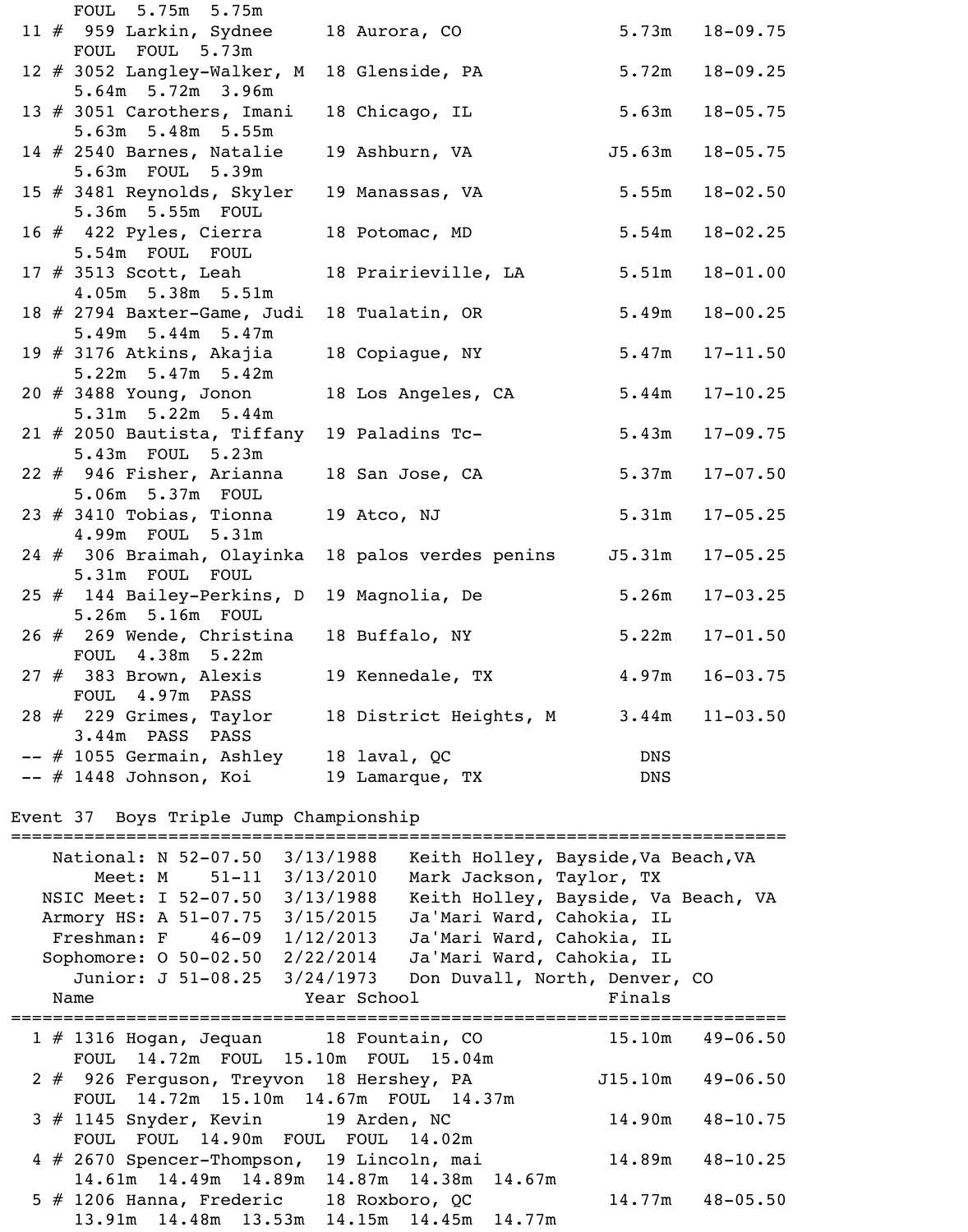```
    FOUL  5.75m  5.75m
 11 #  959 Larkin, Sydnee     18 Aurora, CO              5.73m   18-09.75
    FOUL  FOUL  5.73m
 12 # 3052 Langley-Walker, M  18 Glenside, PA            5.72m   18-09.25
    5.64m  5.72m  3.96m
 13 # 3051 Carothers, Imani   18 Chicago, IL             5.63m   18-05.75
    5.63m  5.48m  5.55m
 14 # 2540 Barnes, Natalie    19 Ashburn, VA            J5.63m   18-05.75
    5.63m  FOUL  5.39m
 15 # 3481 Reynolds, Skyler   19 Manassas, VA            5.55m   18-02.50
    5.36m  5.55m  FOUL
 16 #  422 Pyles, Cierra      18 Potomac, MD             5.54m   18-02.25
    5.54m  FOUL  FOUL
 17 # 3513 Scott, Leah        18 Prairieville, LA        5.51m   18-01.00
    4.05m  5.38m  5.51m
 18 # 2794 Baxter-Game, Judi  18 Tualatin, OR            5.49m   18-00.25
    5.49m  5.44m  5.47m
 19 # 3176 Atkins, Akajia     18 Copiague, NY            5.47m   17-11.50
    5.22m  5.47m  5.42m
 20 # 3488 Young, Jonon       18 Los Angeles, CA         5.44m   17-10.25
    5.31m  5.22m  5.44m
 21 # 2050 Bautista, Tiffany  19 Paladins Tc-            5.43m   17-09.75
    5.43m  FOUL  5.23m
 22 #  946 Fisher, Arianna    18 San Jose, CA            5.37m   17-07.50
    5.06m  5.37m  FOUL
 23 # 3410 Tobias, Tionna     19 Atco, NJ                5.31m   17-05.25
    4.99m  FOUL  5.31m
 24 #  306 Braimah, Olayinka  18 palos verdes penins    J5.31m   17-05.25
    5.31m  FOUL  FOUL
 25 #  144 Bailey-Perkins, D  19 Magnolia, De            5.26m   17-03.25
    5.26m  5.16m  FOUL
 26 #  269 Wende, Christina   18 Buffalo, NY             5.22m   17-01.50
    FOUL  4.38m  5.22m
 27 #  383 Brown, Alexis      19 Kennedale, TX           4.97m   16-03.75
    FOUL  4.97m  PASS
 28 #  229 Grimes, Taylor     18 District Heights, M     3.44m   11-03.50
    3.44m  PASS  PASS
 -- # 1055 Germain, Ashley    18 laval, QC                 DNS
 -- # 1448 Johnson, Koi       19 Lamarque, TX              DNS

Event 37  Boys Triple Jump Championship
=========================================================================
    National: N 52-07.50  3/13/1988   Keith Holley, Bayside,Va Beach,VA
        Meet: M    51-11  3/13/2010   Mark Jackson, Taylor, TX
   NSIC Meet: I 52-07.50  3/13/1988   Keith Holley, Bayside, Va Beach, VA
   Armory HS: A 51-07.75  3/15/2015   Ja'Mari Ward, Cahokia, IL
    Freshman: F    46-09  1/12/2013   Ja'Mari Ward, Cahokia, IL
   Sophomore: O 50-02.50  2/22/2014   Ja'Mari Ward, Cahokia, IL
      Junior: J 51-08.25  3/24/1973   Don Duvall, North, Denver, CO
    Name                    Year School                  Finals
=========================================================================
  1 # 1316 Hogan, Jequan      18 Fountain, CO           15.10m   49-06.50
    FOUL  14.72m  FOUL  15.10m  FOUL  15.04m
  2 #  926 Ferguson, Treyvon  18 Hershey, PA           J15.10m   49-06.50
    FOUL  14.72m  15.10m  14.67m  FOUL  14.37m
  3 # 1145 Snyder, Kevin      19 Arden, NC              14.90m   48-10.75
    FOUL  FOUL  14.90m  FOUL  FOUL  14.02m
  4 # 2670 Spencer-Thompson,  19 Lincoln, mai           14.89m   48-10.25
    14.61m  14.49m  14.89m  14.87m  14.38m  14.67m
  5 # 1206 Hanna, Frederic    18 Roxboro, QC            14.77m   48-05.50
    13.91m  14.48m  13.53m  14.15m  14.45m  14.77m
```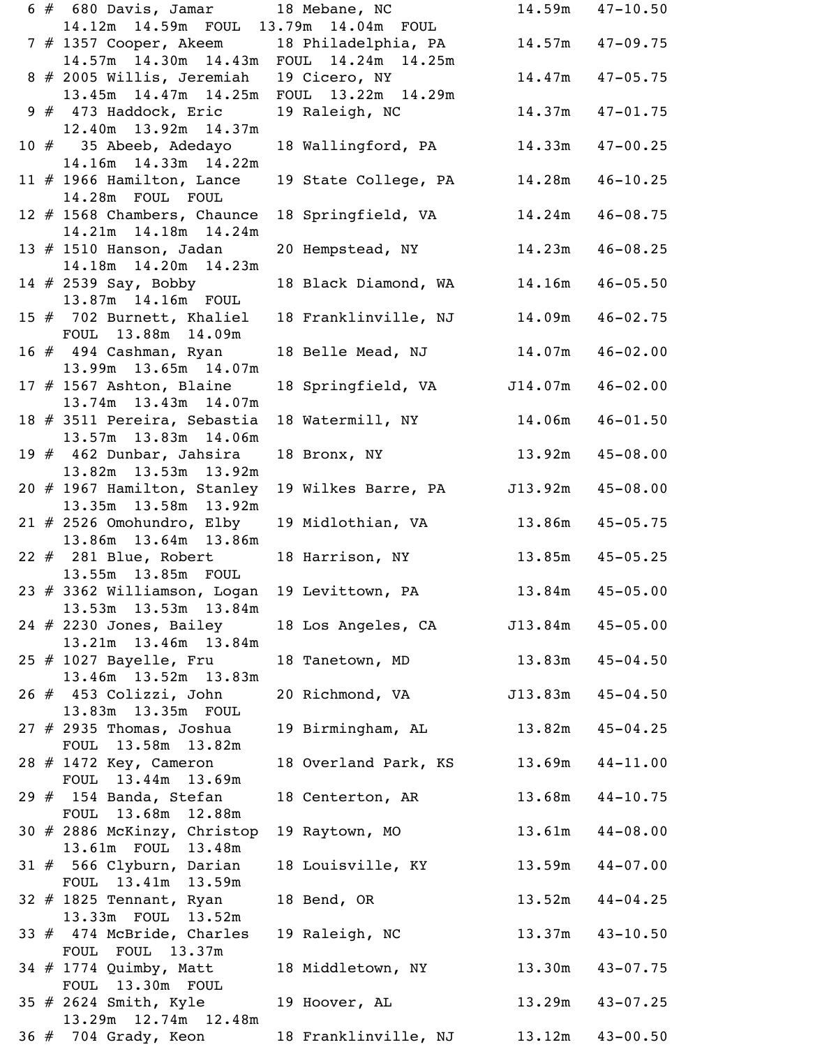```
  6 #  680 Davis, Jamar       18 Mebane, NC              14.59m   47-10.50
     14.12m  14.59m  FOUL  13.79m  14.04m  FOUL
  7 # 1357 Cooper, Akeem      18 Philadelphia, PA        14.57m   47-09.75
     14.57m  14.30m  14.43m  FOUL  14.24m  14.25m
  8 # 2005 Willis, Jeremiah   19 Cicero, NY              14.47m   47-05.75
     13.45m  14.47m  14.25m  FOUL  13.22m  14.29m
  9 #  473 Haddock, Eric      19 Raleigh, NC             14.37m   47-01.75
     12.40m  13.92m  14.37m
 10 #   35 Abeeb, Adedayo     18 Wallingford, PA         14.33m   47-00.25
     14.16m  14.33m  14.22m
 11 # 1966 Hamilton, Lance    19 State College, PA       14.28m   46-10.25
     14.28m  FOUL  FOUL
 12 # 1568 Chambers, Chaunce  18 Springfield, VA         14.24m   46-08.75
     14.21m  14.18m  14.24m
 13 # 1510 Hanson, Jadan      20 Hempstead, NY           14.23m   46-08.25
     14.18m  14.20m  14.23m
 14 # 2539 Say, Bobby         18 Black Diamond, WA       14.16m   46-05.50
     13.87m  14.16m  FOUL
 15 #  702 Burnett, Khaliel   18 Franklinville, NJ       14.09m   46-02.75
     FOUL  13.88m  14.09m
 16 #  494 Cashman, Ryan      18 Belle Mead, NJ          14.07m   46-02.00
     13.99m  13.65m  14.07m
 17 # 1567 Ashton, Blaine     18 Springfield, VA        J14.07m   46-02.00
     13.74m  13.43m  14.07m
 18 # 3511 Pereira, Sebastia  18 Watermill, NY           14.06m   46-01.50
     13.57m  13.83m  14.06m
 19 #  462 Dunbar, Jahsira    18 Bronx, NY               13.92m   45-08.00
     13.82m  13.53m  13.92m
 20 # 1967 Hamilton, Stanley  19 Wilkes Barre, PA       J13.92m   45-08.00
     13.35m  13.58m  13.92m
 21 # 2526 Omohundro, Elby    19 Midlothian, VA          13.86m   45-05.75
     13.86m  13.64m  13.86m
 22 #  281 Blue, Robert       18 Harrison, NY            13.85m   45-05.25
     13.55m  13.85m  FOUL
 23 # 3362 Williamson, Logan  19 Levittown, PA           13.84m   45-05.00
     13.53m  13.53m  13.84m
 24 # 2230 Jones, Bailey      18 Los Angeles, CA        J13.84m   45-05.00
     13.21m  13.46m  13.84m
 25 # 1027 Bayelle, Fru       18 Tanetown, MD            13.83m   45-04.50
     13.46m  13.52m  13.83m
 26 #  453 Colizzi, John      20 Richmond, VA           J13.83m   45-04.50
     13.83m  13.35m  FOUL
 27 # 2935 Thomas, Joshua     19 Birmingham, AL          13.82m   45-04.25
     FOUL  13.58m  13.82m
 28 # 1472 Key, Cameron       18 Overland Park, KS       13.69m   44-11.00
     FOUL  13.44m  13.69m
 29 #  154 Banda, Stefan     18 Centerton, AR           13.68m   44-10.75
     FOUL  13.68m  12.88m
 30 # 2886 McKinzy, Christop  19 Raytown, MO             13.61m   44-08.00
     13.61m  FOUL  13.48m
 31 #  566 Clyburn, Darian    18 Louisville, KY          13.59m   44-07.00
     FOUL  13.41m  13.59m
 32 # 1825 Tennant, Ryan      18 Bend, OR                13.52m   44-04.25
     13.33m  FOUL  13.52m
 33 #  474 McBride, Charles   19 Raleigh, NC             13.37m   43-10.50
     FOUL  FOUL  13.37m
 34 # 1774 Quimby, Matt       18 Middletown, NY          13.30m   43-07.75
     FOUL  13.30m  FOUL
 35 # 2624 Smith, Kyle        19 Hoover, AL              13.29m   43-07.25
     13.29m  12.74m  12.48m
 36 #  704 Grady, Keon        18 Franklinville, NJ       13.12m   43-00.50
```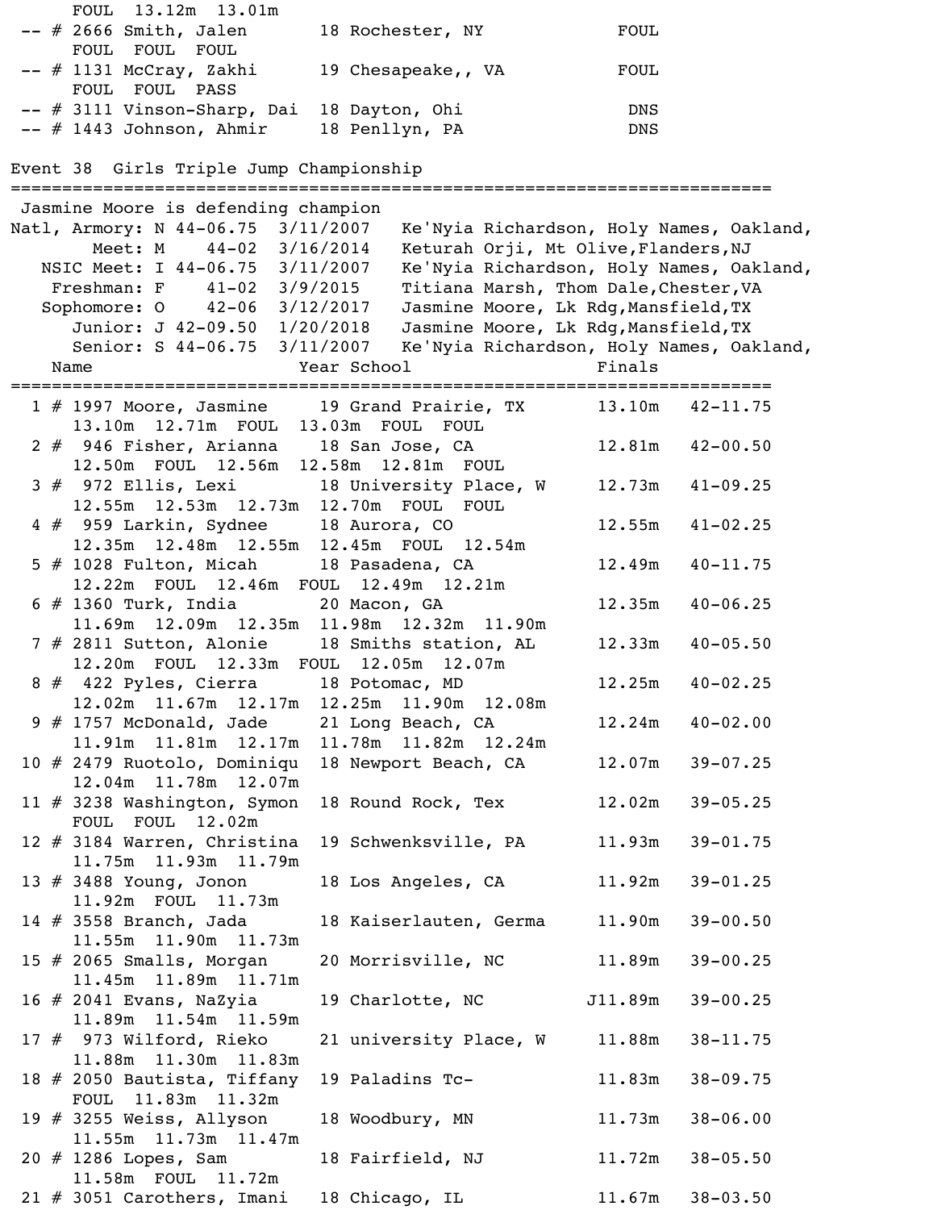```
    FOUL  13.12m  13.01m
 -- # 2666 Smith, Jalen       18 Rochester, NY            FOUL
    FOUL  FOUL  FOUL
 -- # 1131 McCray, Zakhi      19 Chesapeake,, VA          FOUL
    FOUL  FOUL  PASS
 -- # 3111 Vinson-Sharp, Dai  18 Dayton, Ohi               DNS
 -- # 1443 Johnson, Ahmir     18 Penllyn, PA               DNS
```

## Event 38  Girls Triple Jump Championship

```
================================================================================
 Jasmine Moore is defending champion
Natl, Armory: N 44-06.75  3/11/2007   Ke'Nyia Richardson, Holy Names, Oakland,
        Meet: M    44-02  3/16/2014   Keturah Orji, Mt Olive,Flanders,NJ
   NSIC Meet: I 44-06.75  3/11/2007   Ke'Nyia Richardson, Holy Names, Oakland,
    Freshman: F    41-02  3/9/2015    Titiana Marsh, Thom Dale,Chester,VA
   Sophomore: O    42-06  3/12/2017   Jasmine Moore, Lk Rdg,Mansfield,TX
      Junior: J 42-09.50  1/20/2018   Jasmine Moore, Lk Rdg,Mansfield,TX
      Senior: S 44-06.75  3/11/2007   Ke'Nyia Richardson, Holy Names, Oakland,
    Name                    Year School                   Finals
================================================================================
  1 # 1997 Moore, Jasmine     19 Grand Prairie, TX       13.10m   42-11.75
     13.10m  12.71m  FOUL  13.03m  FOUL  FOUL
  2 #  946 Fisher, Arianna    18 San Jose, CA            12.81m   42-00.50
     12.50m  FOUL  12.56m  12.58m  12.81m  FOUL
  3 #  972 Ellis, Lexi        18 University Place, W     12.73m   41-09.25
     12.55m  12.53m  12.73m  12.70m  FOUL  FOUL
  4 #  959 Larkin, Sydnee     18 Aurora, CO              12.55m   41-02.25
     12.35m  12.48m  12.55m  12.45m  FOUL  12.54m
  5 # 1028 Fulton, Micah      18 Pasadena, CA            12.49m   40-11.75
     12.22m  FOUL  12.46m  FOUL  12.49m  12.21m
  6 # 1360 Turk, India        20 Macon, GA               12.35m   40-06.25
     11.69m  12.09m  12.35m  11.98m  12.32m  11.90m
  7 # 2811 Sutton, Alonie     18 Smiths station, AL      12.33m   40-05.50
     12.20m  FOUL  12.33m  FOUL  12.05m  12.07m
  8 #  422 Pyles, Cierra      18 Potomac, MD             12.25m   40-02.25
     12.02m  11.67m  12.17m  12.25m  11.90m  12.08m
  9 # 1757 McDonald, Jade     21 Long Beach, CA          12.24m   40-02.00
     11.91m  11.81m  12.17m  11.78m  11.82m  12.24m
 10 # 2479 Ruotolo, Dominiqu  18 Newport Beach, CA       12.07m   39-07.25
     12.04m  11.78m  12.07m
 11 # 3238 Washington, Symon  18 Round Rock, Tex         12.02m   39-05.25
     FOUL  FOUL  12.02m
 12 # 3184 Warren, Christina  19 Schwenksville, PA       11.93m   39-01.75
     11.75m  11.93m  11.79m
 13 # 3488 Young, Jonon       18 Los Angeles, CA         11.92m   39-01.25
     11.92m  FOUL  11.73m
 14 # 3558 Branch, Jada       18 Kaiserlauten, Germa     11.90m   39-00.50
     11.55m  11.90m  11.73m
 15 # 2065 Smalls, Morgan     20 Morrisville, NC         11.89m   39-00.25
     11.45m  11.89m  11.71m
 16 # 2041 Evans, NaZyia      19 Charlotte, NC          J11.89m   39-00.25
     11.89m  11.54m  11.59m
 17 #  973 Wilford, Rieko     21 university Place, W     11.88m   38-11.75
     11.88m  11.30m  11.83m
 18 # 2050 Bautista, Tiffany  19 Paladins Tc-            11.83m   38-09.75
     FOUL  11.83m  11.32m
 19 # 3255 Weiss, Allyson     18 Woodbury, MN            11.73m   38-06.00
     11.55m  11.73m  11.47m
 20 # 1286 Lopes, Sam         18 Fairfield, NJ           11.72m   38-05.50
     11.58m  FOUL  11.72m
 21 # 3051 Carothers, Imani   18 Chicago, IL             11.67m   38-03.50
```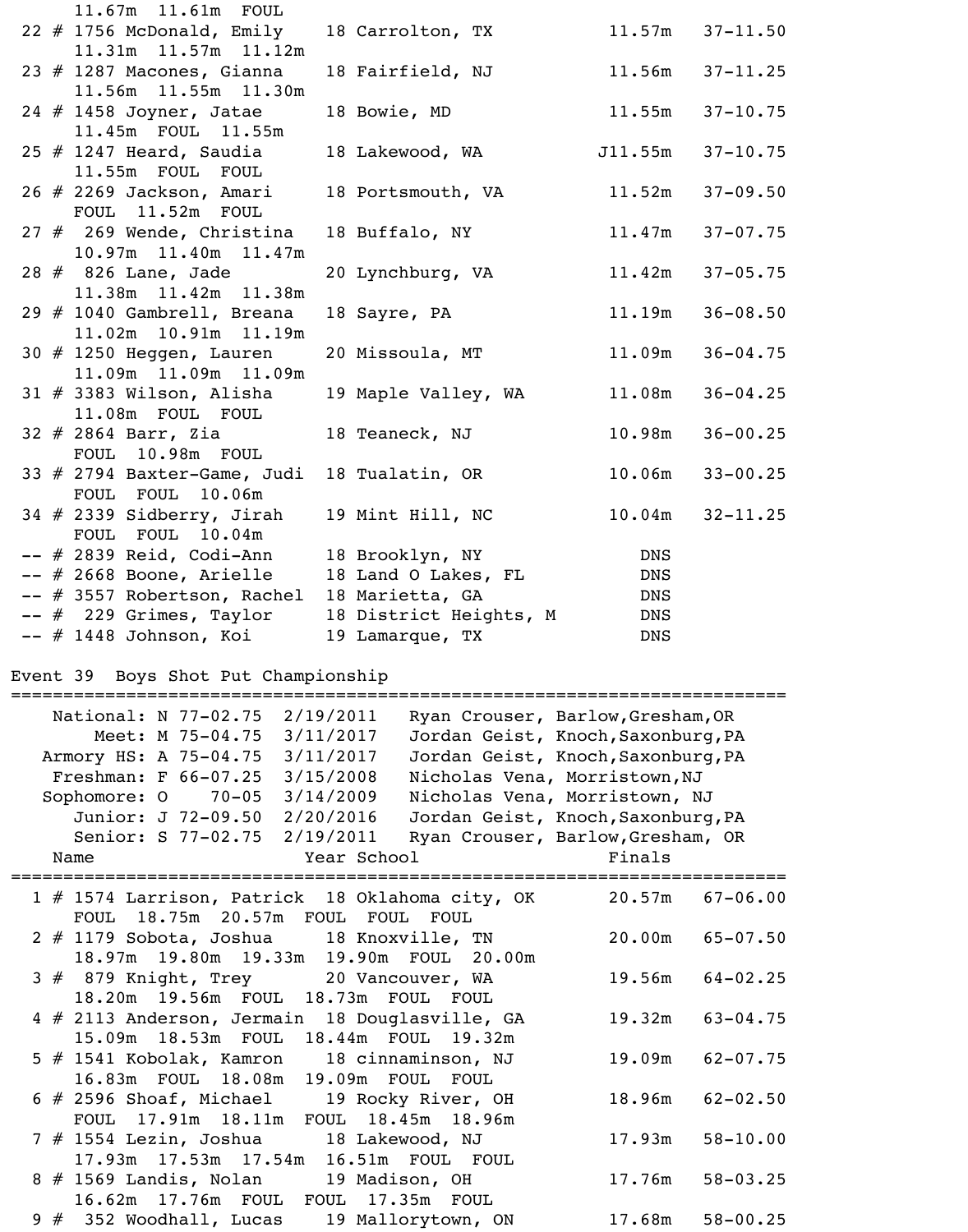```
     11.67m  11.61m  FOUL
 22 # 1756 McDonald, Emily    18 Carrolton, TX          11.57m    37-11.50
     11.31m  11.57m  11.12m
 23 # 1287 Macones, Gianna    18 Fairfield, NJ          11.56m    37-11.25
     11.56m  11.55m  11.30m
 24 # 1458 Joyner, Jatae      18 Bowie, MD              11.55m    37-10.75
     11.45m  FOUL  11.55m
 25 # 1247 Heard, Saudia      18 Lakewood, WA          J11.55m    37-10.75
     11.55m  FOUL  FOUL
 26 # 2269 Jackson, Amari     18 Portsmouth, VA         11.52m    37-09.50
     FOUL  11.52m  FOUL
 27 #  269 Wende, Christina   18 Buffalo, NY            11.47m    37-07.75
     10.97m  11.40m  11.47m
 28 #  826 Lane, Jade         20 Lynchburg, VA          11.42m    37-05.75
     11.38m  11.42m  11.38m
 29 # 1040 Gambrell, Breana   18 Sayre, PA              11.19m    36-08.50
     11.02m  10.91m  11.19m
 30 # 1250 Heggen, Lauren     20 Missoula, MT           11.09m    36-04.75
     11.09m  11.09m  11.09m
 31 # 3383 Wilson, Alisha     19 Maple Valley, WA       11.08m    36-04.25
     11.08m  FOUL  FOUL
 32 # 2864 Barr, Zia          18 Teaneck, NJ            10.98m    36-00.25
     FOUL  10.98m  FOUL
 33 # 2794 Baxter-Game, Judi  18 Tualatin, OR           10.06m    33-00.25
     FOUL  FOUL  10.06m
 34 # 2339 Sidberry, Jirah    19 Mint Hill, NC          10.04m    32-11.25
     FOUL  FOUL  10.04m
 -- # 2839 Reid, Codi-Ann     18 Brooklyn, NY              DNS
 -- # 2668 Boone, Arielle     18 Land O Lakes, FL          DNS
 -- # 3557 Robertson, Rachel  18 Marietta, GA              DNS
 -- #  229 Grimes, Taylor     18 District Heights, M       DNS
 -- # 1448 Johnson, Koi       19 Lamarque, TX              DNS

Event 39  Boys Shot Put Championship
=========================================================================
    National: N 77-02.75  2/19/2011   Ryan Crouser, Barlow,Gresham,OR
        Meet: M 75-04.75  3/11/2017   Jordan Geist, Knoch,Saxonburg,PA
   Armory HS: A 75-04.75  3/11/2017   Jordan Geist, Knoch,Saxonburg,PA
    Freshman: F 66-07.25  3/15/2008   Nicholas Vena, Morristown,NJ
   Sophomore: O    70-05  3/14/2009   Nicholas Vena, Morristown, NJ
      Junior: J 72-09.50  2/20/2016   Jordan Geist, Knoch,Saxonburg,PA
      Senior: S 77-02.75  2/19/2011   Ryan Crouser, Barlow,Gresham, OR
    Name                    Year School                   Finals
=========================================================================
  1 # 1574 Larrison, Patrick  18 Oklahoma city, OK      20.57m    67-06.00
     FOUL  18.75m  20.57m  FOUL  FOUL  FOUL
  2 # 1179 Sobota, Joshua     18 Knoxville, TN          20.00m    65-07.50
     18.97m  19.80m  19.33m  19.90m  FOUL  20.00m
  3 #  879 Knight, Trey       20 Vancouver, WA          19.56m    64-02.25
     18.20m  19.56m  FOUL  18.73m  FOUL  FOUL
  4 # 2113 Anderson, Jermain  18 Douglasville, GA       19.32m    63-04.75
     15.09m  18.53m  FOUL  18.44m  FOUL  19.32m
  5 # 1541 Kobolak, Kamron    18 cinnaminson, NJ        19.09m    62-07.75
     16.83m  FOUL  18.08m  19.09m  FOUL  FOUL
  6 # 2596 Shoaf, Michael     19 Rocky River, OH        18.96m    62-02.50
     FOUL  17.91m  18.11m  FOUL  18.45m  18.96m
  7 # 1554 Lezin, Joshua      18 Lakewood, NJ           17.93m    58-10.00
     17.93m  17.53m  17.54m  16.51m  FOUL  FOUL
  8 # 1569 Landis, Nolan      19 Madison, OH            17.76m    58-03.25
     16.62m  17.76m  FOUL  FOUL  17.35m  FOUL
  9 #  352 Woodhall, Lucas    19 Mallorytown, ON        17.68m    58-00.25
```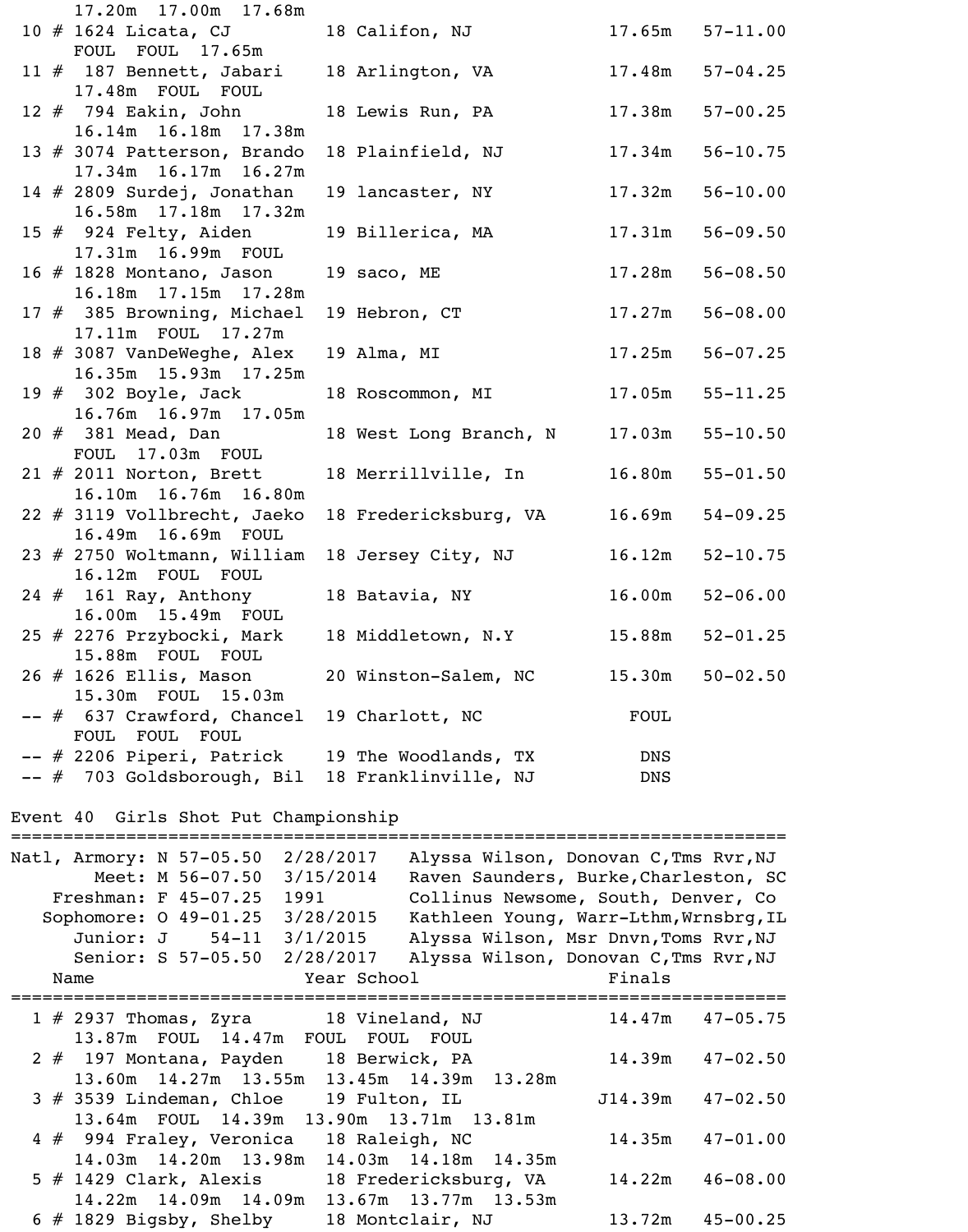```
    17.20m  17.00m  17.68m
 10 # 1624 Licata, CJ         18 Califon, NJ             17.65m   57-11.00
    FOUL  FOUL  17.65m
 11 #  187 Bennett, Jabari    18 Arlington, VA           17.48m   57-04.25
    17.48m  FOUL  FOUL
 12 #  794 Eakin, John        18 Lewis Run, PA           17.38m   57-00.25
    16.14m  16.18m  17.38m
 13 # 3074 Patterson, Brando  18 Plainfield, NJ          17.34m   56-10.75
    17.34m  16.17m  16.27m
 14 # 2809 Surdej, Jonathan   19 lancaster, NY           17.32m   56-10.00
    16.58m  17.18m  17.32m
 15 #  924 Felty, Aiden       19 Billerica, MA           17.31m   56-09.50
    17.31m  16.99m  FOUL
 16 # 1828 Montano, Jason     19 saco, ME                17.28m   56-08.50
    16.18m  17.15m  17.28m
 17 #  385 Browning, Michael  19 Hebron, CT              17.27m   56-08.00
    17.11m  FOUL  17.27m
 18 # 3087 VanDeWeghe, Alex   19 Alma, MI                17.25m   56-07.25
    16.35m  15.93m  17.25m
 19 #  302 Boyle, Jack        18 Roscommon, MI           17.05m   55-11.25
    16.76m  16.97m  17.05m
 20 #  381 Mead, Dan          18 West Long Branch, N     17.03m   55-10.50
    FOUL  17.03m  FOUL
 21 # 2011 Norton, Brett      18 Merrillville, In        16.80m   55-01.50
    16.10m  16.76m  16.80m
 22 # 3119 Vollbrecht, Jaeko  18 Fredericksburg, VA      16.69m   54-09.25
    16.49m  16.69m  FOUL
 23 # 2750 Woltmann, William  18 Jersey City, NJ         16.12m   52-10.75
    16.12m  FOUL  FOUL
 24 #  161 Ray, Anthony       18 Batavia, NY             16.00m   52-06.00
    16.00m  15.49m  FOUL
 25 # 2276 Przybocki, Mark    18 Middletown, N.Y         15.88m   52-01.25
    15.88m  FOUL  FOUL
 26 # 1626 Ellis, Mason       20 Winston-Salem, NC       15.30m   50-02.50
    15.30m  FOUL  15.03m
 -- #  637 Crawford, Chancel  19 Charlott, NC              FOUL
    FOUL  FOUL  FOUL
 -- # 2206 Piperi, Patrick    19 The Woodlands, TX          DNS
 -- #  703 Goldsborough, Bil  18 Franklinville, NJ         DNS
```

## Event 40  Girls Shot Put Championship

```
===============================================================================
Natl, Armory: N 57-05.50  2/28/2017   Alyssa Wilson, Donovan C,Tms Rvr,NJ
        Meet: M 56-07.50  3/15/2014   Raven Saunders, Burke,Charleston, SC
    Freshman: F 45-07.25  1991        Collinus Newsome, South, Denver, Co
   Sophomore: O 49-01.25  3/28/2015   Kathleen Young, Warr-Lthm,Wrnsbrg,IL
      Junior: J    54-11  3/1/2015    Alyssa Wilson, Msr Dnvn,Toms Rvr,NJ
      Senior: S 57-05.50  2/28/2017   Alyssa Wilson, Donovan C,Tms Rvr,NJ
    Name                    Year School                  Finals
===============================================================================
  1 # 2937 Thomas, Zyra       18 Vineland, NJ            14.47m   47-05.75
    13.87m  FOUL  14.47m  FOUL  FOUL  FOUL
  2 #  197 Montana, Payden    18 Berwick, PA             14.39m   47-02.50
    13.60m  14.27m  13.55m  13.45m  14.39m  13.28m
  3 # 3539 Lindeman, Chloe    19 Fulton, IL             J14.39m   47-02.50
    13.64m  FOUL  14.39m  13.90m  13.71m  13.81m
  4 #  994 Fraley, Veronica   18 Raleigh, NC             14.35m   47-01.00
    14.03m  14.20m  13.98m  14.03m  14.18m  14.35m
  5 # 1429 Clark, Alexis      18 Fredericksburg, VA      14.22m   46-08.00
    14.22m  14.09m  14.09m  13.67m  13.77m  13.53m
  6 # 1829 Bigsby, Shelby     18 Montclair, NJ           13.72m   45-00.25
```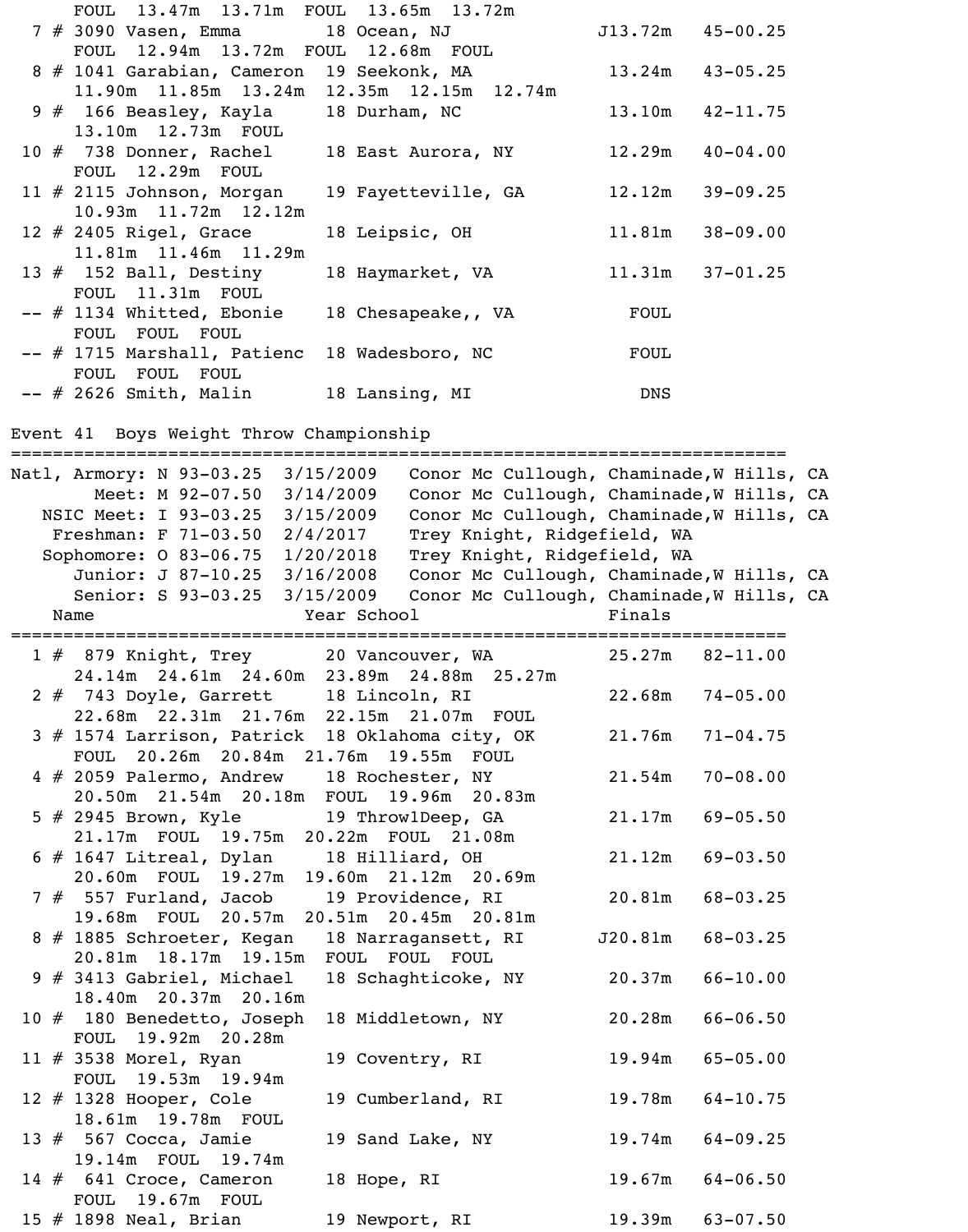```
    FOUL  13.47m  13.71m  FOUL  13.65m  13.72m
  7 # 3090 Vasen, Emma         18 Ocean, NJ               J13.72m   45-00.25
    FOUL  12.94m  13.72m  FOUL  12.68m  FOUL
  8 # 1041 Garabian, Cameron  19 Seekonk, MA              13.24m   43-05.25
    11.90m  11.85m  13.24m  12.35m  12.15m  12.74m
  9 #  166 Beasley, Kayla     18 Durham, NC               13.10m   42-11.75
    13.10m  12.73m  FOUL
 10 #  738 Donner, Rachel     18 East Aurora, NY          12.29m   40-04.00
    FOUL  12.29m  FOUL
 11 # 2115 Johnson, Morgan    19 Fayetteville, GA         12.12m   39-09.25
    10.93m  11.72m  12.12m
 12 # 2405 Rigel, Grace       18 Leipsic, OH              11.81m   38-09.00
    11.81m  11.46m  11.29m
 13 #  152 Ball, Destiny      18 Haymarket, VA            11.31m   37-01.25
    FOUL  11.31m  FOUL
 -- # 1134 Whitted, Ebonie    18 Chesapeake,, VA            FOUL
    FOUL  FOUL  FOUL
 -- # 1715 Marshall, Patienc  18 Wadesboro, NC              FOUL
    FOUL  FOUL  FOUL
 -- # 2626 Smith, Malin       18 Lansing, MI                 DNS
```

## Event 41  Boys Weight Throw Championship

```
==========================================================================
Natl, Armory: N 93-03.25  3/15/2009   Conor Mc Cullough, Chaminade,W Hills, CA
        Meet: M 92-07.50  3/14/2009   Conor Mc Cullough, Chaminade,W Hills, CA
   NSIC Meet: I 93-03.25  3/15/2009   Conor Mc Cullough, Chaminade,W Hills, CA
    Freshman: F 71-03.50  2/4/2017    Trey Knight, Ridgefield, WA
   Sophomore: O 83-06.75  1/20/2018   Trey Knight, Ridgefield, WA
      Junior: J 87-10.25  3/16/2008   Conor Mc Cullough, Chaminade,W Hills, CA
      Senior: S 93-03.25  3/15/2009   Conor Mc Cullough, Chaminade,W Hills, CA
    Name                    Year School                  Finals
==========================================================================
  1 #  879 Knight, Trey       20 Vancouver, WA            25.27m   82-11.00
    24.14m  24.61m  24.60m  23.89m  24.88m  25.27m
  2 #  743 Doyle, Garrett     18 Lincoln, RI              22.68m   74-05.00
    22.68m  22.31m  21.76m  22.15m  21.07m  FOUL
  3 # 1574 Larrison, Patrick  18 Oklahoma city, OK        21.76m   71-04.75
    FOUL  20.26m  20.84m  21.76m  19.55m  FOUL
  4 # 2059 Palermo, Andrew    18 Rochester, NY            21.54m   70-08.00
    20.50m  21.54m  20.18m  FOUL  19.96m  20.83m
  5 # 2945 Brown, Kyle        19 Throw1Deep, GA           21.17m   69-05.50
    21.17m  FOUL  19.75m  20.22m  FOUL  21.08m
  6 # 1647 Litreal, Dylan     18 Hilliard, OH             21.12m   69-03.50
    20.60m  FOUL  19.27m  19.60m  21.12m  20.69m
  7 #  557 Furland, Jacob     19 Providence, RI           20.81m   68-03.25
    19.68m  FOUL  20.57m  20.51m  20.45m  20.81m
  8 # 1885 Schroeter, Kegan   18 Narragansett, RI        J20.81m   68-03.25
    20.81m  18.17m  19.15m  FOUL  FOUL  FOUL
  9 # 3413 Gabriel, Michael   18 Schaghticoke, NY         20.37m   66-10.00
    18.40m  20.37m  20.16m
 10 #  180 Benedetto, Joseph  18 Middletown, NY           20.28m   66-06.50
    FOUL  19.92m  20.28m
 11 # 3538 Morel, Ryan        19 Coventry, RI             19.94m   65-05.00
    FOUL  19.53m  19.94m
 12 # 1328 Hooper, Cole       19 Cumberland, RI           19.78m   64-10.75
    18.61m  19.78m  FOUL
 13 #  567 Cocca, Jamie       19 Sand Lake, NY            19.74m   64-09.25
    19.14m  FOUL  19.74m
 14 #  641 Croce, Cameron     18 Hope, RI                 19.67m   64-06.50
    FOUL  19.67m  FOUL
 15 # 1898 Neal, Brian        19 Newport, RI              19.39m   63-07.50
```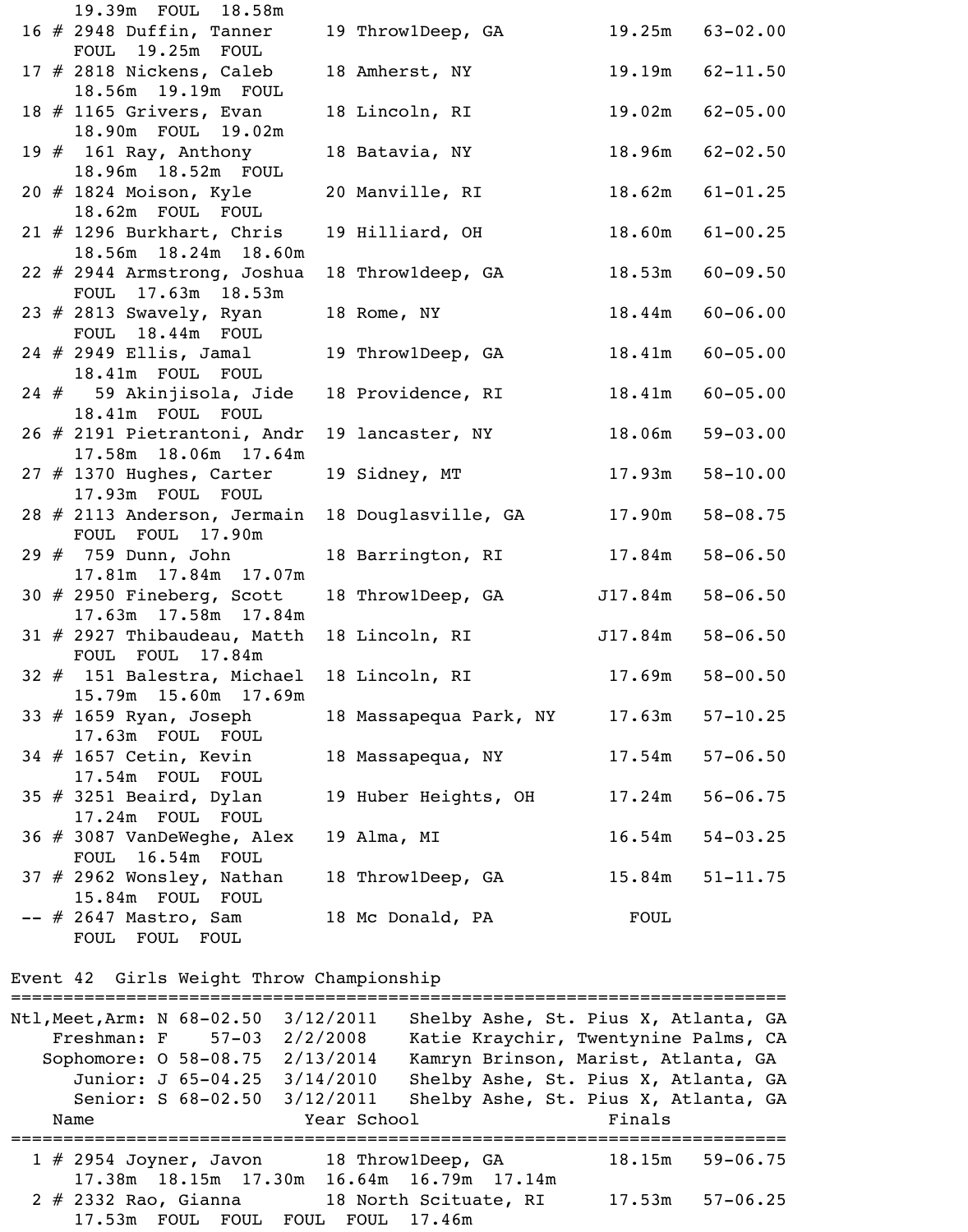```
     19.39m  FOUL  18.58m
 16 # 2948 Duffin, Tanner     19 Throw1Deep, GA          19.25m   63-02.00
     FOUL  19.25m  FOUL
 17 # 2818 Nickens, Caleb     18 Amherst, NY             19.19m   62-11.50
     18.56m  19.19m  FOUL
 18 # 1165 Grivers, Evan      18 Lincoln, RI             19.02m   62-05.00
     18.90m  FOUL  19.02m
 19 #  161 Ray, Anthony       18 Batavia, NY             18.96m   62-02.50
     18.96m  18.52m  FOUL
 20 # 1824 Moison, Kyle       20 Manville, RI            18.62m   61-01.25
     18.62m  FOUL  FOUL
 21 # 1296 Burkhart, Chris    19 Hilliard, OH            18.60m   61-00.25
     18.56m  18.24m  18.60m
 22 # 2944 Armstrong, Joshua  18 Throw1deep, GA          18.53m   60-09.50
     FOUL  17.63m  18.53m
 23 # 2813 Swavely, Ryan      18 Rome, NY                18.44m   60-06.00
     FOUL  18.44m  FOUL
 24 # 2949 Ellis, Jamal       19 Throw1Deep, GA          18.41m   60-05.00
     18.41m  FOUL  FOUL
 24 #   59 Akinjisola, Jide   18 Providence, RI          18.41m   60-05.00
     18.41m  FOUL  FOUL
 26 # 2191 Pietrantoni, Andr  19 lancaster, NY           18.06m   59-03.00
     17.58m  18.06m  17.64m
 27 # 1370 Hughes, Carter     19 Sidney, MT              17.93m   58-10.00
     17.93m  FOUL  FOUL
 28 # 2113 Anderson, Jermain  18 Douglasville, GA        17.90m   58-08.75
     FOUL  FOUL  17.90m
 29 #  759 Dunn, John         18 Barrington, RI          17.84m   58-06.50
     17.81m  17.84m  17.07m
 30 # 2950 Fineberg, Scott    18 Throw1Deep, GA         J17.84m   58-06.50
     17.63m  17.58m  17.84m
 31 # 2927 Thibaudeau, Matth  18 Lincoln, RI            J17.84m   58-06.50
     FOUL  FOUL  17.84m
 32 #  151 Balestra, Michael  18 Lincoln, RI             17.69m   58-00.50
     15.79m  15.60m  17.69m
 33 # 1659 Ryan, Joseph       18 Massapequa Park, NY     17.63m   57-10.25
     17.63m  FOUL  FOUL
 34 # 1657 Cetin, Kevin       18 Massapequa, NY          17.54m   57-06.50
     17.54m  FOUL  FOUL
 35 # 3251 Beaird, Dylan      19 Huber Heights, OH       17.24m   56-06.75
     17.24m  FOUL  FOUL
 36 # 3087 VanDeWeghe, Alex   19 Alma, MI                16.54m   54-03.25
     FOUL  16.54m  FOUL
 37 # 2962 Wonsley, Nathan    18 Throw1Deep, GA          15.84m   51-11.75
     15.84m  FOUL  FOUL
 -- # 2647 Mastro, Sam        18 Mc Donald, PA             FOUL
     FOUL  FOUL  FOUL
```

Event 42  Girls Weight Throw Championship

```
=========================================================================
Ntl,Meet,Arm: N 68-02.50  3/12/2011   Shelby Ashe, St. Pius X, Atlanta, GA
    Freshman: F    57-03  2/2/2008    Katie Kraychir, Twentynine Palms, CA
   Sophomore: O 58-08.75  2/13/2014   Kamryn Brinson, Marist, Atlanta, GA
      Junior: J 65-04.25  3/14/2010   Shelby Ashe, St. Pius X, Atlanta, GA
      Senior: S 68-02.50  3/12/2011   Shelby Ashe, St. Pius X, Atlanta, GA
    Name                    Year School                  Finals
=========================================================================
  1 # 2954 Joyner, Javon      18 Throw1Deep, GA          18.15m   59-06.75
     17.38m  18.15m  17.30m  16.64m  16.79m  17.14m
  2 # 2332 Rao, Gianna        18 North Scituate, RI      17.53m   57-06.25
     17.53m  FOUL  FOUL  FOUL  FOUL  17.46m
```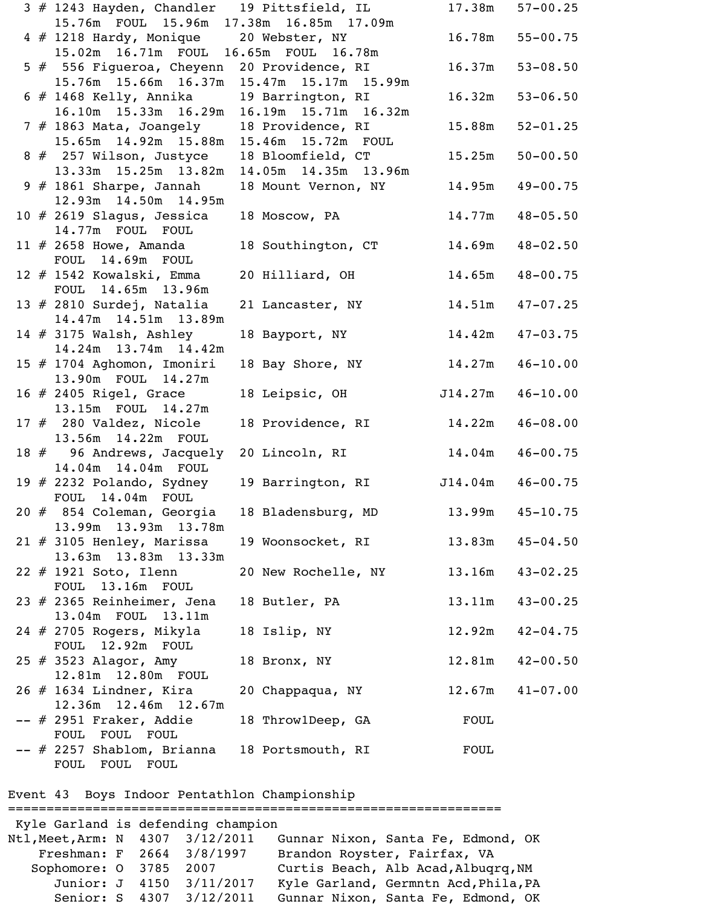```
  3 # 1243 Hayden, Chandler   19 Pittsfield, IL           17.38m   57-00.25
     15.76m  FOUL  15.96m  17.38m  16.85m  17.09m
  4 # 1218 Hardy, Monique      20 Webster, NY              16.78m   55-00.75
     15.02m  16.71m  FOUL  16.65m  FOUL  16.78m
  5 #  556 Figueroa, Cheyenn  20 Providence, RI           16.37m   53-08.50
     15.76m  15.66m  16.37m  15.47m  15.17m  15.99m
  6 # 1468 Kelly, Annika      19 Barrington, RI           16.32m   53-06.50
     16.10m  15.33m  16.29m  16.19m  15.71m  16.32m
  7 # 1863 Mata, Joangely     18 Providence, RI           15.88m   52-01.25
     15.65m  14.92m  15.88m  15.46m  15.72m  FOUL
  8 #  257 Wilson, Justyce    18 Bloomfield, CT           15.25m   50-00.50
     13.33m  15.25m  13.82m  14.05m  14.35m  13.96m
  9 # 1861 Sharpe, Jannah     18 Mount Vernon, NY         14.95m   49-00.75
     12.93m  14.50m  14.95m
 10 # 2619 Slagus, Jessica    18 Moscow, PA               14.77m   48-05.50
     14.77m  FOUL  FOUL
 11 # 2658 Howe, Amanda       18 Southington, CT          14.69m   48-02.50
     FOUL  14.69m  FOUL
 12 # 1542 Kowalski, Emma     20 Hilliard, OH             14.65m   48-00.75
     FOUL  14.65m  13.96m
 13 # 2810 Surdej, Natalia    21 Lancaster, NY            14.51m   47-07.25
     14.47m  14.51m  13.89m
 14 # 3175 Walsh, Ashley      18 Bayport, NY              14.42m   47-03.75
     14.24m  13.74m  14.42m
 15 # 1704 Aghomon, Imoniri   18 Bay Shore, NY            14.27m   46-10.00
     13.90m  FOUL  14.27m
 16 # 2405 Rigel, Grace       18 Leipsic, OH             J14.27m   46-10.00
     13.15m  FOUL  14.27m
 17 #  280 Valdez, Nicole     18 Providence, RI           14.22m   46-08.00
     13.56m  14.22m  FOUL
 18 #   96 Andrews, Jacquely  20 Lincoln, RI              14.04m   46-00.75
     14.04m  14.04m  FOUL
 19 # 2232 Polando, Sydney    19 Barrington, RI          J14.04m   46-00.75
     FOUL  14.04m  FOUL
 20 #  854 Coleman, Georgia   18 Bladensburg, MD          13.99m   45-10.75
     13.99m  13.93m  13.78m
 21 # 3105 Henley, Marissa    19 Woonsocket, RI           13.83m   45-04.50
     13.63m  13.83m  13.33m
 22 # 1921 Soto, Ilenn        20 New Rochelle, NY         13.16m   43-02.25
     FOUL  13.16m  FOUL
 23 # 2365 Reinheimer, Jena   18 Butler, PA               13.11m   43-00.25
     13.04m  FOUL  13.11m
 24 # 2705 Rogers, Mikyla     18 Islip, NY                12.92m   42-04.75
     FOUL  12.92m  FOUL
 25 # 3523 Alagor, Amy        18 Bronx, NY                12.81m   42-00.50
     12.81m  12.80m  FOUL
 26 # 1634 Lindner, Kira      20 Chappaqua, NY            12.67m   41-07.00
     12.36m  12.46m  12.67m
 -- # 2951 Fraker, Addie      18 Throw1Deep, GA             FOUL
     FOUL  FOUL  FOUL
 -- # 2257 Shablom, Brianna   18 Portsmouth, RI             FOUL
     FOUL  FOUL  FOUL
```

## Event 43  Boys Indoor Pentathlon Championship

```
=================================================================
 Kyle Garland is defending champion
Ntl,Meet,Arm: N  4307  3/12/2011   Gunnar Nixon, Santa Fe, Edmond, OK
    Freshman: F  2664  3/8/1997    Brandon Royster, Fairfax, VA
   Sophomore: O  3785  2007        Curtis Beach, Alb Acad,Albuqrq,NM
      Junior: J  4150  3/11/2017   Kyle Garland, Germntn Acd,Phila,PA
      Senior: S  4307  3/12/2011   Gunnar Nixon, Santa Fe, Edmond, OK
```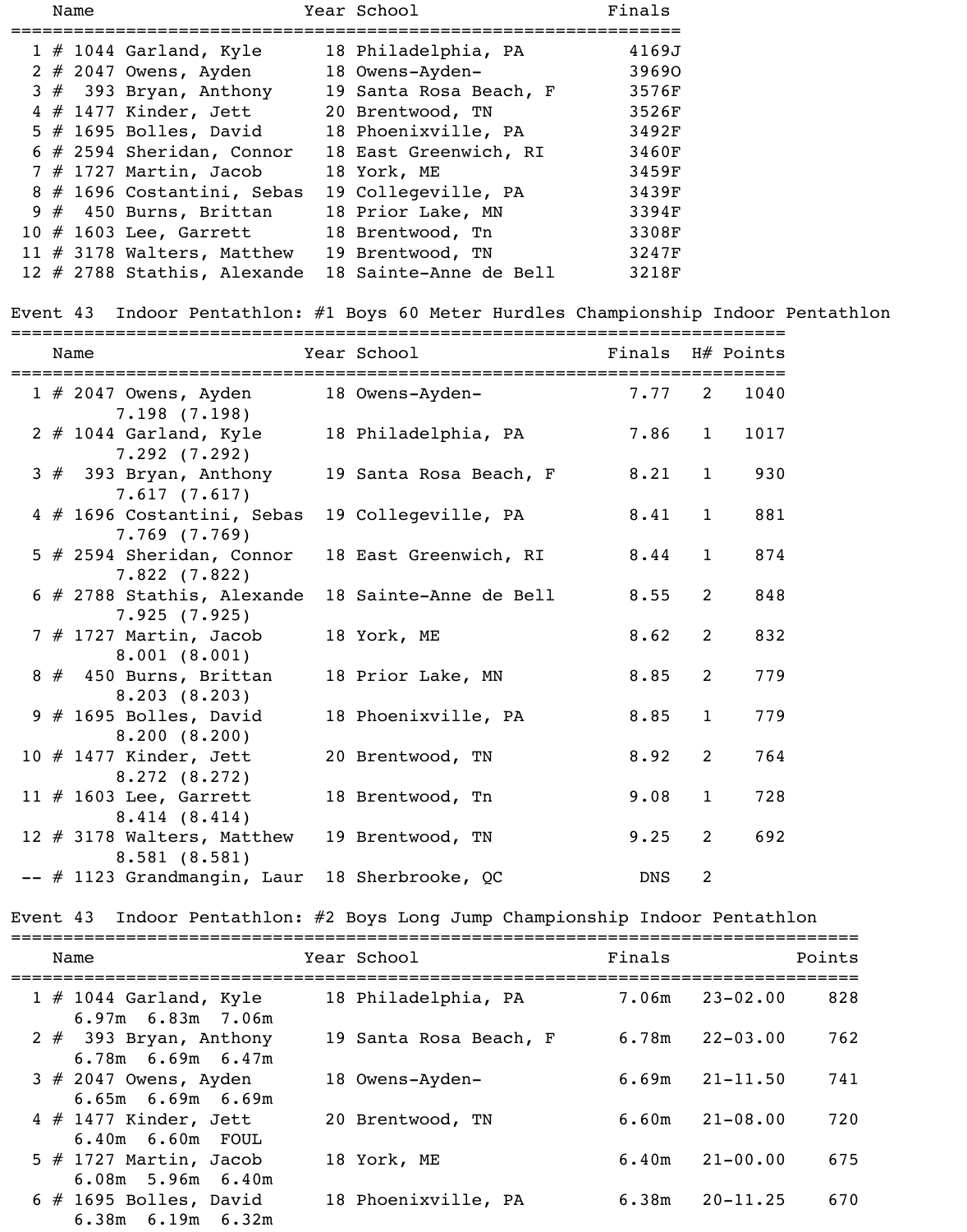| Place | Name | Year | School | Finals |
|---|---|---|---|---|
| 1 | # 1044 Garland, Kyle | 18 | Philadelphia, PA | 4169J |
| 2 | # 2047 Owens, Ayden | 18 | Owens-Ayden- | 3969O |
| 3 | # 393 Bryan, Anthony | 19 | Santa Rosa Beach, F | 3576F |
| 4 | # 1477 Kinder, Jett | 20 | Brentwood, TN | 3526F |
| 5 | # 1695 Bolles, David | 18 | Phoenixville, PA | 3492F |
| 6 | # 2594 Sheridan, Connor | 18 | East Greenwich, RI | 3460F |
| 7 | # 1727 Martin, Jacob | 18 | York, ME | 3459F |
| 8 | # 1696 Costantini, Sebas | 19 | Collegeville, PA | 3439F |
| 9 | # 450 Burns, Brittan | 18 | Prior Lake, MN | 3394F |
| 10 | # 1603 Lee, Garrett | 18 | Brentwood, Tn | 3308F |
| 11 | # 3178 Walters, Matthew | 19 | Brentwood, TN | 3247F |
| 12 | # 2788 Stathis, Alexande | 18 | Sainte-Anne de Bell | 3218F |

Event 43 Indoor Pentathlon: #1 Boys 60 Meter Hurdles Championship Indoor Pentathlon

| Place | Name | Year | School | Finals | H# | Points |
|---|---|---|---|---|---|---|
| 1 | # 2047 Owens, Ayden (7.198 (7.198)) | 18 | Owens-Ayden- | 7.77 | 2 | 1040 |
| 2 | # 1044 Garland, Kyle (7.292 (7.292)) | 18 | Philadelphia, PA | 7.86 | 1 | 1017 |
| 3 | # 393 Bryan, Anthony (7.617 (7.617)) | 19 | Santa Rosa Beach, F | 8.21 | 1 | 930 |
| 4 | # 1696 Costantini, Sebas (7.769 (7.769)) | 19 | Collegeville, PA | 8.41 | 1 | 881 |
| 5 | # 2594 Sheridan, Connor (7.822 (7.822)) | 18 | East Greenwich, RI | 8.44 | 1 | 874 |
| 6 | # 2788 Stathis, Alexande (7.925 (7.925)) | 18 | Sainte-Anne de Bell | 8.55 | 2 | 848 |
| 7 | # 1727 Martin, Jacob (8.001 (8.001)) | 18 | York, ME | 8.62 | 2 | 832 |
| 8 | # 450 Burns, Brittan (8.203 (8.203)) | 18 | Prior Lake, MN | 8.85 | 2 | 779 |
| 9 | # 1695 Bolles, David (8.200 (8.200)) | 18 | Phoenixville, PA | 8.85 | 1 | 779 |
| 10 | # 1477 Kinder, Jett (8.272 (8.272)) | 20 | Brentwood, TN | 8.92 | 2 | 764 |
| 11 | # 1603 Lee, Garrett (8.414 (8.414)) | 18 | Brentwood, Tn | 9.08 | 1 | 728 |
| 12 | # 3178 Walters, Matthew (8.581 (8.581)) | 19 | Brentwood, TN | 9.25 | 2 | 692 |
| -- | # 1123 Grandmangin, Laur | 18 | Sherbrooke, QC | DNS | 2 | |

Event 43 Indoor Pentathlon: #2 Boys Long Jump Championship Indoor Pentathlon

| Place | Name | Year | School | Finals | | Points |
|---|---|---|---|---|---|---|
| 1 | # 1044 Garland, Kyle (6.97m 6.83m 7.06m) | 18 | Philadelphia, PA | 7.06m | 23-02.00 | 828 |
| 2 | # 393 Bryan, Anthony (6.78m 6.69m 6.47m) | 19 | Santa Rosa Beach, F | 6.78m | 22-03.00 | 762 |
| 3 | # 2047 Owens, Ayden (6.65m 6.69m 6.69m) | 18 | Owens-Ayden- | 6.69m | 21-11.50 | 741 |
| 4 | # 1477 Kinder, Jett (6.40m 6.60m FOUL) | 20 | Brentwood, TN | 6.60m | 21-08.00 | 720 |
| 5 | # 1727 Martin, Jacob (6.08m 5.96m 6.40m) | 18 | York, ME | 6.40m | 21-00.00 | 675 |
| 6 | # 1695 Bolles, David (6.38m 6.19m 6.32m) | 18 | Phoenixville, PA | 6.38m | 20-11.25 | 670 |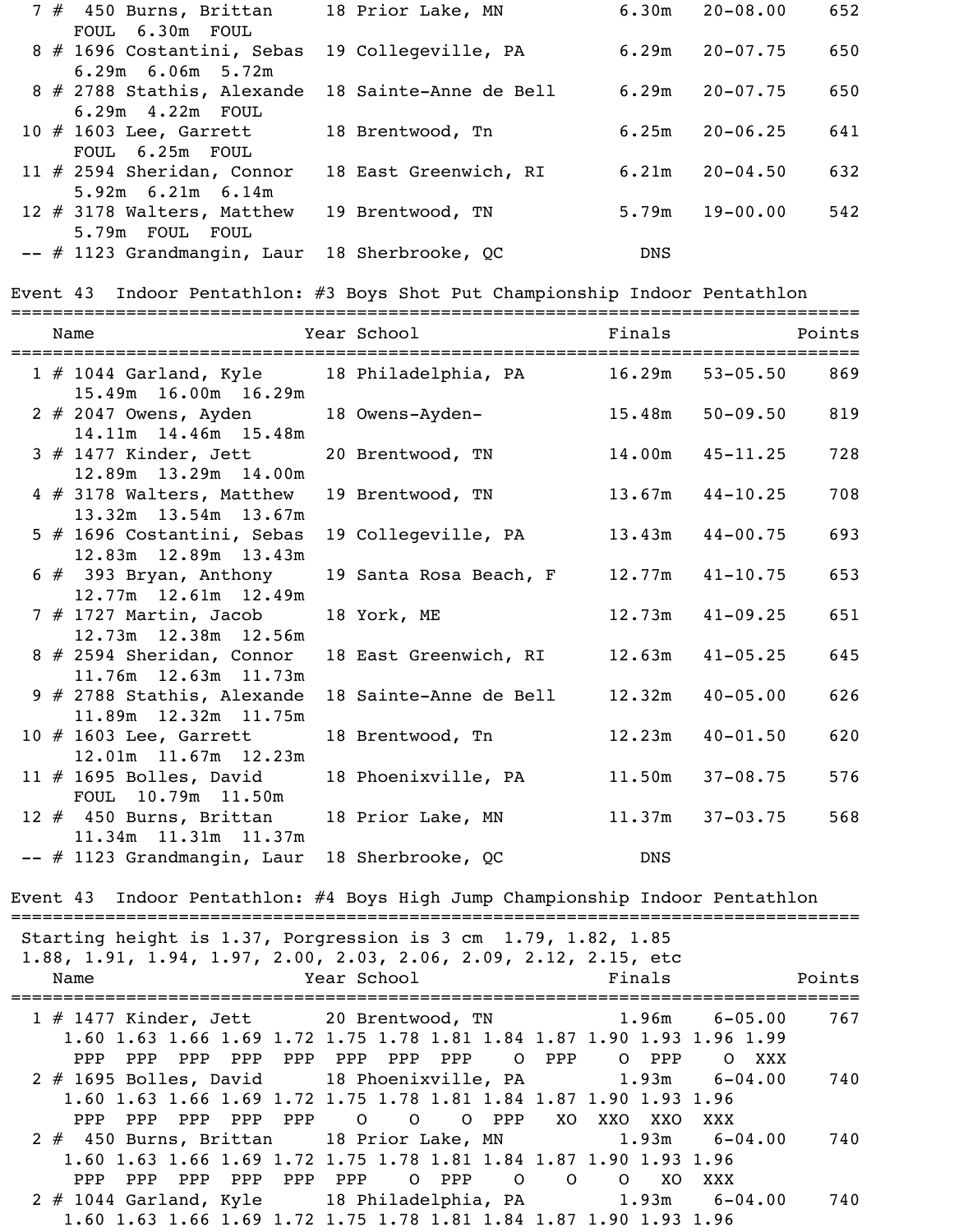```
  7 #  450 Burns, Brittan     18 Prior Lake, MN          6.30m   20-08.00     652
     FOUL  6.30m  FOUL
  8 # 1696 Costantini, Sebas  19 Collegeville, PA        6.29m   20-07.75     650
     6.29m  6.06m  5.72m
  8 # 2788 Stathis, Alexande  18 Sainte-Anne de Bell     6.29m   20-07.75     650
     6.29m  4.22m  FOUL
 10 # 1603 Lee, Garrett       18 Brentwood, Tn           6.25m   20-06.25     641
     FOUL  6.25m  FOUL
 11 # 2594 Sheridan, Connor   18 East Greenwich, RI      6.21m   20-04.50     632
     5.92m  6.21m  6.14m
 12 # 3178 Walters, Matthew   19 Brentwood, TN           5.79m   19-00.00     542
     5.79m  FOUL  FOUL
 -- # 1123 Grandmangin, Laur  18 Sherbrooke, QC            DNS
```

## Event 43 Indoor Pentathlon: #3 Boys Shot Put Championship Indoor Pentathlon

```
================================================================================
    Name                    Year School                 Finals            Points
================================================================================
  1 # 1044 Garland, Kyle      18 Philadelphia, PA       16.29m   53-05.50     869
     15.49m  16.00m  16.29m
  2 # 2047 Owens, Ayden       18 Owens-Ayden-           15.48m   50-09.50     819
     14.11m  14.46m  15.48m
  3 # 1477 Kinder, Jett       20 Brentwood, TN          14.00m   45-11.25     728
     12.89m  13.29m  14.00m
  4 # 3178 Walters, Matthew   19 Brentwood, TN          13.67m   44-10.25     708
     13.32m  13.54m  13.67m
  5 # 1696 Costantini, Sebas  19 Collegeville, PA       13.43m   44-00.75     693
     12.83m  12.89m  13.43m
  6 #  393 Bryan, Anthony     19 Santa Rosa Beach, F    12.77m   41-10.75     653
     12.77m  12.61m  12.49m
  7 # 1727 Martin, Jacob      18 York, ME               12.73m   41-09.25     651
     12.73m  12.38m  12.56m
  8 # 2594 Sheridan, Connor   18 East Greenwich, RI     12.63m   41-05.25     645
     11.76m  12.63m  11.73m
  9 # 2788 Stathis, Alexande  18 Sainte-Anne de Bell    12.32m   40-05.00     626
     11.89m  12.32m  11.75m
 10 # 1603 Lee, Garrett       18 Brentwood, Tn          12.23m   40-01.50     620
     12.01m  11.67m  12.23m
 11 # 1695 Bolles, David      18 Phoenixville, PA       11.50m   37-08.75     576
     FOUL  10.79m  11.50m
 12 #  450 Burns, Brittan     18 Prior Lake, MN         11.37m   37-03.75     568
     11.34m  11.31m  11.37m
 -- # 1123 Grandmangin, Laur  18 Sherbrooke, QC            DNS
```

## Event 43 Indoor Pentathlon: #4 Boys High Jump Championship Indoor Pentathlon

```
================================================================================
 Starting height is 1.37, Porgression is 3 cm  1.79, 1.82, 1.85
 1.88, 1.91, 1.94, 1.97, 2.00, 2.03, 2.06, 2.09, 2.12, 2.15, etc
    Name                    Year School                 Finals            Points
================================================================================
  1 # 1477 Kinder, Jett       20 Brentwood, TN             1.96m    6-05.00     767
     1.60 1.63 1.66 1.69 1.72 1.75 1.78 1.81 1.84 1.87 1.90 1.93 1.96 1.99
      PPP  PPP  PPP  PPP  PPP  PPP  PPP  PPP    O  PPP    O  PPP    O  XXX
  2 # 1695 Bolles, David      18 Phoenixville, PA          1.93m    6-04.00     740
     1.60 1.63 1.66 1.69 1.72 1.75 1.78 1.81 1.84 1.87 1.90 1.93 1.96
      PPP  PPP  PPP  PPP  PPP    O    O    O  PPP   XO  XXO  XXO  XXX
  2 #  450 Burns, Brittan     18 Prior Lake, MN            1.93m    6-04.00     740
     1.60 1.63 1.66 1.69 1.72 1.75 1.78 1.81 1.84 1.87 1.90 1.93 1.96
      PPP  PPP  PPP  PPP  PPP  PPP    O  PPP    O    O    O   XO  XXX
  2 # 1044 Garland, Kyle      18 Philadelphia, PA          1.93m    6-04.00     740
     1.60 1.63 1.66 1.69 1.72 1.75 1.78 1.81 1.84 1.87 1.90 1.93 1.96
```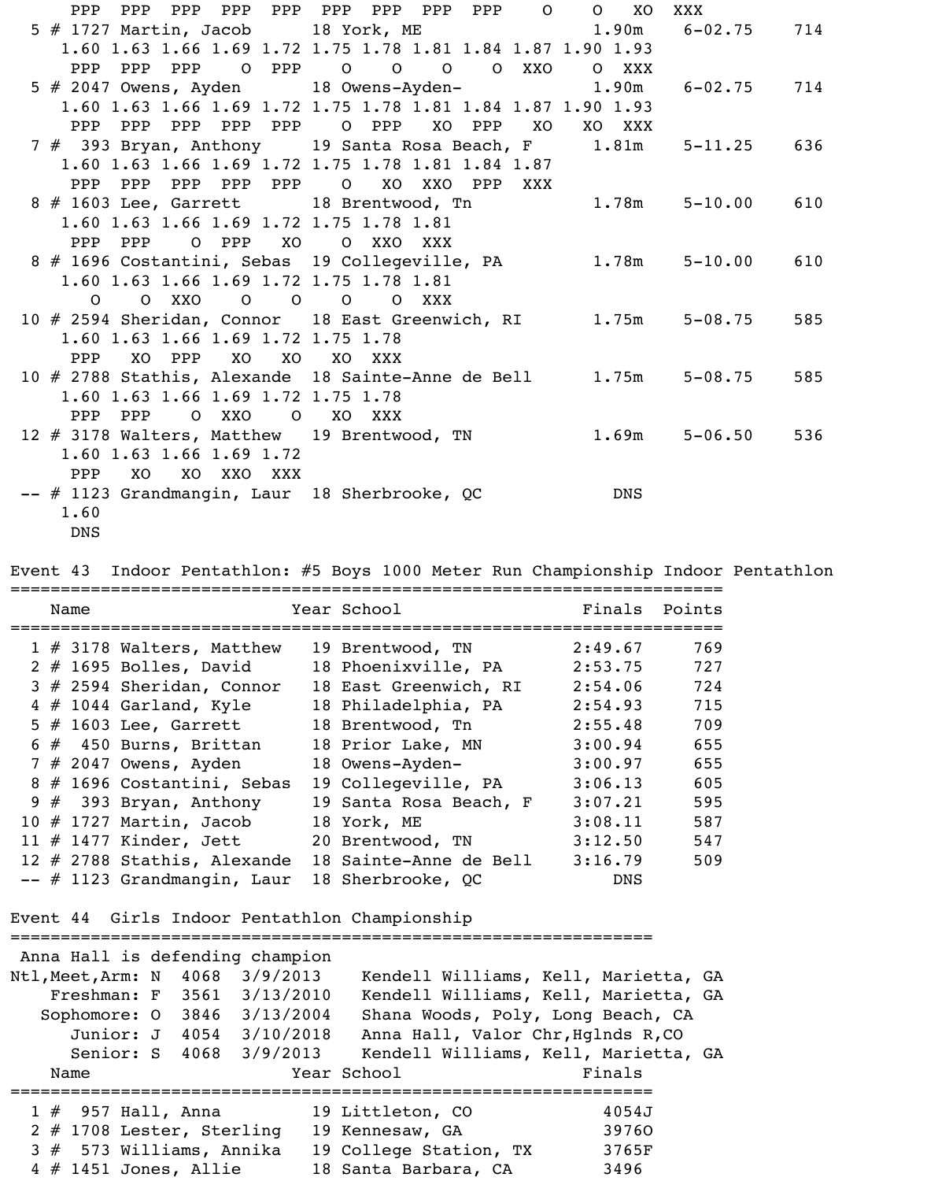```
    PPP  PPP  PPP  PPP  PPP  PPP  PPP  PPP  PPP    O    O   XO  XXX
  5 # 1727 Martin, Jacob      18 York, ME                1.90m    6-02.75    714
    1.60 1.63 1.66 1.69 1.72 1.75 1.78 1.81 1.84 1.87 1.90 1.93
    PPP  PPP  PPP    O  PPP    O    O    O    O  XXO    O  XXX
  5 # 2047 Owens, Ayden       18 Owens-Ayden-            1.90m    6-02.75    714
    1.60 1.63 1.66 1.69 1.72 1.75 1.78 1.81 1.84 1.87 1.90 1.93
    PPP  PPP  PPP  PPP  PPP    O  PPP   XO  PPP   XO   XO  XXX
  7 #  393 Bryan, Anthony     19 Santa Rosa Beach, F     1.81m    5-11.25    636
    1.60 1.63 1.66 1.69 1.72 1.75 1.78 1.81 1.84 1.87
    PPP  PPP  PPP  PPP  PPP    O   XO  XXO  PPP  XXX
  8 # 1603 Lee, Garrett       18 Brentwood, Tn           1.78m    5-10.00    610
    1.60 1.63 1.66 1.69 1.72 1.75 1.78 1.81
    PPP  PPP    O  PPP   XO    O  XXO  XXX
  8 # 1696 Costantini, Sebas  19 Collegeville, PA        1.78m    5-10.00    610
    1.60 1.63 1.66 1.69 1.72 1.75 1.78 1.81
      O    O  XXO    O    O    O    O  XXX
 10 # 2594 Sheridan, Connor   18 East Greenwich, RI      1.75m    5-08.75    585
    1.60 1.63 1.66 1.69 1.72 1.75 1.78
    PPP   XO  PPP   XO   XO   XO  XXX
 10 # 2788 Stathis, Alexande  18 Sainte-Anne de Bell     1.75m    5-08.75    585
    1.60 1.63 1.66 1.69 1.72 1.75 1.78
    PPP  PPP    O  XXO    O   XO  XXX
 12 # 3178 Walters, Matthew   19 Brentwood, TN           1.69m    5-06.50    536
    1.60 1.63 1.66 1.69 1.72
    PPP   XO   XO  XXO  XXX
 -- # 1123 Grandmangin, Laur  18 Sherbrooke, QC            DNS
    1.60
    DNS

Event 43  Indoor Pentathlon: #5 Boys 1000 Meter Run Championship Indoor Pentathlon
=====================================================================
    Name                    Year School                Finals  Points
=====================================================================
  1 # 3178 Walters, Matthew   19 Brentwood, TN         2:49.67     769
  2 # 1695 Bolles, David      18 Phoenixville, PA      2:53.75     727
  3 # 2594 Sheridan, Connor   18 East Greenwich, RI    2:54.06     724
  4 # 1044 Garland, Kyle      18 Philadelphia, PA      2:54.93     715
  5 # 1603 Lee, Garrett       18 Brentwood, Tn         2:55.48     709
  6 #  450 Burns, Brittan     18 Prior Lake, MN        3:00.94     655
  7 # 2047 Owens, Ayden       18 Owens-Ayden-          3:00.97     655
  8 # 1696 Costantini, Sebas  19 Collegeville, PA      3:06.13     605
  9 #  393 Bryan, Anthony     19 Santa Rosa Beach, F   3:07.21     595
 10 # 1727 Martin, Jacob      18 York, ME              3:08.11     587
 11 # 1477 Kinder, Jett       20 Brentwood, TN         3:12.50     547
 12 # 2788 Stathis, Alexande  18 Sainte-Anne de Bell   3:16.79     509
 -- # 1123 Grandmangin, Laur  18 Sherbrooke, QC            DNS

Event 44  Girls Indoor Pentathlon Championship
=================================================================
 Anna Hall is defending champion
Ntl,Meet,Arm: N  4068  3/9/2013    Kendell Williams, Kell, Marietta, GA
    Freshman: F  3561  3/13/2010   Kendell Williams, Kell, Marietta, GA
   Sophomore: O  3846  3/13/2004   Shana Woods, Poly, Long Beach, CA
      Junior: J  4054  3/10/2018   Anna Hall, Valor Chr,Hglnds R,CO
      Senior: S  4068  3/9/2013    Kendell Williams, Kell, Marietta, GA
    Name                    Year School                Finals
=================================================================
  1 #  957 Hall, Anna         19 Littleton, CO            4054J
  2 # 1708 Lester, Sterling   19 Kennesaw, GA             3976O
  3 #  573 Williams, Annika   19 College Station, TX      3765F
  4 # 1451 Jones, Allie       18 Santa Barbara, CA        3496
```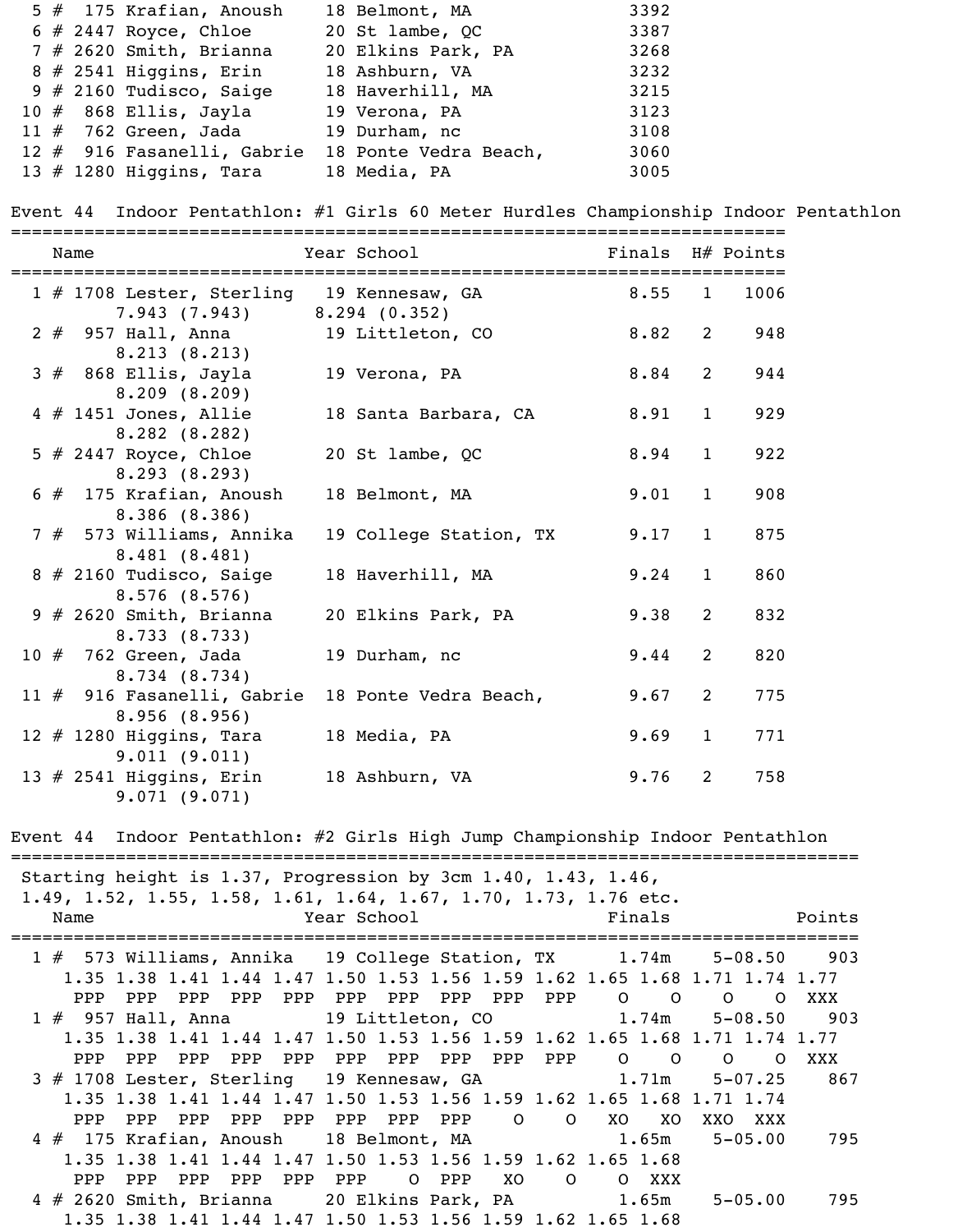```
  5 #  175 Krafian, Anoush    18 Belmont, MA               3392
  6 # 2447 Royce, Chloe       20 St lambe, QC              3387
  7 # 2620 Smith, Brianna     20 Elkins Park, PA           3268
  8 # 2541 Higgins, Erin      18 Ashburn, VA               3232
  9 # 2160 Tudisco, Saige     18 Haverhill, MA             3215
 10 #  868 Ellis, Jayla       19 Verona, PA                3123
 11 #  762 Green, Jada        19 Durham, nc                3108
 12 #  916 Fasanelli, Gabrie  18 Ponte Vedra Beach,        3060
 13 # 1280 Higgins, Tara      18 Media, PA                 3005
```

## Event 44 Indoor Pentathlon: #1 Girls 60 Meter Hurdles Championship Indoor Pentathlon

```
=====================================================================
    Name                    Year School             Finals  H# Points
=====================================================================
  1 # 1708 Lester, Sterling   19 Kennesaw, GA          8.55   1   1006
         7.943 (7.943)      8.294 (0.352)
  2 #  957 Hall, Anna         19 Littleton, CO         8.82   2    948
         8.213 (8.213)
  3 #  868 Ellis, Jayla       19 Verona, PA            8.84   2    944
         8.209 (8.209)
  4 # 1451 Jones, Allie       18 Santa Barbara, CA     8.91   1    929
         8.282 (8.282)
  5 # 2447 Royce, Chloe       20 St lambe, QC          8.94   1    922
         8.293 (8.293)
  6 #  175 Krafian, Anoush    18 Belmont, MA           9.01   1    908
         8.386 (8.386)
  7 #  573 Williams, Annika   19 College Station, TX   9.17   1    875
         8.481 (8.481)
  8 # 2160 Tudisco, Saige     18 Haverhill, MA         9.24   1    860
         8.576 (8.576)
  9 # 2620 Smith, Brianna     20 Elkins Park, PA       9.38   2    832
         8.733 (8.733)
 10 #  762 Green, Jada        19 Durham, nc            9.44   2    820
         8.734 (8.734)
 11 #  916 Fasanelli, Gabrie  18 Ponte Vedra Beach,    9.67   2    775
         8.956 (8.956)
 12 # 1280 Higgins, Tara      18 Media, PA             9.69   1    771
         9.011 (9.011)
 13 # 2541 Higgins, Erin      18 Ashburn, VA           9.76   2    758
         9.071 (9.071)
```

## Event 44 Indoor Pentathlon: #2 Girls High Jump Championship Indoor Pentathlon

```
============================================================================
 Starting height is 1.37, Progression by 3cm 1.40, 1.43, 1.46,
 1.49, 1.52, 1.55, 1.58, 1.61, 1.64, 1.67, 1.70, 1.73, 1.76 etc.
    Name                    Year School             Finals             Points
============================================================================
  1 #  573 Williams, Annika   19 College Station, TX      1.74m    5-08.50    903
     1.35 1.38 1.41 1.44 1.47 1.50 1.53 1.56 1.59 1.62 1.65 1.68 1.71 1.74 1.77
      PPP  PPP  PPP  PPP  PPP  PPP  PPP  PPP  PPP  PPP    O    O    O    O  XXX
  1 #  957 Hall, Anna         19 Littleton, CO            1.74m    5-08.50    903
     1.35 1.38 1.41 1.44 1.47 1.50 1.53 1.56 1.59 1.62 1.65 1.68 1.71 1.74 1.77
      PPP  PPP  PPP  PPP  PPP  PPP  PPP  PPP  PPP  PPP    O    O    O    O  XXX
  3 # 1708 Lester, Sterling   19 Kennesaw, GA             1.71m    5-07.25    867
     1.35 1.38 1.41 1.44 1.47 1.50 1.53 1.56 1.59 1.62 1.65 1.68 1.71 1.74
      PPP  PPP  PPP  PPP  PPP  PPP  PPP  PPP    O    O   XO   XO  XXO  XXX
  4 #  175 Krafian, Anoush    18 Belmont, MA              1.65m    5-05.00    795
     1.35 1.38 1.41 1.44 1.47 1.50 1.53 1.56 1.59 1.62 1.65 1.68
      PPP  PPP  PPP  PPP  PPP  PPP    O  PPP   XO    O    O  XXX
  4 # 2620 Smith, Brianna     20 Elkins Park, PA          1.65m    5-05.00    795
     1.35 1.38 1.41 1.44 1.47 1.50 1.53 1.56 1.59 1.62 1.65 1.68
```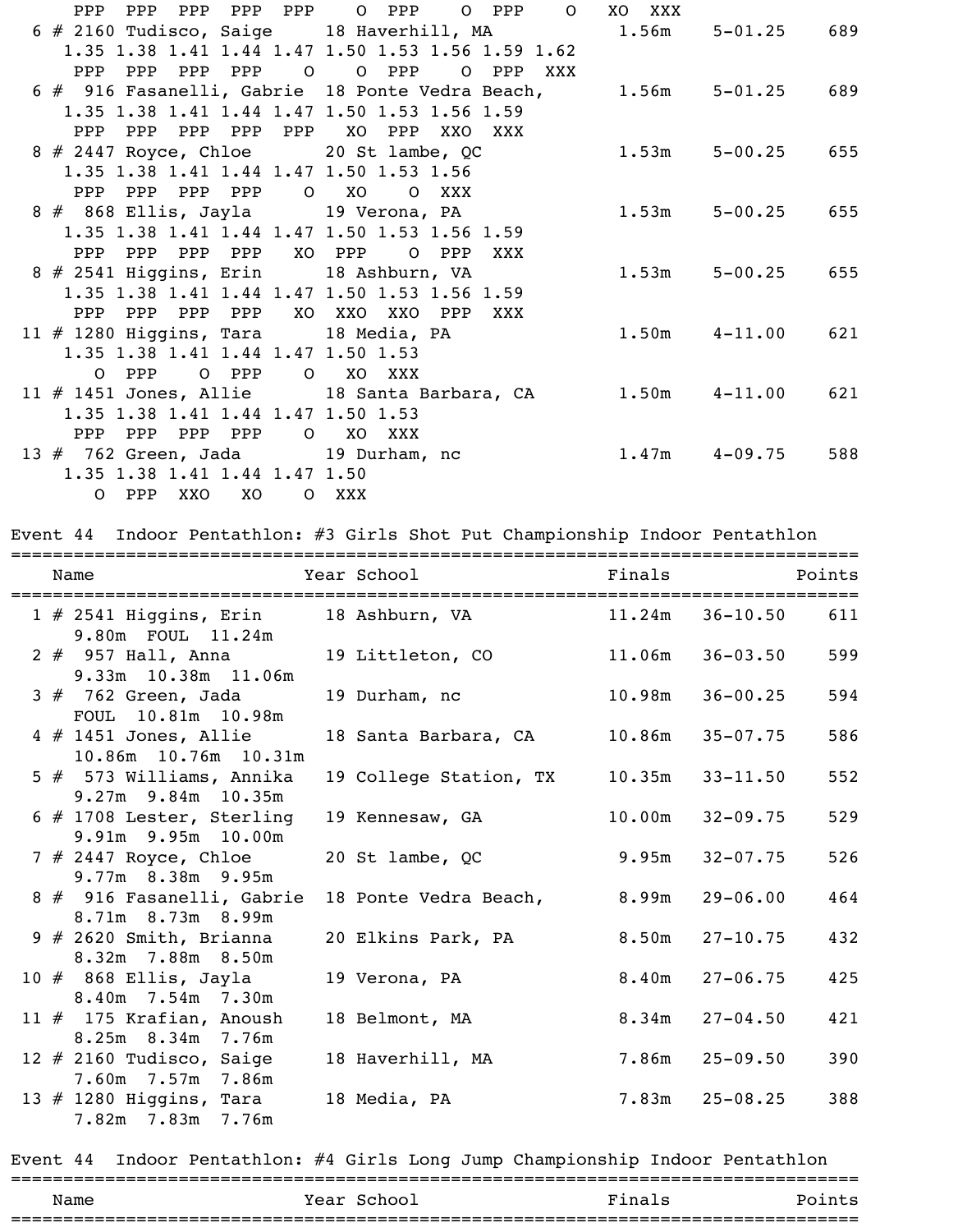```
    PPP  PPP  PPP  PPP  PPP    O  PPP    O  PPP    O   XO  XXX
  6 # 2160 Tudisco, Saige     18 Haverhill, MA          1.56m    5-01.25    689
    1.35 1.38 1.41 1.44 1.47 1.50 1.53 1.56 1.59 1.62
     PPP  PPP  PPP  PPP    O    O  PPP    O  PPP  XXX
  6 #  916 Fasanelli, Gabrie  18 Ponte Vedra Beach,     1.56m    5-01.25    689
    1.35 1.38 1.41 1.44 1.47 1.50 1.53 1.56 1.59
     PPP  PPP  PPP  PPP  PPP   XO  PPP  XXO  XXX
  8 # 2447 Royce, Chloe       20 St lambe, QC           1.53m    5-00.25    655
    1.35 1.38 1.41 1.44 1.47 1.50 1.53 1.56
     PPP  PPP  PPP  PPP    O   XO    O  XXX
  8 #  868 Ellis, Jayla       19 Verona, PA             1.53m    5-00.25    655
    1.35 1.38 1.41 1.44 1.47 1.50 1.53 1.56 1.59
     PPP  PPP  PPP  PPP   XO  PPP    O  PPP  XXX
  8 # 2541 Higgins, Erin      18 Ashburn, VA            1.53m    5-00.25    655
    1.35 1.38 1.41 1.44 1.47 1.50 1.53 1.56 1.59
     PPP  PPP  PPP  PPP   XO  XXO  XXO  PPP  XXX
 11 # 1280 Higgins, Tara      18 Media, PA              1.50m    4-11.00    621
    1.35 1.38 1.41 1.44 1.47 1.50 1.53
       O  PPP    O  PPP    O   XO  XXX
 11 # 1451 Jones, Allie       18 Santa Barbara, CA      1.50m    4-11.00    621
    1.35 1.38 1.41 1.44 1.47 1.50 1.53
     PPP  PPP  PPP  PPP    O   XO  XXX
 13 #  762 Green, Jada        19 Durham, nc             1.47m    4-09.75    588
    1.35 1.38 1.41 1.44 1.47 1.50
       O  PPP  XXO   XO    O  XXX
```

## Event 44 Indoor Pentathlon: #3 Girls Shot Put Championship Indoor Pentathlon

```
================================================================================
    Name                    Year School                 Finals              Points
================================================================================
  1 # 2541 Higgins, Erin      18 Ashburn, VA           11.24m   36-10.50    611
     9.80m  FOUL  11.24m
  2 #  957 Hall, Anna         19 Littleton, CO         11.06m   36-03.50    599
     9.33m  10.38m  11.06m
  3 #  762 Green, Jada        19 Durham, nc            10.98m   36-00.25    594
     FOUL  10.81m  10.98m
  4 # 1451 Jones, Allie       18 Santa Barbara, CA     10.86m   35-07.75    586
     10.86m  10.76m  10.31m
  5 #  573 Williams, Annika   19 College Station, TX   10.35m   33-11.50    552
     9.27m  9.84m  10.35m
  6 # 1708 Lester, Sterling   19 Kennesaw, GA          10.00m   32-09.75    529
     9.91m  9.95m  10.00m
  7 # 2447 Royce, Chloe       20 St lambe, QC           9.95m   32-07.75    526
     9.77m  8.38m  9.95m
  8 #  916 Fasanelli, Gabrie  18 Ponte Vedra Beach,     8.99m   29-06.00    464
     8.71m  8.73m  8.99m
  9 # 2620 Smith, Brianna     20 Elkins Park, PA        8.50m   27-10.75    432
     8.32m  7.88m  8.50m
 10 #  868 Ellis, Jayla       19 Verona, PA             8.40m   27-06.75    425
     8.40m  7.54m  7.30m
 11 #  175 Krafian, Anoush    18 Belmont, MA            8.34m   27-04.50    421
     8.25m  8.34m  7.76m
 12 # 2160 Tudisco, Saige     18 Haverhill, MA          7.86m   25-09.50    390
     7.60m  7.57m  7.86m
 13 # 1280 Higgins, Tara      18 Media, PA              7.83m   25-08.25    388
     7.82m  7.83m  7.76m
```

## Event 44 Indoor Pentathlon: #4 Girls Long Jump Championship Indoor Pentathlon

```
================================================================================
    Name                    Year School                 Finals              Points
================================================================================
```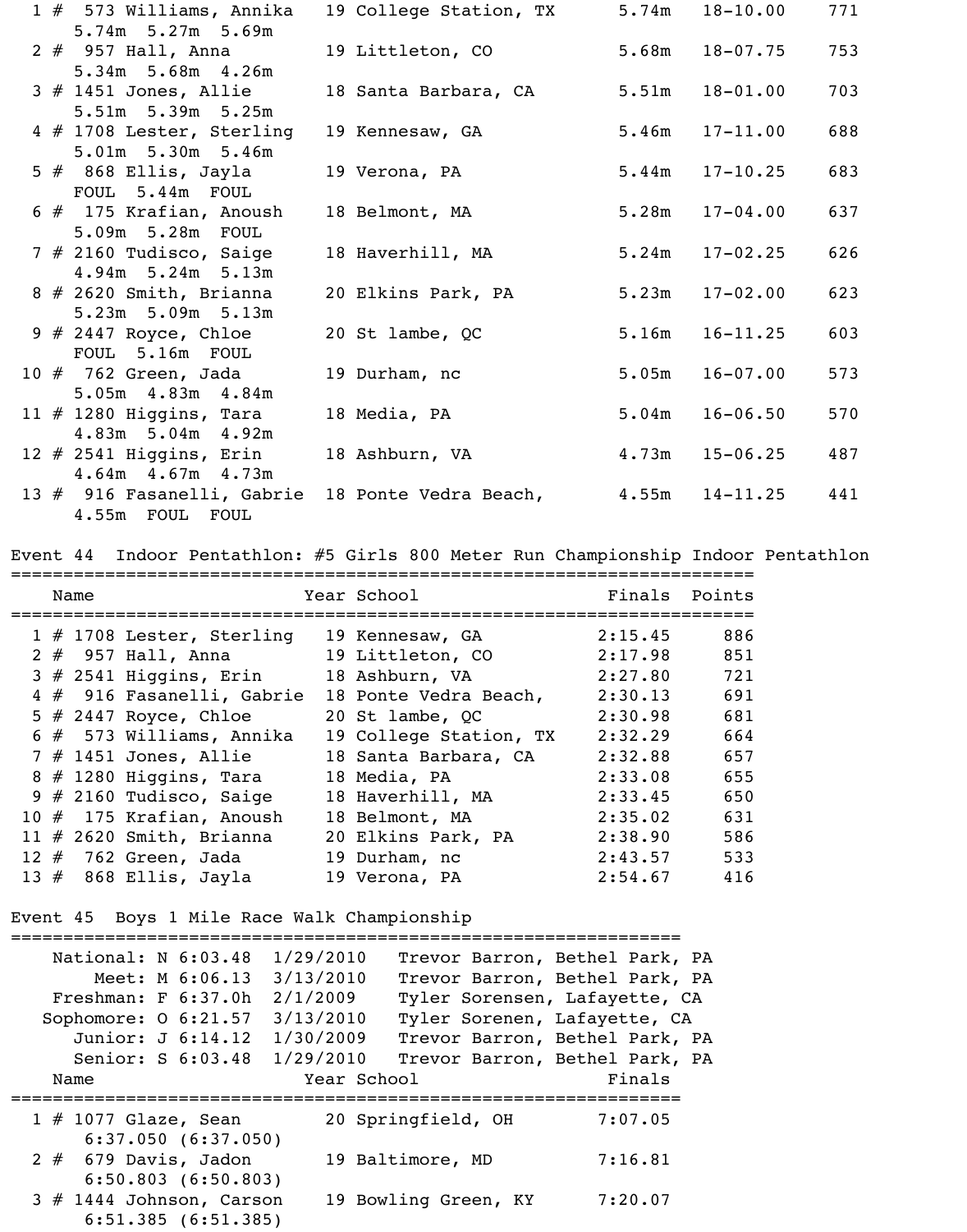| Place | # | Name | Year | School | Finals | | Points |
|---|---|---|---|---|---|---|---|
| 1 | # 573 | Williams, Annika | 19 | College Station, TX | 5.74m | 18-10.00 | 771 |
| | | 5.74m 5.27m 5.69m | | | | | |
| 2 | # 957 | Hall, Anna | 19 | Littleton, CO | 5.68m | 18-07.75 | 753 |
| | | 5.34m 5.68m 4.26m | | | | | |
| 3 | # 1451 | Jones, Allie | 18 | Santa Barbara, CA | 5.51m | 18-01.00 | 703 |
| | | 5.51m 5.39m 5.25m | | | | | |
| 4 | # 1708 | Lester, Sterling | 19 | Kennesaw, GA | 5.46m | 17-11.00 | 688 |
| | | 5.01m 5.30m 5.46m | | | | | |
| 5 | # 868 | Ellis, Jayla | 19 | Verona, PA | 5.44m | 17-10.25 | 683 |
| | | FOUL 5.44m FOUL | | | | | |
| 6 | # 175 | Krafian, Anoush | 18 | Belmont, MA | 5.28m | 17-04.00 | 637 |
| | | 5.09m 5.28m FOUL | | | | | |
| 7 | # 2160 | Tudisco, Saige | 18 | Haverhill, MA | 5.24m | 17-02.25 | 626 |
| | | 4.94m 5.24m 5.13m | | | | | |
| 8 | # 2620 | Smith, Brianna | 20 | Elkins Park, PA | 5.23m | 17-02.00 | 623 |
| | | 5.23m 5.09m 5.13m | | | | | |
| 9 | # 2447 | Royce, Chloe | 20 | St lambe, QC | 5.16m | 16-11.25 | 603 |
| | | FOUL 5.16m FOUL | | | | | |
| 10 | # 762 | Green, Jada | 19 | Durham, nc | 5.05m | 16-07.00 | 573 |
| | | 5.05m 4.83m 4.84m | | | | | |
| 11 | # 1280 | Higgins, Tara | 18 | Media, PA | 5.04m | 16-06.50 | 570 |
| | | 4.83m 5.04m 4.92m | | | | | |
| 12 | # 2541 | Higgins, Erin | 18 | Ashburn, VA | 4.73m | 15-06.25 | 487 |
| | | 4.64m 4.67m 4.73m | | | | | |
| 13 | # 916 | Fasanelli, Gabrie | 18 | Ponte Vedra Beach, | 4.55m | 14-11.25 | 441 |
| | | 4.55m FOUL FOUL | | | | | |

## Event 44 Indoor Pentathlon: #5 Girls 800 Meter Run Championship Indoor Pentathlon

| Place | # | Name | Year | School | Finals | Points |
|---|---|---|---|---|---|---|
| 1 | # 1708 | Lester, Sterling | 19 | Kennesaw, GA | 2:15.45 | 886 |
| 2 | # 957 | Hall, Anna | 19 | Littleton, CO | 2:17.98 | 851 |
| 3 | # 2541 | Higgins, Erin | 18 | Ashburn, VA | 2:27.80 | 721 |
| 4 | # 916 | Fasanelli, Gabrie | 18 | Ponte Vedra Beach, | 2:30.13 | 691 |
| 5 | # 2447 | Royce, Chloe | 20 | St lambe, QC | 2:30.98 | 681 |
| 6 | # 573 | Williams, Annika | 19 | College Station, TX | 2:32.29 | 664 |
| 7 | # 1451 | Jones, Allie | 18 | Santa Barbara, CA | 2:32.88 | 657 |
| 8 | # 1280 | Higgins, Tara | 18 | Media, PA | 2:33.08 | 655 |
| 9 | # 2160 | Tudisco, Saige | 18 | Haverhill, MA | 2:33.45 | 650 |
| 10 | # 175 | Krafian, Anoush | 18 | Belmont, MA | 2:35.02 | 631 |
| 11 | # 2620 | Smith, Brianna | 20 | Elkins Park, PA | 2:38.90 | 586 |
| 12 | # 762 | Green, Jada | 19 | Durham, nc | 2:43.57 | 533 |
| 13 | # 868 | Ellis, Jayla | 19 | Verona, PA | 2:54.67 | 416 |

## Event 45 Boys 1 Mile Race Walk Championship

| Record | | Mark | Date | Holder |
|---|---|---|---|---|
| National: | N | 6:03.48 | 1/29/2010 | Trevor Barron, Bethel Park, PA |
| Meet: | M | 6:06.13 | 3/13/2010 | Trevor Barron, Bethel Park, PA |
| Freshman: | F | 6:37.0h | 2/1/2009 | Tyler Sorensen, Lafayette, CA |
| Sophomore: | O | 6:21.57 | 3/13/2010 | Tyler Sorenen, Lafayette, CA |
| Junior: | J | 6:14.12 | 1/30/2009 | Trevor Barron, Bethel Park, PA |
| Senior: | S | 6:03.48 | 1/29/2010 | Trevor Barron, Bethel Park, PA |

| Place | # | Name | Year | School | Finals |
|---|---|---|---|---|---|
| 1 | # 1077 | Glaze, Sean | 20 | Springfield, OH | 7:07.05 |
| | | 6:37.050 (6:37.050) | | | |
| 2 | # 679 | Davis, Jadon | 19 | Baltimore, MD | 7:16.81 |
| | | 6:50.803 (6:50.803) | | | |
| 3 | # 1444 | Johnson, Carson | 19 | Bowling Green, KY | 7:20.07 |
| | | 6:51.385 (6:51.385) | | | |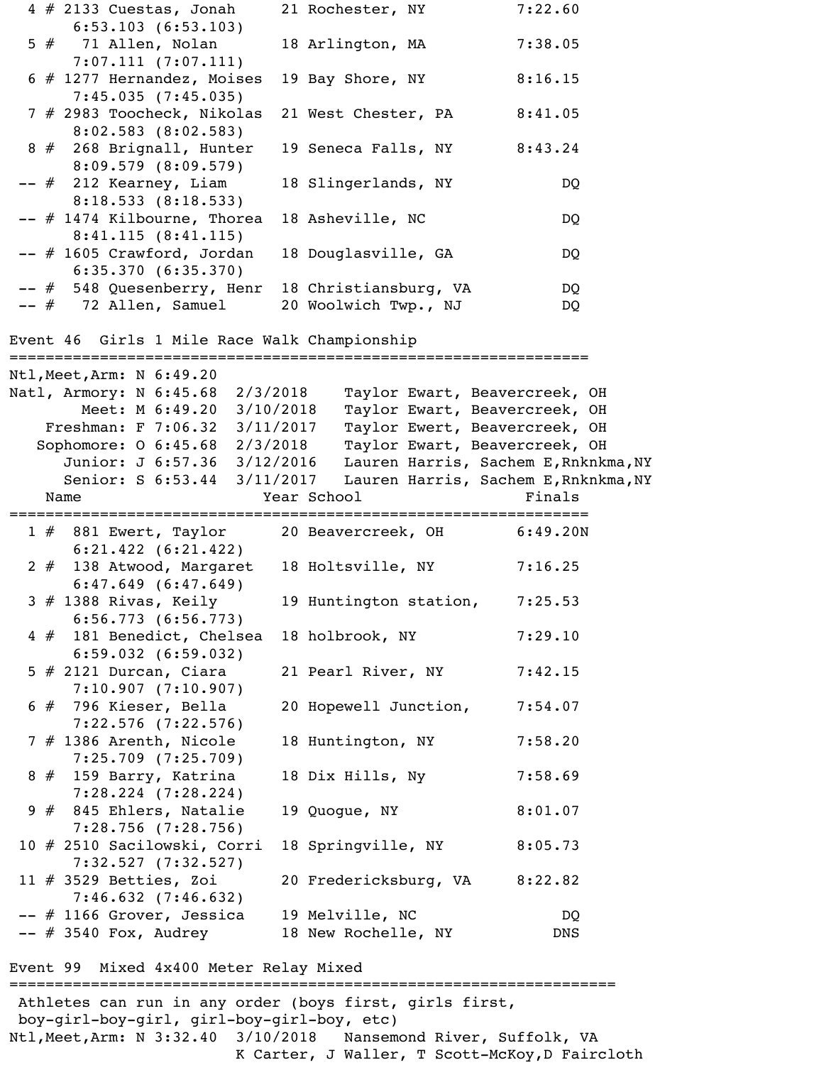```
  4 # 2133 Cuestas, Jonah     21 Rochester, NY          7:22.60
      6:53.103 (6:53.103)
  5 #   71 Allen, Nolan       18 Arlington, MA          7:38.05
      7:07.111 (7:07.111)
  6 # 1277 Hernandez, Moises  19 Bay Shore, NY          8:16.15
      7:45.035 (7:45.035)
  7 # 2983 Toocheck, Nikolas  21 West Chester, PA       8:41.05
      8:02.583 (8:02.583)
  8 #  268 Brignall, Hunter   19 Seneca Falls, NY       8:43.24
      8:09.579 (8:09.579)
 -- #  212 Kearney, Liam      18 Slingerlands, NY           DQ
      8:18.533 (8:18.533)
 -- # 1474 Kilbourne, Thorea  18 Asheville, NC              DQ
      8:41.115 (8:41.115)
 -- # 1605 Crawford, Jordan   18 Douglasville, GA           DQ
      6:35.370 (6:35.370)
 -- #  548 Quesenberry, Henr  18 Christiansburg, VA         DQ
 -- #   72 Allen, Samuel      20 Woolwich Twp., NJ          DQ

Event 46  Girls 1 Mile Race Walk Championship
=================================================================
Ntl,Meet,Arm: N 6:49.20
Natl, Armory: N 6:45.68  2/3/2018    Taylor Ewart, Beavercreek, OH
        Meet: M 6:49.20  3/10/2018   Taylor Ewart, Beavercreek, OH
    Freshman: F 7:06.32  3/11/2017   Taylor Ewert, Beavercreek, OH
   Sophomore: O 6:45.68  2/3/2018    Taylor Ewart, Beavercreek, OH
      Junior: J 6:57.36  3/12/2016   Lauren Harris, Sachem E,Rnknkma,NY
      Senior: S 6:53.44  3/11/2017   Lauren Harris, Sachem E,Rnknkma,NY
    Name                    Year School                  Finals
=================================================================
  1 #  881 Ewert, Taylor      20 Beavercreek, OH        6:49.20N
      6:21.422 (6:21.422)
  2 #  138 Atwood, Margaret   18 Holtsville, NY         7:16.25
      6:47.649 (6:47.649)
  3 # 1388 Rivas, Keily       19 Huntington station,    7:25.53
      6:56.773 (6:56.773)
  4 #  181 Benedict, Chelsea  18 holbrook, NY           7:29.10
      6:59.032 (6:59.032)
  5 # 2121 Durcan, Ciara      21 Pearl River, NY        7:42.15
      7:10.907 (7:10.907)
  6 #  796 Kieser, Bella      20 Hopewell Junction,     7:54.07
      7:22.576 (7:22.576)
  7 # 1386 Arenth, Nicole     18 Huntington, NY         7:58.20
      7:25.709 (7:25.709)
  8 #  159 Barry, Katrina     18 Dix Hills, Ny          7:58.69
      7:28.224 (7:28.224)
  9 #  845 Ehlers, Natalie    19 Quogue, NY             8:01.07
      7:28.756 (7:28.756)
 10 # 2510 Sacilowski, Corri  18 Springville, NY        8:05.73
      7:32.527 (7:32.527)
 11 # 3529 Betties, Zoi       20 Fredericksburg, VA     8:22.82
      7:46.632 (7:46.632)
 -- # 1166 Grover, Jessica    19 Melville, NC               DQ
 -- # 3540 Fox, Audrey        18 New Rochelle, NY          DNS

Event 99  Mixed 4x400 Meter Relay Mixed
====================================================================
 Athletes can run in any order (boys first, girls first,
 boy-girl-boy-girl, girl-boy-girl-boy, etc)
Ntl,Meet,Arm: N 3:32.40  3/10/2018   Nansemond River, Suffolk, VA
                         K Carter, J Waller, T Scott-McKoy,D Faircloth
```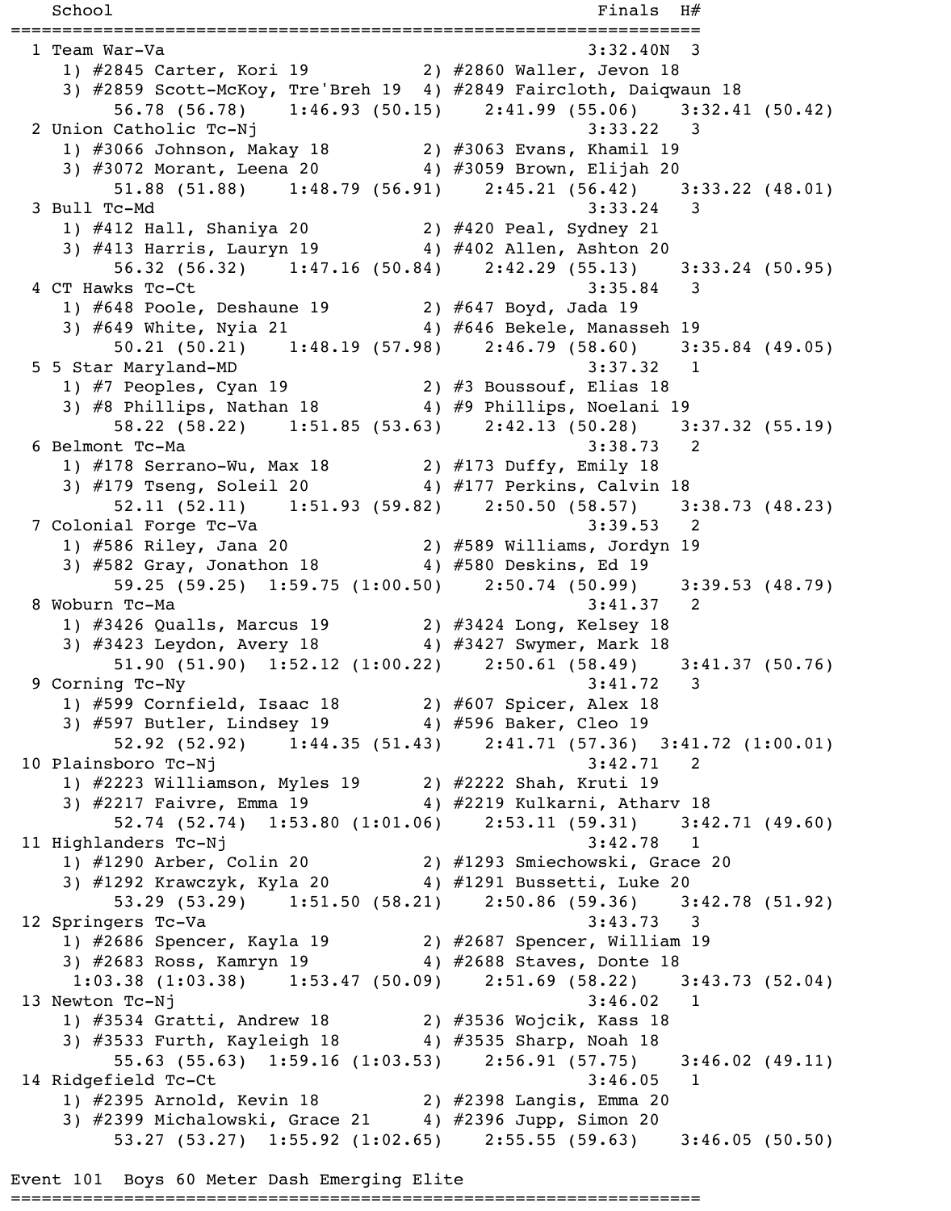```
    School                                                 Finals  H#
=====================================================================
  1 Team War-Va                                           3:32.40N  3
     1) #2845 Carter, Kori 19            2) #2860 Waller, Jevon 18
     3) #2859 Scott-McKoy, Tre'Breh 19  4) #2849 Faircloth, Daiqwaun 18
          56.78 (56.78)    1:46.93 (50.15)    2:41.99 (55.06)    3:32.41 (50.42)
  2 Union Catholic Tc-Nj                                  3:33.22   3
     1) #3066 Johnson, Makay 18          2) #3063 Evans, Khamil 19
     3) #3072 Morant, Leena 20           4) #3059 Brown, Elijah 20
          51.88 (51.88)    1:48.79 (56.91)    2:45.21 (56.42)    3:33.22 (48.01)
  3 Bull Tc-Md                                            3:33.24   3
     1) #412 Hall, Shaniya 20            2) #420 Peal, Sydney 21
     3) #413 Harris, Lauryn 19           4) #402 Allen, Ashton 20
          56.32 (56.32)    1:47.16 (50.84)    2:42.29 (55.13)    3:33.24 (50.95)
  4 CT Hawks Tc-Ct                                        3:35.84   3
     1) #648 Poole, Deshaune 19          2) #647 Boyd, Jada 19
     3) #649 White, Nyia 21              4) #646 Bekele, Manasseh 19
          50.21 (50.21)    1:48.19 (57.98)    2:46.79 (58.60)    3:35.84 (49.05)
  5 5 Star Maryland-MD                                    3:37.32   1
     1) #7 Peoples, Cyan 19              2) #3 Boussouf, Elias 18
     3) #8 Phillips, Nathan 18           4) #9 Phillips, Noelani 19
          58.22 (58.22)    1:51.85 (53.63)    2:42.13 (50.28)    3:37.32 (55.19)
  6 Belmont Tc-Ma                                         3:38.73   2
     1) #178 Serrano-Wu, Max 18          2) #173 Duffy, Emily 18
     3) #179 Tseng, Soleil 20            4) #177 Perkins, Calvin 18
          52.11 (52.11)    1:51.93 (59.82)    2:50.50 (58.57)    3:38.73 (48.23)
  7 Colonial Forge Tc-Va                                  3:39.53   2
     1) #586 Riley, Jana 20              2) #589 Williams, Jordyn 19
     3) #582 Gray, Jonathon 18           4) #580 Deskins, Ed 19
          59.25 (59.25)  1:59.75 (1:00.50)    2:50.74 (50.99)    3:39.53 (48.79)
  8 Woburn Tc-Ma                                          3:41.37   2
     1) #3426 Qualls, Marcus 19          2) #3424 Long, Kelsey 18
     3) #3423 Leydon, Avery 18           4) #3427 Swymer, Mark 18
          51.90 (51.90)  1:52.12 (1:00.22)    2:50.61 (58.49)    3:41.37 (50.76)
  9 Corning Tc-Ny                                         3:41.72   3
     1) #599 Cornfield, Isaac 18         2) #607 Spicer, Alex 18
     3) #597 Butler, Lindsey 19          4) #596 Baker, Cleo 19
          52.92 (52.92)    1:44.35 (51.43)    2:41.71 (57.36)  3:41.72 (1:00.01)
 10 Plainsboro Tc-Nj                                      3:42.71   2
     1) #2223 Williamson, Myles 19       2) #2222 Shah, Kruti 19
     3) #2217 Faivre, Emma 19            4) #2219 Kulkarni, Atharv 18
          52.74 (52.74)  1:53.80 (1:01.06)    2:53.11 (59.31)    3:42.71 (49.60)
 11 Highlanders Tc-Nj                                     3:42.78   1
     1) #1290 Arber, Colin 20            2) #1293 Smiechowski, Grace 20
     3) #1292 Krawczyk, Kyla 20          4) #1291 Bussetti, Luke 20
          53.29 (53.29)    1:51.50 (58.21)    2:50.86 (59.36)    3:42.78 (51.92)
 12 Springers Tc-Va                                       3:43.73   3
     1) #2686 Spencer, Kayla 19          2) #2687 Spencer, William 19
     3) #2683 Ross, Kamryn 19            4) #2688 Staves, Donte 18
       1:03.38 (1:03.38)    1:53.47 (50.09)    2:51.69 (58.22)    3:43.73 (52.04)
 13 Newton Tc-Nj                                          3:46.02   1
     1) #3534 Gratti, Andrew 18          2) #3536 Wojcik, Kass 18
     3) #3533 Furth, Kayleigh 18         4) #3535 Sharp, Noah 18
          55.63 (55.63)  1:59.16 (1:03.53)    2:56.91 (57.75)    3:46.02 (49.11)
 14 Ridgefield Tc-Ct                                      3:46.05   1
     1) #2395 Arnold, Kevin 18           2) #2398 Langis, Emma 20
     3) #2399 Michalowski, Grace 21      4) #2396 Jupp, Simon 20
          53.27 (53.27)  1:55.92 (1:02.65)    2:55.55 (59.63)    3:46.05 (50.50)

Event 101  Boys 60 Meter Dash Emerging Elite
=====================================================================
```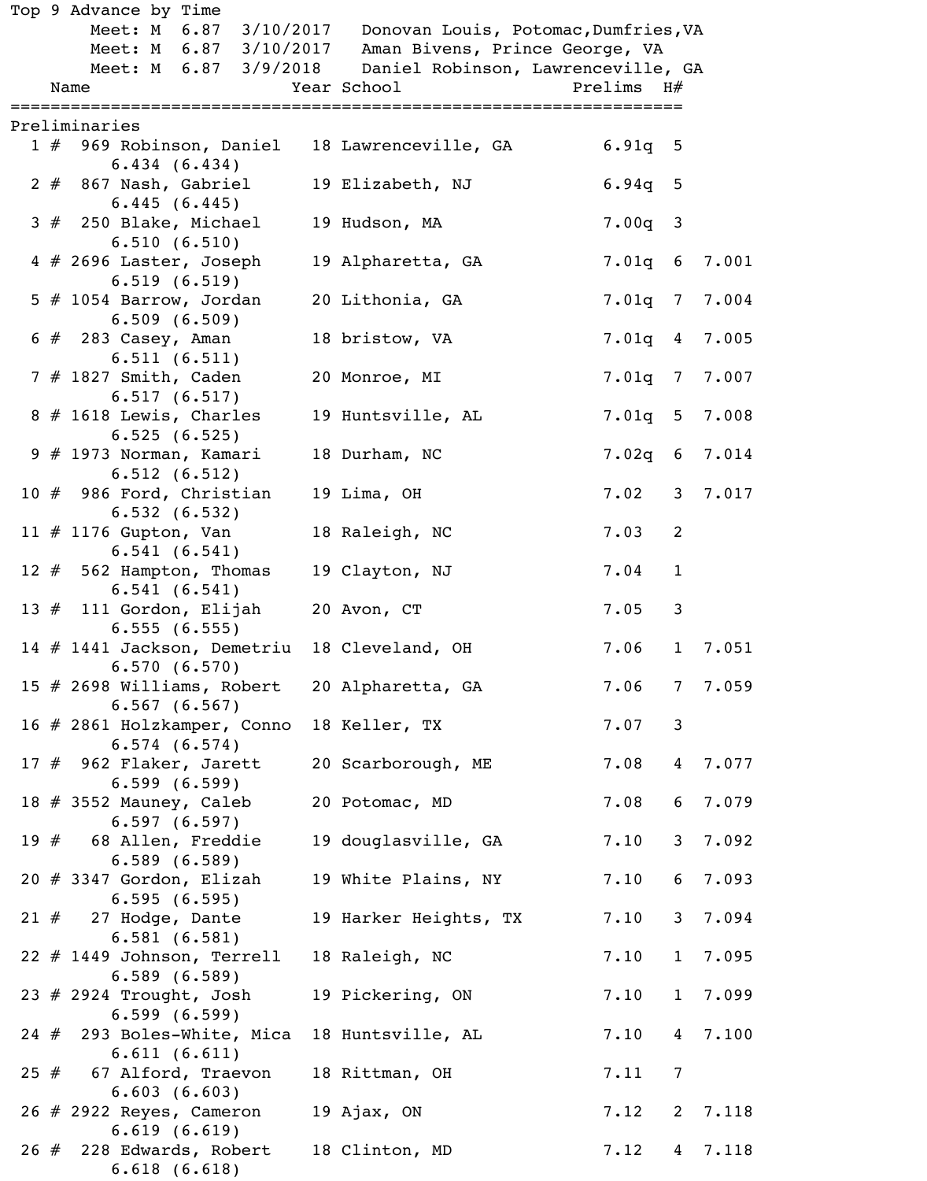Top 9 Advance by Time

```
        Meet: M  6.87  3/10/2017   Donovan Louis, Potomac,Dumfries,VA
        Meet: M  6.87  3/10/2017   Aman Bivens, Prince George, VA
        Meet: M  6.87  3/9/2018    Daniel Robinson, Lawrenceville, GA
    Name                    Year School                 Prelims  H#
=================================================================
Preliminaries
  1 #  969 Robinson, Daniel   18 Lawrenceville, GA         6.91q  5
        6.434 (6.434)
  2 #  867 Nash, Gabriel      19 Elizabeth, NJ             6.94q  5
        6.445 (6.445)
  3 #  250 Blake, Michael     19 Hudson, MA                7.00q  3
        6.510 (6.510)
  4 # 2696 Laster, Joseph     19 Alpharetta, GA            7.01q  6  7.001
        6.519 (6.519)
  5 # 1054 Barrow, Jordan     20 Lithonia, GA              7.01q  7  7.004
        6.509 (6.509)
  6 #  283 Casey, Aman        18 bristow, VA               7.01q  4  7.005
        6.511 (6.511)
  7 # 1827 Smith, Caden       20 Monroe, MI                7.01q  7  7.007
        6.517 (6.517)
  8 # 1618 Lewis, Charles     19 Huntsville, AL            7.01q  5  7.008
        6.525 (6.525)
  9 # 1973 Norman, Kamari     18 Durham, NC                7.02q  6  7.014
        6.512 (6.512)
 10 #  986 Ford, Christian    19 Lima, OH                  7.02   3  7.017
        6.532 (6.532)
 11 # 1176 Gupton, Van        18 Raleigh, NC               7.03   2
        6.541 (6.541)
 12 #  562 Hampton, Thomas    19 Clayton, NJ               7.04   1
        6.541 (6.541)
 13 #  111 Gordon, Elijah     20 Avon, CT                  7.05   3
        6.555 (6.555)
 14 # 1441 Jackson, Demetriu  18 Cleveland, OH             7.06   1  7.051
        6.570 (6.570)
 15 # 2698 Williams, Robert   20 Alpharetta, GA            7.06   7  7.059
        6.567 (6.567)
 16 # 2861 Holzkamper, Conno  18 Keller, TX                7.07   3
        6.574 (6.574)
 17 #  962 Flaker, Jarett     20 Scarborough, ME           7.08   4  7.077
        6.599 (6.599)
 18 # 3552 Mauney, Caleb      20 Potomac, MD               7.08   6  7.079
        6.597 (6.597)
 19 #   68 Allen, Freddie     19 douglasville, GA          7.10   3  7.092
        6.589 (6.589)
 20 # 3347 Gordon, Elizah     19 White Plains, NY          7.10   6  7.093
        6.595 (6.595)
 21 #   27 Hodge, Dante       19 Harker Heights, TX        7.10   3  7.094
        6.581 (6.581)
 22 # 1449 Johnson, Terrell   18 Raleigh, NC               7.10   1  7.095
        6.589 (6.589)
 23 # 2924 Trought, Josh      19 Pickering, ON             7.10   1  7.099
        6.599 (6.599)
 24 #  293 Boles-White, Mica  18 Huntsville, AL            7.10   4  7.100
        6.611 (6.611)
 25 #   67 Alford, Traevon    18 Rittman, OH               7.11   7
        6.603 (6.603)
 26 # 2922 Reyes, Cameron     19 Ajax, ON                  7.12   2  7.118
        6.619 (6.619)
 26 #  228 Edwards, Robert    18 Clinton, MD               7.12   4  7.118
        6.618 (6.618)
```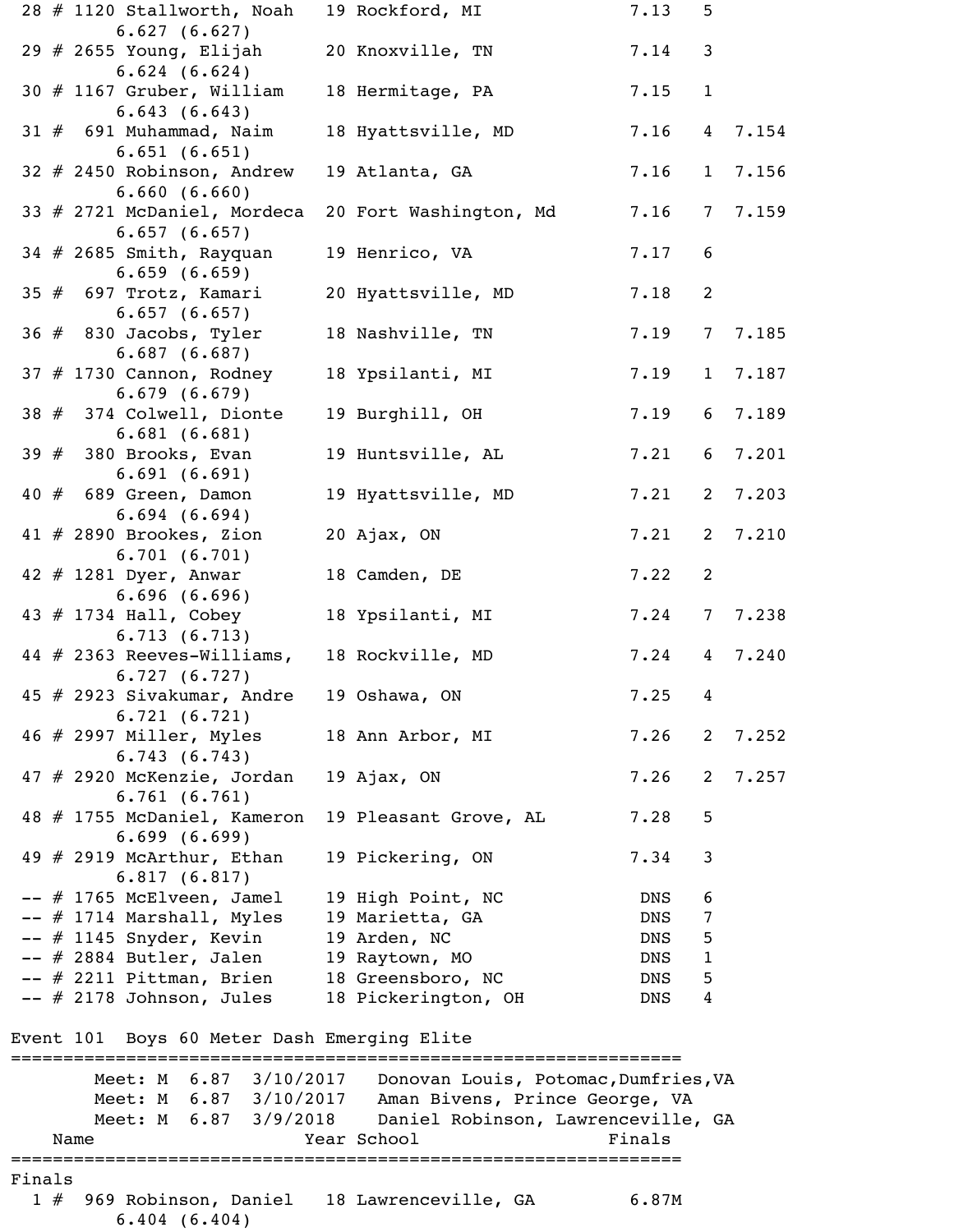```
 28 # 1120 Stallworth, Noah   19 Rockford, MI             7.13   5
          6.627 (6.627)
 29 # 2655 Young, Elijah      20 Knoxville, TN            7.14   3
          6.624 (6.624)
 30 # 1167 Gruber, William    18 Hermitage, PA            7.15   1
          6.643 (6.643)
 31 #  691 Muhammad, Naim     18 Hyattsville, MD          7.16   4  7.154
          6.651 (6.651)
 32 # 2450 Robinson, Andrew   19 Atlanta, GA              7.16   1  7.156
          6.660 (6.660)
 33 # 2721 McDaniel, Mordeca  20 Fort Washington, Md      7.16   7  7.159
          6.657 (6.657)
 34 # 2685 Smith, Rayquan     19 Henrico, VA              7.17   6
          6.659 (6.659)
 35 #  697 Trotz, Kamari      20 Hyattsville, MD          7.18   2
          6.657 (6.657)
 36 #  830 Jacobs, Tyler      18 Nashville, TN            7.19   7  7.185
          6.687 (6.687)
 37 # 1730 Cannon, Rodney     18 Ypsilanti, MI            7.19   1  7.187
          6.679 (6.679)
 38 #  374 Colwell, Dionte    19 Burghill, OH             7.19   6  7.189
          6.681 (6.681)
 39 #  380 Brooks, Evan       19 Huntsville, AL           7.21   6  7.201
          6.691 (6.691)
 40 #  689 Green, Damon       19 Hyattsville, MD          7.21   2  7.203
          6.694 (6.694)
 41 # 2890 Brookes, Zion      20 Ajax, ON                 7.21   2  7.210
          6.701 (6.701)
 42 # 1281 Dyer, Anwar        18 Camden, DE               7.22   2
          6.696 (6.696)
 43 # 1734 Hall, Cobey        18 Ypsilanti, MI            7.24   7  7.238
          6.713 (6.713)
 44 # 2363 Reeves-Williams,   18 Rockville, MD            7.24   4  7.240
          6.727 (6.727)
 45 # 2923 Sivakumar, Andre   19 Oshawa, ON               7.25   4
          6.721 (6.721)
 46 # 2997 Miller, Myles      18 Ann Arbor, MI            7.26   2  7.252
          6.743 (6.743)
 47 # 2920 McKenzie, Jordan   19 Ajax, ON                 7.26   2  7.257
          6.761 (6.761)
 48 # 1755 McDaniel, Kameron  19 Pleasant Grove, AL       7.28   5
          6.699 (6.699)
 49 # 2919 McArthur, Ethan    19 Pickering, ON            7.34   3
          6.817 (6.817)
 -- # 1765 McElveen, Jamel    19 High Point, NC            DNS   6
 -- # 1714 Marshall, Myles    19 Marietta, GA              DNS   7
 -- # 1145 Snyder, Kevin      19 Arden, NC                 DNS   5
 -- # 2884 Butler, Jalen      19 Raytown, MO               DNS   1
 -- # 2211 Pittman, Brien     18 Greensboro, NC            DNS   5
 -- # 2178 Johnson, Jules     18 Pickerington, OH          DNS   4

Event 101  Boys 60 Meter Dash Emerging Elite
===============================================================
        Meet: M  6.87  3/10/2017   Donovan Louis, Potomac,Dumfries,VA
        Meet: M  6.87  3/10/2017   Aman Bivens, Prince George, VA
        Meet: M  6.87  3/9/2018    Daniel Robinson, Lawrenceville, GA
    Name                    Year School                  Finals
===============================================================
Finals
  1 #  969 Robinson, Daniel   18 Lawrenceville, GA        6.87M
          6.404 (6.404)
```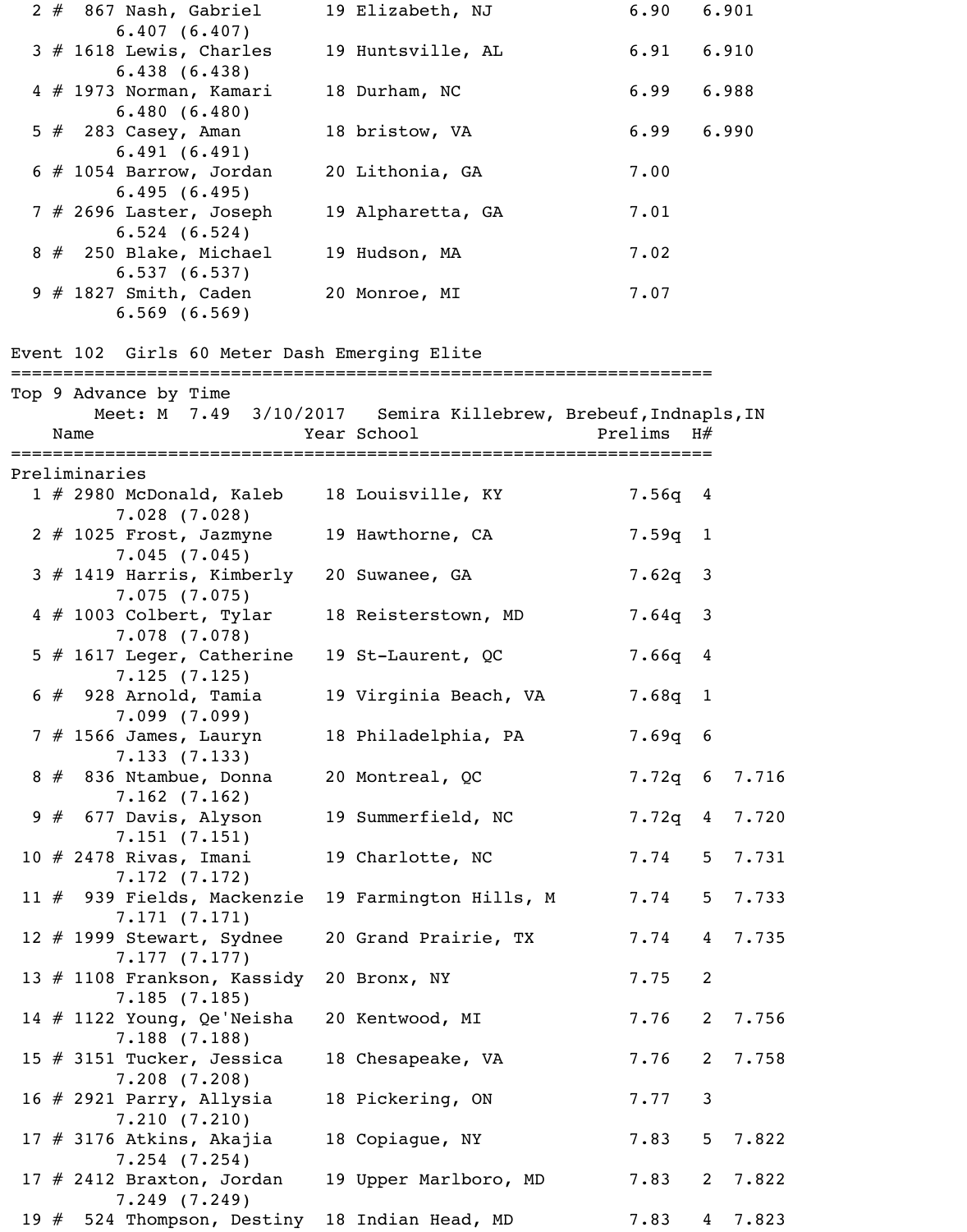| Place | Name | Year | School | Prelims | H# | Tiebreak |
|---|---|---|---|---|---|---|
| 2 | # 867 Nash, Gabriel<br>6.407 (6.407) | 19 | Elizabeth, NJ | 6.90 | | 6.901 |
| 3 | # 1618 Lewis, Charles<br>6.438 (6.438) | 19 | Huntsville, AL | 6.91 | | 6.910 |
| 4 | # 1973 Norman, Kamari<br>6.480 (6.480) | 18 | Durham, NC | 6.99 | | 6.988 |
| 5 | # 283 Casey, Aman<br>6.491 (6.491) | 18 | bristow, VA | 6.99 | | 6.990 |
| 6 | # 1054 Barrow, Jordan<br>6.495 (6.495) | 20 | Lithonia, GA | 7.00 | | |
| 7 | # 2696 Laster, Joseph<br>6.524 (6.524) | 19 | Alpharetta, GA | 7.01 | | |
| 8 | # 250 Blake, Michael<br>6.537 (6.537) | 19 | Hudson, MA | 7.02 | | |
| 9 | # 1827 Smith, Caden<br>6.569 (6.569) | 20 | Monroe, MI | 7.07 | | |

## Event 102 Girls 60 Meter Dash Emerging Elite

Top 9 Advance by Time

Meet: M 7.49 3/10/2017 Semira Killebrew, Brebeuf,Indnapls,IN

**Preliminaries**

| Place | Name | Year | School | Prelims | H# | Tiebreak |
|---|---|---|---|---|---|---|
| 1 | # 2980 McDonald, Kaleb<br>7.028 (7.028) | 18 | Louisville, KY | 7.56q | 4 | |
| 2 | # 1025 Frost, Jazmyne<br>7.045 (7.045) | 19 | Hawthorne, CA | 7.59q | 1 | |
| 3 | # 1419 Harris, Kimberly<br>7.075 (7.075) | 20 | Suwanee, GA | 7.62q | 3 | |
| 4 | # 1003 Colbert, Tylar<br>7.078 (7.078) | 18 | Reisterstown, MD | 7.64q | 3 | |
| 5 | # 1617 Leger, Catherine<br>7.125 (7.125) | 19 | St-Laurent, QC | 7.66q | 4 | |
| 6 | # 928 Arnold, Tamia<br>7.099 (7.099) | 19 | Virginia Beach, VA | 7.68q | 1 | |
| 7 | # 1566 James, Lauryn<br>7.133 (7.133) | 18 | Philadelphia, PA | 7.69q | 6 | |
| 8 | # 836 Ntambue, Donna<br>7.162 (7.162) | 20 | Montreal, QC | 7.72q | 6 | 7.716 |
| 9 | # 677 Davis, Alyson<br>7.151 (7.151) | 19 | Summerfield, NC | 7.72q | 4 | 7.720 |
| 10 | # 2478 Rivas, Imani<br>7.172 (7.172) | 19 | Charlotte, NC | 7.74 | 5 | 7.731 |
| 11 | # 939 Fields, Mackenzie<br>7.171 (7.171) | 19 | Farmington Hills, M | 7.74 | 5 | 7.733 |
| 12 | # 1999 Stewart, Sydnee<br>7.177 (7.177) | 20 | Grand Prairie, TX | 7.74 | 4 | 7.735 |
| 13 | # 1108 Frankson, Kassidy<br>7.185 (7.185) | 20 | Bronx, NY | 7.75 | 2 | |
| 14 | # 1122 Young, Qe'Neisha<br>7.188 (7.188) | 20 | Kentwood, MI | 7.76 | 2 | 7.756 |
| 15 | # 3151 Tucker, Jessica<br>7.208 (7.208) | 18 | Chesapeake, VA | 7.76 | 2 | 7.758 |
| 16 | # 2921 Parry, Allysia<br>7.210 (7.210) | 18 | Pickering, ON | 7.77 | 3 | |
| 17 | # 3176 Atkins, Akajia<br>7.254 (7.254) | 18 | Copiague, NY | 7.83 | 5 | 7.822 |
| 17 | # 2412 Braxton, Jordan<br>7.249 (7.249) | 19 | Upper Marlboro, MD | 7.83 | 2 | 7.822 |
| 19 | # 524 Thompson, Destiny | 18 | Indian Head, MD | 7.83 | 4 | 7.823 |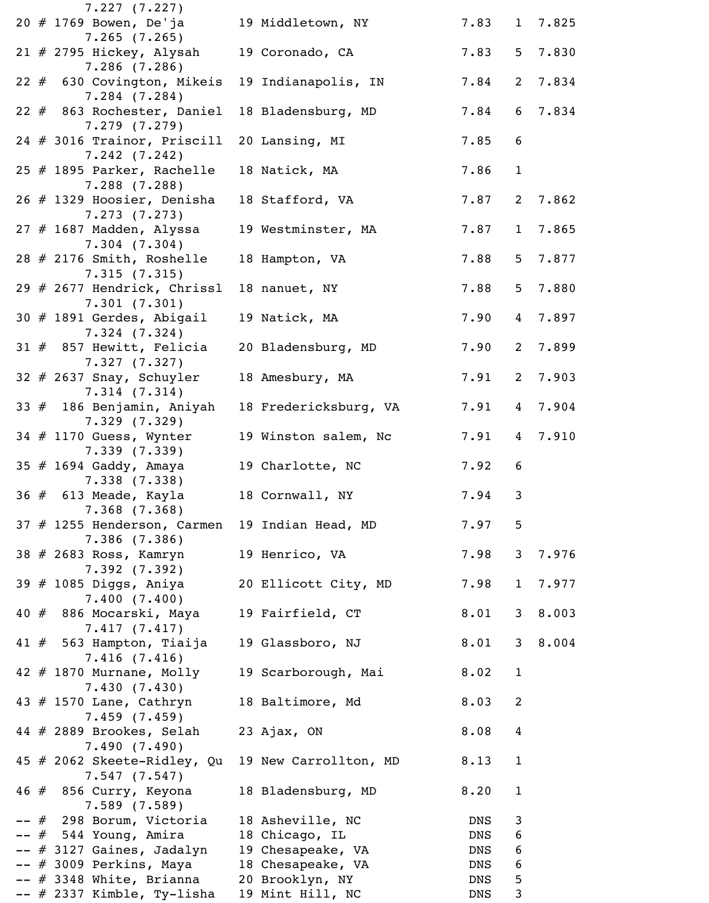```
       7.227 (7.227)
 20 # 1769 Bowen, De'ja       19 Middletown, NY           7.83   1  7.825
       7.265 (7.265)
 21 # 2795 Hickey, Alysah     19 Coronado, CA             7.83   5  7.830
       7.286 (7.286)
 22 #  630 Covington, Mikeis  19 Indianapolis, IN         7.84   2  7.834
       7.284 (7.284)
 22 #  863 Rochester, Daniel  18 Bladensburg, MD          7.84   6  7.834
       7.279 (7.279)
 24 # 3016 Trainor, Priscill  20 Lansing, MI              7.85   6
       7.242 (7.242)
 25 # 1895 Parker, Rachelle   18 Natick, MA               7.86   1
       7.288 (7.288)
 26 # 1329 Hoosier, Denisha   18 Stafford, VA             7.87   2  7.862
       7.273 (7.273)
 27 # 1687 Madden, Alyssa     19 Westminster, MA          7.87   1  7.865
       7.304 (7.304)
 28 # 2176 Smith, Roshelle    18 Hampton, VA              7.88   5  7.877
       7.315 (7.315)
 29 # 2677 Hendrick, Chrissl  18 nanuet, NY               7.88   5  7.880
       7.301 (7.301)
 30 # 1891 Gerdes, Abigail    19 Natick, MA               7.90   4  7.897
       7.324 (7.324)
 31 #  857 Hewitt, Felicia    20 Bladensburg, MD          7.90   2  7.899
       7.327 (7.327)
 32 # 2637 Snay, Schuyler     18 Amesbury, MA             7.91   2  7.903
       7.314 (7.314)
 33 #  186 Benjamin, Aniyah   18 Fredericksburg, VA       7.91   4  7.904
       7.329 (7.329)
 34 # 1170 Guess, Wynter      19 Winston salem, Nc        7.91   4  7.910
       7.339 (7.339)
 35 # 1694 Gaddy, Amaya       19 Charlotte, NC            7.92   6
       7.338 (7.338)
 36 #  613 Meade, Kayla       18 Cornwall, NY             7.94   3
       7.368 (7.368)
 37 # 1255 Henderson, Carmen  19 Indian Head, MD          7.97   5
       7.386 (7.386)
 38 # 2683 Ross, Kamryn       19 Henrico, VA              7.98   3  7.976
       7.392 (7.392)
 39 # 1085 Diggs, Aniya       20 Ellicott City, MD        7.98   1  7.977
       7.400 (7.400)
 40 #  886 Mocarski, Maya     19 Fairfield, CT            8.01   3  8.003
       7.417 (7.417)
 41 #  563 Hampton, Tiaija    19 Glassboro, NJ            8.01   3  8.004
       7.416 (7.416)
 42 # 1870 Murnane, Molly     19 Scarborough, Mai         8.02   1
       7.430 (7.430)
 43 # 1570 Lane, Cathryn      18 Baltimore, Md            8.03   2
       7.459 (7.459)
 44 # 2889 Brookes, Selah     23 Ajax, ON                 8.08   4
       7.490 (7.490)
 45 # 2062 Skeete-Ridley, Qu  19 New Carrollton, MD       8.13   1
       7.547 (7.547)
 46 #  856 Curry, Keyona      18 Bladensburg, MD          8.20   1
       7.589 (7.589)
 -- #  298 Borum, Victoria    18 Asheville, NC             DNS   3
 -- #  544 Young, Amira       18 Chicago, IL               DNS   6
 -- # 3127 Gaines, Jadalyn    19 Chesapeake, VA            DNS   6
 -- # 3009 Perkins, Maya      18 Chesapeake, VA            DNS   6
 -- # 3348 White, Brianna     20 Brooklyn, NY              DNS   5
 -- # 2337 Kimble, Ty-lisha   19 Mint Hill, NC             DNS   3
```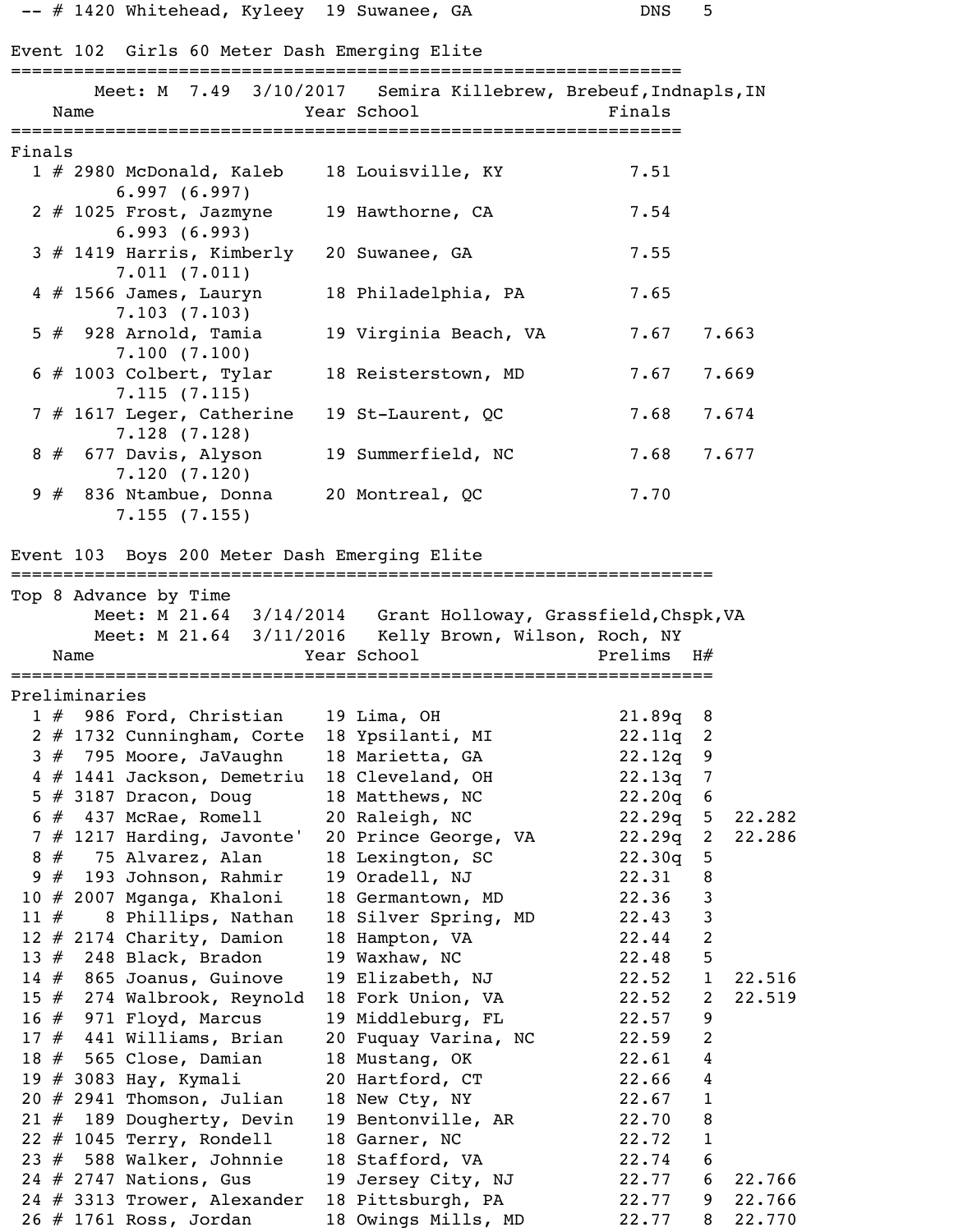-- # 1420 Whitehead, Kyleey 19 Suwanee, GA DNS 5

## Event 102 Girls 60 Meter Dash Emerging Elite

Meet: M 7.49 3/10/2017 Semira Killebrew, Brebeuf,Indnapls,IN

**Finals**

| Place | # | Name | Year | School | Finals | |
|---|---|---|---|---|---|---|
| 1 | 2980 | McDonald, Kaleb | 18 | Louisville, KY | 7.51 | |
| | | 6.997 (6.997) | | | | |
| 2 | 1025 | Frost, Jazmyne | 19 | Hawthorne, CA | 7.54 | |
| | | 6.993 (6.993) | | | | |
| 3 | 1419 | Harris, Kimberly | 20 | Suwanee, GA | 7.55 | |
| | | 7.011 (7.011) | | | | |
| 4 | 1566 | James, Lauryn | 18 | Philadelphia, PA | 7.65 | |
| | | 7.103 (7.103) | | | | |
| 5 | 928 | Arnold, Tamia | 19 | Virginia Beach, VA | 7.67 | 7.663 |
| | | 7.100 (7.100) | | | | |
| 6 | 1003 | Colbert, Tylar | 18 | Reisterstown, MD | 7.67 | 7.669 |
| | | 7.115 (7.115) | | | | |
| 7 | 1617 | Leger, Catherine | 19 | St-Laurent, QC | 7.68 | 7.674 |
| | | 7.128 (7.128) | | | | |
| 8 | 677 | Davis, Alyson | 19 | Summerfield, NC | 7.68 | 7.677 |
| | | 7.120 (7.120) | | | | |
| 9 | 836 | Ntambue, Donna | 20 | Montreal, QC | 7.70 | |
| | | 7.155 (7.155) | | | | |

## Event 103 Boys 200 Meter Dash Emerging Elite

Top 8 Advance by Time

Meet: M 21.64 3/14/2014 Grant Holloway, Grassfield,Chspk,VA

Meet: M 21.64 3/11/2016 Kelly Brown, Wilson, Roch, NY

**Preliminaries**

| Place | # | Name | Year | School | Prelims | H# | |
|---|---|---|---|---|---|---|---|
| 1 | 986 | Ford, Christian | 19 | Lima, OH | 21.89q | 8 | |
| 2 | 1732 | Cunningham, Corte | 18 | Ypsilanti, MI | 22.11q | 2 | |
| 3 | 795 | Moore, JaVaughn | 18 | Marietta, GA | 22.12q | 9 | |
| 4 | 1441 | Jackson, Demetriu | 18 | Cleveland, OH | 22.13q | 7 | |
| 5 | 3187 | Dracon, Doug | 18 | Matthews, NC | 22.20q | 6 | |
| 6 | 437 | McRae, Romell | 20 | Raleigh, NC | 22.29q | 5 | 22.282 |
| 7 | 1217 | Harding, Javonte' | 20 | Prince George, VA | 22.29q | 2 | 22.286 |
| 8 | 75 | Alvarez, Alan | 18 | Lexington, SC | 22.30q | 5 | |
| 9 | 193 | Johnson, Rahmir | 19 | Oradell, NJ | 22.31 | 8 | |
| 10 | 2007 | Mganga, Khaloni | 18 | Germantown, MD | 22.36 | 3 | |
| 11 | 8 | Phillips, Nathan | 18 | Silver Spring, MD | 22.43 | 3 | |
| 12 | 2174 | Charity, Damion | 18 | Hampton, VA | 22.44 | 2 | |
| 13 | 248 | Black, Bradon | 19 | Waxhaw, NC | 22.48 | 5 | |
| 14 | 865 | Joanus, Guinove | 19 | Elizabeth, NJ | 22.52 | 1 | 22.516 |
| 15 | 274 | Walbrook, Reynold | 18 | Fork Union, VA | 22.52 | 2 | 22.519 |
| 16 | 971 | Floyd, Marcus | 19 | Middleburg, FL | 22.57 | 9 | |
| 17 | 441 | Williams, Brian | 20 | Fuquay Varina, NC | 22.59 | 2 | |
| 18 | 565 | Close, Damian | 18 | Mustang, OK | 22.61 | 4 | |
| 19 | 3083 | Hay, Kymali | 20 | Hartford, CT | 22.66 | 4 | |
| 20 | 2941 | Thomson, Julian | 18 | New Cty, NY | 22.67 | 1 | |
| 21 | 189 | Dougherty, Devin | 19 | Bentonville, AR | 22.70 | 8 | |
| 22 | 1045 | Terry, Rondell | 18 | Garner, NC | 22.72 | 1 | |
| 23 | 588 | Walker, Johnnie | 18 | Stafford, VA | 22.74 | 6 | |
| 24 | 2747 | Nations, Gus | 19 | Jersey City, NJ | 22.77 | 6 | 22.766 |
| 24 | 3313 | Trower, Alexander | 18 | Pittsburgh, PA | 22.77 | 9 | 22.766 |
| 26 | 1761 | Ross, Jordan | 18 | Owings Mills, MD | 22.77 | 8 | 22.770 |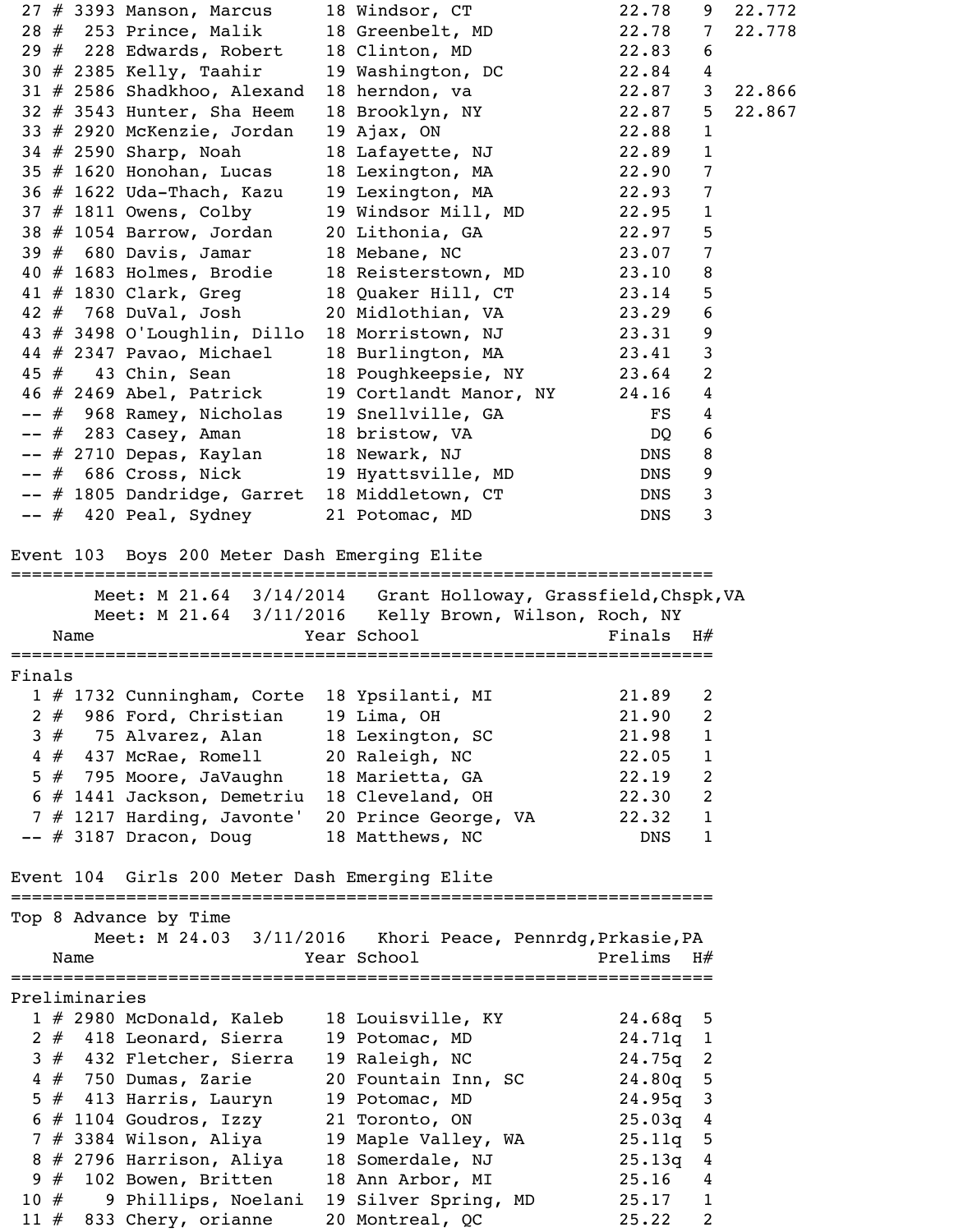| Place | # | Name | Year | School | Finals | H# | Tiebreak |
|---|---|---|---|---|---|---|---|
| 27 | # 3393 | Manson, Marcus | 18 | Windsor, CT | 22.78 | 9 | 22.772 |
| 28 | # 253 | Prince, Malik | 18 | Greenbelt, MD | 22.78 | 7 | 22.778 |
| 29 | # 228 | Edwards, Robert | 18 | Clinton, MD | 22.83 | 6 | |
| 30 | # 2385 | Kelly, Taahir | 19 | Washington, DC | 22.84 | 4 | |
| 31 | # 2586 | Shadkhoo, Alexand | 18 | herndon, va | 22.87 | 3 | 22.866 |
| 32 | # 3543 | Hunter, Sha Heem | 18 | Brooklyn, NY | 22.87 | 5 | 22.867 |
| 33 | # 2920 | McKenzie, Jordan | 19 | Ajax, ON | 22.88 | 1 | |
| 34 | # 2590 | Sharp, Noah | 18 | Lafayette, NJ | 22.89 | 1 | |
| 35 | # 1620 | Honohan, Lucas | 18 | Lexington, MA | 22.90 | 7 | |
| 36 | # 1622 | Uda-Thach, Kazu | 19 | Lexington, MA | 22.93 | 7 | |
| 37 | # 1811 | Owens, Colby | 19 | Windsor Mill, MD | 22.95 | 1 | |
| 38 | # 1054 | Barrow, Jordan | 20 | Lithonia, GA | 22.97 | 5 | |
| 39 | # 680 | Davis, Jamar | 18 | Mebane, NC | 23.07 | 7 | |
| 40 | # 1683 | Holmes, Brodie | 18 | Reisterstown, MD | 23.10 | 8 | |
| 41 | # 1830 | Clark, Greg | 18 | Quaker Hill, CT | 23.14 | 5 | |
| 42 | # 768 | DuVal, Josh | 20 | Midlothian, VA | 23.29 | 6 | |
| 43 | # 3498 | O'Loughlin, Dillo | 18 | Morristown, NJ | 23.31 | 9 | |
| 44 | # 2347 | Pavao, Michael | 18 | Burlington, MA | 23.41 | 3 | |
| 45 | # 43 | Chin, Sean | 18 | Poughkeepsie, NY | 23.64 | 2 | |
| 46 | # 2469 | Abel, Patrick | 19 | Cortlandt Manor, NY | 24.16 | 4 | |
| -- | # 968 | Ramey, Nicholas | 19 | Snellville, GA | FS | 4 | |
| -- | # 283 | Casey, Aman | 18 | bristow, VA | DQ | 6 | |
| -- | # 2710 | Depas, Kaylan | 18 | Newark, NJ | DNS | 8 | |
| -- | # 686 | Cross, Nick | 19 | Hyattsville, MD | DNS | 9 | |
| -- | # 1805 | Dandridge, Garret | 18 | Middletown, CT | DNS | 3 | |
| -- | # 420 | Peal, Sydney | 21 | Potomac, MD | DNS | 3 | |

## Event 103 Boys 200 Meter Dash Emerging Elite

Meet: M 21.64 3/14/2014 Grant Holloway, Grassfield,Chspk,VA
Meet: M 21.64 3/11/2016 Kelly Brown, Wilson, Roch, NY

### Finals

| Place | # | Name | Year | School | Finals | H# |
|---|---|---|---|---|---|---|
| 1 | # 1732 | Cunningham, Corte | 18 | Ypsilanti, MI | 21.89 | 2 |
| 2 | # 986 | Ford, Christian | 19 | Lima, OH | 21.90 | 2 |
| 3 | # 75 | Alvarez, Alan | 18 | Lexington, SC | 21.98 | 1 |
| 4 | # 437 | McRae, Romell | 20 | Raleigh, NC | 22.05 | 1 |
| 5 | # 795 | Moore, JaVaughn | 18 | Marietta, GA | 22.19 | 2 |
| 6 | # 1441 | Jackson, Demetriu | 18 | Cleveland, OH | 22.30 | 2 |
| 7 | # 1217 | Harding, Javonte' | 20 | Prince George, VA | 22.32 | 1 |
| -- | # 3187 | Dracon, Doug | 18 | Matthews, NC | DNS | 1 |

## Event 104 Girls 200 Meter Dash Emerging Elite

Top 8 Advance by Time
Meet: M 24.03 3/11/2016 Khori Peace, Pennrdg,Prkasie,PA

### Preliminaries

| Place | # | Name | Year | School | Prelims | H# |
|---|---|---|---|---|---|---|
| 1 | # 2980 | McDonald, Kaleb | 18 | Louisville, KY | 24.68q | 5 |
| 2 | # 418 | Leonard, Sierra | 19 | Potomac, MD | 24.71q | 1 |
| 3 | # 432 | Fletcher, Sierra | 19 | Raleigh, NC | 24.75q | 2 |
| 4 | # 750 | Dumas, Zarie | 20 | Fountain Inn, SC | 24.80q | 5 |
| 5 | # 413 | Harris, Lauryn | 19 | Potomac, MD | 24.95q | 3 |
| 6 | # 1104 | Goudros, Izzy | 21 | Toronto, ON | 25.03q | 4 |
| 7 | # 3384 | Wilson, Aliya | 19 | Maple Valley, WA | 25.11q | 5 |
| 8 | # 2796 | Harrison, Aliya | 18 | Somerdale, NJ | 25.13q | 4 |
| 9 | # 102 | Bowen, Britten | 18 | Ann Arbor, MI | 25.16 | 4 |
| 10 | # 9 | Phillips, Noelani | 19 | Silver Spring, MD | 25.17 | 1 |
| 11 | # 833 | Chery, orianne | 20 | Montreal, QC | 25.22 | 2 |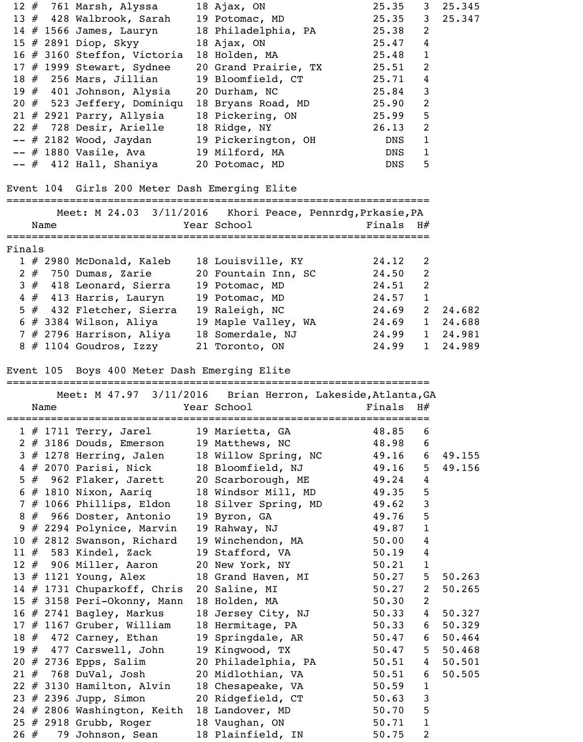| Place | # | Bib | Name | Year | School | Finals | H# | Tiebreak |
|---|---|---|---|---|---|---|---|---|
| 12 | # | 761 | Marsh, Alyssa | 18 | Ajax, ON | 25.35 | 3 | 25.345 |
| 13 | # | 428 | Walbrook, Sarah | 19 | Potomac, MD | 25.35 | 3 | 25.347 |
| 14 | # | 1566 | James, Lauryn | 18 | Philadelphia, PA | 25.38 | 2 | |
| 15 | # | 2891 | Diop, Skyy | 18 | Ajax, ON | 25.47 | 4 | |
| 16 | # | 3160 | Steffon, Victoria | 18 | Holden, MA | 25.48 | 1 | |
| 17 | # | 1999 | Stewart, Sydnee | 20 | Grand Prairie, TX | 25.51 | 2 | |
| 18 | # | 256 | Mars, Jillian | 19 | Bloomfield, CT | 25.71 | 4 | |
| 19 | # | 401 | Johnson, Alysia | 20 | Durham, NC | 25.84 | 3 | |
| 20 | # | 523 | Jeffery, Dominiqu | 18 | Bryans Road, MD | 25.90 | 2 | |
| 21 | # | 2921 | Parry, Allysia | 18 | Pickering, ON | 25.99 | 5 | |
| 22 | # | 728 | Desir, Arielle | 18 | Ridge, NY | 26.13 | 2 | |
| -- | # | 2182 | Wood, Jaydan | 19 | Pickerington, OH | DNS | 1 | |
| -- | # | 1880 | Vasile, Ava | 19 | Milford, MA | DNS | 1 | |
| -- | # | 412 | Hall, Shaniya | 20 | Potomac, MD | DNS | 5 | |

## Event 104 Girls 200 Meter Dash Emerging Elite

Meet: M 24.03 3/11/2016 Khori Peace, Pennrdg,Prkasie,PA

Finals

| Place | # | Bib | Name | Year | School | Finals | H# | Tiebreak |
|---|---|---|---|---|---|---|---|---|
| 1 | # | 2980 | McDonald, Kaleb | 18 | Louisville, KY | 24.12 | 2 | |
| 2 | # | 750 | Dumas, Zarie | 20 | Fountain Inn, SC | 24.50 | 2 | |
| 3 | # | 418 | Leonard, Sierra | 19 | Potomac, MD | 24.51 | 2 | |
| 4 | # | 413 | Harris, Lauryn | 19 | Potomac, MD | 24.57 | 1 | |
| 5 | # | 432 | Fletcher, Sierra | 19 | Raleigh, NC | 24.69 | 2 | 24.682 |
| 6 | # | 3384 | Wilson, Aliya | 19 | Maple Valley, WA | 24.69 | 1 | 24.688 |
| 7 | # | 2796 | Harrison, Aliya | 18 | Somerdale, NJ | 24.99 | 1 | 24.981 |
| 8 | # | 1104 | Goudros, Izzy | 21 | Toronto, ON | 24.99 | 1 | 24.989 |

## Event 105 Boys 400 Meter Dash Emerging Elite

Meet: M 47.97 3/11/2016 Brian Herron, Lakeside,Atlanta,GA

| Place | # | Bib | Name | Year | School | Finals | H# | Tiebreak |
|---|---|---|---|---|---|---|---|---|
| 1 | # | 1711 | Terry, Jarel | 19 | Marietta, GA | 48.85 | 6 | |
| 2 | # | 3186 | Douds, Emerson | 19 | Matthews, NC | 48.98 | 6 | |
| 3 | # | 1278 | Herring, Jalen | 18 | Willow Spring, NC | 49.16 | 6 | 49.155 |
| 4 | # | 2070 | Parisi, Nick | 18 | Bloomfield, NJ | 49.16 | 5 | 49.156 |
| 5 | # | 962 | Flaker, Jarett | 20 | Scarborough, ME | 49.24 | 4 | |
| 6 | # | 1810 | Nixon, Aariq | 18 | Windsor Mill, MD | 49.35 | 5 | |
| 7 | # | 1066 | Phillips, Eldon | 18 | Silver Spring, MD | 49.62 | 3 | |
| 8 | # | 966 | Doster, Antonio | 19 | Byron, GA | 49.76 | 5 | |
| 9 | # | 2294 | Polynice, Marvin | 19 | Rahway, NJ | 49.87 | 1 | |
| 10 | # | 2812 | Swanson, Richard | 19 | Winchendon, MA | 50.00 | 4 | |
| 11 | # | 583 | Kindel, Zack | 19 | Stafford, VA | 50.19 | 4 | |
| 12 | # | 906 | Miller, Aaron | 20 | New York, NY | 50.21 | 1 | |
| 13 | # | 1121 | Young, Alex | 18 | Grand Haven, MI | 50.27 | 5 | 50.263 |
| 14 | # | 1731 | Chuparkoff, Chris | 20 | Saline, MI | 50.27 | 2 | 50.265 |
| 15 | # | 3158 | Peri-Okonny, Mann | 18 | Holden, MA | 50.30 | 2 | |
| 16 | # | 2741 | Bagley, Markus | 18 | Jersey City, NJ | 50.33 | 4 | 50.327 |
| 17 | # | 1167 | Gruber, William | 18 | Hermitage, PA | 50.33 | 6 | 50.329 |
| 18 | # | 472 | Carney, Ethan | 19 | Springdale, AR | 50.47 | 6 | 50.464 |
| 19 | # | 477 | Carswell, John | 19 | Kingwood, TX | 50.47 | 5 | 50.468 |
| 20 | # | 2736 | Epps, Salim | 20 | Philadelphia, PA | 50.51 | 4 | 50.501 |
| 21 | # | 768 | DuVal, Josh | 20 | Midlothian, VA | 50.51 | 6 | 50.505 |
| 22 | # | 3130 | Hamilton, Alvin | 18 | Chesapeake, VA | 50.59 | 1 | |
| 23 | # | 2396 | Jupp, Simon | 20 | Ridgefield, CT | 50.63 | 3 | |
| 24 | # | 2806 | Washington, Keith | 18 | Landover, MD | 50.70 | 5 | |
| 25 | # | 2918 | Grubb, Roger | 18 | Vaughan, ON | 50.71 | 1 | |
| 26 | # | 79 | Johnson, Sean | 18 | Plainfield, IN | 50.75 | 2 | |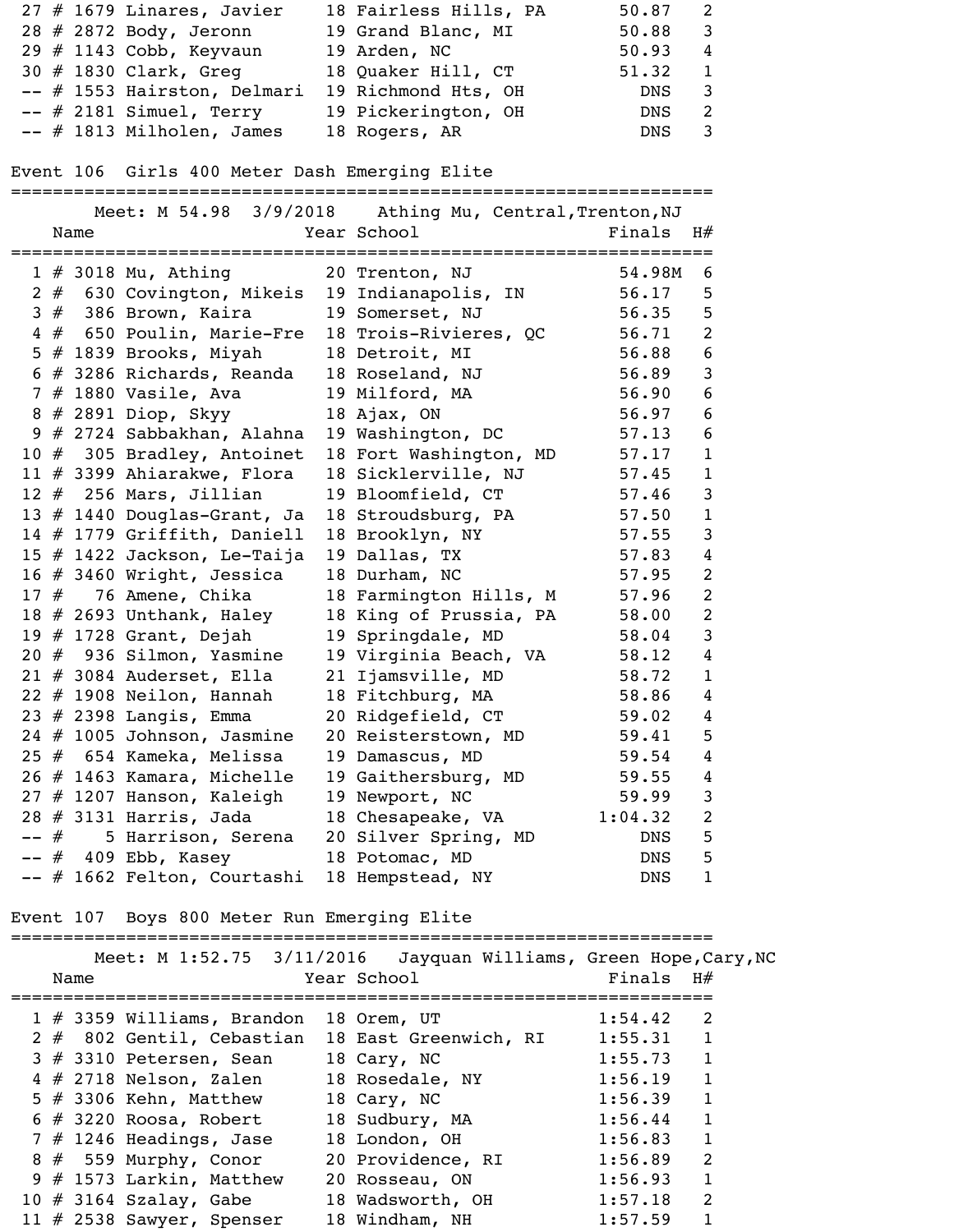| Place | # | Bib | Name | Year | School | Finals | H# |
|---|---|---|---|---|---|---|---|
| 27 | # | 1679 | Linares, Javier | 18 | Fairless Hills, PA | 50.87 | 2 |
| 28 | # | 2872 | Body, Jeronn | 19 | Grand Blanc, MI | 50.88 | 3 |
| 29 | # | 1143 | Cobb, Keyvaun | 19 | Arden, NC | 50.93 | 4 |
| 30 | # | 1830 | Clark, Greg | 18 | Quaker Hill, CT | 51.32 | 1 |
| -- | # | 1553 | Hairston, Delmari | 19 | Richmond Hts, OH | DNS | 3 |
| -- | # | 2181 | Simuel, Terry | 19 | Pickerington, OH | DNS | 2 |
| -- | # | 1813 | Milholen, James | 18 | Rogers, AR | DNS | 3 |

## Event 106 Girls 400 Meter Dash Emerging Elite

Meet: M 54.98 3/9/2018 Athing Mu, Central,Trenton,NJ

| Place | # | Bib | Name | Year | School | Finals | H# |
|---|---|---|---|---|---|---|---|
| 1 | # | 3018 | Mu, Athing | 20 | Trenton, NJ | 54.98M | 6 |
| 2 | # | 630 | Covington, Mikeis | 19 | Indianapolis, IN | 56.17 | 5 |
| 3 | # | 386 | Brown, Kaira | 19 | Somerset, NJ | 56.35 | 5 |
| 4 | # | 650 | Poulin, Marie-Fre | 18 | Trois-Rivieres, QC | 56.71 | 2 |
| 5 | # | 1839 | Brooks, Miyah | 18 | Detroit, MI | 56.88 | 6 |
| 6 | # | 3286 | Richards, Reanda | 18 | Roseland, NJ | 56.89 | 3 |
| 7 | # | 1880 | Vasile, Ava | 19 | Milford, MA | 56.90 | 6 |
| 8 | # | 2891 | Diop, Skyy | 18 | Ajax, ON | 56.97 | 6 |
| 9 | # | 2724 | Sabbakhan, Alahna | 19 | Washington, DC | 57.13 | 6 |
| 10 | # | 305 | Bradley, Antoinet | 18 | Fort Washington, MD | 57.17 | 1 |
| 11 | # | 3399 | Ahiarakwe, Flora | 18 | Sicklerville, NJ | 57.45 | 1 |
| 12 | # | 256 | Mars, Jillian | 19 | Bloomfield, CT | 57.46 | 3 |
| 13 | # | 1440 | Douglas-Grant, Ja | 18 | Stroudsburg, PA | 57.50 | 1 |
| 14 | # | 1779 | Griffith, Daniell | 18 | Brooklyn, NY | 57.55 | 3 |
| 15 | # | 1422 | Jackson, Le-Taija | 19 | Dallas, TX | 57.83 | 4 |
| 16 | # | 3460 | Wright, Jessica | 18 | Durham, NC | 57.95 | 2 |
| 17 | # | 76 | Amene, Chika | 18 | Farmington Hills, M | 57.96 | 2 |
| 18 | # | 2693 | Unthank, Haley | 18 | King of Prussia, PA | 58.00 | 2 |
| 19 | # | 1728 | Grant, Dejah | 19 | Springdale, MD | 58.04 | 3 |
| 20 | # | 936 | Silmon, Yasmine | 19 | Virginia Beach, VA | 58.12 | 4 |
| 21 | # | 3084 | Auderset, Ella | 21 | Ijamsville, MD | 58.72 | 1 |
| 22 | # | 1908 | Neilon, Hannah | 18 | Fitchburg, MA | 58.86 | 4 |
| 23 | # | 2398 | Langis, Emma | 20 | Ridgefield, CT | 59.02 | 4 |
| 24 | # | 1005 | Johnson, Jasmine | 20 | Reisterstown, MD | 59.41 | 5 |
| 25 | # | 654 | Kameka, Melissa | 19 | Damascus, MD | 59.54 | 4 |
| 26 | # | 1463 | Kamara, Michelle | 19 | Gaithersburg, MD | 59.55 | 4 |
| 27 | # | 1207 | Hanson, Kaleigh | 19 | Newport, NC | 59.99 | 3 |
| 28 | # | 3131 | Harris, Jada | 18 | Chesapeake, VA | 1:04.32 | 2 |
| -- | # | 5 | Harrison, Serena | 20 | Silver Spring, MD | DNS | 5 |
| -- | # | 409 | Ebb, Kasey | 18 | Potomac, MD | DNS | 5 |
| -- | # | 1662 | Felton, Courtashi | 18 | Hempstead, NY | DNS | 1 |

## Event 107 Boys 800 Meter Run Emerging Elite

Meet: M 1:52.75 3/11/2016 Jayquan Williams, Green Hope,Cary,NC

| Place | # | Bib | Name | Year | School | Finals | H# |
|---|---|---|---|---|---|---|---|
| 1 | # | 3359 | Williams, Brandon | 18 | Orem, UT | 1:54.42 | 2 |
| 2 | # | 802 | Gentil, Cebastian | 18 | East Greenwich, RI | 1:55.31 | 1 |
| 3 | # | 3310 | Petersen, Sean | 18 | Cary, NC | 1:55.73 | 1 |
| 4 | # | 2718 | Nelson, Zalen | 18 | Rosedale, NY | 1:56.19 | 1 |
| 5 | # | 3306 | Kehn, Matthew | 18 | Cary, NC | 1:56.39 | 1 |
| 6 | # | 3220 | Roosa, Robert | 18 | Sudbury, MA | 1:56.44 | 1 |
| 7 | # | 1246 | Headings, Jase | 18 | London, OH | 1:56.83 | 1 |
| 8 | # | 559 | Murphy, Conor | 20 | Providence, RI | 1:56.89 | 2 |
| 9 | # | 1573 | Larkin, Matthew | 20 | Rosseau, ON | 1:56.93 | 1 |
| 10 | # | 3164 | Szalay, Gabe | 18 | Wadsworth, OH | 1:57.18 | 2 |
| 11 | # | 2538 | Sawyer, Spenser | 18 | Windham, NH | 1:57.59 | 1 |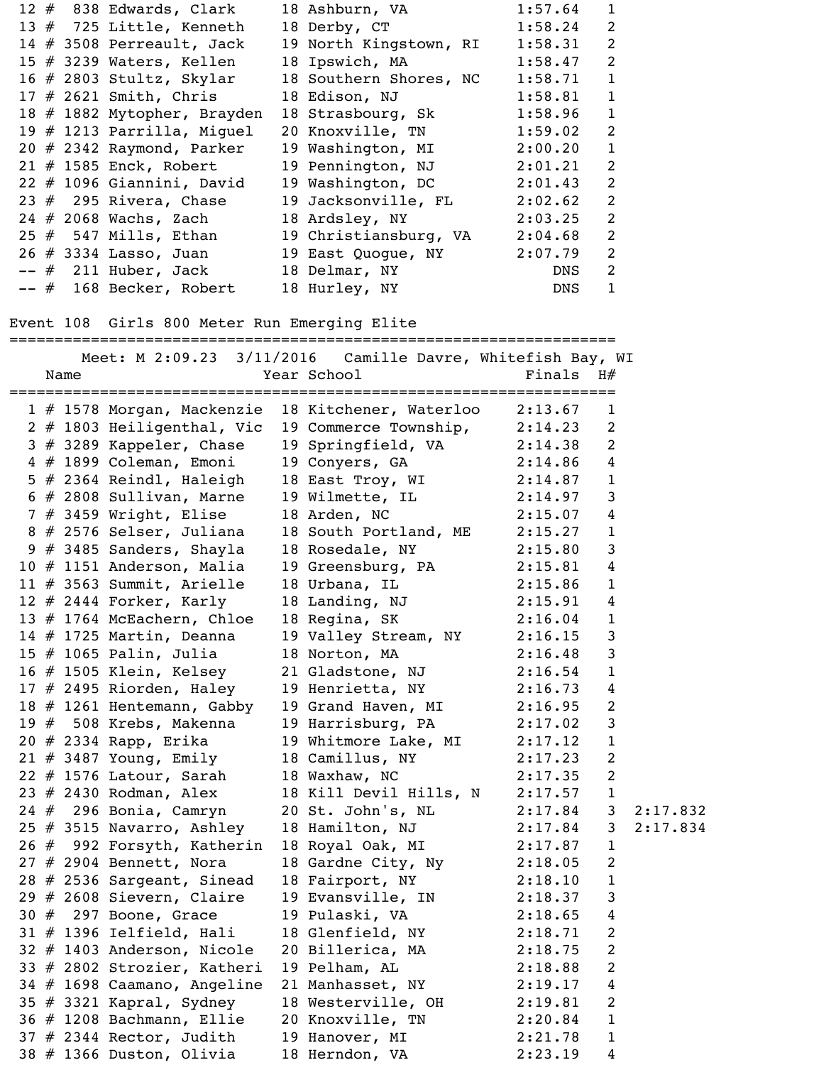| Place | # | Name | Year | School | Finals | H# | |
|---|---|---|---|---|---|---|---|
| 12 | # 838 | Edwards, Clark | 18 | Ashburn, VA | 1:57.64 | 1 | |
| 13 | # 725 | Little, Kenneth | 18 | Derby, CT | 1:58.24 | 2 | |
| 14 | # 3508 | Perreault, Jack | 19 | North Kingstown, RI | 1:58.31 | 2 | |
| 15 | # 3239 | Waters, Kellen | 18 | Ipswich, MA | 1:58.47 | 2 | |
| 16 | # 2803 | Stultz, Skylar | 18 | Southern Shores, NC | 1:58.71 | 1 | |
| 17 | # 2621 | Smith, Chris | 18 | Edison, NJ | 1:58.81 | 1 | |
| 18 | # 1882 | Mytopher, Brayden | 18 | Strasbourg, Sk | 1:58.96 | 1 | |
| 19 | # 1213 | Parrilla, Miguel | 20 | Knoxville, TN | 1:59.02 | 2 | |
| 20 | # 2342 | Raymond, Parker | 19 | Washington, MI | 2:00.20 | 1 | |
| 21 | # 1585 | Enck, Robert | 19 | Pennington, NJ | 2:01.21 | 2 | |
| 22 | # 1096 | Giannini, David | 19 | Washington, DC | 2:01.43 | 2 | |
| 23 | # 295 | Rivera, Chase | 19 | Jacksonville, FL | 2:02.62 | 2 | |
| 24 | # 2068 | Wachs, Zach | 18 | Ardsley, NY | 2:03.25 | 2 | |
| 25 | # 547 | Mills, Ethan | 19 | Christiansburg, VA | 2:04.68 | 2 | |
| 26 | # 3334 | Lasso, Juan | 19 | East Quogue, NY | 2:07.79 | 2 | |
| -- | # 211 | Huber, Jack | 18 | Delmar, NY | DNS | 2 | |
| -- | # 168 | Becker, Robert | 18 | Hurley, NY | DNS | 1 | |

## Event 108 Girls 800 Meter Run Emerging Elite

Meet: M 2:09.23 3/11/2016 Camille Davre, Whitefish Bay, WI

| Place | # | Name | Year | School | Finals | H# | |
|---|---|---|---|---|---|---|---|
| 1 | # 1578 | Morgan, Mackenzie | 18 | Kitchener, Waterloo | 2:13.67 | 1 | |
| 2 | # 1803 | Heiligenthal, Vic | 19 | Commerce Township, | 2:14.23 | 2 | |
| 3 | # 3289 | Kappeler, Chase | 19 | Springfield, VA | 2:14.38 | 2 | |
| 4 | # 1899 | Coleman, Emoni | 19 | Conyers, GA | 2:14.86 | 4 | |
| 5 | # 2364 | Reindl, Haleigh | 18 | East Troy, WI | 2:14.87 | 1 | |
| 6 | # 2808 | Sullivan, Marne | 19 | Wilmette, IL | 2:14.97 | 3 | |
| 7 | # 3459 | Wright, Elise | 18 | Arden, NC | 2:15.07 | 4 | |
| 8 | # 2576 | Selser, Juliana | 18 | South Portland, ME | 2:15.27 | 1 | |
| 9 | # 3485 | Sanders, Shayla | 18 | Rosedale, NY | 2:15.80 | 3 | |
| 10 | # 1151 | Anderson, Malia | 19 | Greensburg, PA | 2:15.81 | 4 | |
| 11 | # 3563 | Summit, Arielle | 18 | Urbana, IL | 2:15.86 | 1 | |
| 12 | # 2444 | Forker, Karly | 18 | Landing, NJ | 2:15.91 | 4 | |
| 13 | # 1764 | McEachern, Chloe | 18 | Regina, SK | 2:16.04 | 1 | |
| 14 | # 1725 | Martin, Deanna | 19 | Valley Stream, NY | 2:16.15 | 3 | |
| 15 | # 1065 | Palin, Julia | 18 | Norton, MA | 2:16.48 | 3 | |
| 16 | # 1505 | Klein, Kelsey | 21 | Gladstone, NJ | 2:16.54 | 1 | |
| 17 | # 2495 | Riorden, Haley | 19 | Henrietta, NY | 2:16.73 | 4 | |
| 18 | # 1261 | Hentemann, Gabby | 19 | Grand Haven, MI | 2:16.95 | 2 | |
| 19 | # 508 | Krebs, Makenna | 19 | Harrisburg, PA | 2:17.02 | 3 | |
| 20 | # 2334 | Rapp, Erika | 19 | Whitmore Lake, MI | 2:17.12 | 1 | |
| 21 | # 3487 | Young, Emily | 18 | Camillus, NY | 2:17.23 | 2 | |
| 22 | # 1576 | Latour, Sarah | 18 | Waxhaw, NC | 2:17.35 | 2 | |
| 23 | # 2430 | Rodman, Alex | 18 | Kill Devil Hills, N | 2:17.57 | 1 | |
| 24 | # 296 | Bonia, Camryn | 20 | St. John's, NL | 2:17.84 | 3 | 2:17.832 |
| 25 | # 3515 | Navarro, Ashley | 18 | Hamilton, NJ | 2:17.84 | 3 | 2:17.834 |
| 26 | # 992 | Forsyth, Katherin | 18 | Royal Oak, MI | 2:17.87 | 1 | |
| 27 | # 2904 | Bennett, Nora | 18 | Gardne City, Ny | 2:18.05 | 2 | |
| 28 | # 2536 | Sargeant, Sinead | 18 | Fairport, NY | 2:18.10 | 1 | |
| 29 | # 2608 | Sievern, Claire | 19 | Evansville, IN | 2:18.37 | 3 | |
| 30 | # 297 | Boone, Grace | 19 | Pulaski, VA | 2:18.65 | 4 | |
| 31 | # 1396 | Ielfield, Hali | 18 | Glenfield, NY | 2:18.71 | 2 | |
| 32 | # 1403 | Anderson, Nicole | 20 | Billerica, MA | 2:18.75 | 2 | |
| 33 | # 2802 | Strozier, Katheri | 19 | Pelham, AL | 2:18.88 | 2 | |
| 34 | # 1698 | Caamano, Angeline | 21 | Manhasset, NY | 2:19.17 | 4 | |
| 35 | # 3321 | Kapral, Sydney | 18 | Westerville, OH | 2:19.81 | 2 | |
| 36 | # 1208 | Bachmann, Ellie | 20 | Knoxville, TN | 2:20.84 | 1 | |
| 37 | # 2344 | Rector, Judith | 19 | Hanover, MI | 2:21.78 | 1 | |
| 38 | # 1366 | Duston, Olivia | 18 | Herndon, VA | 2:23.19 | 4 | |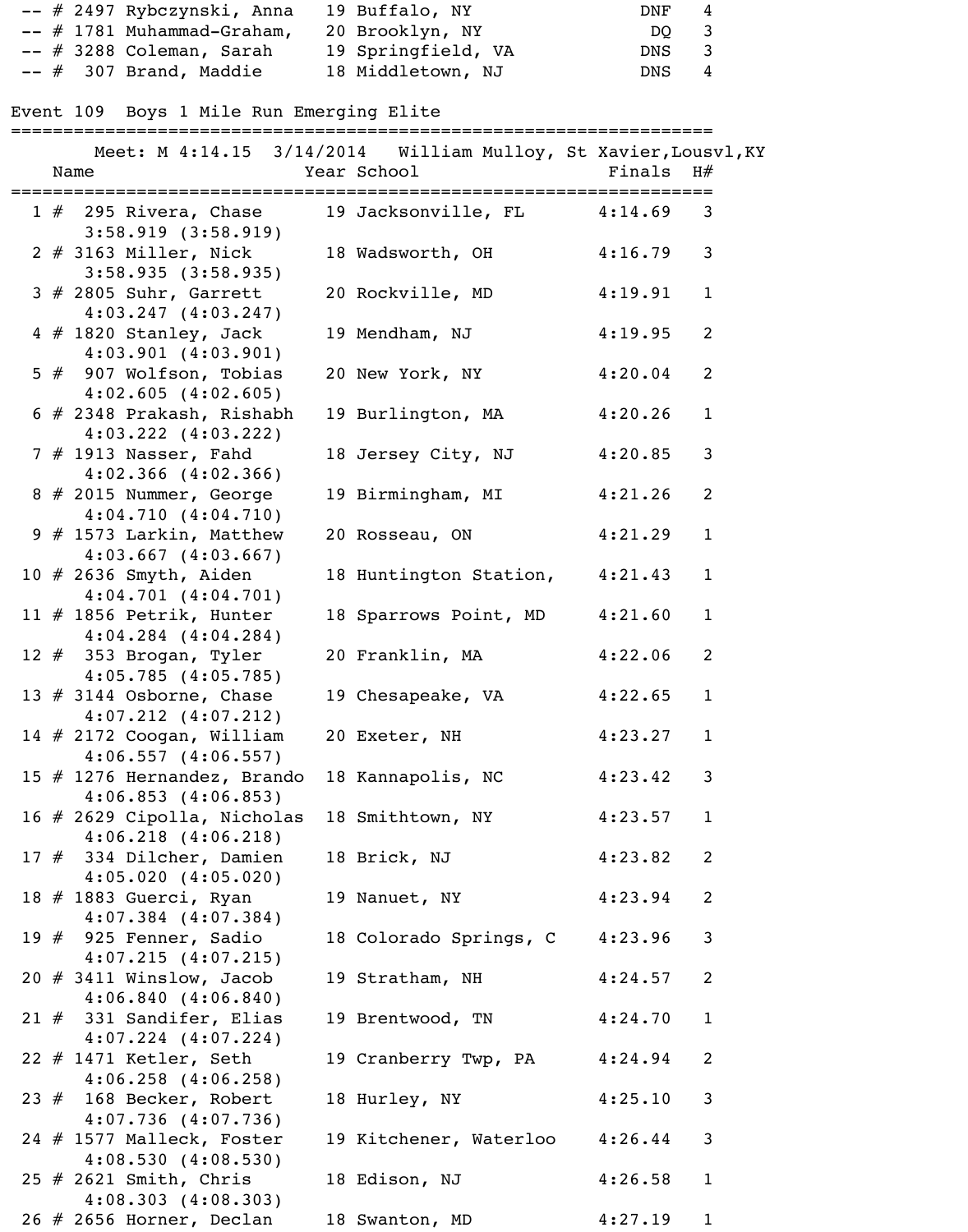| Place | # | Name | Year | School | Finals | H# |
|---|---|---|---|---|---|---|
| -- | # 2497 | Rybczynski, Anna | 19 | Buffalo, NY | DNF | 4 |
| -- | # 1781 | Muhammad-Graham, | 20 | Brooklyn, NY | DQ | 3 |
| -- | # 3288 | Coleman, Sarah | 19 | Springfield, VA | DNS | 3 |
| -- | # 307 | Brand, Maddie | 18 | Middletown, NJ | DNS | 4 |

## Event 109 Boys 1 Mile Run Emerging Elite

Meet: M 4:14.15 3/14/2014 William Mulloy, St Xavier,Lousvl,KY

| Place | # | Name | Year | School | Finals | H# |
|---|---|---|---|---|---|---|
| 1 | # 295 | Rivera, Chase | 19 | Jacksonville, FL | 4:14.69 | 3 |
| | | 3:58.919 (3:58.919) | | | | |
| 2 | # 3163 | Miller, Nick | 18 | Wadsworth, OH | 4:16.79 | 3 |
| | | 3:58.935 (3:58.935) | | | | |
| 3 | # 2805 | Suhr, Garrett | 20 | Rockville, MD | 4:19.91 | 1 |
| | | 4:03.247 (4:03.247) | | | | |
| 4 | # 1820 | Stanley, Jack | 19 | Mendham, NJ | 4:19.95 | 2 |
| | | 4:03.901 (4:03.901) | | | | |
| 5 | # 907 | Wolfson, Tobias | 20 | New York, NY | 4:20.04 | 2 |
| | | 4:02.605 (4:02.605) | | | | |
| 6 | # 2348 | Prakash, Rishabh | 19 | Burlington, MA | 4:20.26 | 1 |
| | | 4:03.222 (4:03.222) | | | | |
| 7 | # 1913 | Nasser, Fahd | 18 | Jersey City, NJ | 4:20.85 | 3 |
| | | 4:02.366 (4:02.366) | | | | |
| 8 | # 2015 | Nummer, George | 19 | Birmingham, MI | 4:21.26 | 2 |
| | | 4:04.710 (4:04.710) | | | | |
| 9 | # 1573 | Larkin, Matthew | 20 | Rosseau, ON | 4:21.29 | 1 |
| | | 4:03.667 (4:03.667) | | | | |
| 10 | # 2636 | Smyth, Aiden | 18 | Huntington Station, | 4:21.43 | 1 |
| | | 4:04.701 (4:04.701) | | | | |
| 11 | # 1856 | Petrik, Hunter | 18 | Sparrows Point, MD | 4:21.60 | 1 |
| | | 4:04.284 (4:04.284) | | | | |
| 12 | # 353 | Brogan, Tyler | 20 | Franklin, MA | 4:22.06 | 2 |
| | | 4:05.785 (4:05.785) | | | | |
| 13 | # 3144 | Osborne, Chase | 19 | Chesapeake, VA | 4:22.65 | 1 |
| | | 4:07.212 (4:07.212) | | | | |
| 14 | # 2172 | Coogan, William | 20 | Exeter, NH | 4:23.27 | 1 |
| | | 4:06.557 (4:06.557) | | | | |
| 15 | # 1276 | Hernandez, Brando | 18 | Kannapolis, NC | 4:23.42 | 3 |
| | | 4:06.853 (4:06.853) | | | | |
| 16 | # 2629 | Cipolla, Nicholas | 18 | Smithtown, NY | 4:23.57 | 1 |
| | | 4:06.218 (4:06.218) | | | | |
| 17 | # 334 | Dilcher, Damien | 18 | Brick, NJ | 4:23.82 | 2 |
| | | 4:05.020 (4:05.020) | | | | |
| 18 | # 1883 | Guerci, Ryan | 19 | Nanuet, NY | 4:23.94 | 2 |
| | | 4:07.384 (4:07.384) | | | | |
| 19 | # 925 | Fenner, Sadio | 18 | Colorado Springs, C | 4:23.96 | 3 |
| | | 4:07.215 (4:07.215) | | | | |
| 20 | # 3411 | Winslow, Jacob | 19 | Stratham, NH | 4:24.57 | 2 |
| | | 4:06.840 (4:06.840) | | | | |
| 21 | # 331 | Sandifer, Elias | 19 | Brentwood, TN | 4:24.70 | 1 |
| | | 4:07.224 (4:07.224) | | | | |
| 22 | # 1471 | Ketler, Seth | 19 | Cranberry Twp, PA | 4:24.94 | 2 |
| | | 4:06.258 (4:06.258) | | | | |
| 23 | # 168 | Becker, Robert | 18 | Hurley, NY | 4:25.10 | 3 |
| | | 4:07.736 (4:07.736) | | | | |
| 24 | # 1577 | Malleck, Foster | 19 | Kitchener, Waterloo | 4:26.44 | 3 |
| | | 4:08.530 (4:08.530) | | | | |
| 25 | # 2621 | Smith, Chris | 18 | Edison, NJ | 4:26.58 | 1 |
| | | 4:08.303 (4:08.303) | | | | |
| 26 | # 2656 | Horner, Declan | 18 | Swanton, MD | 4:27.19 | 1 |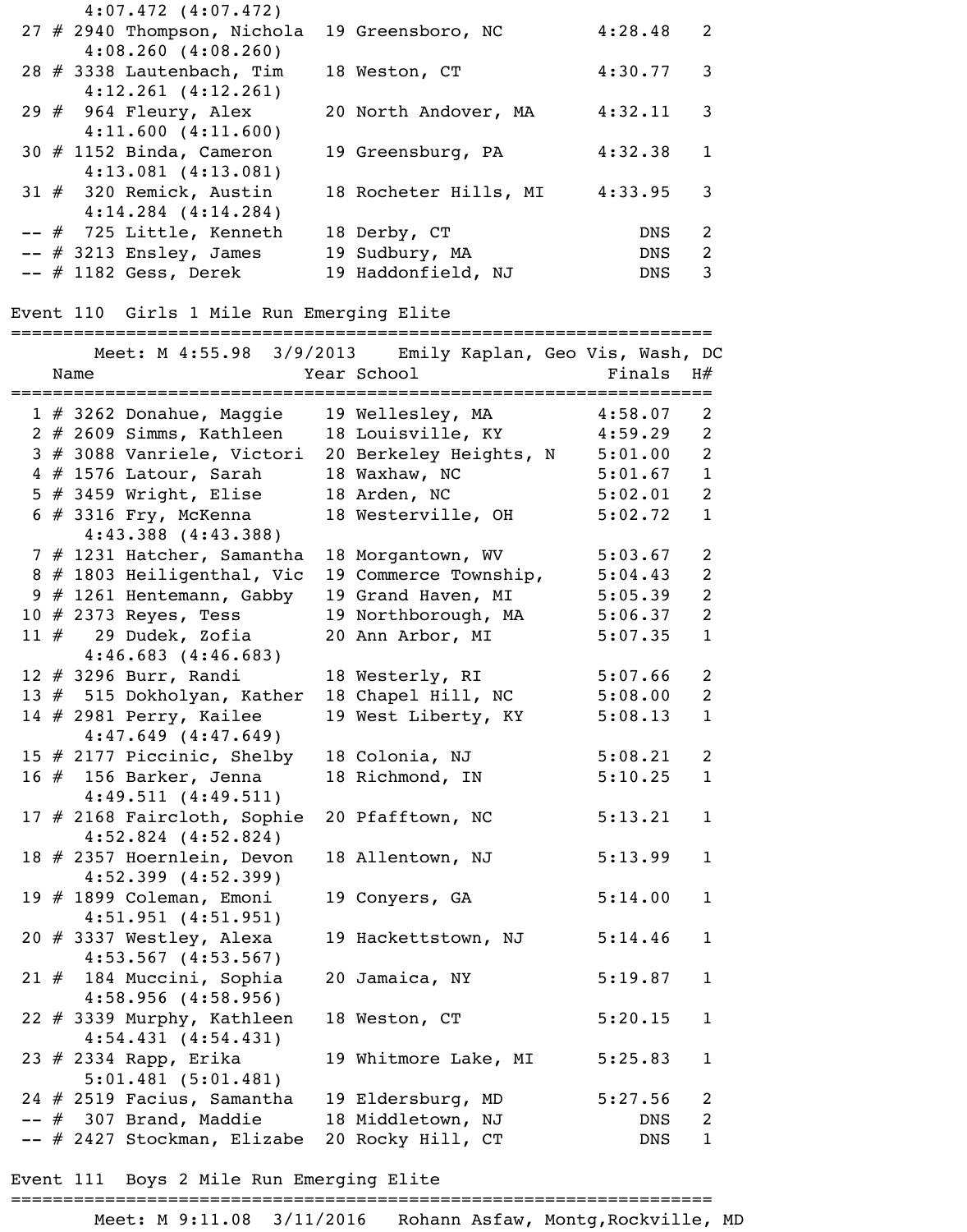```
      4:07.472 (4:07.472)
 27 # 2940 Thompson, Nichola  19 Greensboro, NC         4:28.48   2
      4:08.260 (4:08.260)
 28 # 3338 Lautenbach, Tim    18 Weston, CT             4:30.77   3
      4:12.261 (4:12.261)
 29 #  964 Fleury, Alex       20 North Andover, MA      4:32.11   3
      4:11.600 (4:11.600)
 30 # 1152 Binda, Cameron     19 Greensburg, PA         4:32.38   1
      4:13.081 (4:13.081)
 31 #  320 Remick, Austin     18 Rocheter Hills, MI     4:33.95   3
      4:14.284 (4:14.284)
 -- #  725 Little, Kenneth    18 Derby, CT                  DNS   2
 -- # 3213 Ensley, James      19 Sudbury, MA                DNS   2
 -- # 1182 Gess, Derek        19 Haddonfield, NJ            DNS   3
```

## Event 110  Girls 1 Mile Run Emerging Elite

```
=====================================================================
        Meet: M 4:55.98  3/9/2013    Emily Kaplan, Geo Vis, Wash, DC
    Name                    Year School                 Finals  H#
=====================================================================
  1 # 3262 Donahue, Maggie    19 Wellesley, MA          4:58.07   2
  2 # 2609 Simms, Kathleen    18 Louisville, KY         4:59.29   2
  3 # 3088 Vanriele, Victori  20 Berkeley Heights, N    5:01.00   2
  4 # 1576 Latour, Sarah      18 Waxhaw, NC             5:01.67   1
  5 # 3459 Wright, Elise      18 Arden, NC              5:02.01   2
  6 # 3316 Fry, McKenna       18 Westerville, OH        5:02.72   1
      4:43.388 (4:43.388)
  7 # 1231 Hatcher, Samantha  18 Morgantown, WV         5:03.67   2
  8 # 1803 Heiligenthal, Vic  19 Commerce Township,     5:04.43   2
  9 # 1261 Hentemann, Gabby   19 Grand Haven, MI        5:05.39   2
 10 # 2373 Reyes, Tess        19 Northborough, MA       5:06.37   2
 11 #   29 Dudek, Zofia       20 Ann Arbor, MI          5:07.35   1
      4:46.683 (4:46.683)
 12 # 3296 Burr, Randi        18 Westerly, RI           5:07.66   2
 13 #  515 Dokholyan, Kather  18 Chapel Hill, NC        5:08.00   2
 14 # 2981 Perry, Kailee      19 West Liberty, KY       5:08.13   1
      4:47.649 (4:47.649)
 15 # 2177 Piccinic, Shelby   18 Colonia, NJ            5:08.21   2
 16 #  156 Barker, Jenna      18 Richmond, IN           5:10.25   1
      4:49.511 (4:49.511)
 17 # 2168 Faircloth, Sophie  20 Pfafftown, NC          5:13.21   1
      4:52.824 (4:52.824)
 18 # 2357 Hoernlein, Devon   18 Allentown, NJ          5:13.99   1
      4:52.399 (4:52.399)
 19 # 1899 Coleman, Emoni     19 Conyers, GA            5:14.00   1
      4:51.951 (4:51.951)
 20 # 3337 Westley, Alexa     19 Hackettstown, NJ       5:14.46   1
      4:53.567 (4:53.567)
 21 #  184 Muccini, Sophia    20 Jamaica, NY            5:19.87   1
      4:58.956 (4:58.956)
 22 # 3339 Murphy, Kathleen   18 Weston, CT             5:20.15   1
      4:54.431 (4:54.431)
 23 # 2334 Rapp, Erika        19 Whitmore Lake, MI      5:25.83   1
      5:01.481 (5:01.481)
 24 # 2519 Facius, Samantha   19 Eldersburg, MD         5:27.56   2
 -- #  307 Brand, Maddie      18 Middletown, NJ             DNS   2
 -- # 2427 Stockman, Elizabe  20 Rocky Hill, CT             DNS   1
```

## Event 111  Boys 2 Mile Run Emerging Elite

```
=====================================================================
        Meet: M 9:11.08  3/11/2016   Rohann Asfaw, Montg,Rockville, MD
```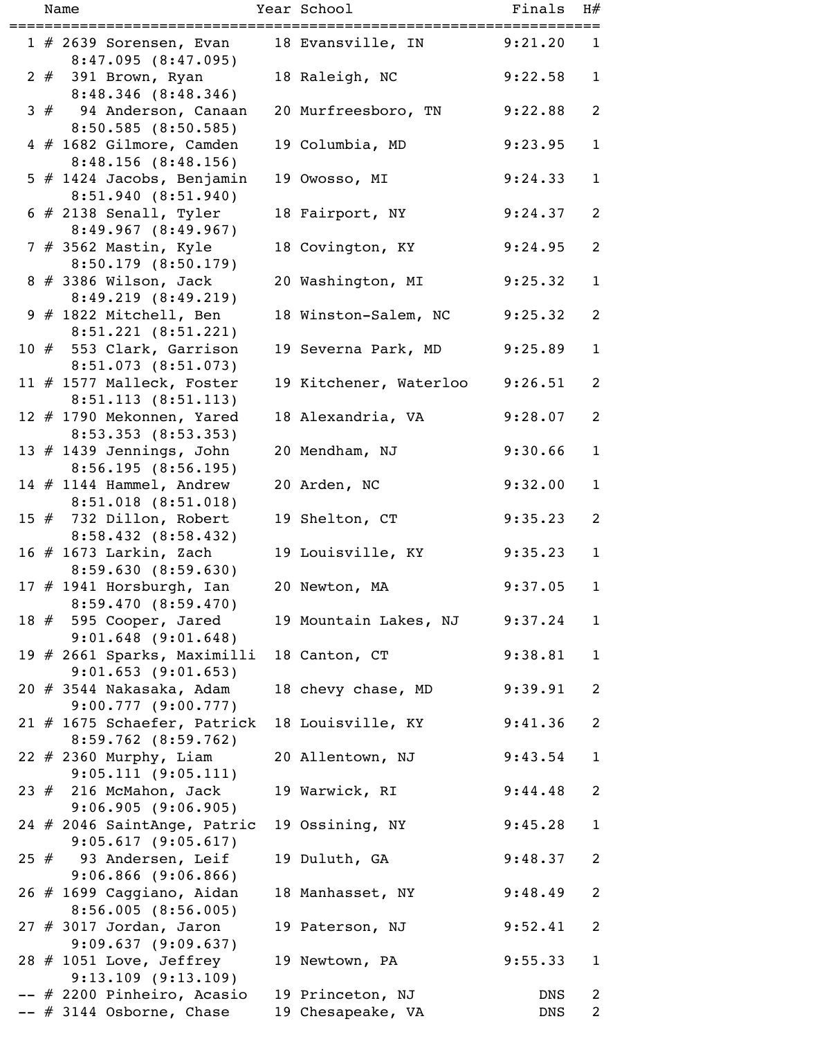| Name | | Year | School | Finals | H# |
|---|---|---|---|---|---|
| 1 # 2639 Sorensen, Evan | 8:47.095 (8:47.095) | 18 | Evansville, IN | 9:21.20 | 1 |
| 2 # 391 Brown, Ryan | 8:48.346 (8:48.346) | 18 | Raleigh, NC | 9:22.58 | 1 |
| 3 # 94 Anderson, Canaan | 8:50.585 (8:50.585) | 20 | Murfreesboro, TN | 9:22.88 | 2 |
| 4 # 1682 Gilmore, Camden | 8:48.156 (8:48.156) | 19 | Columbia, MD | 9:23.95 | 1 |
| 5 # 1424 Jacobs, Benjamin | 8:51.940 (8:51.940) | 19 | Owosso, MI | 9:24.33 | 1 |
| 6 # 2138 Senall, Tyler | 8:49.967 (8:49.967) | 18 | Fairport, NY | 9:24.37 | 2 |
| 7 # 3562 Mastin, Kyle | 8:50.179 (8:50.179) | 18 | Covington, KY | 9:24.95 | 2 |
| 8 # 3386 Wilson, Jack | 8:49.219 (8:49.219) | 20 | Washington, MI | 9:25.32 | 1 |
| 9 # 1822 Mitchell, Ben | 8:51.221 (8:51.221) | 18 | Winston-Salem, NC | 9:25.32 | 2 |
| 10 # 553 Clark, Garrison | 8:51.073 (8:51.073) | 19 | Severna Park, MD | 9:25.89 | 1 |
| 11 # 1577 Malleck, Foster | 8:51.113 (8:51.113) | 19 | Kitchener, Waterloo | 9:26.51 | 2 |
| 12 # 1790 Mekonnen, Yared | 8:53.353 (8:53.353) | 18 | Alexandria, VA | 9:28.07 | 2 |
| 13 # 1439 Jennings, John | 8:56.195 (8:56.195) | 20 | Mendham, NJ | 9:30.66 | 1 |
| 14 # 1144 Hammel, Andrew | 8:51.018 (8:51.018) | 20 | Arden, NC | 9:32.00 | 1 |
| 15 # 732 Dillon, Robert | 8:58.432 (8:58.432) | 19 | Shelton, CT | 9:35.23 | 2 |
| 16 # 1673 Larkin, Zach | 8:59.630 (8:59.630) | 19 | Louisville, KY | 9:35.23 | 1 |
| 17 # 1941 Horsburgh, Ian | 8:59.470 (8:59.470) | 20 | Newton, MA | 9:37.05 | 1 |
| 18 # 595 Cooper, Jared | 9:01.648 (9:01.648) | 19 | Mountain Lakes, NJ | 9:37.24 | 1 |
| 19 # 2661 Sparks, Maximilli | 9:01.653 (9:01.653) | 18 | Canton, CT | 9:38.81 | 1 |
| 20 # 3544 Nakasaka, Adam | 9:00.777 (9:00.777) | 18 | chevy chase, MD | 9:39.91 | 2 |
| 21 # 1675 Schaefer, Patrick | 8:59.762 (8:59.762) | 18 | Louisville, KY | 9:41.36 | 2 |
| 22 # 2360 Murphy, Liam | 9:05.111 (9:05.111) | 20 | Allentown, NJ | 9:43.54 | 1 |
| 23 # 216 McMahon, Jack | 9:06.905 (9:06.905) | 19 | Warwick, RI | 9:44.48 | 2 |
| 24 # 2046 SaintAnge, Patric | 9:05.617 (9:05.617) | 19 | Ossining, NY | 9:45.28 | 1 |
| 25 # 93 Andersen, Leif | 9:06.866 (9:06.866) | 19 | Duluth, GA | 9:48.37 | 2 |
| 26 # 1699 Caggiano, Aidan | 8:56.005 (8:56.005) | 18 | Manhasset, NY | 9:48.49 | 2 |
| 27 # 3017 Jordan, Jaron | 9:09.637 (9:09.637) | 19 | Paterson, NJ | 9:52.41 | 2 |
| 28 # 1051 Love, Jeffrey | 9:13.109 (9:13.109) | 19 | Newtown, PA | 9:55.33 | 1 |
| -- # 2200 Pinheiro, Acasio | | 19 | Princeton, NJ | DNS | 2 |
| -- # 3144 Osborne, Chase | | 19 | Chesapeake, VA | DNS | 2 |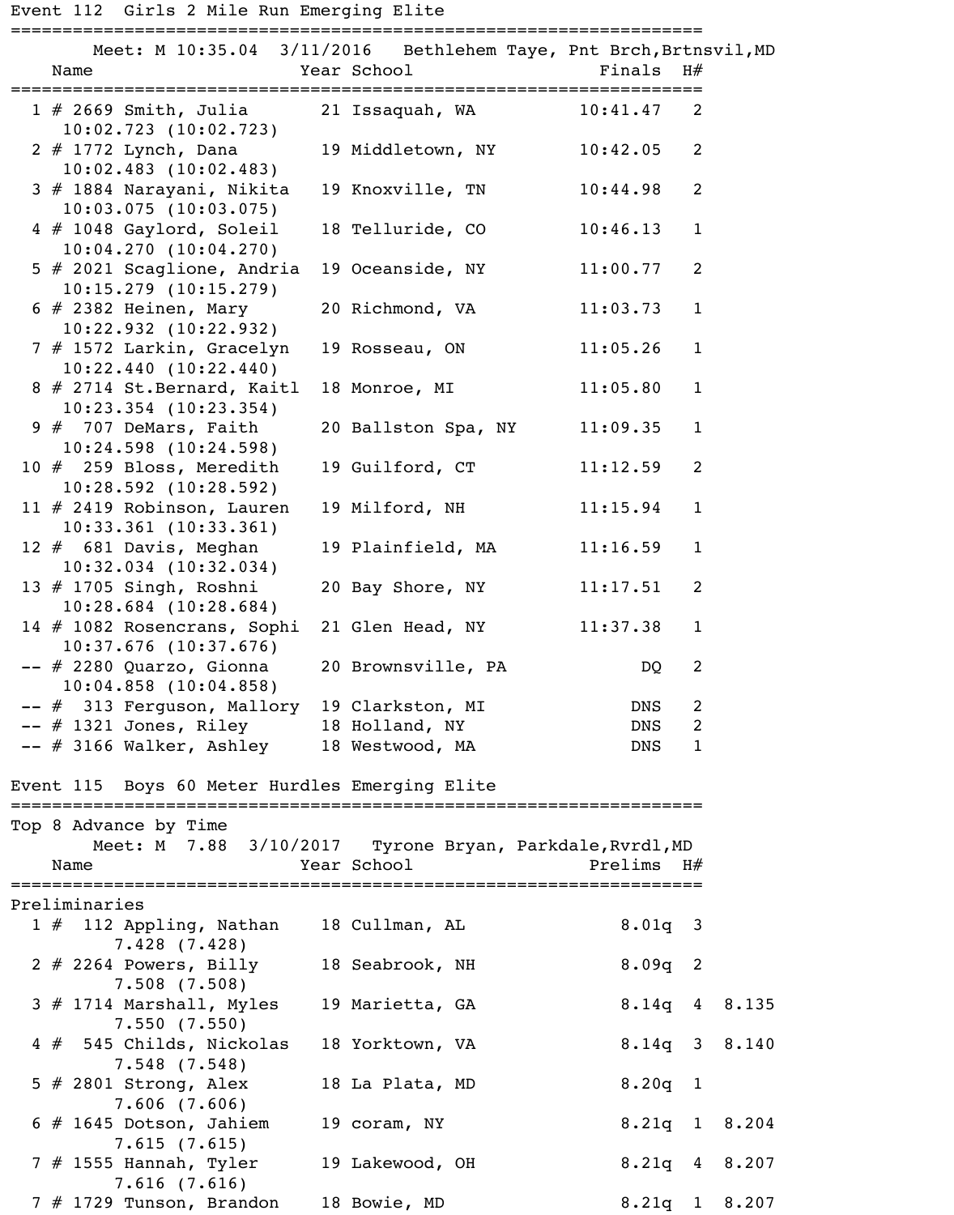## Event 112 Girls 2 Mile Run Emerging Elite

Meet: M 10:35.04 3/11/2016 Bethlehem Taye, Pnt Brch,Brtnsvil,MD

| Place | # | Name | Year | School | Finals | H# |
|---|---|---|---|---|---|---|
| 1 | # 2669 | Smith, Julia | 21 | Issaquah, WA | 10:41.47 | 2 |
| | | 10:02.723 (10:02.723) | | | | |
| 2 | # 1772 | Lynch, Dana | 19 | Middletown, NY | 10:42.05 | 2 |
| | | 10:02.483 (10:02.483) | | | | |
| 3 | # 1884 | Narayani, Nikita | 19 | Knoxville, TN | 10:44.98 | 2 |
| | | 10:03.075 (10:03.075) | | | | |
| 4 | # 1048 | Gaylord, Soleil | 18 | Telluride, CO | 10:46.13 | 1 |
| | | 10:04.270 (10:04.270) | | | | |
| 5 | # 2021 | Scaglione, Andria | 19 | Oceanside, NY | 11:00.77 | 2 |
| | | 10:15.279 (10:15.279) | | | | |
| 6 | # 2382 | Heinen, Mary | 20 | Richmond, VA | 11:03.73 | 1 |
| | | 10:22.932 (10:22.932) | | | | |
| 7 | # 1572 | Larkin, Gracelyn | 19 | Rosseau, ON | 11:05.26 | 1 |
| | | 10:22.440 (10:22.440) | | | | |
| 8 | # 2714 | St.Bernard, Kaitl | 18 | Monroe, MI | 11:05.80 | 1 |
| | | 10:23.354 (10:23.354) | | | | |
| 9 | # 707 | DeMars, Faith | 20 | Ballston Spa, NY | 11:09.35 | 1 |
| | | 10:24.598 (10:24.598) | | | | |
| 10 | # 259 | Bloss, Meredith | 19 | Guilford, CT | 11:12.59 | 2 |
| | | 10:28.592 (10:28.592) | | | | |
| 11 | # 2419 | Robinson, Lauren | 19 | Milford, NH | 11:15.94 | 1 |
| | | 10:33.361 (10:33.361) | | | | |
| 12 | # 681 | Davis, Meghan | 19 | Plainfield, MA | 11:16.59 | 1 |
| | | 10:32.034 (10:32.034) | | | | |
| 13 | # 1705 | Singh, Roshni | 20 | Bay Shore, NY | 11:17.51 | 2 |
| | | 10:28.684 (10:28.684) | | | | |
| 14 | # 1082 | Rosencrans, Sophi | 21 | Glen Head, NY | 11:37.38 | 1 |
| | | 10:37.676 (10:37.676) | | | | |
| -- | # 2280 | Quarzo, Gionna | 20 | Brownsville, PA | DQ | 2 |
| | | 10:04.858 (10:04.858) | | | | |
| -- | # 313 | Ferguson, Mallory | 19 | Clarkston, MI | DNS | 2 |
| -- | # 1321 | Jones, Riley | 18 | Holland, NY | DNS | 2 |
| -- | # 3166 | Walker, Ashley | 18 | Westwood, MA | DNS | 1 |

## Event 115 Boys 60 Meter Hurdles Emerging Elite

Top 8 Advance by Time

Meet: M 7.88 3/10/2017 Tyrone Bryan, Parkdale,Rvrdl,MD

Preliminaries

| Place | # | Name | Year | School | Prelims | H# | |
|---|---|---|---|---|---|---|---|
| 1 | # 112 | Appling, Nathan | 18 | Cullman, AL | 8.01q | 3 | |
| | | 7.428 (7.428) | | | | | |
| 2 | # 2264 | Powers, Billy | 18 | Seabrook, NH | 8.09q | 2 | |
| | | 7.508 (7.508) | | | | | |
| 3 | # 1714 | Marshall, Myles | 19 | Marietta, GA | 8.14q | 4 | 8.135 |
| | | 7.550 (7.550) | | | | | |
| 4 | # 545 | Childs, Nickolas | 18 | Yorktown, VA | 8.14q | 3 | 8.140 |
| | | 7.548 (7.548) | | | | | |
| 5 | # 2801 | Strong, Alex | 18 | La Plata, MD | 8.20q | 1 | |
| | | 7.606 (7.606) | | | | | |
| 6 | # 1645 | Dotson, Jahiem | 19 | coram, NY | 8.21q | 1 | 8.204 |
| | | 7.615 (7.615) | | | | | |
| 7 | # 1555 | Hannah, Tyler | 19 | Lakewood, OH | 8.21q | 4 | 8.207 |
| | | 7.616 (7.616) | | | | | |
| 7 | # 1729 | Tunson, Brandon | 18 | Bowie, MD | 8.21q | 1 | 8.207 |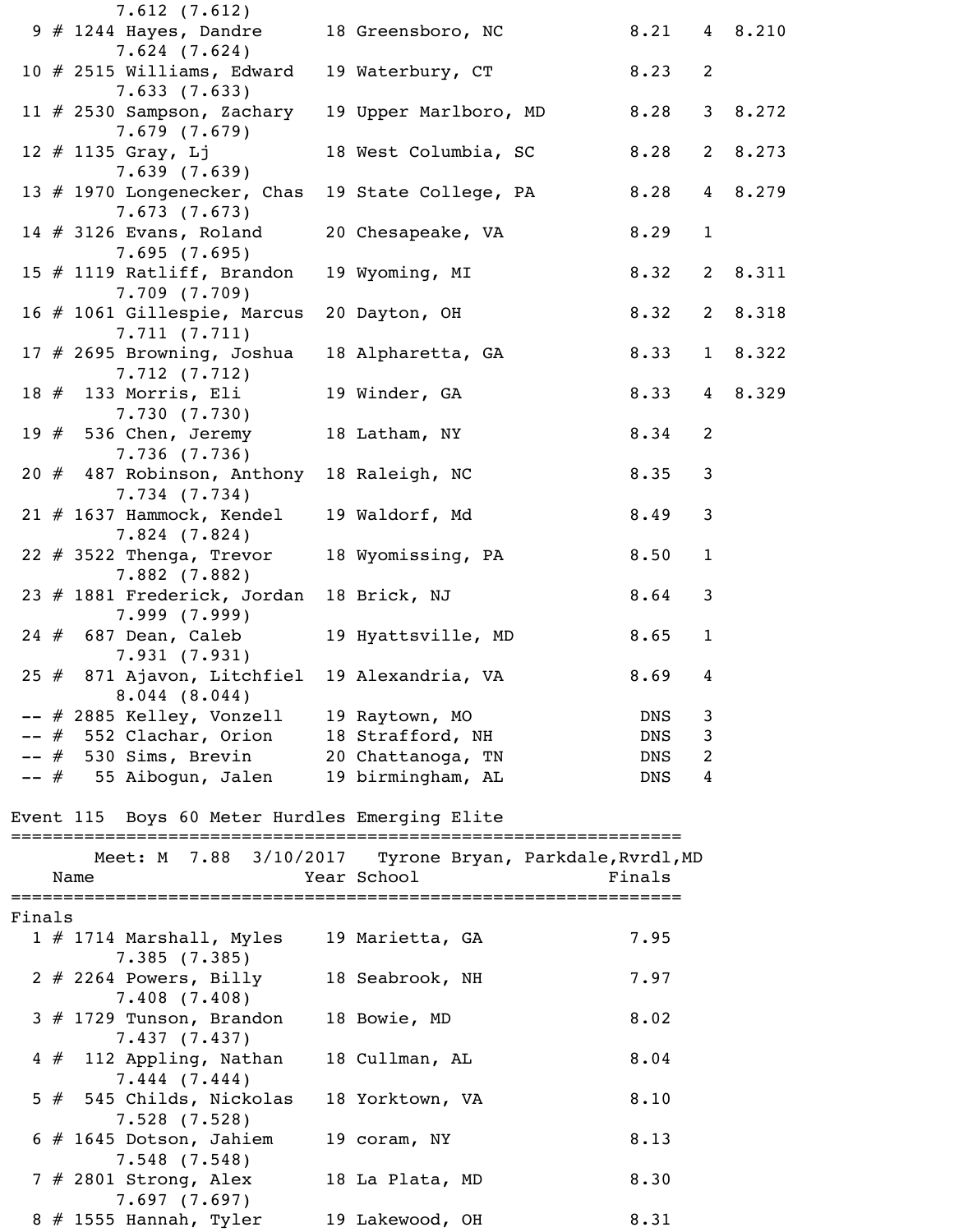```
        7.612 (7.612)
  9 # 1244 Hayes, Dandre      18 Greensboro, NC            8.21   4  8.210
        7.624 (7.624)
 10 # 2515 Williams, Edward   19 Waterbury, CT             8.23   2
        7.633 (7.633)
 11 # 2530 Sampson, Zachary   19 Upper Marlboro, MD        8.28   3  8.272
        7.679 (7.679)
 12 # 1135 Gray, Lj           18 West Columbia, SC         8.28   2  8.273
        7.639 (7.639)
 13 # 1970 Longenecker, Chas  19 State College, PA         8.28   4  8.279
        7.673 (7.673)
 14 # 3126 Evans, Roland      20 Chesapeake, VA            8.29   1
        7.695 (7.695)
 15 # 1119 Ratliff, Brandon   19 Wyoming, MI               8.32   2  8.311
        7.709 (7.709)
 16 # 1061 Gillespie, Marcus  20 Dayton, OH                8.32   2  8.318
        7.711 (7.711)
 17 # 2695 Browning, Joshua   18 Alpharetta, GA            8.33   1  8.322
        7.712 (7.712)
 18 #  133 Morris, Eli        19 Winder, GA                8.33   4  8.329
        7.730 (7.730)
 19 #  536 Chen, Jeremy       18 Latham, NY                8.34   2
        7.736 (7.736)
 20 #  487 Robinson, Anthony  18 Raleigh, NC               8.35   3
        7.734 (7.734)
 21 # 1637 Hammock, Kendel    19 Waldorf, Md               8.49   3
        7.824 (7.824)
 22 # 3522 Thenga, Trevor     18 Wyomissing, PA            8.50   1
        7.882 (7.882)
 23 # 1881 Frederick, Jordan  18 Brick, NJ                 8.64   3
        7.999 (7.999)
 24 #  687 Dean, Caleb        19 Hyattsville, MD           8.65   1
        7.931 (7.931)
 25 #  871 Ajavon, Litchfiel  19 Alexandria, VA            8.69   4
        8.044 (8.044)
 -- # 2885 Kelley, Vonzell    19 Raytown, MO                DNS   3
 -- #  552 Clachar, Orion     18 Strafford, NH              DNS   3
 -- #  530 Sims, Brevin       20 Chattanooga, TN            DNS   2
 -- #   55 Aibogun, Jalen     19 birmingham, AL             DNS   4

Event 115  Boys 60 Meter Hurdles Emerging Elite
=================================================================
       Meet: M  7.88  3/10/2017   Tyrone Bryan, Parkdale,Rvrdl,MD
    Name                    Year School                  Finals
=================================================================
Finals
  1 # 1714 Marshall, Myles    19 Marietta, GA              7.95
        7.385 (7.385)
  2 # 2264 Powers, Billy      18 Seabrook, NH              7.97
        7.408 (7.408)
  3 # 1729 Tunson, Brandon    18 Bowie, MD                 8.02
        7.437 (7.437)
  4 #  112 Appling, Nathan    18 Cullman, AL               8.04
        7.444 (7.444)
  5 #  545 Childs, Nickolas   18 Yorktown, VA              8.10
        7.528 (7.528)
  6 # 1645 Dotson, Jahiem     19 coram, NY                 8.13
        7.548 (7.548)
  7 # 2801 Strong, Alex       18 La Plata, MD              8.30
        7.697 (7.697)
  8 # 1555 Hannah, Tyler      19 Lakewood, OH              8.31
```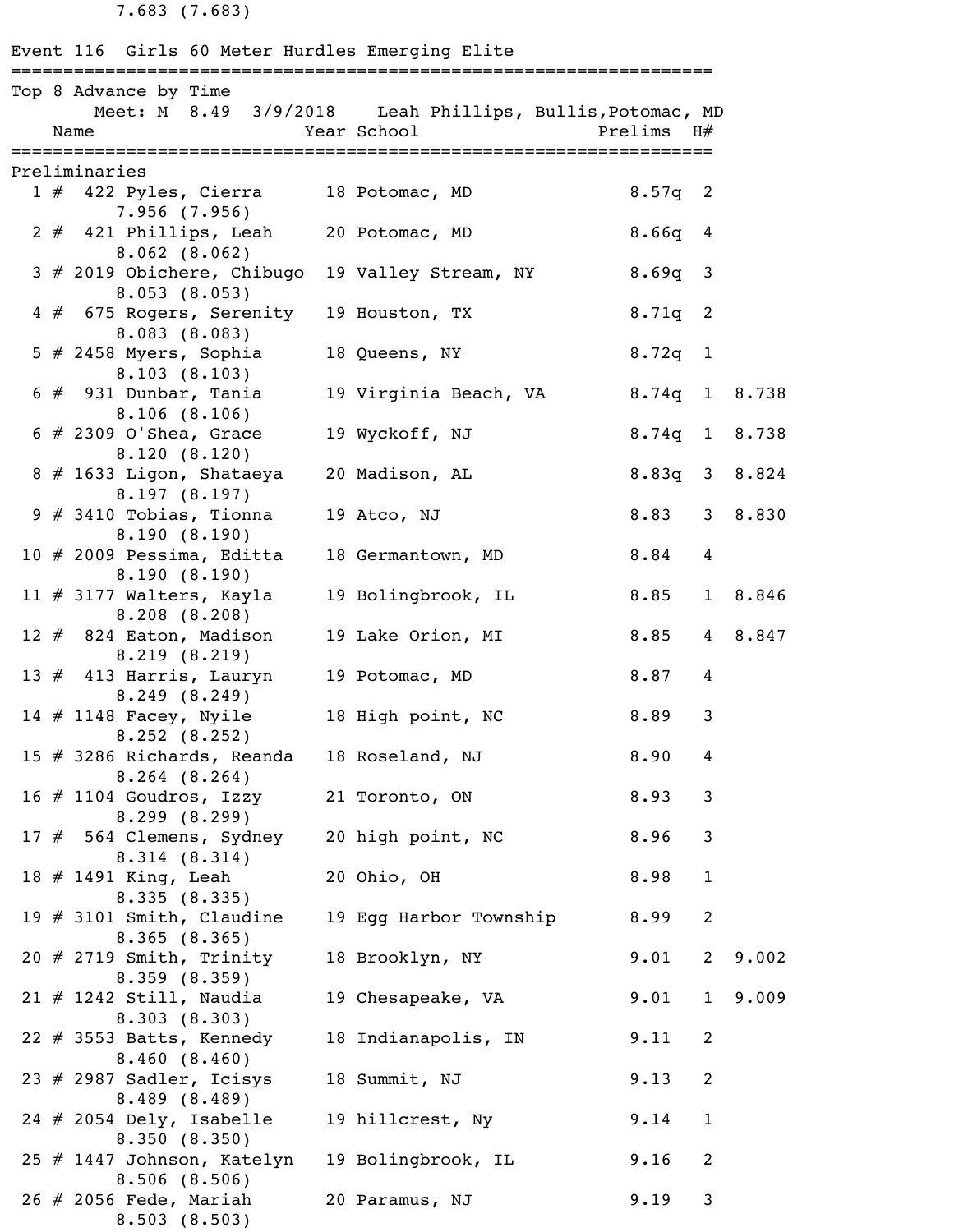7.683 (7.683)

## Event 116 Girls 60 Meter Hurdles Emerging Elite

Top 8 Advance by Time

Meet: M 8.49 3/9/2018 Leah Phillips, Bullis,Potomac, MD

**Preliminaries**

| Place | | Bib | Name | Year | School | Prelims | H# | Tiebreak |
|---|---|---|---|---|---|---|---|---|
| 1 | # | 422 | Pyles, Cierra | 18 | Potomac, MD | 8.57q | 2 | |
| | | | 7.956 (7.956) | | | | | |
| 2 | # | 421 | Phillips, Leah | 20 | Potomac, MD | 8.66q | 4 | |
| | | | 8.062 (8.062) | | | | | |
| 3 | # | 2019 | Obichere, Chibugo | 19 | Valley Stream, NY | 8.69q | 3 | |
| | | | 8.053 (8.053) | | | | | |
| 4 | # | 675 | Rogers, Serenity | 19 | Houston, TX | 8.71q | 2 | |
| | | | 8.083 (8.083) | | | | | |
| 5 | # | 2458 | Myers, Sophia | 18 | Queens, NY | 8.72q | 1 | |
| | | | 8.103 (8.103) | | | | | |
| 6 | # | 931 | Dunbar, Tania | 19 | Virginia Beach, VA | 8.74q | 1 | 8.738 |
| | | | 8.106 (8.106) | | | | | |
| 6 | # | 2309 | O'Shea, Grace | 19 | Wyckoff, NJ | 8.74q | 1 | 8.738 |
| | | | 8.120 (8.120) | | | | | |
| 8 | # | 1633 | Ligon, Shataeya | 20 | Madison, AL | 8.83q | 3 | 8.824 |
| | | | 8.197 (8.197) | | | | | |
| 9 | # | 3410 | Tobias, Tionna | 19 | Atco, NJ | 8.83 | 3 | 8.830 |
| | | | 8.190 (8.190) | | | | | |
| 10 | # | 2009 | Pessima, Editta | 18 | Germantown, MD | 8.84 | 4 | |
| | | | 8.190 (8.190) | | | | | |
| 11 | # | 3177 | Walters, Kayla | 19 | Bolingbrook, IL | 8.85 | 1 | 8.846 |
| | | | 8.208 (8.208) | | | | | |
| 12 | # | 824 | Eaton, Madison | 19 | Lake Orion, MI | 8.85 | 4 | 8.847 |
| | | | 8.219 (8.219) | | | | | |
| 13 | # | 413 | Harris, Lauryn | 19 | Potomac, MD | 8.87 | 4 | |
| | | | 8.249 (8.249) | | | | | |
| 14 | # | 1148 | Facey, Nyile | 18 | High point, NC | 8.89 | 3 | |
| | | | 8.252 (8.252) | | | | | |
| 15 | # | 3286 | Richards, Reanda | 18 | Roseland, NJ | 8.90 | 4 | |
| | | | 8.264 (8.264) | | | | | |
| 16 | # | 1104 | Goudros, Izzy | 21 | Toronto, ON | 8.93 | 3 | |
| | | | 8.299 (8.299) | | | | | |
| 17 | # | 564 | Clemens, Sydney | 20 | high point, NC | 8.96 | 3 | |
| | | | 8.314 (8.314) | | | | | |
| 18 | # | 1491 | King, Leah | 20 | Ohio, OH | 8.98 | 1 | |
| | | | 8.335 (8.335) | | | | | |
| 19 | # | 3101 | Smith, Claudine | 19 | Egg Harbor Township | 8.99 | 2 | |
| | | | 8.365 (8.365) | | | | | |
| 20 | # | 2719 | Smith, Trinity | 18 | Brooklyn, NY | 9.01 | 2 | 9.002 |
| | | | 8.359 (8.359) | | | | | |
| 21 | # | 1242 | Still, Naudia | 19 | Chesapeake, VA | 9.01 | 1 | 9.009 |
| | | | 8.303 (8.303) | | | | | |
| 22 | # | 3553 | Batts, Kennedy | 18 | Indianapolis, IN | 9.11 | 2 | |
| | | | 8.460 (8.460) | | | | | |
| 23 | # | 2987 | Sadler, Icisys | 18 | Summit, NJ | 9.13 | 2 | |
| | | | 8.489 (8.489) | | | | | |
| 24 | # | 2054 | Dely, Isabelle | 19 | hillcrest, Ny | 9.14 | 1 | |
| | | | 8.350 (8.350) | | | | | |
| 25 | # | 1447 | Johnson, Katelyn | 19 | Bolingbrook, IL | 9.16 | 2 | |
| | | | 8.506 (8.506) | | | | | |
| 26 | # | 2056 | Fede, Mariah | 20 | Paramus, NJ | 9.19 | 3 | |
| | | | 8.503 (8.503) | | | | | |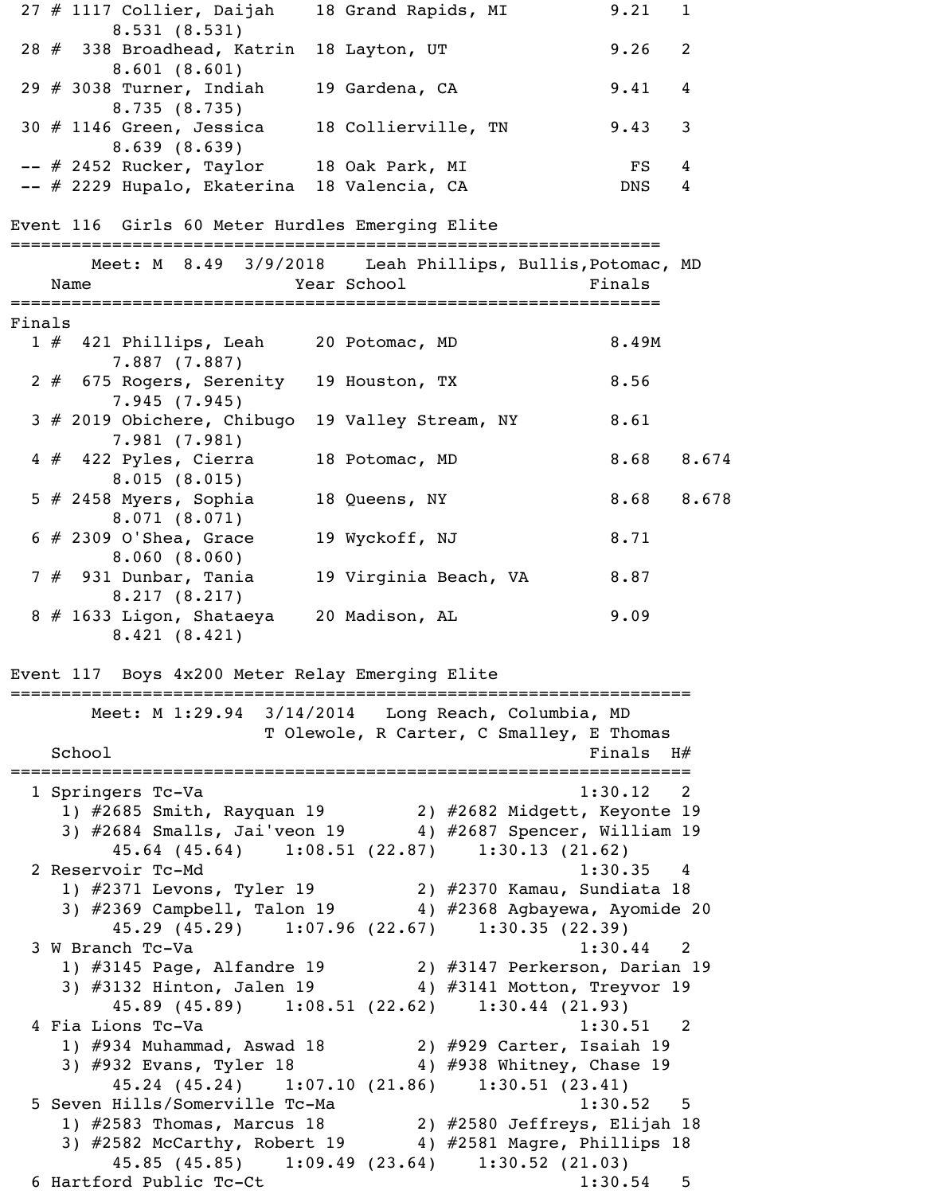```
 27 # 1117 Collier, Daijah    18 Grand Rapids, MI          9.21   1
        8.531 (8.531)
 28 #  338 Broadhead, Katrin  18 Layton, UT                9.26   2
        8.601 (8.601)
 29 # 3038 Turner, Indiah     19 Gardena, CA               9.41   4
        8.735 (8.735)
 30 # 1146 Green, Jessica     18 Collierville, TN          9.43   3
        8.639 (8.639)
 -- # 2452 Rucker, Taylor     18 Oak Park, MI                FS   4
 -- # 2229 Hupalo, Ekaterina  18 Valencia, CA               DNS   4
```

## Event 116  Girls 60 Meter Hurdles Emerging Elite

```
===============================================================
        Meet: M  8.49  3/9/2018    Leah Phillips, Bullis,Potomac, MD
    Name                    Year School                  Finals
===============================================================
Finals
  1 #  421 Phillips, Leah     20 Potomac, MD              8.49M
        7.887 (7.887)
  2 #  675 Rogers, Serenity   19 Houston, TX              8.56
        7.945 (7.945)
  3 # 2019 Obichere, Chibugo  19 Valley Stream, NY        8.61
        7.981 (7.981)
  4 #  422 Pyles, Cierra      18 Potomac, MD              8.68   8.674
        8.015 (8.015)
  5 # 2458 Myers, Sophia      18 Queens, NY               8.68   8.678
        8.071 (8.071)
  6 # 2309 O'Shea, Grace      19 Wyckoff, NJ              8.71
        8.060 (8.060)
  7 #  931 Dunbar, Tania      19 Virginia Beach, VA       8.87
        8.217 (8.217)
  8 # 1633 Ligon, Shataeya    20 Madison, AL              9.09
        8.421 (8.421)
```

## Event 117  Boys 4x200 Meter Relay Emerging Elite

```
===================================================================
        Meet: M 1:29.94  3/14/2014   Long Reach, Columbia, MD
                          T Olewole, R Carter, C Smalley, E Thomas
    School                                           Finals  H#
===================================================================
  1 Springers Tc-Va                                  1:30.12   2
     1) #2685 Smith, Rayquan 19         2) #2682 Midgett, Keyonte 19
     3) #2684 Smalls, Jai'veon 19       4) #2687 Spencer, William 19
          45.64 (45.64)    1:08.51 (22.87)    1:30.13 (21.62)
  2 Reservoir Tc-Md                                  1:30.35   4
     1) #2371 Levons, Tyler 19          2) #2370 Kamau, Sundiata 18
     3) #2369 Campbell, Talon 19        4) #2368 Agbayewa, Ayomide 20
          45.29 (45.29)    1:07.96 (22.67)    1:30.35 (22.39)
  3 W Branch Tc-Va                                   1:30.44   2
     1) #3145 Page, Alfandre 19         2) #3147 Perkerson, Darian 19
     3) #3132 Hinton, Jalen 19          4) #3141 Motton, Treyvor 19
          45.89 (45.89)    1:08.51 (22.62)    1:30.44 (21.93)
  4 Fia Lions Tc-Va                                  1:30.51   2
     1) #934 Muhammad, Aswad 18         2) #929 Carter, Isaiah 19
     3) #932 Evans, Tyler 18            4) #938 Whitney, Chase 19
          45.24 (45.24)    1:07.10 (21.86)    1:30.51 (23.41)
  5 Seven Hills/Somerville Tc-Ma                     1:30.52   5
     1) #2583 Thomas, Marcus 18         2) #2580 Jeffreys, Elijah 18
     3) #2582 McCarthy, Robert 19       4) #2581 Magre, Phillips 18
          45.85 (45.85)    1:09.49 (23.64)    1:30.52 (21.03)
  6 Hartford Public Tc-Ct                            1:30.54   5
```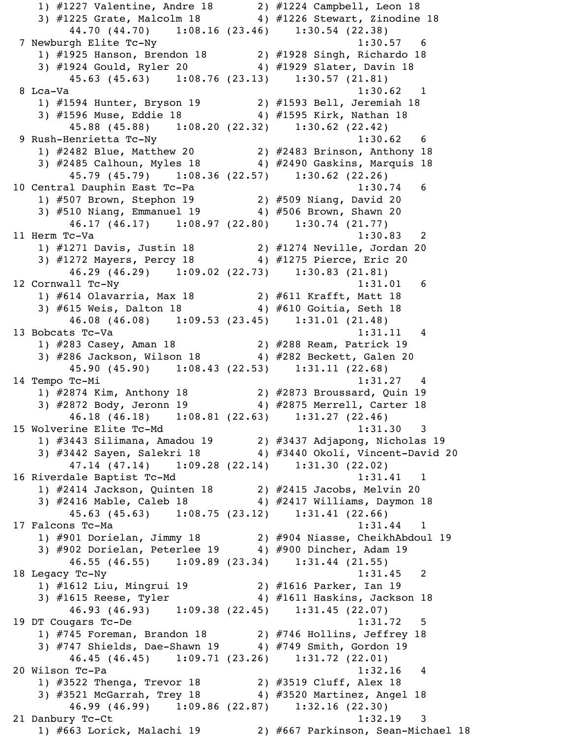```
    1) #1227 Valentine, Andre 18       2) #1224 Campbell, Leon 18
    3) #1225 Grate, Malcolm 18         4) #1226 Stewart, Zinodine 18
         44.70 (44.70)    1:08.16 (23.46)    1:30.54 (22.38)
  7 Newburgh Elite Tc-Ny                                    1:30.57   6
    1) #1925 Hanson, Brendon 18        2) #1928 Singh, Richardo 18
    3) #1924 Gould, Ryler 20           4) #1929 Slater, Davin 18
         45.63 (45.63)    1:08.76 (23.13)    1:30.57 (21.81)
  8 Lca-Va                                                  1:30.62   1
    1) #1594 Hunter, Bryson 19         2) #1593 Bell, Jeremiah 18
    3) #1596 Muse, Eddie 18            4) #1595 Kirk, Nathan 18
         45.88 (45.88)    1:08.20 (22.32)    1:30.62 (22.42)
  9 Rush-Henrietta Tc-Ny                                    1:30.62   6
    1) #2482 Blue, Matthew 20          2) #2483 Brinson, Anthony 18
    3) #2485 Calhoun, Myles 18         4) #2490 Gaskins, Marquis 18
         45.79 (45.79)    1:08.36 (22.57)    1:30.62 (22.26)
 10 Central Dauphin East Tc-Pa                              1:30.74   6
    1) #507 Brown, Stephon 19          2) #509 Niang, David 20
    3) #510 Niang, Emmanuel 19         4) #506 Brown, Shawn 20
         46.17 (46.17)    1:08.97 (22.80)    1:30.74 (21.77)
 11 Herm Tc-Va                                              1:30.83   2
    1) #1271 Davis, Justin 18          2) #1274 Neville, Jordan 20
    3) #1272 Mayers, Percy 18          4) #1275 Pierce, Eric 20
         46.29 (46.29)    1:09.02 (22.73)    1:30.83 (21.81)
 12 Cornwall Tc-Ny                                          1:31.01   6
    1) #614 Olavarria, Max 18          2) #611 Krafft, Matt 18
    3) #615 Weis, Dalton 18            4) #610 Goitia, Seth 18
         46.08 (46.08)    1:09.53 (23.45)    1:31.01 (21.48)
 13 Bobcats Tc-Va                                           1:31.11   4
    1) #283 Casey, Aman 18             2) #288 Ream, Patrick 19
    3) #286 Jackson, Wilson 18         4) #282 Beckett, Galen 20
         45.90 (45.90)    1:08.43 (22.53)    1:31.11 (22.68)
 14 Tempo Tc-Mi                                             1:31.27   4
    1) #2874 Kim, Anthony 18           2) #2873 Broussard, Quin 19
    3) #2872 Body, Jeronn 19           4) #2875 Merrell, Carter 18
         46.18 (46.18)    1:08.81 (22.63)    1:31.27 (22.46)
 15 Wolverine Elite Tc-Md                                   1:31.30   3
    1) #3443 Silimana, Amadou 19       2) #3437 Adjapong, Nicholas 19
    3) #3442 Sayen, Salekri 18         4) #3440 Okoli, Vincent-David 20
         47.14 (47.14)    1:09.28 (22.14)    1:31.30 (22.02)
 16 Riverdale Baptist Tc-Md                                 1:31.41   1
    1) #2414 Jackson, Quinten 18       2) #2415 Jacobs, Melvin 20
    3) #2416 Mable, Caleb 18           4) #2417 Williams, Daymon 18
         45.63 (45.63)    1:08.75 (23.12)    1:31.41 (22.66)
 17 Falcons Tc-Ma                                           1:31.44   1
    1) #901 Dorielan, Jimmy 18         2) #904 Niasse, CheikhAbdoul 19
    3) #902 Dorielan, Peterlee 19      4) #900 Dincher, Adam 19
         46.55 (46.55)    1:09.89 (23.34)    1:31.44 (21.55)
 18 Legacy Tc-Ny                                            1:31.45   2
    1) #1612 Liu, Mingrui 19           2) #1616 Parker, Ian 19
    3) #1615 Reese, Tyler              4) #1611 Haskins, Jackson 18
         46.93 (46.93)    1:09.38 (22.45)    1:31.45 (22.07)
 19 DT Cougars Tc-De                                        1:31.72   5
    1) #745 Foreman, Brandon 18        2) #746 Hollins, Jeffrey 18
    3) #747 Shields, Dae-Shawn 19      4) #749 Smith, Gordon 19
         46.45 (46.45)    1:09.71 (23.26)    1:31.72 (22.01)
 20 Wilson Tc-Pa                                            1:32.16   4
    1) #3522 Thenga, Trevor 18         2) #3519 Cluff, Alex 18
    3) #3521 McGarrah, Trey 18         4) #3520 Martinez, Angel 18
         46.99 (46.99)    1:09.86 (22.87)    1:32.16 (22.30)
 21 Danbury Tc-Ct                                           1:32.19   3
    1) #663 Lorick, Malachi 19         2) #667 Parkinson, Sean-Michael 18
```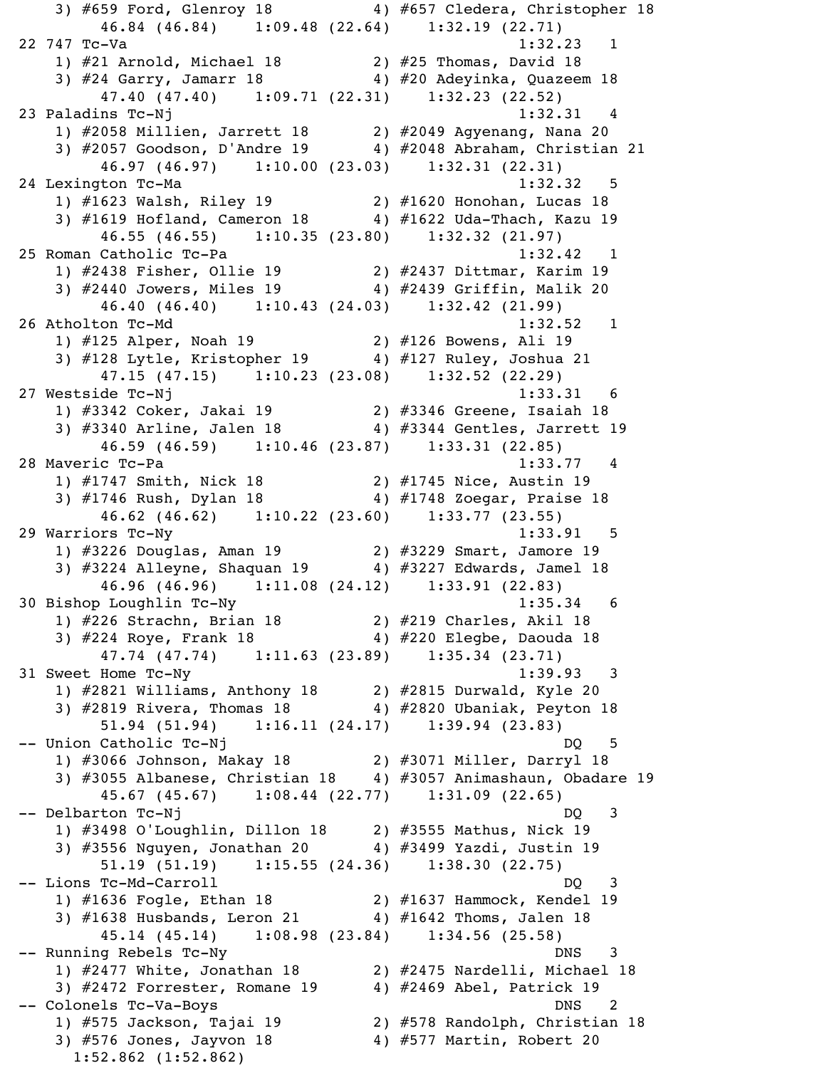```
    3) #659 Ford, Glenroy 18           4) #657 Cledera, Christopher 18
         46.84 (46.84)    1:09.48 (22.64)    1:32.19 (22.71)
22 747 Tc-Va                                                 1:32.23   1
    1) #21 Arnold, Michael 18          2) #25 Thomas, David 18
    3) #24 Garry, Jamarr 18            4) #20 Adeyinka, Quazeem 18
         47.40 (47.40)    1:09.71 (22.31)    1:32.23 (22.52)
23 Paladins Tc-Nj                                            1:32.31   4
    1) #2058 Millien, Jarrett 18       2) #2049 Agyenang, Nana 20
    3) #2057 Goodson, D'Andre 19       4) #2048 Abraham, Christian 21
         46.97 (46.97)    1:10.00 (23.03)    1:32.31 (22.31)
24 Lexington Tc-Ma                                           1:32.32   5
    1) #1623 Walsh, Riley 19           2) #1620 Honohan, Lucas 18
    3) #1619 Hofland, Cameron 18       4) #1622 Uda-Thach, Kazu 19
         46.55 (46.55)    1:10.35 (23.80)    1:32.32 (21.97)
25 Roman Catholic Tc-Pa                                      1:32.42   1
    1) #2438 Fisher, Ollie 19          2) #2437 Dittmar, Karim 19
    3) #2440 Jowers, Miles 19          4) #2439 Griffin, Malik 20
         46.40 (46.40)    1:10.43 (24.03)    1:32.42 (21.99)
26 Atholton Tc-Md                                            1:32.52   1
    1) #125 Alper, Noah 19             2) #126 Bowens, Ali 19
    3) #128 Lytle, Kristopher 19       4) #127 Ruley, Joshua 21
         47.15 (47.15)    1:10.23 (23.08)    1:32.52 (22.29)
27 Westside Tc-Nj                                            1:33.31   6
    1) #3342 Coker, Jakai 19           2) #3346 Greene, Isaiah 18
    3) #3340 Arline, Jalen 18          4) #3344 Gentles, Jarrett 19
         46.59 (46.59)    1:10.46 (23.87)    1:33.31 (22.85)
28 Maveric Tc-Pa                                             1:33.77   4
    1) #1747 Smith, Nick 18            2) #1745 Nice, Austin 19
    3) #1746 Rush, Dylan 18            4) #1748 Zoegar, Praise 18
         46.62 (46.62)    1:10.22 (23.60)    1:33.77 (23.55)
29 Warriors Tc-Ny                                            1:33.91   5
    1) #3226 Douglas, Aman 19          2) #3229 Smart, Jamore 19
    3) #3224 Alleyne, Shaquan 19       4) #3227 Edwards, Jamel 18
         46.96 (46.96)    1:11.08 (24.12)    1:33.91 (22.83)
30 Bishop Loughlin Tc-Ny                                     1:35.34   6
    1) #226 Strachn, Brian 18          2) #219 Charles, Akil 18
    3) #224 Roye, Frank 18             4) #220 Elegbe, Daouda 18
         47.74 (47.74)    1:11.63 (23.89)    1:35.34 (23.71)
31 Sweet Home Tc-Ny                                          1:39.93   3
    1) #2821 Williams, Anthony 18      2) #2815 Durwald, Kyle 20
    3) #2819 Rivera, Thomas 18         4) #2820 Ubaniak, Peyton 18
         51.94 (51.94)    1:16.11 (24.17)    1:39.94 (23.83)
-- Union Catholic Tc-Nj                                          DQ   5
    1) #3066 Johnson, Makay 18         2) #3071 Miller, Darryl 18
    3) #3055 Albanese, Christian 18    4) #3057 Animashaun, Obadare 19
         45.67 (45.67)    1:08.44 (22.77)    1:31.09 (22.65)
-- Delbarton Tc-Nj                                               DQ   3
    1) #3498 O'Loughlin, Dillon 18     2) #3555 Mathus, Nick 19
    3) #3556 Nguyen, Jonathan 20       4) #3499 Yazdi, Justin 19
         51.19 (51.19)    1:15.55 (24.36)    1:38.30 (22.75)
-- Lions Tc-Md-Carroll                                           DQ   3
    1) #1636 Fogle, Ethan 18           2) #1637 Hammock, Kendel 19
    3) #1638 Husbands, Leron 21        4) #1642 Thoms, Jalen 18
         45.14 (45.14)    1:08.98 (23.84)    1:34.56 (25.58)
-- Running Rebels Tc-Ny                                         DNS   3
    1) #2477 White, Jonathan 18        2) #2475 Nardelli, Michael 18
    3) #2472 Forrester, Romane 19      4) #2469 Abel, Patrick 19
-- Colonels Tc-Va-Boys                                          DNS   2
    1) #575 Jackson, Tajai 19          2) #578 Randolph, Christian 18
    3) #576 Jones, Jayvon 18           4) #577 Martin, Robert 20
      1:52.862 (1:52.862)
```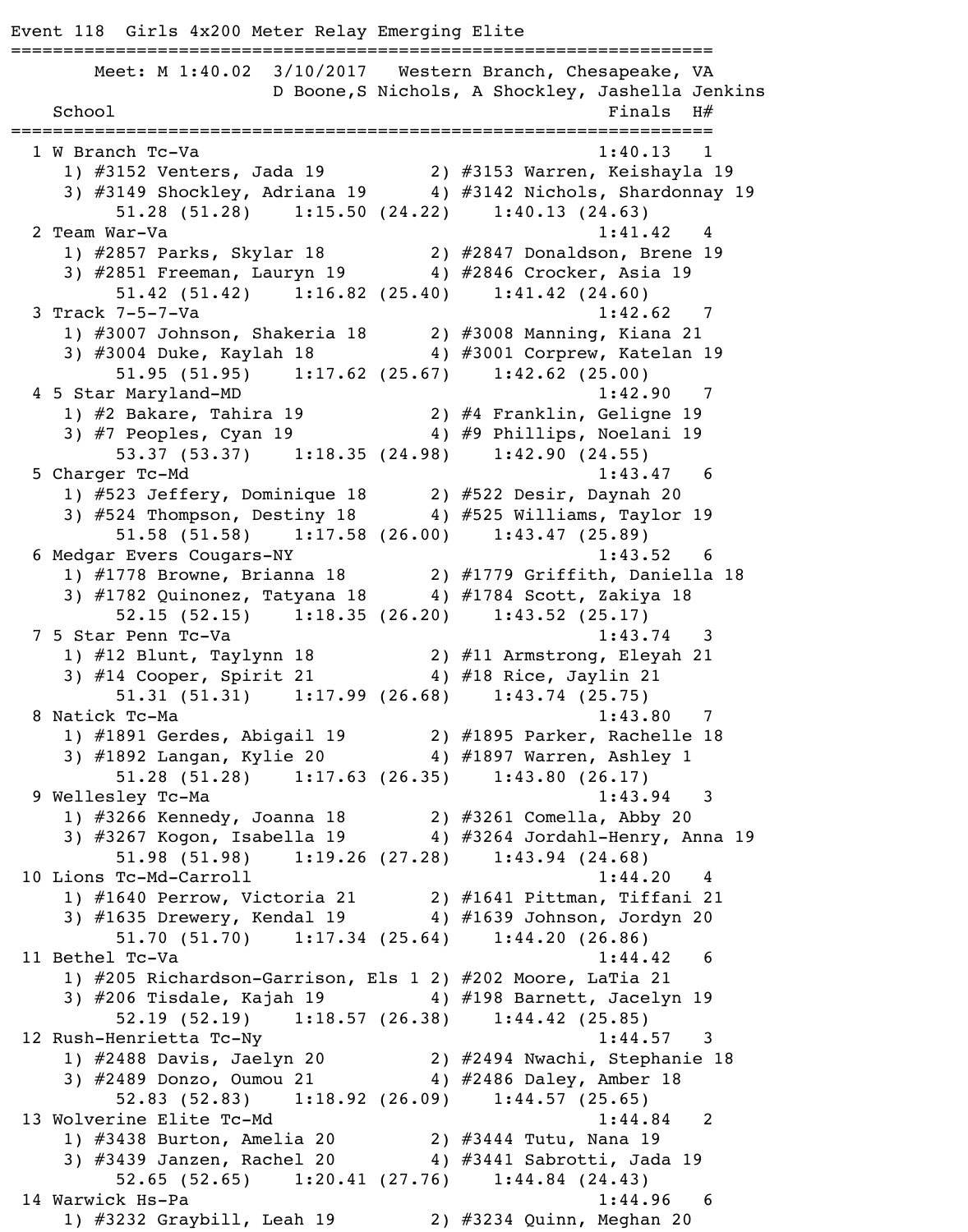Event 118  Girls 4x200 Meter Relay Emerging Elite

```
=================================================================
        Meet: M 1:40.02  3/10/2017   Western Branch, Chesapeake, VA
                         D Boone,S Nichols, A Shockley, Jashella Jenkins
    School                                            Finals  H#
=================================================================
  1 W Branch Tc-Va                                   1:40.13   1
     1) #3152 Venters, Jada 19          2) #3153 Warren, Keishayla 19
     3) #3149 Shockley, Adriana 19      4) #3142 Nichols, Shardonnay 19
          51.28 (51.28)    1:15.50 (24.22)    1:40.13 (24.63)
  2 Team War-Va                                      1:41.42   4
     1) #2857 Parks, Skylar 18          2) #2847 Donaldson, Brene 19
     3) #2851 Freeman, Lauryn 19        4) #2846 Crocker, Asia 19
          51.42 (51.42)    1:16.82 (25.40)    1:41.42 (24.60)
  3 Track 7-5-7-Va                                   1:42.62   7
     1) #3007 Johnson, Shakeria 18      2) #3008 Manning, Kiana 21
     3) #3004 Duke, Kaylah 18           4) #3001 Corprew, Katelan 19
          51.95 (51.95)    1:17.62 (25.67)    1:42.62 (25.00)
  4 5 Star Maryland-MD                               1:42.90   7
     1) #2 Bakare, Tahira 19            2) #4 Franklin, Geligne 19
     3) #7 Peoples, Cyan 19             4) #9 Phillips, Noelani 19
          53.37 (53.37)    1:18.35 (24.98)    1:42.90 (24.55)
  5 Charger Tc-Md                                    1:43.47   6
     1) #523 Jeffery, Dominique 18      2) #522 Desir, Daynah 20
     3) #524 Thompson, Destiny 18       4) #525 Williams, Taylor 19
          51.58 (51.58)    1:17.58 (26.00)    1:43.47 (25.89)
  6 Medgar Evers Cougars-NY                          1:43.52   6
     1) #1778 Browne, Brianna 18        2) #1779 Griffith, Daniella 18
     3) #1782 Quinonez, Tatyana 18      4) #1784 Scott, Zakiya 18
          52.15 (52.15)    1:18.35 (26.20)    1:43.52 (25.17)
  7 5 Star Penn Tc-Va                                1:43.74   3
     1) #12 Blunt, Taylynn 18           2) #11 Armstrong, Eleyah 21
     3) #14 Cooper, Spirit 21           4) #18 Rice, Jaylin 21
          51.31 (51.31)    1:17.99 (26.68)    1:43.74 (25.75)
  8 Natick Tc-Ma                                     1:43.80   7
     1) #1891 Gerdes, Abigail 19        2) #1895 Parker, Rachelle 18
     3) #1892 Langan, Kylie 20          4) #1897 Warren, Ashley 1
          51.28 (51.28)    1:17.63 (26.35)    1:43.80 (26.17)
  9 Wellesley Tc-Ma                                  1:43.94   3
     1) #3266 Kennedy, Joanna 18        2) #3261 Comella, Abby 20
     3) #3267 Kogon, Isabella 19        4) #3264 Jordahl-Henry, Anna 19
          51.98 (51.98)    1:19.26 (27.28)    1:43.94 (24.68)
 10 Lions Tc-Md-Carroll                              1:44.20   4
     1) #1640 Perrow, Victoria 21       2) #1641 Pittman, Tiffani 21
     3) #1635 Drewery, Kendal 19        4) #1639 Johnson, Jordyn 20
          51.70 (51.70)    1:17.34 (25.64)    1:44.20 (26.86)
 11 Bethel Tc-Va                                     1:44.42   6
     1) #205 Richardson-Garrison, Els 1 2) #202 Moore, LaTia 21
     3) #206 Tisdale, Kajah 19          4) #198 Barnett, Jacelyn 19
          52.19 (52.19)    1:18.57 (26.38)    1:44.42 (25.85)
 12 Rush-Henrietta Tc-Ny                             1:44.57   3
     1) #2488 Davis, Jaelyn 20          2) #2494 Nwachi, Stephanie 18
     3) #2489 Donzo, Oumou 21           4) #2486 Daley, Amber 18
          52.83 (52.83)    1:18.92 (26.09)    1:44.57 (25.65)
 13 Wolverine Elite Tc-Md                            1:44.84   2
     1) #3438 Burton, Amelia 20         2) #3444 Tutu, Nana 19
     3) #3439 Janzen, Rachel 20         4) #3441 Sabrotti, Jada 19
          52.65 (52.65)    1:20.41 (27.76)    1:44.84 (24.43)
 14 Warwick Hs-Pa                                    1:44.96   6
     1) #3232 Graybill, Leah 19         2) #3234 Quinn, Meghan 20
```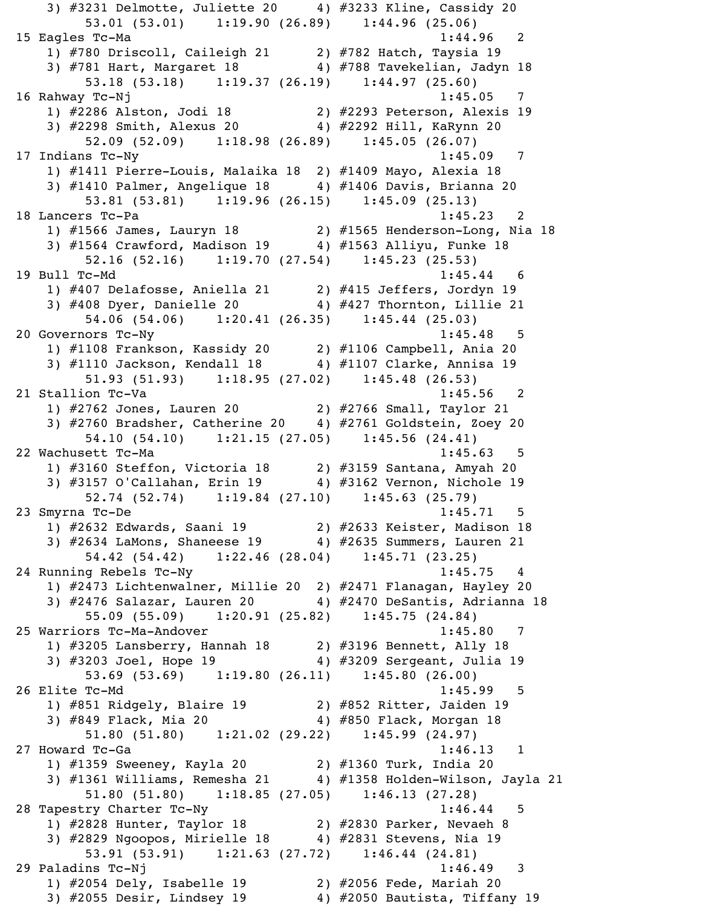```
    3) #3231 Delmotte, Juliette 20      4) #3233 Kline, Cassidy 20
         53.01 (53.01)    1:19.90 (26.89)    1:44.96 (25.06)
15 Eagles Tc-Ma                                         1:44.96   2
    1) #780 Driscoll, Caileigh 21       2) #782 Hatch, Taysia 19
    3) #781 Hart, Margaret 18           4) #788 Tavekelian, Jadyn 18
         53.18 (53.18)    1:19.37 (26.19)    1:44.97 (25.60)
16 Rahway Tc-Nj                                         1:45.05   7
    1) #2286 Alston, Jodi 18            2) #2293 Peterson, Alexis 19
    3) #2298 Smith, Alexus 20           4) #2292 Hill, KaRynn 20
         52.09 (52.09)    1:18.98 (26.89)    1:45.05 (26.07)
17 Indians Tc-Ny                                        1:45.09   7
    1) #1411 Pierre-Louis, Malaika 18  2) #1409 Mayo, Alexia 18
    3) #1410 Palmer, Angelique 18      4) #1406 Davis, Brianna 20
         53.81 (53.81)    1:19.96 (26.15)    1:45.09 (25.13)
18 Lancers Tc-Pa                                        1:45.23   2
    1) #1566 James, Lauryn 18           2) #1565 Henderson-Long, Nia 18
    3) #1564 Crawford, Madison 19       4) #1563 Alliyu, Funke 18
         52.16 (52.16)    1:19.70 (27.54)    1:45.23 (25.53)
19 Bull Tc-Md                                           1:45.44   6
    1) #407 Delafosse, Aniella 21       2) #415 Jeffers, Jordyn 19
    3) #408 Dyer, Danielle 20           4) #427 Thornton, Lillie 21
         54.06 (54.06)    1:20.41 (26.35)    1:45.44 (25.03)
20 Governors Tc-Ny                                      1:45.48   5
    1) #1108 Frankson, Kassidy 20       2) #1106 Campbell, Ania 20
    3) #1110 Jackson, Kendall 18        4) #1107 Clarke, Annisa 19
         51.93 (51.93)    1:18.95 (27.02)    1:45.48 (26.53)
21 Stallion Tc-Va                                       1:45.56   2
    1) #2762 Jones, Lauren 20           2) #2766 Small, Taylor 21
    3) #2760 Bradsher, Catherine 20     4) #2761 Goldstein, Zoey 20
         54.10 (54.10)    1:21.15 (27.05)    1:45.56 (24.41)
22 Wachusett Tc-Ma                                      1:45.63   5
    1) #3160 Steffon, Victoria 18       2) #3159 Santana, Amyah 20
    3) #3157 O'Callahan, Erin 19        4) #3162 Vernon, Nichole 19
         52.74 (52.74)    1:19.84 (27.10)    1:45.63 (25.79)
23 Smyrna Tc-De                                         1:45.71   5
    1) #2632 Edwards, Saani 19          2) #2633 Keister, Madison 18
    3) #2634 LaMons, Shaneese 19        4) #2635 Summers, Lauren 21
         54.42 (54.42)    1:22.46 (28.04)    1:45.71 (23.25)
24 Running Rebels Tc-Ny                                 1:45.75   4
    1) #2473 Lichtenwalner, Millie 20  2) #2471 Flanagan, Hayley 20
    3) #2476 Salazar, Lauren 20         4) #2470 DeSantis, Adrianna 18
         55.09 (55.09)    1:20.91 (25.82)    1:45.75 (24.84)
25 Warriors Tc-Ma-Andover                               1:45.80   7
    1) #3205 Lansberry, Hannah 18       2) #3196 Bennett, Ally 18
    3) #3203 Joel, Hope 19              4) #3209 Sergeant, Julia 19
         53.69 (53.69)    1:19.80 (26.11)    1:45.80 (26.00)
26 Elite Tc-Md                                          1:45.99   5
    1) #851 Ridgely, Blaire 19          2) #852 Ritter, Jaiden 19
    3) #849 Flack, Mia 20               4) #850 Flack, Morgan 18
         51.80 (51.80)    1:21.02 (29.22)    1:45.99 (24.97)
27 Howard Tc-Ga                                         1:46.13   1
    1) #1359 Sweeney, Kayla 20          2) #1360 Turk, India 20
    3) #1361 Williams, Remesha 21       4) #1358 Holden-Wilson, Jayla 21
         51.80 (51.80)    1:18.85 (27.05)    1:46.13 (27.28)
28 Tapestry Charter Tc-Ny                               1:46.44   5
    1) #2828 Hunter, Taylor 18          2) #2830 Parker, Nevaeh 8
    3) #2829 Ngoopos, Mirielle 18       4) #2831 Stevens, Nia 19
         53.91 (53.91)    1:21.63 (27.72)    1:46.44 (24.81)
29 Paladins Tc-Nj                                       1:46.49   3
    1) #2054 Dely, Isabelle 19          2) #2056 Fede, Mariah 20
    3) #2055 Desir, Lindsey 19          4) #2050 Bautista, Tiffany 19
```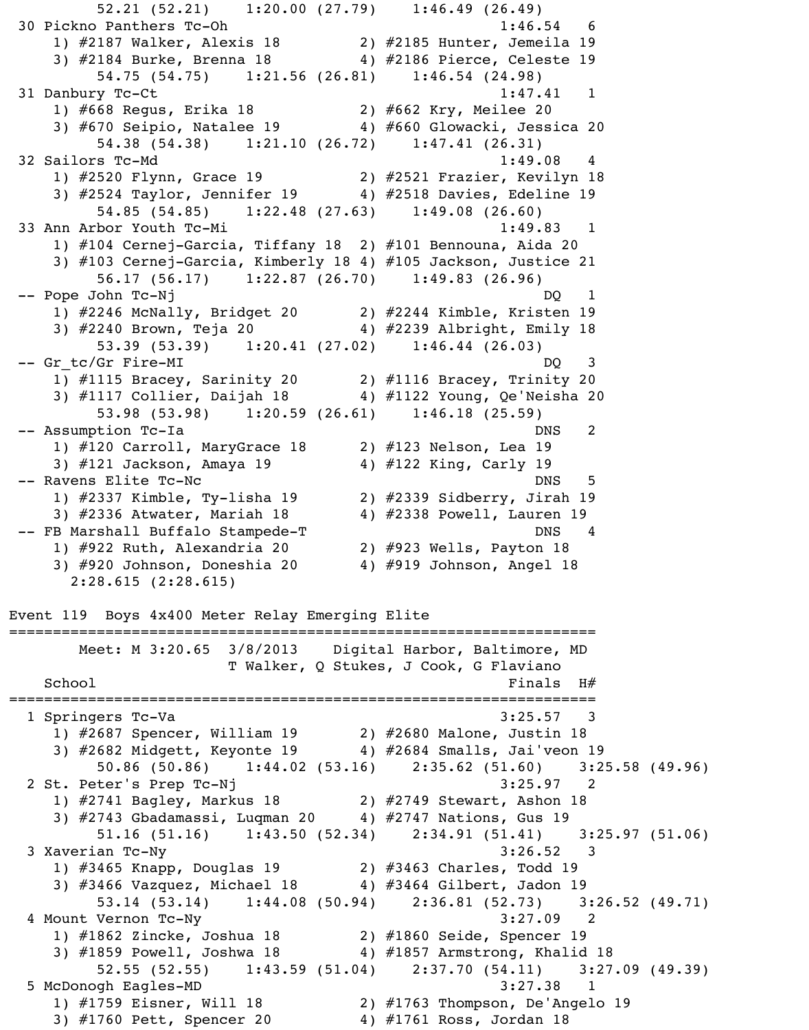```
      52.21 (52.21)    1:20.00 (27.79)    1:46.49 (26.49)
 30 Pickno Panthers Tc-Oh                                  1:46.54   6
    1) #2187 Walker, Alexis 18         2) #2185 Hunter, Jemeila 19
    3) #2184 Burke, Brenna 18          4) #2186 Pierce, Celeste 19
      54.75 (54.75)    1:21.56 (26.81)    1:46.54 (24.98)
 31 Danbury Tc-Ct                                          1:47.41   1
    1) #668 Regus, Erika 18            2) #662 Kry, Meilee 20
    3) #670 Seipio, Natalee 19         4) #660 Glowacki, Jessica 20
      54.38 (54.38)    1:21.10 (26.72)    1:47.41 (26.31)
 32 Sailors Tc-Md                                          1:49.08   4
    1) #2520 Flynn, Grace 19           2) #2521 Frazier, Kevilyn 18
    3) #2524 Taylor, Jennifer 19       4) #2518 Davies, Edeline 19
      54.85 (54.85)    1:22.48 (27.63)    1:49.08 (26.60)
 33 Ann Arbor Youth Tc-Mi                                  1:49.83   1
    1) #104 Cernej-Garcia, Tiffany 18  2) #101 Bennouna, Aida 20
    3) #103 Cernej-Garcia, Kimberly 18 4) #105 Jackson, Justice 21
      56.17 (56.17)    1:22.87 (26.70)    1:49.83 (26.96)
 -- Pope John Tc-Nj                                           DQ   1
    1) #2246 McNally, Bridget 20       2) #2244 Kimble, Kristen 19
    3) #2240 Brown, Teja 20            4) #2239 Albright, Emily 18
      53.39 (53.39)    1:20.41 (27.02)    1:46.44 (26.03)
 -- Gr_tc/Gr Fire-MI                                          DQ   3
    1) #1115 Bracey, Sarinity 20       2) #1116 Bracey, Trinity 20
    3) #1117 Collier, Daijah 18        4) #1122 Young, Qe'Neisha 20
      53.98 (53.98)    1:20.59 (26.61)    1:46.18 (25.59)
 -- Assumption Tc-Ia                                         DNS   2
    1) #120 Carroll, MaryGrace 18      2) #123 Nelson, Lea 19
    3) #121 Jackson, Amaya 19          4) #122 King, Carly 19
 -- Ravens Elite Tc-Nc                                       DNS   5
    1) #2337 Kimble, Ty-lisha 19       2) #2339 Sidberry, Jirah 19
    3) #2336 Atwater, Mariah 18        4) #2338 Powell, Lauren 19
 -- FB Marshall Buffalo Stampede-T                           DNS   4
    1) #922 Ruth, Alexandria 20        2) #923 Wells, Payton 18
    3) #920 Johnson, Doneshia 20       4) #919 Johnson, Angel 18
     2:28.615 (2:28.615)

Event 119  Boys 4x400 Meter Relay Emerging Elite
=================================================================
        Meet: M 3:20.65  3/8/2013    Digital Harbor, Baltimore, MD
                         T Walker, Q Stukes, J Cook, G Flaviano
    School                                              Finals  H#
=================================================================
  1 Springers Tc-Va                                    3:25.57   3
    1) #2687 Spencer, William 19       2) #2680 Malone, Justin 18
    3) #2682 Midgett, Keyonte 19       4) #2684 Smalls, Jai'veon 19
      50.86 (50.86)    1:44.02 (53.16)    2:35.62 (51.60)    3:25.58 (49.96)
  2 St. Peter's Prep Tc-Nj                             3:25.97   2
    1) #2741 Bagley, Markus 18         2) #2749 Stewart, Ashon 18
    3) #2743 Gbadamassi, Luqman 20     4) #2747 Nations, Gus 19
      51.16 (51.16)    1:43.50 (52.34)    2:34.91 (51.41)    3:25.97 (51.06)
  3 Xaverian Tc-Ny                                     3:26.52   3
    1) #3465 Knapp, Douglas 19         2) #3463 Charles, Todd 19
    3) #3466 Vazquez, Michael 18       4) #3464 Gilbert, Jadon 19
      53.14 (53.14)    1:44.08 (50.94)    2:36.81 (52.73)    3:26.52 (49.71)
  4 Mount Vernon Tc-Ny                                 3:27.09   2
    1) #1862 Zincke, Joshua 18         2) #1860 Seide, Spencer 19
    3) #1859 Powell, Joshwa 18         4) #1857 Armstrong, Khalid 18
      52.55 (52.55)    1:43.59 (51.04)    2:37.70 (54.11)    3:27.09 (49.39)
  5 McDonogh Eagles-MD                                 3:27.38   1
    1) #1759 Eisner, Will 18           2) #1763 Thompson, De'Angelo 19
    3) #1760 Pett, Spencer 20          4) #1761 Ross, Jordan 18
```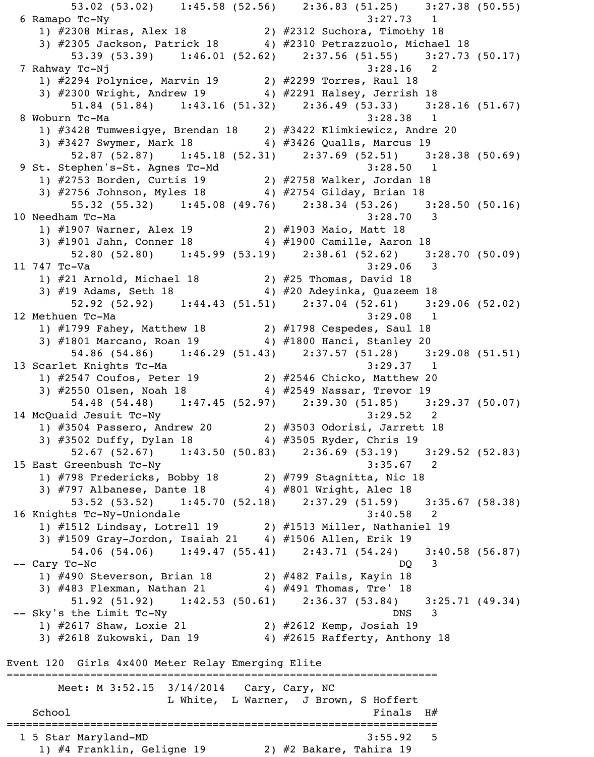```
        53.02 (53.02)    1:45.58 (52.56)    2:36.83 (51.25)    3:27.38 (50.55)
  6 Ramapo Tc-Ny                                            3:27.73   1
    1) #2308 Miras, Alex 18            2) #2312 Suchora, Timothy 18
    3) #2305 Jackson, Patrick 18       4) #2310 Petrazzuolo, Michael 18
        53.39 (53.39)    1:46.01 (52.62)    2:37.56 (51.55)    3:27.73 (50.17)
  7 Rahway Tc-Nj                                            3:28.16   2
    1) #2294 Polynice, Marvin 19       2) #2299 Torres, Raul 18
    3) #2300 Wright, Andrew 19         4) #2291 Halsey, Jerrish 18
        51.84 (51.84)    1:43.16 (51.32)    2:36.49 (53.33)    3:28.16 (51.67)
  8 Woburn Tc-Ma                                            3:28.38   1
    1) #3428 Tumwesigye, Brendan 18    2) #3422 Klimkiewicz, Andre 20
    3) #3427 Swymer, Mark 18           4) #3426 Qualls, Marcus 19
        52.87 (52.87)    1:45.18 (52.31)    2:37.69 (52.51)    3:28.38 (50.69)
  9 St. Stephen's-St. Agnes Tc-Md                           3:28.50   1
    1) #2753 Borden, Curtis 19         2) #2758 Walker, Jordan 18
    3) #2756 Johnson, Myles 18         4) #2754 Gilday, Brian 18
        55.32 (55.32)    1:45.08 (49.76)    2:38.34 (53.26)    3:28.50 (50.16)
 10 Needham Tc-Ma                                           3:28.70   3
    1) #1907 Warner, Alex 19           2) #1903 Maio, Matt 18
    3) #1901 Jahn, Conner 18           4) #1900 Camille, Aaron 18
        52.80 (52.80)    1:45.99 (53.19)    2:38.61 (52.62)    3:28.70 (50.09)
 11 747 Tc-Va                                               3:29.06   3
    1) #21 Arnold, Michael 18          2) #25 Thomas, David 18
    3) #19 Adams, Seth 18              4) #20 Adeyinka, Quazeem 18
        52.92 (52.92)    1:44.43 (51.51)    2:37.04 (52.61)    3:29.06 (52.02)
 12 Methuen Tc-Ma                                           3:29.08   1
    1) #1799 Fahey, Matthew 18         2) #1798 Cespedes, Saul 18
    3) #1801 Marcano, Roan 19          4) #1800 Hanci, Stanley 20
        54.86 (54.86)    1:46.29 (51.43)    2:37.57 (51.28)    3:29.08 (51.51)
 13 Scarlet Knights Tc-Ma                                   3:29.37   1
    1) #2547 Coufos, Peter 19          2) #2546 Chicko, Matthew 20
    3) #2550 Olsen, Noah 18            4) #2549 Nassar, Trevor 19
        54.48 (54.48)    1:47.45 (52.97)    2:39.30 (51.85)    3:29.37 (50.07)
 14 McQuaid Jesuit Tc-Ny                                    3:29.52   2
    1) #3504 Passero, Andrew 20        2) #3503 Odorisi, Jarrett 18
    3) #3502 Duffy, Dylan 18           4) #3505 Ryder, Chris 19
        52.67 (52.67)    1:43.50 (50.83)    2:36.69 (53.19)    3:29.52 (52.83)
 15 East Greenbush Tc-Ny                                    3:35.67   2
    1) #798 Fredericks, Bobby 18       2) #799 Stagnitta, Nic 18
    3) #797 Albanese, Dante 18         4) #801 Wright, Alec 18
        53.52 (53.52)    1:45.70 (52.18)    2:37.29 (51.59)    3:35.67 (58.38)
 16 Knights Tc-Ny-Uniondale                                 3:40.58   2
    1) #1512 Lindsay, Lotrell 19       2) #1513 Miller, Nathaniel 19
    3) #1509 Gray-Jordon, Isaiah 21    4) #1506 Allen, Erik 19
        54.06 (54.06)    1:49.47 (55.41)    2:43.71 (54.24)    3:40.58 (56.87)
 -- Cary Tc-Nc                                                 DQ   3
    1) #490 Steverson, Brian 18        2) #482 Fails, Kayin 18
    3) #483 Flexman, Nathan 21         4) #491 Thomas, Tre' 18
        51.92 (51.92)    1:42.53 (50.61)    2:36.37 (53.84)    3:25.71 (49.34)
 -- Sky's the Limit Tc-Ny                                     DNS   3
    1) #2617 Shaw, Loxie 21            2) #2612 Kemp, Josiah 19
    3) #2618 Zukowski, Dan 19          4) #2615 Rafferty, Anthony 18

Event 120  Girls 4x400 Meter Relay Emerging Elite
=====================================================================
        Meet: M 3:52.15  3/14/2014   Cary, Cary, NC
                      L White,  L Warner,  J Brown, S Hoffert
    School                                             Finals  H#
=====================================================================
  1 5 Star Maryland-MD                                    3:55.92   5
    1) #4 Franklin, Geligne 19         2) #2 Bakare, Tahira 19
```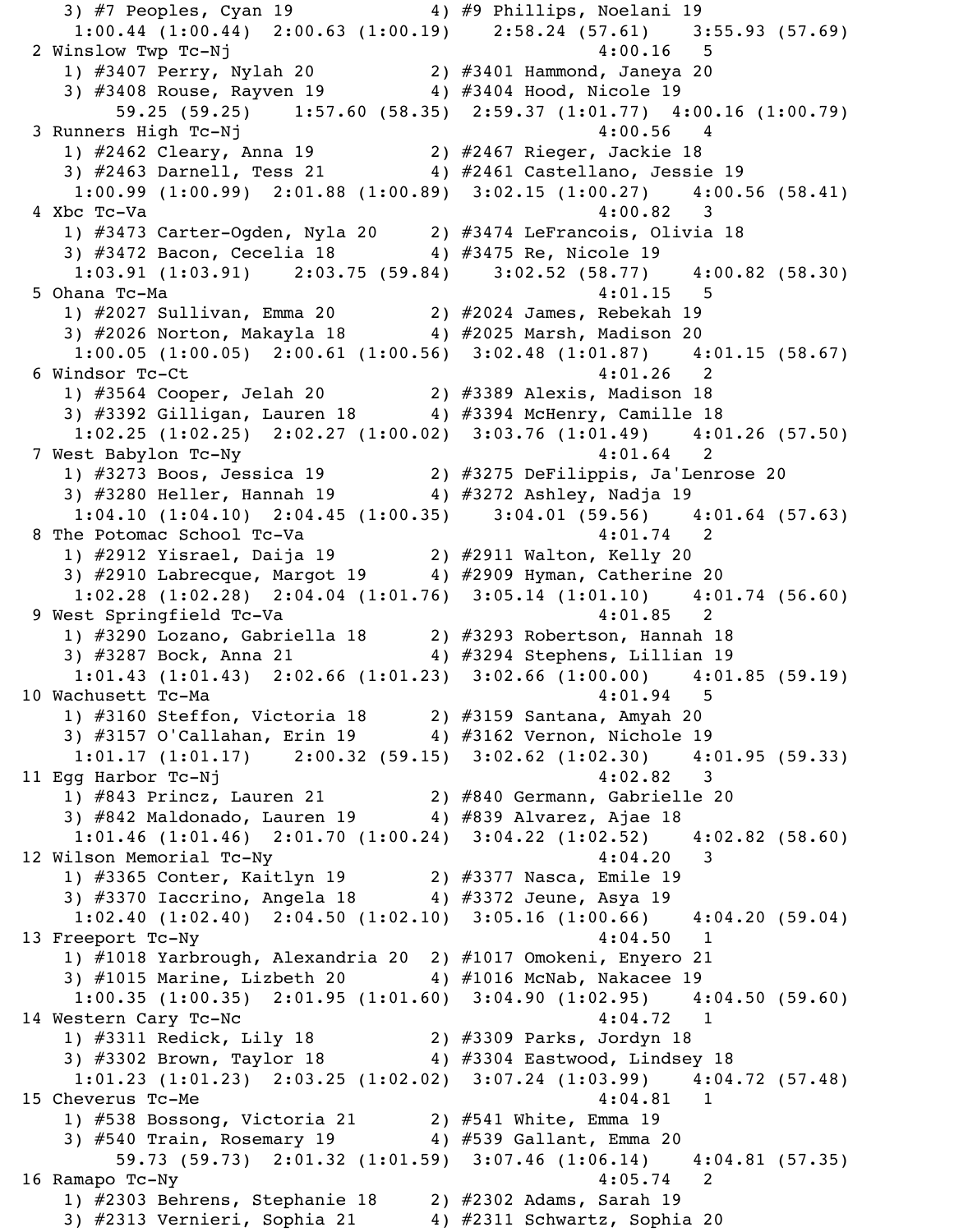```
    3) #7 Peoples, Cyan 19             4) #9 Phillips, Noelani 19
     1:00.44 (1:00.44)  2:00.63 (1:00.19)    2:58.24 (57.61)    3:55.93 (57.69)
  2 Winslow Twp Tc-Nj                                    4:00.16   5
    1) #3407 Perry, Nylah 20           2) #3401 Hammond, Janeya 20
    3) #3408 Rouse, Rayven 19          4) #3404 Hood, Nicole 19
        59.25 (59.25)    1:57.60 (58.35)  2:59.37 (1:01.77)  4:00.16 (1:00.79)
  3 Runners High Tc-Nj                                   4:00.56   4
    1) #2462 Cleary, Anna 19           2) #2467 Rieger, Jackie 18
    3) #2463 Darnell, Tess 21          4) #2461 Castellano, Jessie 19
     1:00.99 (1:00.99)  2:01.88 (1:00.89)  3:02.15 (1:00.27)    4:00.56 (58.41)
  4 Xbc Tc-Va                                            4:00.82   3
    1) #3473 Carter-Ogden, Nyla 20     2) #3474 LeFrancois, Olivia 18
    3) #3472 Bacon, Cecelia 18         4) #3475 Re, Nicole 19
     1:03.91 (1:03.91)    2:03.75 (59.84)    3:02.52 (58.77)    4:00.82 (58.30)
  5 Ohana Tc-Ma                                          4:01.15   5
    1) #2027 Sullivan, Emma 20         2) #2024 James, Rebekah 19
    3) #2026 Norton, Makayla 18        4) #2025 Marsh, Madison 20
     1:00.05 (1:00.05)  2:00.61 (1:00.56)  3:02.48 (1:01.87)    4:01.15 (58.67)
  6 Windsor Tc-Ct                                        4:01.26   2
    1) #3564 Cooper, Jelah 20          2) #3389 Alexis, Madison 18
    3) #3392 Gilligan, Lauren 18       4) #3394 McHenry, Camille 18
     1:02.25 (1:02.25)  2:02.27 (1:00.02)  3:03.76 (1:01.49)    4:01.26 (57.50)
  7 West Babylon Tc-Ny                                   4:01.64   2
    1) #3273 Boos, Jessica 19          2) #3275 DeFilippis, Ja'Lenrose 20
    3) #3280 Heller, Hannah 19         4) #3272 Ashley, Nadja 19
     1:04.10 (1:04.10)  2:04.45 (1:00.35)    3:04.01 (59.56)    4:01.64 (57.63)
  8 The Potomac School Tc-Va                             4:01.74   2
    1) #2912 Yisrael, Daija 19         2) #2911 Walton, Kelly 20
    3) #2910 Labrecque, Margot 19      4) #2909 Hyman, Catherine 20
     1:02.28 (1:02.28)  2:04.04 (1:01.76)  3:05.14 (1:01.10)    4:01.74 (56.60)
  9 West Springfield Tc-Va                               4:01.85   2
    1) #3290 Lozano, Gabriella 18      2) #3293 Robertson, Hannah 18
    3) #3287 Bock, Anna 21             4) #3294 Stephens, Lillian 19
     1:01.43 (1:01.43)  2:02.66 (1:01.23)  3:02.66 (1:00.00)    4:01.85 (59.19)
 10 Wachusett Tc-Ma                                      4:01.94   5
    1) #3160 Steffon, Victoria 18      2) #3159 Santana, Amyah 20
    3) #3157 O'Callahan, Erin 19       4) #3162 Vernon, Nichole 19
     1:01.17 (1:01.17)    2:00.32 (59.15)  3:02.62 (1:02.30)    4:01.95 (59.33)
 11 Egg Harbor Tc-Nj                                     4:02.82   3
    1) #843 Princz, Lauren 21          2) #840 Germann, Gabrielle 20
    3) #842 Maldonado, Lauren 19       4) #839 Alvarez, Ajae 18
     1:01.46 (1:01.46)  2:01.70 (1:00.24)  3:04.22 (1:02.52)    4:02.82 (58.60)
 12 Wilson Memorial Tc-Ny                                4:04.20   3
    1) #3365 Conter, Kaitlyn 19        2) #3377 Nasca, Emile 19
    3) #3370 Iaccrino, Angela 18       4) #3372 Jeune, Asya 19
     1:02.40 (1:02.40)  2:04.50 (1:02.10)  3:05.16 (1:00.66)    4:04.20 (59.04)
 13 Freeport Tc-Ny                                       4:04.50   1
    1) #1018 Yarbrough, Alexandria 20  2) #1017 Omokeni, Enyero 21
    3) #1015 Marine, Lizbeth 20        4) #1016 McNab, Nakacee 19
     1:00.35 (1:00.35)  2:01.95 (1:01.60)  3:04.90 (1:02.95)    4:04.50 (59.60)
 14 Western Cary Tc-Nc                                   4:04.72   1
    1) #3311 Redick, Lily 18           2) #3309 Parks, Jordyn 18
    3) #3302 Brown, Taylor 18          4) #3304 Eastwood, Lindsey 18
     1:01.23 (1:01.23)  2:03.25 (1:02.02)  3:07.24 (1:03.99)    4:04.72 (57.48)
 15 Cheverus Tc-Me                                       4:04.81   1
    1) #538 Bossong, Victoria 21       2) #541 White, Emma 19
    3) #540 Train, Rosemary 19         4) #539 Gallant, Emma 20
        59.73 (59.73)  2:01.32 (1:01.59)  3:07.46 (1:06.14)    4:04.81 (57.35)
 16 Ramapo Tc-Ny                                         4:05.74   2
    1) #2303 Behrens, Stephanie 18     2) #2302 Adams, Sarah 19
    3) #2313 Vernieri, Sophia 21       4) #2311 Schwartz, Sophia 20
```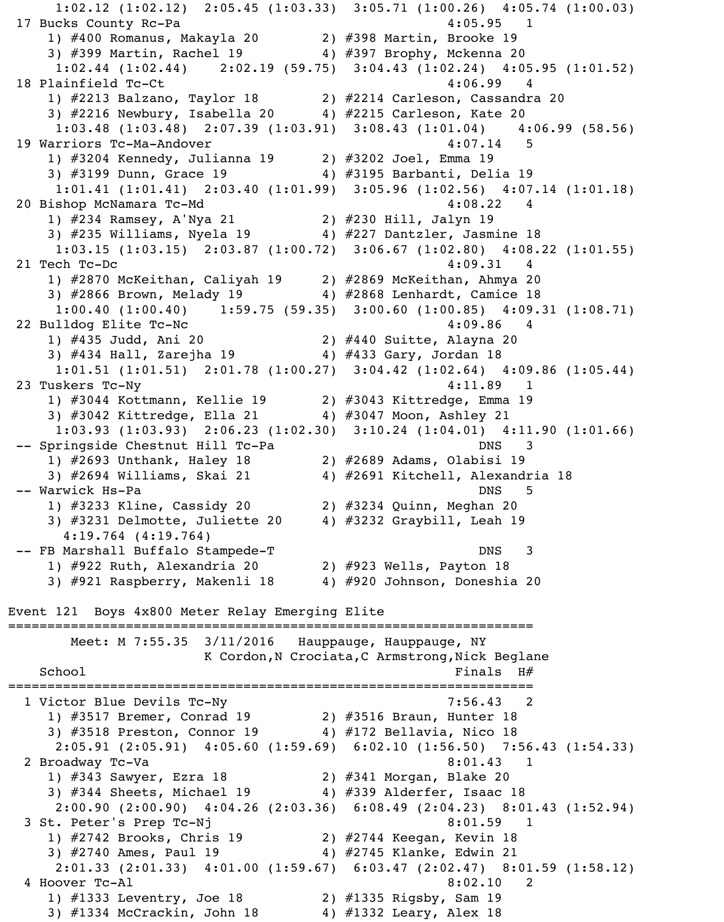```
    1:02.12 (1:02.12)  2:05.45 (1:03.33)  3:05.71 (1:00.26)  4:05.74 (1:00.03)
 17 Bucks County Rc-Pa                                      4:05.95   1
    1) #400 Romanus, Makayla 20         2) #398 Martin, Brooke 19
    3) #399 Martin, Rachel 19           4) #397 Brophy, Mckenna 20
    1:02.44 (1:02.44)    2:02.19 (59.75)  3:04.43 (1:02.24)  4:05.95 (1:01.52)
 18 Plainfield Tc-Ct                                        4:06.99   4
    1) #2213 Balzano, Taylor 18         2) #2214 Carleson, Cassandra 20
    3) #2216 Newbury, Isabella 20       4) #2215 Carleson, Kate 20
    1:03.48 (1:03.48)  2:07.39 (1:03.91)  3:08.43 (1:01.04)    4:06.99 (58.56)
 19 Warriors Tc-Ma-Andover                                  4:07.14   5
    1) #3204 Kennedy, Julianna 19       2) #3202 Joel, Emma 19
    3) #3199 Dunn, Grace 19             4) #3195 Barbanti, Delia 19
    1:01.41 (1:01.41)  2:03.40 (1:01.99)  3:05.96 (1:02.56)  4:07.14 (1:01.18)
 20 Bishop McNamara Tc-Md                                   4:08.22   4
    1) #234 Ramsey, A'Nya 21            2) #230 Hill, Jalyn 19
    3) #235 Williams, Nyela 19          4) #227 Dantzler, Jasmine 18
    1:03.15 (1:03.15)  2:03.87 (1:00.72)  3:06.67 (1:02.80)  4:08.22 (1:01.55)
 21 Tech Tc-Dc                                              4:09.31   4
    1) #2870 McKeithan, Caliyah 19      2) #2869 McKeithan, Ahmya 20
    3) #2866 Brown, Melady 19           4) #2868 Lenhardt, Camice 18
    1:00.40 (1:00.40)    1:59.75 (59.35)  3:00.60 (1:00.85)  4:09.31 (1:08.71)
 22 Bulldog Elite Tc-Nc                                     4:09.86   4
    1) #435 Judd, Ani 20                2) #440 Suitte, Alayna 20
    3) #434 Hall, Zarejha 19            4) #433 Gary, Jordan 18
    1:01.51 (1:01.51)  2:01.78 (1:00.27)  3:04.42 (1:02.64)  4:09.86 (1:05.44)
 23 Tuskers Tc-Ny                                           4:11.89   1
    1) #3044 Kottmann, Kellie 19        2) #3043 Kittredge, Emma 19
    3) #3042 Kittredge, Ella 21         4) #3047 Moon, Ashley 21
    1:03.93 (1:03.93)  2:06.23 (1:02.30)  3:10.24 (1:04.01)  4:11.90 (1:01.66)
 -- Springside Chestnut Hill Tc-Pa                             DNS   3
    1) #2693 Unthank, Haley 18          2) #2689 Adams, Olabisi 19
    3) #2694 Williams, Skai 21          4) #2691 Kitchell, Alexandria 18
 -- Warwick Hs-Pa                                              DNS   5
    1) #3233 Kline, Cassidy 20          2) #3234 Quinn, Meghan 20
    3) #3231 Delmotte, Juliette 20      4) #3232 Graybill, Leah 19
      4:19.764 (4:19.764)
 -- FB Marshall Buffalo Stampede-T                             DNS   3
    1) #922 Ruth, Alexandria 20         2) #923 Wells, Payton 18
    3) #921 Raspberry, Makenli 18       4) #920 Johnson, Doneshia 20

Event 121  Boys 4x800 Meter Relay Emerging Elite
===================================================================
        Meet: M 7:55.35  3/11/2016   Hauppauge, Hauppauge, NY
                         K Cordon,N Crociata,C Armstrong,Nick Beglane
    School                                                 Finals  H#
===================================================================
  1 Victor Blue Devils Tc-Ny                                7:56.43   2
    1) #3517 Bremer, Conrad 19          2) #3516 Braun, Hunter 18
    3) #3518 Preston, Connor 19         4) #172 Bellavia, Nico 18
     2:05.91 (2:05.91)  4:05.60 (1:59.69)  6:02.10 (1:56.50)  7:56.43 (1:54.33)
  2 Broadway Tc-Va                                          8:01.43   1
    1) #343 Sawyer, Ezra 18             2) #341 Morgan, Blake 20
    3) #344 Sheets, Michael 19          4) #339 Alderfer, Isaac 18
     2:00.90 (2:00.90)  4:04.26 (2:03.36)  6:08.49 (2:04.23)  8:01.43 (1:52.94)
  3 St. Peter's Prep Tc-Nj                                  8:01.59   1
    1) #2742 Brooks, Chris 19           2) #2744 Keegan, Kevin 18
    3) #2740 Ames, Paul 19              4) #2745 Klanke, Edwin 21
     2:01.33 (2:01.33)  4:01.00 (1:59.67)  6:03.47 (2:02.47)  8:01.59 (1:58.12)
  4 Hoover Tc-Al                                            8:02.10   2
    1) #1333 Leventry, Joe 18           2) #1335 Rigsby, Sam 19
    3) #1334 McCrackin, John 18         4) #1332 Leary, Alex 18
```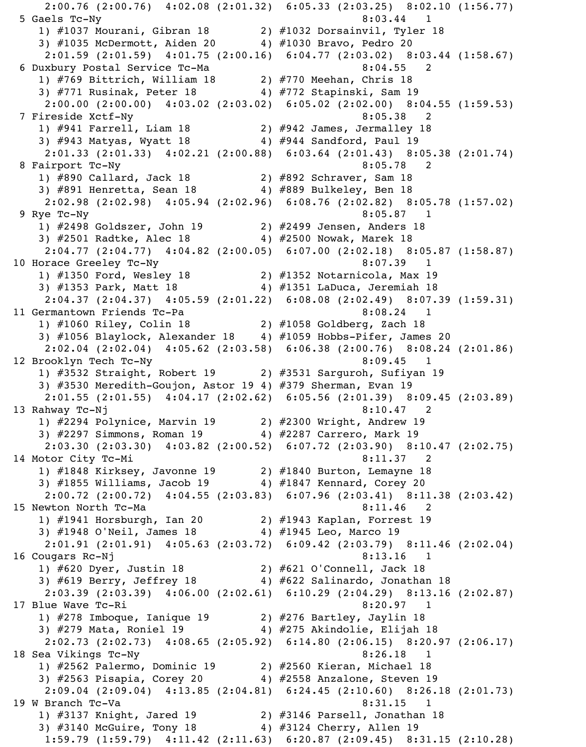```
    2:00.76 (2:00.76)  4:02.08 (2:01.32)  6:05.33 (2:03.25)  8:02.10 (1:56.77)
  5 Gaels Tc-Ny                                           8:03.44   1
     1) #1037 Mourani, Gibran 18          2) #1032 Dorsainvil, Tyler 18
     3) #1035 McDermott, Aiden 20         4) #1030 Bravo, Pedro 20
    2:01.59 (2:01.59)  4:01.75 (2:00.16)  6:04.77 (2:03.02)  8:03.44 (1:58.67)
  6 Duxbury Postal Service Tc-Ma                          8:04.55   2
     1) #769 Bittrich, William 18         2) #770 Meehan, Chris 18
     3) #771 Rusinak, Peter 18            4) #772 Stapinski, Sam 19
    2:00.00 (2:00.00)  4:03.02 (2:03.02)  6:05.02 (2:02.00)  8:04.55 (1:59.53)
  7 Fireside Xctf-Ny                                      8:05.38   2
     1) #941 Farrell, Liam 18             2) #942 James, Jermalley 18
     3) #943 Matyas, Wyatt 18             4) #944 Sandford, Paul 19
    2:01.33 (2:01.33)  4:02.21 (2:00.88)  6:03.64 (2:01.43)  8:05.38 (2:01.74)
  8 Fairport Tc-Ny                                        8:05.78   2
     1) #890 Callard, Jack 18             2) #892 Schraver, Sam 18
     3) #891 Henretta, Sean 18            4) #889 Bulkeley, Ben 18
    2:02.98 (2:02.98)  4:05.94 (2:02.96)  6:08.76 (2:02.82)  8:05.78 (1:57.02)
  9 Rye Tc-Ny                                             8:05.87   1
     1) #2498 Goldszer, John 19           2) #2499 Jensen, Anders 18
     3) #2501 Radtke, Alec 18             4) #2500 Nowak, Marek 18
    2:04.77 (2:04.77)  4:04.82 (2:00.05)  6:07.00 (2:02.18)  8:05.87 (1:58.87)
 10 Horace Greeley Tc-Ny                                  8:07.39   1
     1) #1350 Ford, Wesley 18             2) #1352 Notarnicola, Max 19
     3) #1353 Park, Matt 18               4) #1351 LaDuca, Jeremiah 18
    2:04.37 (2:04.37)  4:05.59 (2:01.22)  6:08.08 (2:02.49)  8:07.39 (1:59.31)
 11 Germantown Friends Tc-Pa                              8:08.24   1
     1) #1060 Riley, Colin 18             2) #1058 Goldberg, Zach 18
     3) #1056 Blaylock, Alexander 18      4) #1059 Hobbs-Pifer, James 20
    2:02.04 (2:02.04)  4:05.62 (2:03.58)  6:06.38 (2:00.76)  8:08.24 (2:01.86)
 12 Brooklyn Tech Tc-Ny                                   8:09.45   1
     1) #3532 Straight, Robert 19         2) #3531 Sarguroh, Sufiyan 19
     3) #3530 Meredith-Goujon, Astor 19 4) #379 Sherman, Evan 19
    2:01.55 (2:01.55)  4:04.17 (2:02.62)  6:05.56 (2:01.39)  8:09.45 (2:03.89)
 13 Rahway Tc-Nj                                          8:10.47   2
     1) #2294 Polynice, Marvin 19         2) #2300 Wright, Andrew 19
     3) #2297 Simmons, Roman 19           4) #2287 Carrero, Mark 19
    2:03.30 (2:03.30)  4:03.82 (2:00.52)  6:07.72 (2:03.90)  8:10.47 (2:02.75)
 14 Motor City Tc-Mi                                      8:11.37   2
     1) #1848 Kirksey, Javonne 19         2) #1840 Burton, Lemayne 18
     3) #1855 Williams, Jacob 19          4) #1847 Kennard, Corey 20
    2:00.72 (2:00.72)  4:04.55 (2:03.83)  6:07.96 (2:03.41)  8:11.38 (2:03.42)
 15 Newton North Tc-Ma                                    8:11.46   2
     1) #1941 Horsburgh, Ian 20           2) #1943 Kaplan, Forrest 19
     3) #1948 O'Neil, James 18            4) #1945 Leo, Marco 19
    2:01.91 (2:01.91)  4:05.63 (2:03.72)  6:09.42 (2:03.79)  8:11.46 (2:02.04)
 16 Cougars Rc-Nj                                         8:13.16   1
     1) #620 Dyer, Justin 18              2) #621 O'Connell, Jack 18
     3) #619 Berry, Jeffrey 18            4) #622 Salinardo, Jonathan 18
    2:03.39 (2:03.39)  4:06.00 (2:02.61)  6:10.29 (2:04.29)  8:13.16 (2:02.87)
 17 Blue Wave Tc-Ri                                       8:20.97   1
     1) #278 Imboque, Ianique 19          2) #276 Bartley, Jaylin 18
     3) #279 Mata, Roniel 19              4) #275 Akindolie, Elijah 18
    2:02.73 (2:02.73)  4:08.65 (2:05.92)  6:14.80 (2:06.15)  8:20.97 (2:06.17)
 18 Sea Vikings Tc-Ny                                     8:26.18   1
     1) #2562 Palermo, Dominic 19         2) #2560 Kieran, Michael 18
     3) #2563 Pisapia, Corey 20           4) #2558 Anzalone, Steven 19
    2:09.04 (2:09.04)  4:13.85 (2:04.81)  6:24.45 (2:10.60)  8:26.18 (2:01.73)
 19 W Branch Tc-Va                                        8:31.15   1
     1) #3137 Knight, Jared 19            2) #3146 Parsell, Jonathan 18
     3) #3140 McGuire, Tony 18            4) #3124 Cherry, Allen 19
    1:59.79 (1:59.79)  4:11.42 (2:11.63)  6:20.87 (2:09.45)  8:31.15 (2:10.28)
```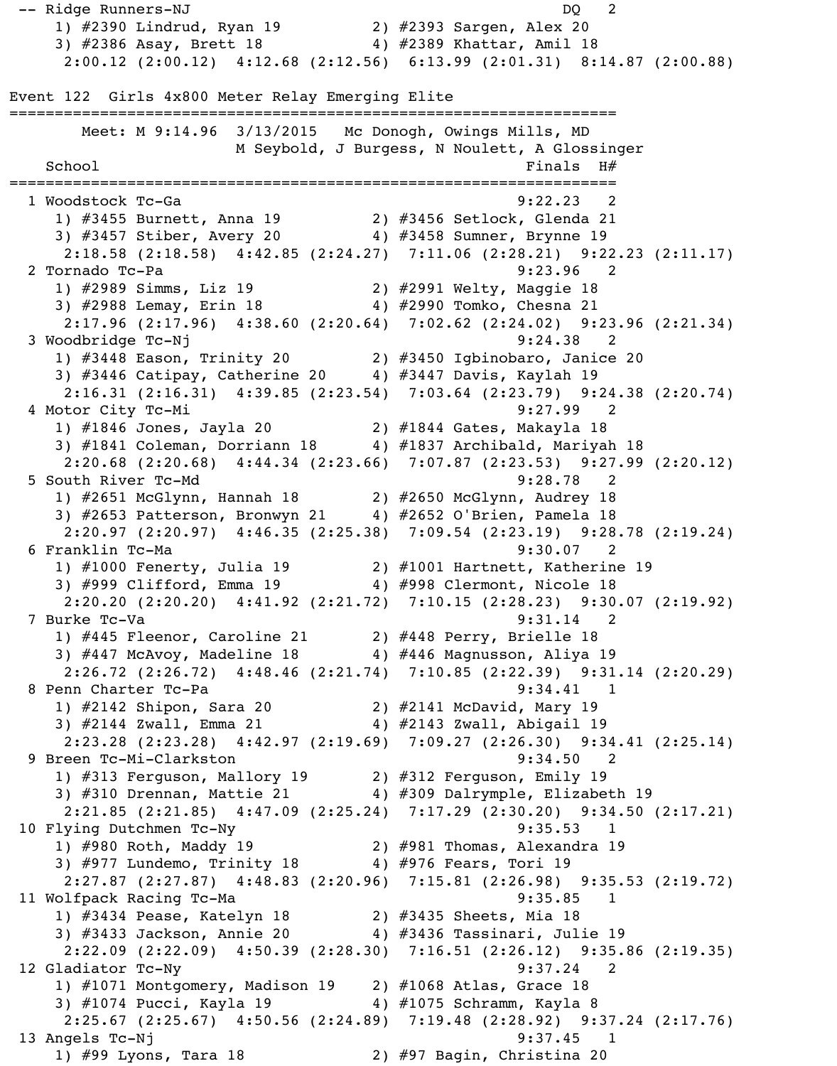```
 -- Ridge Runners-NJ                                         DQ   2
    1) #2390 Lindrud, Ryan 19          2) #2393 Sargen, Alex 20
    3) #2386 Asay, Brett 18            4) #2389 Khattar, Amil 18
     2:00.12 (2:00.12)  4:12.68 (2:12.56)  6:13.99 (2:01.31)  8:14.87 (2:00.88)

Event 122  Girls 4x800 Meter Relay Emerging Elite
===================================================================
        Meet: M 9:14.96  3/13/2015   Mc Donogh, Owings Mills, MD
                      M Seybold, J Burgess, N Noulett, A Glossinger
    School                                             Finals  H#
===================================================================
  1 Woodstock Tc-Ga                                     9:22.23   2
    1) #3455 Burnett, Anna 19          2) #3456 Setlock, Glenda 21
    3) #3457 Stiber, Avery 20          4) #3458 Sumner, Brynne 19
     2:18.58 (2:18.58)  4:42.85 (2:24.27)  7:11.06 (2:28.21)  9:22.23 (2:11.17)
  2 Tornado Tc-Pa                                       9:23.96   2
    1) #2989 Simms, Liz 19             2) #2991 Welty, Maggie 18
    3) #2988 Lemay, Erin 18            4) #2990 Tomko, Chesna 21
     2:17.96 (2:17.96)  4:38.60 (2:20.64)  7:02.62 (2:24.02)  9:23.96 (2:21.34)
  3 Woodbridge Tc-Nj                                    9:24.38   2
    1) #3448 Eason, Trinity 20         2) #3450 Igbinobaro, Janice 20
    3) #3446 Catipay, Catherine 20     4) #3447 Davis, Kaylah 19
     2:16.31 (2:16.31)  4:39.85 (2:23.54)  7:03.64 (2:23.79)  9:24.38 (2:20.74)
  4 Motor City Tc-Mi                                    9:27.99   2
    1) #1846 Jones, Jayla 20           2) #1844 Gates, Makayla 18
    3) #1841 Coleman, Dorriann 18      4) #1837 Archibald, Mariyah 18
     2:20.68 (2:20.68)  4:44.34 (2:23.66)  7:07.87 (2:23.53)  9:27.99 (2:20.12)
  5 South River Tc-Md                                   9:28.78   2
    1) #2651 McGlynn, Hannah 18        2) #2650 McGlynn, Audrey 18
    3) #2653 Patterson, Bronwyn 21     4) #2652 O'Brien, Pamela 18
     2:20.97 (2:20.97)  4:46.35 (2:25.38)  7:09.54 (2:23.19)  9:28.78 (2:19.24)
  6 Franklin Tc-Ma                                      9:30.07   2
    1) #1000 Fenerty, Julia 19         2) #1001 Hartnett, Katherine 19
    3) #999 Clifford, Emma 19          4) #998 Clermont, Nicole 18
     2:20.20 (2:20.20)  4:41.92 (2:21.72)  7:10.15 (2:28.23)  9:30.07 (2:19.92)
  7 Burke Tc-Va                                         9:31.14   2
    1) #445 Fleenor, Caroline 21       2) #448 Perry, Brielle 18
    3) #447 McAvoy, Madeline 18        4) #446 Magnusson, Aliya 19
     2:26.72 (2:26.72)  4:48.46 (2:21.74)  7:10.85 (2:22.39)  9:31.14 (2:20.29)
  8 Penn Charter Tc-Pa                                  9:34.41   1
    1) #2142 Shipon, Sara 20           2) #2141 McDavid, Mary 19
    3) #2144 Zwall, Emma 21            4) #2143 Zwall, Abigail 19
     2:23.28 (2:23.28)  4:42.97 (2:19.69)  7:09.27 (2:26.30)  9:34.41 (2:25.14)
  9 Breen Tc-Mi-Clarkston                               9:34.50   2
    1) #313 Ferguson, Mallory 19       2) #312 Ferguson, Emily 19
    3) #310 Drennan, Mattie 21         4) #309 Dalrymple, Elizabeth 19
     2:21.85 (2:21.85)  4:47.09 (2:25.24)  7:17.29 (2:30.20)  9:34.50 (2:17.21)
 10 Flying Dutchmen Tc-Ny                               9:35.53   1
    1) #980 Roth, Maddy 19             2) #981 Thomas, Alexandra 19
    3) #977 Lundemo, Trinity 18        4) #976 Fears, Tori 19
     2:27.87 (2:27.87)  4:48.83 (2:20.96)  7:15.81 (2:26.98)  9:35.53 (2:19.72)
 11 Wolfpack Racing Tc-Ma                               9:35.85   1
    1) #3434 Pease, Katelyn 18         2) #3435 Sheets, Mia 18
    3) #3433 Jackson, Annie 20         4) #3436 Tassinari, Julie 19
     2:22.09 (2:22.09)  4:50.39 (2:28.30)  7:16.51 (2:26.12)  9:35.86 (2:19.35)
 12 Gladiator Tc-Ny                                     9:37.24   2
    1) #1071 Montgomery, Madison 19    2) #1068 Atlas, Grace 18
    3) #1074 Pucci, Kayla 19           4) #1075 Schramm, Kayla 8
     2:25.67 (2:25.67)  4:50.56 (2:24.89)  7:19.48 (2:28.92)  9:37.24 (2:17.76)
 13 Angels Tc-Nj                                        9:37.45   1
    1) #99 Lyons, Tara 18              2) #97 Bagin, Christina 20
```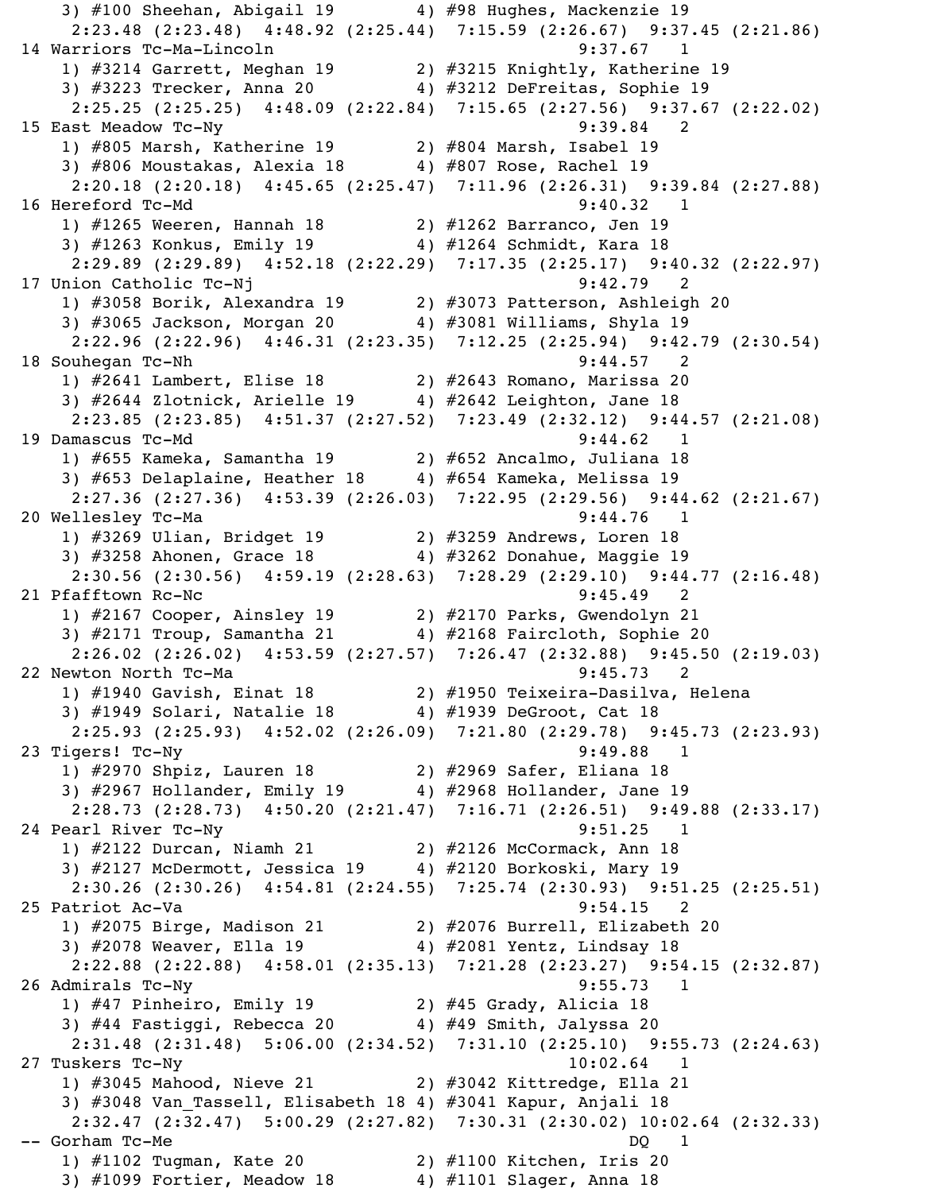```
   3) #100 Sheehan, Abigail 19        4) #98 Hughes, Mackenzie 19
     2:23.48 (2:23.48)  4:48.92 (2:25.44)  7:15.59 (2:26.67)  9:37.45 (2:21.86)
14 Warriors Tc-Ma-Lincoln                                  9:37.67   1
   1) #3214 Garrett, Meghan 19         2) #3215 Knightly, Katherine 19
   3) #3223 Trecker, Anna 20           4) #3212 DeFreitas, Sophie 19
     2:25.25 (2:25.25)  4:48.09 (2:22.84)  7:15.65 (2:27.56)  9:37.67 (2:22.02)
15 East Meadow Tc-Ny                                       9:39.84   2
   1) #805 Marsh, Katherine 19         2) #804 Marsh, Isabel 19
   3) #806 Moustakas, Alexia 18        4) #807 Rose, Rachel 19
     2:20.18 (2:20.18)  4:45.65 (2:25.47)  7:11.96 (2:26.31)  9:39.84 (2:27.88)
16 Hereford Tc-Md                                          9:40.32   1
   1) #1265 Weeren, Hannah 18          2) #1262 Barranco, Jen 19
   3) #1263 Konkus, Emily 19           4) #1264 Schmidt, Kara 18
     2:29.89 (2:29.89)  4:52.18 (2:22.29)  7:17.35 (2:25.17)  9:40.32 (2:22.97)
17 Union Catholic Tc-Nj                                    9:42.79   2
   1) #3058 Borik, Alexandra 19        2) #3073 Patterson, Ashleigh 20
   3) #3065 Jackson, Morgan 20         4) #3081 Williams, Shyla 19
     2:22.96 (2:22.96)  4:46.31 (2:23.35)  7:12.25 (2:25.94)  9:42.79 (2:30.54)
18 Souhegan Tc-Nh                                          9:44.57   2
   1) #2641 Lambert, Elise 18          2) #2643 Romano, Marissa 20
   3) #2644 Zlotnick, Arielle 19       4) #2642 Leighton, Jane 18
     2:23.85 (2:23.85)  4:51.37 (2:27.52)  7:23.49 (2:32.12)  9:44.57 (2:21.08)
19 Damascus Tc-Md                                          9:44.62   1
   1) #655 Kameka, Samantha 19         2) #652 Ancalmo, Juliana 18
   3) #653 Delaplaine, Heather 18      4) #654 Kameka, Melissa 19
     2:27.36 (2:27.36)  4:53.39 (2:26.03)  7:22.95 (2:29.56)  9:44.62 (2:21.67)
20 Wellesley Tc-Ma                                         9:44.76   1
   1) #3269 Ulian, Bridget 19          2) #3259 Andrews, Loren 18
   3) #3258 Ahonen, Grace 18           4) #3262 Donahue, Maggie 19
     2:30.56 (2:30.56)  4:59.19 (2:28.63)  7:28.29 (2:29.10)  9:44.77 (2:16.48)
21 Pfafftown Rc-Nc                                         9:45.49   2
   1) #2167 Cooper, Ainsley 19         2) #2170 Parks, Gwendolyn 21
   3) #2171 Troup, Samantha 21         4) #2168 Faircloth, Sophie 20
     2:26.02 (2:26.02)  4:53.59 (2:27.57)  7:26.47 (2:32.88)  9:45.50 (2:19.03)
22 Newton North Tc-Ma                                      9:45.73   2
   1) #1940 Gavish, Einat 18           2) #1950 Teixeira-Dasilva, Helena
   3) #1949 Solari, Natalie 18         4) #1939 DeGroot, Cat 18
     2:25.93 (2:25.93)  4:52.02 (2:26.09)  7:21.80 (2:29.78)  9:45.73 (2:23.93)
23 Tigers! Tc-Ny                                           9:49.88   1
   1) #2970 Shpiz, Lauren 18           2) #2969 Safer, Eliana 18
   3) #2967 Hollander, Emily 19        4) #2968 Hollander, Jane 19
     2:28.73 (2:28.73)  4:50.20 (2:21.47)  7:16.71 (2:26.51)  9:49.88 (2:33.17)
24 Pearl River Tc-Ny                                       9:51.25   1
   1) #2122 Durcan, Niamh 21           2) #2126 McCormack, Ann 18
   3) #2127 McDermott, Jessica 19      4) #2120 Borkoski, Mary 19
     2:30.26 (2:30.26)  4:54.81 (2:24.55)  7:25.74 (2:30.93)  9:51.25 (2:25.51)
25 Patriot Ac-Va                                           9:54.15   2
   1) #2075 Birge, Madison 21          2) #2076 Burrell, Elizabeth 20
   3) #2078 Weaver, Ella 19            4) #2081 Yentz, Lindsay 18
     2:22.88 (2:22.88)  4:58.01 (2:35.13)  7:21.28 (2:23.27)  9:54.15 (2:32.87)
26 Admirals Tc-Ny                                          9:55.73   1
   1) #47 Pinheiro, Emily 19           2) #45 Grady, Alicia 18
   3) #44 Fastiggi, Rebecca 20         4) #49 Smith, Jalyssa 20
     2:31.48 (2:31.48)  5:06.00 (2:34.52)  7:31.10 (2:25.10)  9:55.73 (2:24.63)
27 Tuskers Tc-Ny                                          10:02.64   1
   1) #3045 Mahood, Nieve 21           2) #3042 Kittredge, Ella 21
   3) #3048 Van_Tassell, Elisabeth 18 4) #3041 Kapur, Anjali 18
     2:32.47 (2:32.47)  5:00.29 (2:27.82)  7:30.31 (2:30.02) 10:02.64 (2:32.33)
-- Gorham Tc-Me                                               DQ    1
   1) #1102 Tugman, Kate 20            2) #1100 Kitchen, Iris 20
   3) #1099 Fortier, Meadow 18         4) #1101 Slager, Anna 18
```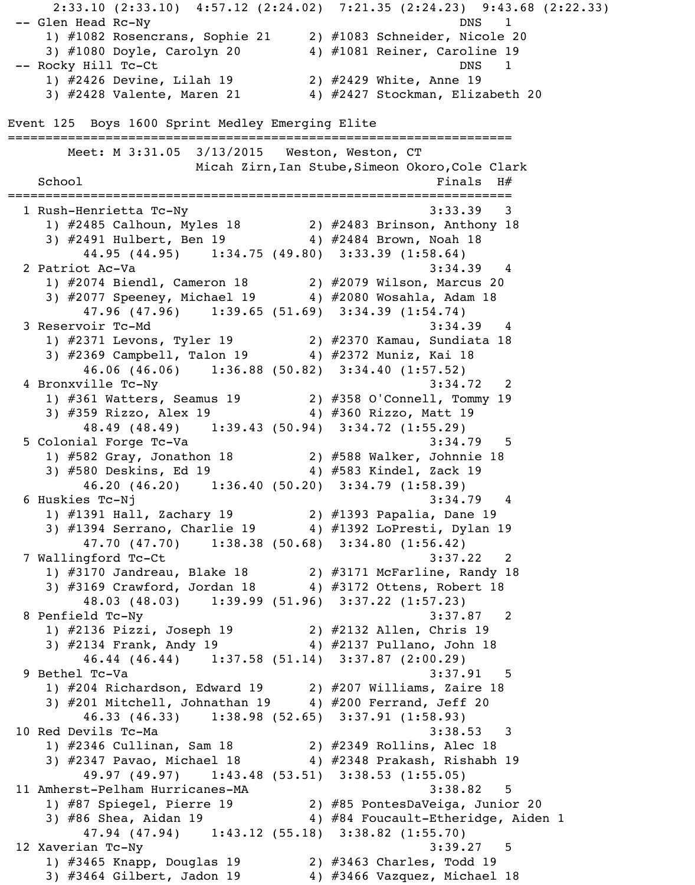```
     2:33.10 (2:33.10)  4:57.12 (2:24.02)  7:21.35 (2:24.23)  9:43.68 (2:22.33)
 -- Glen Head Rc-Ny                                           DNS   1
     1) #1082 Rosencrans, Sophie 21     2) #1083 Schneider, Nicole 20
     3) #1080 Doyle, Carolyn 20         4) #1081 Reiner, Caroline 19
 -- Rocky Hill Tc-Ct                                          DNS   1
     1) #2426 Devine, Lilah 19          2) #2429 White, Anne 19
     3) #2428 Valente, Maren 21         4) #2427 Stockman, Elizabeth 20
```

## Event 125  Boys 1600 Sprint Medley Emerging Elite

```
===================================================================
        Meet: M 3:31.05  3/13/2015   Weston, Weston, CT
                         Micah Zirn,Ian Stube,Simeon Okoro,Cole Clark
    School                                           Finals  H#
===================================================================
  1 Rush-Henrietta Tc-Ny                              3:33.39   3
     1) #2485 Calhoun, Myles 18         2) #2483 Brinson, Anthony 18
     3) #2491 Hulbert, Ben 19           4) #2484 Brown, Noah 18
          44.95 (44.95)    1:34.75 (49.80)  3:33.39 (1:58.64)
  2 Patriot Ac-Va                                     3:34.39   4
     1) #2074 Biendl, Cameron 18        2) #2079 Wilson, Marcus 20
     3) #2077 Speeney, Michael 19       4) #2080 Wosahla, Adam 18
          47.96 (47.96)    1:39.65 (51.69)  3:34.39 (1:54.74)
  3 Reservoir Tc-Md                                   3:34.39   4
     1) #2371 Levons, Tyler 19          2) #2370 Kamau, Sundiata 18
     3) #2369 Campbell, Talon 19        4) #2372 Muniz, Kai 18
          46.06 (46.06)    1:36.88 (50.82)  3:34.40 (1:57.52)
  4 Bronxville Tc-Ny                                  3:34.72   2
     1) #361 Watters, Seamus 19         2) #358 O'Connell, Tommy 19
     3) #359 Rizzo, Alex 19             4) #360 Rizzo, Matt 19
          48.49 (48.49)    1:39.43 (50.94)  3:34.72 (1:55.29)
  5 Colonial Forge Tc-Va                              3:34.79   5
     1) #582 Gray, Jonathon 18          2) #588 Walker, Johnnie 18
     3) #580 Deskins, Ed 19             4) #583 Kindel, Zack 19
          46.20 (46.20)    1:36.40 (50.20)  3:34.79 (1:58.39)
  6 Huskies Tc-Nj                                     3:34.79   4
     1) #1391 Hall, Zachary 19          2) #1393 Papalia, Dane 19
     3) #1394 Serrano, Charlie 19       4) #1392 LoPresti, Dylan 19
          47.70 (47.70)    1:38.38 (50.68)  3:34.80 (1:56.42)
  7 Wallingford Tc-Ct                                 3:37.22   2
     1) #3170 Jandreau, Blake 18        2) #3171 McFarline, Randy 18
     3) #3169 Crawford, Jordan 18       4) #3172 Ottens, Robert 18
          48.03 (48.03)    1:39.99 (51.96)  3:37.22 (1:57.23)
  8 Penfield Tc-Ny                                    3:37.87   2
     1) #2136 Pizzi, Joseph 19          2) #2132 Allen, Chris 19
     3) #2134 Frank, Andy 19            4) #2137 Pullano, John 18
          46.44 (46.44)    1:37.58 (51.14)  3:37.87 (2:00.29)
  9 Bethel Tc-Va                                      3:37.91   5
     1) #204 Richardson, Edward 19      2) #207 Williams, Zaire 18
     3) #201 Mitchell, Johnathan 19     4) #200 Ferrand, Jeff 20
          46.33 (46.33)    1:38.98 (52.65)  3:37.91 (1:58.93)
 10 Red Devils Tc-Ma                                  3:38.53   3
     1) #2346 Cullinan, Sam 18          2) #2349 Rollins, Alec 18
     3) #2347 Pavao, Michael 18         4) #2348 Prakash, Rishabh 19
          49.97 (49.97)    1:43.48 (53.51)  3:38.53 (1:55.05)
 11 Amherst-Pelham Hurricanes-MA                      3:38.82   5
     1) #87 Spiegel, Pierre 19          2) #85 PontesDaVeiga, Junior 20
     3) #86 Shea, Aidan 19              4) #84 Foucault-Etheridge, Aiden 1
          47.94 (47.94)    1:43.12 (55.18)  3:38.82 (1:55.70)
 12 Xaverian Tc-Ny                                    3:39.27   5
     1) #3465 Knapp, Douglas 19         2) #3463 Charles, Todd 19
     3) #3464 Gilbert, Jadon 19         4) #3466 Vazquez, Michael 18
```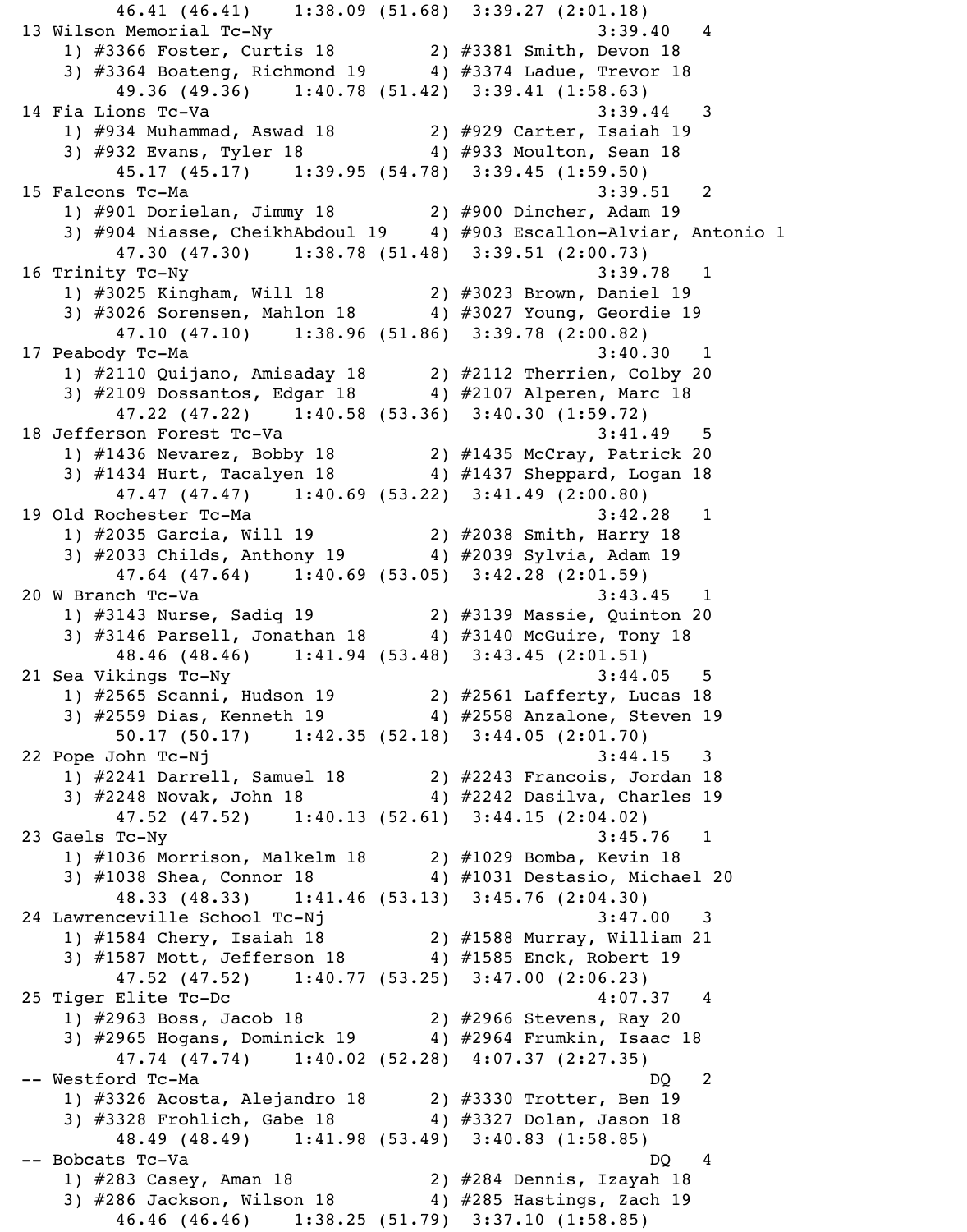```
      46.41 (46.41)    1:38.09 (51.68)  3:39.27 (2:01.18)
13 Wilson Memorial Tc-Ny                                    3:39.40   4
   1) #3366 Foster, Curtis 18         2) #3381 Smith, Devon 18
   3) #3364 Boateng, Richmond 19      4) #3374 Ladue, Trevor 18
      49.36 (49.36)    1:40.78 (51.42)  3:39.41 (1:58.63)
14 Fia Lions Tc-Va                                          3:39.44   3
   1) #934 Muhammad, Aswad 18         2) #929 Carter, Isaiah 19
   3) #932 Evans, Tyler 18            4) #933 Moulton, Sean 18
      45.17 (45.17)    1:39.95 (54.78)  3:39.45 (1:59.50)
15 Falcons Tc-Ma                                            3:39.51   2
   1) #901 Dorielan, Jimmy 18         2) #900 Dincher, Adam 19
   3) #904 Niasse, CheikhAbdoul 19    4) #903 Escallon-Alviar, Antonio 1
      47.30 (47.30)    1:38.78 (51.48)  3:39.51 (2:00.73)
16 Trinity Tc-Ny                                            3:39.78   1
   1) #3025 Kingham, Will 18          2) #3023 Brown, Daniel 19
   3) #3026 Sorensen, Mahlon 18       4) #3027 Young, Geordie 19
      47.10 (47.10)    1:38.96 (51.86)  3:39.78 (2:00.82)
17 Peabody Tc-Ma                                            3:40.30   1
   1) #2110 Quijano, Amisaday 18      2) #2112 Therrien, Colby 20
   3) #2109 Dossantos, Edgar 18       4) #2107 Alperen, Marc 18
      47.22 (47.22)    1:40.58 (53.36)  3:40.30 (1:59.72)
18 Jefferson Forest Tc-Va                                   3:41.49   5
   1) #1436 Nevarez, Bobby 18         2) #1435 McCray, Patrick 20
   3) #1434 Hurt, Tacalyen 18         4) #1437 Sheppard, Logan 18
      47.47 (47.47)    1:40.69 (53.22)  3:41.49 (2:00.80)
19 Old Rochester Tc-Ma                                      3:42.28   1
   1) #2035 Garcia, Will 19           2) #2038 Smith, Harry 18
   3) #2033 Childs, Anthony 19        4) #2039 Sylvia, Adam 19
      47.64 (47.64)    1:40.69 (53.05)  3:42.28 (2:01.59)
20 W Branch Tc-Va                                           3:43.45   1
   1) #3143 Nurse, Sadiq 19           2) #3139 Massie, Quinton 20
   3) #3146 Parsell, Jonathan 18      4) #3140 McGuire, Tony 18
      48.46 (48.46)    1:41.94 (53.48)  3:43.45 (2:01.51)
21 Sea Vikings Tc-Ny                                        3:44.05   5
   1) #2565 Scanni, Hudson 19         2) #2561 Lafferty, Lucas 18
   3) #2559 Dias, Kenneth 19          4) #2558 Anzalone, Steven 19
      50.17 (50.17)    1:42.35 (52.18)  3:44.05 (2:01.70)
22 Pope John Tc-Nj                                          3:44.15   3
   1) #2241 Darrell, Samuel 18        2) #2243 Francois, Jordan 18
   3) #2248 Novak, John 18            4) #2242 Dasilva, Charles 19
      47.52 (47.52)    1:40.13 (52.61)  3:44.15 (2:04.02)
23 Gaels Tc-Ny                                              3:45.76   1
   1) #1036 Morrison, Malkelm 18      2) #1029 Bomba, Kevin 18
   3) #1038 Shea, Connor 18           4) #1031 Destasio, Michael 20
      48.33 (48.33)    1:41.46 (53.13)  3:45.76 (2:04.30)
24 Lawrenceville School Tc-Nj                               3:47.00   3
   1) #1584 Chery, Isaiah 18          2) #1588 Murray, William 21
   3) #1587 Mott, Jefferson 18        4) #1585 Enck, Robert 19
      47.52 (47.52)    1:40.77 (53.25)  3:47.00 (2:06.23)
25 Tiger Elite Tc-Dc                                        4:07.37   4
   1) #2963 Boss, Jacob 18            2) #2966 Stevens, Ray 20
   3) #2965 Hogans, Dominick 19       4) #2964 Frumkin, Isaac 18
      47.74 (47.74)    1:40.02 (52.28)  4:07.37 (2:27.35)
-- Westford Tc-Ma                                              DQ   2
   1) #3326 Acosta, Alejandro 18      2) #3330 Trotter, Ben 19
   3) #3328 Frohlich, Gabe 18         4) #3327 Dolan, Jason 18
      48.49 (48.49)    1:41.98 (53.49)  3:40.83 (1:58.85)
-- Bobcats Tc-Va                                               DQ   4
   1) #283 Casey, Aman 18             2) #284 Dennis, Izayah 18
   3) #286 Jackson, Wilson 18         4) #285 Hastings, Zach 19
      46.46 (46.46)    1:38.25 (51.79)  3:37.10 (1:58.85)
```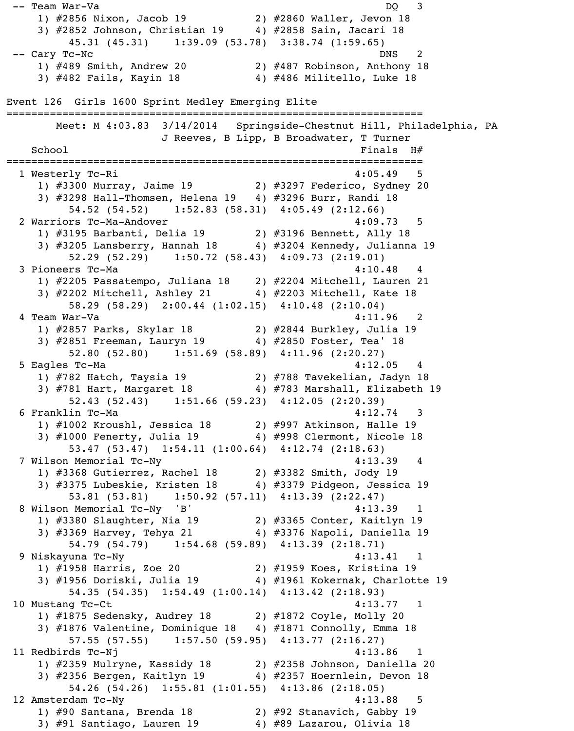```
 -- Team War-Va                                                DQ   3
     1) #2856 Nixon, Jacob 19           2) #2860 Waller, Jevon 18
     3) #2852 Johnson, Christian 19     4) #2858 Sain, Jacari 18
          45.31 (45.31)    1:39.09 (53.78)  3:38.74 (1:59.65)
 -- Cary Tc-Nc                                                 DNS   2
     1) #489 Smith, Andrew 20           2) #487 Robinson, Anthony 18
     3) #482 Fails, Kayin 18            4) #486 Militello, Luke 18

Event 126  Girls 1600 Sprint Medley Emerging Elite
=================================================================
        Meet: M 4:03.83  3/14/2014   Springside-Chestnut Hill, Philadelphia, PA
                         J Reeves, B Lipp, B Broadwater, T Turner
    School                                               Finals  H#
=================================================================
  1 Westerly Tc-Ri                                      4:05.49   5
     1) #3300 Murray, Jaime 19          2) #3297 Federico, Sydney 20
     3) #3298 Hall-Thomsen, Helena 19   4) #3296 Burr, Randi 18
          54.52 (54.52)    1:52.83 (58.31)  4:05.49 (2:12.66)
  2 Warriors Tc-Ma-Andover                              4:09.73   5
     1) #3195 Barbanti, Delia 19        2) #3196 Bennett, Ally 18
     3) #3205 Lansberry, Hannah 18      4) #3204 Kennedy, Julianna 19
          52.29 (52.29)    1:50.72 (58.43)  4:09.73 (2:19.01)
  3 Pioneers Tc-Ma                                      4:10.48   4
     1) #2205 Passatempo, Juliana 18    2) #2204 Mitchell, Lauren 21
     3) #2202 Mitchell, Ashley 21       4) #2203 Mitchell, Kate 18
          58.29 (58.29)  2:00.44 (1:02.15)  4:10.48 (2:10.04)
  4 Team War-Va                                         4:11.96   2
     1) #2857 Parks, Skylar 18          2) #2844 Burkley, Julia 19
     3) #2851 Freeman, Lauryn 19        4) #2850 Foster, Tea' 18
          52.80 (52.80)    1:51.69 (58.89)  4:11.96 (2:20.27)
  5 Eagles Tc-Ma                                        4:12.05   4
     1) #782 Hatch, Taysia 19           2) #788 Tavekelian, Jadyn 18
     3) #781 Hart, Margaret 18          4) #783 Marshall, Elizabeth 19
          52.43 (52.43)    1:51.66 (59.23)  4:12.05 (2:20.39)
  6 Franklin Tc-Ma                                      4:12.74   3
     1) #1002 Kroushl, Jessica 18       2) #997 Atkinson, Halle 19
     3) #1000 Fenerty, Julia 19         4) #998 Clermont, Nicole 18
          53.47 (53.47)  1:54.11 (1:00.64)  4:12.74 (2:18.63)
  7 Wilson Memorial Tc-Ny                               4:13.39   4
     1) #3368 Gutierrez, Rachel 18      2) #3382 Smith, Jody 19
     3) #3375 Lubeskie, Kristen 18      4) #3379 Pidgeon, Jessica 19
          53.81 (53.81)    1:50.92 (57.11)  4:13.39 (2:22.47)
  8 Wilson Memorial Tc-Ny  'B'                          4:13.39   1
     1) #3380 Slaughter, Nia 19         2) #3365 Conter, Kaitlyn 19
     3) #3369 Harvey, Tehya 21          4) #3376 Napoli, Daniella 19
          54.79 (54.79)    1:54.68 (59.89)  4:13.39 (2:18.71)
  9 Niskayuna Tc-Ny                                     4:13.41   1
     1) #1958 Harris, Zoe 20            2) #1959 Koes, Kristina 19
     3) #1956 Doriski, Julia 19         4) #1961 Kokernak, Charlotte 19
          54.35 (54.35)  1:54.49 (1:00.14)  4:13.42 (2:18.93)
 10 Mustang Tc-Ct                                       4:13.77   1
     1) #1875 Sedensky, Audrey 18       2) #1872 Coyle, Molly 20
     3) #1876 Valentine, Dominique 18   4) #1871 Connolly, Emma 18
          57.55 (57.55)    1:57.50 (59.95)  4:13.77 (2:16.27)
 11 Redbirds Tc-Nj                                      4:13.86   1
     1) #2359 Mulryne, Kassidy 18       2) #2358 Johnson, Daniella 20
     3) #2356 Bergen, Kaitlyn 19        4) #2357 Hoernlein, Devon 18
          54.26 (54.26)  1:55.81 (1:01.55)  4:13.86 (2:18.05)
 12 Amsterdam Tc-Ny                                     4:13.88   5
     1) #90 Santana, Brenda 18          2) #92 Stanavich, Gabby 19
     3) #91 Santiago, Lauren 19         4) #89 Lazarou, Olivia 18
```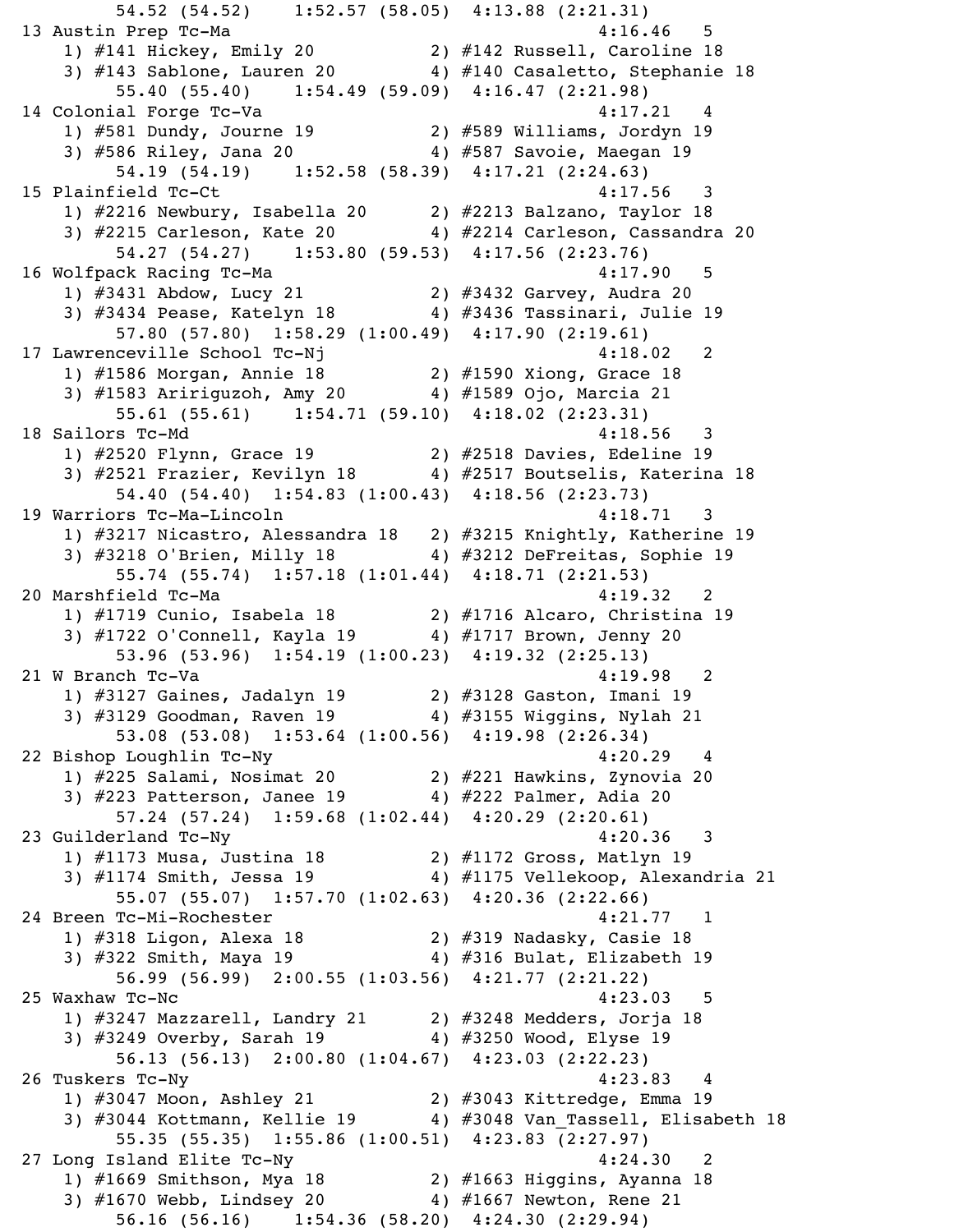```
      54.52 (54.52)    1:52.57 (58.05)  4:13.88 (2:21.31)
13 Austin Prep Tc-Ma                                   4:16.46   5
   1) #141 Hickey, Emily 20           2) #142 Russell, Caroline 18
   3) #143 Sablone, Lauren 20         4) #140 Casaletto, Stephanie 18
      55.40 (55.40)    1:54.49 (59.09)  4:16.47 (2:21.98)
14 Colonial Forge Tc-Va                                4:17.21   4
   1) #581 Dundy, Journe 19           2) #589 Williams, Jordyn 19
   3) #586 Riley, Jana 20             4) #587 Savoie, Maegan 19
      54.19 (54.19)    1:52.58 (58.39)  4:17.21 (2:24.63)
15 Plainfield Tc-Ct                                    4:17.56   3
   1) #2216 Newbury, Isabella 20      2) #2213 Balzano, Taylor 18
   3) #2215 Carleson, Kate 20         4) #2214 Carleson, Cassandra 20
      54.27 (54.27)    1:53.80 (59.53)  4:17.56 (2:23.76)
16 Wolfpack Racing Tc-Ma                               4:17.90   5
   1) #3431 Abdow, Lucy 21            2) #3432 Garvey, Audra 20
   3) #3434 Pease, Katelyn 18         4) #3436 Tassinari, Julie 19
      57.80 (57.80)  1:58.29 (1:00.49)  4:17.90 (2:19.61)
17 Lawrenceville School Tc-Nj                          4:18.02   2
   1) #1586 Morgan, Annie 18          2) #1590 Xiong, Grace 18
   3) #1583 Aririguzoh, Amy 20        4) #1589 Ojo, Marcia 21
      55.61 (55.61)    1:54.71 (59.10)  4:18.02 (2:23.31)
18 Sailors Tc-Md                                       4:18.56   3
   1) #2520 Flynn, Grace 19           2) #2518 Davies, Edeline 19
   3) #2521 Frazier, Kevilyn 18       4) #2517 Boutselis, Katerina 18
      54.40 (54.40)  1:54.83 (1:00.43)  4:18.56 (2:23.73)
19 Warriors Tc-Ma-Lincoln                              4:18.71   3
   1) #3217 Nicastro, Alessandra 18   2) #3215 Knightly, Katherine 19
   3) #3218 O'Brien, Milly 18         4) #3212 DeFreitas, Sophie 19
      55.74 (55.74)  1:57.18 (1:01.44)  4:18.71 (2:21.53)
20 Marshfield Tc-Ma                                    4:19.32   2
   1) #1719 Cunio, Isabela 18         2) #1716 Alcaro, Christina 19
   3) #1722 O'Connell, Kayla 19       4) #1717 Brown, Jenny 20
      53.96 (53.96)  1:54.19 (1:00.23)  4:19.32 (2:25.13)
21 W Branch Tc-Va                                      4:19.98   2
   1) #3127 Gaines, Jadalyn 19        2) #3128 Gaston, Imani 19
   3) #3129 Goodman, Raven 19         4) #3155 Wiggins, Nylah 21
      53.08 (53.08)  1:53.64 (1:00.56)  4:19.98 (2:26.34)
22 Bishop Loughlin Tc-Ny                               4:20.29   4
   1) #225 Salami, Nosimat 20         2) #221 Hawkins, Zynovia 20
   3) #223 Patterson, Janee 19        4) #222 Palmer, Adia 20
      57.24 (57.24)  1:59.68 (1:02.44)  4:20.29 (2:20.61)
23 Guilderland Tc-Ny                                   4:20.36   3
   1) #1173 Musa, Justina 18          2) #1172 Gross, Matlyn 19
   3) #1174 Smith, Jessa 19           4) #1175 Vellekoop, Alexandria 21
      55.07 (55.07)  1:57.70 (1:02.63)  4:20.36 (2:22.66)
24 Breen Tc-Mi-Rochester                               4:21.77   1
   1) #318 Ligon, Alexa 18            2) #319 Nadasky, Casie 18
   3) #322 Smith, Maya 19             4) #316 Bulat, Elizabeth 19
      56.99 (56.99)  2:00.55 (1:03.56)  4:21.77 (2:21.22)
25 Waxhaw Tc-Nc                                        4:23.03   5
   1) #3247 Mazzarell, Landry 21      2) #3248 Medders, Jorja 18
   3) #3249 Overby, Sarah 19          4) #3250 Wood, Elyse 19
      56.13 (56.13)  2:00.80 (1:04.67)  4:23.03 (2:22.23)
26 Tuskers Tc-Ny                                       4:23.83   4
   1) #3047 Moon, Ashley 21           2) #3043 Kittredge, Emma 19
   3) #3044 Kottmann, Kellie 19       4) #3048 Van_Tassell, Elisabeth 18
      55.35 (55.35)  1:55.86 (1:00.51)  4:23.83 (2:27.97)
27 Long Island Elite Tc-Ny                             4:24.30   2
   1) #1669 Smithson, Mya 18          2) #1663 Higgins, Ayanna 18
   3) #1670 Webb, Lindsey 20          4) #1667 Newton, Rene 21
      56.16 (56.16)    1:54.36 (58.20)  4:24.30 (2:29.94)
```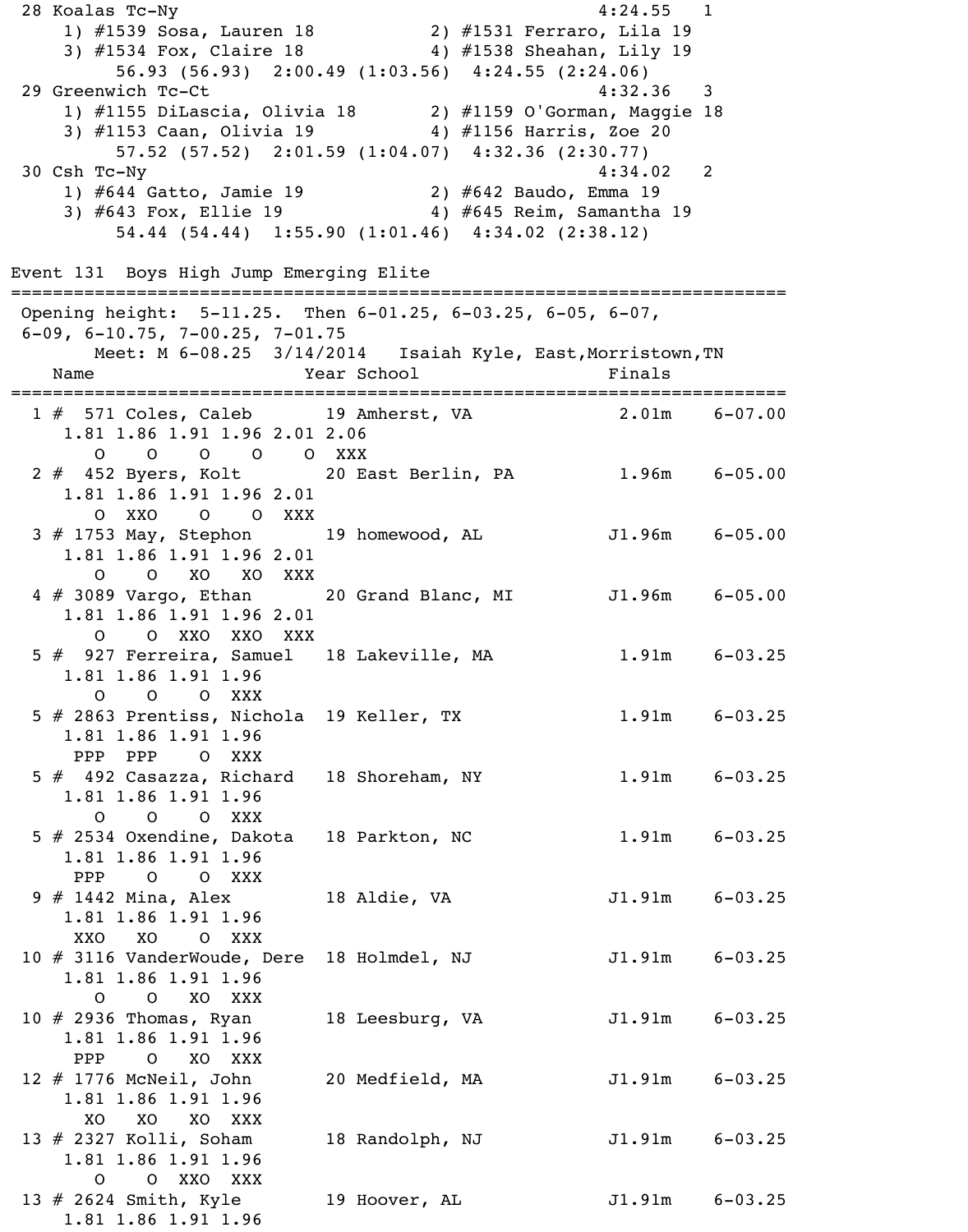```
 28 Koalas Tc-Ny                                          4:24.55   1
    1) #1539 Sosa, Lauren 18           2) #1531 Ferraro, Lila 19
    3) #1534 Fox, Claire 18            4) #1538 Sheahan, Lily 19
         56.93 (56.93)  2:00.49 (1:03.56)  4:24.55 (2:24.06)
 29 Greenwich Tc-Ct                                       4:32.36   3
    1) #1155 DiLascia, Olivia 18       2) #1159 O'Gorman, Maggie 18
    3) #1153 Caan, Olivia 19           4) #1156 Harris, Zoe 20
         57.52 (57.52)  2:01.59 (1:04.07)  4:32.36 (2:30.77)
 30 Csh Tc-Ny                                             4:34.02   2
    1) #644 Gatto, Jamie 19            2) #642 Baudo, Emma 19
    3) #643 Fox, Ellie 19              4) #645 Reim, Samantha 19
         54.44 (54.44)  1:55.90 (1:01.46)  4:34.02 (2:38.12)
```

## Event 131  Boys High Jump Emerging Elite

```
===============================================================================
 Opening height:  5-11.25.  Then 6-01.25, 6-03.25, 6-05, 6-07,
 6-09, 6-10.75, 7-00.25, 7-01.75
       Meet: M 6-08.25  3/14/2014   Isaiah Kyle, East,Morristown,TN
    Name                     Year School                   Finals
===============================================================================
  1 #  571 Coles, Caleb       19 Amherst, VA              2.01m    6-07.00
     1.81 1.86 1.91 1.96 2.01 2.06
        O    O    O    O    O  XXX
  2 #  452 Byers, Kolt        20 East Berlin, PA          1.96m    6-05.00
     1.81 1.86 1.91 1.96 2.01
        O  XXO    O    O  XXX
  3 # 1753 May, Stephon       19 homewood, AL            J1.96m    6-05.00
     1.81 1.86 1.91 1.96 2.01
        O    O   XO   XO  XXX
  4 # 3089 Vargo, Ethan       20 Grand Blanc, MI         J1.96m    6-05.00
     1.81 1.86 1.91 1.96 2.01
        O    O  XXO  XXO  XXX
  5 #  927 Ferreira, Samuel   18 Lakeville, MA            1.91m    6-03.25
     1.81 1.86 1.91 1.96
        O    O    O  XXX
  5 # 2863 Prentiss, Nichola  19 Keller, TX               1.91m    6-03.25
     1.81 1.86 1.91 1.96
      PPP  PPP    O  XXX
  5 #  492 Casazza, Richard   18 Shoreham, NY             1.91m    6-03.25
     1.81 1.86 1.91 1.96
        O    O    O  XXX
  5 # 2534 Oxendine, Dakota   18 Parkton, NC              1.91m    6-03.25
     1.81 1.86 1.91 1.96
      PPP    O    O  XXX
  9 # 1442 Mina, Alex         18 Aldie, VA               J1.91m    6-03.25
     1.81 1.86 1.91 1.96
      XXO   XO    O  XXX
 10 # 3116 VanderWoude, Dere  18 Holmdel, NJ             J1.91m    6-03.25
     1.81 1.86 1.91 1.96
        O    O   XO  XXX
 10 # 2936 Thomas, Ryan       18 Leesburg, VA            J1.91m    6-03.25
     1.81 1.86 1.91 1.96
      PPP    O   XO  XXX
 12 # 1776 McNeil, John       20 Medfield, MA            J1.91m    6-03.25
     1.81 1.86 1.91 1.96
       XO   XO   XO  XXX
 13 # 2327 Kolli, Soham       18 Randolph, NJ            J1.91m    6-03.25
     1.81 1.86 1.91 1.96
        O    O  XXO  XXX
 13 # 2624 Smith, Kyle        19 Hoover, AL              J1.91m    6-03.25
     1.81 1.86 1.91 1.96
```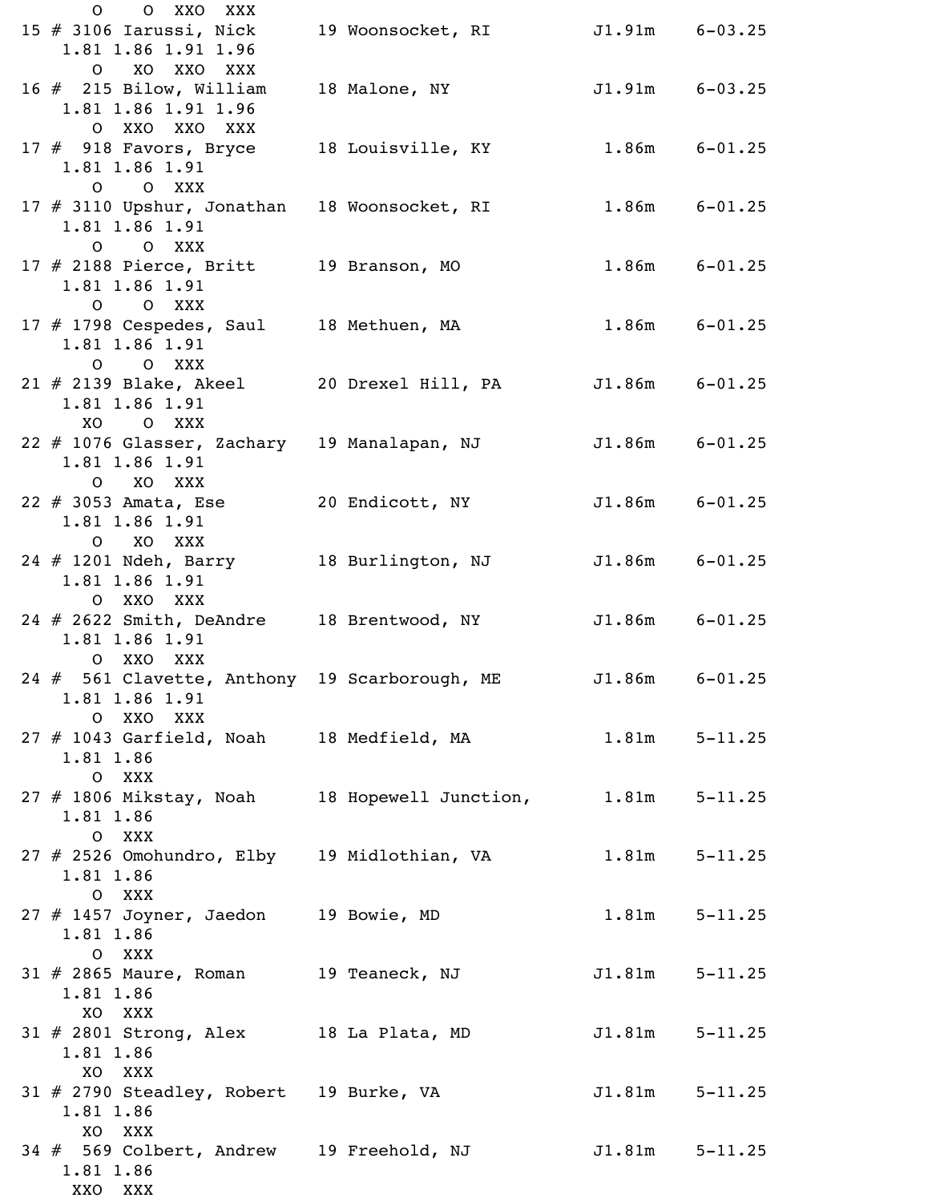```
      O    O  XXO  XXX
15 # 3106 Iarussi, Nick      19 Woonsocket, RI          J1.91m    6-03.25
    1.81 1.86 1.91 1.96
      O   XO  XXO  XXX
16 #  215 Bilow, William     18 Malone, NY              J1.91m    6-03.25
    1.81 1.86 1.91 1.96
      O  XXO  XXO  XXX
17 #  918 Favors, Bryce      18 Louisville, KY           1.86m    6-01.25
    1.81 1.86 1.91
      O    O  XXX
17 # 3110 Upshur, Jonathan   18 Woonsocket, RI           1.86m    6-01.25
    1.81 1.86 1.91
      O    O  XXX
17 # 2188 Pierce, Britt      19 Branson, MO              1.86m    6-01.25
    1.81 1.86 1.91
      O    O  XXX
17 # 1798 Cespedes, Saul     18 Methuen, MA              1.86m    6-01.25
    1.81 1.86 1.91
      O    O  XXX
21 # 2139 Blake, Akeel       20 Drexel Hill, PA         J1.86m    6-01.25
    1.81 1.86 1.91
     XO    O  XXX
22 # 1076 Glasser, Zachary   19 Manalapan, NJ           J1.86m    6-01.25
    1.81 1.86 1.91
      O   XO  XXX
22 # 3053 Amata, Ese         20 Endicott, NY            J1.86m    6-01.25
    1.81 1.86 1.91
      O   XO  XXX
24 # 1201 Ndeh, Barry        18 Burlington, NJ          J1.86m    6-01.25
    1.81 1.86 1.91
      O  XXO  XXX
24 # 2622 Smith, DeAndre     18 Brentwood, NY           J1.86m    6-01.25
    1.81 1.86 1.91
      O  XXO  XXX
24 #  561 Clavette, Anthony  19 Scarborough, ME         J1.86m    6-01.25
    1.81 1.86 1.91
      O  XXO  XXX
27 # 1043 Garfield, Noah     18 Medfield, MA             1.81m    5-11.25
    1.81 1.86
      O  XXX
27 # 1806 Mikstay, Noah      18 Hopewell Junction,       1.81m    5-11.25
    1.81 1.86
      O  XXX
27 # 2526 Omohundro, Elby    19 Midlothian, VA           1.81m    5-11.25
    1.81 1.86
      O  XXX
27 # 1457 Joyner, Jaedon     19 Bowie, MD                1.81m    5-11.25
    1.81 1.86
      O  XXX
31 # 2865 Maure, Roman       19 Teaneck, NJ             J1.81m    5-11.25
    1.81 1.86
     XO  XXX
31 # 2801 Strong, Alex       18 La Plata, MD            J1.81m    5-11.25
    1.81 1.86
     XO  XXX
31 # 2790 Steadley, Robert   19 Burke, VA               J1.81m    5-11.25
    1.81 1.86
     XO  XXX
34 #  569 Colbert, Andrew    19 Freehold, NJ            J1.81m    5-11.25
    1.81 1.86
    XXO  XXX
```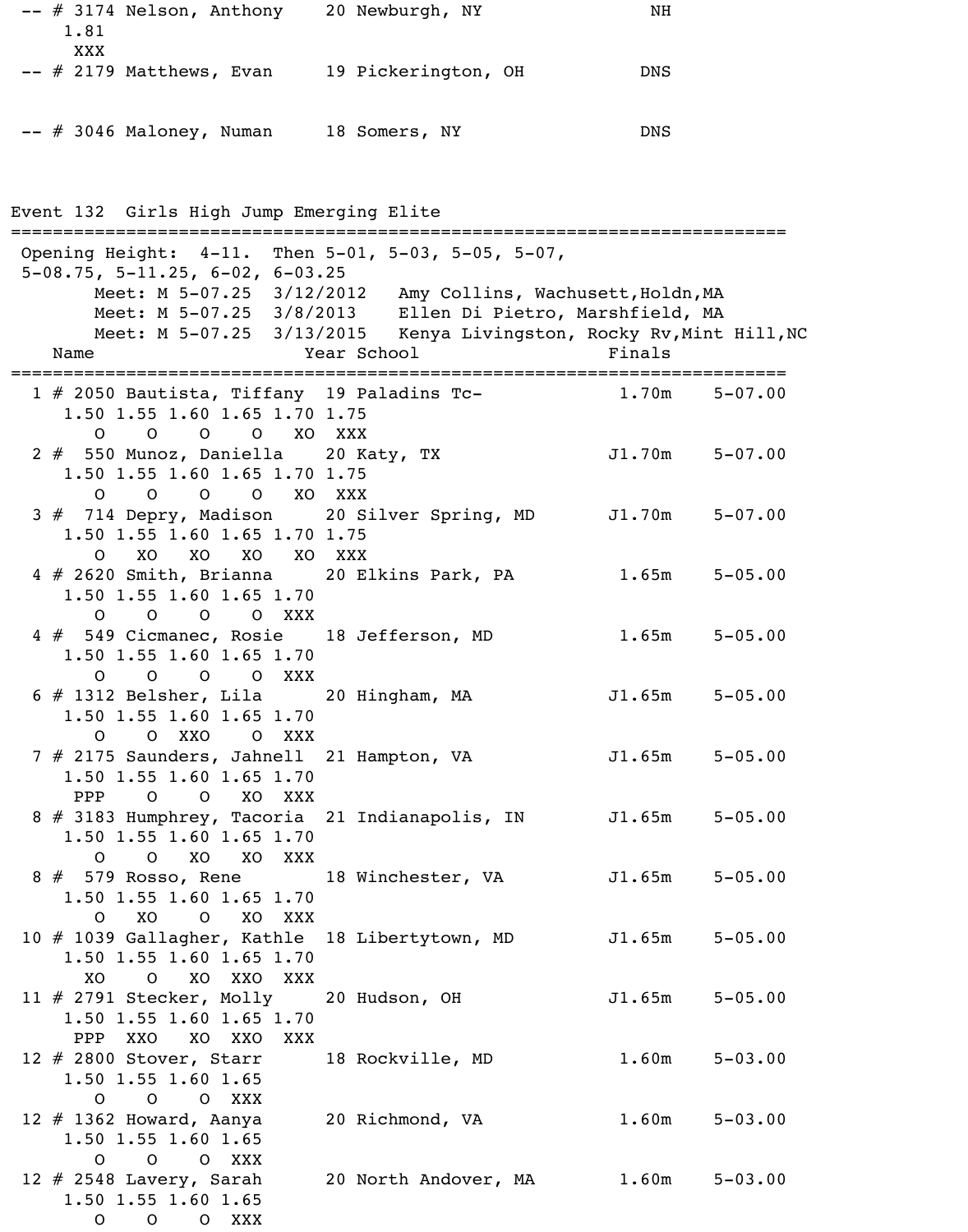```
 -- # 3174 Nelson, Anthony    20 Newburgh, NY                NH
     1.81
      XXX
 -- # 2179 Matthews, Evan     19 Pickerington, OH           DNS


 -- # 3046 Maloney, Numan     18 Somers, NY                 DNS
```

## Event 132  Girls High Jump Emerging Elite

```
=========================================================================
 Opening Height:  4-11.  Then 5-01, 5-03, 5-05, 5-07,
 5-08.75, 5-11.25, 6-02, 6-03.25
        Meet: M 5-07.25  3/12/2012   Amy Collins, Wachusett,Holdn,MA
        Meet: M 5-07.25  3/8/2013    Ellen Di Pietro, Marshfield, MA
        Meet: M 5-07.25  3/13/2015   Kenya Livingston, Rocky Rv,Mint Hill,NC
    Name                         Year School                 Finals
=========================================================================
  1 # 2050 Bautista, Tiffany  19 Paladins Tc-            1.70m    5-07.00
      1.50 1.55 1.60 1.65 1.70 1.75
         O    O    O    O   XO  XXX
  2 #  550 Munoz, Daniella    20 Katy, TX               J1.70m    5-07.00
      1.50 1.55 1.60 1.65 1.70 1.75
         O    O    O    O   XO  XXX
  3 #  714 Depry, Madison     20 Silver Spring, MD      J1.70m    5-07.00
      1.50 1.55 1.60 1.65 1.70 1.75
         O   XO   XO   XO   XO  XXX
  4 # 2620 Smith, Brianna     20 Elkins Park, PA         1.65m    5-05.00
      1.50 1.55 1.60 1.65 1.70
         O    O    O    O  XXX
  4 #  549 Cicmanec, Rosie    18 Jefferson, MD           1.65m    5-05.00
      1.50 1.55 1.60 1.65 1.70
         O    O    O    O  XXX
  6 # 1312 Belsher, Lila      20 Hingham, MA            J1.65m    5-05.00
      1.50 1.55 1.60 1.65 1.70
         O    O  XXO    O  XXX
  7 # 2175 Saunders, Jahnell  21 Hampton, VA            J1.65m    5-05.00
      1.50 1.55 1.60 1.65 1.70
       PPP    O    O   XO  XXX
  8 # 3183 Humphrey, Tacoria  21 Indianapolis, IN       J1.65m    5-05.00
      1.50 1.55 1.60 1.65 1.70
         O    O   XO   XO  XXX
  8 #  579 Rosso, Rene        18 Winchester, VA         J1.65m    5-05.00
      1.50 1.55 1.60 1.65 1.70
         O   XO    O   XO  XXX
 10 # 1039 Gallagher, Kathle  18 Libertytown, MD        J1.65m    5-05.00
      1.50 1.55 1.60 1.65 1.70
        XO    O   XO  XXO  XXX
 11 # 2791 Stecker, Molly     20 Hudson, OH             J1.65m    5-05.00
      1.50 1.55 1.60 1.65 1.70
       PPP  XXO   XO  XXO  XXX
 12 # 2800 Stover, Starr      18 Rockville, MD           1.60m    5-03.00
      1.50 1.55 1.60 1.65
         O    O    O  XXX
 12 # 1362 Howard, Aanya      20 Richmond, VA            1.60m    5-03.00
      1.50 1.55 1.60 1.65
         O    O    O  XXX
 12 # 2548 Lavery, Sarah      20 North Andover, MA       1.60m    5-03.00
      1.50 1.55 1.60 1.65
         O    O    O  XXX
```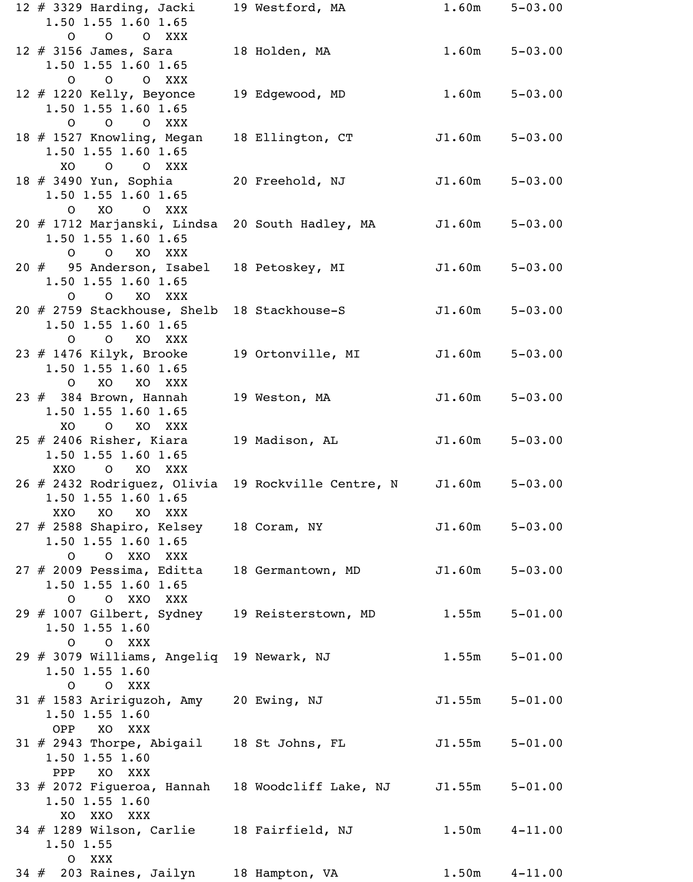```
12 # 3329 Harding, Jacki     19 Westford, MA            1.60m    5-03.00
    1.50 1.55 1.60 1.65
       O    O    O  XXX
12 # 3156 James, Sara        18 Holden, MA              1.60m    5-03.00
    1.50 1.55 1.60 1.65
       O    O    O  XXX
12 # 1220 Kelly, Beyonce     19 Edgewood, MD            1.60m    5-03.00
    1.50 1.55 1.60 1.65
       O    O    O  XXX
18 # 1527 Knowling, Megan    18 Ellington, CT          J1.60m    5-03.00
    1.50 1.55 1.60 1.65
      XO    O    O  XXX
18 # 3490 Yun, Sophia        20 Freehold, NJ           J1.60m    5-03.00
    1.50 1.55 1.60 1.65
       O   XO    O  XXX
20 # 1712 Marjanski, Lindsa  20 South Hadley, MA       J1.60m    5-03.00
    1.50 1.55 1.60 1.65
       O    O   XO  XXX
20 #   95 Anderson, Isabel   18 Petoskey, MI           J1.60m    5-03.00
    1.50 1.55 1.60 1.65
       O    O   XO  XXX
20 # 2759 Stackhouse, Shelb  18 Stackhouse-S           J1.60m    5-03.00
    1.50 1.55 1.60 1.65
       O    O   XO  XXX
23 # 1476 Kilyk, Brooke      19 Ortonville, MI         J1.60m    5-03.00
    1.50 1.55 1.60 1.65
       O   XO   XO  XXX
23 #  384 Brown, Hannah      19 Weston, MA             J1.60m    5-03.00
    1.50 1.55 1.60 1.65
      XO    O   XO  XXX
25 # 2406 Risher, Kiara      19 Madison, AL            J1.60m    5-03.00
    1.50 1.55 1.60 1.65
     XXO    O   XO  XXX
26 # 2432 Rodriguez, Olivia  19 Rockville Centre, N    J1.60m    5-03.00
    1.50 1.55 1.60 1.65
     XXO   XO   XO  XXX
27 # 2588 Shapiro, Kelsey    18 Coram, NY              J1.60m    5-03.00
    1.50 1.55 1.60 1.65
       O    O  XXO  XXX
27 # 2009 Pessima, Editta    18 Germantown, MD         J1.60m    5-03.00
    1.50 1.55 1.60 1.65
       O    O  XXO  XXX
29 # 1007 Gilbert, Sydney    19 Reisterstown, MD        1.55m    5-01.00
    1.50 1.55 1.60
       O    O  XXX
29 # 3079 Williams, Angeliq  19 Newark, NJ              1.55m    5-01.00
    1.50 1.55 1.60
       O    O  XXX
31 # 1583 Aririguzoh, Amy    20 Ewing, NJ              J1.55m    5-01.00
    1.50 1.55 1.60
     OPP   XO  XXX
31 # 2943 Thorpe, Abigail    18 St Johns, FL           J1.55m    5-01.00
    1.50 1.55 1.60
     PPP   XO  XXX
33 # 2072 Figueroa, Hannah   18 Woodcliff Lake, NJ     J1.55m    5-01.00
    1.50 1.55 1.60
      XO  XXO  XXX
34 # 1289 Wilson, Carlie     18 Fairfield, NJ           1.50m    4-11.00
    1.50 1.55
       O  XXX
34 #  203 Raines, Jailyn     18 Hampton, VA             1.50m    4-11.00
```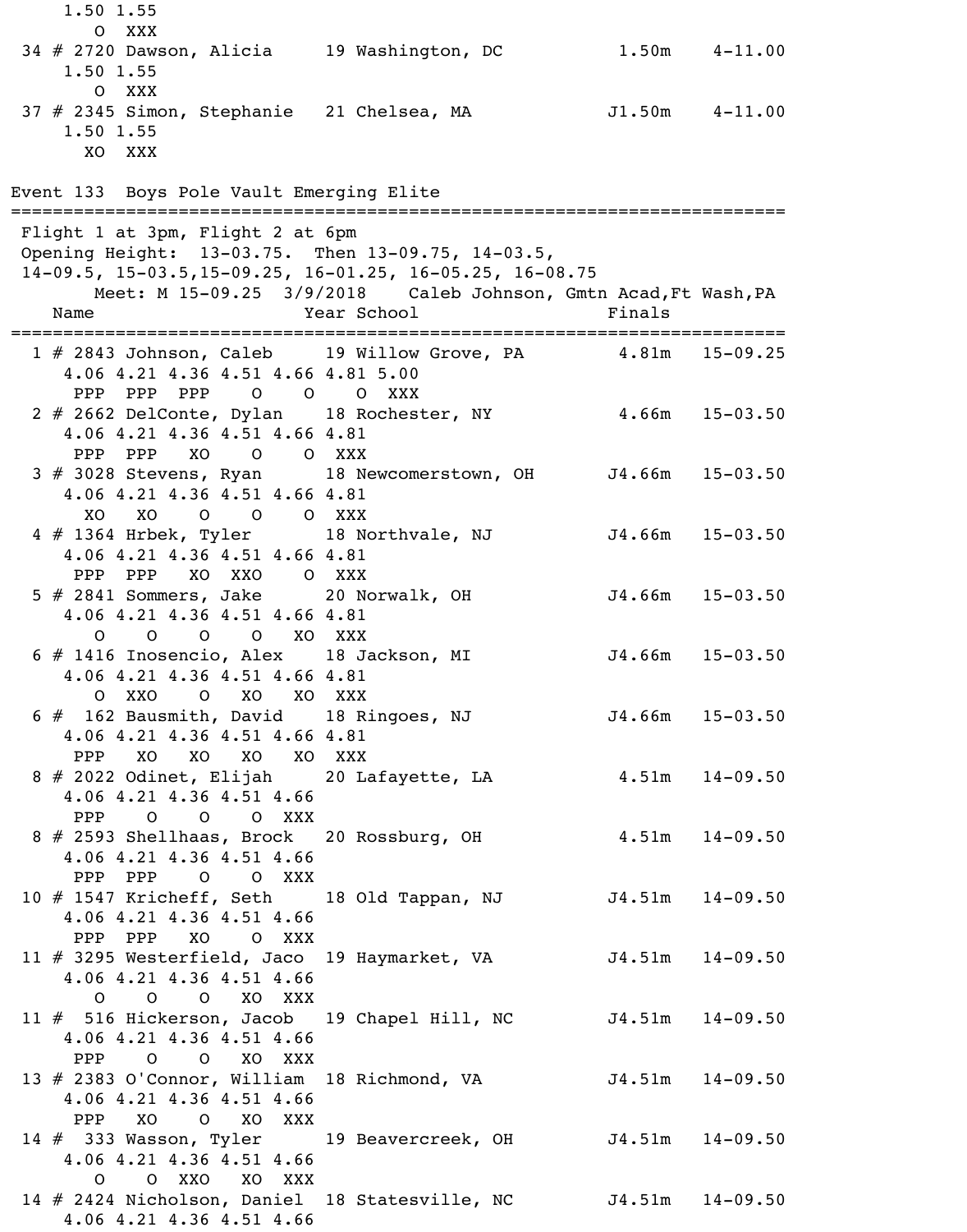```
     1.50 1.55
       O  XXX
 34 # 2720 Dawson, Alicia     19 Washington, DC           1.50m    4-11.00
     1.50 1.55
       O  XXX
 37 # 2345 Simon, Stephanie   21 Chelsea, MA             J1.50m    4-11.00
     1.50 1.55
      XO  XXX
```

## Event 133  Boys Pole Vault Emerging Elite

```
=============================================================================
 Flight 1 at 3pm, Flight 2 at 6pm
 Opening Height:  13-03.75.  Then 13-09.75, 14-03.5,
 14-09.5, 15-03.5,15-09.25, 16-01.25, 16-05.25, 16-08.75
        Meet: M 15-09.25  3/9/2018    Caleb Johnson, Gmtn Acad,Ft Wash,PA
    Name                    Year School                   Finals
=============================================================================
  1 # 2843 Johnson, Caleb     19 Willow Grove, PA         4.81m   15-09.25
     4.06 4.21 4.36 4.51 4.66 4.81 5.00
      PPP  PPP  PPP    O    O    O  XXX
  2 # 2662 DelConte, Dylan    18 Rochester, NY            4.66m   15-03.50
     4.06 4.21 4.36 4.51 4.66 4.81
      PPP  PPP   XO    O    O  XXX
  3 # 3028 Stevens, Ryan      18 Newcomerstown, OH       J4.66m   15-03.50
     4.06 4.21 4.36 4.51 4.66 4.81
       XO   XO    O    O    O  XXX
  4 # 1364 Hrbek, Tyler       18 Northvale, NJ           J4.66m   15-03.50
     4.06 4.21 4.36 4.51 4.66 4.81
      PPP  PPP   XO  XXO    O  XXX
  5 # 2841 Sommers, Jake      20 Norwalk, OH             J4.66m   15-03.50
     4.06 4.21 4.36 4.51 4.66 4.81
        O    O    O    O   XO  XXX
  6 # 1416 Inosencio, Alex    18 Jackson, MI             J4.66m   15-03.50
     4.06 4.21 4.36 4.51 4.66 4.81
        O  XXO    O   XO   XO  XXX
  6 #  162 Bausmith, David    18 Ringoes, NJ             J4.66m   15-03.50
     4.06 4.21 4.36 4.51 4.66 4.81
      PPP   XO   XO   XO   XO  XXX
  8 # 2022 Odinet, Elijah     20 Lafayette, LA            4.51m   14-09.50
     4.06 4.21 4.36 4.51 4.66
      PPP    O    O    O  XXX
  8 # 2593 Shellhaas, Brock   20 Rossburg, OH             4.51m   14-09.50
     4.06 4.21 4.36 4.51 4.66
      PPP  PPP    O    O  XXX
 10 # 1547 Kricheff, Seth     18 Old Tappan, NJ          J4.51m   14-09.50
     4.06 4.21 4.36 4.51 4.66
      PPP  PPP   XO    O  XXX
 11 # 3295 Westerfield, Jaco  19 Haymarket, VA           J4.51m   14-09.50
     4.06 4.21 4.36 4.51 4.66
        O    O    O   XO  XXX
 11 #  516 Hickerson, Jacob   19 Chapel Hill, NC         J4.51m   14-09.50
     4.06 4.21 4.36 4.51 4.66
      PPP    O    O   XO  XXX
 13 # 2383 O'Connor, William  18 Richmond, VA            J4.51m   14-09.50
     4.06 4.21 4.36 4.51 4.66
      PPP   XO    O   XO  XXX
 14 #  333 Wasson, Tyler      19 Beavercreek, OH         J4.51m   14-09.50
     4.06 4.21 4.36 4.51 4.66
        O    O  XXO   XO  XXX
 14 # 2424 Nicholson, Daniel  18 Statesville, NC         J4.51m   14-09.50
     4.06 4.21 4.36 4.51 4.66
```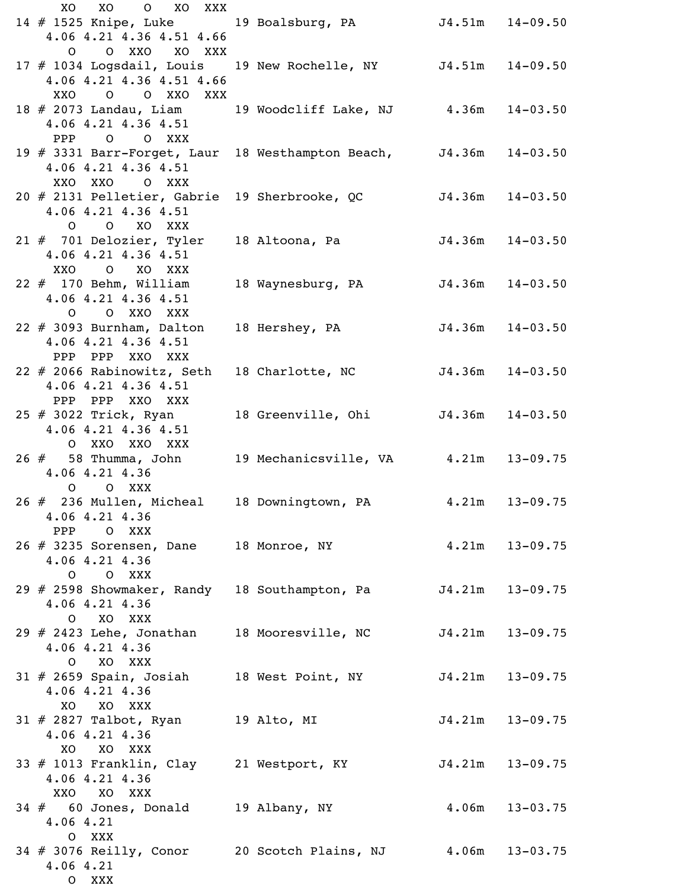```
      XO   XO    O   XO  XXX
14 # 1525 Knipe, Luke         19 Boalsburg, PA           J4.51m   14-09.50
    4.06 4.21 4.36 4.51 4.66
       O    O  XXO   XO  XXX
17 # 1034 Logsdail, Louis     19 New Rochelle, NY        J4.51m   14-09.50
    4.06 4.21 4.36 4.51 4.66
     XXO    O    O  XXO  XXX
18 # 2073 Landau, Liam        19 Woodcliff Lake, NJ       4.36m   14-03.50
    4.06 4.21 4.36 4.51
     PPP    O    O  XXX
19 # 3331 Barr-Forget, Laur   18 Westhampton Beach,      J4.36m   14-03.50
    4.06 4.21 4.36 4.51
     XXO  XXO    O  XXX
20 # 2131 Pelletier, Gabrie   19 Sherbrooke, QC          J4.36m   14-03.50
    4.06 4.21 4.36 4.51
       O    O   XO  XXX
21 #  701 Delozier, Tyler     18 Altoona, Pa             J4.36m   14-03.50
    4.06 4.21 4.36 4.51
     XXO    O   XO  XXX
22 #  170 Behm, William       18 Waynesburg, PA          J4.36m   14-03.50
    4.06 4.21 4.36 4.51
       O    O  XXO  XXX
22 # 3093 Burnham, Dalton     18 Hershey, PA             J4.36m   14-03.50
    4.06 4.21 4.36 4.51
     PPP  PPP  XXO  XXX
22 # 2066 Rabinowitz, Seth    18 Charlotte, NC           J4.36m   14-03.50
    4.06 4.21 4.36 4.51
     PPP  PPP  XXO  XXX
25 # 3022 Trick, Ryan         18 Greenville, Ohi         J4.36m   14-03.50
    4.06 4.21 4.36 4.51
       O  XXO  XXO  XXX
26 #   58 Thumma, John        19 Mechanicsville, VA       4.21m   13-09.75
    4.06 4.21 4.36
       O    O  XXX
26 #  236 Mullen, Micheal     18 Downingtown, PA          4.21m   13-09.75
    4.06 4.21 4.36
     PPP    O  XXX
26 # 3235 Sorensen, Dane      18 Monroe, NY               4.21m   13-09.75
    4.06 4.21 4.36
       O    O  XXX
29 # 2598 Showmaker, Randy    18 Southampton, Pa         J4.21m   13-09.75
    4.06 4.21 4.36
       O   XO  XXX
29 # 2423 Lehe, Jonathan      18 Mooresville, NC         J4.21m   13-09.75
    4.06 4.21 4.36
       O   XO  XXX
31 # 2659 Spain, Josiah       18 West Point, NY          J4.21m   13-09.75
    4.06 4.21 4.36
      XO   XO  XXX
31 # 2827 Talbot, Ryan        19 Alto, MI                J4.21m   13-09.75
    4.06 4.21 4.36
      XO   XO  XXX
33 # 1013 Franklin, Clay      21 Westport, KY            J4.21m   13-09.75
    4.06 4.21 4.36
     XXO   XO  XXX
34 #   60 Jones, Donald       19 Albany, NY               4.06m   13-03.75
    4.06 4.21
       O  XXX
34 # 3076 Reilly, Conor       20 Scotch Plains, NJ        4.06m   13-03.75
    4.06 4.21
       O  XXX
```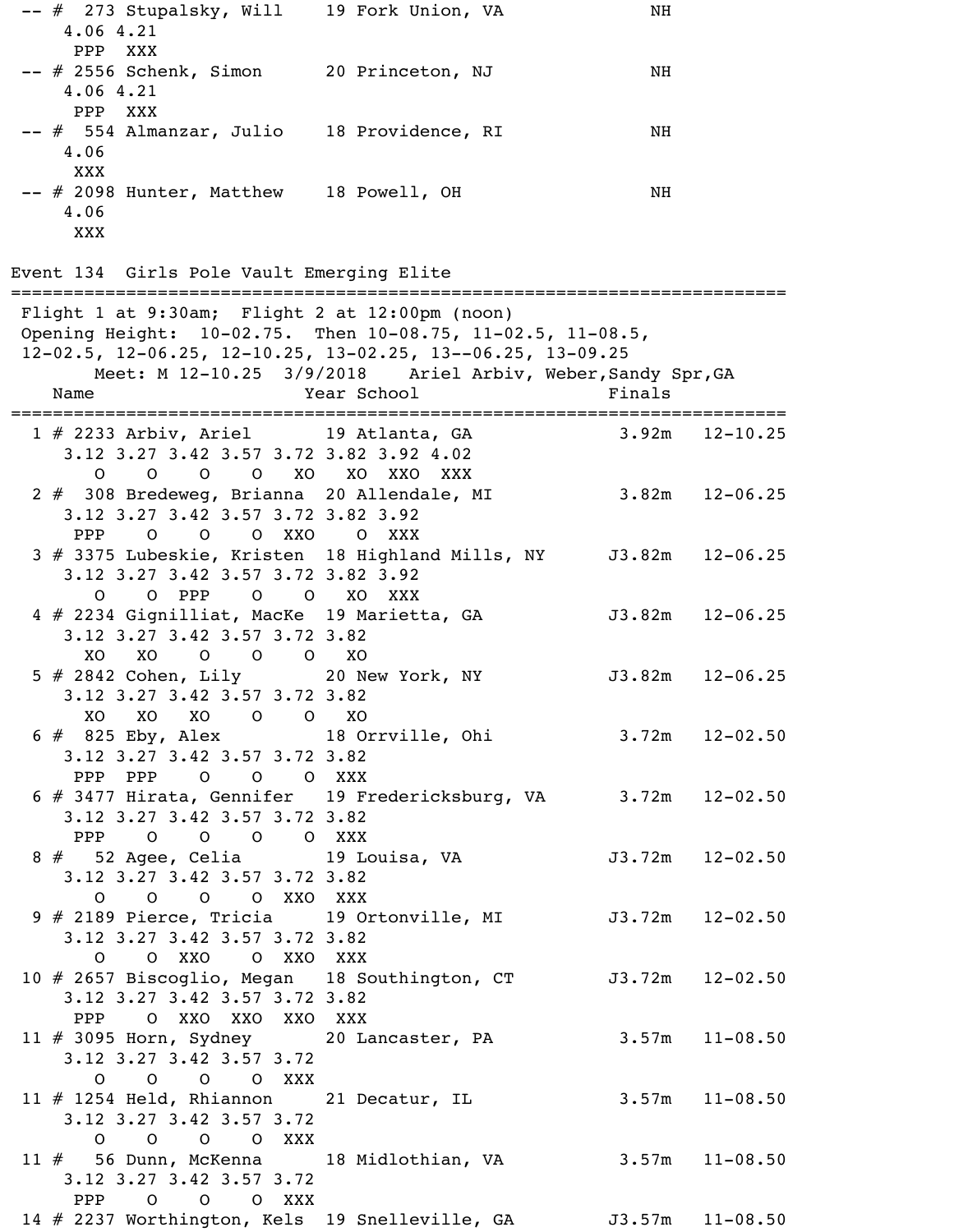```
 -- #  273 Stupalsky, Will    19 Fork Union, VA               NH
     4.06 4.21
      PPP  XXX
 -- # 2556 Schenk, Simon      20 Princeton, NJ                NH
     4.06 4.21
      PPP  XXX
 -- #  554 Almanzar, Julio    18 Providence, RI               NH
     4.06
      XXX
 -- # 2098 Hunter, Matthew    18 Powell, OH                   NH
     4.06
      XXX
```

## Event 134 Girls Pole Vault Emerging Elite

```
===============================================================================
 Flight 1 at 9:30am;  Flight 2 at 12:00pm (noon)
 Opening Height:  10-02.75.  Then 10-08.75, 11-02.5, 11-08.5,
 12-02.5, 12-06.25, 12-10.25, 13-02.25, 13--06.25, 13-09.25
        Meet: M 12-10.25  3/9/2018    Ariel Arbiv, Weber,Sandy Spr,GA
    Name                   Year School                  Finals
===============================================================================
  1 # 2233 Arbiv, Ariel       19 Atlanta, GA            3.92m   12-10.25
     3.12 3.27 3.42 3.57 3.72 3.82 3.92 4.02
        O    O    O    O   XO   XO  XXO  XXX
  2 #  308 Bredeweg, Brianna  20 Allendale, MI           3.82m   12-06.25
     3.12 3.27 3.42 3.57 3.72 3.82 3.92
      PPP    O    O    O  XXO    O  XXX
  3 # 3375 Lubeskie, Kristen  18 Highland Mills, NY     J3.82m   12-06.25
     3.12 3.27 3.42 3.57 3.72 3.82 3.92
        O    O  PPP    O    O   XO  XXX
  4 # 2234 Gignilliat, MacKe  19 Marietta, GA           J3.82m   12-06.25
     3.12 3.27 3.42 3.57 3.72 3.82
       XO   XO    O    O    O   XO
  5 # 2842 Cohen, Lily        20 New York, NY           J3.82m   12-06.25
     3.12 3.27 3.42 3.57 3.72 3.82
       XO   XO   XO    O    O   XO
  6 #  825 Eby, Alex          18 Orrville, Ohi           3.72m   12-02.50
     3.12 3.27 3.42 3.57 3.72 3.82
      PPP  PPP    O    O    O  XXX
  6 # 3477 Hirata, Gennifer   19 Fredericksburg, VA      3.72m   12-02.50
     3.12 3.27 3.42 3.57 3.72 3.82
      PPP    O    O    O    O  XXX
  8 #   52 Agee, Celia        19 Louisa, VA             J3.72m   12-02.50
     3.12 3.27 3.42 3.57 3.72 3.82
        O    O    O    O  XXO  XXX
  9 # 2189 Pierce, Tricia     19 Ortonville, MI         J3.72m   12-02.50
     3.12 3.27 3.42 3.57 3.72 3.82
        O    O  XXO    O  XXO  XXX
 10 # 2657 Biscoglio, Megan   18 Southington, CT        J3.72m   12-02.50
     3.12 3.27 3.42 3.57 3.72 3.82
      PPP    O  XXO  XXO  XXO  XXX
 11 # 3095 Horn, Sydney       20 Lancaster, PA           3.57m   11-08.50
     3.12 3.27 3.42 3.57 3.72
        O    O    O    O  XXX
 11 # 1254 Held, Rhiannon     21 Decatur, IL             3.57m   11-08.50
     3.12 3.27 3.42 3.57 3.72
        O    O    O    O  XXX
 11 #   56 Dunn, McKenna      18 Midlothian, VA          3.57m   11-08.50
     3.12 3.27 3.42 3.57 3.72
      PPP    O    O    O  XXX
 14 # 2237 Worthington, Kels  19 Snelleville, GA        J3.57m   11-08.50
```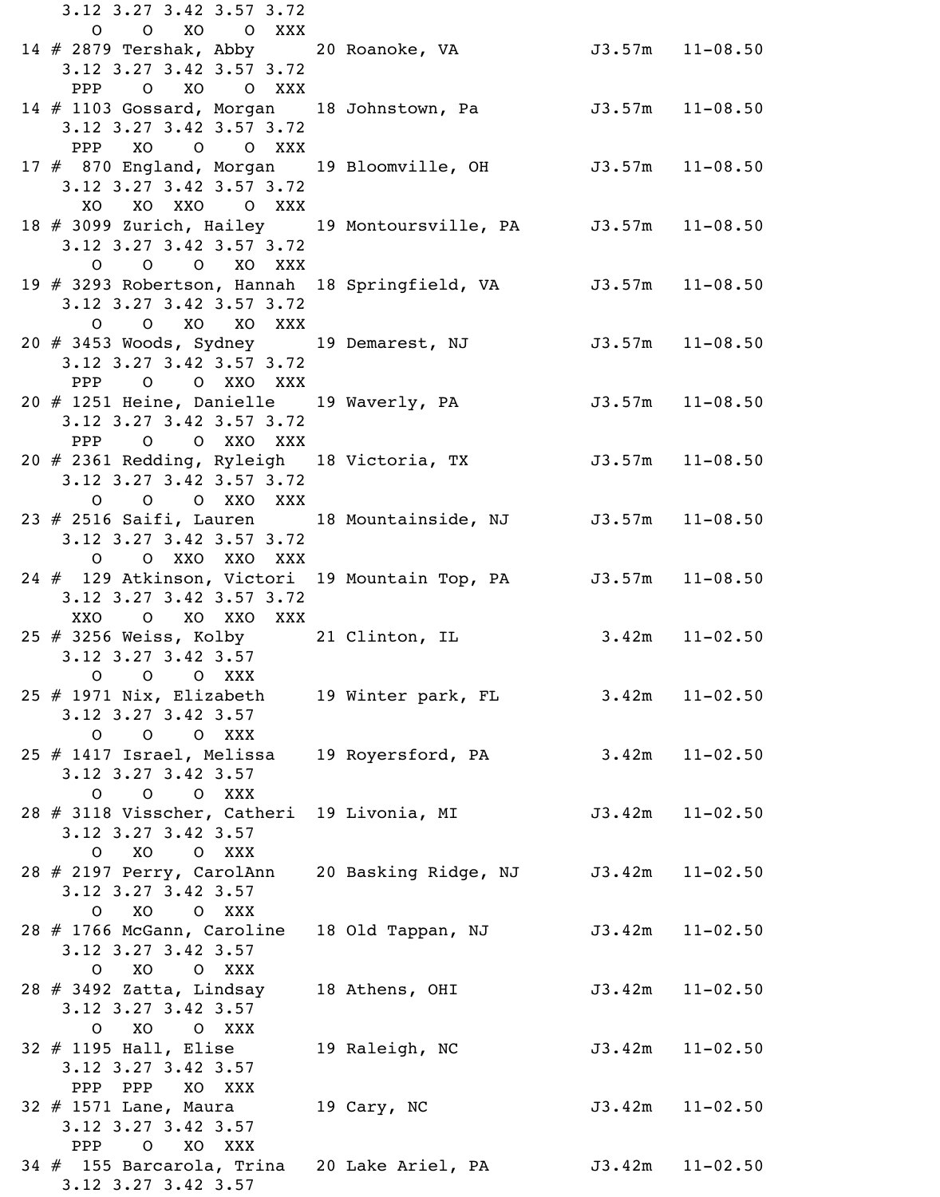```
   3.12 3.27 3.42 3.57 3.72
      O    O   XO    O  XXX
14 # 2879 Tershak, Abby     20 Roanoke, VA            J3.57m   11-08.50
   3.12 3.27 3.42 3.57 3.72
    PPP    O   XO    O  XXX
14 # 1103 Gossard, Morgan   18 Johnstown, Pa          J3.57m   11-08.50
   3.12 3.27 3.42 3.57 3.72
    PPP   XO    O    O  XXX
17 #  870 England, Morgan   19 Bloomville, OH         J3.57m   11-08.50
   3.12 3.27 3.42 3.57 3.72
     XO   XO  XXO    O  XXX
18 # 3099 Zurich, Hailey    19 Montoursville, PA      J3.57m   11-08.50
   3.12 3.27 3.42 3.57 3.72
      O    O    O   XO  XXX
19 # 3293 Robertson, Hannah  18 Springfield, VA       J3.57m   11-08.50
   3.12 3.27 3.42 3.57 3.72
      O    O   XO   XO  XXX
20 # 3453 Woods, Sydney     19 Demarest, NJ           J3.57m   11-08.50
   3.12 3.27 3.42 3.57 3.72
    PPP    O    O  XXO  XXX
20 # 1251 Heine, Danielle   19 Waverly, PA            J3.57m   11-08.50
   3.12 3.27 3.42 3.57 3.72
    PPP    O    O  XXO  XXX
20 # 2361 Redding, Ryleigh  18 Victoria, TX           J3.57m   11-08.50
   3.12 3.27 3.42 3.57 3.72
      O    O    O  XXO  XXX
23 # 2516 Saifi, Lauren     18 Mountainside, NJ       J3.57m   11-08.50
   3.12 3.27 3.42 3.57 3.72
      O    O  XXO  XXO  XXX
24 #  129 Atkinson, Victori  19 Mountain Top, PA      J3.57m   11-08.50
   3.12 3.27 3.42 3.57 3.72
    XXO    O   XO  XXO  XXX
25 # 3256 Weiss, Kolby      21 Clinton, IL             3.42m   11-02.50
   3.12 3.27 3.42 3.57
      O    O    O  XXX
25 # 1971 Nix, Elizabeth    19 Winter park, FL         3.42m   11-02.50
   3.12 3.27 3.42 3.57
      O    O    O  XXX
25 # 1417 Israel, Melissa   19 Royersford, PA          3.42m   11-02.50
   3.12 3.27 3.42 3.57
      O    O    O  XXX
28 # 3118 Visscher, Catheri  19 Livonia, MI           J3.42m   11-02.50
   3.12 3.27 3.42 3.57
      O   XO    O  XXX
28 # 2197 Perry, CarolAnn   20 Basking Ridge, NJ      J3.42m   11-02.50
   3.12 3.27 3.42 3.57
      O   XO    O  XXX
28 # 1766 McGann, Caroline  18 Old Tappan, NJ         J3.42m   11-02.50
   3.12 3.27 3.42 3.57
      O   XO    O  XXX
28 # 3492 Zatta, Lindsay    18 Athens, OHI            J3.42m   11-02.50
   3.12 3.27 3.42 3.57
      O   XO    O  XXX
32 # 1195 Hall, Elise       19 Raleigh, NC            J3.42m   11-02.50
   3.12 3.27 3.42 3.57
    PPP  PPP   XO  XXX
32 # 1571 Lane, Maura       19 Cary, NC               J3.42m   11-02.50
   3.12 3.27 3.42 3.57
    PPP    O   XO  XXX
34 #  155 Barcarola, Trina  20 Lake Ariel, PA        J3.42m   11-02.50
   3.12 3.27 3.42 3.57
```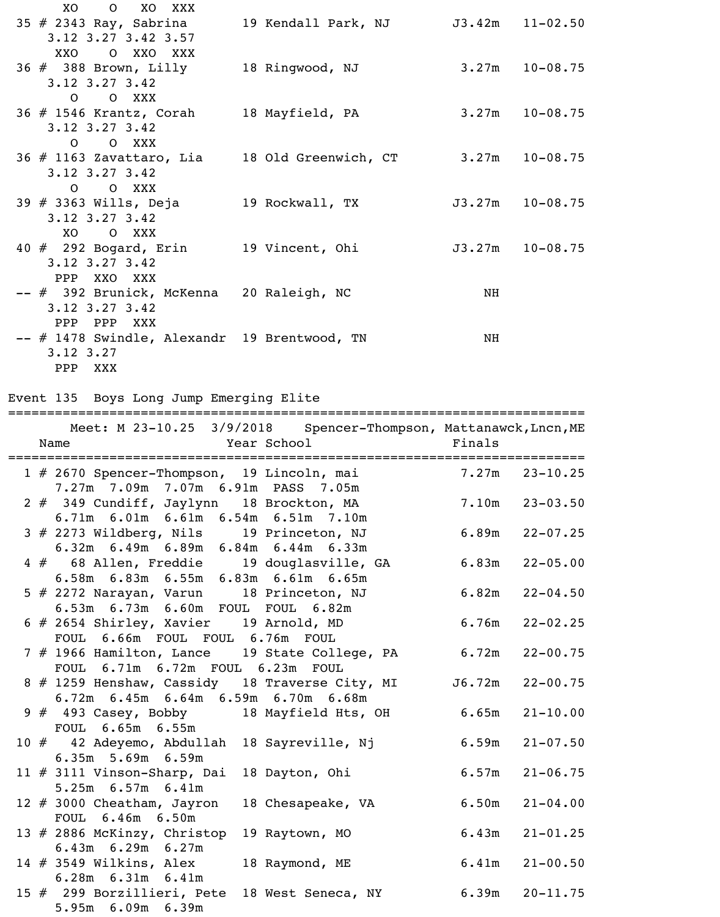```
      XO    O   XO  XXX
 35 # 2343 Ray, Sabrina       19 Kendall Park, NJ       J3.42m   11-02.50
    3.12 3.27 3.42 3.57
     XXO    O  XXO  XXX
 36 #  388 Brown, Lilly       18 Ringwood, NJ            3.27m   10-08.75
    3.12 3.27 3.42
       O    O  XXX
 36 # 1546 Krantz, Corah      18 Mayfield, PA            3.27m   10-08.75
    3.12 3.27 3.42
       O    O  XXX
 36 # 1163 Zavattaro, Lia     18 Old Greenwich, CT       3.27m   10-08.75
    3.12 3.27 3.42
       O    O  XXX
 39 # 3363 Wills, Deja        19 Rockwall, TX           J3.27m   10-08.75
    3.12 3.27 3.42
      XO    O  XXX
 40 #  292 Bogard, Erin       19 Vincent, Ohi           J3.27m   10-08.75
    3.12 3.27 3.42
     PPP  XXO  XXX
 -- #  392 Brunick, McKenna   20 Raleigh, NC                NH
    3.12 3.27 3.42
     PPP  PPP  XXX
 -- # 1478 Swindle, Alexandr  19 Brentwood, TN              NH
    3.12 3.27
     PPP  XXX
```

Event 135  Boys Long Jump Emerging Elite

```
=========================================================================
        Meet: M 23-10.25  3/9/2018    Spencer-Thompson, Mattanawck,Lncn,ME
    Name                    Year School                  Finals
=========================================================================
  1 # 2670 Spencer-Thompson,  19 Lincoln, mai            7.27m   23-10.25
     7.27m  7.09m  7.07m  6.91m  PASS  7.05m
  2 #  349 Cundiff, Jaylynn   18 Brockton, MA            7.10m   23-03.50
     6.71m  6.01m  6.61m  6.54m  6.51m  7.10m
  3 # 2273 Wildberg, Nils     19 Princeton, NJ           6.89m   22-07.25
     6.32m  6.49m  6.89m  6.84m  6.44m  6.33m
  4 #   68 Allen, Freddie     19 douglasville, GA        6.83m   22-05.00
     6.58m  6.83m  6.55m  6.83m  6.61m  6.65m
  5 # 2272 Narayan, Varun     18 Princeton, NJ           6.82m   22-04.50
     6.53m  6.73m  6.60m  FOUL  FOUL  6.82m
  6 # 2654 Shirley, Xavier    19 Arnold, MD              6.76m   22-02.25
     FOUL  6.66m  FOUL  FOUL  6.76m  FOUL
  7 # 1966 Hamilton, Lance    19 State College, PA       6.72m   22-00.75
     FOUL  6.71m  6.72m  FOUL  6.23m  FOUL
  8 # 1259 Henshaw, Cassidy   18 Traverse City, MI      J6.72m   22-00.75
     6.72m  6.45m  6.64m  6.59m  6.70m  6.68m
  9 #  493 Casey, Bobby       18 Mayfield Hts, OH        6.65m   21-10.00
     FOUL  6.65m  6.55m
 10 #   42 Adeyemo, Abdullah  18 Sayreville, Nj          6.59m   21-07.50
     6.35m  5.69m  6.59m
 11 # 3111 Vinson-Sharp, Dai  18 Dayton, Ohi             6.57m   21-06.75
     5.25m  6.57m  6.41m
 12 # 3000 Cheatham, Jayron   18 Chesapeake, VA          6.50m   21-04.00
     FOUL  6.46m  6.50m
 13 # 2886 McKinzy, Christop  19 Raytown, MO             6.43m   21-01.25
     6.43m  6.29m  6.27m
 14 # 3549 Wilkins, Alex      18 Raymond, ME             6.41m   21-00.50
     6.28m  6.31m  6.41m
 15 #  299 Borzillieri, Pete  18 West Seneca, NY         6.39m   20-11.75
     5.95m  6.09m  6.39m
```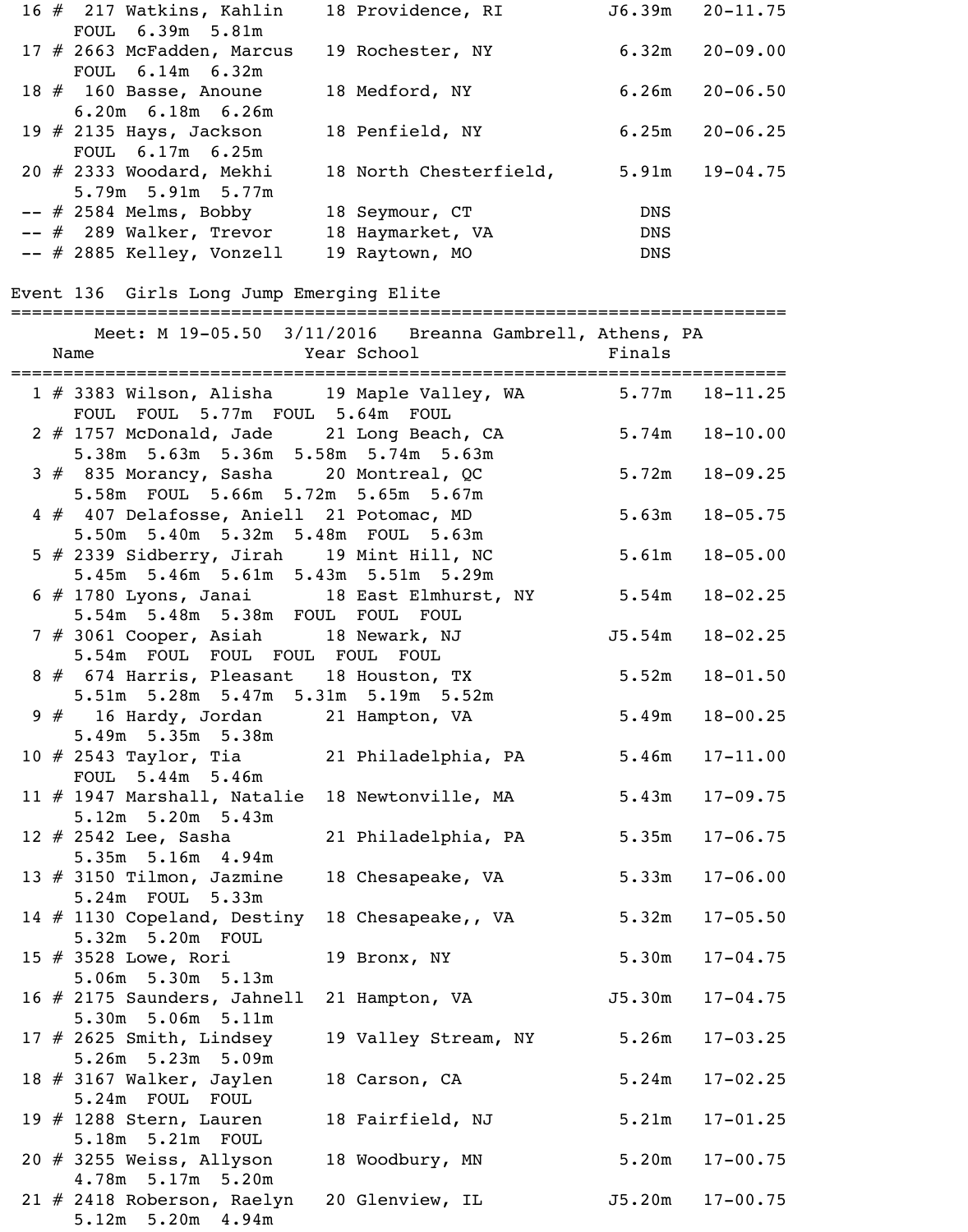```
 16 #  217 Watkins, Kahlin    18 Providence, RI          J6.39m   20-11.75
     FOUL  6.39m  5.81m
 17 # 2663 McFadden, Marcus   19 Rochester, NY            6.32m   20-09.00
     FOUL  6.14m  6.32m
 18 #  160 Basse, Anoune      18 Medford, NY              6.26m   20-06.50
     6.20m  6.18m  6.26m
 19 # 2135 Hays, Jackson      18 Penfield, NY             6.25m   20-06.25
     FOUL  6.17m  6.25m
 20 # 2333 Woodard, Mekhi     18 North Chesterfield,      5.91m   19-04.75
     5.79m  5.91m  5.77m
 -- # 2584 Melms, Bobby       18 Seymour, CT                DNS
 -- #  289 Walker, Trevor     18 Haymarket, VA              DNS
 -- # 2885 Kelley, Vonzell    19 Raytown, MO                DNS
```

## Event 136  Girls Long Jump Emerging Elite

```
=========================================================================
        Meet: M 19-05.50  3/11/2016   Breanna Gambrell, Athens, PA
    Name                    Year School                    Finals
=========================================================================
  1 # 3383 Wilson, Alisha     19 Maple Valley, WA         5.77m   18-11.25
     FOUL  FOUL  5.77m  FOUL  5.64m  FOUL
  2 # 1757 McDonald, Jade     21 Long Beach, CA           5.74m   18-10.00
     5.38m  5.63m  5.36m  5.58m  5.74m  5.63m
  3 #  835 Morancy, Sasha     20 Montreal, QC             5.72m   18-09.25
     5.58m  FOUL  5.66m  5.72m  5.65m  5.67m
  4 #  407 Delafosse, Aniell  21 Potomac, MD              5.63m   18-05.75
     5.50m  5.40m  5.32m  5.48m  FOUL  5.63m
  5 # 2339 Sidberry, Jirah    19 Mint Hill, NC            5.61m   18-05.00
     5.45m  5.46m  5.61m  5.43m  5.51m  5.29m
  6 # 1780 Lyons, Janai       18 East Elmhurst, NY        5.54m   18-02.25
     5.54m  5.48m  5.38m  FOUL  FOUL  FOUL
  7 # 3061 Cooper, Asiah      18 Newark, NJ              J5.54m   18-02.25
     5.54m  FOUL  FOUL  FOUL  FOUL  FOUL
  8 #  674 Harris, Pleasant   18 Houston, TX              5.52m   18-01.50
     5.51m  5.28m  5.47m  5.31m  5.19m  5.52m
  9 #   16 Hardy, Jordan      21 Hampton, VA              5.49m   18-00.25
     5.49m  5.35m  5.38m
 10 # 2543 Taylor, Tia        21 Philadelphia, PA         5.46m   17-11.00
     FOUL  5.44m  5.46m
 11 # 1947 Marshall, Natalie  18 Newtonville, MA          5.43m   17-09.75
     5.12m  5.20m  5.43m
 12 # 2542 Lee, Sasha         21 Philadelphia, PA         5.35m   17-06.75
     5.35m  5.16m  4.94m
 13 # 3150 Tilmon, Jazmine    18 Chesapeake, VA           5.33m   17-06.00
     5.24m  FOUL  5.33m
 14 # 1130 Copeland, Destiny  18 Chesapeake,, VA          5.32m   17-05.50
     5.32m  5.20m  FOUL
 15 # 3528 Lowe, Rori         19 Bronx, NY                5.30m   17-04.75
     5.06m  5.30m  5.13m
 16 # 2175 Saunders, Jahnell  21 Hampton, VA             J5.30m   17-04.75
     5.30m  5.06m  5.11m
 17 # 2625 Smith, Lindsey     19 Valley Stream, NY        5.26m   17-03.25
     5.26m  5.23m  5.09m
 18 # 3167 Walker, Jaylen     18 Carson, CA               5.24m   17-02.25
     5.24m  FOUL  FOUL
 19 # 1288 Stern, Lauren      18 Fairfield, NJ            5.21m   17-01.25
     5.18m  5.21m  FOUL
 20 # 3255 Weiss, Allyson     18 Woodbury, MN             5.20m   17-00.75
     4.78m  5.17m  5.20m
 21 # 2418 Roberson, Raelyn   20 Glenview, IL            J5.20m   17-00.75
     5.12m  5.20m  4.94m
```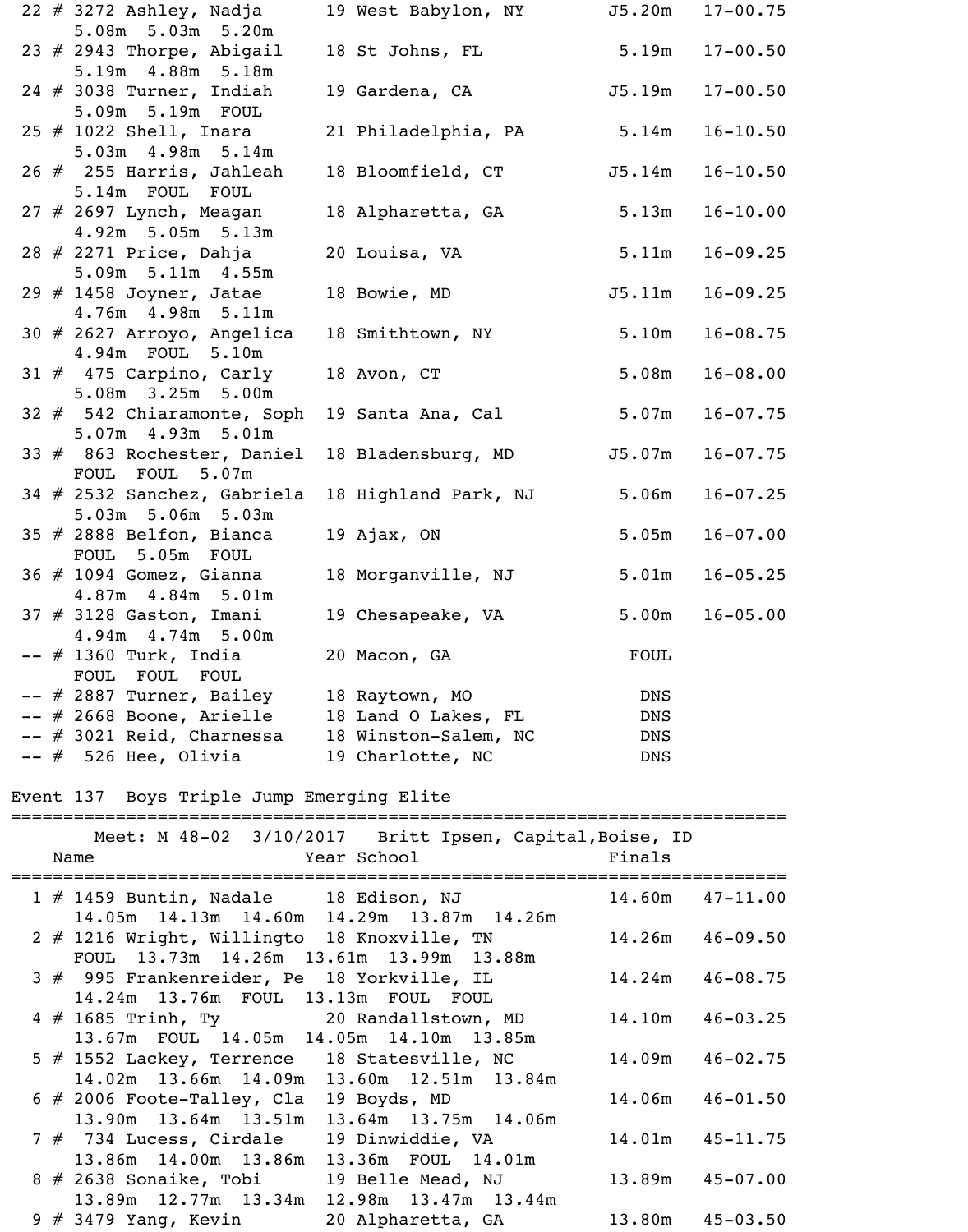```
 22 # 3272 Ashley, Nadja       19 West Babylon, NY        J5.20m   17-00.75
     5.08m  5.03m  5.20m
 23 # 2943 Thorpe, Abigail     18 St Johns, FL             5.19m   17-00.50
     5.19m  4.88m  5.18m
 24 # 3038 Turner, Indiah      19 Gardena, CA             J5.19m   17-00.50
     5.09m  5.19m  FOUL
 25 # 1022 Shell, Inara        21 Philadelphia, PA         5.14m   16-10.50
     5.03m  4.98m  5.14m
 26 #  255 Harris, Jahleah     18 Bloomfield, CT          J5.14m   16-10.50
     5.14m  FOUL  FOUL
 27 # 2697 Lynch, Meagan       18 Alpharetta, GA           5.13m   16-10.00
     4.92m  5.05m  5.13m
 28 # 2271 Price, Dahja        20 Louisa, VA               5.11m   16-09.25
     5.09m  5.11m  4.55m
 29 # 1458 Joyner, Jatae       18 Bowie, MD               J5.11m   16-09.25
     4.76m  4.98m  5.11m
 30 # 2627 Arroyo, Angelica    18 Smithtown, NY            5.10m   16-08.75
     4.94m  FOUL  5.10m
 31 #  475 Carpino, Carly      18 Avon, CT                 5.08m   16-08.00
     5.08m  3.25m  5.00m
 32 #  542 Chiaramonte, Soph  19 Santa Ana, Cal            5.07m   16-07.75
     5.07m  4.93m  5.01m
 33 #  863 Rochester, Daniel  18 Bladensburg, MD         J5.07m   16-07.75
     FOUL  FOUL  5.07m
 34 # 2532 Sanchez, Gabriela  18 Highland Park, NJ        5.06m   16-07.25
     5.03m  5.06m  5.03m
 35 # 2888 Belfon, Bianca      19 Ajax, ON                 5.05m   16-07.00
     FOUL  5.05m  FOUL
 36 # 1094 Gomez, Gianna       18 Morganville, NJ          5.01m   16-05.25
     4.87m  4.84m  5.01m
 37 # 3128 Gaston, Imani       19 Chesapeake, VA           5.00m   16-05.00
     4.94m  4.74m  5.00m
 -- # 1360 Turk, India         20 Macon, GA                 FOUL
     FOUL  FOUL  FOUL
 -- # 2887 Turner, Bailey      18 Raytown, MO                DNS
 -- # 2668 Boone, Arielle      18 Land O Lakes, FL           DNS
 -- # 3021 Reid, Charnessa     18 Winston-Salem, NC          DNS
 -- #  526 Hee, Olivia         19 Charlotte, NC              DNS

Event 137  Boys Triple Jump Emerging Elite
===========================================================================
        Meet: M 48-02  3/10/2017   Britt Ipsen, Capital,Boise, ID
    Name                    Year School                   Finals
===========================================================================
  1 # 1459 Buntin, Nadale     18 Edison, NJ             14.60m   47-11.00
     14.05m  14.13m  14.60m  14.29m  13.87m  14.26m
  2 # 1216 Wright, Willingto  18 Knoxville, TN          14.26m   46-09.50
     FOUL  13.73m  14.26m  13.61m  13.99m  13.88m
  3 #  995 Frankenreider, Pe  18 Yorkville, IL          14.24m   46-08.75
     14.24m  13.76m  FOUL  13.13m  FOUL  FOUL
  4 # 1685 Trinh, Ty          20 Randallstown, MD       14.10m   46-03.25
     13.67m  FOUL  14.05m  14.05m  14.10m  13.85m
  5 # 1552 Lackey, Terrence   18 Statesville, NC        14.09m   46-02.75
     14.02m  13.66m  14.09m  13.60m  12.51m  13.84m
  6 # 2006 Foote-Talley, Cla  19 Boyds, MD              14.06m   46-01.50
     13.90m  13.64m  13.51m  13.64m  13.75m  14.06m
  7 #  734 Lucess, Cirdale    19 Dinwiddie, VA          14.01m   45-11.75
     13.86m  14.00m  13.86m  13.36m  FOUL  14.01m
  8 # 2638 Sonaike, Tobi      19 Belle Mead, NJ         13.89m   45-07.00
     13.89m  12.77m  13.34m  12.98m  13.47m  13.44m
  9 # 3479 Yang, Kevin        20 Alpharetta, GA         13.80m   45-03.50
```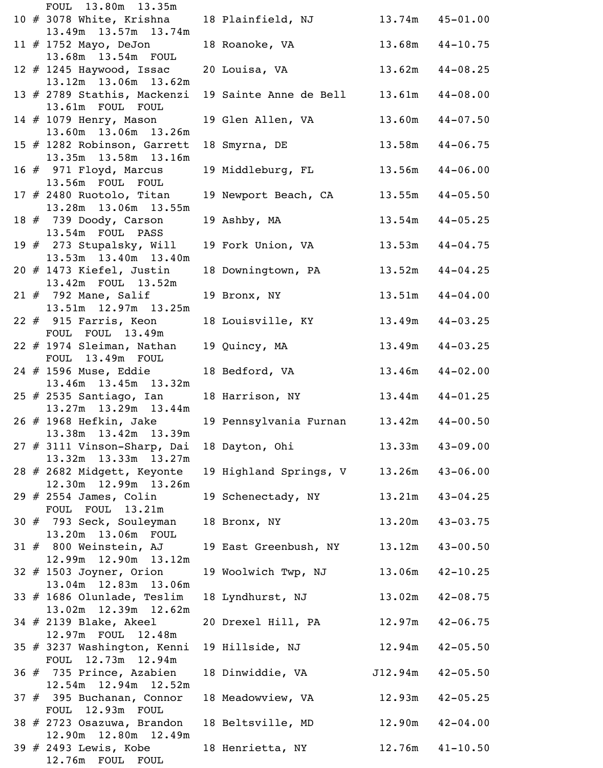```
    FOUL  13.80m  13.35m
 10 # 3078 White, Krishna     18 Plainfield, NJ          13.74m   45-01.00
    13.49m  13.57m  13.74m
 11 # 1752 Mayo, DeJon        18 Roanoke, VA             13.68m   44-10.75
    13.68m  13.54m  FOUL
 12 # 1245 Haywood, Issac     20 Louisa, VA              13.62m   44-08.25
    13.12m  13.06m  13.62m
 13 # 2789 Stathis, Mackenzi  19 Sainte Anne de Bell     13.61m   44-08.00
    13.61m  FOUL  FOUL
 14 # 1079 Henry, Mason       19 Glen Allen, VA          13.60m   44-07.50
    13.60m  13.06m  13.26m
 15 # 1282 Robinson, Garrett  18 Smyrna, DE              13.58m   44-06.75
    13.35m  13.58m  13.16m
 16 #  971 Floyd, Marcus      19 Middleburg, FL          13.56m   44-06.00
    13.56m  FOUL  FOUL
 17 # 2480 Ruotolo, Titan     19 Newport Beach, CA       13.55m   44-05.50
    13.28m  13.06m  13.55m
 18 #  739 Doody, Carson      19 Ashby, MA               13.54m   44-05.25
    13.54m  FOUL  PASS
 19 #  273 Stupalsky, Will   19 Fork Union, VA          13.53m   44-04.75
    13.53m  13.40m  13.40m
 20 # 1473 Kiefel, Justin     18 Downingtown, PA         13.52m   44-04.25
    13.42m  FOUL  13.52m
 21 #  792 Mane, Salif        19 Bronx, NY               13.51m   44-04.00
    13.51m  12.97m  13.25m
 22 #  915 Farris, Keon       18 Louisville, KY          13.49m   44-03.25
    FOUL  FOUL  13.49m
 22 # 1974 Sleiman, Nathan    19 Quincy, MA              13.49m   44-03.25
    FOUL  13.49m  FOUL
 24 # 1596 Muse, Eddie        18 Bedford, VA             13.46m   44-02.00
    13.46m  13.45m  13.32m
 25 # 2535 Santiago, Ian      18 Harrison, NY            13.44m   44-01.25
    13.27m  13.29m  13.44m
 26 # 1968 Hefkin, Jake       19 Pennsylvania Furnan     13.42m   44-00.50
    13.38m  13.42m  13.39m
 27 # 3111 Vinson-Sharp, Dai  18 Dayton, Ohi             13.33m   43-09.00
    13.32m  13.33m  13.27m
 28 # 2682 Midgett, Keyonte   19 Highland Springs, V     13.26m   43-06.00
    12.30m  12.99m  13.26m
 29 # 2554 James, Colin       19 Schenectady, NY         13.21m   43-04.25
    FOUL  FOUL  13.21m
 30 #  793 Seck, Souleyman    18 Bronx, NY               13.20m   43-03.75
    13.20m  13.06m  FOUL
 31 #  800 Weinstein, AJ      19 East Greenbush, NY      13.12m   43-00.50
    12.99m  12.90m  13.12m
 32 # 1503 Joyner, Orion      19 Woolwich Twp, NJ        13.06m   42-10.25
    13.04m  12.83m  13.06m
 33 # 1686 Olunlade, Teslim   18 Lyndhurst, NJ           13.02m   42-08.75
    13.02m  12.39m  12.62m
 34 # 2139 Blake, Akeel       20 Drexel Hill, PA         12.97m   42-06.75
    12.97m  FOUL  12.48m
 35 # 3237 Washington, Kenni  19 Hillside, NJ            12.94m   42-05.50
    FOUL  12.73m  12.94m
 36 #  735 Prince, Azabien    18 Dinwiddie, VA          J12.94m   42-05.50
    12.54m  12.94m  12.52m
 37 #  395 Buchanan, Connor   18 Meadowview, VA          12.93m   42-05.25
    FOUL  12.93m  FOUL
 38 # 2723 Osazuwa, Brandon   18 Beltsville, MD          12.90m   42-04.00
    12.90m  12.80m  12.49m
 39 # 2493 Lewis, Kobe        18 Henrietta, NY           12.76m   41-10.50
    12.76m  FOUL  FOUL
```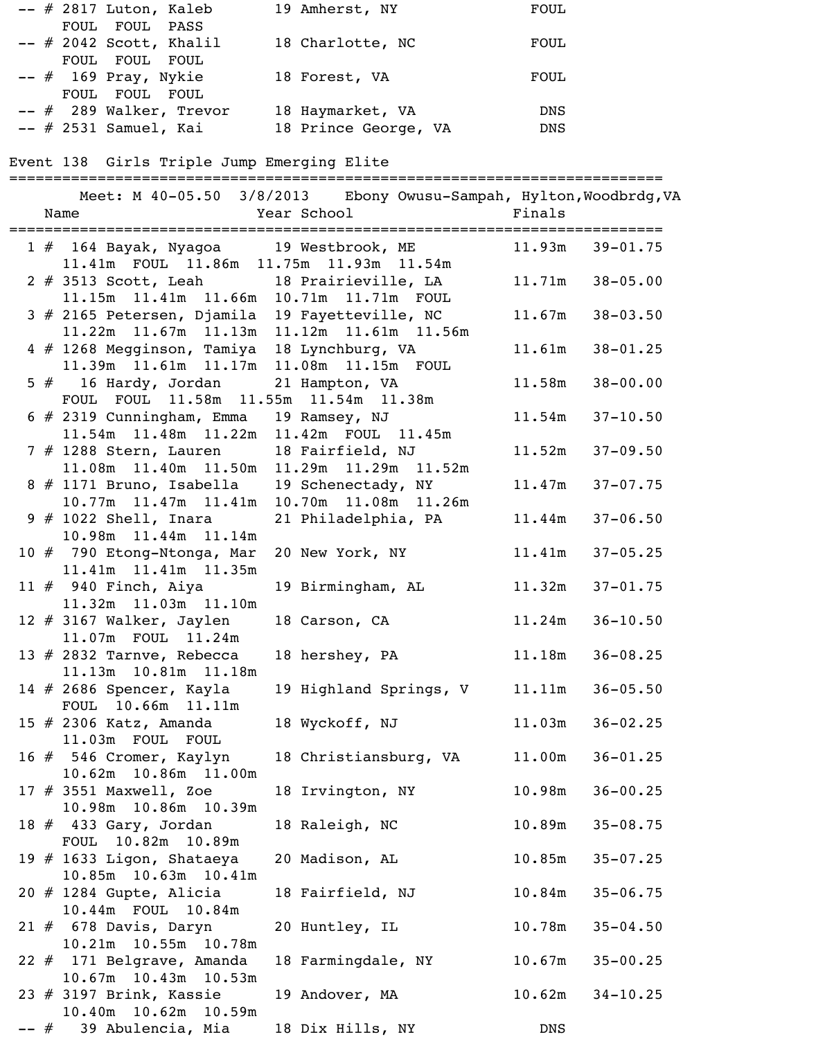```
 -- # 2817 Luton, Kaleb        19 Amherst, NY              FOUL
      FOUL  FOUL  PASS
 -- # 2042 Scott, Khalil       18 Charlotte, NC            FOUL
      FOUL  FOUL  FOUL
 -- #  169 Pray, Nykie         18 Forest, VA               FOUL
      FOUL  FOUL  FOUL
 -- #  289 Walker, Trevor      18 Haymarket, VA             DNS
 -- # 2531 Samuel, Kai         18 Prince George, VA         DNS
```

## Event 138 Girls Triple Jump Emerging Elite

```
=========================================================================
       Meet: M 40-05.50  3/8/2013    Ebony Owusu-Sampah, Hylton,Woodbrdg,VA
    Name                    Year School                  Finals
=========================================================================
  1 #  164 Bayak, Nyagoa      19 Westbrook, ME           11.93m   39-01.75
      11.41m  FOUL  11.86m  11.75m  11.93m  11.54m
  2 # 3513 Scott, Leah        18 Prairieville, LA        11.71m   38-05.00
      11.15m  11.41m  11.66m  10.71m  11.71m  FOUL
  3 # 2165 Petersen, Djamila  19 Fayetteville, NC        11.67m   38-03.50
      11.22m  11.67m  11.13m  11.12m  11.61m  11.56m
  4 # 1268 Megginson, Tamiya  18 Lynchburg, VA           11.61m   38-01.25
      11.39m  11.61m  11.17m  11.08m  11.15m  FOUL
  5 #   16 Hardy, Jordan      21 Hampton, VA             11.58m   38-00.00
      FOUL  FOUL  11.58m  11.55m  11.54m  11.38m
  6 # 2319 Cunningham, Emma   19 Ramsey, NJ              11.54m   37-10.50
      11.54m  11.48m  11.22m  11.42m  FOUL  11.45m
  7 # 1288 Stern, Lauren      18 Fairfield, NJ           11.52m   37-09.50
      11.08m  11.40m  11.50m  11.29m  11.29m  11.52m
  8 # 1171 Bruno, Isabella    19 Schenectady, NY         11.47m   37-07.75
      10.77m  11.47m  11.41m  10.70m  11.08m  11.26m
  9 # 1022 Shell, Inara       21 Philadelphia, PA        11.44m   37-06.50
      10.98m  11.44m  11.14m
 10 #  790 Etong-Ntonga, Mar  20 New York, NY            11.41m   37-05.25
      11.41m  11.41m  11.35m
 11 #  940 Finch, Aiya        19 Birmingham, AL          11.32m   37-01.75
      11.32m  11.03m  11.10m
 12 # 3167 Walker, Jaylen     18 Carson, CA              11.24m   36-10.50
      11.07m  FOUL  11.24m
 13 # 2832 Tarnve, Rebecca    18 hershey, PA             11.18m   36-08.25
      11.13m  10.81m  11.18m
 14 # 2686 Spencer, Kayla     19 Highland Springs, V     11.11m   36-05.50
      FOUL  10.66m  11.11m
 15 # 2306 Katz, Amanda       18 Wyckoff, NJ             11.03m   36-02.25
      11.03m  FOUL  FOUL
 16 #  546 Cromer, Kaylyn     18 Christiansburg, VA      11.00m   36-01.25
      10.62m  10.86m  11.00m
 17 # 3551 Maxwell, Zoe       18 Irvington, NY           10.98m   36-00.25
      10.98m  10.86m  10.39m
 18 #  433 Gary, Jordan       18 Raleigh, NC             10.89m   35-08.75
      FOUL  10.82m  10.89m
 19 # 1633 Ligon, Shataeya    20 Madison, AL             10.85m   35-07.25
      10.85m  10.63m  10.41m
 20 # 1284 Gupte, Alicia      18 Fairfield, NJ           10.84m   35-06.75
      10.44m  FOUL  10.84m
 21 #  678 Davis, Daryn       20 Huntley, IL             10.78m   35-04.50
      10.21m  10.55m  10.78m
 22 #  171 Belgrave, Amanda   18 Farmingdale, NY         10.67m   35-00.25
      10.67m  10.43m  10.53m
 23 # 3197 Brink, Kassie      19 Andover, MA             10.62m   34-10.25
      10.40m  10.62m  10.59m
 -- #   39 Abulencia, Mia     18 Dix Hills, NY              DNS
```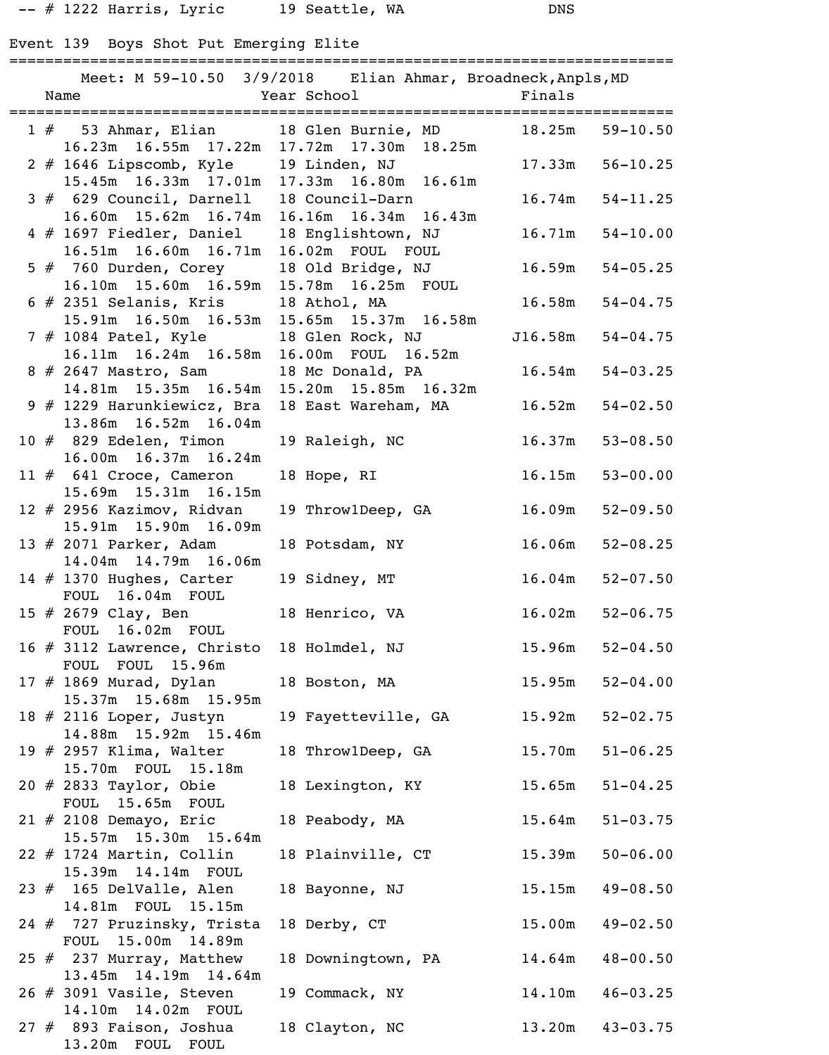| Place | # | Name | Year | School | Finals | |
|---|---|---|---|---|---|---|
| -- | # 1222 | Harris, Lyric | 19 | Seattle, WA | DNS | |

## Event 139 Boys Shot Put Emerging Elite

Meet: M 59-10.50 3/9/2018 Elian Ahmar, Broadneck, Anpls, MD

| Place | # | Name | Year | School | Finals | |
|---|---|---|---|---|---|---|
| 1 | # 53 | Ahmar, Elian | 18 | Glen Burnie, MD | 18.25m | 59-10.50 |
| | | 16.23m 16.55m 17.22m 17.72m 17.30m 18.25m | | | | |
| 2 | # 1646 | Lipscomb, Kyle | 19 | Linden, NJ | 17.33m | 56-10.25 |
| | | 15.45m 16.33m 17.01m 17.33m 16.80m 16.61m | | | | |
| 3 | # 629 | Council, Darnell | 18 | Council-Darn | 16.74m | 54-11.25 |
| | | 16.60m 15.62m 16.74m 16.16m 16.34m 16.43m | | | | |
| 4 | # 1697 | Fiedler, Daniel | 18 | Englishtown, NJ | 16.71m | 54-10.00 |
| | | 16.51m 16.60m 16.71m 16.02m FOUL FOUL | | | | |
| 5 | # 760 | Durden, Corey | 18 | Old Bridge, NJ | 16.59m | 54-05.25 |
| | | 16.10m 15.60m 16.59m 15.78m 16.25m FOUL | | | | |
| 6 | # 2351 | Selanis, Kris | 18 | Athol, MA | 16.58m | 54-04.75 |
| | | 15.91m 16.50m 16.53m 15.65m 15.37m 16.58m | | | | |
| 7 | # 1084 | Patel, Kyle | 18 | Glen Rock, NJ | J16.58m | 54-04.75 |
| | | 16.11m 16.24m 16.58m 16.00m FOUL 16.52m | | | | |
| 8 | # 2647 | Mastro, Sam | 18 | Mc Donald, PA | 16.54m | 54-03.25 |
| | | 14.81m 15.35m 16.54m 15.20m 15.85m 16.32m | | | | |
| 9 | # 1229 | Harunkiewicz, Bra | 18 | East Wareham, MA | 16.52m | 54-02.50 |
| | | 13.86m 16.52m 16.04m | | | | |
| 10 | # 829 | Edelen, Timon | 19 | Raleigh, NC | 16.37m | 53-08.50 |
| | | 16.00m 16.37m 16.24m | | | | |
| 11 | # 641 | Croce, Cameron | 18 | Hope, RI | 16.15m | 53-00.00 |
| | | 15.69m 15.31m 16.15m | | | | |
| 12 | # 2956 | Kazimov, Ridvan | 19 | Throw1Deep, GA | 16.09m | 52-09.50 |
| | | 15.91m 15.90m 16.09m | | | | |
| 13 | # 2071 | Parker, Adam | 18 | Potsdam, NY | 16.06m | 52-08.25 |
| | | 14.04m 14.79m 16.06m | | | | |
| 14 | # 1370 | Hughes, Carter | 19 | Sidney, MT | 16.04m | 52-07.50 |
| | | FOUL 16.04m FOUL | | | | |
| 15 | # 2679 | Clay, Ben | 18 | Henrico, VA | 16.02m | 52-06.75 |
| | | FOUL 16.02m FOUL | | | | |
| 16 | # 3112 | Lawrence, Christo | 18 | Holmdel, NJ | 15.96m | 52-04.50 |
| | | FOUL FOUL 15.96m | | | | |
| 17 | # 1869 | Murad, Dylan | 18 | Boston, MA | 15.95m | 52-04.00 |
| | | 15.37m 15.68m 15.95m | | | | |
| 18 | # 2116 | Loper, Justyn | 19 | Fayetteville, GA | 15.92m | 52-02.75 |
| | | 14.88m 15.92m 15.46m | | | | |
| 19 | # 2957 | Klima, Walter | 18 | Throw1Deep, GA | 15.70m | 51-06.25 |
| | | 15.70m FOUL 15.18m | | | | |
| 20 | # 2833 | Taylor, Obie | 18 | Lexington, KY | 15.65m | 51-04.25 |
| | | FOUL 15.65m FOUL | | | | |
| 21 | # 2108 | Demayo, Eric | 18 | Peabody, MA | 15.64m | 51-03.75 |
| | | 15.57m 15.30m 15.64m | | | | |
| 22 | # 1724 | Martin, Collin | 18 | Plainville, CT | 15.39m | 50-06.00 |
| | | 15.39m 14.14m FOUL | | | | |
| 23 | # 165 | DelValle, Alen | 18 | Bayonne, NJ | 15.15m | 49-08.50 |
| | | 14.81m FOUL 15.15m | | | | |
| 24 | # 727 | Pruzinsky, Trista | 18 | Derby, CT | 15.00m | 49-02.50 |
| | | FOUL 15.00m 14.89m | | | | |
| 25 | # 237 | Murray, Matthew | 18 | Downingtown, PA | 14.64m | 48-00.50 |
| | | 13.45m 14.19m 14.64m | | | | |
| 26 | # 3091 | Vasile, Steven | 19 | Commack, NY | 14.10m | 46-03.25 |
| | | 14.10m 14.02m FOUL | | | | |
| 27 | # 893 | Faison, Joshua | 18 | Clayton, NC | 13.20m | 43-03.75 |
| | | 13.20m FOUL FOUL | | | | |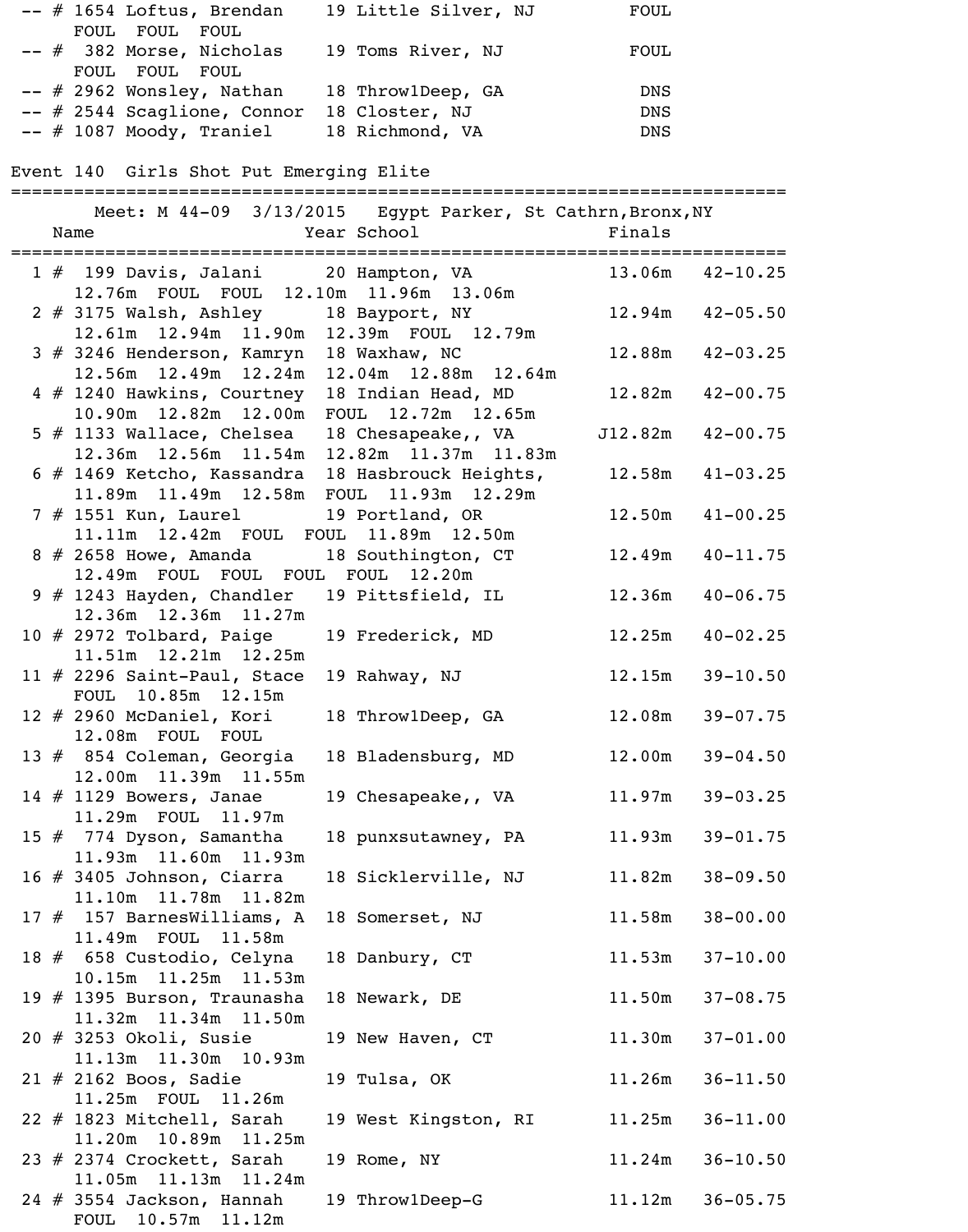```
 -- # 1654 Loftus, Brendan    19 Little Silver, NJ         FOUL
      FOUL  FOUL  FOUL
 -- #  382 Morse, Nicholas    19 Toms River, NJ            FOUL
      FOUL  FOUL  FOUL
 -- # 2962 Wonsley, Nathan    18 Throw1Deep, GA             DNS
 -- # 2544 Scaglione, Connor  18 Closter, NJ                DNS
 -- # 1087 Moody, Traniel     18 Richmond, VA               DNS
```

## Event 140  Girls Shot Put Emerging Elite

```
=========================================================================
    Meet: M 44-09  3/13/2015   Egypt Parker, St Cathrn,Bronx,NY
    Name                    Year School                  Finals
=========================================================================
  1 #  199 Davis, Jalani      20 Hampton, VA              13.06m   42-10.25
      12.76m  FOUL  FOUL  12.10m  11.96m  13.06m
  2 # 3175 Walsh, Ashley      18 Bayport, NY              12.94m   42-05.50
      12.61m  12.94m  11.90m  12.39m  FOUL  12.79m
  3 # 3246 Henderson, Kamryn  18 Waxhaw, NC               12.88m   42-03.25
      12.56m  12.49m  12.24m  12.04m  12.88m  12.64m
  4 # 1240 Hawkins, Courtney  18 Indian Head, MD          12.82m   42-00.75
      10.90m  12.82m  12.00m  FOUL  12.72m  12.65m
  5 # 1133 Wallace, Chelsea   18 Chesapeake,, VA         J12.82m   42-00.75
      12.36m  12.56m  11.54m  12.82m  11.37m  11.83m
  6 # 1469 Ketcho, Kassandra  18 Hasbrouck Heights,       12.58m   41-03.25
      11.89m  11.49m  12.58m  FOUL  11.93m  12.29m
  7 # 1551 Kun, Laurel        19 Portland, OR             12.50m   41-00.25
      11.11m  12.42m  FOUL  FOUL  11.89m  12.50m
  8 # 2658 Howe, Amanda       18 Southington, CT          12.49m   40-11.75
      12.49m  FOUL  FOUL  FOUL  FOUL  12.20m
  9 # 1243 Hayden, Chandler   19 Pittsfield, IL           12.36m   40-06.75
      12.36m  12.36m  11.27m
 10 # 2972 Tolbard, Paige     19 Frederick, MD            12.25m   40-02.25
      11.51m  12.21m  12.25m
 11 # 2296 Saint-Paul, Stace  19 Rahway, NJ               12.15m   39-10.50
      FOUL  10.85m  12.15m
 12 # 2960 McDaniel, Kori     18 Throw1Deep, GA           12.08m   39-07.75
      12.08m  FOUL  FOUL
 13 #  854 Coleman, Georgia   18 Bladensburg, MD          12.00m   39-04.50
      12.00m  11.39m  11.55m
 14 # 1129 Bowers, Janae      19 Chesapeake,, VA          11.97m   39-03.25
      11.29m  FOUL  11.97m
 15 #  774 Dyson, Samantha    18 punxsutawney, PA         11.93m   39-01.75
      11.93m  11.60m  11.93m
 16 # 3405 Johnson, Ciarra    18 Sicklerville, NJ         11.82m   38-09.50
      11.10m  11.78m  11.82m
 17 #  157 BarnesWilliams, A  18 Somerset, NJ             11.58m   38-00.00
      11.49m  FOUL  11.58m
 18 #  658 Custodio, Celyna   18 Danbury, CT              11.53m   37-10.00
      10.15m  11.25m  11.53m
 19 # 1395 Burson, Traunasha  18 Newark, DE               11.50m   37-08.75
      11.32m  11.34m  11.50m
 20 # 3253 Okoli, Susie       19 New Haven, CT            11.30m   37-01.00
      11.13m  11.30m  10.93m
 21 # 2162 Boos, Sadie        19 Tulsa, OK                11.26m   36-11.50
      11.25m  FOUL  11.26m
 22 # 1823 Mitchell, Sarah    19 West Kingston, RI        11.25m   36-11.00
      11.20m  10.89m  11.25m
 23 # 2374 Crockett, Sarah    19 Rome, NY                 11.24m   36-10.50
      11.05m  11.13m  11.24m
 24 # 3554 Jackson, Hannah    19 Throw1Deep-G             11.12m   36-05.75
      FOUL  10.57m  11.12m
```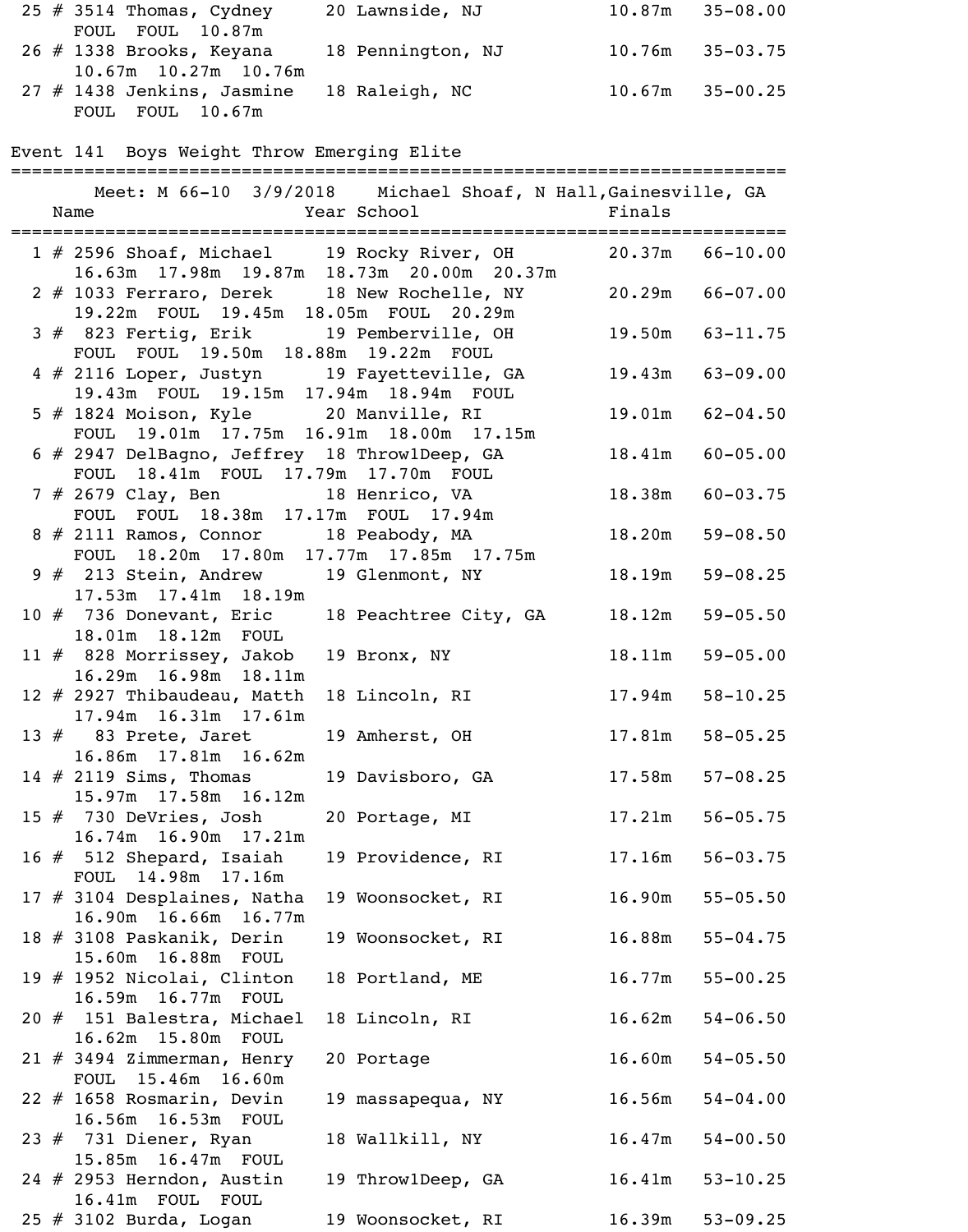```
 25 # 3514 Thomas, Cydney     20 Lawnside, NJ            10.87m   35-08.00
     FOUL  FOUL  10.87m
 26 # 1338 Brooks, Keyana     18 Pennington, NJ          10.76m   35-03.75
     10.67m  10.27m  10.76m
 27 # 1438 Jenkins, Jasmine   18 Raleigh, NC             10.67m   35-00.25
     FOUL  FOUL  10.67m
```

## Event 141  Boys Weight Throw Emerging Elite

```
=========================================================================
        Meet: M 66-10  3/9/2018    Michael Shoaf, N Hall,Gainesville, GA
    Name                    Year School                  Finals
=========================================================================
  1 # 2596 Shoaf, Michael     19 Rocky River, OH         20.37m   66-10.00
     16.63m  17.98m  19.87m  18.73m  20.00m  20.37m
  2 # 1033 Ferraro, Derek     18 New Rochelle, NY        20.29m   66-07.00
     19.22m  FOUL  19.45m  18.05m  FOUL  20.29m
  3 #  823 Fertig, Erik       19 Pemberville, OH         19.50m   63-11.75
     FOUL  FOUL  19.50m  18.88m  19.22m  FOUL
  4 # 2116 Loper, Justyn      19 Fayetteville, GA        19.43m   63-09.00
     19.43m  FOUL  19.15m  17.94m  18.94m  FOUL
  5 # 1824 Moison, Kyle       20 Manville, RI            19.01m   62-04.50
     FOUL  19.01m  17.75m  16.91m  18.00m  17.15m
  6 # 2947 DelBagno, Jeffrey  18 Throw1Deep, GA          18.41m   60-05.00
     FOUL  18.41m  FOUL  17.79m  17.70m  FOUL
  7 # 2679 Clay, Ben          18 Henrico, VA             18.38m   60-03.75
     FOUL  FOUL  18.38m  17.17m  FOUL  17.94m
  8 # 2111 Ramos, Connor      18 Peabody, MA             18.20m   59-08.50
     FOUL  18.20m  17.80m  17.77m  17.85m  17.75m
  9 #  213 Stein, Andrew      19 Glenmont, NY            18.19m   59-08.25
     17.53m  17.41m  18.19m
 10 #  736 Donevant, Eric     18 Peachtree City, GA      18.12m   59-05.50
     18.01m  18.12m  FOUL
 11 #  828 Morrissey, Jakob   19 Bronx, NY               18.11m   59-05.00
     16.29m  16.98m  18.11m
 12 # 2927 Thibaudeau, Matth  18 Lincoln, RI             17.94m   58-10.25
     17.94m  16.31m  17.61m
 13 #   83 Prete, Jaret       19 Amherst, OH             17.81m   58-05.25
     16.86m  17.81m  16.62m
 14 # 2119 Sims, Thomas       19 Davisboro, GA           17.58m   57-08.25
     15.97m  17.58m  16.12m
 15 #  730 DeVries, Josh      20 Portage, MI             17.21m   56-05.75
     16.74m  16.90m  17.21m
 16 #  512 Shepard, Isaiah    19 Providence, RI          17.16m   56-03.75
     FOUL  14.98m  17.16m
 17 # 3104 Desplaines, Natha  19 Woonsocket, RI          16.90m   55-05.50
     16.90m  16.66m  16.77m
 18 # 3108 Paskanik, Derin    19 Woonsocket, RI          16.88m   55-04.75
     15.60m  16.88m  FOUL
 19 # 1952 Nicolai, Clinton   18 Portland, ME            16.77m   55-00.25
     16.59m  16.77m  FOUL
 20 #  151 Balestra, Michael  18 Lincoln, RI             16.62m   54-06.50
     16.62m  15.80m  FOUL
 21 # 3494 Zimmerman, Henry   20 Portage                 16.60m   54-05.50
     FOUL  15.46m  16.60m
 22 # 1658 Rosmarin, Devin    19 massapequa, NY          16.56m   54-04.00
     16.56m  16.53m  FOUL
 23 #  731 Diener, Ryan       18 Wallkill, NY            16.47m   54-00.50
     15.85m  16.47m  FOUL
 24 # 2953 Herndon, Austin    19 Throw1Deep, GA          16.41m   53-10.25
     16.41m  FOUL  FOUL
 25 # 3102 Burda, Logan       19 Woonsocket, RI          16.39m   53-09.25
```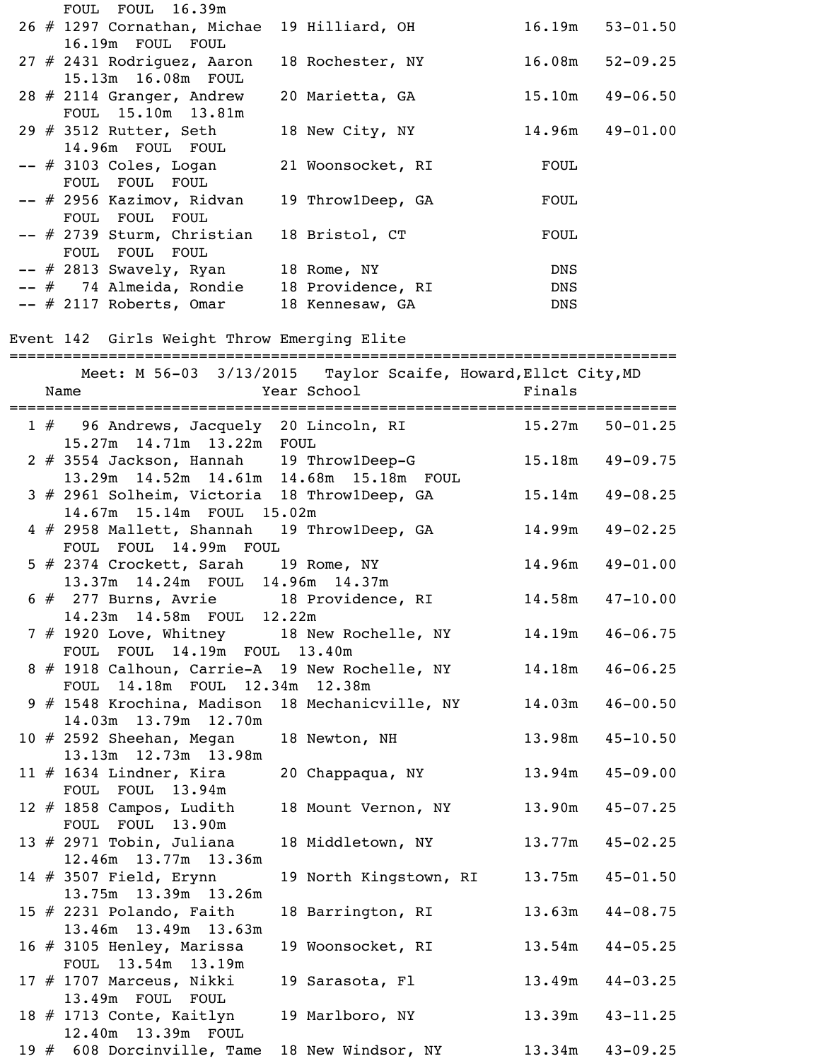```
     FOUL  FOUL  16.39m
 26 # 1297 Cornathan, Michae  19 Hilliard, OH           16.19m   53-01.50
     16.19m  FOUL  FOUL
 27 # 2431 Rodriguez, Aaron   18 Rochester, NY          16.08m   52-09.25
     15.13m  16.08m  FOUL
 28 # 2114 Granger, Andrew    20 Marietta, GA           15.10m   49-06.50
     FOUL  15.10m  13.81m
 29 # 3512 Rutter, Seth       18 New City, NY           14.96m   49-01.00
     14.96m  FOUL  FOUL
 -- # 3103 Coles, Logan       21 Woonsocket, RI           FOUL
     FOUL  FOUL  FOUL
 -- # 2956 Kazimov, Ridvan    19 Throw1Deep, GA           FOUL
     FOUL  FOUL  FOUL
 -- # 2739 Sturm, Christian   18 Bristol, CT              FOUL
     FOUL  FOUL  FOUL
 -- # 2813 Swavely, Ryan      18 Rome, NY                  DNS
 -- #   74 Almeida, Rondie    18 Providence, RI            DNS
 -- # 2117 Roberts, Omar      18 Kennesaw, GA              DNS
```

## Event 142  Girls Weight Throw Emerging Elite

```
==========================================================================
        Meet: M 56-03  3/13/2015   Taylor Scaife, Howard,Ellct City,MD
    Name                    Year School                 Finals
==========================================================================
  1 #   96 Andrews, Jacquely  20 Lincoln, RI            15.27m   50-01.25
     15.27m  14.71m  13.22m  FOUL
  2 # 3554 Jackson, Hannah    19 Throw1Deep-G           15.18m   49-09.75
     13.29m  14.52m  14.61m  14.68m  15.18m  FOUL
  3 # 2961 Solheim, Victoria  18 Throw1Deep, GA         15.14m   49-08.25
     14.67m  15.14m  FOUL  15.02m
  4 # 2958 Mallett, Shannah   19 Throw1Deep, GA         14.99m   49-02.25
     FOUL  FOUL  14.99m  FOUL
  5 # 2374 Crockett, Sarah    19 Rome, NY               14.96m   49-01.00
     13.37m  14.24m  FOUL  14.96m  14.37m
  6 #  277 Burns, Avrie       18 Providence, RI         14.58m   47-10.00
     14.23m  14.58m  FOUL  12.22m
  7 # 1920 Love, Whitney      18 New Rochelle, NY       14.19m   46-06.75
     FOUL  FOUL  14.19m  FOUL  13.40m
  8 # 1918 Calhoun, Carrie-A  19 New Rochelle, NY       14.18m   46-06.25
     FOUL  14.18m  FOUL  12.34m  12.38m
  9 # 1548 Krochina, Madison  18 Mechanicville, NY      14.03m   46-00.50
     14.03m  13.79m  12.70m
 10 # 2592 Sheehan, Megan     18 Newton, NH             13.98m   45-10.50
     13.13m  12.73m  13.98m
 11 # 1634 Lindner, Kira      20 Chappaqua, NY          13.94m   45-09.00
     FOUL  FOUL  13.94m
 12 # 1858 Campos, Ludith     18 Mount Vernon, NY       13.90m   45-07.25
     FOUL  FOUL  13.90m
 13 # 2971 Tobin, Juliana     18 Middletown, NY         13.77m   45-02.25
     12.46m  13.77m  13.36m
 14 # 3507 Field, Erynn       19 North Kingstown, RI    13.75m   45-01.50
     13.75m  13.39m  13.26m
 15 # 2231 Polando, Faith     18 Barrington, RI         13.63m   44-08.75
     13.46m  13.49m  13.63m
 16 # 3105 Henley, Marissa    19 Woonsocket, RI         13.54m   44-05.25
     FOUL  13.54m  13.19m
 17 # 1707 Marceus, Nikki     19 Sarasota, Fl           13.49m   44-03.25
     13.49m  FOUL  FOUL
 18 # 1713 Conte, Kaitlyn     19 Marlboro, NY           13.39m   43-11.25
     12.40m  13.39m  FOUL
 19 #  608 Dorcinville, Tame  18 New Windsor, NY        13.34m   43-09.25
```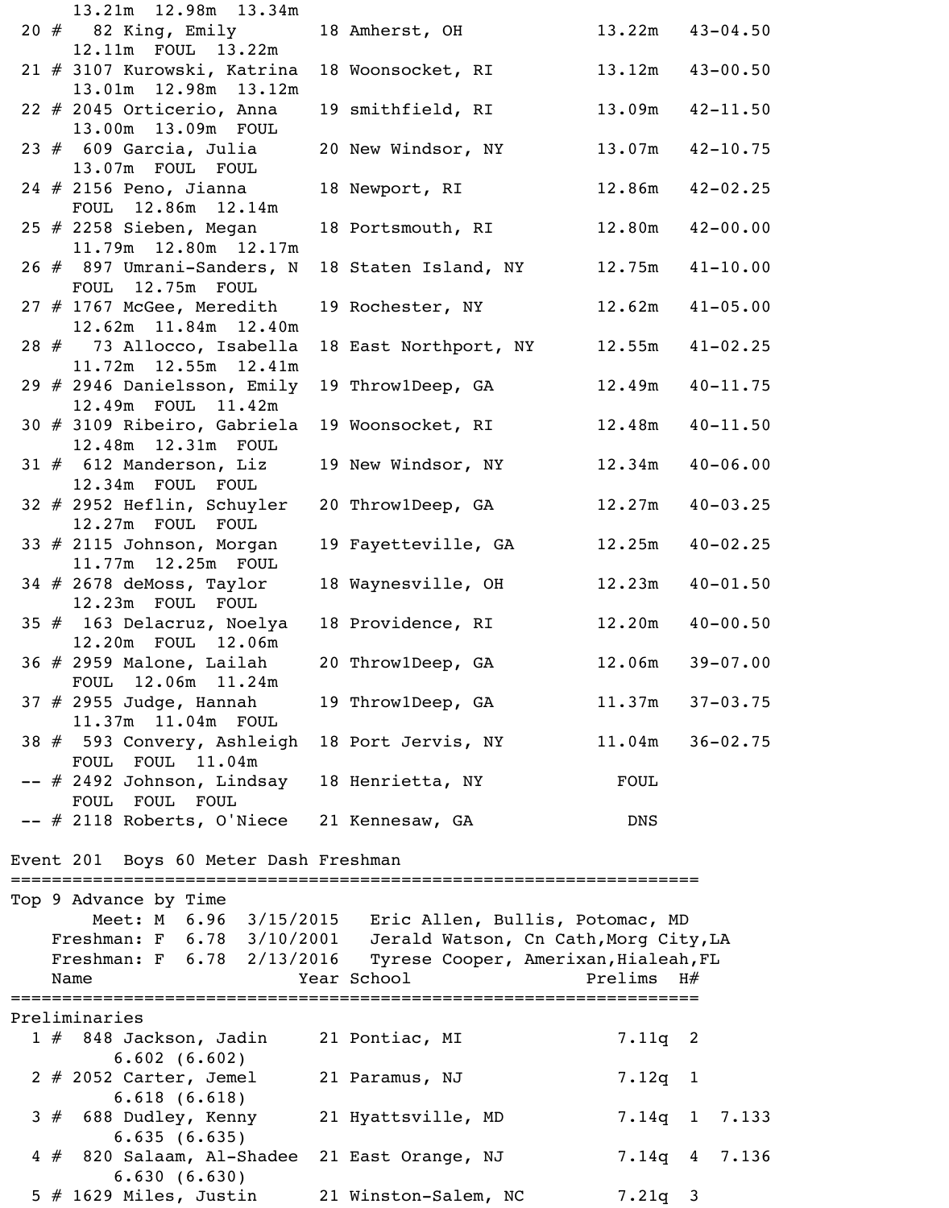```
    13.21m  12.98m  13.34m
 20 #   82 King, Emily         18 Amherst, OH             13.22m    43-04.50
    12.11m  FOUL  13.22m
 21 # 3107 Kurowski, Katrina   18 Woonsocket, RI          13.12m    43-00.50
    13.01m  12.98m  13.12m
 22 # 2045 Orticerio, Anna     19 smithfield, RI          13.09m    42-11.50
    13.00m  13.09m  FOUL
 23 #  609 Garcia, Julia       20 New Windsor, NY         13.07m    42-10.75
    13.07m  FOUL  FOUL
 24 # 2156 Peno, Jianna        18 Newport, RI             12.86m    42-02.25
    FOUL  12.86m  12.14m
 25 # 2258 Sieben, Megan       18 Portsmouth, RI          12.80m    42-00.00
    11.79m  12.80m  12.17m
 26 #  897 Umrani-Sanders, N   18 Staten Island, NY       12.75m    41-10.00
    FOUL  12.75m  FOUL
 27 # 1767 McGee, Meredith     19 Rochester, NY           12.62m    41-05.00
    12.62m  11.84m  12.40m
 28 #   73 Allocco, Isabella   18 East Northport, NY      12.55m    41-02.25
    11.72m  12.55m  12.41m
 29 # 2946 Danielsson, Emily   19 Throw1Deep, GA          12.49m    40-11.75
    12.49m  FOUL  11.42m
 30 # 3109 Ribeiro, Gabriela   19 Woonsocket, RI          12.48m    40-11.50
    12.48m  12.31m  FOUL
 31 #  612 Manderson, Liz     19 New Windsor, NY         12.34m    40-06.00
    12.34m  FOUL  FOUL
 32 # 2952 Heflin, Schuyler    20 Throw1Deep, GA          12.27m    40-03.25
    12.27m  FOUL  FOUL
 33 # 2115 Johnson, Morgan     19 Fayetteville, GA        12.25m    40-02.25
    11.77m  12.25m  FOUL
 34 # 2678 deMoss, Taylor      18 Waynesville, OH         12.23m    40-01.50
    12.23m  FOUL  FOUL
 35 #  163 Delacruz, Noelya    18 Providence, RI          12.20m    40-00.50
    12.20m  FOUL  12.06m
 36 # 2959 Malone, Lailah      20 Throw1Deep, GA          12.06m    39-07.00
    FOUL  12.06m  11.24m
 37 # 2955 Judge, Hannah       19 Throw1Deep, GA          11.37m    37-03.75
    11.37m  11.04m  FOUL
 38 #  593 Convery, Ashleigh   18 Port Jervis, NY         11.04m    36-02.75
    FOUL  FOUL  11.04m
 -- # 2492 Johnson, Lindsay    18 Henrietta, NY             FOUL
    FOUL  FOUL  FOUL
 -- # 2118 Roberts, O'Niece    21 Kennesaw, GA               DNS

Event 201  Boys 60 Meter Dash Freshman
===================================================================
Top 9 Advance by Time
        Meet: M  6.96  3/15/2015   Eric Allen, Bullis, Potomac, MD
    Freshman: F  6.78  3/10/2001   Jerald Watson, Cn Cath,Morg City,LA
    Freshman: F  6.78  2/13/2016   Tyrese Cooper, Amerixan,Hialeah,FL
    Name                    Year School                Prelims  H#
===================================================================
Preliminaries
  1 #  848 Jackson, Jadin      21 Pontiac, MI               7.11q  2
         6.602 (6.602)
  2 # 2052 Carter, Jemel       21 Paramus, NJ               7.12q  1
         6.618 (6.618)
  3 #  688 Dudley, Kenny       21 Hyattsville, MD           7.14q  1  7.133
         6.635 (6.635)
  4 #  820 Salaam, Al-Shadee   21 East Orange, NJ           7.14q  4  7.136
         6.630 (6.630)
  5 # 1629 Miles, Justin       21 Winston-Salem, NC         7.21q  3
```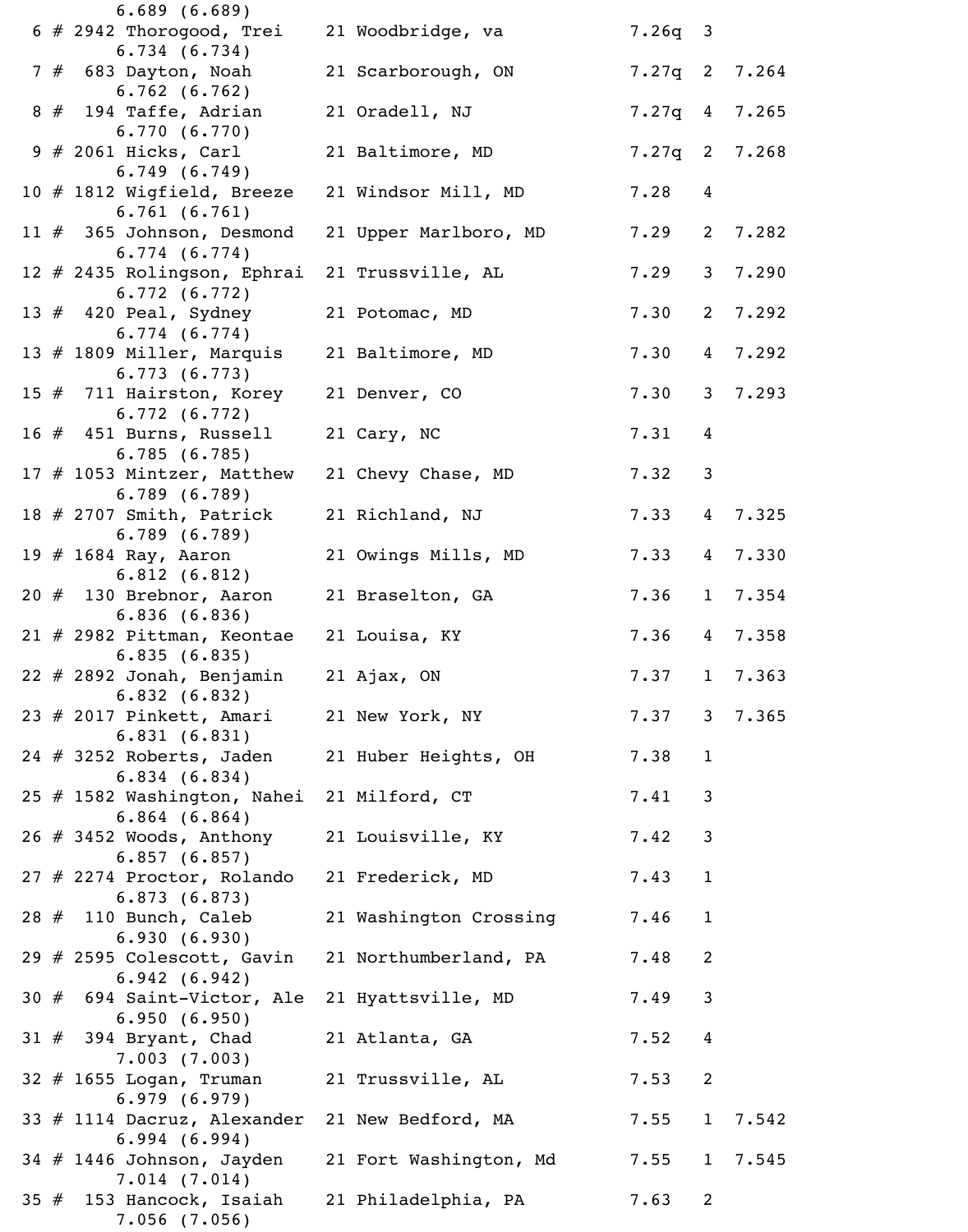```
           6.689 (6.689)
  6 # 2942 Thorogood, Trei    21 Woodbridge, va           7.26q  3
           6.734 (6.734)
  7 #  683 Dayton, Noah       21 Scarborough, ON          7.27q  2  7.264
           6.762 (6.762)
  8 #  194 Taffe, Adrian      21 Oradell, NJ              7.27q  4  7.265
           6.770 (6.770)
  9 # 2061 Hicks, Carl        21 Baltimore, MD            7.27q  2  7.268
           6.749 (6.749)
 10 # 1812 Wigfield, Breeze   21 Windsor Mill, MD         7.28   4
           6.761 (6.761)
 11 #  365 Johnson, Desmond   21 Upper Marlboro, MD       7.29   2  7.282
           6.774 (6.774)
 12 # 2435 Rolingson, Ephrai  21 Trussville, AL           7.29   3  7.290
           6.772 (6.772)
 13 #  420 Peal, Sydney       21 Potomac, MD              7.30   2  7.292
           6.774 (6.774)
 13 # 1809 Miller, Marquis    21 Baltimore, MD            7.30   4  7.292
           6.773 (6.773)
 15 #  711 Hairston, Korey    21 Denver, CO               7.30   3  7.293
           6.772 (6.772)
 16 #  451 Burns, Russell     21 Cary, NC                 7.31   4
           6.785 (6.785)
 17 # 1053 Mintzer, Matthew   21 Chevy Chase, MD          7.32   3
           6.789 (6.789)
 18 # 2707 Smith, Patrick     21 Richland, NJ             7.33   4  7.325
           6.789 (6.789)
 19 # 1684 Ray, Aaron         21 Owings Mills, MD         7.33   4  7.330
           6.812 (6.812)
 20 #  130 Brebnor, Aaron     21 Braselton, GA            7.36   1  7.354
           6.836 (6.836)
 21 # 2982 Pittman, Keontae   21 Louisa, KY               7.36   4  7.358
           6.835 (6.835)
 22 # 2892 Jonah, Benjamin    21 Ajax, ON                 7.37   1  7.363
           6.832 (6.832)
 23 # 2017 Pinkett, Amari     21 New York, NY             7.37   3  7.365
           6.831 (6.831)
 24 # 3252 Roberts, Jaden     21 Huber Heights, OH        7.38   1
           6.834 (6.834)
 25 # 1582 Washington, Nahei  21 Milford, CT              7.41   3
           6.864 (6.864)
 26 # 3452 Woods, Anthony     21 Louisville, KY           7.42   3
           6.857 (6.857)
 27 # 2274 Proctor, Rolando   21 Frederick, MD            7.43   1
           6.873 (6.873)
 28 #  110 Bunch, Caleb       21 Washington Crossing      7.46   1
           6.930 (6.930)
 29 # 2595 Colescott, Gavin   21 Northumberland, PA       7.48   2
           6.942 (6.942)
 30 #  694 Saint-Victor, Ale  21 Hyattsville, MD          7.49   3
           6.950 (6.950)
 31 #  394 Bryant, Chad       21 Atlanta, GA              7.52   4
           7.003 (7.003)
 32 # 1655 Logan, Truman      21 Trussville, AL           7.53   2
           6.979 (6.979)
 33 # 1114 Dacruz, Alexander  21 New Bedford, MA          7.55   1  7.542
           6.994 (6.994)
 34 # 1446 Johnson, Jayden    21 Fort Washington, Md      7.55   1  7.545
           7.014 (7.014)
 35 #  153 Hancock, Isaiah    21 Philadelphia, PA         7.63   2
           7.056 (7.056)
```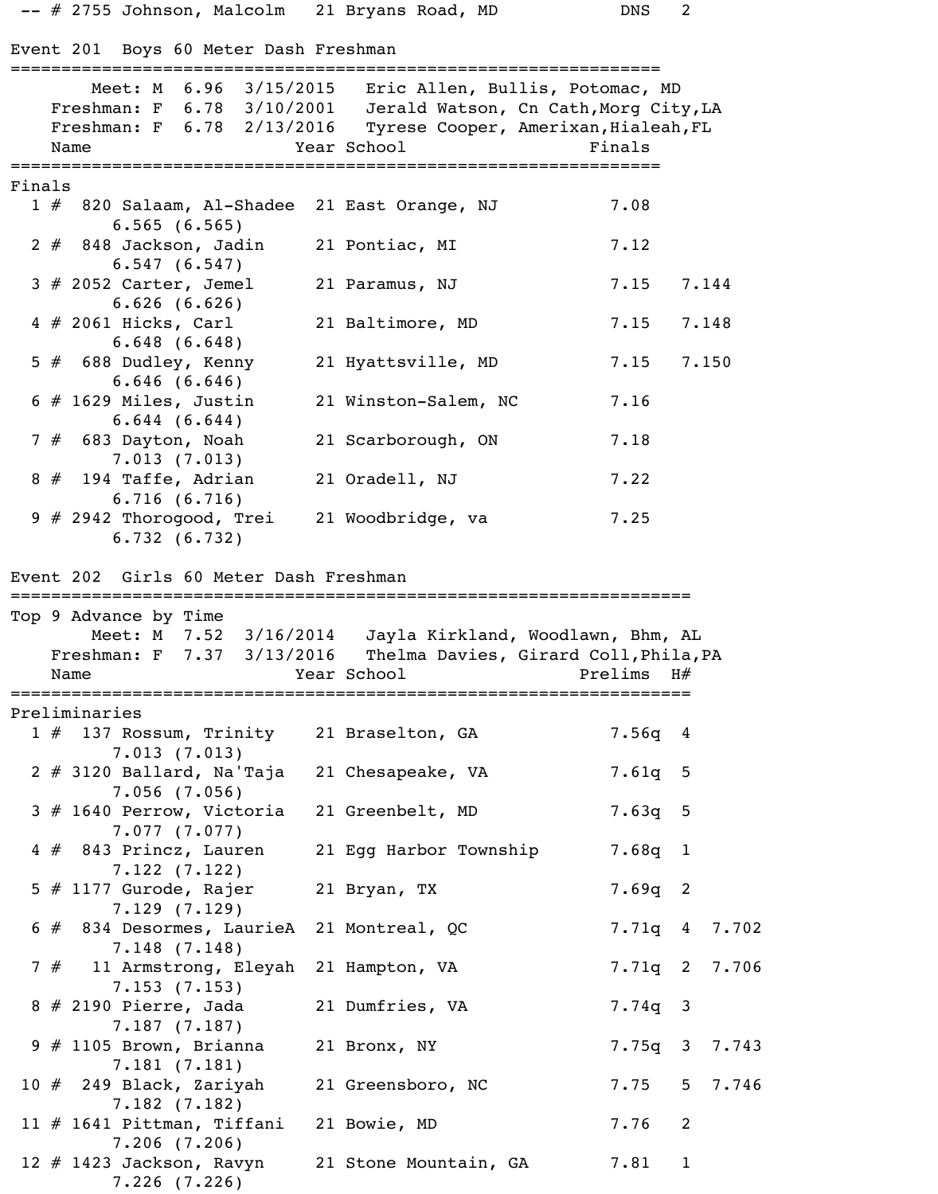-- # 2755 Johnson, Malcolm   21 Bryans Road, MD   DNS   2

## Event 201  Boys 60 Meter Dash Freshman

```
=================================================================
        Meet: M  6.96  3/15/2015   Eric Allen, Bullis, Potomac, MD
    Freshman: F  6.78  3/10/2001   Jerald Watson, Cn Cath,Morg City,LA
    Freshman: F  6.78  2/13/2016   Tyrese Cooper, Amerixan,Hialeah,FL
    Name                    Year School                 Finals
=================================================================
Finals
  1 #  820 Salaam, Al-Shadee  21 East Orange, NJ            7.08
         6.565 (6.565)
  2 #  848 Jackson, Jadin     21 Pontiac, MI                7.12
         6.547 (6.547)
  3 # 2052 Carter, Jemel      21 Paramus, NJ                7.15   7.144
         6.626 (6.626)
  4 # 2061 Hicks, Carl        21 Baltimore, MD              7.15   7.148
         6.648 (6.648)
  5 #  688 Dudley, Kenny      21 Hyattsville, MD            7.15   7.150
         6.646 (6.646)
  6 # 1629 Miles, Justin      21 Winston-Salem, NC          7.16
         6.644 (6.644)
  7 #  683 Dayton, Noah       21 Scarborough, ON            7.18
         7.013 (7.013)
  8 #  194 Taffe, Adrian      21 Oradell, NJ                7.22
         6.716 (6.716)
  9 # 2942 Thorogood, Trei    21 Woodbridge, va             7.25
         6.732 (6.732)
```

## Event 202  Girls 60 Meter Dash Freshman

```
====================================================================
Top 9 Advance by Time
        Meet: M  7.52  3/16/2014   Jayla Kirkland, Woodlawn, Bhm, AL
    Freshman: F  7.37  3/13/2016   Thelma Davies, Girard Coll,Phila,PA
    Name                    Year School               Prelims  H#
====================================================================
Preliminaries
  1 #  137 Rossum, Trinity    21 Braselton, GA            7.56q  4
         7.013 (7.013)
  2 # 3120 Ballard, Na'Taja   21 Chesapeake, VA           7.61q  5
         7.056 (7.056)
  3 # 1640 Perrow, Victoria   21 Greenbelt, MD            7.63q  5
         7.077 (7.077)
  4 #  843 Princz, Lauren     21 Egg Harbor Township      7.68q  1
         7.122 (7.122)
  5 # 1177 Gurode, Rajer      21 Bryan, TX                7.69q  2
         7.129 (7.129)
  6 #  834 Desormes, LaurieA  21 Montreal, QC             7.71q  4  7.702
         7.148 (7.148)
  7 #   11 Armstrong, Eleyah  21 Hampton, VA              7.71q  2  7.706
         7.153 (7.153)
  8 # 2190 Pierre, Jada       21 Dumfries, VA             7.74q  3
         7.187 (7.187)
  9 # 1105 Brown, Brianna     21 Bronx, NY                7.75q  3  7.743
         7.181 (7.181)
 10 #  249 Black, Zariyah     21 Greensboro, NC           7.75   5  7.746
         7.182 (7.182)
 11 # 1641 Pittman, Tiffani   21 Bowie, MD                7.76   2
         7.206 (7.206)
 12 # 1423 Jackson, Ravyn     21 Stone Mountain, GA       7.81   1
         7.226 (7.226)
```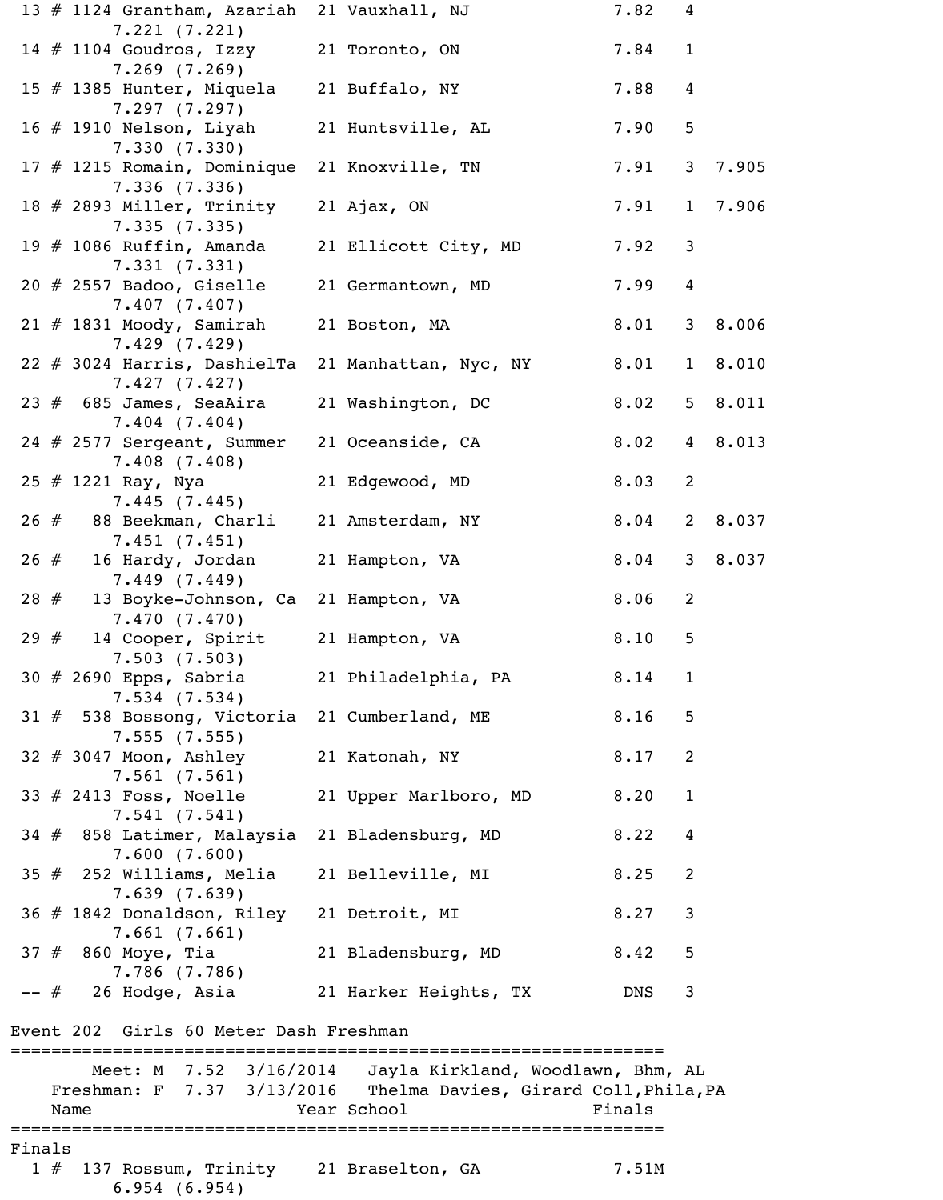```
 13 # 1124 Grantham, Azariah  21 Vauxhall, NJ              7.82   4
         7.221 (7.221)
 14 # 1104 Goudros, Izzy      21 Toronto, ON               7.84   1
         7.269 (7.269)
 15 # 1385 Hunter, Miquela    21 Buffalo, NY               7.88   4
         7.297 (7.297)
 16 # 1910 Nelson, Liyah      21 Huntsville, AL            7.90   5
         7.330 (7.330)
 17 # 1215 Romain, Dominique  21 Knoxville, TN             7.91   3  7.905
         7.336 (7.336)
 18 # 2893 Miller, Trinity    21 Ajax, ON                  7.91   1  7.906
         7.335 (7.335)
 19 # 1086 Ruffin, Amanda     21 Ellicott City, MD         7.92   3
         7.331 (7.331)
 20 # 2557 Badoo, Giselle     21 Germantown, MD            7.99   4
         7.407 (7.407)
 21 # 1831 Moody, Samirah     21 Boston, MA                8.01   3  8.006
         7.429 (7.429)
 22 # 3024 Harris, DashielTa  21 Manhattan, Nyc, NY        8.01   1  8.010
         7.427 (7.427)
 23 #  685 James, SeaAira     21 Washington, DC            8.02   5  8.011
         7.404 (7.404)
 24 # 2577 Sergeant, Summer   21 Oceanside, CA             8.02   4  8.013
         7.408 (7.408)
 25 # 1221 Ray, Nya           21 Edgewood, MD              8.03   2
         7.445 (7.445)
 26 #   88 Beekman, Charli    21 Amsterdam, NY             8.04   2  8.037
         7.451 (7.451)
 26 #   16 Hardy, Jordan      21 Hampton, VA               8.04   3  8.037
         7.449 (7.449)
 28 #   13 Boyke-Johnson, Ca  21 Hampton, VA               8.06   2
         7.470 (7.470)
 29 #   14 Cooper, Spirit     21 Hampton, VA               8.10   5
         7.503 (7.503)
 30 # 2690 Epps, Sabria       21 Philadelphia, PA          8.14   1
         7.534 (7.534)
 31 #  538 Bossong, Victoria  21 Cumberland, ME            8.16   5
         7.555 (7.555)
 32 # 3047 Moon, Ashley       21 Katonah, NY               8.17   2
         7.561 (7.561)
 33 # 2413 Foss, Noelle       21 Upper Marlboro, MD        8.20   1
         7.541 (7.541)
 34 #  858 Latimer, Malaysia  21 Bladensburg, MD           8.22   4
         7.600 (7.600)
 35 #  252 Williams, Melia    21 Belleville, MI            8.25   2
         7.639 (7.639)
 36 # 1842 Donaldson, Riley   21 Detroit, MI               8.27   3
         7.661 (7.661)
 37 #  860 Moye, Tia          21 Bladensburg, MD           8.42   5
         7.786 (7.786)
 -- #   26 Hodge, Asia        21 Harker Heights, TX         DNS   3

Event 202  Girls 60 Meter Dash Freshman
===============================================================
        Meet: M  7.52  3/16/2014   Jayla Kirkland, Woodlawn, Bhm, AL
    Freshman: F  7.37  3/13/2016   Thelma Davies, Girard Coll,Phila,PA
    Name                    Year School                  Finals
===============================================================
Finals
  1 #  137 Rossum, Trinity    21 Braselton, GA             7.51M
         6.954 (6.954)
```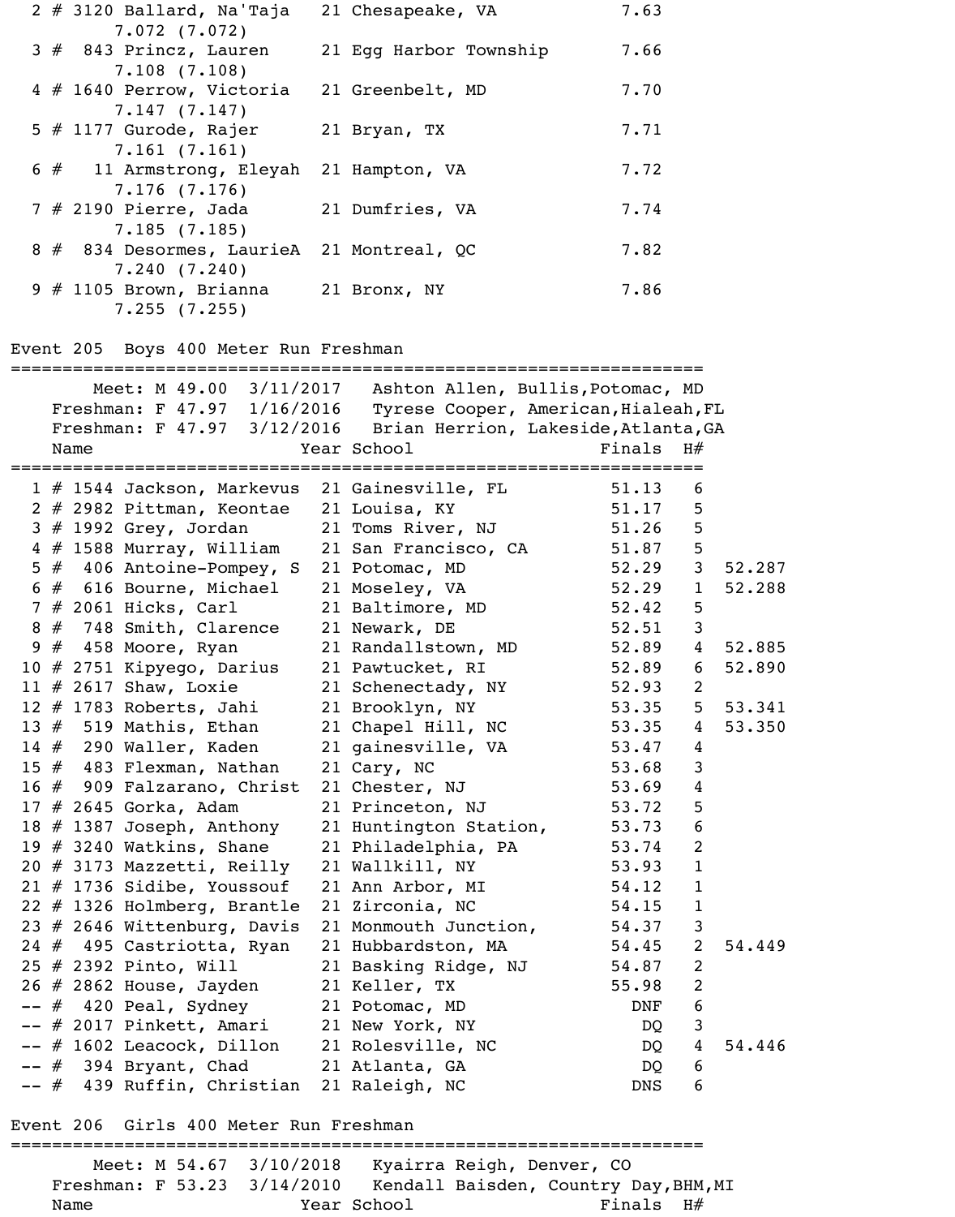| Place | # | Name | Year | School | Finals |
|---|---|---|---|---|---|
| 2 | # 3120 | Ballard, Na'Taja | 21 | Chesapeake, VA | 7.63 |
| | | 7.072 (7.072) | | | |
| 3 | # 843 | Princz, Lauren | 21 | Egg Harbor Township | 7.66 |
| | | 7.108 (7.108) | | | |
| 4 | # 1640 | Perrow, Victoria | 21 | Greenbelt, MD | 7.70 |
| | | 7.147 (7.147) | | | |
| 5 | # 1177 | Gurode, Rajer | 21 | Bryan, TX | 7.71 |
| | | 7.161 (7.161) | | | |
| 6 | # 11 | Armstrong, Eleyah | 21 | Hampton, VA | 7.72 |
| | | 7.176 (7.176) | | | |
| 7 | # 2190 | Pierre, Jada | 21 | Dumfries, VA | 7.74 |
| | | 7.185 (7.185) | | | |
| 8 | # 834 | Desormes, LaurieA | 21 | Montreal, QC | 7.82 |
| | | 7.240 (7.240) | | | |
| 9 | # 1105 | Brown, Brianna | 21 | Bronx, NY | 7.86 |
| | | 7.255 (7.255) | | | |

## Event 205 Boys 400 Meter Run Freshman

Meet: M 49.00 3/11/2017 Ashton Allen, Bullis,Potomac, MD
Freshman: F 47.97 1/16/2016 Tyrese Cooper, American,Hialeah,FL
Freshman: F 47.97 3/12/2016 Brian Herrion, Lakeside,Atlanta,GA

| Place | # | Name | Year | School | Finals | H# | |
|---|---|---|---|---|---|---|---|
| 1 | # 1544 | Jackson, Markevus | 21 | Gainesville, FL | 51.13 | 6 | |
| 2 | # 2982 | Pittman, Keontae | 21 | Louisa, KY | 51.17 | 5 | |
| 3 | # 1992 | Grey, Jordan | 21 | Toms River, NJ | 51.26 | 5 | |
| 4 | # 1588 | Murray, William | 21 | San Francisco, CA | 51.87 | 5 | |
| 5 | # 406 | Antoine-Pompey, S | 21 | Potomac, MD | 52.29 | 3 | 52.287 |
| 6 | # 616 | Bourne, Michael | 21 | Moseley, VA | 52.29 | 1 | 52.288 |
| 7 | # 2061 | Hicks, Carl | 21 | Baltimore, MD | 52.42 | 5 | |
| 8 | # 748 | Smith, Clarence | 21 | Newark, DE | 52.51 | 3 | |
| 9 | # 458 | Moore, Ryan | 21 | Randallstown, MD | 52.89 | 4 | 52.885 |
| 10 | # 2751 | Kipyego, Darius | 21 | Pawtucket, RI | 52.89 | 6 | 52.890 |
| 11 | # 2617 | Shaw, Loxie | 21 | Schenectady, NY | 52.93 | 2 | |
| 12 | # 1783 | Roberts, Jahi | 21 | Brooklyn, NY | 53.35 | 5 | 53.341 |
| 13 | # 519 | Mathis, Ethan | 21 | Chapel Hill, NC | 53.35 | 4 | 53.350 |
| 14 | # 290 | Waller, Kaden | 21 | gainesville, VA | 53.47 | 4 | |
| 15 | # 483 | Flexman, Nathan | 21 | Cary, NC | 53.68 | 3 | |
| 16 | # 909 | Falzarano, Christ | 21 | Chester, NJ | 53.69 | 4 | |
| 17 | # 2645 | Gorka, Adam | 21 | Princeton, NJ | 53.72 | 5 | |
| 18 | # 1387 | Joseph, Anthony | 21 | Huntington Station, | 53.73 | 6 | |
| 19 | # 3240 | Watkins, Shane | 21 | Philadelphia, PA | 53.74 | 2 | |
| 20 | # 3173 | Mazzetti, Reilly | 21 | Wallkill, NY | 53.93 | 1 | |
| 21 | # 1736 | Sidibe, Youssouf | 21 | Ann Arbor, MI | 54.12 | 1 | |
| 22 | # 1326 | Holmberg, Brantle | 21 | Zirconia, NC | 54.15 | 1 | |
| 23 | # 2646 | Wittenburg, Davis | 21 | Monmouth Junction, | 54.37 | 3 | |
| 24 | # 495 | Castriotta, Ryan | 21 | Hubbardston, MA | 54.45 | 2 | 54.449 |
| 25 | # 2392 | Pinto, Will | 21 | Basking Ridge, NJ | 54.87 | 2 | |
| 26 | # 2862 | House, Jayden | 21 | Keller, TX | 55.98 | 2 | |
| -- | # 420 | Peal, Sydney | 21 | Potomac, MD | DNF | 6 | |
| -- | # 2017 | Pinkett, Amari | 21 | New York, NY | DQ | 3 | |
| -- | # 1602 | Leacock, Dillon | 21 | Rolesville, NC | DQ | 4 | 54.446 |
| -- | # 394 | Bryant, Chad | 21 | Atlanta, GA | DQ | 6 | |
| -- | # 439 | Ruffin, Christian | 21 | Raleigh, NC | DNS | 6 | |

## Event 206 Girls 400 Meter Run Freshman

Meet: M 54.67 3/10/2018 Kyairra Reigh, Denver, CO
Freshman: F 53.23 3/14/2010 Kendall Baisden, Country Day,BHM,MI

| Name | Year | School | Finals | H# |
|---|---|---|---|---|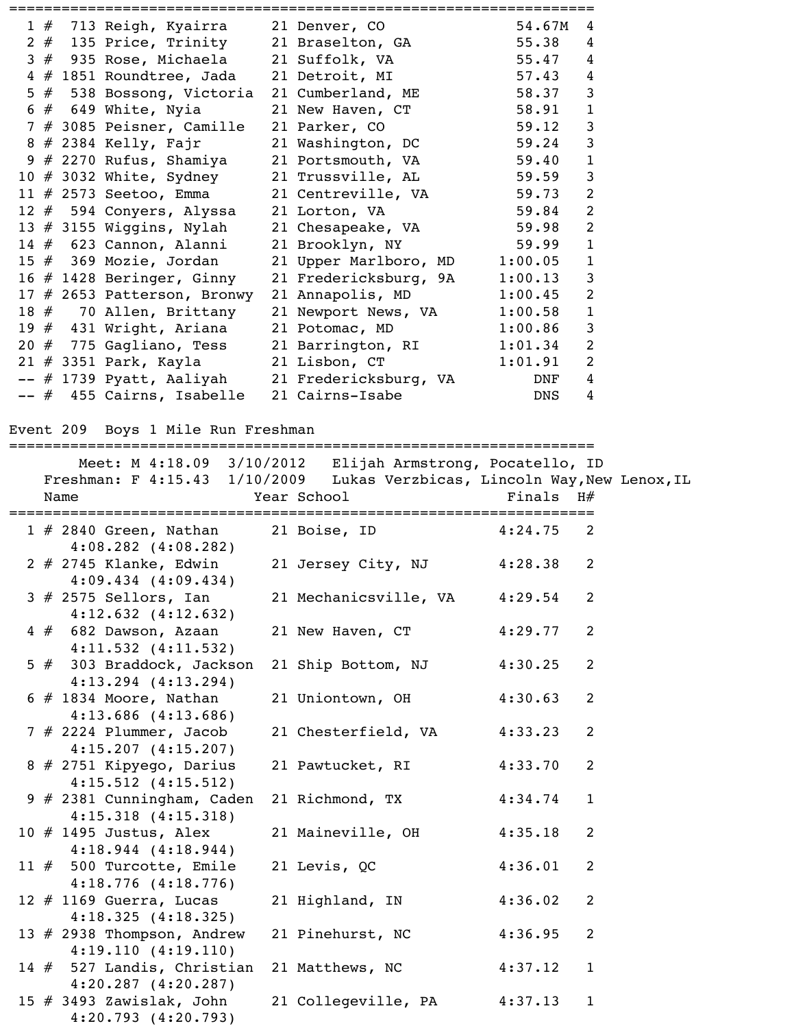| Place | # | Name | Year | School | Finals | H# |
|---|---|---|---|---|---|---|
| 1 | # 713 | Reigh, Kyairra | 21 | Denver, CO | 54.67M | 4 |
| 2 | # 135 | Price, Trinity | 21 | Braselton, GA | 55.38 | 4 |
| 3 | # 935 | Rose, Michaela | 21 | Suffolk, VA | 55.47 | 4 |
| 4 | # 1851 | Roundtree, Jada | 21 | Detroit, MI | 57.43 | 4 |
| 5 | # 538 | Bossong, Victoria | 21 | Cumberland, ME | 58.37 | 3 |
| 6 | # 649 | White, Nyia | 21 | New Haven, CT | 58.91 | 1 |
| 7 | # 3085 | Peisner, Camille | 21 | Parker, CO | 59.12 | 3 |
| 8 | # 2384 | Kelly, Fajr | 21 | Washington, DC | 59.24 | 3 |
| 9 | # 2270 | Rufus, Shamiya | 21 | Portsmouth, VA | 59.40 | 1 |
| 10 | # 3032 | White, Sydney | 21 | Trussville, AL | 59.59 | 3 |
| 11 | # 2573 | Seetoo, Emma | 21 | Centreville, VA | 59.73 | 2 |
| 12 | # 594 | Conyers, Alyssa | 21 | Lorton, VA | 59.84 | 2 |
| 13 | # 3155 | Wiggins, Nylah | 21 | Chesapeake, VA | 59.98 | 2 |
| 14 | # 623 | Cannon, Alanni | 21 | Brooklyn, NY | 59.99 | 1 |
| 15 | # 369 | Mozie, Jordan | 21 | Upper Marlboro, MD | 1:00.05 | 1 |
| 16 | # 1428 | Beringer, Ginny | 21 | Fredericksburg, 9A | 1:00.13 | 3 |
| 17 | # 2653 | Patterson, Bronwy | 21 | Annapolis, MD | 1:00.45 | 2 |
| 18 | # 70 | Allen, Brittany | 21 | Newport News, VA | 1:00.58 | 1 |
| 19 | # 431 | Wright, Ariana | 21 | Potomac, MD | 1:00.86 | 3 |
| 20 | # 775 | Gagliano, Tess | 21 | Barrington, RI | 1:01.34 | 2 |
| 21 | # 3351 | Park, Kayla | 21 | Lisbon, CT | 1:01.91 | 2 |
| -- | # 1739 | Pyatt, Aaliyah | 21 | Fredericksburg, VA | DNF | 4 |
| -- | # 455 | Cairns, Isabelle | 21 | Cairns-Isabe | DNS | 4 |

## Event 209  Boys 1 Mile Run Freshman

Meet: M 4:18.09  3/10/2012   Elijah Armstrong, Pocatello, ID

Freshman: F 4:15.43  1/10/2009   Lukas Verzbicas, Lincoln Way,New Lenox,IL

| Place | # | Name | Year | School | Finals | H# | Split |
|---|---|---|---|---|---|---|---|
| 1 | # 2840 | Green, Nathan | 21 | Boise, ID | 4:24.75 | 2 | 4:08.282 (4:08.282) |
| 2 | # 2745 | Klanke, Edwin | 21 | Jersey City, NJ | 4:28.38 | 2 | 4:09.434 (4:09.434) |
| 3 | # 2575 | Sellors, Ian | 21 | Mechanicsville, VA | 4:29.54 | 2 | 4:12.632 (4:12.632) |
| 4 | # 682 | Dawson, Azaan | 21 | New Haven, CT | 4:29.77 | 2 | 4:11.532 (4:11.532) |
| 5 | # 303 | Braddock, Jackson | 21 | Ship Bottom, NJ | 4:30.25 | 2 | 4:13.294 (4:13.294) |
| 6 | # 1834 | Moore, Nathan | 21 | Uniontown, OH | 4:30.63 | 2 | 4:13.686 (4:13.686) |
| 7 | # 2224 | Plummer, Jacob | 21 | Chesterfield, VA | 4:33.23 | 2 | 4:15.207 (4:15.207) |
| 8 | # 2751 | Kipyego, Darius | 21 | Pawtucket, RI | 4:33.70 | 2 | 4:15.512 (4:15.512) |
| 9 | # 2381 | Cunningham, Caden | 21 | Richmond, TX | 4:34.74 | 1 | 4:15.318 (4:15.318) |
| 10 | # 1495 | Justus, Alex | 21 | Maineville, OH | 4:35.18 | 2 | 4:18.944 (4:18.944) |
| 11 | # 500 | Turcotte, Emile | 21 | Levis, QC | 4:36.01 | 2 | 4:18.776 (4:18.776) |
| 12 | # 1169 | Guerra, Lucas | 21 | Highland, IN | 4:36.02 | 2 | 4:18.325 (4:18.325) |
| 13 | # 2938 | Thompson, Andrew | 21 | Pinehurst, NC | 4:36.95 | 2 | 4:19.110 (4:19.110) |
| 14 | # 527 | Landis, Christian | 21 | Matthews, NC | 4:37.12 | 1 | 4:20.287 (4:20.287) |
| 15 | # 3493 | Zawislak, John | 21 | Collegeville, PA | 4:37.13 | 1 | 4:20.793 (4:20.793) |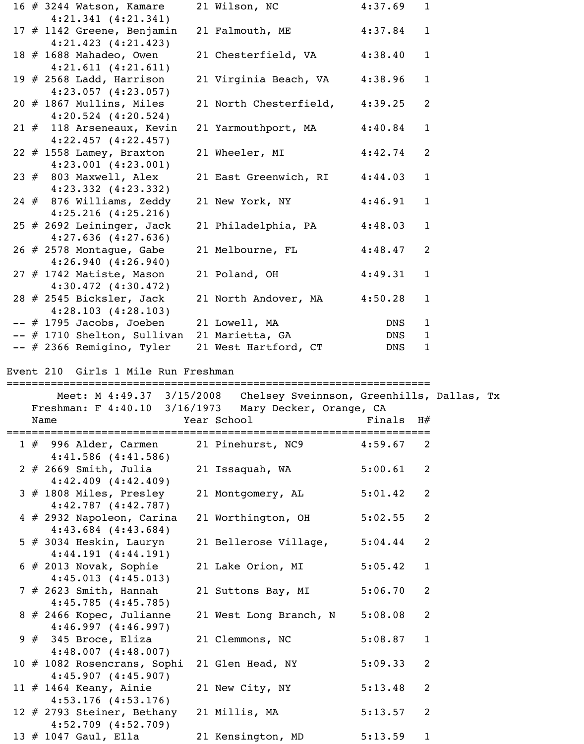| Place | # | Name | Year | School | Finals | H# |
| --- | --- | --- | --- | --- | --- | --- |
| 16 | # 3244 | Watson, Kamare 4:21.341 (4:21.341) | 21 | Wilson, NC | 4:37.69 | 1 |
| 17 | # 1142 | Greene, Benjamin 4:21.423 (4:21.423) | 21 | Falmouth, ME | 4:37.84 | 1 |
| 18 | # 1688 | Mahadeo, Owen 4:21.611 (4:21.611) | 21 | Chesterfield, VA | 4:38.40 | 1 |
| 19 | # 2568 | Ladd, Harrison 4:23.057 (4:23.057) | 21 | Virginia Beach, VA | 4:38.96 | 1 |
| 20 | # 1867 | Mullins, Miles 4:20.524 (4:20.524) | 21 | North Chesterfield, | 4:39.25 | 2 |
| 21 | # 118 | Arseneaux, Kevin 4:22.457 (4:22.457) | 21 | Yarmouthport, MA | 4:40.84 | 1 |
| 22 | # 1558 | Lamey, Braxton 4:23.001 (4:23.001) | 21 | Wheeler, MI | 4:42.74 | 2 |
| 23 | # 803 | Maxwell, Alex 4:23.332 (4:23.332) | 21 | East Greenwich, RI | 4:44.03 | 1 |
| 24 | # 876 | Williams, Zeddy 4:25.216 (4:25.216) | 21 | New York, NY | 4:46.91 | 1 |
| 25 | # 2692 | Leininger, Jack 4:27.636 (4:27.636) | 21 | Philadelphia, PA | 4:48.03 | 1 |
| 26 | # 2578 | Montague, Gabe 4:26.940 (4:26.940) | 21 | Melbourne, FL | 4:48.47 | 2 |
| 27 | # 1742 | Matiste, Mason 4:30.472 (4:30.472) | 21 | Poland, OH | 4:49.31 | 1 |
| 28 | # 2545 | Bicksler, Jack 4:28.103 (4:28.103) | 21 | North Andover, MA | 4:50.28 | 1 |
| -- | # 1795 | Jacobs, Joeben | 21 | Lowell, MA | DNS | 1 |
| -- | # 1710 | Shelton, Sullivan | 21 | Marietta, GA | DNS | 1 |
| -- | # 2366 | Remigino, Tyler | 21 | West Hartford, CT | DNS | 1 |

## Event 210 Girls 1 Mile Run Freshman

Meet: M 4:49.37 3/15/2008 Chelsey Sveinnson, Greenhills, Dallas, Tx
Freshman: F 4:40.10 3/16/1973 Mary Decker, Orange, CA

| Place | # | Name | Year | School | Finals | H# |
| --- | --- | --- | --- | --- | --- | --- |
| 1 | # 996 | Alder, Carmen 4:41.586 (4:41.586) | 21 | Pinehurst, NC9 | 4:59.67 | 2 |
| 2 | # 2669 | Smith, Julia 4:42.409 (4:42.409) | 21 | Issaquah, WA | 5:00.61 | 2 |
| 3 | # 1808 | Miles, Presley 4:42.787 (4:42.787) | 21 | Montgomery, AL | 5:01.42 | 2 |
| 4 | # 2932 | Napoleon, Carina 4:43.684 (4:43.684) | 21 | Worthington, OH | 5:02.55 | 2 |
| 5 | # 3034 | Heskin, Lauryn 4:44.191 (4:44.191) | 21 | Bellerose Village, | 5:04.44 | 2 |
| 6 | # 2013 | Novak, Sophie 4:45.013 (4:45.013) | 21 | Lake Orion, MI | 5:05.42 | 1 |
| 7 | # 2623 | Smith, Hannah 4:45.785 (4:45.785) | 21 | Suttons Bay, MI | 5:06.70 | 2 |
| 8 | # 2466 | Kopec, Julianne 4:46.997 (4:46.997) | 21 | West Long Branch, N | 5:08.08 | 2 |
| 9 | # 345 | Broce, Eliza 4:48.007 (4:48.007) | 21 | Clemmons, NC | 5:08.87 | 1 |
| 10 | # 1082 | Rosencrans, Sophi 4:45.907 (4:45.907) | 21 | Glen Head, NY | 5:09.33 | 2 |
| 11 | # 1464 | Keany, Ainie 4:53.176 (4:53.176) | 21 | New City, NY | 5:13.48 | 2 |
| 12 | # 2793 | Steiner, Bethany 4:52.709 (4:52.709) | 21 | Millis, MA | 5:13.57 | 2 |
| 13 | # 1047 | Gaul, Ella | 21 | Kensington, MD | 5:13.59 | 1 |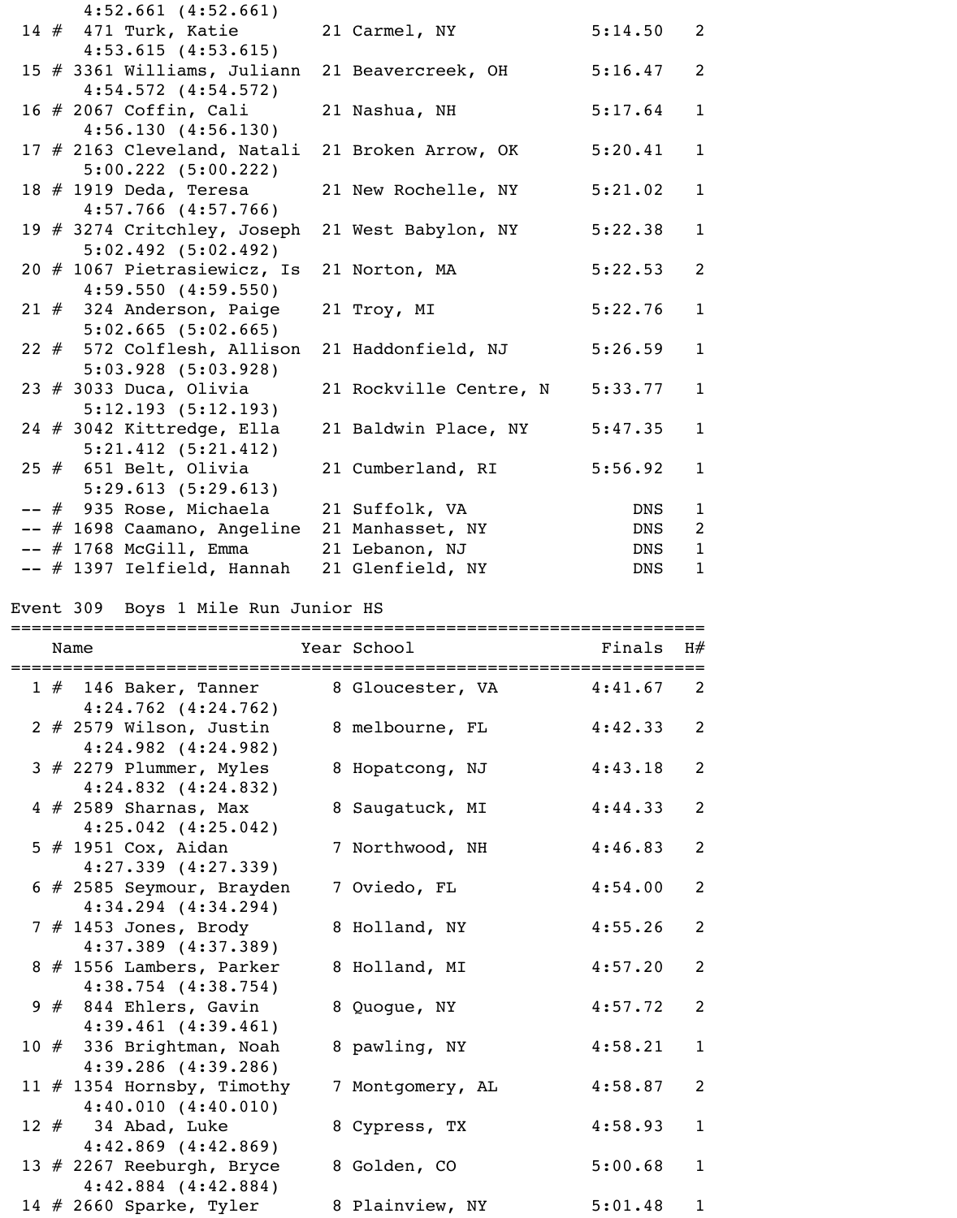```
      4:52.661 (4:52.661)
 14 #  471 Turk, Katie        21 Carmel, NY            5:14.50   2
      4:53.615 (4:53.615)
 15 # 3361 Williams, Juliann  21 Beavercreek, OH       5:16.47   2
      4:54.572 (4:54.572)
 16 # 2067 Coffin, Cali       21 Nashua, NH            5:17.64   1
      4:56.130 (4:56.130)
 17 # 2163 Cleveland, Natali  21 Broken Arrow, OK      5:20.41   1
      5:00.222 (5:00.222)
 18 # 1919 Deda, Teresa       21 New Rochelle, NY      5:21.02   1
      4:57.766 (4:57.766)
 19 # 3274 Critchley, Joseph  21 West Babylon, NY      5:22.38   1
      5:02.492 (5:02.492)
 20 # 1067 Pietrasiewicz, Is  21 Norton, MA            5:22.53   2
      4:59.550 (4:59.550)
 21 #  324 Anderson, Paige    21 Troy, MI              5:22.76   1
      5:02.665 (5:02.665)
 22 #  572 Colflesh, Allison  21 Haddonfield, NJ       5:26.59   1
      5:03.928 (5:03.928)
 23 # 3033 Duca, Olivia       21 Rockville Centre, N   5:33.77   1
      5:12.193 (5:12.193)
 24 # 3042 Kittredge, Ella    21 Baldwin Place, NY     5:47.35   1
      5:21.412 (5:21.412)
 25 #  651 Belt, Olivia       21 Cumberland, RI        5:56.92   1
      5:29.613 (5:29.613)
 -- #  935 Rose, Michaela     21 Suffolk, VA               DNS   1
 -- # 1698 Caamano, Angeline  21 Manhasset, NY             DNS   2
 -- # 1768 McGill, Emma       21 Lebanon, NJ               DNS   1
 -- # 1397 Ielfield, Hannah   21 Glenfield, NY             DNS   1

Event 309  Boys 1 Mile Run Junior HS
=====================================================================
    Name                    Year School                 Finals  H#
=====================================================================
  1 #  146 Baker, Tanner       8 Gloucester, VA        4:41.67   2
      4:24.762 (4:24.762)
  2 # 2579 Wilson, Justin      8 melbourne, FL         4:42.33   2
      4:24.982 (4:24.982)
  3 # 2279 Plummer, Myles      8 Hopatcong, NJ         4:43.18   2
      4:24.832 (4:24.832)
  4 # 2589 Sharnas, Max        8 Saugatuck, MI         4:44.33   2
      4:25.042 (4:25.042)
  5 # 1951 Cox, Aidan          7 Northwood, NH         4:46.83   2
      4:27.339 (4:27.339)
  6 # 2585 Seymour, Brayden    7 Oviedo, FL            4:54.00   2
      4:34.294 (4:34.294)
  7 # 1453 Jones, Brody        8 Holland, NY           4:55.26   2
      4:37.389 (4:37.389)
  8 # 1556 Lambers, Parker     8 Holland, MI           4:57.20   2
      4:38.754 (4:38.754)
  9 #  844 Ehlers, Gavin       8 Quogue, NY            4:57.72   2
      4:39.461 (4:39.461)
 10 #  336 Brightman, Noah     8 pawling, NY           4:58.21   1
      4:39.286 (4:39.286)
 11 # 1354 Hornsby, Timothy    7 Montgomery, AL        4:58.87   2
      4:40.010 (4:40.010)
 12 #   34 Abad, Luke          8 Cypress, TX           4:58.93   1
      4:42.869 (4:42.869)
 13 # 2267 Reeburgh, Bryce     8 Golden, CO            5:00.68   1
      4:42.884 (4:42.884)
 14 # 2660 Sparke, Tyler       8 Plainview, NY         5:01.48   1
```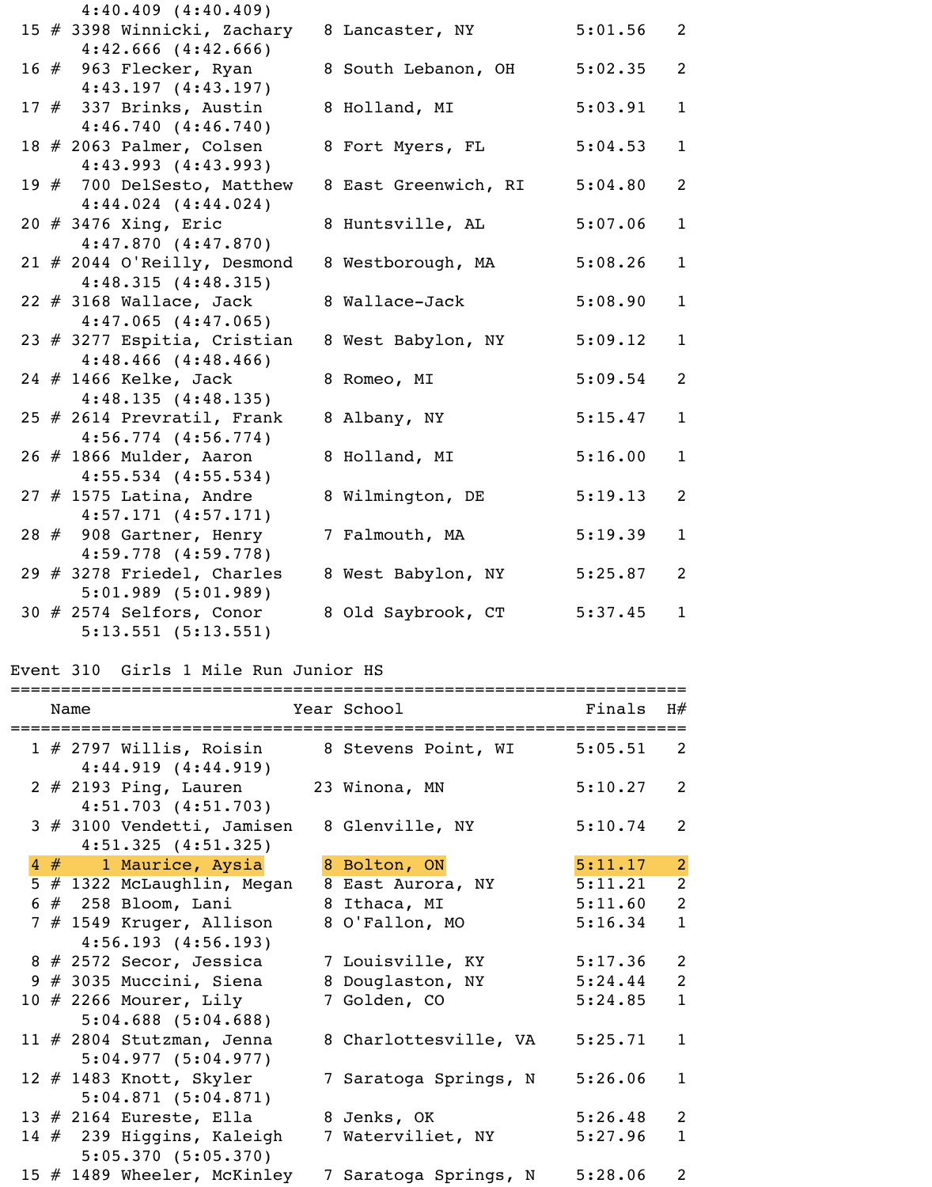```
     4:40.409 (4:40.409)
 15 # 3398 Winnicki, Zachary    8 Lancaster, NY          5:01.56    2
     4:42.666 (4:42.666)
 16 #  963 Flecker, Ryan        8 South Lebanon, OH      5:02.35    2
     4:43.197 (4:43.197)
 17 #  337 Brinks, Austin       8 Holland, MI            5:03.91    1
     4:46.740 (4:46.740)
 18 # 2063 Palmer, Colsen       8 Fort Myers, FL         5:04.53    1
     4:43.993 (4:43.993)
 19 #  700 DelSesto, Matthew    8 East Greenwich, RI     5:04.80    2
     4:44.024 (4:44.024)
 20 # 3476 Xing, Eric           8 Huntsville, AL         5:07.06    1
     4:47.870 (4:47.870)
 21 # 2044 O'Reilly, Desmond    8 Westborough, MA        5:08.26    1
     4:48.315 (4:48.315)
 22 # 3168 Wallace, Jack        8 Wallace-Jack           5:08.90    1
     4:47.065 (4:47.065)
 23 # 3277 Espitia, Cristian    8 West Babylon, NY       5:09.12    1
     4:48.466 (4:48.466)
 24 # 1466 Kelke, Jack          8 Romeo, MI              5:09.54    2
     4:48.135 (4:48.135)
 25 # 2614 Prevratil, Frank     8 Albany, NY             5:15.47    1
     4:56.774 (4:56.774)
 26 # 1866 Mulder, Aaron        8 Holland, MI            5:16.00    1
     4:55.534 (4:55.534)
 27 # 1575 Latina, Andre        8 Wilmington, DE         5:19.13    2
     4:57.171 (4:57.171)
 28 #  908 Gartner, Henry       7 Falmouth, MA           5:19.39    1
     4:59.778 (4:59.778)
 29 # 3278 Friedel, Charles     8 West Babylon, NY       5:25.87    2
     5:01.989 (5:01.989)
 30 # 2574 Selfors, Conor       8 Old Saybrook, CT       5:37.45    1
     5:13.551 (5:13.551)

Event 310  Girls 1 Mile Run Junior HS
===================================================================
    Name                    Year School                 Finals  H#
===================================================================
  1 # 2797 Willis, Roisin       8 Stevens Point, WI      5:05.51    2
     4:44.919 (4:44.919)
  2 # 2193 Ping, Lauren        23 Winona, MN             5:10.27    2
     4:51.703 (4:51.703)
  3 # 3100 Vendetti, Jamisen    8 Glenville, NY          5:10.74    2
     4:51.325 (4:51.325)
  4 #    1 Maurice, Aysia       8 Bolton, ON             5:11.17    2
  5 # 1322 McLaughlin, Megan    8 East Aurora, NY        5:11.21    2
  6 #  258 Bloom, Lani          8 Ithaca, MI             5:11.60    2
  7 # 1549 Kruger, Allison      8 O'Fallon, MO           5:16.34    1
     4:56.193 (4:56.193)
  8 # 2572 Secor, Jessica       7 Louisville, KY         5:17.36    2
  9 # 3035 Muccini, Siena       8 Douglaston, NY         5:24.44    2
 10 # 2266 Mourer, Lily         7 Golden, CO             5:24.85    1
     5:04.688 (5:04.688)
 11 # 2804 Stutzman, Jenna      8 Charlottesville, VA    5:25.71    1
     5:04.977 (5:04.977)
 12 # 1483 Knott, Skyler        7 Saratoga Springs, N    5:26.06    1
     5:04.871 (5:04.871)
 13 # 2164 Eureste, Ella        8 Jenks, OK              5:26.48    2
 14 #  239 Higgins, Kaleigh     7 Watervliet, NY         5:27.96    1
     5:05.370 (5:05.370)
 15 # 1489 Wheeler, McKinley    7 Saratoga Springs, N    5:28.06    2
```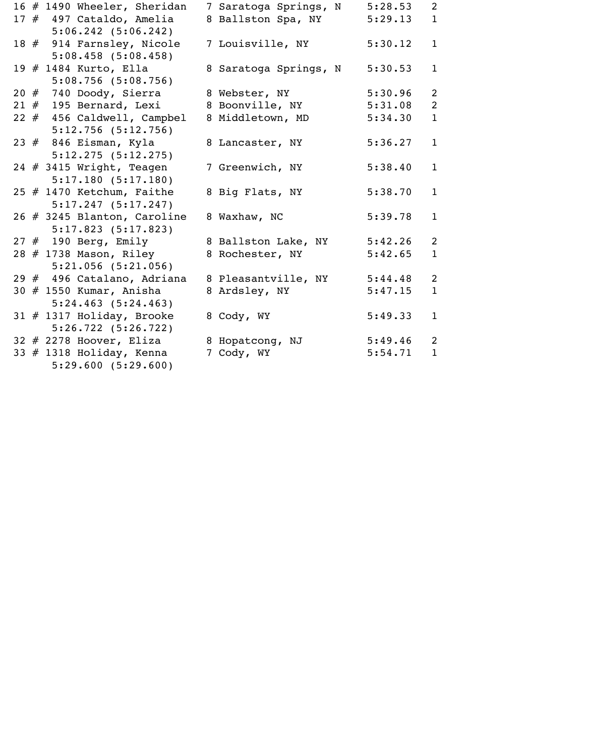```
 16 # 1490 Wheeler, Sheridan   7 Saratoga Springs, N    5:28.53   2
 17 #  497 Cataldo, Amelia     8 Ballston Spa, NY       5:29.13   1
      5:06.242 (5:06.242)
 18 #  914 Farnsley, Nicole    7 Louisville, NY         5:30.12   1
      5:08.458 (5:08.458)
 19 # 1484 Kurto, Ella         8 Saratoga Springs, N    5:30.53   1
      5:08.756 (5:08.756)
 20 #  740 Doody, Sierra       8 Webster, NY            5:30.96   2
 21 #  195 Bernard, Lexi       8 Boonville, NY          5:31.08   2
 22 #  456 Caldwell, Campbel   8 Middletown, MD         5:34.30   1
      5:12.756 (5:12.756)
 23 #  846 Eisman, Kyla        8 Lancaster, NY          5:36.27   1
      5:12.275 (5:12.275)
 24 # 3415 Wright, Teagen      7 Greenwich, NY          5:38.40   1
      5:17.180 (5:17.180)
 25 # 1470 Ketchum, Faithe     8 Big Flats, NY          5:38.70   1
      5:17.247 (5:17.247)
 26 # 3245 Blanton, Caroline   8 Waxhaw, NC             5:39.78   1
      5:17.823 (5:17.823)
 27 #  190 Berg, Emily         8 Ballston Lake, NY      5:42.26   2
 28 # 1738 Mason, Riley        8 Rochester, NY          5:42.65   1
      5:21.056 (5:21.056)
 29 #  496 Catalano, Adriana   8 Pleasantville, NY      5:44.48   2
 30 # 1550 Kumar, Anisha       8 Ardsley, NY            5:47.15   1
      5:24.463 (5:24.463)
 31 # 1317 Holiday, Brooke     8 Cody, WY               5:49.33   1
      5:26.722 (5:26.722)
 32 # 2278 Hoover, Eliza       8 Hopatcong, NJ          5:49.46   2
 33 # 1318 Holiday, Kenna      7 Cody, WY               5:54.71   1
      5:29.600 (5:29.600)
```